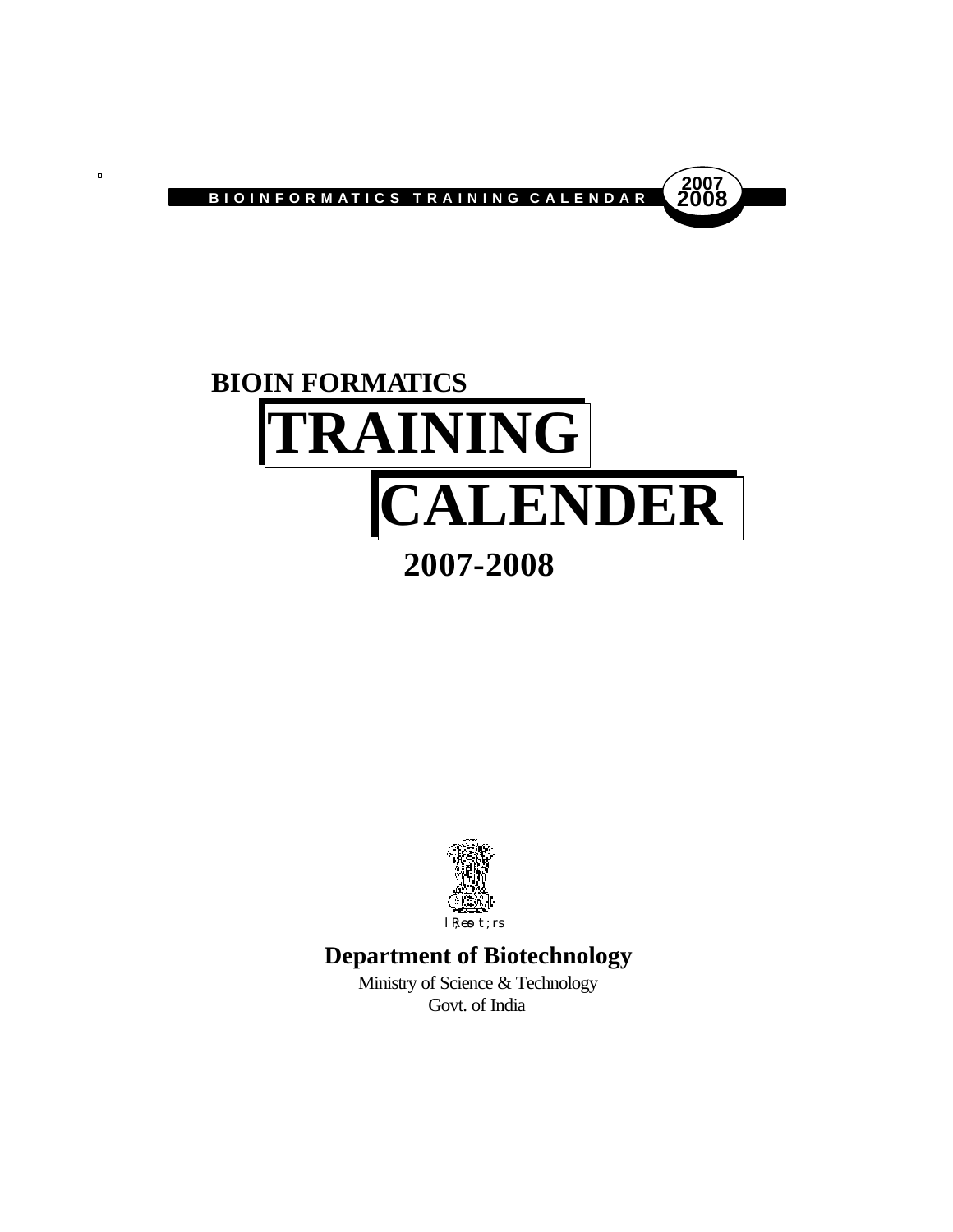# BIOIN FORMATICS

# TRAINING

# CALENDER

## 2007-2008

**Department of Biotechnology**

Ministry of Science & Technology

Govt. of India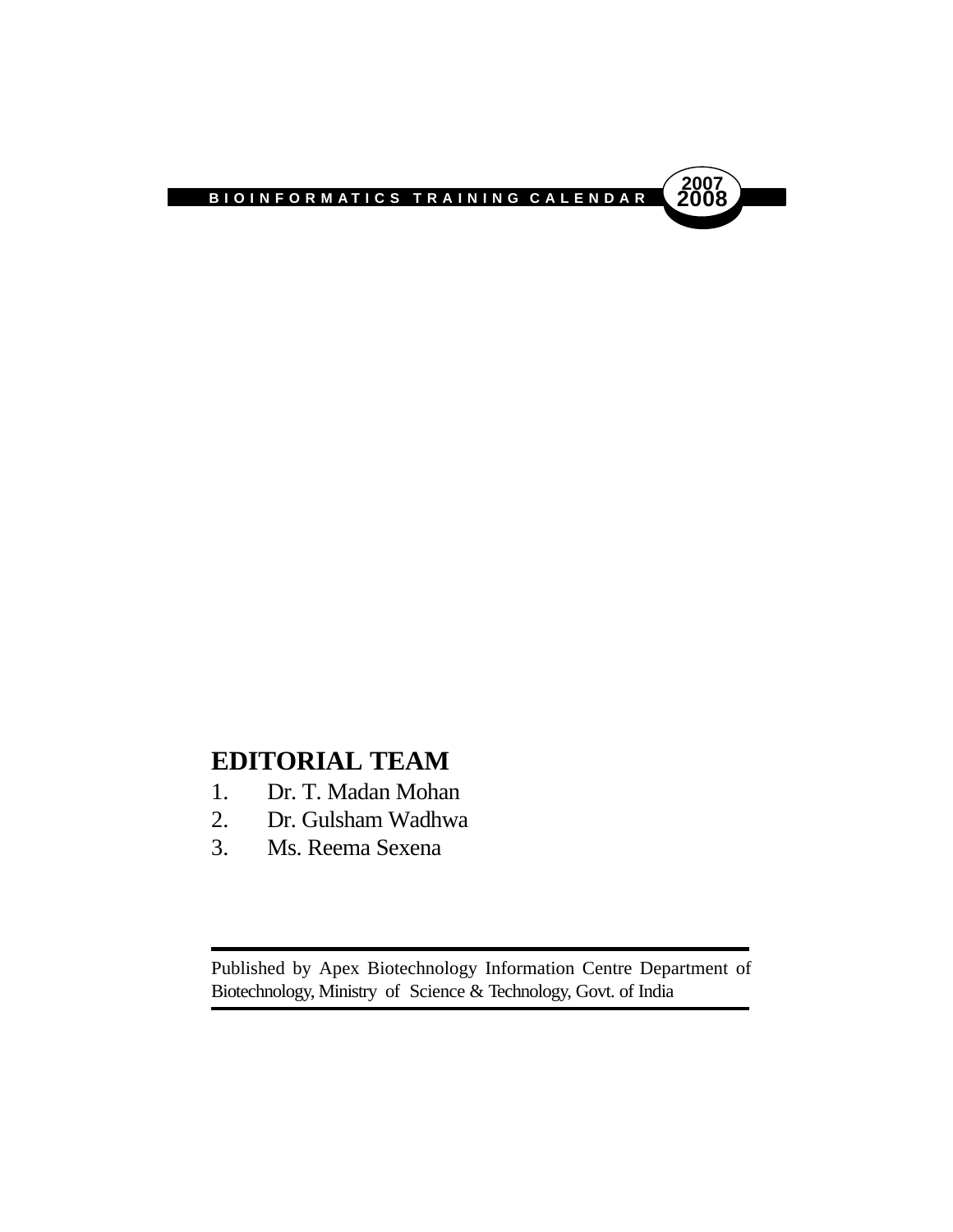## EDITORIAL TEAM

1. Dr. T. Madan Mohan
2. Dr. Gulsham Wadhwa
3. Ms. Reema Sexena

---

Published by Apex Biotechnology Information Centre Department of Biotechnology, Ministry of Science & Technology, Govt. of India

---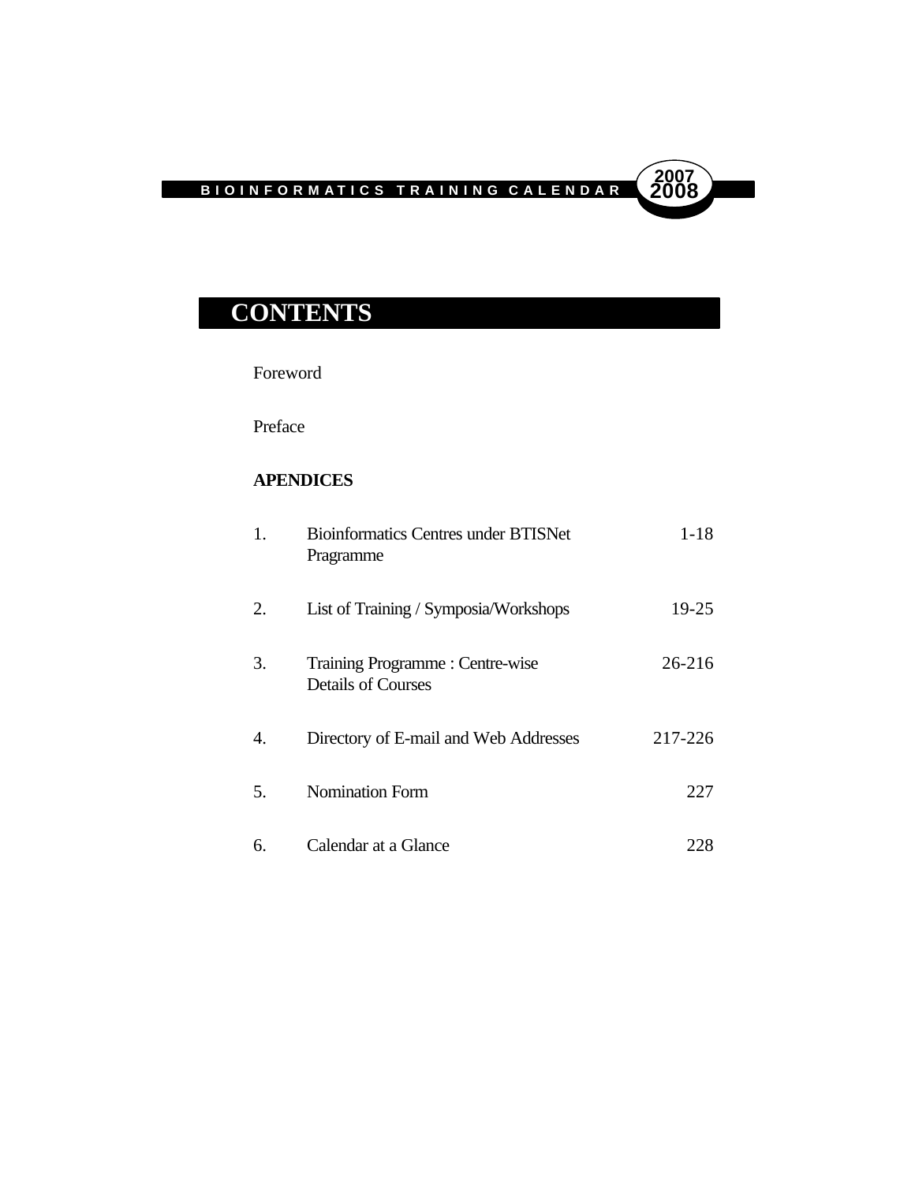# CONTENTS

Foreword

Preface

**APENDICES**

| | | |
|---|---|---|
| 1. | Bioinformatics Centres under BTISNet Pragramme | 1-18 |
| 2. | List of Training / Symposia/Workshops | 19-25 |
| 3. | Training Programme : Centre-wise Details of Courses | 26-216 |
| 4. | Directory of E-mail and Web Addresses | 217-226 |
| 5. | Nomination Form | 227 |
| 6. | Calendar at a Glance | 228 |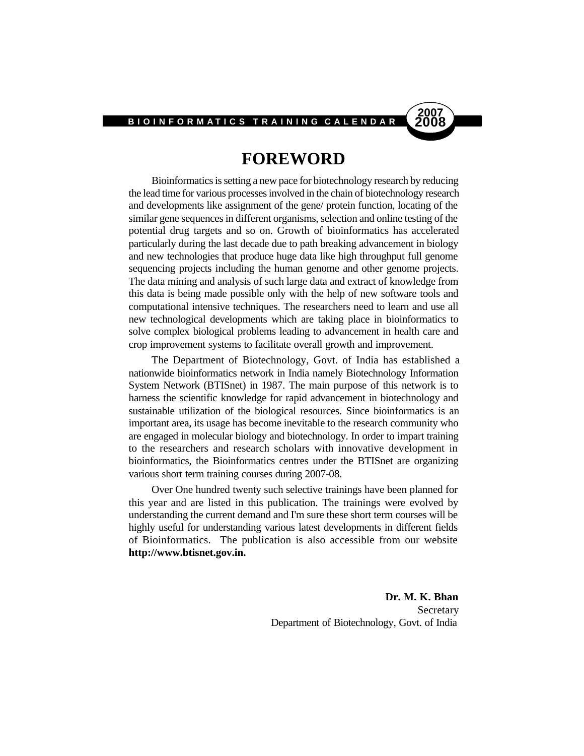# FOREWORD

Bioinformatics is setting a new pace for biotechnology research by reducing the lead time for various processes involved in the chain of biotechnology research and developments like assignment of the gene/ protein function, locating of the similar gene sequences in different organisms, selection and online testing of the potential drug targets and so on. Growth of bioinformatics has accelerated particularly during the last decade due to path breaking advancement in biology and new technologies that produce huge data like high throughput full genome sequencing projects including the human genome and other genome projects. The data mining and analysis of such large data and extract of knowledge from this data is being made possible only with the help of new software tools and computational intensive techniques. The researchers need to learn and use all new technological developments which are taking place in bioinformatics to solve complex biological problems leading to advancement in health care and crop improvement systems to facilitate overall growth and improvement.

The Department of Biotechnology, Govt. of India has established a nationwide bioinformatics network in India namely Biotechnology Information System Network (BTISnet) in 1987. The main purpose of this network is to harness the scientific knowledge for rapid advancement in biotechnology and sustainable utilization of the biological resources. Since bioinformatics is an important area, its usage has become inevitable to the research community who are engaged in molecular biology and biotechnology. In order to impart training to the researchers and research scholars with innovative development in bioinformatics, the Bioinformatics centres under the BTISnet are organizing various short term training courses during 2007-08.

Over One hundred twenty such selective trainings have been planned for this year and are listed in this publication. The trainings were evolved by understanding the current demand and I'm sure these short term courses will be highly useful for understanding various latest developments in different fields of Bioinformatics. The publication is also accessible from our website **http://www.btisnet.gov.in.**

**Dr. M. K. Bhan**
Secretary
Department of Biotechnology, Govt. of India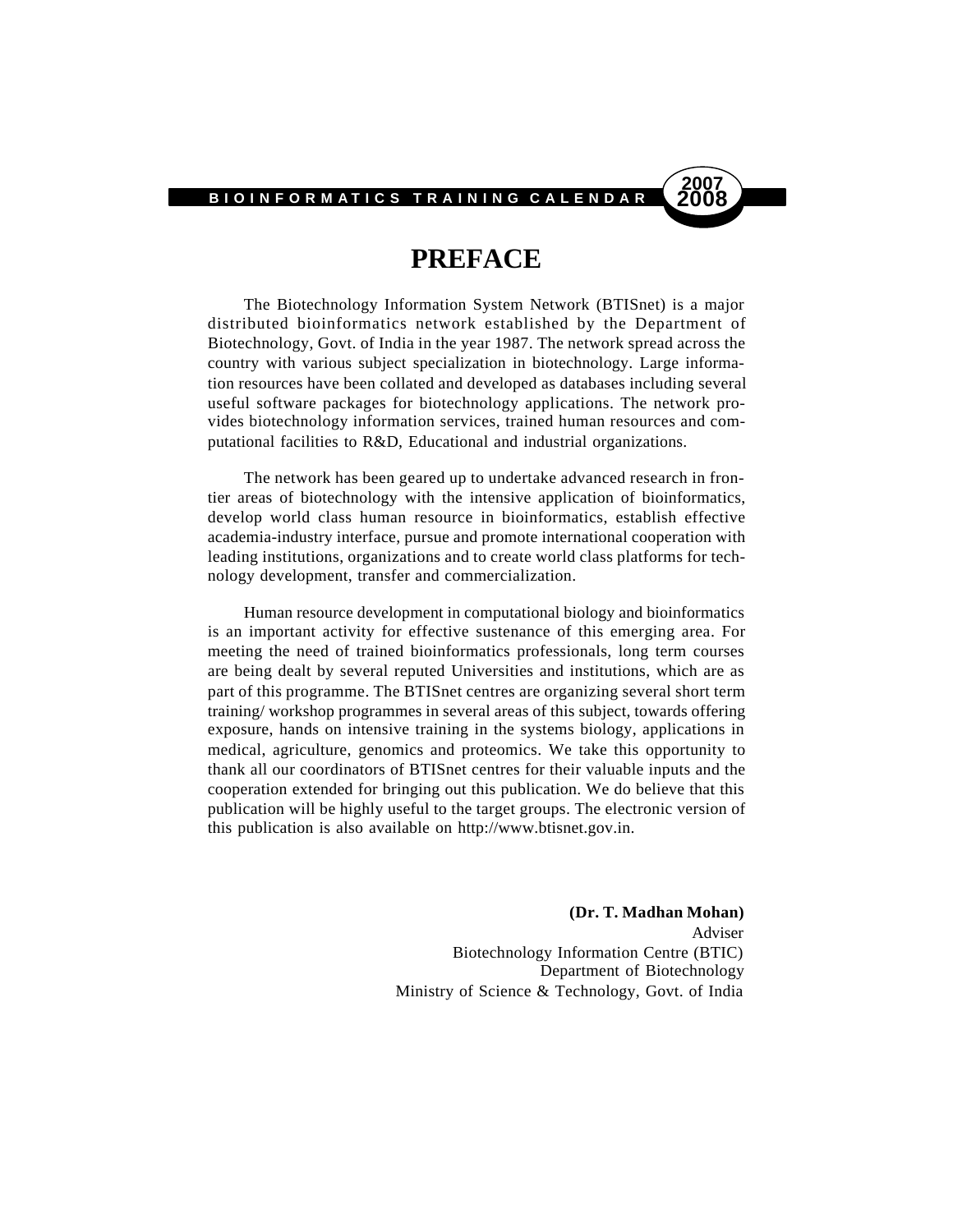# PREFACE

The Biotechnology Information System Network (BTISnet) is a major distributed bioinformatics network established by the Department of Biotechnology, Govt. of India in the year 1987. The network spread across the country with various subject specialization in biotechnology. Large information resources have been collated and developed as databases including several useful software packages for biotechnology applications. The network provides biotechnology information services, trained human resources and computational facilities to R&D, Educational and industrial organizations.

The network has been geared up to undertake advanced research in frontier areas of biotechnology with the intensive application of bioinformatics, develop world class human resource in bioinformatics, establish effective academia-industry interface, pursue and promote international cooperation with leading institutions, organizations and to create world class platforms for technology development, transfer and commercialization.

Human resource development in computational biology and bioinformatics is an important activity for effective sustenance of this emerging area. For meeting the need of trained bioinformatics professionals, long term courses are being dealt by several reputed Universities and institutions, which are as part of this programme. The BTISnet centres are organizing several short term training/ workshop programmes in several areas of this subject, towards offering exposure, hands on intensive training in the systems biology, applications in medical, agriculture, genomics and proteomics. We take this opportunity to thank all our coordinators of BTISnet centres for their valuable inputs and the cooperation extended for bringing out this publication. We do believe that this publication will be highly useful to the target groups. The electronic version of this publication is also available on http://www.btisnet.gov.in.

**(Dr. T. Madhan Mohan)**
Adviser
Biotechnology Information Centre (BTIC)
Department of Biotechnology
Ministry of Science & Technology, Govt. of India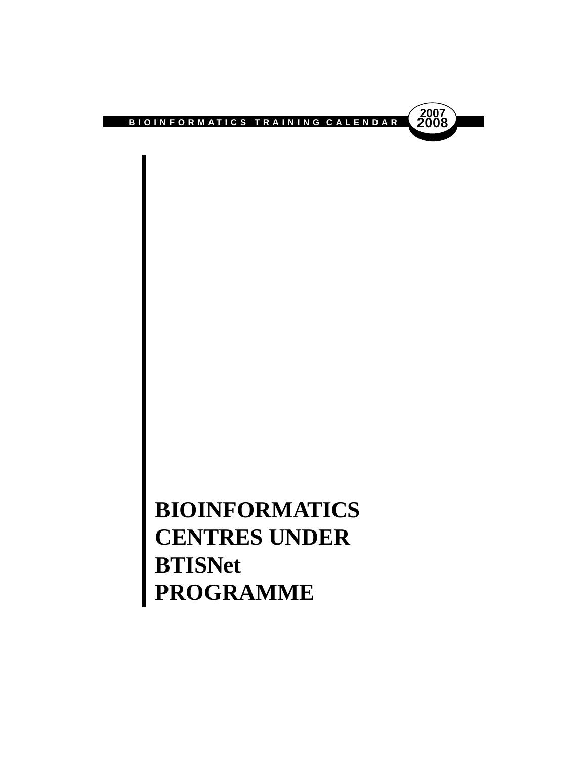# BIOINFORMATICS CENTRES UNDER BTISNet PROGRAMME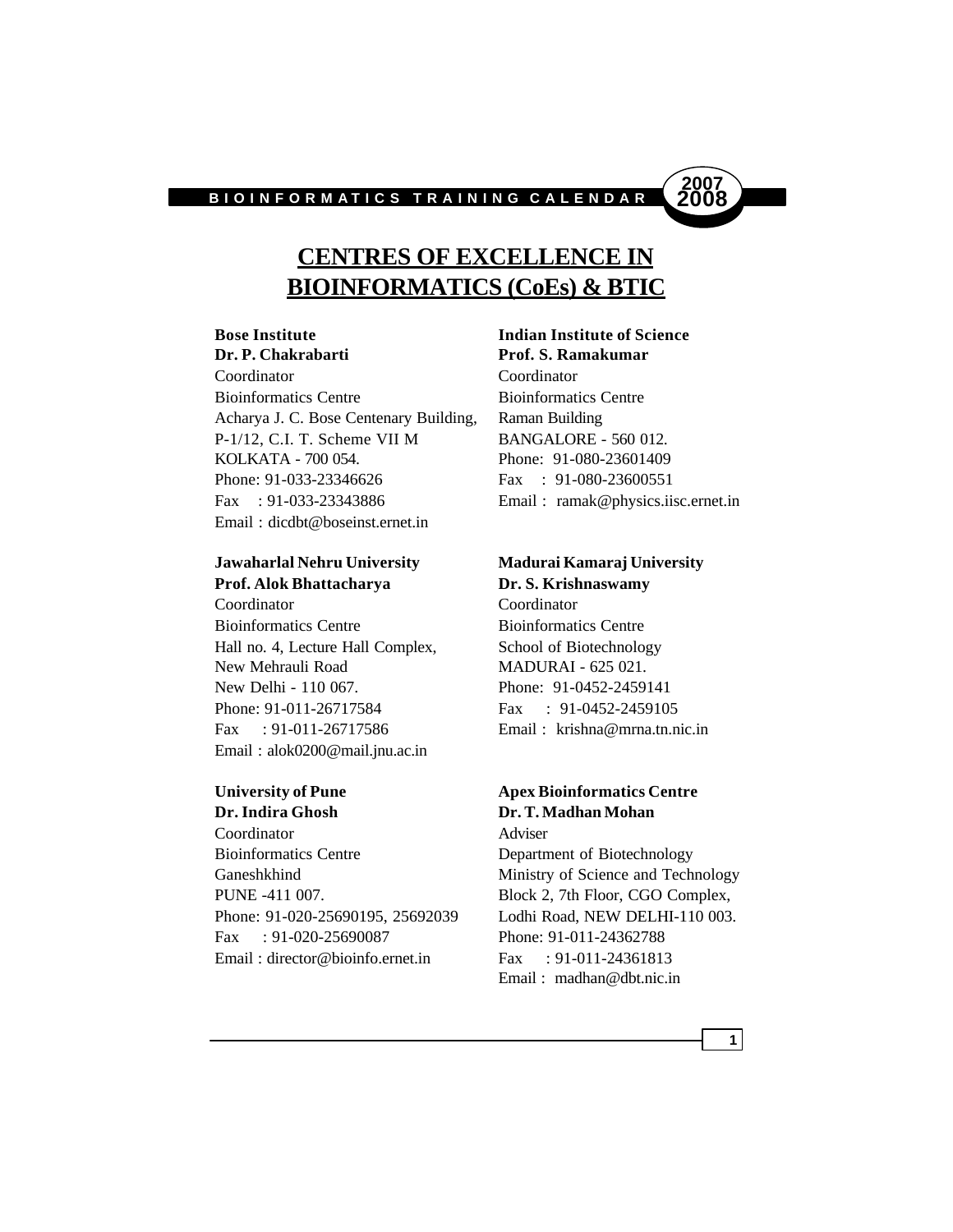# CENTRES OF EXCELLENCE IN BIOINFORMATICS (CoEs) & BTIC

**Bose Institute**
**Dr. P. Chakrabarti**
Coordinator
Bioinformatics Centre
Acharya J. C. Bose Centenary Building,
P-1/12, C.I. T. Scheme VII M
KOLKATA - 700 054.
Phone: 91-033-23346626
Fax : 91-033-23343886
Email : dicdbt@boseinst.ernet.in

**Indian Institute of Science**
**Prof. S. Ramakumar**
Coordinator
Bioinformatics Centre
Raman Building
BANGALORE - 560 012.
Phone: 91-080-23601409
Fax : 91-080-23600551
Email : ramak@physics.iisc.ernet.in

**Jawaharlal Nehru University**
**Prof. Alok Bhattacharya**
Coordinator
Bioinformatics Centre
Hall no. 4, Lecture Hall Complex,
New Mehrauli Road
New Delhi - 110 067.
Phone: 91-011-26717584
Fax : 91-011-26717586
Email : alok0200@mail.jnu.ac.in

**Madurai Kamaraj University**
**Dr. S. Krishnaswamy**
Coordinator
Bioinformatics Centre
School of Biotechnology
MADURAI - 625 021.
Phone: 91-0452-2459141
Fax : 91-0452-2459105
Email : krishna@mrna.tn.nic.in

**University of Pune**
**Dr. Indira Ghosh**
Coordinator
Bioinformatics Centre
Ganeshkhind
PUNE -411 007.
Phone: 91-020-25690195, 25692039
Fax : 91-020-25690087
Email : director@bioinfo.ernet.in

**Apex Bioinformatics Centre**
**Dr. T. Madhan Mohan**
Adviser
Department of Biotechnology
Ministry of Science and Technology
Block 2, 7th Floor, CGO Complex,
Lodhi Road, NEW DELHI-110 003.
Phone: 91-011-24362788
Fax : 91-011-24361813
Email : madhan@dbt.nic.in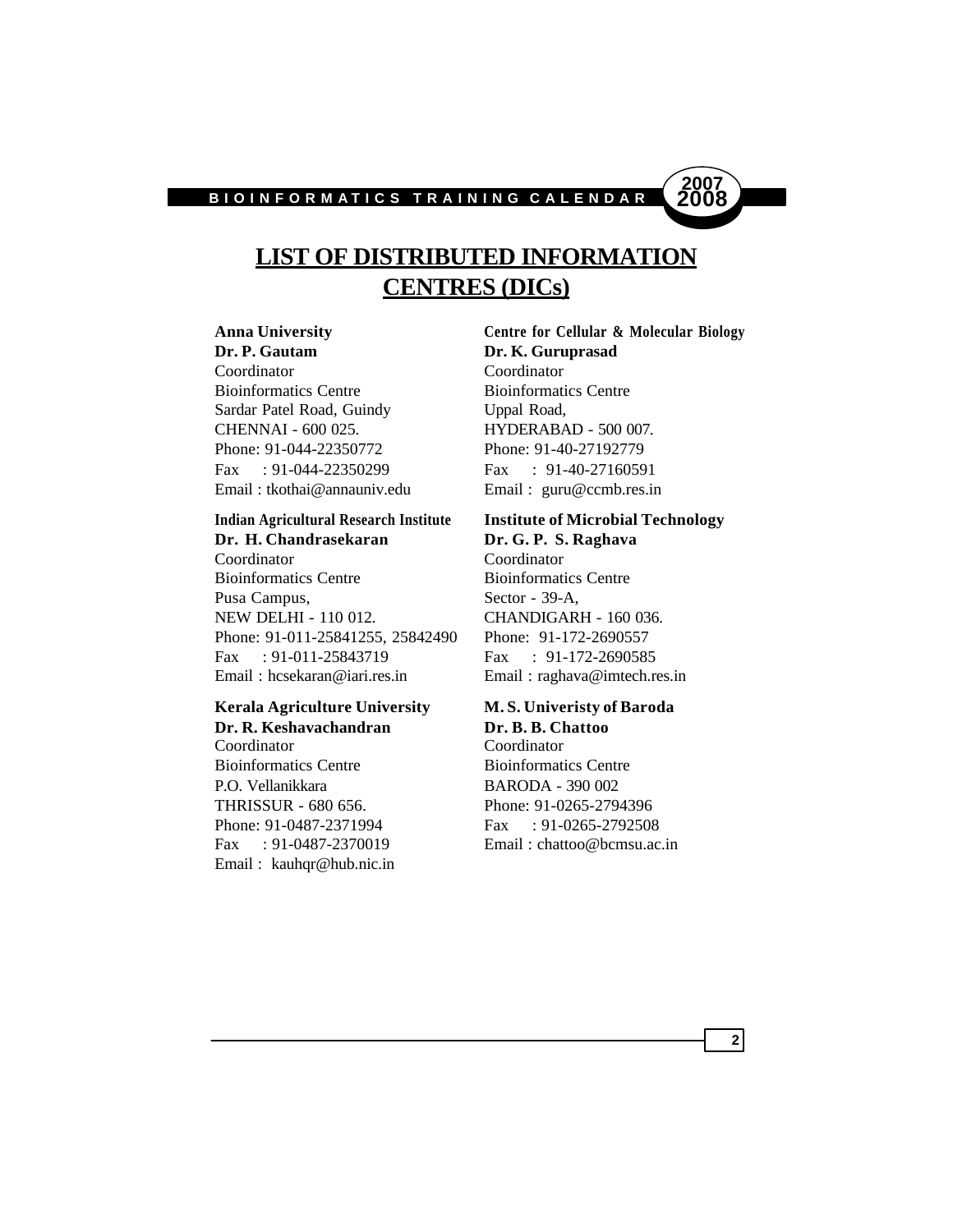# LIST OF DISTRIBUTED INFORMATION CENTRES (DICs)

**Anna University**
**Dr. P. Gautam**
Coordinator
Bioinformatics Centre
Sardar Patel Road, Guindy
CHENNAI - 600 025.
Phone: 91-044-22350772
Fax : 91-044-22350299
Email : tkothai@annauniv.edu

**Indian Agricultural Research Institute**
**Dr. H. Chandrasekaran**
Coordinator
Bioinformatics Centre
Pusa Campus,
NEW DELHI - 110 012.
Phone: 91-011-25841255, 25842490
Fax : 91-011-25843719
Email : hcsekaran@iari.res.in

**Kerala Agriculture University**
**Dr. R. Keshavachandran**
Coordinator
Bioinformatics Centre
P.O. Vellanikkara
THRISSUR - 680 656.
Phone: 91-0487-2371994
Fax : 91-0487-2370019
Email : kauhqr@hub.nic.in

**Centre for Cellular & Molecular Biology**
**Dr. K. Guruprasad**
Coordinator
Bioinformatics Centre
Uppal Road,
HYDERABAD - 500 007.
Phone: 91-40-27192779
Fax : 91-40-27160591
Email : guru@ccmb.res.in

**Institute of Microbial Technology**
**Dr. G. P. S. Raghava**
Coordinator
Bioinformatics Centre
Sector - 39-A,
CHANDIGARH - 160 036.
Phone: 91-172-2690557
Fax : 91-172-2690585
Email : raghava@imtech.res.in

**M. S. Univeristy of Baroda**
**Dr. B. B. Chattoo**
Coordinator
Bioinformatics Centre
BARODA - 390 002
Phone: 91-0265-2794396
Fax : 91-0265-2792508
Email : chattoo@bcmsu.ac.in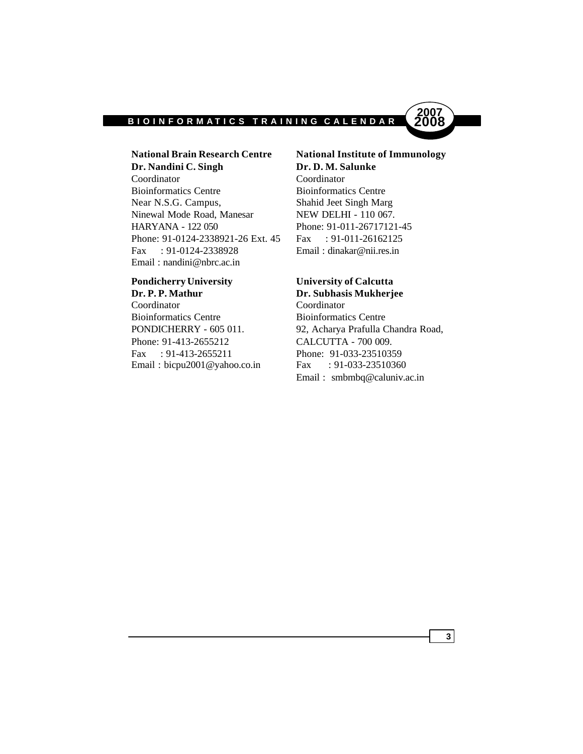**National Brain Research Centre**
**Dr. Nandini C. Singh**
Coordinator
Bioinformatics Centre
Near N.S.G. Campus,
Ninewal Mode Road, Manesar
HARYANA - 122 050
Phone: 91-0124-2338921-26 Ext. 45
Fax : 91-0124-2338928
Email : nandini@nbrc.ac.in

**National Institute of Immunology**
**Dr. D. M. Salunke**
Coordinator
Bioinformatics Centre
Shahid Jeet Singh Marg
NEW DELHI - 110 067.
Phone: 91-011-26717121-45
Fax : 91-011-26162125
Email : dinakar@nii.res.in

**Pondicherry University**
**Dr. P. P. Mathur**
Coordinator
Bioinformatics Centre
PONDICHERRY - 605 011.
Phone: 91-413-2655212
Fax : 91-413-2655211
Email : bicpu2001@yahoo.co.in

**University of Calcutta**
**Dr. Subhasis Mukherjee**
Coordinator
Bioinformatics Centre
92, Acharya Prafulla Chandra Road,
CALCUTTA - 700 009.
Phone: 91-033-23510359
Fax : 91-033-23510360
Email : smbmbq@caluniv.ac.in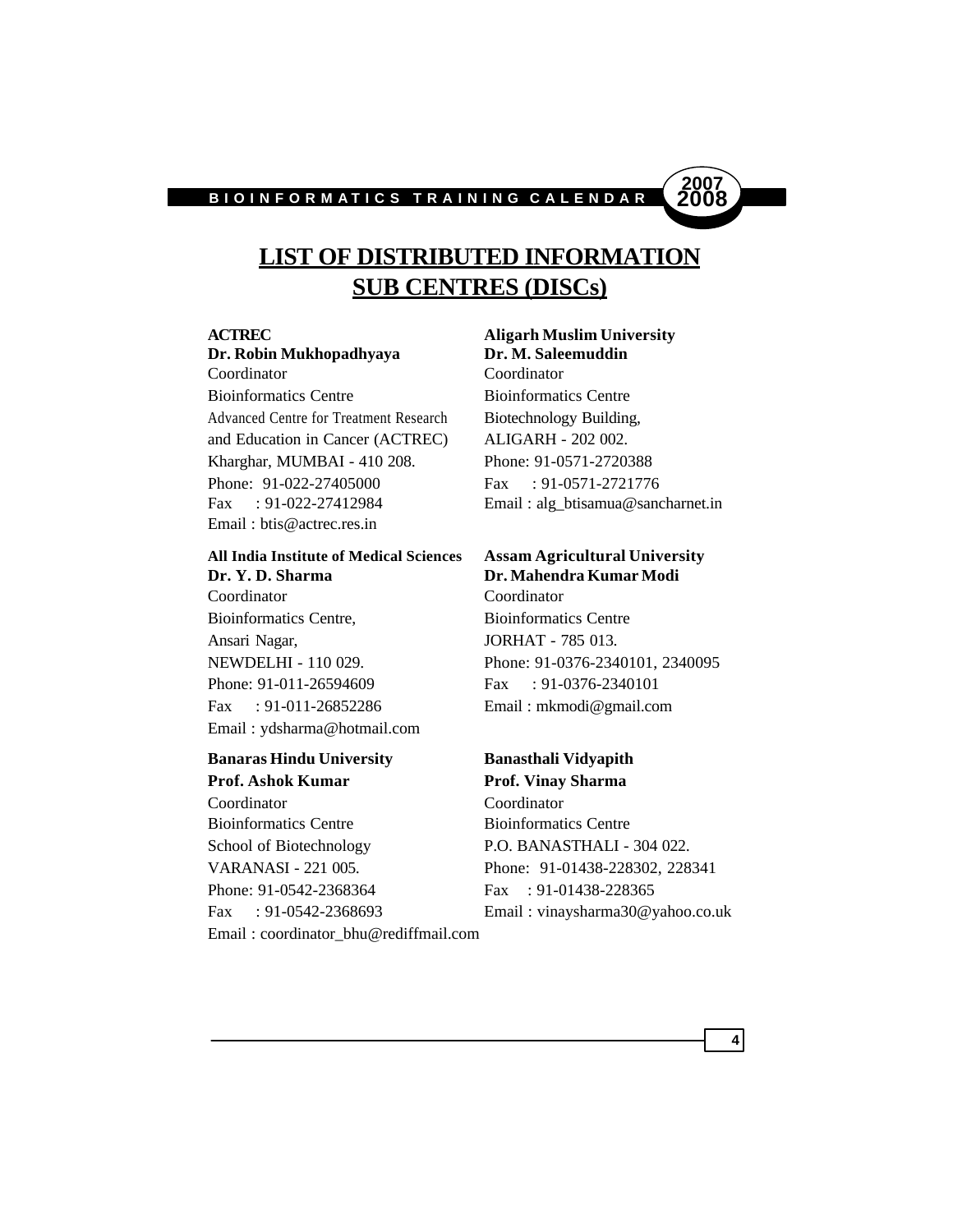# LIST OF DISTRIBUTED INFORMATION SUB CENTRES (DISCs)

**ACTREC**
**Dr. Robin Mukhopadhyaya**
Coordinator
Bioinformatics Centre
Advanced Centre for Treatment Research
and Education in Cancer (ACTREC)
Kharghar, MUMBAI - 410 208.
Phone: 91-022-27405000
Fax : 91-022-27412984
Email : btis@actrec.res.in

**Aligarh Muslim University**
**Dr. M. Saleemuddin**
Coordinator
Bioinformatics Centre
Biotechnology Building,
ALIGARH - 202 002.
Phone: 91-0571-2720388
Fax : 91-0571-2721776
Email : alg_btisamua@sancharnet.in

**All India Institute of Medical Sciences**
**Dr. Y. D. Sharma**
Coordinator
Bioinformatics Centre,
Ansari Nagar,
NEWDELHI - 110 029.
Phone: 91-011-26594609
Fax : 91-011-26852286
Email : ydsharma@hotmail.com

**Assam Agricultural University**
**Dr. Mahendra Kumar Modi**
Coordinator
Bioinformatics Centre
JORHAT - 785 013.
Phone: 91-0376-2340101, 2340095
Fax : 91-0376-2340101
Email : mkmodi@gmail.com

**Banaras Hindu University**
**Prof. Ashok Kumar**
Coordinator
Bioinformatics Centre
School of Biotechnology
VARANASI - 221 005.
Phone: 91-0542-2368364
Fax : 91-0542-2368693
Email : coordinator_bhu@rediffmail.com

**Banasthali Vidyapith**
**Prof. Vinay Sharma**
Coordinator
Bioinformatics Centre
P.O. BANASTHALI - 304 022.
Phone: 91-01438-228302, 228341
Fax : 91-01438-228365
Email : vinaysharma30@yahoo.co.uk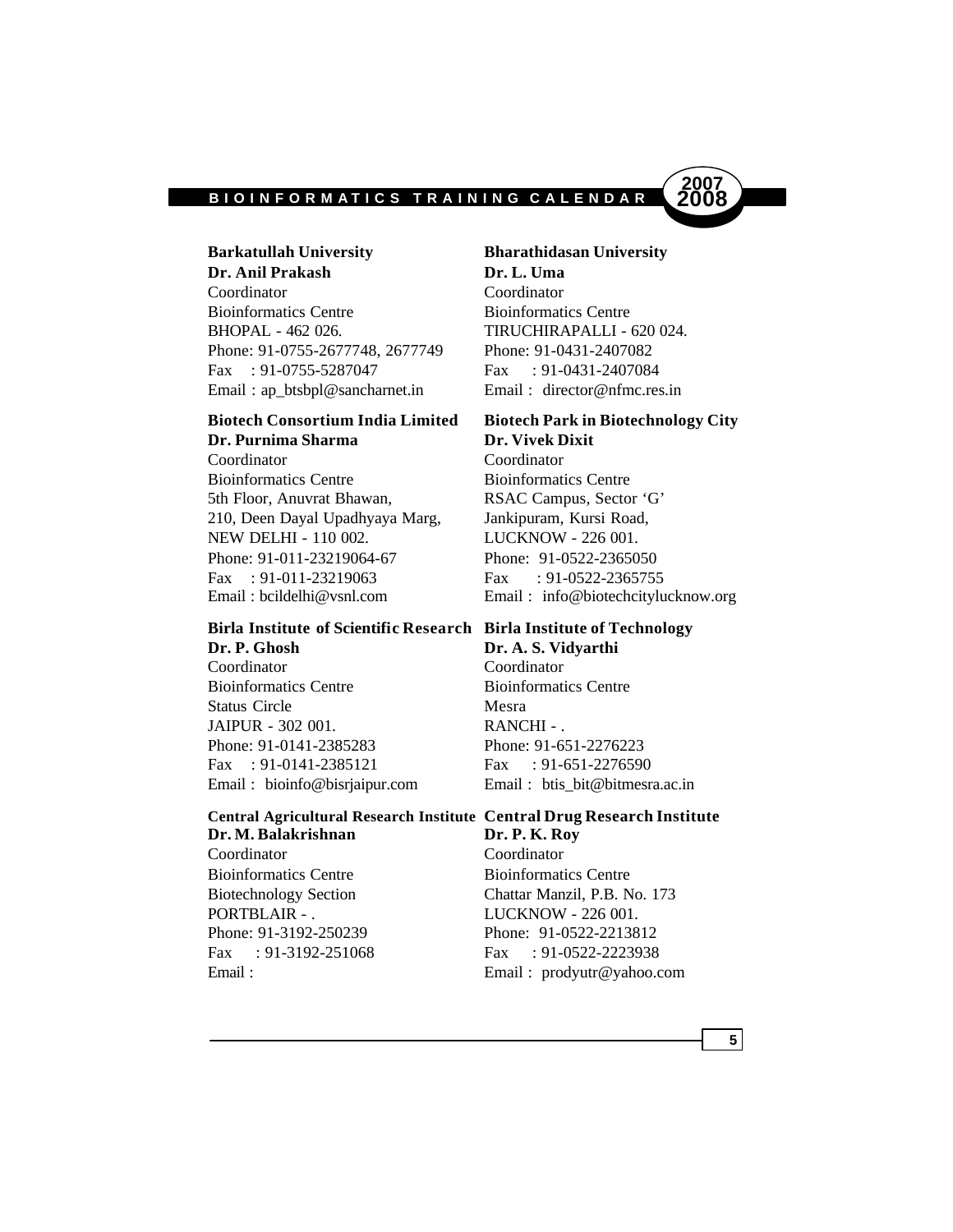**Barkatullah University**
**Dr. Anil Prakash**
Coordinator
Bioinformatics Centre
BHOPAL - 462 026.
Phone: 91-0755-2677748, 2677749
Fax : 91-0755-5287047
Email : ap_btsbpl@sancharnet.in

**Bharathidasan University**
**Dr. L. Uma**
Coordinator
Bioinformatics Centre
TIRUCHIRAPALLI - 620 024.
Phone: 91-0431-2407082
Fax : 91-0431-2407084
Email : director@nfmc.res.in

**Biotech Consortium India Limited**
**Dr. Purnima Sharma**
Coordinator
Bioinformatics Centre
5th Floor, Anuvrat Bhawan,
210, Deen Dayal Upadhyaya Marg,
NEW DELHI - 110 002.
Phone: 91-011-23219064-67
Fax : 91-011-23219063
Email : bcildelhi@vsnl.com

**Biotech Park in Biotechnology City**
**Dr. Vivek Dixit**
Coordinator
Bioinformatics Centre
RSAC Campus, Sector 'G'
Jankipuram, Kursi Road,
LUCKNOW - 226 001.
Phone: 91-0522-2365050
Fax : 91-0522-2365755
Email : info@biotechcitylucknow.org

**Birla Institute of Scientific Research**
**Dr. P. Ghosh**
Coordinator
Bioinformatics Centre
Status Circle
JAIPUR - 302 001.
Phone: 91-0141-2385283
Fax : 91-0141-2385121
Email : bioinfo@bisrjaipur.com

**Birla Institute of Technology**
**Dr. A. S. Vidyarthi**
Coordinator
Bioinformatics Centre
Mesra
RANCHI - .
Phone: 91-651-2276223
Fax : 91-651-2276590
Email : btis_bit@bitmesra.ac.in

**Central Agricultural Research Institute**
**Dr. M. Balakrishnan**
Coordinator
Bioinformatics Centre
Biotechnology Section
PORTBLAIR - .
Phone: 91-3192-250239
Fax : 91-3192-251068
Email :

**Central Drug Research Institute**
**Dr. P. K. Roy**
Coordinator
Bioinformatics Centre
Chattar Manzil, P.B. No. 173
LUCKNOW - 226 001.
Phone: 91-0522-2213812
Fax : 91-0522-2223938
Email : prodyutr@yahoo.com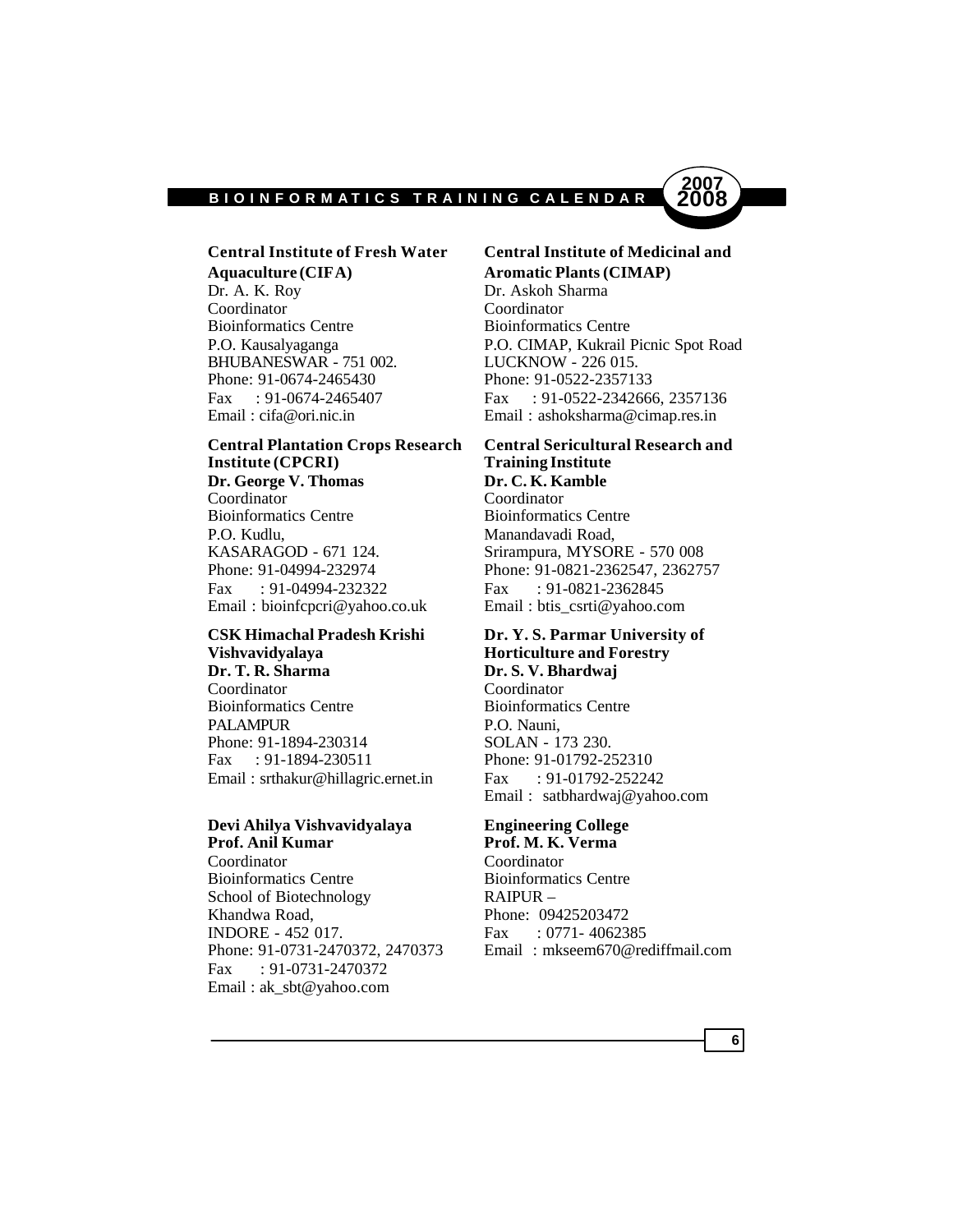**Central Institute of Fresh Water Aquaculture (CIFA)**
Dr. A. K. Roy
Coordinator
Bioinformatics Centre
P.O. Kausalyaganga
BHUBANESWAR - 751 002.
Phone: 91-0674-2465430
Fax : 91-0674-2465407
Email : cifa@ori.nic.in

**Central Institute of Medicinal and Aromatic Plants (CIMAP)**
Dr. Askoh Sharma
Coordinator
Bioinformatics Centre
P.O. CIMAP, Kukrail Picnic Spot Road
LUCKNOW - 226 015.
Phone: 91-0522-2357133
Fax : 91-0522-2342666, 2357136
Email : ashoksharma@cimap.res.in

**Central Plantation Crops Research Institute (CPCRI)**
**Dr. George V. Thomas**
Coordinator
Bioinformatics Centre
P.O. Kudlu,
KASARAGOD - 671 124.
Phone: 91-04994-232974
Fax : 91-04994-232322
Email : bioinfcpcri@yahoo.co.uk

**Central Sericultural Research and Training Institute**
**Dr. C. K. Kamble**
Coordinator
Bioinformatics Centre
Manandavadi Road,
Srirampura, MYSORE - 570 008
Phone: 91-0821-2362547, 2362757
Fax : 91-0821-2362845
Email : btis_csrti@yahoo.com

**CSK Himachal Pradesh Krishi Vishvavidyalaya**
**Dr. T. R. Sharma**
Coordinator
Bioinformatics Centre
PALAMPUR
Phone: 91-1894-230314
Fax : 91-1894-230511
Email : srthakur@hillagric.ernet.in

**Dr. Y. S. Parmar University of Horticulture and Forestry**
**Dr. S. V. Bhardwaj**
Coordinator
Bioinformatics Centre
P.O. Nauni,
SOLAN - 173 230.
Phone: 91-01792-252310
Fax : 91-01792-252242
Email : satbhardwaj@yahoo.com

**Devi Ahilya Vishvavidyalaya**
**Prof. Anil Kumar**
Coordinator
Bioinformatics Centre
School of Biotechnology
Khandwa Road,
INDORE - 452 017.
Phone: 91-0731-2470372, 2470373
Fax : 91-0731-2470372
Email : ak_sbt@yahoo.com

**Engineering College**
**Prof. M. K. Verma**
Coordinator
Bioinformatics Centre
RAIPUR –
Phone: 09425203472
Fax : 0771- 4062385
Email : mkseem670@rediffmail.com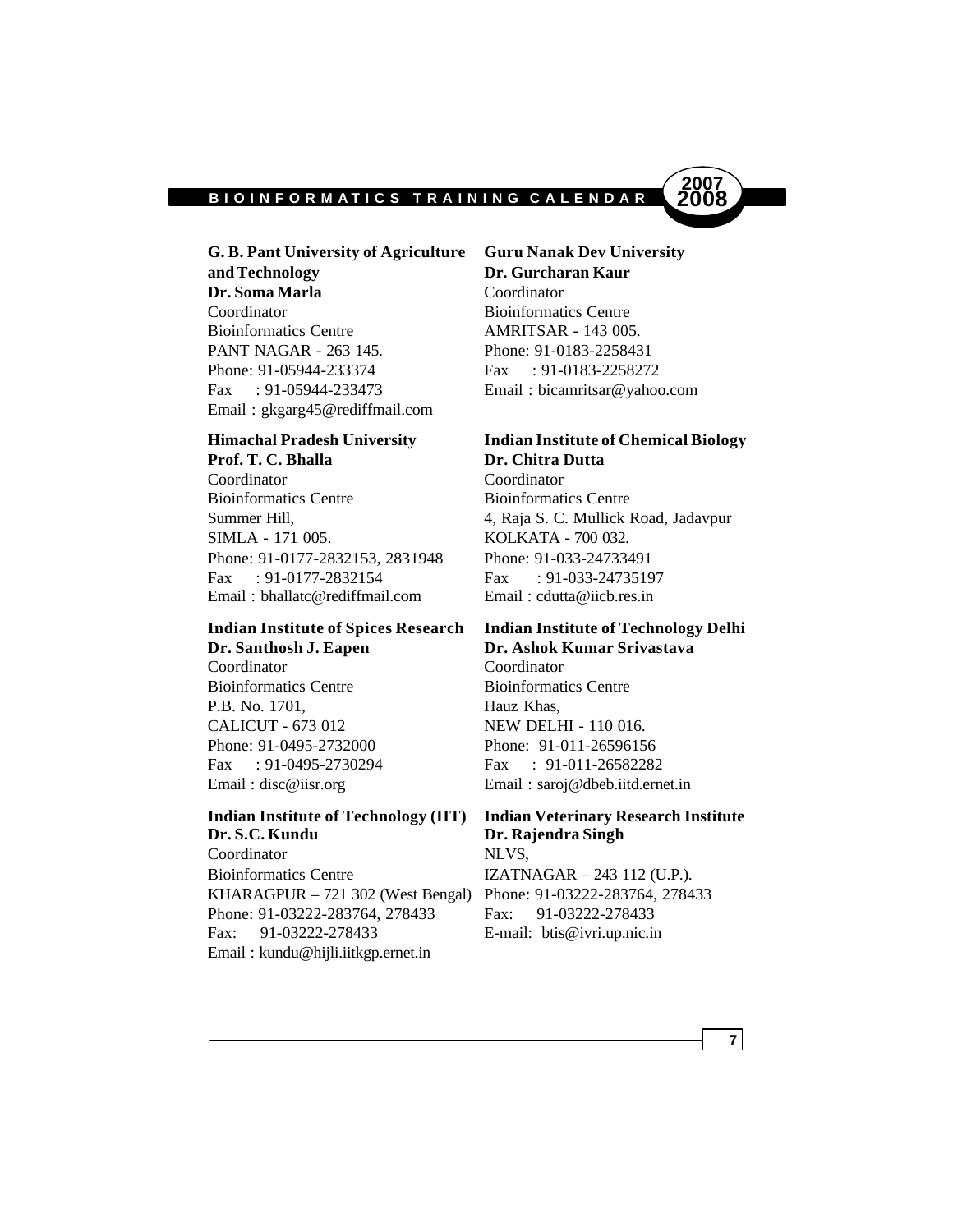**G. B. Pant University of Agriculture and Technology**
**Dr. Soma Marla**
Coordinator
Bioinformatics Centre
PANT NAGAR - 263 145.
Phone: 91-05944-233374
Fax : 91-05944-233473
Email : gkgarg45@rediffmail.com

**Guru Nanak Dev University**
**Dr. Gurcharan Kaur**
Coordinator
Bioinformatics Centre
AMRITSAR - 143 005.
Phone: 91-0183-2258431
Fax : 91-0183-2258272
Email : bicamritsar@yahoo.com

**Himachal Pradesh University**
**Prof. T. C. Bhalla**
Coordinator
Bioinformatics Centre
Summer Hill,
SIMLA - 171 005.
Phone: 91-0177-2832153, 2831948
Fax : 91-0177-2832154
Email : bhallatc@rediffmail.com

**Indian Institute of Chemical Biology**
**Dr. Chitra Dutta**
Coordinator
Bioinformatics Centre
4, Raja S. C. Mullick Road, Jadavpur
KOLKATA - 700 032.
Phone: 91-033-24733491
Fax : 91-033-24735197
Email : cdutta@iicb.res.in

**Indian Institute of Spices Research**
**Dr. Santhosh J. Eapen**
Coordinator
Bioinformatics Centre
P.B. No. 1701,
CALICUT - 673 012
Phone: 91-0495-2732000
Fax : 91-0495-2730294
Email : disc@iisr.org

**Indian Institute of Technology Delhi**
**Dr. Ashok Kumar Srivastava**
Coordinator
Bioinformatics Centre
Hauz Khas,
NEW DELHI - 110 016.
Phone: 91-011-26596156
Fax : 91-011-26582282
Email : saroj@dbeb.iitd.ernet.in

**Indian Institute of Technology (IIT)**
**Dr. S.C. Kundu**
Coordinator
Bioinformatics Centre
KHARAGPUR – 721 302 (West Bengal)
Phone: 91-03222-283764, 278433
Fax: 91-03222-278433
Email : kundu@hijli.iitkgp.ernet.in

**Indian Veterinary Research Institute**
**Dr. Rajendra Singh**
NLVS,
IZATNAGAR – 243 112 (U.P.).
Phone: 91-03222-283764, 278433
Fax: 91-03222-278433
E-mail: btis@ivri.up.nic.in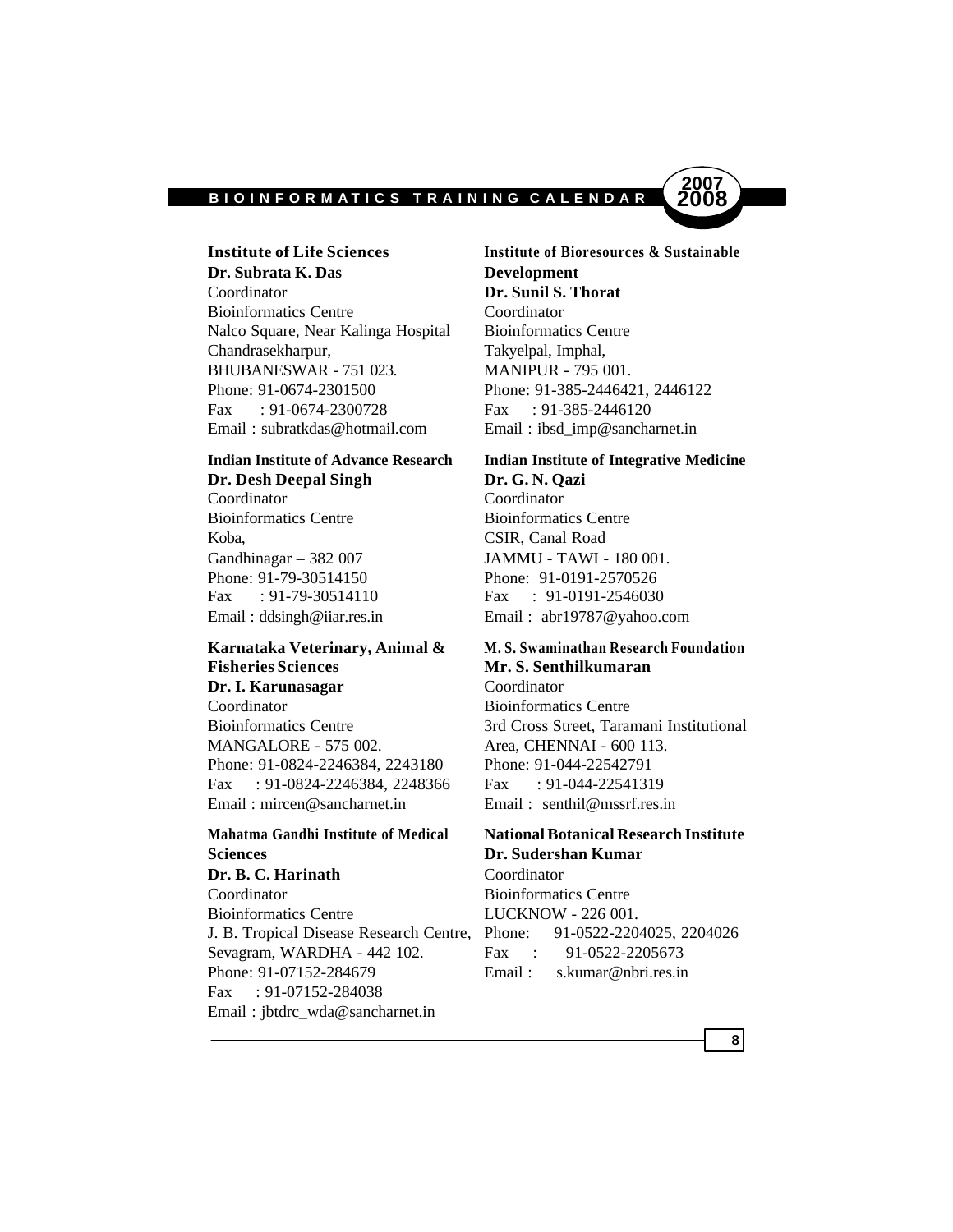**Institute of Life Sciences**
**Dr. Subrata K. Das**
Coordinator
Bioinformatics Centre
Nalco Square, Near Kalinga Hospital
Chandrasekharpur,
BHUBANESWAR - 751 023.
Phone: 91-0674-2301500
Fax : 91-0674-2300728
Email : subratkdas@hotmail.com

**Indian Institute of Advance Research**
**Dr. Desh Deepal Singh**
Coordinator
Bioinformatics Centre
Koba,
Gandhinagar – 382 007
Phone: 91-79-30514150
Fax : 91-79-30514110
Email : ddsingh@iiar.res.in

**Karnataka Veterinary, Animal & Fisheries Sciences**
**Dr. I. Karunasagar**
Coordinator
Bioinformatics Centre
MANGALORE - 575 002.
Phone: 91-0824-2246384, 2243180
Fax : 91-0824-2246384, 2248366
Email : mircen@sancharnet.in

**Mahatma Gandhi Institute of Medical Sciences**
**Dr. B. C. Harinath**
Coordinator
Bioinformatics Centre
J. B. Tropical Disease Research Centre,
Sevagram, WARDHA - 442 102.
Phone: 91-07152-284679
Fax : 91-07152-284038
Email : jbtdrc_wda@sancharnet.in

**Institute of Bioresources & Sustainable Development**
**Dr. Sunil S. Thorat**
Coordinator
Bioinformatics Centre
Takyelpal, Imphal,
MANIPUR - 795 001.
Phone: 91-385-2446421, 2446122
Fax : 91-385-2446120
Email : ibsd_imp@sancharnet.in

**Indian Institute of Integrative Medicine**
**Dr. G. N. Qazi**
Coordinator
Bioinformatics Centre
CSIR, Canal Road
JAMMU - TAWI - 180 001.
Phone: 91-0191-2570526
Fax : 91-0191-2546030
Email : abr19787@yahoo.com

**M. S. Swaminathan Research Foundation**
**Mr. S. Senthilkumaran**
Coordinator
Bioinformatics Centre
3rd Cross Street, Taramani Institutional Area, CHENNAI - 600 113.
Phone: 91-044-22542791
Fax : 91-044-22541319
Email : senthil@mssrf.res.in

**National Botanical Research Institute**
**Dr. Sudershan Kumar**
Coordinator
Bioinformatics Centre
LUCKNOW - 226 001.
Phone: 91-0522-2204025, 2204026
Fax : 91-0522-2205673
Email : s.kumar@nbri.res.in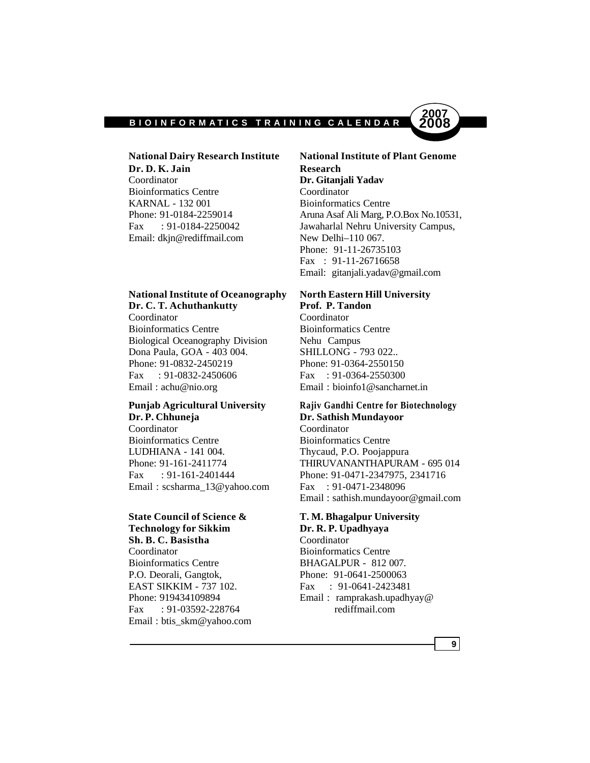**National Dairy Research Institute**
**Dr. D. K. Jain**
Coordinator
Bioinformatics Centre
KARNAL - 132 001
Phone: 91-0184-2259014
Fax : 91-0184-2250042
Email: dkjn@rediffmail.com

**National Institute of Plant Genome Research**
**Dr. Gitanjali Yadav**
Coordinator
Bioinformatics Centre
Aruna Asaf Ali Marg, P.O.Box No.10531,
Jawaharlal Nehru University Campus,
New Delhi–110 067.
Phone: 91-11-26735103
Fax : 91-11-26716658
Email: gitanjali.yadav@gmail.com

**National Institute of Oceanography**
**Dr. C. T. Achuthankutty**
Coordinator
Bioinformatics Centre
Biological Oceanography Division
Dona Paula, GOA - 403 004.
Phone: 91-0832-2450219
Fax : 91-0832-2450606
Email : achu@nio.org

**North Eastern Hill University**
**Prof. P. Tandon**
Coordinator
Bioinformatics Centre
Nehu Campus
SHILLONG - 793 022..
Phone: 91-0364-2550150
Fax : 91-0364-2550300
Email : bioinfo1@sancharnet.in

**Punjab Agricultural University**
**Dr. P. Chhuneja**
Coordinator
Bioinformatics Centre
LUDHIANA - 141 004.
Phone: 91-161-2411774
Fax : 91-161-2401444
Email : scsharma_13@yahoo.com

**Rajiv Gandhi Centre for Biotechnology**
**Dr. Sathish Mundayoor**
Coordinator
Bioinformatics Centre
Thycaud, P.O. Poojappura
THIRUVANANTHAPURAM - 695 014
Phone: 91-0471-2347975, 2341716
Fax : 91-0471-2348096
Email : sathish.mundayoor@gmail.com

**State Council of Science & Technology for Sikkim**
**Sh. B. C. Basistha**
Coordinator
Bioinformatics Centre
P.O. Deorali, Gangtok,
EAST SIKKIM - 737 102.
Phone: 919434109894
Fax : 91-03592-228764
Email : btis_skm@yahoo.com

**T. M. Bhagalpur University**
**Dr. R. P. Upadhyaya**
Coordinator
Bioinformatics Centre
BHAGALPUR - 812 007.
Phone: 91-0641-2500063
Fax : 91-0641-2423481
Email : ramprakash.upadhyay@rediffmail.com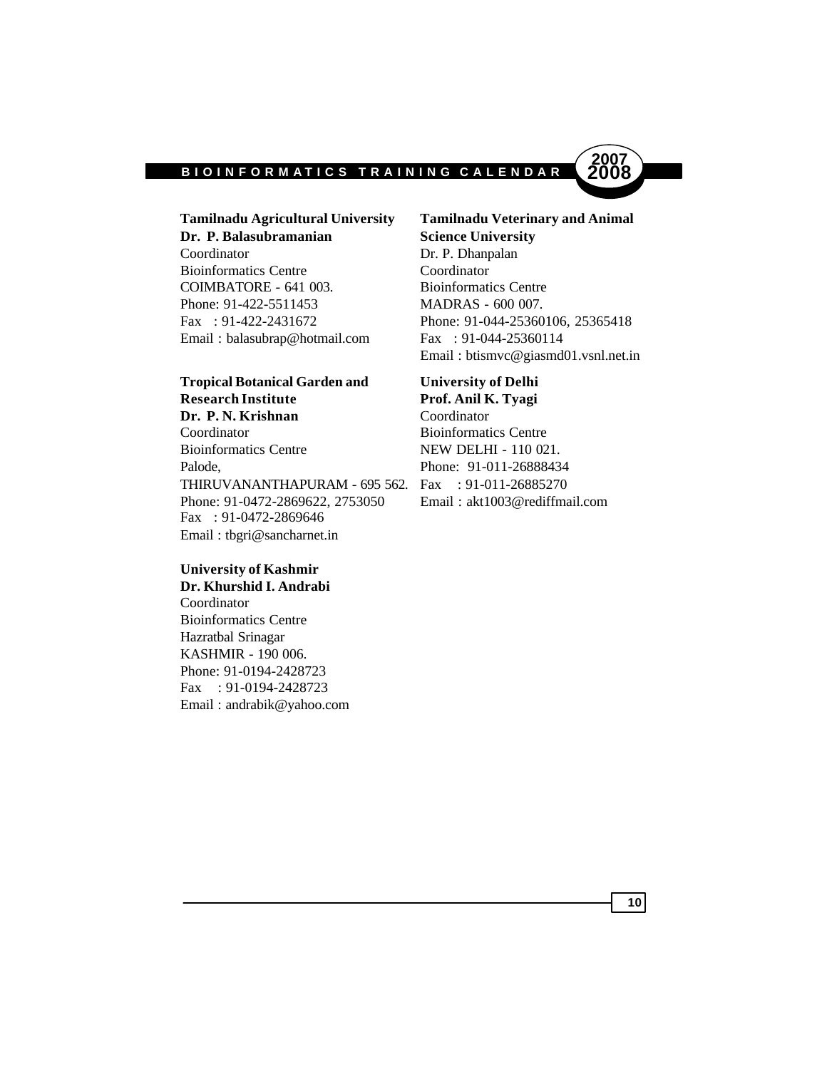**Tamilnadu Agricultural University**
**Dr. P. Balasubramanian**
Coordinator
Bioinformatics Centre
COIMBATORE - 641 003.
Phone: 91-422-5511453
Fax : 91-422-2431672
Email : balasubrap@hotmail.com

**Tropical Botanical Garden and Research Institute**
**Dr. P. N. Krishnan**
Coordinator
Bioinformatics Centre
Palode,
THIRUVANANTHAPURAM - 695 562.
Phone: 91-0472-2869622, 2753050
Fax : 91-0472-2869646
Email : tbgri@sancharnet.in

**University of Kashmir**
**Dr. Khurshid I. Andrabi**
Coordinator
Bioinformatics Centre
Hazratbal Srinagar
KASHMIR - 190 006.
Phone: 91-0194-2428723
Fax : 91-0194-2428723
Email : andrabik@yahoo.com

**Tamilnadu Veterinary and Animal Science University**
Dr. P. Dhanpalan
Coordinator
Bioinformatics Centre
MADRAS - 600 007.
Phone: 91-044-25360106, 25365418
Fax : 91-044-25360114
Email : btismvc@giasmd01.vsnl.net.in

**University of Delhi**
**Prof. Anil K. Tyagi**
Coordinator
Bioinformatics Centre
NEW DELHI - 110 021.
Phone: 91-011-26888434
Fax : 91-011-26885270
Email : akt1003@rediffmail.com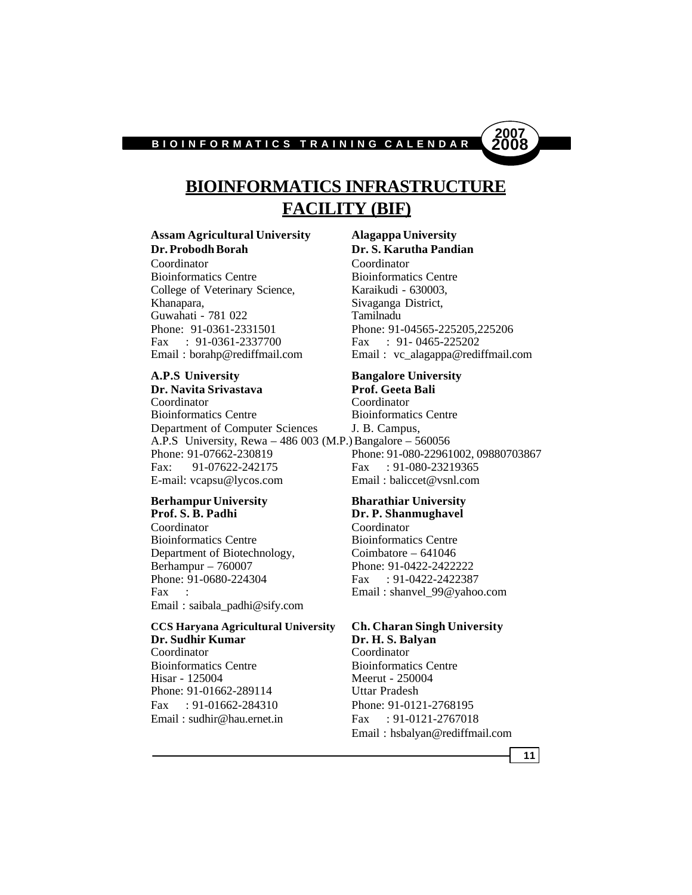# BIOINFORMATICS INFRASTRUCTURE FACILITY (BIF)

**Assam Agricultural University**
**Dr. Probodh Borah**
Coordinator
Bioinformatics Centre
College of Veterinary Science,
Khanapara,
Guwahati - 781 022
Phone: 91-0361-2331501
Fax : 91-0361-2337700
Email : borahp@rediffmail.com

**Alagappa University**
**Dr. S. Karutha Pandian**
Coordinator
Bioinformatics Centre
Karaikudi - 630003,
Sivaganga District,
Tamilnadu
Phone: 91-04565-225205,225206
Fax : 91- 0465-225202
Email : vc_alagappa@rediffmail.com

**A.P.S University**
**Dr. Navita Srivastava**
Coordinator
Bioinformatics Centre
Department of Computer Sciences
A.P.S University, Rewa – 486 003 (M.P.)
Phone: 91-07662-230819
Fax: 91-07622-242175
E-mail: vcapsu@lycos.com

**Bangalore University**
**Prof. Geeta Bali**
Coordinator
Bioinformatics Centre
J. B. Campus,
Bangalore – 560056
Phone: 91-080-22961002, 09880703867
Fax : 91-080-23219365
Email : baliccet@vsnl.com

**Berhampur University**
**Prof. S. B. Padhi**
Coordinator
Bioinformatics Centre
Department of Biotechnology,
Berhampur – 760007
Phone: 91-0680-224304
Fax :
Email : saibala_padhi@sify.com

**Bharathiar University**
**Dr. P. Shanmughavel**
Coordinator
Bioinformatics Centre
Coimbatore – 641046
Phone: 91-0422-2422222
Fax : 91-0422-2422387
Email : shanvel_99@yahoo.com

**CCS Haryana Agricultural University**
**Dr. Sudhir Kumar**
Coordinator
Bioinformatics Centre
Hisar - 125004
Phone: 91-01662-289114
Fax : 91-01662-284310
Email : sudhir@hau.ernet.in

**Ch. Charan Singh University**
**Dr. H. S. Balyan**
Coordinator
Bioinformatics Centre
Meerut - 250004
Uttar Pradesh
Phone: 91-0121-2768195
Fax : 91-0121-2767018
Email : hsbalyan@rediffmail.com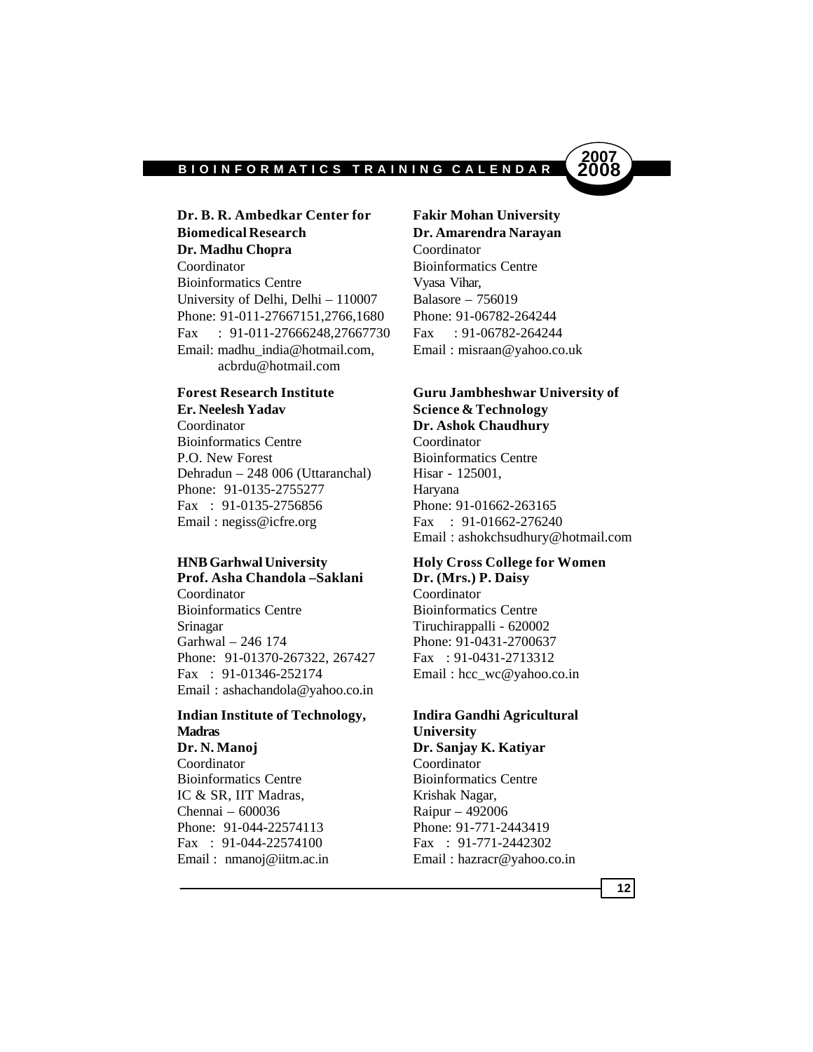**Dr. B. R. Ambedkar Center for Biomedical Research**
**Dr. Madhu Chopra**
Coordinator
Bioinformatics Centre
University of Delhi, Delhi – 110007
Phone: 91-011-27667151,2766,1680
Fax : 91-011-27666248,27667730
Email: madhu_india@hotmail.com, acbrdu@hotmail.com

**Fakir Mohan University**
**Dr. Amarendra Narayan**
Coordinator
Bioinformatics Centre
Vyasa Vihar,
Balasore – 756019
Phone: 91-06782-264244
Fax : 91-06782-264244
Email : misraan@yahoo.co.uk

**Forest Research Institute**
**Er. Neelesh Yadav**
Coordinator
Bioinformatics Centre
P.O. New Forest
Dehradun – 248 006 (Uttaranchal)
Phone: 91-0135-2755277
Fax : 91-0135-2756856
Email : negiss@icfre.org

**Guru Jambheshwar University of Science & Technology**
**Dr. Ashok Chaudhury**
Coordinator
Bioinformatics Centre
Hisar - 125001,
Haryana
Phone: 91-01662-263165
Fax : 91-01662-276240
Email : ashokchsudhury@hotmail.com

**HNB Garhwal University**
**Prof. Asha Chandola –Saklani**
Coordinator
Bioinformatics Centre
Srinagar
Garhwal – 246 174
Phone: 91-01370-267322, 267427
Fax : 91-01346-252174
Email : ashachandola@yahoo.co.in

**Holy Cross College for Women**
**Dr. (Mrs.) P. Daisy**
Coordinator
Bioinformatics Centre
Tiruchirappalli - 620002
Phone: 91-0431-2700637
Fax : 91-0431-2713312
Email : hcc_wc@yahoo.co.in

**Indian Institute of Technology, Madras**
**Dr. N. Manoj**
Coordinator
Bioinformatics Centre
IC & SR, IIT Madras,
Chennai – 600036
Phone: 91-044-22574113
Fax : 91-044-22574100
Email : nmanoj@iitm.ac.in

**Indira Gandhi Agricultural University**
**Dr. Sanjay K. Katiyar**
Coordinator
Bioinformatics Centre
Krishak Nagar,
Raipur – 492006
Phone: 91-771-2443419
Fax : 91-771-2442302
Email : hazracr@yahoo.co.in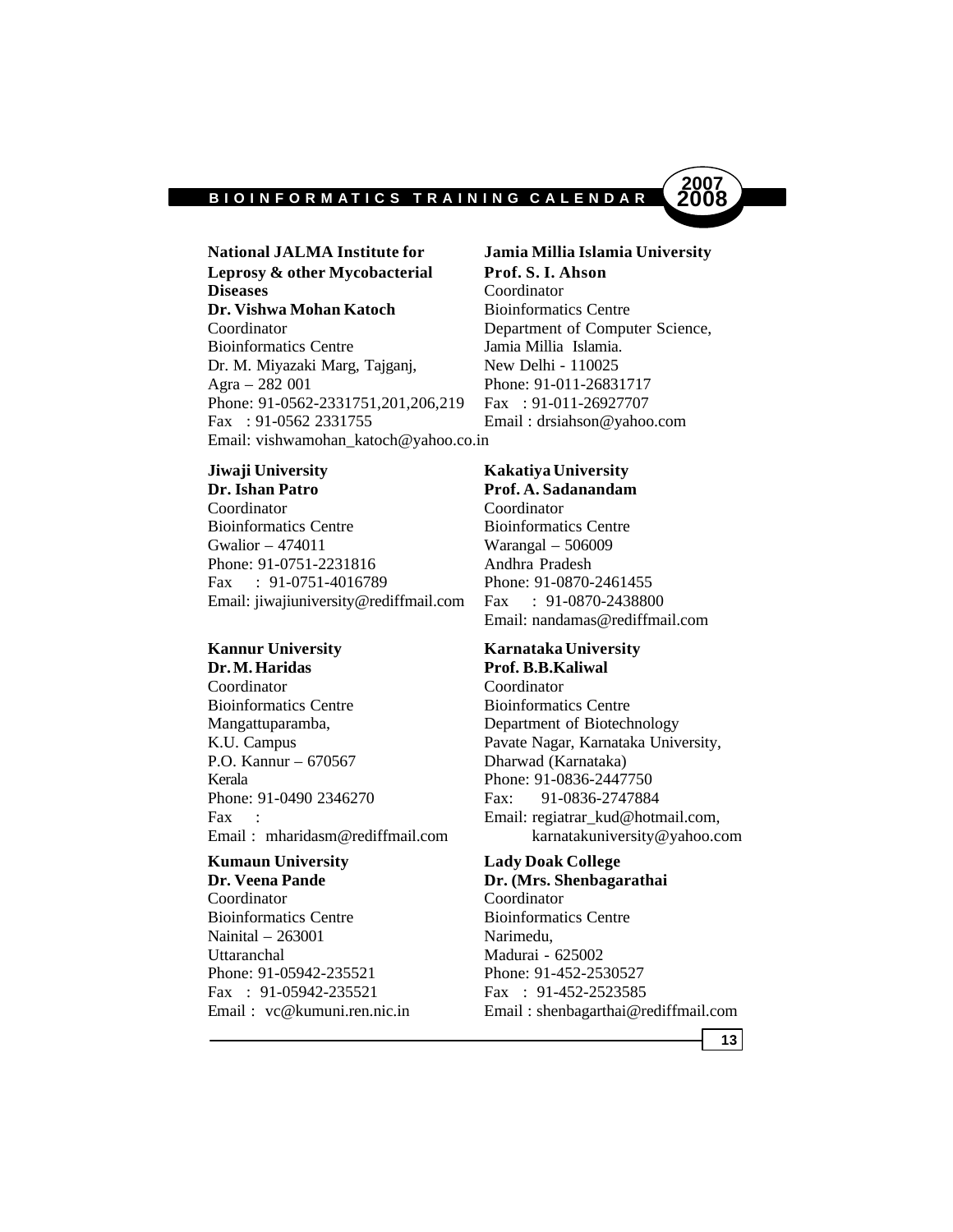**National JALMA Institute for Leprosy & other Mycobacterial Diseases**
**Dr. Vishwa Mohan Katoch**
Coordinator
Bioinformatics Centre
Dr. M. Miyazaki Marg, Tajganj,
Agra – 282 001
Phone: 91-0562-2331751,201,206,219
Fax : 91-0562 2331755
Email: vishwamohan_katoch@yahoo.co.in

**Jamia Millia Islamia University**
**Prof. S. I. Ahson**
Coordinator
Bioinformatics Centre
Department of Computer Science,
Jamia Millia Islamia.
New Delhi - 110025
Phone: 91-011-26831717
Fax : 91-011-26927707
Email : drsiahson@yahoo.com

**Jiwaji University**
**Dr. Ishan Patro**
Coordinator
Bioinformatics Centre
Gwalior – 474011
Phone: 91-0751-2231816
Fax : 91-0751-4016789
Email: jiwajiuniversity@rediffmail.com

**Kakatiya University**
**Prof. A. Sadanandam**
Coordinator
Bioinformatics Centre
Warangal – 506009
Andhra Pradesh
Phone: 91-0870-2461455
Fax : 91-0870-2438800
Email: nandamas@rediffmail.com

**Kannur University**
**Dr. M. Haridas**
Coordinator
Bioinformatics Centre
Mangattuparamba,
K.U. Campus
P.O. Kannur – 670567
Kerala
Phone: 91-0490 2346270
Fax :
Email : mharidasm@rediffmail.com

**Karnataka University**
**Prof. B.B.Kaliwal**
Coordinator
Bioinformatics Centre
Department of Biotechnology
Pavate Nagar, Karnataka University,
Dharwad (Karnataka)
Phone: 91-0836-2447750
Fax: 91-0836-2747884
Email: regiatrar_kud@hotmail.com, karnatakuniversity@yahoo.com

**Kumaun University**
**Dr. Veena Pande**
Coordinator
Bioinformatics Centre
Nainital – 263001
Uttaranchal
Phone: 91-05942-235521
Fax : 91-05942-235521
Email : vc@kumuni.ren.nic.in

**Lady Doak College**
**Dr. (Mrs. Shenbagarathai**
Coordinator
Bioinformatics Centre
Narimedu,
Madurai - 625002
Phone: 91-452-2530527
Fax : 91-452-2523585
Email : shenbagarthai@rediffmail.com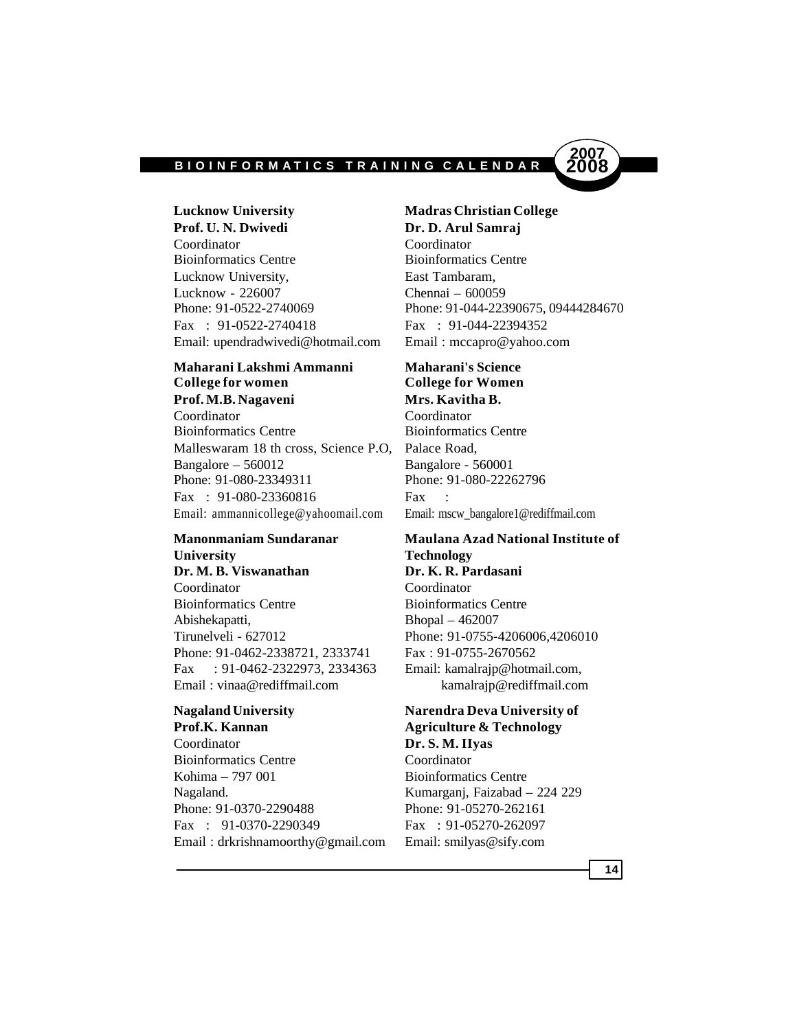**Lucknow University**
**Prof. U. N. Dwivedi**
Coordinator
Bioinformatics Centre
Lucknow University,
Lucknow - 226007
Phone: 91-0522-2740069
Fax : 91-0522-2740418
Email: upendradwivedi@hotmail.com

**Madras Christian College**
**Dr. D. Arul Samraj**
Coordinator
Bioinformatics Centre
East Tambaram,
Chennai – 600059
Phone: 91-044-22390675, 09444284670
Fax : 91-044-22394352
Email : mccapro@yahoo.com

**Maharani Lakshmi Ammanni College for women**
**Prof. M.B. Nagaveni**
Coordinator
Bioinformatics Centre
Malleswaram 18 th cross, Science P.O,
Bangalore – 560012
Phone: 91-080-23349311
Fax : 91-080-23360816
Email: ammannicollege@yahoomail.com

**Maharani's Science College for Women**
**Mrs. Kavitha B.**
Coordinator
Bioinformatics Centre
Palace Road,
Bangalore - 560001
Phone: 91-080-22262796
Fax :
Email: mscw_bangalore1@rediffmail.com

**Manonmaniam Sundaranar University**
**Dr. M. B. Viswanathan**
Coordinator
Bioinformatics Centre
Abishekapatti,
Tirunelveli - 627012
Phone: 91-0462-2338721, 2333741
Fax : 91-0462-2322973, 2334363
Email : vinaa@rediffmail.com

**Maulana Azad National Institute of Technology**
**Dr. K. R. Pardasani**
Coordinator
Bioinformatics Centre
Bhopal – 462007
Phone: 91-0755-4206006,4206010
Fax : 91-0755-2670562
Email: kamalrajp@hotmail.com, kamalrajp@rediffmail.com

**Nagaland University**
**Prof.K. Kannan**
Coordinator
Bioinformatics Centre
Kohima – 797 001
Nagaland.
Phone: 91-0370-2290488
Fax : 91-0370-2290349
Email : drkrishnamoorthy@gmail.com

**Narendra Deva University of Agriculture & Technology**
**Dr. S. M. IIyas**
Coordinator
Bioinformatics Centre
Kumarganj, Faizabad – 224 229
Phone: 91-05270-262161
Fax : 91-05270-262097
Email: smilyas@sify.com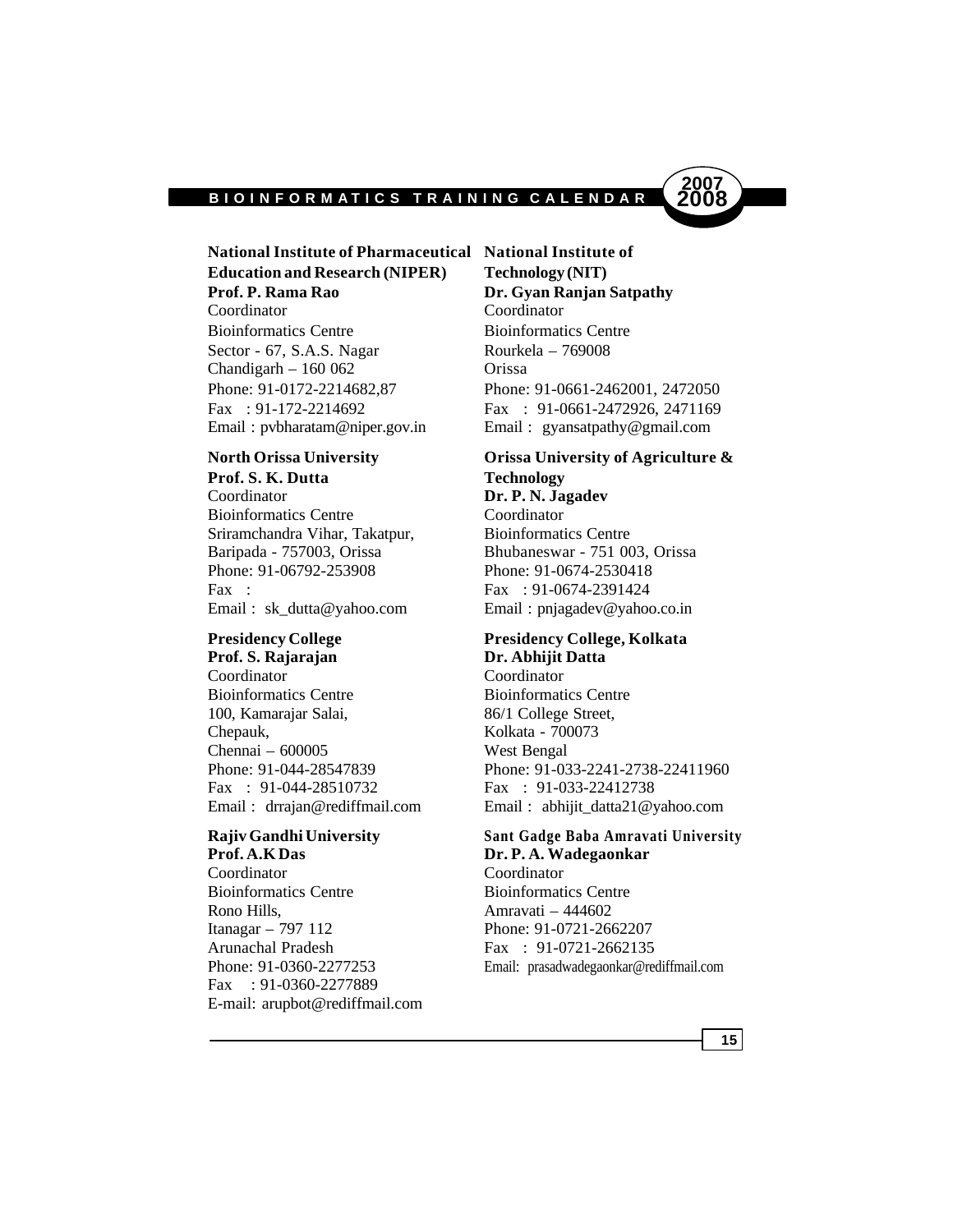**National Institute of Pharmaceutical Education and Research (NIPER)**
**Prof. P. Rama Rao**
Coordinator
Bioinformatics Centre
Sector - 67, S.A.S. Nagar
Chandigarh – 160 062
Phone: 91-0172-2214682,87
Fax : 91-172-2214692
Email : pvbharatam@niper.gov.in

**National Institute of Technology (NIT)**
**Dr. Gyan Ranjan Satpathy**
Coordinator
Bioinformatics Centre
Rourkela – 769008
Orissa
Phone: 91-0661-2462001, 2472050
Fax : 91-0661-2472926, 2471169
Email : gyansatpathy@gmail.com

**North Orissa University**
**Prof. S. K. Dutta**
Coordinator
Bioinformatics Centre
Sriramchandra Vihar, Takatpur,
Baripada - 757003, Orissa
Phone: 91-06792-253908
Fax :
Email : sk_dutta@yahoo.com

**Orissa University of Agriculture & Technology**
**Dr. P. N. Jagadev**
Coordinator
Bioinformatics Centre
Bhubaneswar - 751 003, Orissa
Phone: 91-0674-2530418
Fax : 91-0674-2391424
Email : pnjagadev@yahoo.co.in

**Presidency College**
**Prof. S. Rajarajan**
Coordinator
Bioinformatics Centre
100, Kamarajar Salai,
Chepauk,
Chennai – 600005
Phone: 91-044-28547839
Fax : 91-044-28510732
Email : drrajan@rediffmail.com

**Presidency College, Kolkata**
**Dr. Abhijit Datta**
Coordinator
Bioinformatics Centre
86/1 College Street,
Kolkata - 700073
West Bengal
Phone: 91-033-2241-2738-22411960
Fax : 91-033-22412738
Email : abhijit_datta21@yahoo.com

**Rajiv Gandhi University**
**Prof. A.K Das**
Coordinator
Bioinformatics Centre
Rono Hills,
Itanagar – 797 112
Arunachal Pradesh
Phone: 91-0360-2277253
Fax : 91-0360-2277889
E-mail: arupbot@rediffmail.com

**Sant Gadge Baba Amravati University**
**Dr. P. A. Wadegaonkar**
Coordinator
Bioinformatics Centre
Amravati – 444602
Phone: 91-0721-2662207
Fax : 91-0721-2662135
Email: prasadwadegaonkar@rediffmail.com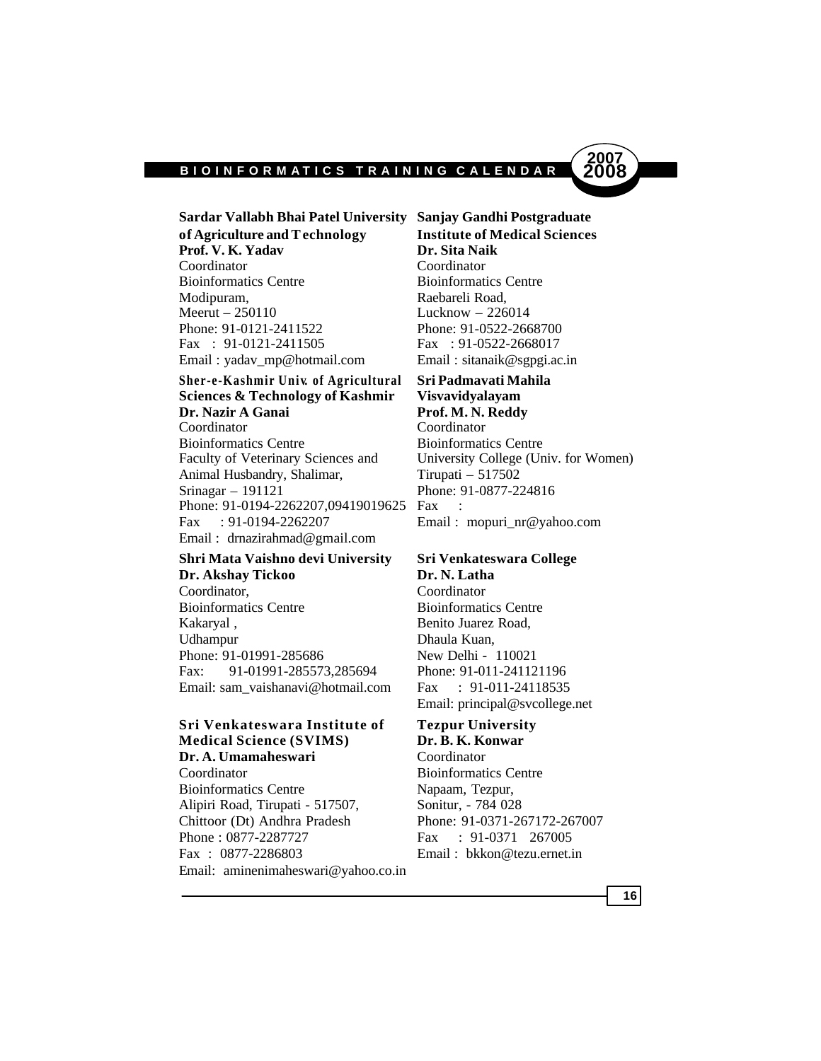**Sardar Vallabh Bhai Patel University of Agriculture and Technology**
**Prof. V. K. Yadav**
Coordinator
Bioinformatics Centre
Modipuram,
Meerut – 250110
Phone: 91-0121-2411522
Fax : 91-0121-2411505
Email : yadav_mp@hotmail.com

**Sanjay Gandhi Postgraduate Institute of Medical Sciences**
**Dr. Sita Naik**
Coordinator
Bioinformatics Centre
Raebareli Road,
Lucknow – 226014
Phone: 91-0522-2668700
Fax : 91-0522-2668017
Email : sitanaik@sgpgi.ac.in

**Sher-e-Kashmir Univ. of Agricultural Sciences & Technology of Kashmir**
**Dr. Nazir A Ganai**
Coordinator
Bioinformatics Centre
Faculty of Veterinary Sciences and Animal Husbandry, Shalimar,
Srinagar – 191121
Phone: 91-0194-2262207,09419019625
Fax : 91-0194-2262207
Email : drnazirahmad@gmail.com

**Sri Padmavati Mahila Visvavidyalayam**
**Prof. M. N. Reddy**
Coordinator
Bioinformatics Centre
University College (Univ. for Women)
Tirupati – 517502
Phone: 91-0877-224816
Fax :
Email : mopuri_nr@yahoo.com

**Shri Mata Vaishno devi University**
**Dr. Akshay Tickoo**
Coordinator,
Bioinformatics Centre
Kakaryal ,
Udhampur
Phone: 91-01991-285686
Fax: 91-01991-285573,285694
Email: sam_vaishanavi@hotmail.com

**Sri Venkateswara College**
**Dr. N. Latha**
Coordinator
Bioinformatics Centre
Benito Juarez Road,
Dhaula Kuan,
New Delhi - 110021
Phone: 91-011-241121196
Fax : 91-011-24118535
Email: principal@svcollege.net

**Sri Venkateswara Institute of Medical Science (SVIMS)**
**Dr. A. Umamaheswari**
Coordinator
Bioinformatics Centre
Alipiri Road, Tirupati - 517507,
Chittoor (Dt) Andhra Pradesh
Phone : 0877-2287727
Fax : 0877-2286803
Email: aminenimaheswari@yahoo.co.in

**Tezpur University**
**Dr. B. K. Konwar**
Coordinator
Bioinformatics Centre
Napaam, Tezpur,
Sonitur, - 784 028
Phone: 91-0371-267172-267007
Fax : 91-0371 267005
Email : bkkon@tezu.ernet.in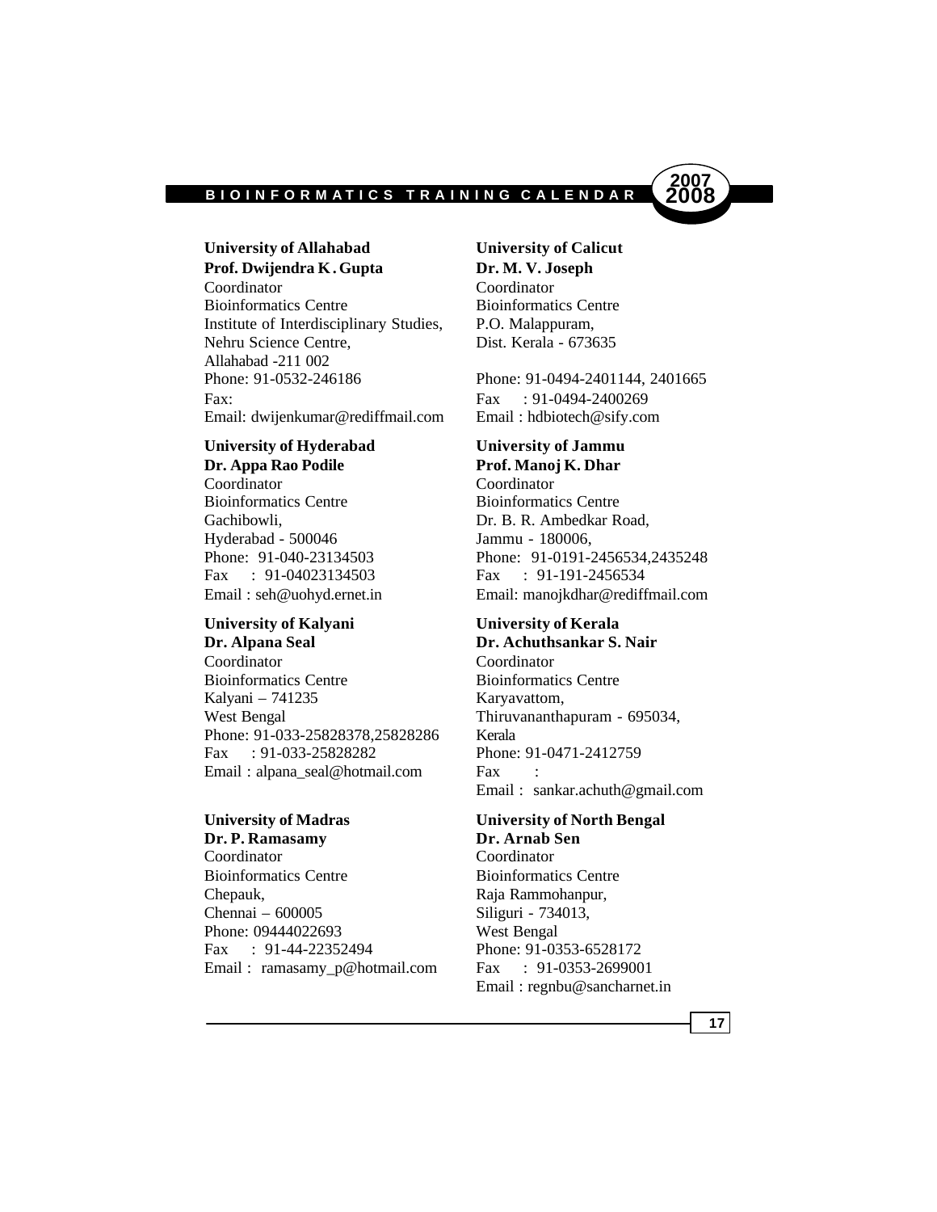**University of Allahabad**
**Prof. Dwijendra K. Gupta**
Coordinator
Bioinformatics Centre
Institute of Interdisciplinary Studies,
Nehru Science Centre,
Allahabad -211 002
Phone: 91-0532-246186
Fax:
Email: dwijenkumar@rediffmail.com

**University of Calicut**
**Dr. M. V. Joseph**
Coordinator
Bioinformatics Centre
P.O. Malappuram,
Dist. Kerala - 673635
Phone: 91-0494-2401144, 2401665
Fax : 91-0494-2400269
Email : hdbiotech@sify.com

**University of Hyderabad**
**Dr. Appa Rao Podile**
Coordinator
Bioinformatics Centre
Gachibowli,
Hyderabad - 500046
Phone: 91-040-23134503
Fax : 91-04023134503
Email : seh@uohyd.ernet.in

**University of Jammu**
**Prof. Manoj K. Dhar**
Coordinator
Bioinformatics Centre
Dr. B. R. Ambedkar Road,
Jammu - 180006,
Phone: 91-0191-2456534,2435248
Fax : 91-191-2456534
Email: manojkdhar@rediffmail.com

**University of Kalyani**
**Dr. Alpana Seal**
Coordinator
Bioinformatics Centre
Kalyani – 741235
West Bengal
Phone: 91-033-25828378,25828286
Fax : 91-033-25828282
Email : alpana_seal@hotmail.com

**University of Kerala**
**Dr. Achuthsankar S. Nair**
Coordinator
Bioinformatics Centre
Karyavattom,
Thiruvananthapuram - 695034,
Kerala
Phone: 91-0471-2412759
Fax :
Email : sankar.achuth@gmail.com

**University of Madras**
**Dr. P. Ramasamy**
Coordinator
Bioinformatics Centre
Chepauk,
Chennai – 600005
Phone: 09444022693
Fax : 91-44-22352494
Email : ramasamy_p@hotmail.com

**University of North Bengal**
**Dr. Arnab Sen**
Coordinator
Bioinformatics Centre
Raja Rammohanpur,
Siliguri - 734013,
West Bengal
Phone: 91-0353-6528172
Fax : 91-0353-2699001
Email : regnbu@sancharnet.in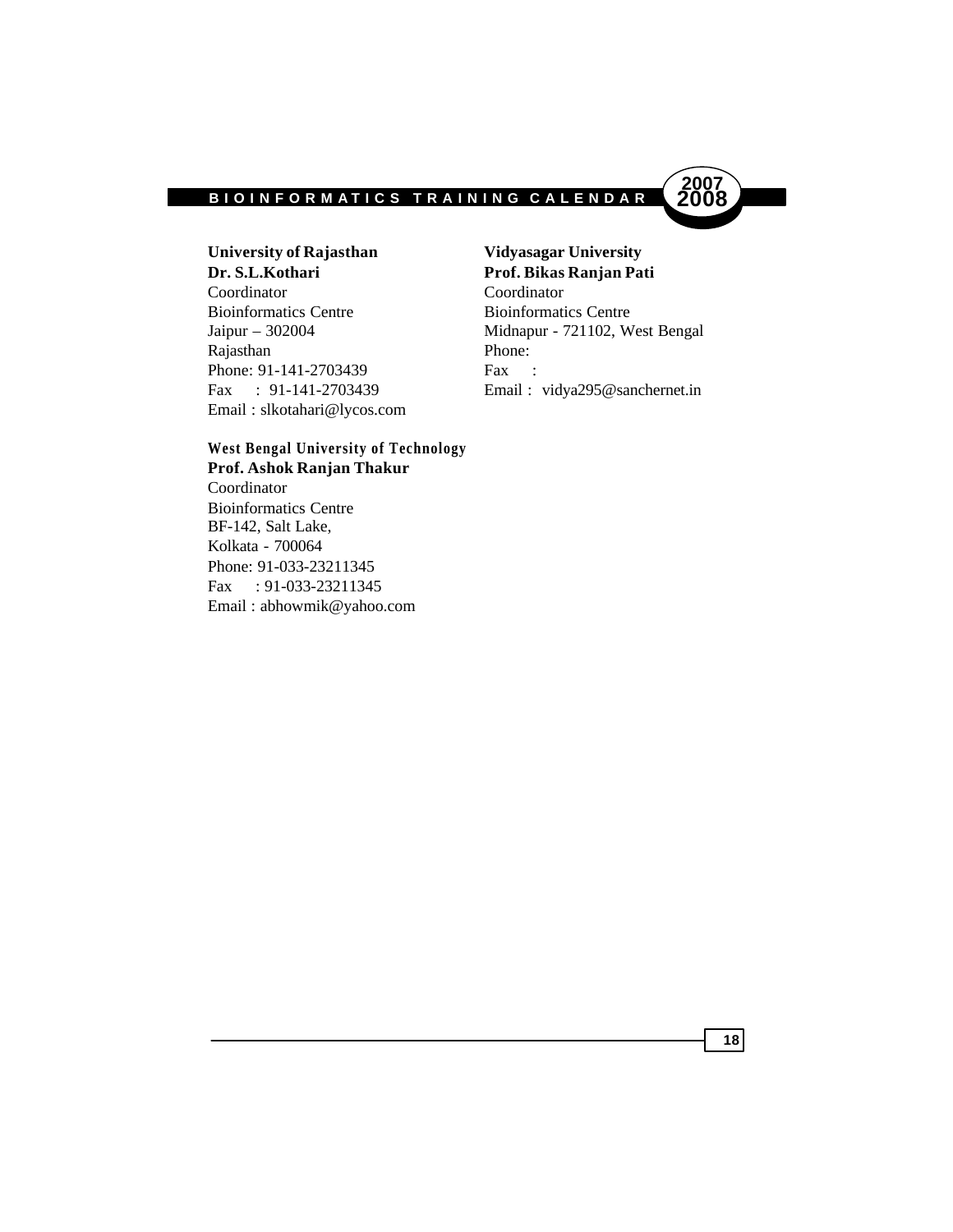**University of Rajasthan**
**Dr. S.L.Kothari**
Coordinator
Bioinformatics Centre
Jaipur – 302004
Rajasthan
Phone: 91-141-2703439
Fax : 91-141-2703439
Email : slkotahari@lycos.com

**Vidyasagar University**
**Prof. Bikas Ranjan Pati**
Coordinator
Bioinformatics Centre
Midnapur - 721102, West Bengal
Phone:
Fax :
Email : vidya295@sanchernet.in

**West Bengal University of Technology**
**Prof. Ashok Ranjan Thakur**
Coordinator
Bioinformatics Centre
BF-142, Salt Lake,
Kolkata - 700064
Phone: 91-033-23211345
Fax : 91-033-23211345
Email : abhowmik@yahoo.com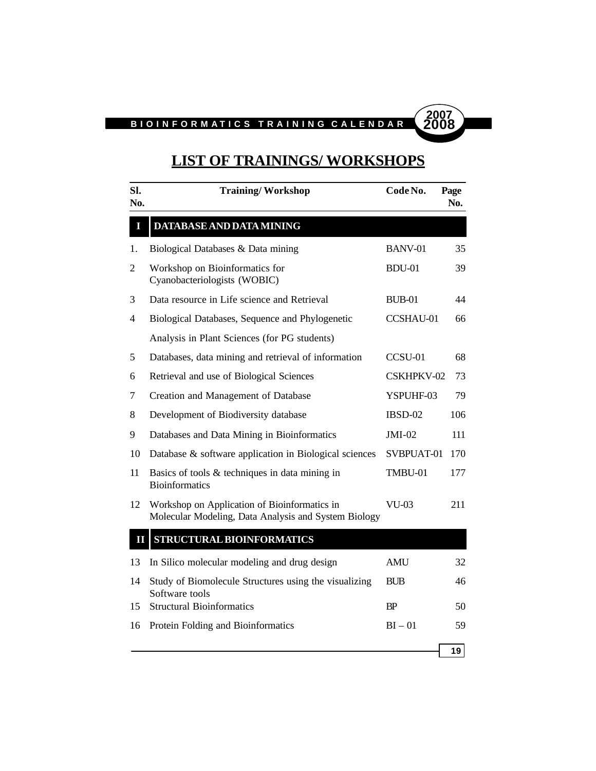# LIST OF TRAININGS/ WORKSHOPS

| Sl. No. | Training/ Workshop | Code No. | Page No. |
|---|---|---|---|
| **I** | **DATABASE AND DATA MINING** | | |
| 1. | Biological Databases & Data mining | BANV-01 | 35 |
| 2 | Workshop on Bioinformatics for Cyanobacteriologists (WOBIC) | BDU-01 | 39 |
| 3 | Data resource in Life science and Retrieval | BUB-01 | 44 |
| 4 | Biological Databases, Sequence and Phylogenetic Analysis in Plant Sciences (for PG students) | CCSHAU-01 | 66 |
| 5 | Databases, data mining and retrieval of information | CCSU-01 | 68 |
| 6 | Retrieval and use of Biological Sciences | CSKHPKV-02 | 73 |
| 7 | Creation and Management of Database | YSPUHF-03 | 79 |
| 8 | Development of Biodiversity database | IBSD-02 | 106 |
| 9 | Databases and Data Mining in Bioinformatics | JMI-02 | 111 |
| 10 | Database & software application in Biological sciences | SVBPUAT-01 | 170 |
| 11 | Basics of tools & techniques in data mining in Bioinformatics | TMBU-01 | 177 |
| 12 | Workshop on Application of Bioinformatics in Molecular Modeling, Data Analysis and System Biology | VU-03 | 211 |
| **II** | **STRUCTURAL BIOINFORMATICS** | | |
| 13 | In Silico molecular modeling and drug design | AMU | 32 |
| 14 | Study of Biomolecule Structures using the visualizing Software tools | BUB | 46 |
| 15 | Structural Bioinformatics | BP | 50 |
| 16 | Protein Folding and Bioinformatics | BI – 01 | 59 |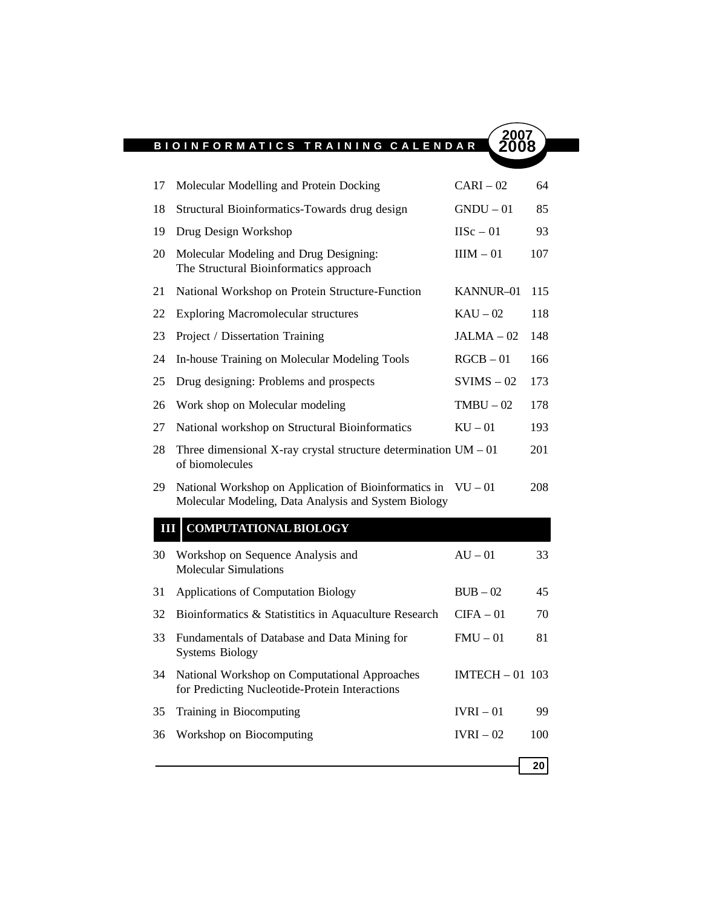| | | | |
|---|---|---|---|
| 17 | Molecular Modelling and Protein Docking | CARI – 02 | 64 |
| 18 | Structural Bioinformatics-Towards drug design | GNDU – 01 | 85 |
| 19 | Drug Design Workshop | IISc – 01 | 93 |
| 20 | Molecular Modeling and Drug Designing: The Structural Bioinformatics approach | IIIM – 01 | 107 |
| 21 | National Workshop on Protein Structure-Function | KANNUR–01 | 115 |
| 22 | Exploring Macromolecular structures | KAU – 02 | 118 |
| 23 | Project / Dissertation Training | JALMA – 02 | 148 |
| 24 | In-house Training on Molecular Modeling Tools | RGCB – 01 | 166 |
| 25 | Drug designing: Problems and prospects | SVIMS – 02 | 173 |
| 26 | Work shop on Molecular modeling | TMBU – 02 | 178 |
| 27 | National workshop on Structural Bioinformatics | KU – 01 | 193 |
| 28 | Three dimensional X-ray crystal structure determination of biomolecules | UM – 01 | 201 |
| 29 | National Workshop on Application of Bioinformatics in Molecular Modeling, Data Analysis and System Biology | VU – 01 | 208 |

## III COMPUTATIONAL BIOLOGY

| | | | |
|---|---|---|---|
| 30 | Workshop on Sequence Analysis and Molecular Simulations | AU – 01 | 33 |
| 31 | Applications of Computation Biology | BUB – 02 | 45 |
| 32 | Bioinformatics & Statistitics in Aquaculture Research | CIFA – 01 | 70 |
| 33 | Fundamentals of Database and Data Mining for Systems Biology | FMU – 01 | 81 |
| 34 | National Workshop on Computational Approaches for Predicting Nucleotide-Protein Interactions | IMTECH – 01 | 103 |
| 35 | Training in Biocomputing | IVRI – 01 | 99 |
| 36 | Workshop on Biocomputing | IVRI – 02 | 100 |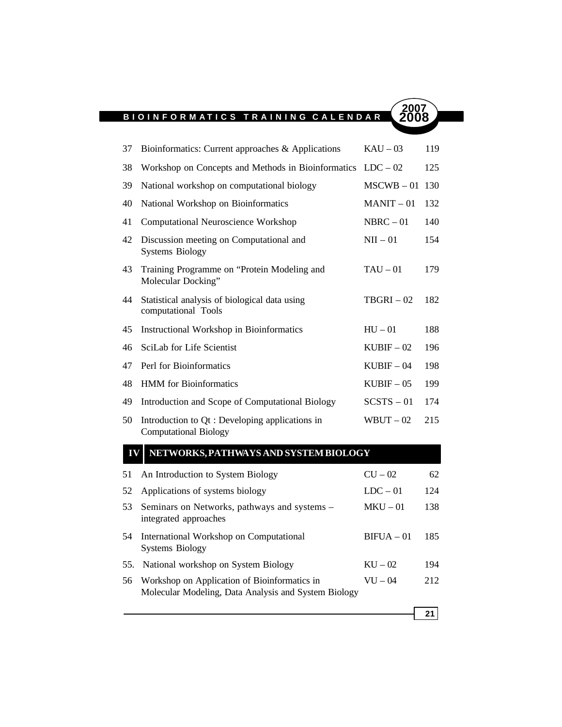| | | | |
|---|---|---|---|
| 37 | Bioinformatics: Current approaches & Applications | KAU – 03 | 119 |
| 38 | Workshop on Concepts and Methods in Bioinformatics | LDC – 02 | 125 |
| 39 | National workshop on computational biology | MSCWB – 01 | 130 |
| 40 | National Workshop on Bioinformatics | MANIT – 01 | 132 |
| 41 | Computational Neuroscience Workshop | NBRC – 01 | 140 |
| 42 | Discussion meeting on Computational and Systems Biology | NII – 01 | 154 |
| 43 | Training Programme on "Protein Modeling and Molecular Docking" | TAU – 01 | 179 |
| 44 | Statistical analysis of biological data using computational Tools | TBGRI – 02 | 182 |
| 45 | Instructional Workshop in Bioinformatics | HU – 01 | 188 |
| 46 | SciLab for Life Scientist | KUBIF – 02 | 196 |
| 47 | Perl for Bioinformatics | KUBIF – 04 | 198 |
| 48 | HMM for Bioinformatics | KUBIF – 05 | 199 |
| 49 | Introduction and Scope of Computational Biology | SCSTS – 01 | 174 |
| 50 | Introduction to Qt : Developing applications in Computational Biology | WBUT – 02 | 215 |

## IV NETWORKS, PATHWAYS AND SYSTEM BIOLOGY

| | | | |
|---|---|---|---|
| 51 | An Introduction to System Biology | CU – 02 | 62 |
| 52 | Applications of systems biology | LDC – 01 | 124 |
| 53 | Seminars on Networks, pathways and systems – integrated approaches | MKU – 01 | 138 |
| 54 | International Workshop on Computational Systems Biology | BIFUA – 01 | 185 |
| 55. | National workshop on System Biology | KU – 02 | 194 |
| 56 | Workshop on Application of Bioinformatics in Molecular Modeling, Data Analysis and System Biology | VU – 04 | 212 |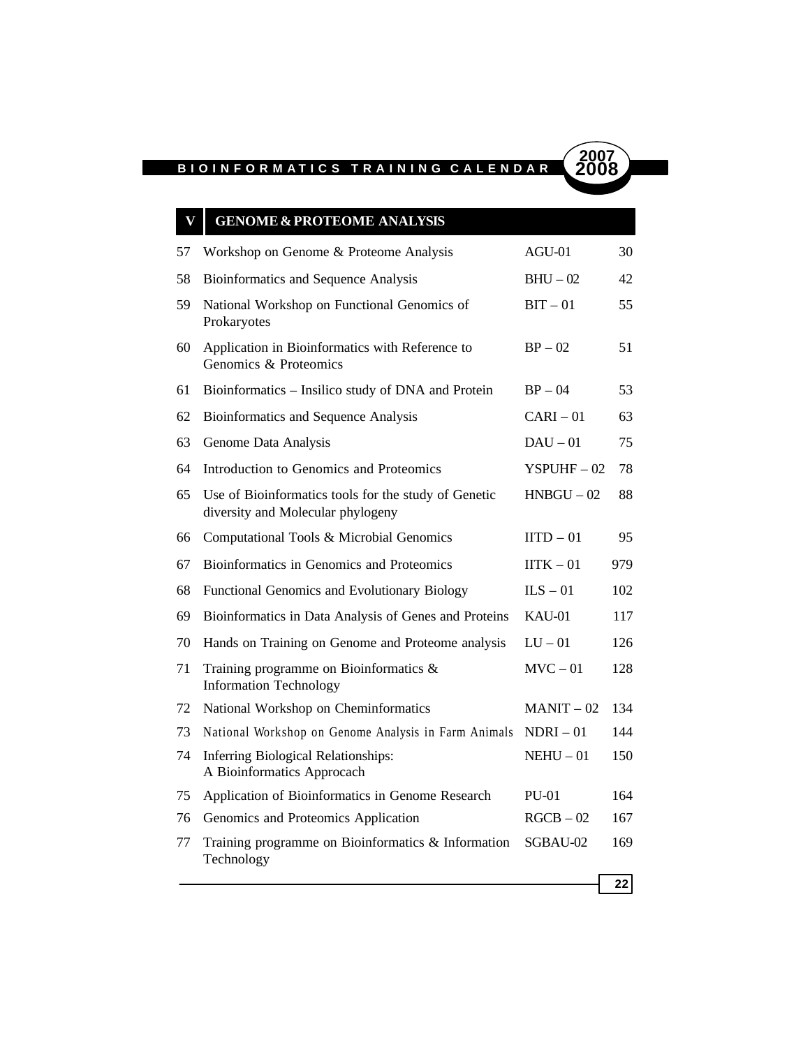## V GENOME & PROTEOME ANALYSIS

| | | | |
|---|---|---|---|
| 57 | Workshop on Genome & Proteome Analysis | AGU-01 | 30 |
| 58 | Bioinformatics and Sequence Analysis | BHU – 02 | 42 |
| 59 | National Workshop on Functional Genomics of Prokaryotes | BIT – 01 | 55 |
| 60 | Application in Bioinformatics with Reference to Genomics & Proteomics | BP – 02 | 51 |
| 61 | Bioinformatics – Insilico study of DNA and Protein | BP – 04 | 53 |
| 62 | Bioinformatics and Sequence Analysis | CARI – 01 | 63 |
| 63 | Genome Data Analysis | DAU – 01 | 75 |
| 64 | Introduction to Genomics and Proteomics | YSPUHF – 02 | 78 |
| 65 | Use of Bioinformatics tools for the study of Genetic diversity and Molecular phylogeny | HNBGU – 02 | 88 |
| 66 | Computational Tools & Microbial Genomics | IITD – 01 | 95 |
| 67 | Bioinformatics in Genomics and Proteomics | IITK – 01 | 979 |
| 68 | Functional Genomics and Evolutionary Biology | ILS – 01 | 102 |
| 69 | Bioinformatics in Data Analysis of Genes and Proteins | KAU-01 | 117 |
| 70 | Hands on Training on Genome and Proteome analysis | LU – 01 | 126 |
| 71 | Training programme on Bioinformatics & Information Technology | MVC – 01 | 128 |
| 72 | National Workshop on Cheminformatics | MANIT – 02 | 134 |
| 73 | National Workshop on Genome Analysis in Farm Animals | NDRI – 01 | 144 |
| 74 | Inferring Biological Relationships: A Bioinformatics Approcach | NEHU – 01 | 150 |
| 75 | Application of Bioinformatics in Genome Research | PU-01 | 164 |
| 76 | Genomics and Proteomics Application | RGCB – 02 | 167 |
| 77 | Training programme on Bioinformatics & Information Technology | SGBAU-02 | 169 |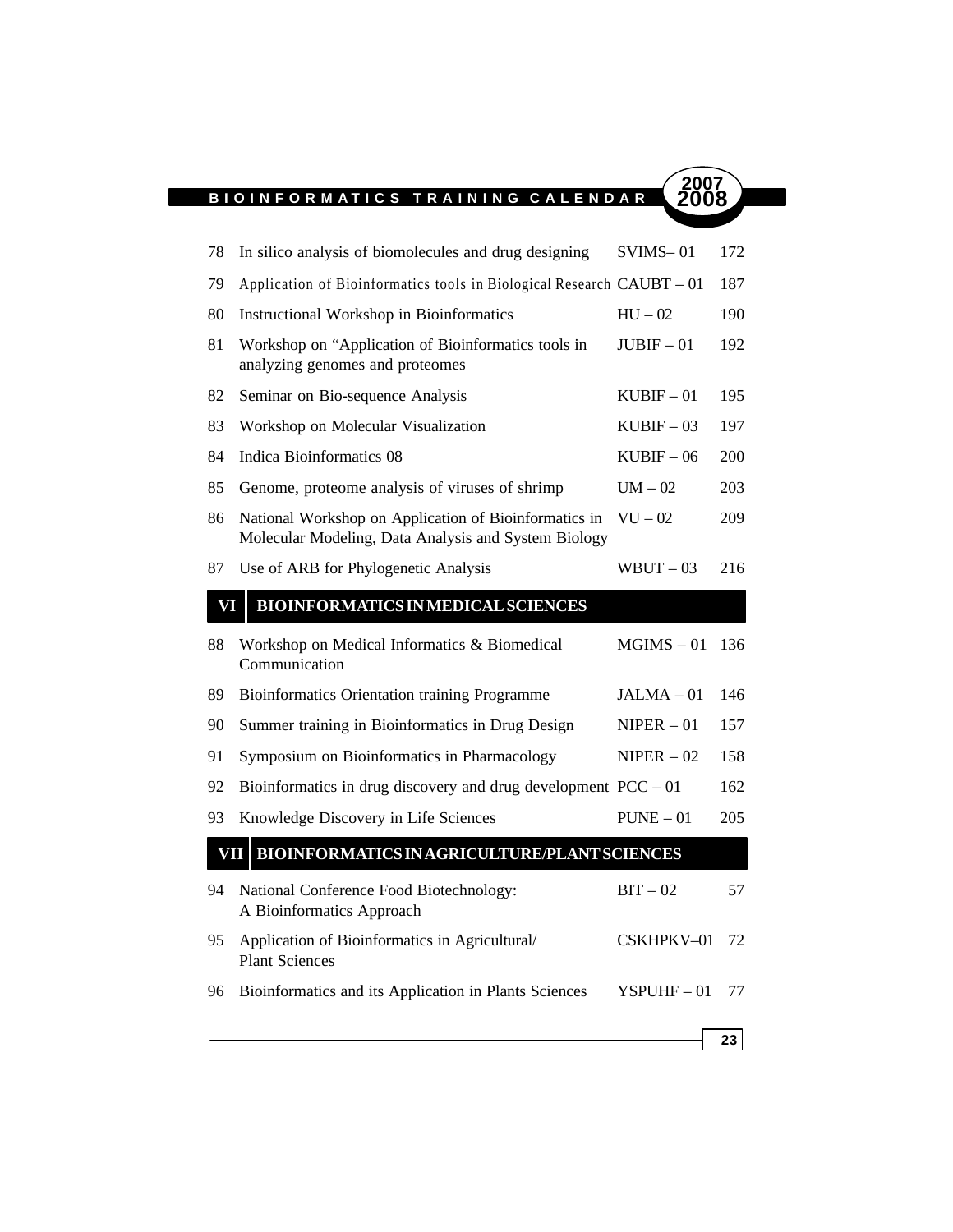| | | | |
|---|---|---|---|
| 78 | In silico analysis of biomolecules and drug designing | SVIMS– 01 | 172 |
| 79 | Application of Bioinformatics tools in Biological Research | CAUBT – 01 | 187 |
| 80 | Instructional Workshop in Bioinformatics | HU – 02 | 190 |
| 81 | Workshop on "Application of Bioinformatics tools in analyzing genomes and proteomes | JUBIF – 01 | 192 |
| 82 | Seminar on Bio-sequence Analysis | KUBIF – 01 | 195 |
| 83 | Workshop on Molecular Visualization | KUBIF – 03 | 197 |
| 84 | Indica Bioinformatics 08 | KUBIF – 06 | 200 |
| 85 | Genome, proteome analysis of viruses of shrimp | UM – 02 | 203 |
| 86 | National Workshop on Application of Bioinformatics in Molecular Modeling, Data Analysis and System Biology | VU – 02 | 209 |
| 87 | Use of ARB for Phylogenetic Analysis | WBUT – 03 | 216 |
| **VI** | **BIOINFORMATICS IN MEDICAL SCIENCES** | | |
| 88 | Workshop on Medical Informatics & Biomedical Communication | MGIMS – 01 | 136 |
| 89 | Bioinformatics Orientation training Programme | JALMA – 01 | 146 |
| 90 | Summer training in Bioinformatics in Drug Design | NIPER – 01 | 157 |
| 91 | Symposium on Bioinformatics in Pharmacology | NIPER – 02 | 158 |
| 92 | Bioinformatics in drug discovery and drug development | PCC – 01 | 162 |
| 93 | Knowledge Discovery in Life Sciences | PUNE – 01 | 205 |
| **VII** | **BIOINFORMATICS IN AGRICULTURE/PLANT SCIENCES** | | |
| 94 | National Conference Food Biotechnology: A Bioinformatics Approach | BIT – 02 | 57 |
| 95 | Application of Bioinformatics in Agricultural/ Plant Sciences | CSKHPKV–01 | 72 |
| 96 | Bioinformatics and its Application in Plants Sciences | YSPUHF – 01 | 77 |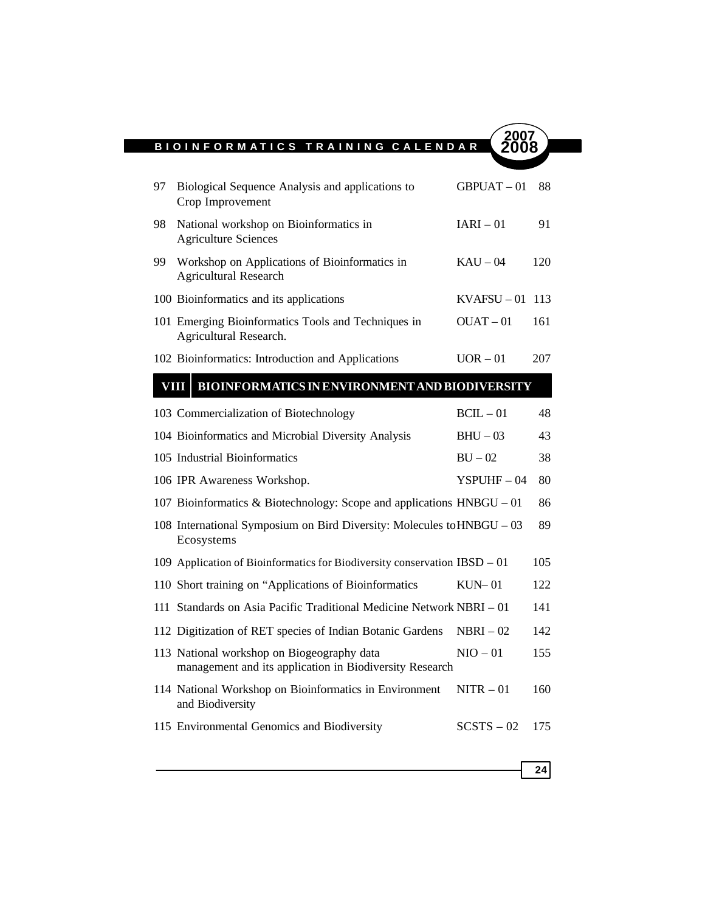| | | | |
|---|---|---|---|
| 97 | Biological Sequence Analysis and applications to Crop Improvement | GBPUAT – 01 | 88 |
| 98 | National workshop on Bioinformatics in Agriculture Sciences | IARI – 01 | 91 |
| 99 | Workshop on Applications of Bioinformatics in Agricultural Research | KAU – 04 | 120 |
| 100 | Bioinformatics and its applications | KVAFSU – 01 | 113 |
| 101 | Emerging Bioinformatics Tools and Techniques in Agricultural Research. | OUAT – 01 | 161 |
| 102 | Bioinformatics: Introduction and Applications | UOR – 01 | 207 |

## VIII BIOINFORMATICS IN ENVIRONMENT AND BIODIVERSITY

| | | | |
|---|---|---|---|
| 103 | Commercialization of Biotechnology | BCIL – 01 | 48 |
| 104 | Bioinformatics and Microbial Diversity Analysis | BHU – 03 | 43 |
| 105 | Industrial Bioinformatics | BU – 02 | 38 |
| 106 | IPR Awareness Workshop. | YSPUHF – 04 | 80 |
| 107 | Bioinformatics & Biotechnology: Scope and applications | HNBGU – 01 | 86 |
| 108 | International Symposium on Bird Diversity: Molecules to Ecosystems | HNBGU – 03 | 89 |
| 109 | Application of Bioinformatics for Biodiversity conservation | IBSD – 01 | 105 |
| 110 | Short training on "Applications of Bioinformatics | KUN– 01 | 122 |
| 111 | Standards on Asia Pacific Traditional Medicine Network | NBRI – 01 | 141 |
| 112 | Digitization of RET species of Indian Botanic Gardens | NBRI – 02 | 142 |
| 113 | National workshop on Biogeography data management and its application in Biodiversity Research | NIO – 01 | 155 |
| 114 | National Workshop on Bioinformatics in Environment and Biodiversity | NITR – 01 | 160 |
| 115 | Environmental Genomics and Biodiversity | SCSTS – 02 | 175 |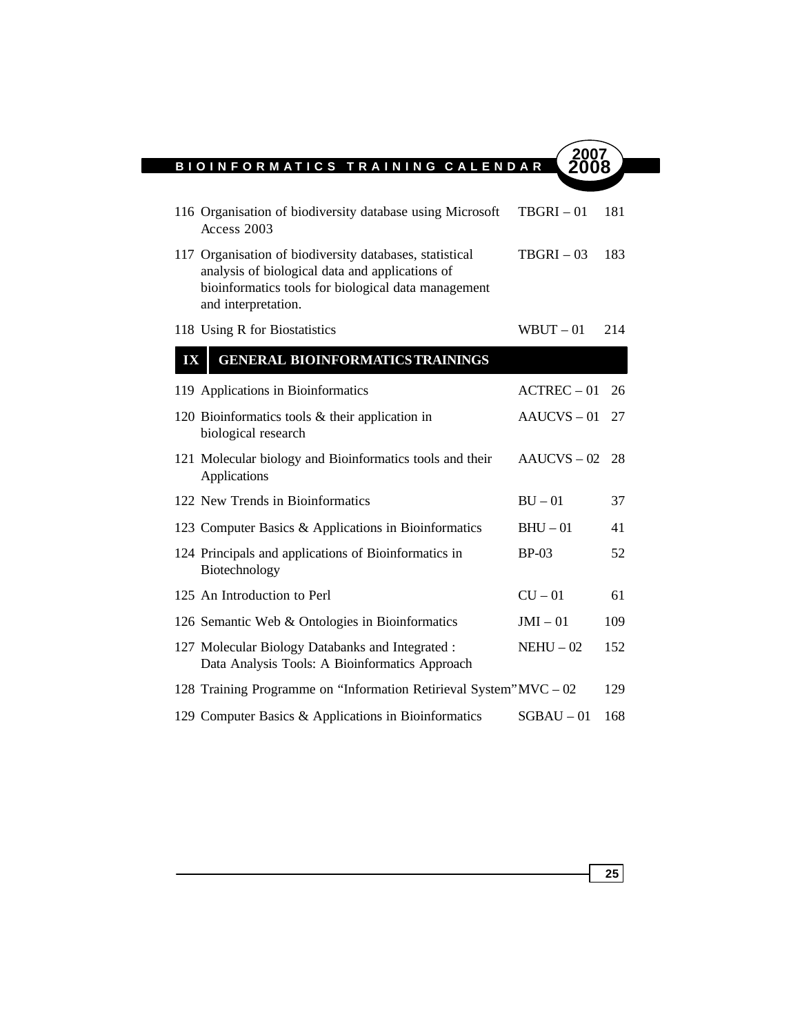| No. | Title | Code | Page |
|---|---|---|---|
| 116 | Organisation of biodiversity database using Microsoft Access 2003 | TBGRI – 01 | 181 |
| 117 | Organisation of biodiversity databases, statistical analysis of biological data and applications of bioinformatics tools for biological data management and interpretation. | TBGRI – 03 | 183 |
| 118 | Using R for Biostatistics | WBUT – 01 | 214 |

## IX GENERAL BIOINFORMATICS TRAININGS

| No. | Title | Code | Page |
|---|---|---|---|
| 119 | Applications in Bioinformatics | ACTREC – 01 | 26 |
| 120 | Bioinformatics tools & their application in biological research | AAUCVS – 01 | 27 |
| 121 | Molecular biology and Bioinformatics tools and their Applications | AAUCVS – 02 | 28 |
| 122 | New Trends in Bioinformatics | BU – 01 | 37 |
| 123 | Computer Basics & Applications in Bioinformatics | BHU – 01 | 41 |
| 124 | Principals and applications of Bioinformatics in Biotechnology | BP-03 | 52 |
| 125 | An Introduction to Perl | CU – 01 | 61 |
| 126 | Semantic Web & Ontologies in Bioinformatics | JMI – 01 | 109 |
| 127 | Molecular Biology Databanks and Integrated : Data Analysis Tools: A Bioinformatics Approach | NEHU – 02 | 152 |
| 128 | Training Programme on "Information Retirieval System" | MVC – 02 | 129 |
| 129 | Computer Basics & Applications in Bioinformatics | SGBAU – 01 | 168 |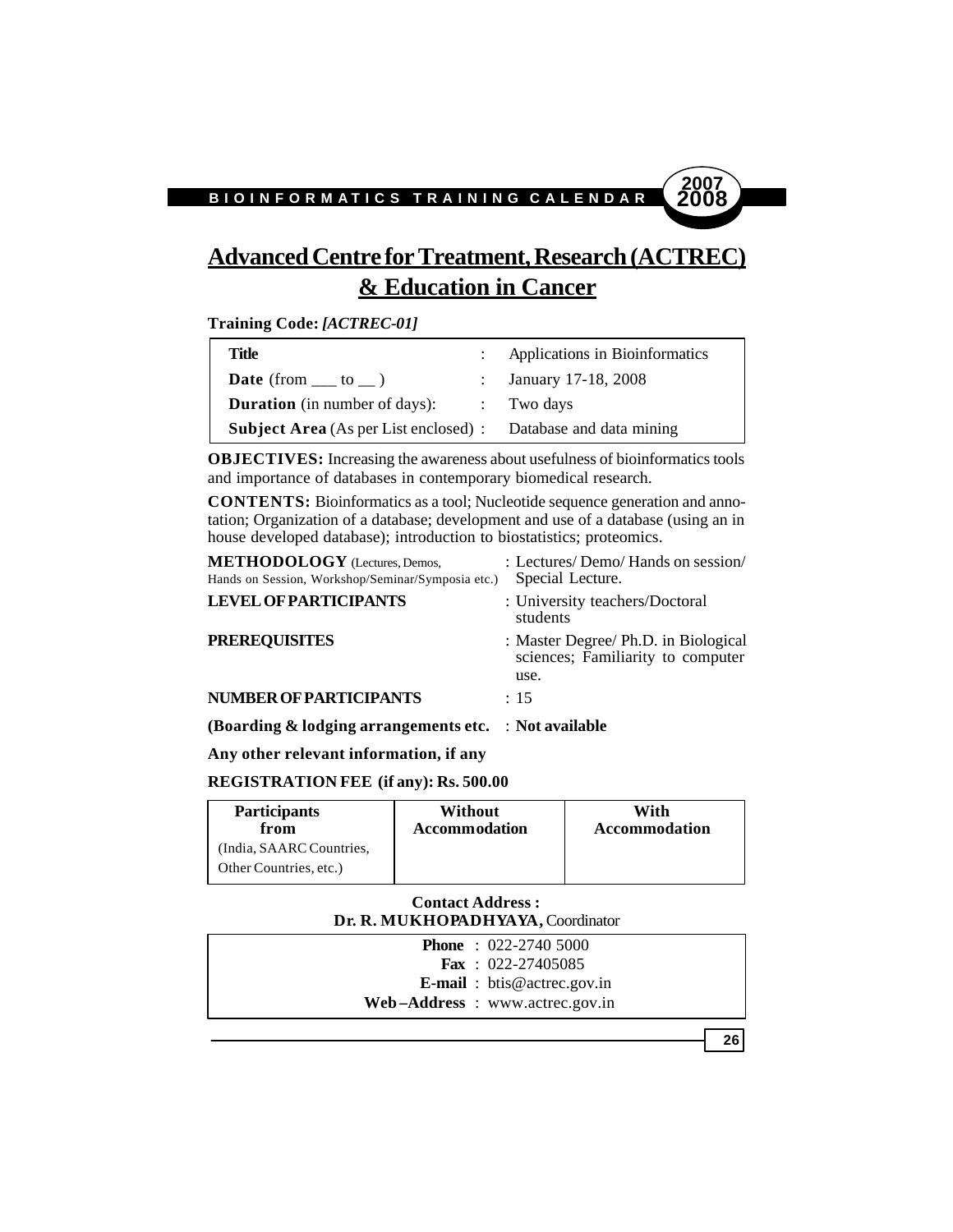# Advanced Centre for Treatment, Research (ACTREC) & Education in Cancer

**Training Code:** ***[ACTREC-01]***

| | | |
|---|---|---|
| **Title** | : | Applications in Bioinformatics |
| **Date** (from ___ to __ ) | : | January 17-18, 2008 |
| **Duration** (in number of days): | : | Two days |
| **Subject Area** (As per List enclosed) | : | Database and data mining |

**OBJECTIVES:** Increasing the awareness about usefulness of bioinformatics tools and importance of databases in contemporary biomedical research.

**CONTENTS:** Bioinformatics as a tool; Nucleotide sequence generation and annotation; Organization of a database; development and use of a database (using an in house developed database); introduction to biostatistics; proteomics.

**METHODOLOGY** (Lectures, Demos, Hands on Session, Workshop/Seminar/Symposia etc.) : Lectures/ Demo/ Hands on session/ Special Lecture.

**LEVEL OF PARTICIPANTS** : University teachers/Doctoral students

**PREREQUISITES** : Master Degree/ Ph.D. in Biological sciences; Familiarity to computer use.

**NUMBER OF PARTICIPANTS** : 15

**(Boarding & lodging arrangements etc.** : **Not available**

**Any other relevant information, if any**

**REGISTRATION FEE (if any): Rs. 500.00**

| **Participants from** (India, SAARC Countries, Other Countries, etc.) | **Without Accommodation** | **With Accommodation** |
|---|---|---|
| | | |

**Contact Address :**
**Dr. R. MUKHOPADHYAYA,** Coordinator

**Phone** : 022-2740 5000
**Fax** : 022-27405085
**E-mail** : btis@actrec.gov.in
**Web–Address** : www.actrec.gov.in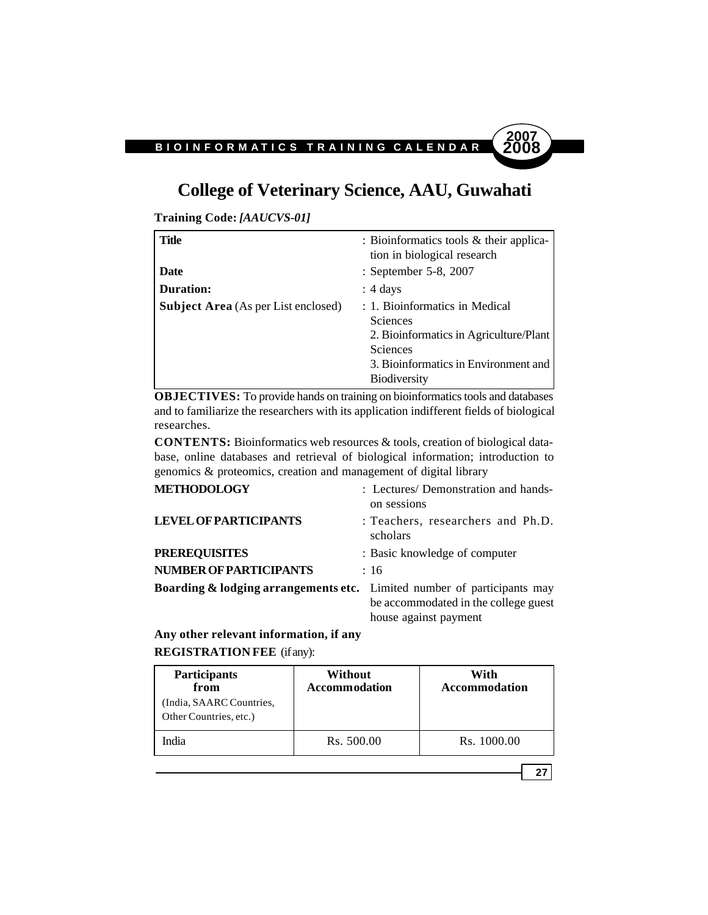# College of Veterinary Science, AAU, Guwahati

**Training Code:** ***[AAUCVS-01]***

| | |
|---|---|
| **Title** | : Bioinformatics tools & their application in biological research |
| **Date** | : September 5-8, 2007 |
| **Duration:** | : 4 days |
| **Subject Area** (As per List enclosed) | : 1. Bioinformatics in Medical Sciences<br>2. Bioinformatics in Agriculture/Plant Sciences<br>3. Bioinformatics in Environment and Biodiversity |

**OBJECTIVES:** To provide hands on training on bioinformatics tools and databases and to familiarize the researchers with its application indifferent fields of biological researches.

**CONTENTS:** Bioinformatics web resources & tools, creation of biological database, online databases and retrieval of biological information; introduction to genomics & proteomics, creation and management of digital library

**METHODOLOGY** : Lectures/ Demonstration and hands-on sessions

**LEVEL OF PARTICIPANTS** : Teachers, researchers and Ph.D. scholars

**PREREQUISITES** : Basic knowledge of computer

**NUMBER OF PARTICIPANTS** : 16

**Boarding & lodging arrangements etc.** Limited number of participants may be accommodated in the college guest house against payment

**Any other relevant information, if any**

**REGISTRATION FEE** (if any):

| **Participants from** (India, SAARC Countries, Other Countries, etc.) | **Without Accommodation** | **With Accommodation** |
|---|---|---|
| India | Rs. 500.00 | Rs. 1000.00 |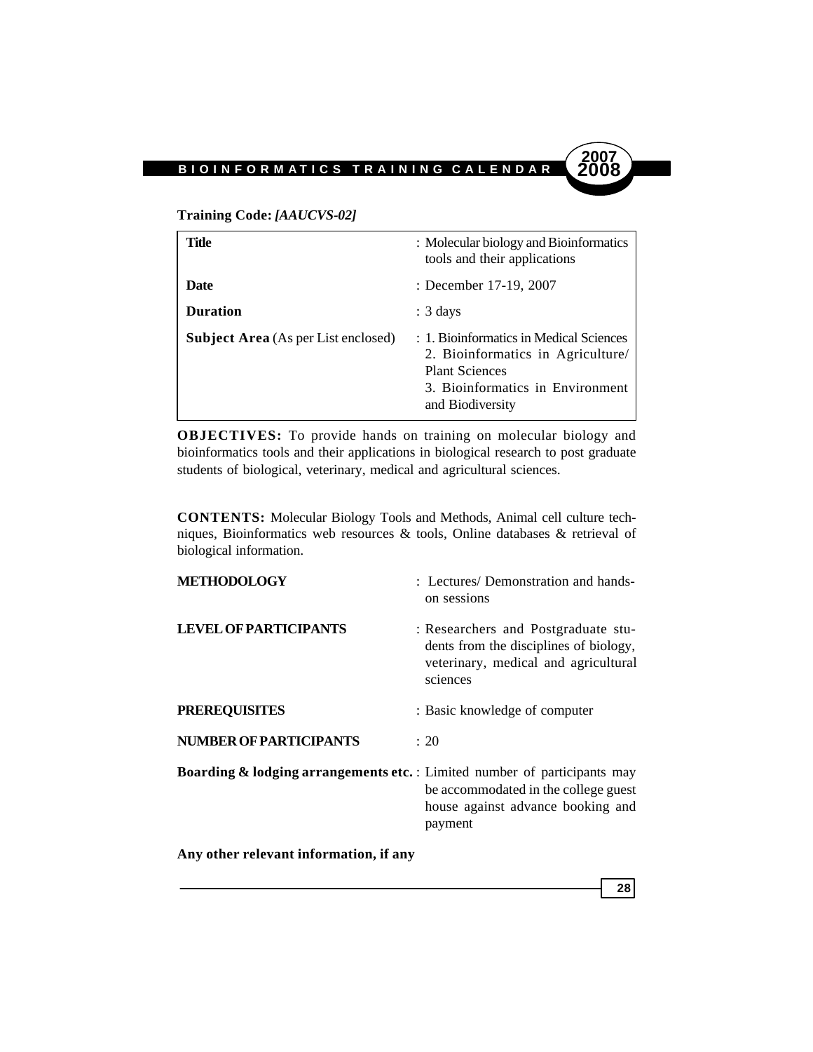**Training Code:** ***[AAUCVS-02]***

| | |
|---|---|
| **Title** | : Molecular biology and Bioinformatics tools and their applications |
| **Date** | : December 17-19, 2007 |
| **Duration** | : 3 days |
| **Subject Area** (As per List enclosed) | : 1. Bioinformatics in Medical Sciences 2. Bioinformatics in Agriculture/ Plant Sciences 3. Bioinformatics in Environment and Biodiversity |

**OBJECTIVES:** To provide hands on training on molecular biology and bioinformatics tools and their applications in biological research to post graduate students of biological, veterinary, medical and agricultural sciences.

**CONTENTS:** Molecular Biology Tools and Methods, Animal cell culture techniques, Bioinformatics web resources & tools, Online databases & retrieval of biological information.

| | |
|---|---|
| **METHODOLOGY** | : Lectures/ Demonstration and hands-on sessions |
| **LEVEL OF PARTICIPANTS** | : Researchers and Postgraduate students from the disciplines of biology, veterinary, medical and agricultural sciences |
| **PREREQUISITES** | : Basic knowledge of computer |
| **NUMBER OF PARTICIPANTS** | : 20 |
| **Boarding & lodging arrangements etc.** | : Limited number of participants may be accommodated in the college guest house against advance booking and payment |

**Any other relevant information, if any**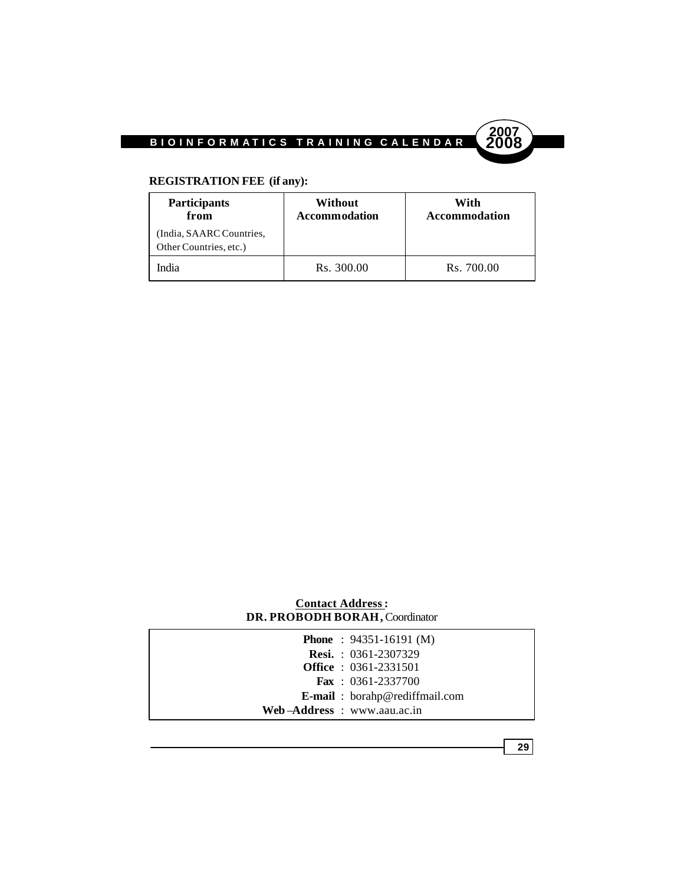**REGISTRATION FEE (if any):**

| **Participants from** (India, SAARC Countries, Other Countries, etc.) | **Without Accommodation** | **With Accommodation** |
|---|---|---|
| India | Rs. 300.00 | Rs. 700.00 |

**Contact Address :**
**DR. PROBODH BORAH,** Coordinator

| | |
|---|---|
| **Phone** | : 94351-16191 (M) |
| **Resi.** | : 0361-2307329 |
| **Office** | : 0361-2331501 |
| **Fax** | : 0361-2337700 |
| **E-mail** | : borahp@rediffmail.com |
| **Web –Address** | : www.aau.ac.in |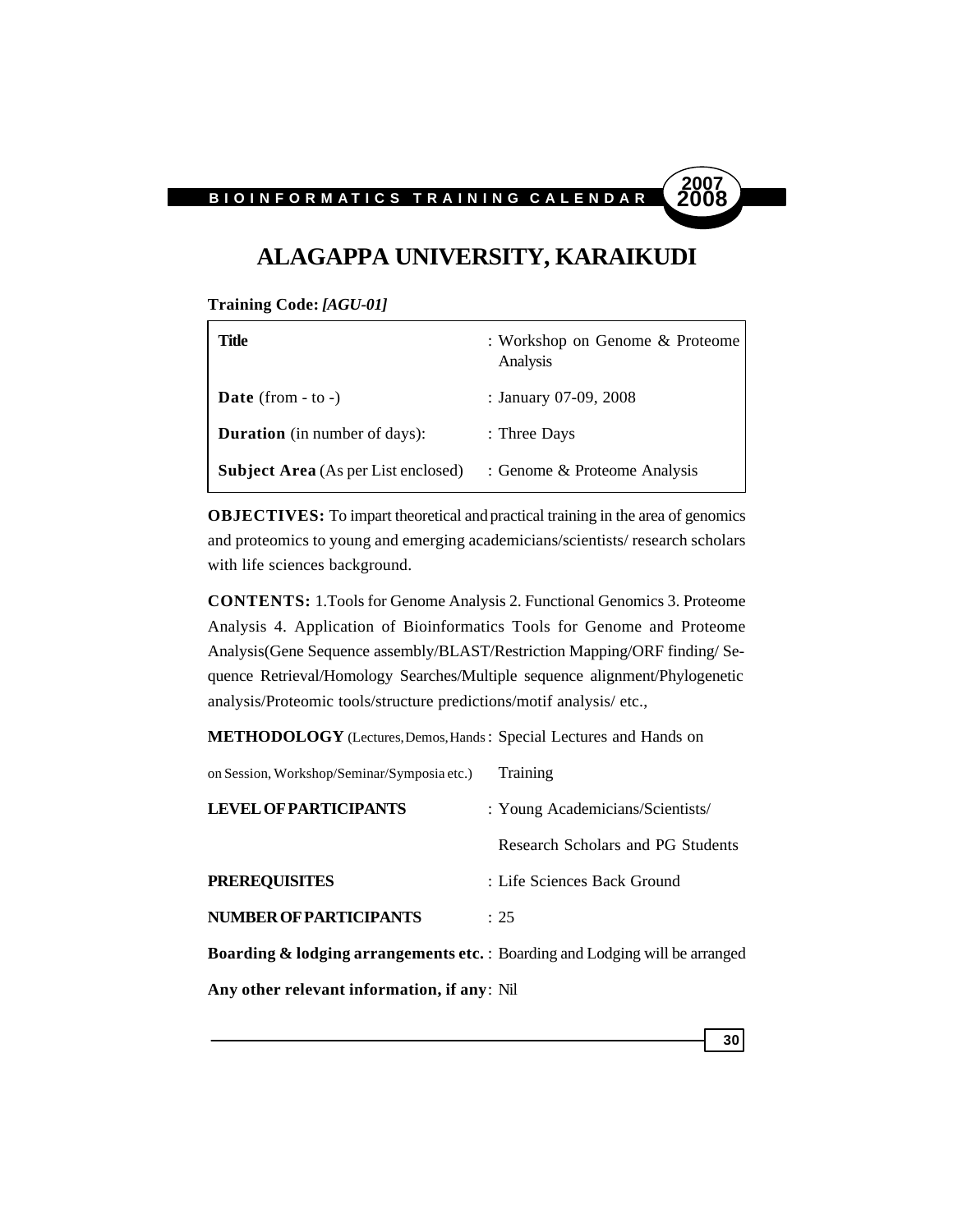# ALAGAPPA UNIVERSITY, KARAIKUDI

**Training Code:** ***[AGU-01]***

| | |
|---|---|
| **Title** | : Workshop on Genome & Proteome Analysis |
| **Date** (from - to -) | : January 07-09, 2008 |
| **Duration** (in number of days): | : Three Days |
| **Subject Area** (As per List enclosed) | : Genome & Proteome Analysis |

**OBJECTIVES:** To impart theoretical and practical training in the area of genomics and proteomics to young and emerging academicians/scientists/ research scholars with life sciences background.

**CONTENTS:** 1.Tools for Genome Analysis 2. Functional Genomics 3. Proteome Analysis 4. Application of Bioinformatics Tools for Genome and Proteome Analysis(Gene Sequence assembly/BLAST/Restriction Mapping/ORF finding/ Sequence Retrieval/Homology Searches/Multiple sequence alignment/Phylogenetic analysis/Proteomic tools/structure predictions/motif analysis/ etc.,

**METHODOLOGY** (Lectures, Demos, Hands on Session, Workshop/Seminar/Symposia etc.) : Special Lectures and Hands on Training

**LEVEL OF PARTICIPANTS** : Young Academicians/Scientists/ Research Scholars and PG Students

**PREREQUISITES** : Life Sciences Back Ground

**NUMBER OF PARTICIPANTS** : 25

**Boarding & lodging arrangements etc.** : Boarding and Lodging will be arranged

**Any other relevant information, if any**: Nil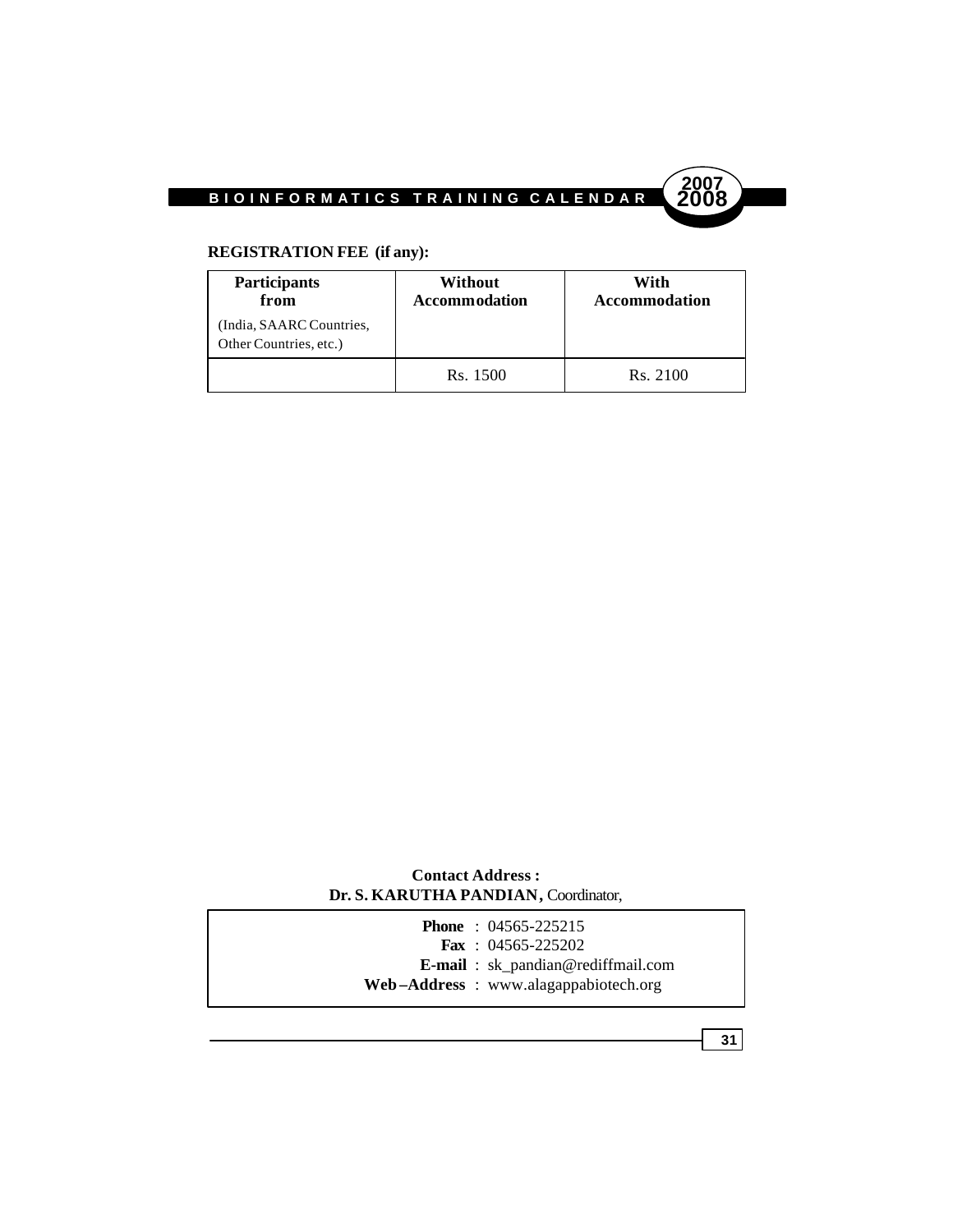**REGISTRATION FEE (if any):**

| **Participants from** (India, SAARC Countries, Other Countries, etc.) | **Without Accommodation** | **With Accommodation** |
|---|---|---|
| | Rs. 1500 | Rs. 2100 |

**Contact Address :**
**Dr. S. KARUTHA PANDIAN,** Coordinator,

**Phone** : 04565-225215
**Fax** : 04565-225202
**E-mail** : sk_pandian@rediffmail.com
**Web –Address** : www.alagappabiotech.org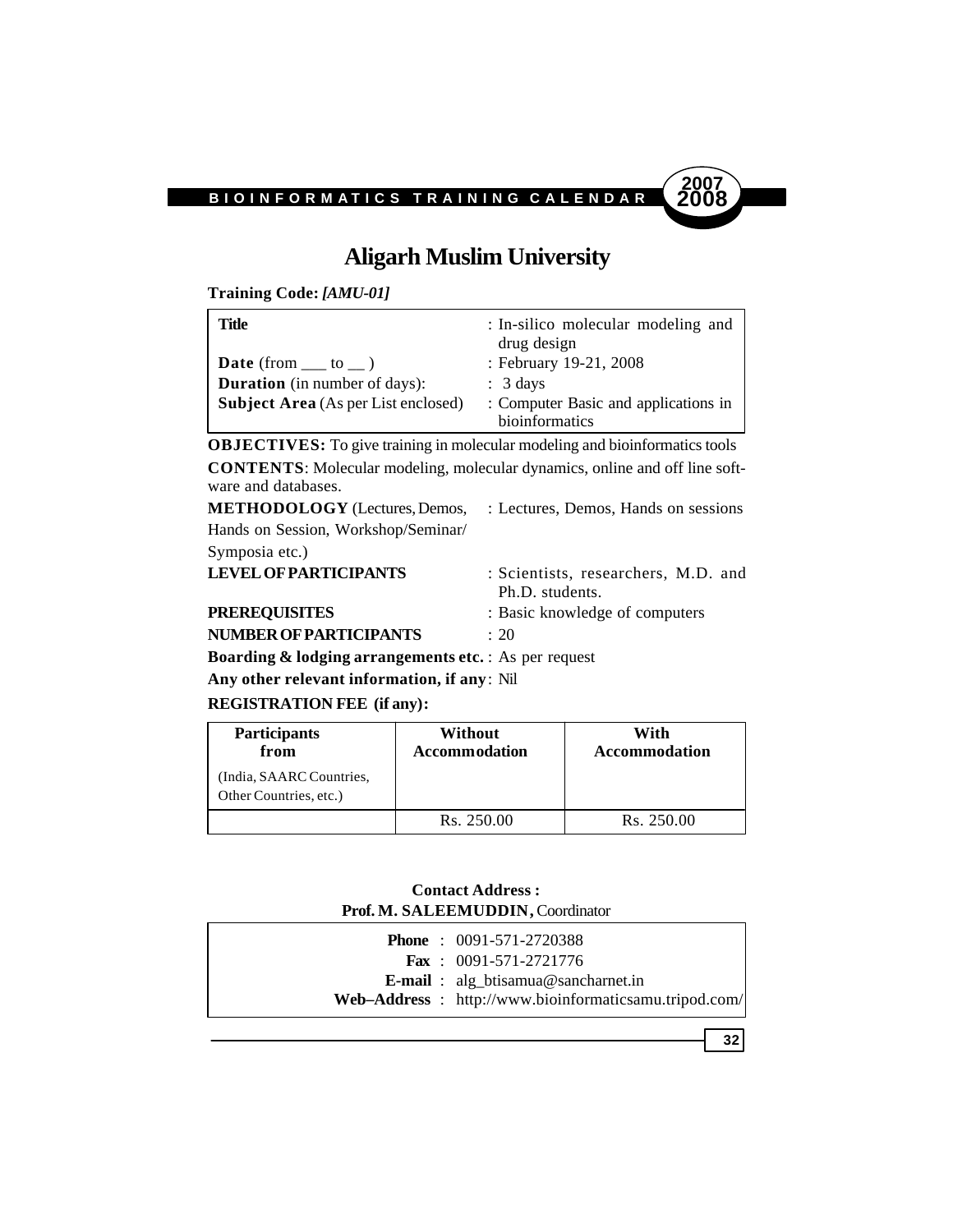# Aligarh Muslim University

**Training Code:** ***[AMU-01]***

| | |
|---|---|
| **Title** | : In-silico molecular modeling and drug design |
| **Date** (from ___ to __ ) | : February 19-21, 2008 |
| **Duration** (in number of days): | : 3 days |
| **Subject Area** (As per List enclosed) | : Computer Basic and applications in bioinformatics |

**OBJECTIVES:** To give training in molecular modeling and bioinformatics tools

**CONTENTS**: Molecular modeling, molecular dynamics, online and off line software and databases.

**METHODOLOGY** (Lectures, Demos, Hands on Session, Workshop/Seminar/ Symposia etc.) : Lectures, Demos, Hands on sessions

**LEVEL OF PARTICIPANTS** : Scientists, researchers, M.D. and Ph.D. students.

**PREREQUISITES** : Basic knowledge of computers

**NUMBER OF PARTICIPANTS** : 20

**Boarding & lodging arrangements etc.** : As per request

**Any other relevant information, if any**: Nil

**REGISTRATION FEE (if any):**

| **Participants from** (India, SAARC Countries, Other Countries, etc.) | **Without Accommodation** | **With Accommodation** |
|---|---|---|
| | Rs. 250.00 | Rs. 250.00 |

**Contact Address :**
**Prof. M. SALEEMUDDIN,** Coordinator

**Phone** : 0091-571-2720388
**Fax** : 0091-571-2721776
**E-mail** : alg_btisamua@sancharnet.in
**Web–Address** : http://www.bioinformaticsamu.tripod.com/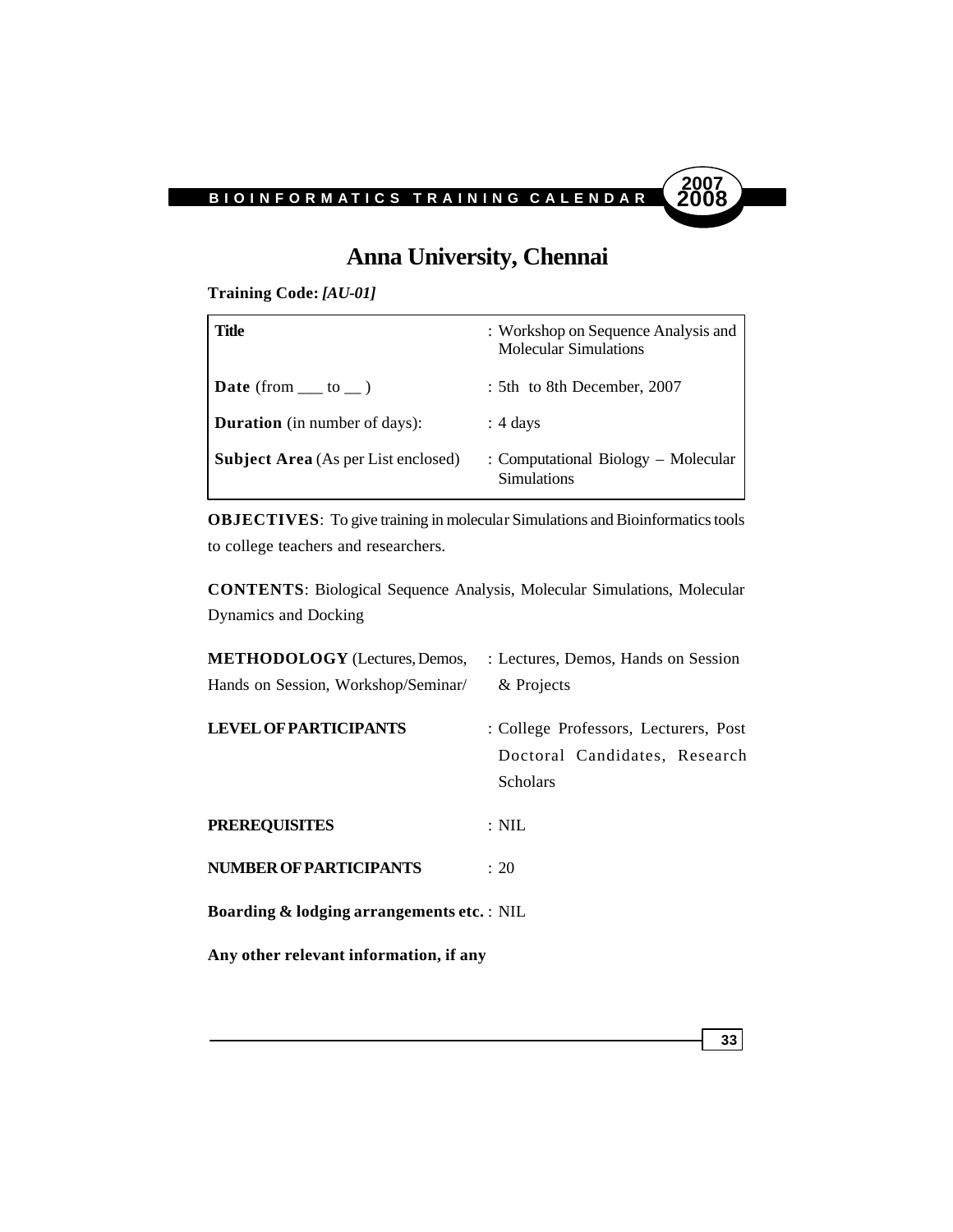# Anna University, Chennai

**Training Code:** ***[AU-01]***

| **Title** | : Workshop on Sequence Analysis and Molecular Simulations |
|---|---|
| **Date** (from ___ to __ ) | : 5th to 8th December, 2007 |
| **Duration** (in number of days): | : 4 days |
| **Subject Area** (As per List enclosed) | : Computational Biology – Molecular Simulations |

**OBJECTIVES**: To give training in molecular Simulations and Bioinformatics tools to college teachers and researchers.

**CONTENTS**: Biological Sequence Analysis, Molecular Simulations, Molecular Dynamics and Docking

**METHODOLOGY** (Lectures, Demos, Hands on Session, Workshop/Seminar/ : Lectures, Demos, Hands on Session & Projects

**LEVEL OF PARTICIPANTS** : College Professors, Lecturers, Post Doctoral Candidates, Research Scholars

**PREREQUISITES** : NIL

**NUMBER OF PARTICIPANTS** : 20

**Boarding & lodging arrangements etc.** : NIL

**Any other relevant information, if any**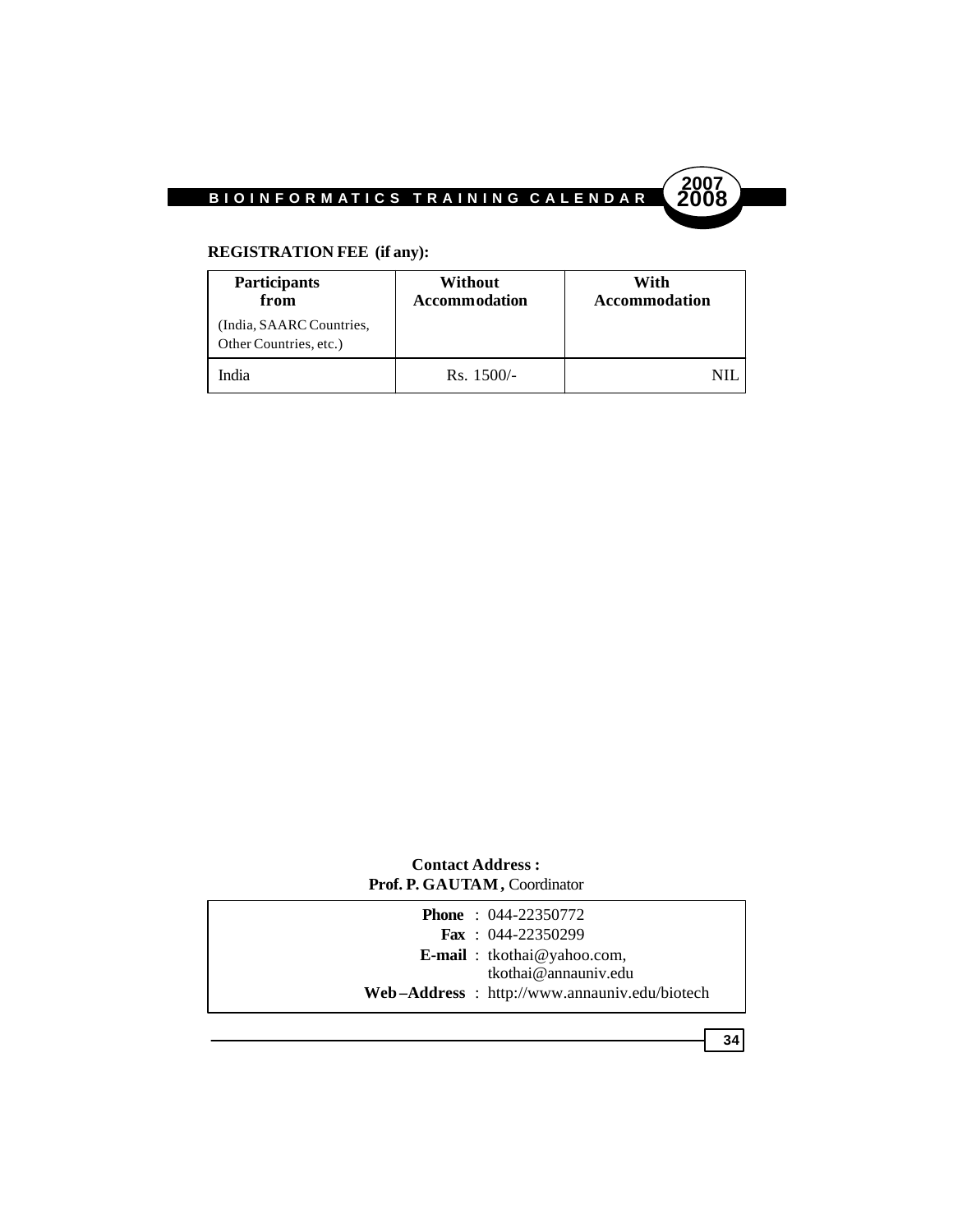**REGISTRATION FEE (if any):**

| **Participants from** (India, SAARC Countries, Other Countries, etc.) | **Without Accommodation** | **With Accommodation** |
|---|---|---|
| India | Rs. 1500/- | NIL |

**Contact Address :**
**Prof. P. GAUTAM ,** Coordinator

**Phone** : 044-22350772
**Fax** : 044-22350299
**E-mail** : tkothai@yahoo.com, tkothai@annauniv.edu
**Web –Address** : http://www.annauniv.edu/biotech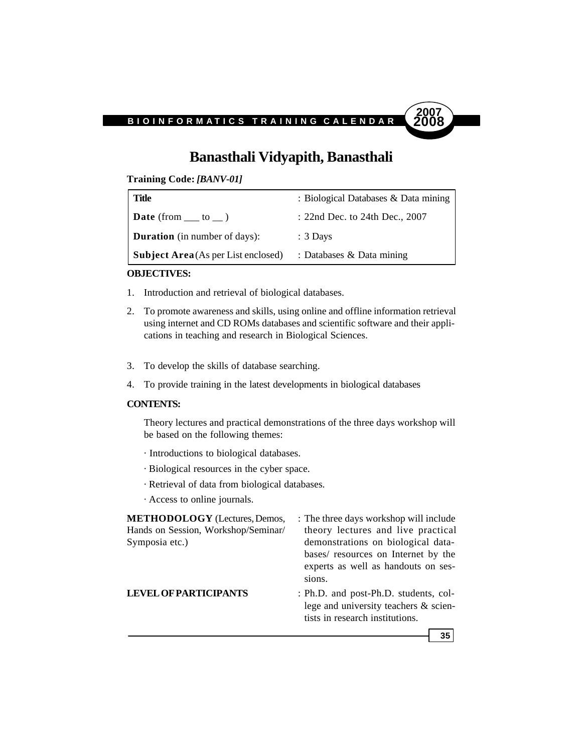# Banasthali Vidyapith, Banasthali

**Training Code:** ***[BANV-01]***

| | |
|---|---|
| **Title** | : Biological Databases & Data mining |
| **Date** (from ___ to __ ) | : 22nd Dec. to 24th Dec., 2007 |
| **Duration** (in number of days): | : 3 Days |
| **Subject Area** (As per List enclosed) | : Databases & Data mining |

**OBJECTIVES:**

1. Introduction and retrieval of biological databases.
2. To promote awareness and skills, using online and offline information retrieval using internet and CD ROMs databases and scientific software and their applications in teaching and research in Biological Sciences.
3. To develop the skills of database searching.
4. To provide training in the latest developments in biological databases

**CONTENTS:**

Theory lectures and practical demonstrations of the three days workshop will be based on the following themes:

- Introductions to biological databases.
- Biological resources in the cyber space.
- Retrieval of data from biological databases.
- Access to online journals.

**METHODOLOGY** (Lectures, Demos, Hands on Session, Workshop/Seminar/ Symposia etc.) : The three days workshop will include theory lectures and live practical demonstrations on biological databases/ resources on Internet by the experts as well as handouts on sessions.

**LEVEL OF PARTICIPANTS** : Ph.D. and post-Ph.D. students, college and university teachers & scientists in research institutions.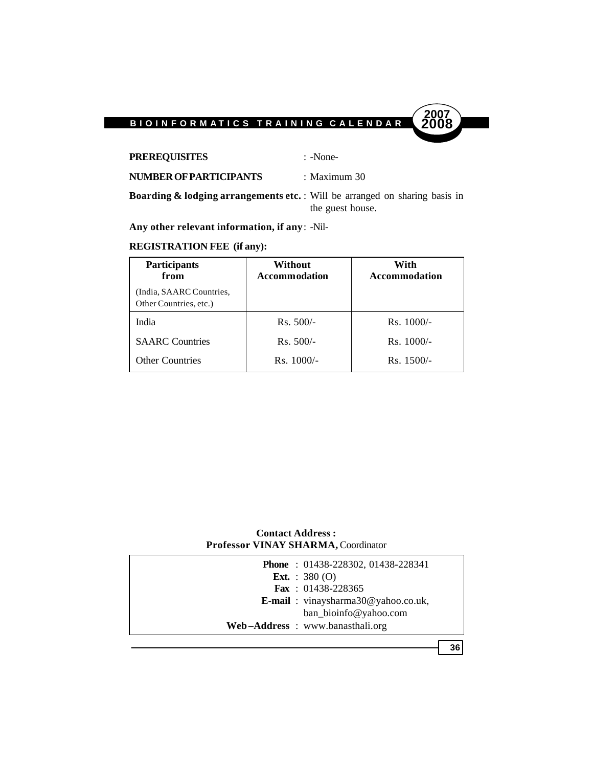**PREREQUISITES** : -None-

**NUMBER OF PARTICIPANTS** : Maximum 30

**Boarding & lodging arrangements etc.** : Will be arranged on sharing basis in the guest house.

**Any other relevant information, if any**: -Nil-

**REGISTRATION FEE (if any):**

| **Participants from** (India, SAARC Countries, Other Countries, etc.) | **Without Accommodation** | **With Accommodation** |
|---|---|---|
| India | Rs. 500/- | Rs. 1000/- |
| SAARC Countries | Rs. 500/- | Rs. 1000/- |
| Other Countries | Rs. 1000/- | Rs. 1500/- |

**Contact Address :**
**Professor VINAY SHARMA,** Coordinator

**Phone** : 01438-228302, 01438-228341
**Ext.** : 380 (O)
**Fax** : 01438-228365
**E-mail** : vinaysharma30@yahoo.co.uk, ban_bioinfo@yahoo.com
**Web–Address** : www.banasthali.org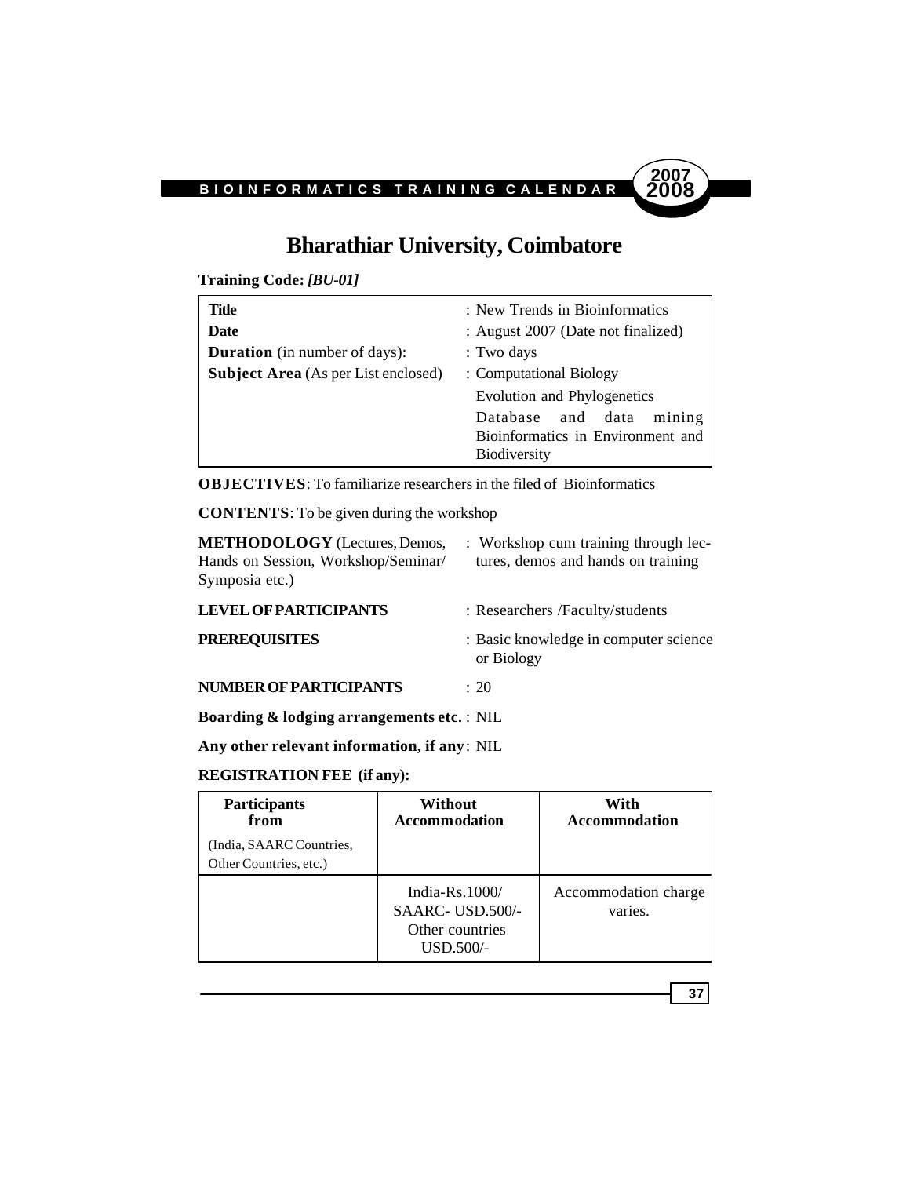# Bharathiar University, Coimbatore

**Training Code:** ***[BU-01]***

| | |
|---|---|
| **Title** | : New Trends in Bioinformatics |
| **Date** | : August 2007 (Date not finalized) |
| **Duration** (in number of days): | : Two days |
| **Subject Area** (As per List enclosed) | : Computational Biology<br>Evolution and Phylogenetics<br>Database and data mining<br>Bioinformatics in Environment and Biodiversity |

**OBJECTIVES**: To familiarize researchers in the filed of Bioinformatics

**CONTENTS**: To be given during the workshop

**METHODOLOGY** (Lectures, Demos, Hands on Session, Workshop/Seminar/ Symposia etc.) : Workshop cum training through lectures, demos and hands on training

**LEVEL OF PARTICIPANTS** : Researchers /Faculty/students

**PREREQUISITES** : Basic knowledge in computer science or Biology

**NUMBER OF PARTICIPANTS** : 20

**Boarding & lodging arrangements etc.** : NIL

**Any other relevant information, if any**: NIL

**REGISTRATION FEE (if any):**

| **Participants from**<br>(India, SAARC Countries, Other Countries, etc.) | **Without Accommodation** | **With Accommodation** |
|---|---|---|
| | India-Rs.1000/<br>SAARC- USD.500/-<br>Other countries USD.500/- | Accommodation charge varies. |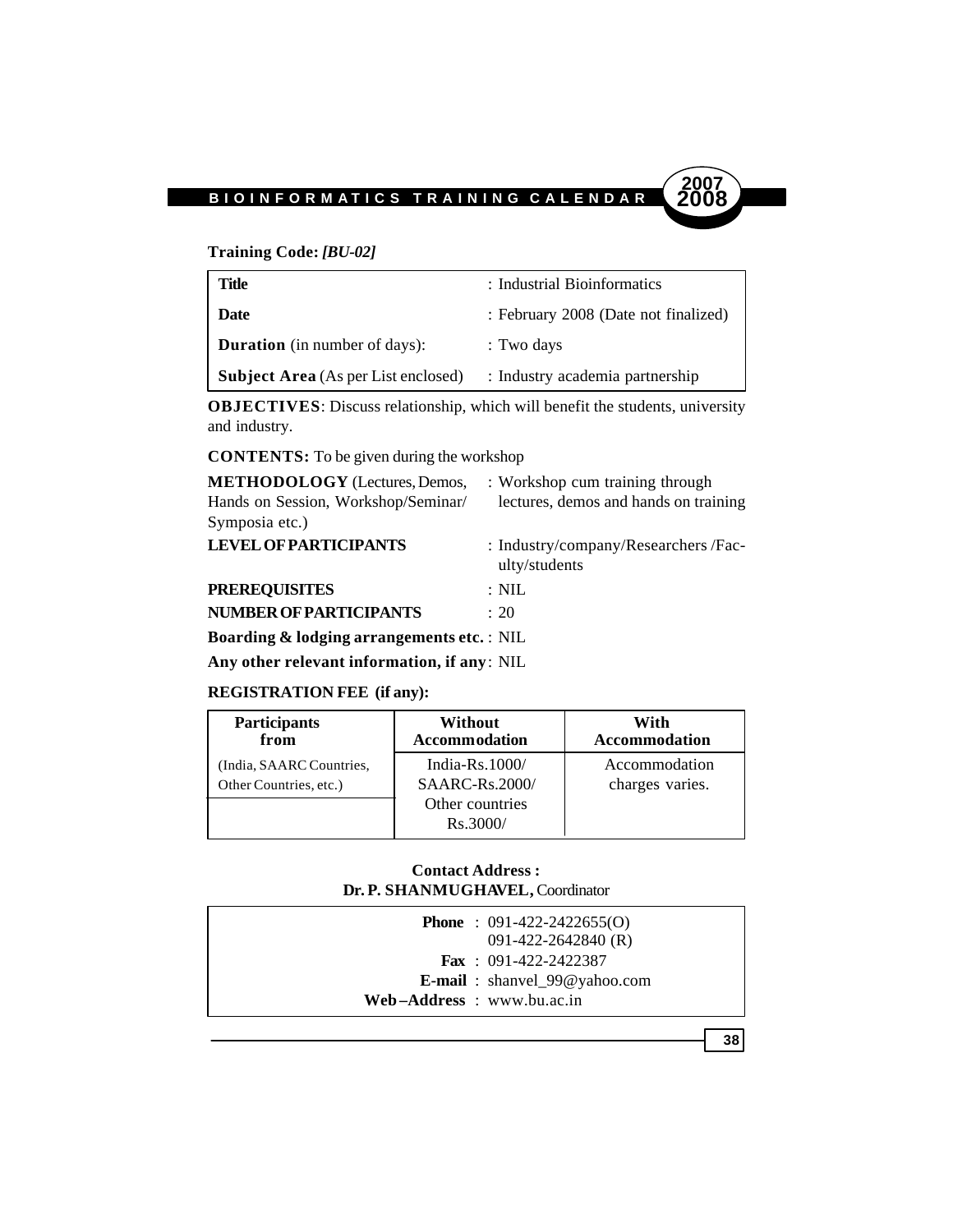**Training Code:** ***[BU-02]***

| | |
|---|---|
| **Title** | : Industrial Bioinformatics |
| **Date** | : February 2008 (Date not finalized) |
| **Duration** (in number of days): | : Two days |
| **Subject Area** (As per List enclosed) | : Industry academia partnership |

**OBJECTIVES**: Discuss relationship, which will benefit the students, university and industry.

**CONTENTS:** To be given during the workshop

**METHODOLOGY** (Lectures, Demos, Hands on Session, Workshop/Seminar/ Symposia etc.) : Workshop cum training through lectures, demos and hands on training

**LEVEL OF PARTICIPANTS** : Industry/company/Researchers /Faculty/students

**PREREQUISITES** : NIL

**NUMBER OF PARTICIPANTS** : 20

**Boarding & lodging arrangements etc.** : NIL

**Any other relevant information, if any**: NIL

**REGISTRATION FEE (if any):**

| Participants from | Without Accommodation | With Accommodation |
|---|---|---|
| (India, SAARC Countries, Other Countries, etc.) | India-Rs.1000/ SAARC-Rs.2000/ Other countries Rs.3000/ | Accommodation charges varies. |

**Contact Address :**
**Dr. P. SHANMUGHAVEL,** Coordinator

**Phone** : 091-422-2422655(O)
091-422-2642840 (R)
**Fax** : 091-422-2422387
**E-mail** : shanvel_99@yahoo.com
**Web–Address** : www.bu.ac.in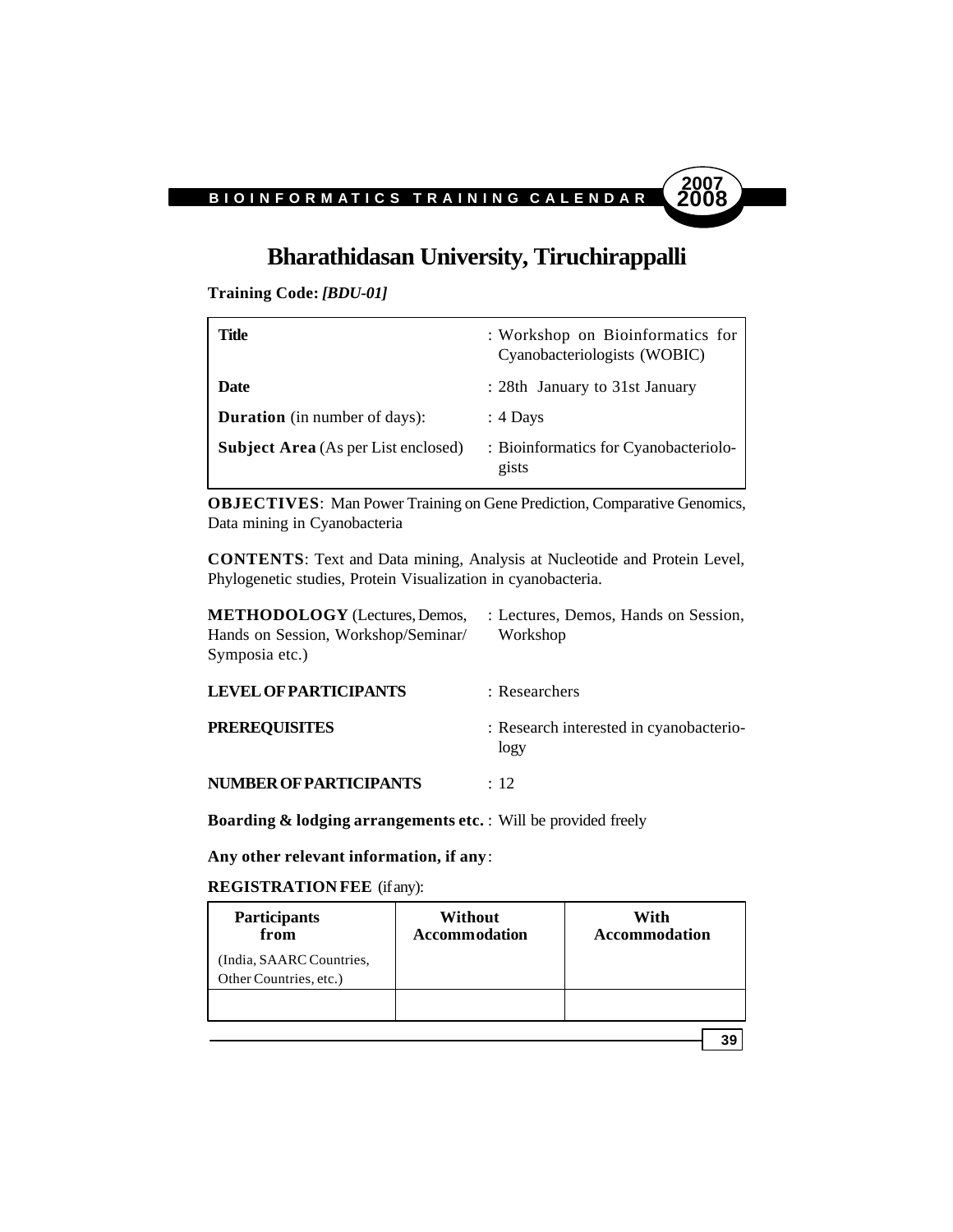# Bharathidasan University, Tiruchirappalli

**Training Code:** ***[BDU-01]***

| | |
|---|---|
| **Title** | : Workshop on Bioinformatics for Cyanobacteriologists (WOBIC) |
| **Date** | : 28th January to 31st January |
| **Duration** (in number of days): | : 4 Days |
| **Subject Area** (As per List enclosed) | : Bioinformatics for Cyanobacteriologists |

**OBJECTIVES**: Man Power Training on Gene Prediction, Comparative Genomics, Data mining in Cyanobacteria

**CONTENTS**: Text and Data mining, Analysis at Nucleotide and Protein Level, Phylogenetic studies, Protein Visualization in cyanobacteria.

**METHODOLOGY** (Lectures, Demos, Hands on Session, Workshop/Seminar/ Symposia etc.) : Lectures, Demos, Hands on Session, Workshop

**LEVEL OF PARTICIPANTS** : Researchers

**PREREQUISITES** : Research interested in cyanobacteriology

**NUMBER OF PARTICIPANTS** : 12

**Boarding & lodging arrangements etc.** : Will be provided freely

**Any other relevant information, if any**:

**REGISTRATION FEE** (if any):

| **Participants from** (India, SAARC Countries, Other Countries, etc.) | **Without Accommodation** | **With Accommodation** |
|---|---|---|
| | | |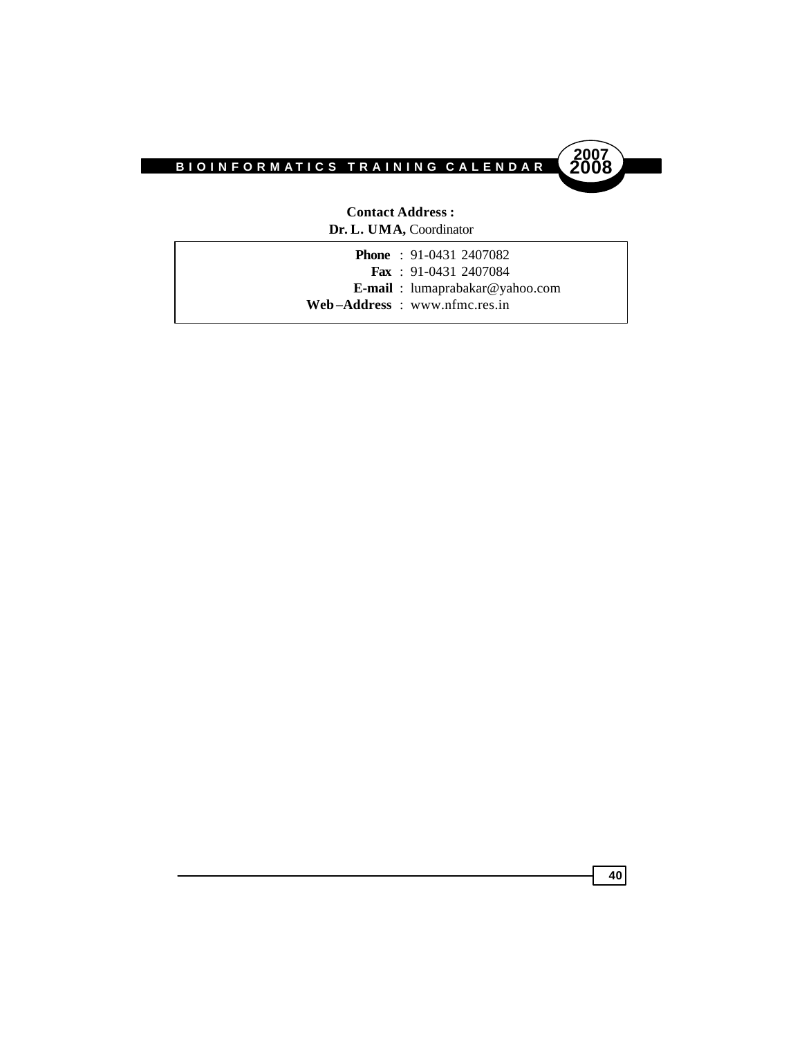**Contact Address :**
**Dr. L. UMA,** Coordinator

**Phone** : 91-0431 2407082
**Fax** : 91-0431 2407084
**E-mail** : lumaprabakar@yahoo.com
**Web–Address** : www.nfmc.res.in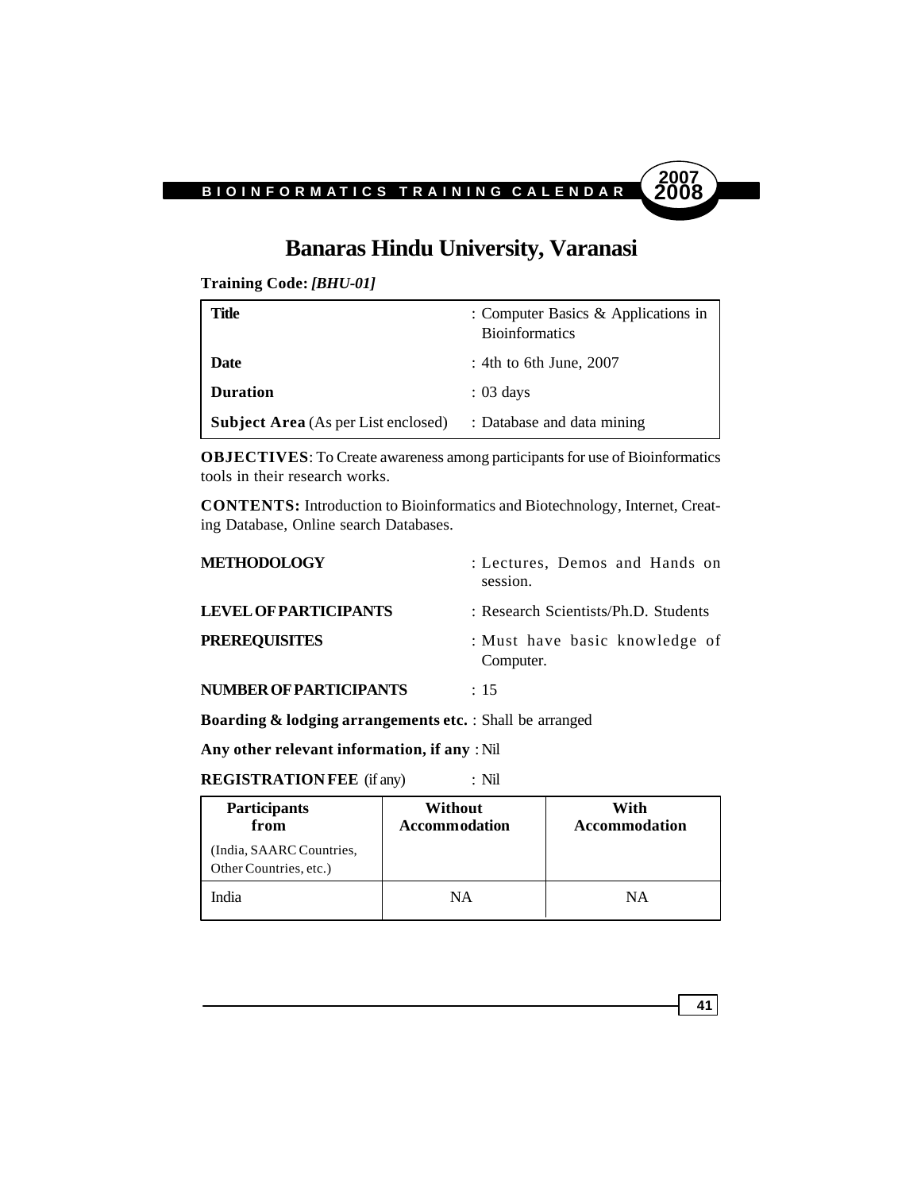# Banaras Hindu University, Varanasi

**Training Code:** ***[BHU-01]***

| | |
|---|---|
| **Title** | : Computer Basics & Applications in Bioinformatics |
| **Date** | : 4th to 6th June, 2007 |
| **Duration** | : 03 days |
| **Subject Area** (As per List enclosed) | : Database and data mining |

**OBJECTIVES**: To Create awareness among participants for use of Bioinformatics tools in their research works.

**CONTENTS:** Introduction to Bioinformatics and Biotechnology, Internet, Creating Database, Online search Databases.

**METHODOLOGY** : Lectures, Demos and Hands on session.

**LEVEL OF PARTICIPANTS** : Research Scientists/Ph.D. Students

**PREREQUISITES** : Must have basic knowledge of Computer.

**NUMBER OF PARTICIPANTS** : 15

**Boarding & lodging arrangements etc.** : Shall be arranged

**Any other relevant information, if any** : Nil

**REGISTRATION FEE** (if any) : Nil

| **Participants from** (India, SAARC Countries, Other Countries, etc.) | **Without Accommodation** | **With Accommodation** |
|---|---|---|
| India | NA | NA |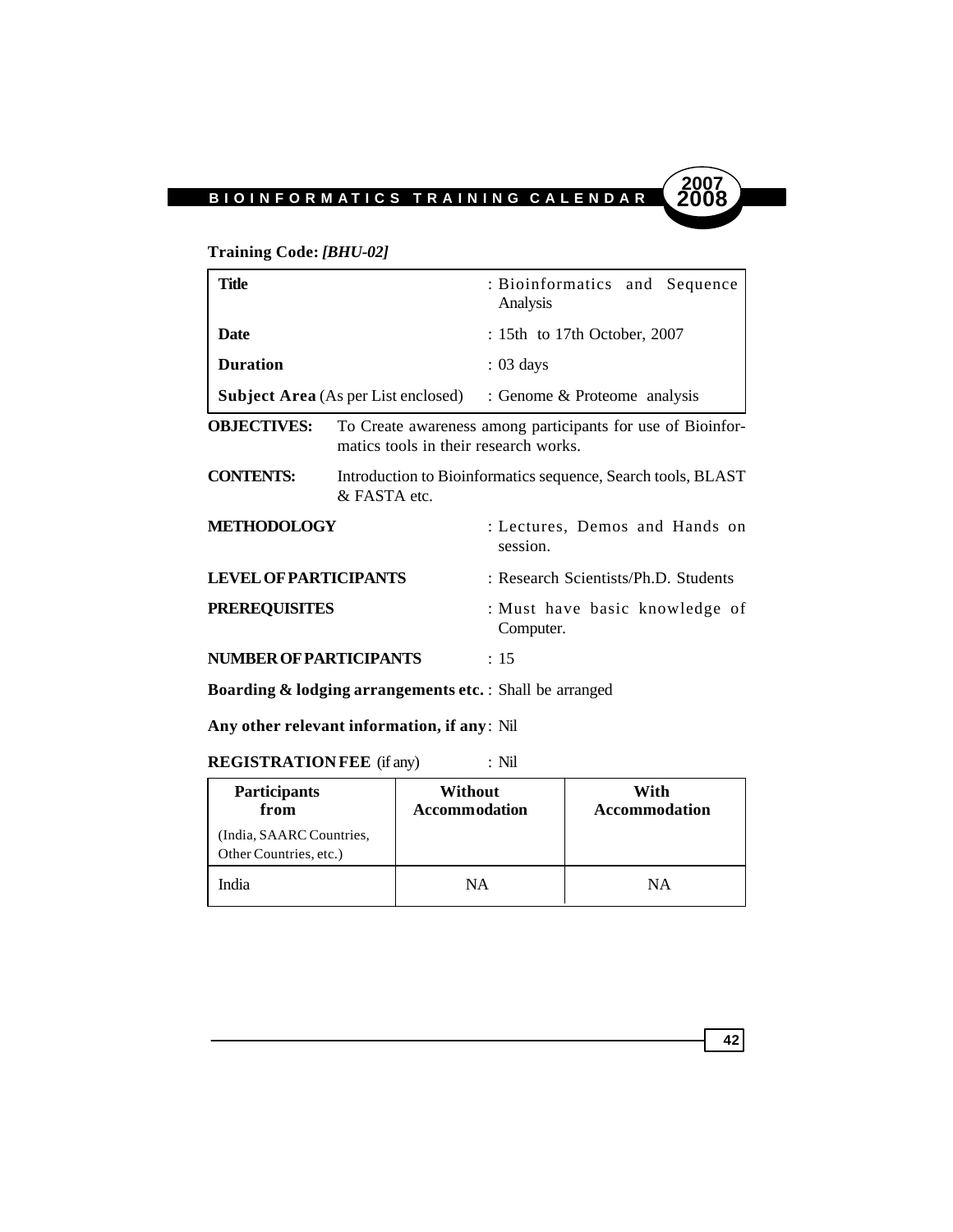**Training Code:** ***[BHU-02]***

| | |
|---|---|
| **Title** | : Bioinformatics and Sequence Analysis |
| **Date** | : 15th to 17th October, 2007 |
| **Duration** | : 03 days |
| **Subject Area** (As per List enclosed) | : Genome & Proteome analysis |

**OBJECTIVES:** To Create awareness among participants for use of Bioinformatics tools in their research works.

**CONTENTS:** Introduction to Bioinformatics sequence, Search tools, BLAST & FASTA etc.

**METHODOLOGY** : Lectures, Demos and Hands on session.

**LEVEL OF PARTICIPANTS** : Research Scientists/Ph.D. Students

**PREREQUISITES** : Must have basic knowledge of Computer.

**NUMBER OF PARTICIPANTS** : 15

**Boarding & lodging arrangements etc.** : Shall be arranged

**Any other relevant information, if any**: Nil

**REGISTRATION FEE** (if any) : Nil

| **Participants from** (India, SAARC Countries, Other Countries, etc.) | **Without Accommodation** | **With Accommodation** |
|---|---|---|
| India | NA | NA |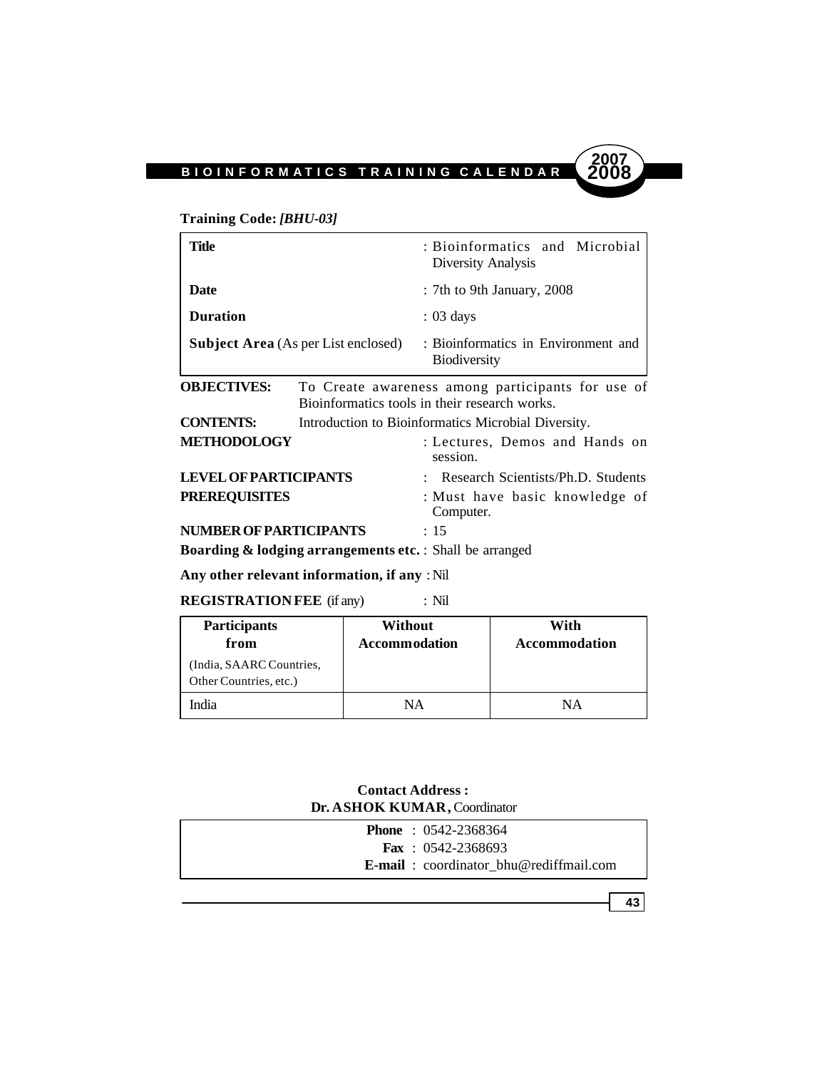**Training Code:** ***[BHU-03]***

| | |
|---|---|
| **Title** | : Bioinformatics and Microbial Diversity Analysis |
| **Date** | : 7th to 9th January, 2008 |
| **Duration** | : 03 days |
| **Subject Area** (As per List enclosed) | : Bioinformatics in Environment and Biodiversity |

**OBJECTIVES:** To Create awareness among participants for use of Bioinformatics tools in their research works.

**CONTENTS:** Introduction to Bioinformatics Microbial Diversity.

**METHODOLOGY** : Lectures, Demos and Hands on session.

**LEVEL OF PARTICIPANTS** : Research Scientists/Ph.D. Students

**PREREQUISITES** : Must have basic knowledge of Computer.

**NUMBER OF PARTICIPANTS** : 15

**Boarding & lodging arrangements etc.** : Shall be arranged

**Any other relevant information, if any** : Nil

**REGISTRATION FEE** (if any) : Nil

| **Participants from** (India, SAARC Countries, Other Countries, etc.) | **Without Accommodation** | **With Accommodation** |
|---|---|---|
| India | NA | NA |

**Contact Address :**
**Dr. ASHOK KUMAR,** Coordinator

**Phone** : 0542-2368364
**Fax** : 0542-2368693
**E-mail** : coordinator_bhu@rediffmail.com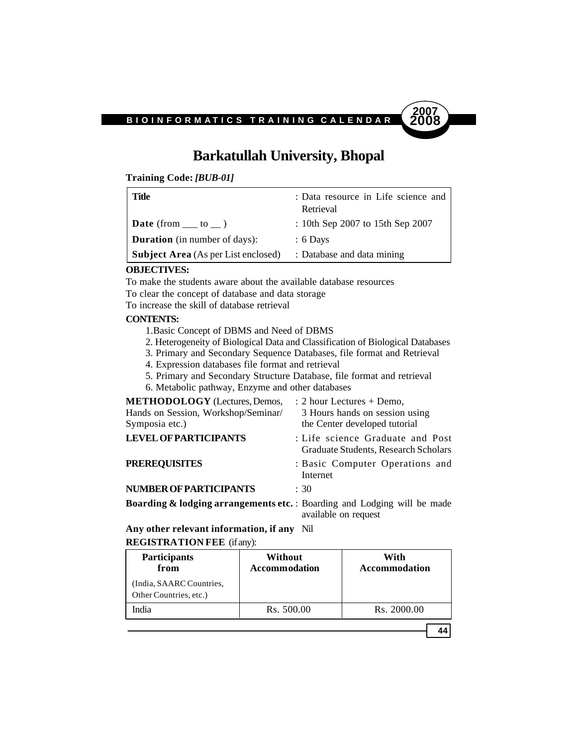# Barkatullah University, Bhopal

**Training Code:** ***[BUB-01]***

| | |
|---|---|
| **Title** | : Data resource in Life science and Retrieval |
| **Date** (from ___ to __ ) | : 10th Sep 2007 to 15th Sep 2007 |
| **Duration** (in number of days): | : 6 Days |
| **Subject Area** (As per List enclosed) | : Database and data mining |

**OBJECTIVES:**

To make the students aware about the available database resources
To clear the concept of database and data storage
To increase the skill of database retrieval

**CONTENTS:**

1. Basic Concept of DBMS and Need of DBMS
2. Heterogeneity of Biological Data and Classification of Biological Databases
3. Primary and Secondary Sequence Databases, file format and Retrieval
4. Expression databases file format and retrieval
5. Primary and Secondary Structure Database, file format and retrieval
6. Metabolic pathway, Enzyme and other databases

**METHODOLOGY** (Lectures, Demos, Hands on Session, Workshop/Seminar/ Symposia etc.) : 2 hour Lectures + Demo, 3 Hours hands on session using the Center developed tutorial

**LEVEL OF PARTICIPANTS** : Life science Graduate and Post Graduate Students, Research Scholars

**PREREQUISITES** : Basic Computer Operations and Internet

**NUMBER OF PARTICIPANTS** : 30

**Boarding & lodging arrangements etc.** : Boarding and Lodging will be made available on request

**Any other relevant information, if any** Nil

**REGISTRATION FEE** (if any):

| **Participants from** (India, SAARC Countries, Other Countries, etc.) | **Without Accommodation** | **With Accommodation** |
|---|---|---|
| India | Rs. 500.00 | Rs. 2000.00 |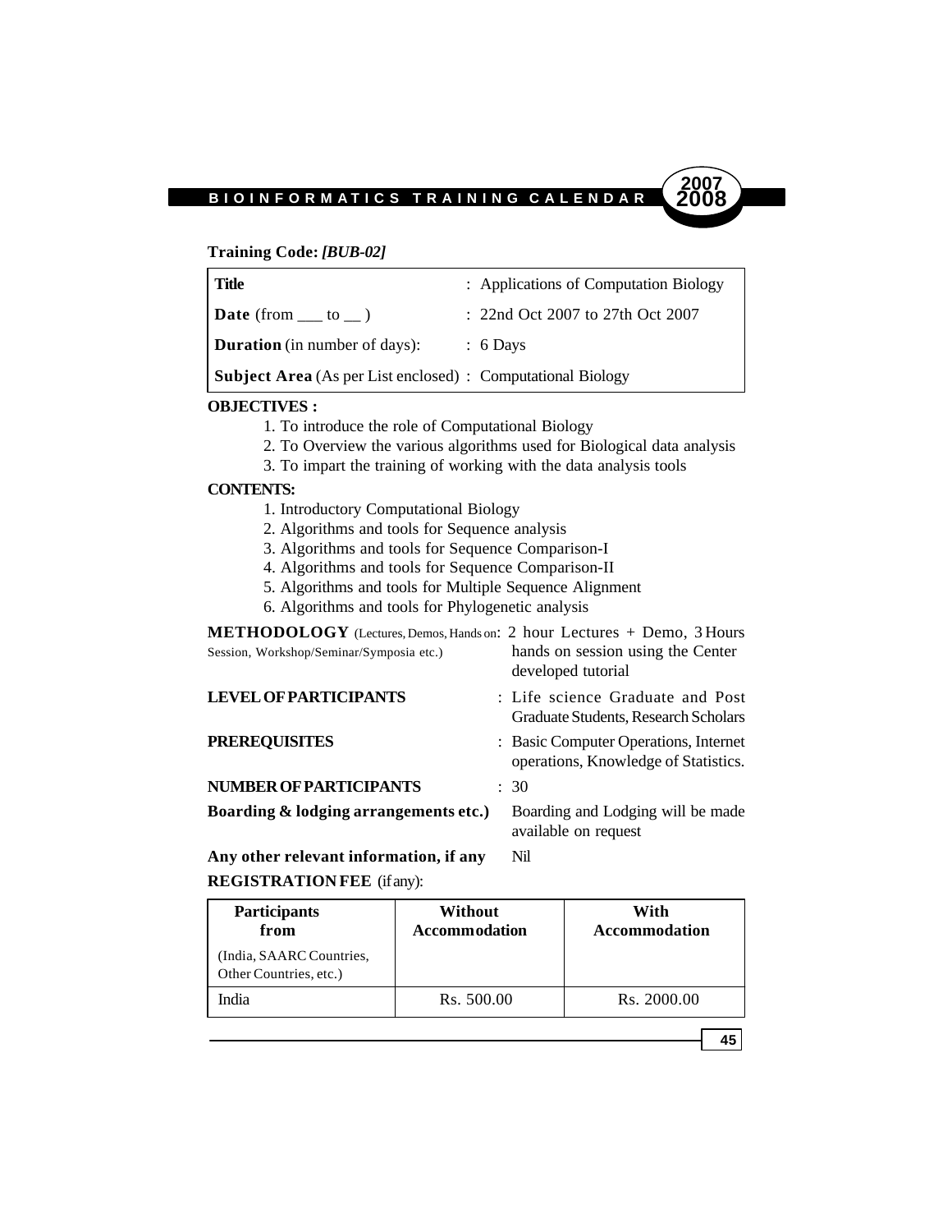**Training Code:** ***[BUB-02]***

| | |
|---|---|
| **Title** | : Applications of Computation Biology |
| **Date** (from ___ to __ ) | : 22nd Oct 2007 to 27th Oct 2007 |
| **Duration** (in number of days): | : 6 Days |
| **Subject Area** (As per List enclosed) | : Computational Biology |

**OBJECTIVES :**

1. To introduce the role of Computational Biology
2. To Overview the various algorithms used for Biological data analysis
3. To impart the training of working with the data analysis tools

**CONTENTS:**

1. Introductory Computational Biology
2. Algorithms and tools for Sequence analysis
3. Algorithms and tools for Sequence Comparison-I
4. Algorithms and tools for Sequence Comparison-II
5. Algorithms and tools for Multiple Sequence Alignment
6. Algorithms and tools for Phylogenetic analysis

**METHODOLOGY** (Lectures, Demos, Hands on Session, Workshop/Seminar/Symposia etc.): 2 hour Lectures + Demo, 3 Hours hands on session using the Center developed tutorial

**LEVEL OF PARTICIPANTS** : Life science Graduate and Post Graduate Students, Research Scholars

**PREREQUISITES** : Basic Computer Operations, Internet operations, Knowledge of Statistics.

**NUMBER OF PARTICIPANTS** : 30

**Boarding & lodging arrangements etc.)** Boarding and Lodging will be made available on request

**Any other relevant information, if any** Nil

**REGISTRATION FEE** (if any):

| **Participants from** (India, SAARC Countries, Other Countries, etc.) | **Without Accommodation** | **With Accommodation** |
|---|---|---|
| India | Rs. 500.00 | Rs. 2000.00 |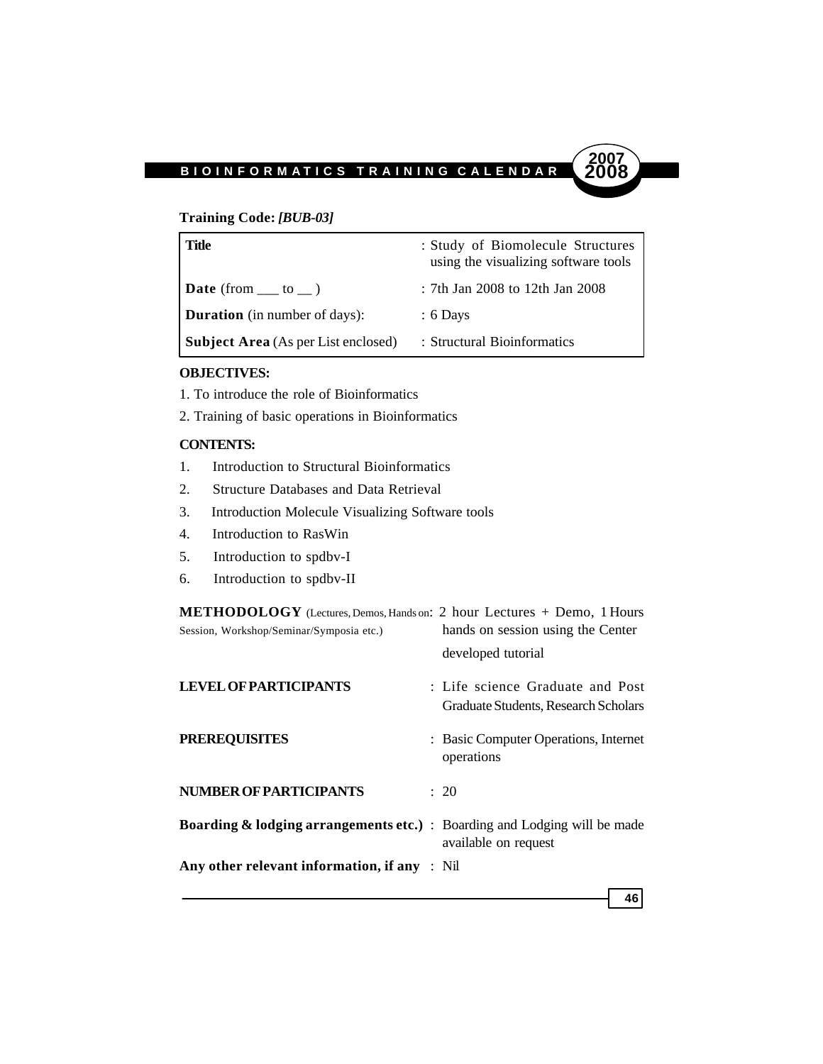**Training Code:** ***[BUB-03]***

| | |
|---|---|
| **Title** | : Study of Biomolecule Structures using the visualizing software tools |
| **Date** (from ___ to __ ) | : 7th Jan 2008 to 12th Jan 2008 |
| **Duration** (in number of days): | : 6 Days |
| **Subject Area** (As per List enclosed) | : Structural Bioinformatics |

**OBJECTIVES:**

1. To introduce the role of Bioinformatics
2. Training of basic operations in Bioinformatics

**CONTENTS:**

1. Introduction to Structural Bioinformatics
2. Structure Databases and Data Retrieval
3. Introduction Molecule Visualizing Software tools
4. Introduction to RasWin
5. Introduction to spdbv-I
6. Introduction to spdbv-II

**METHODOLOGY** (Lectures, Demos, Hands on Session, Workshop/Seminar/Symposia etc.): 2 hour Lectures + Demo, 1 Hours hands on session using the Center developed tutorial

**LEVEL OF PARTICIPANTS** : Life science Graduate and Post Graduate Students, Research Scholars

**PREREQUISITES** : Basic Computer Operations, Internet operations

**NUMBER OF PARTICIPANTS** : 20

**Boarding & lodging arrangements etc.)** : Boarding and Lodging will be made available on request

**Any other relevant information, if any** : Nil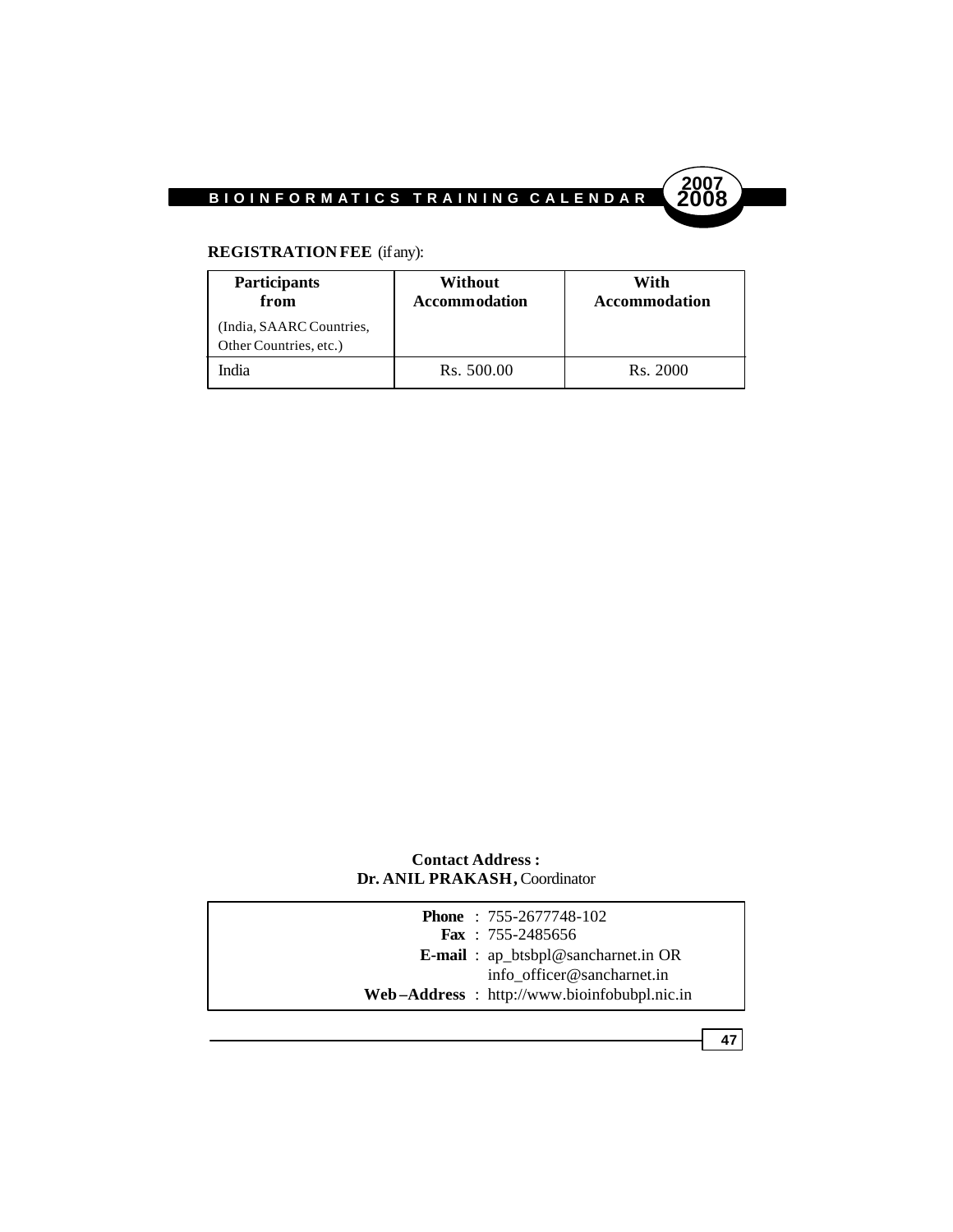**REGISTRATION FEE** (if any):

| **Participants from** (India, SAARC Countries, Other Countries, etc.) | **Without Accommodation** | **With Accommodation** |
|---|---|---|
| India | Rs. 500.00 | Rs. 2000 |

**Contact Address :**
**Dr. ANIL PRAKASH,** Coordinator

**Phone** : 755-2677748-102
**Fax** : 755-2485656
**E-mail** : ap_btsbpl@sancharnet.in OR info_officer@sancharnet.in
**Web–Address** : http://www.bioinfobubpl.nic.in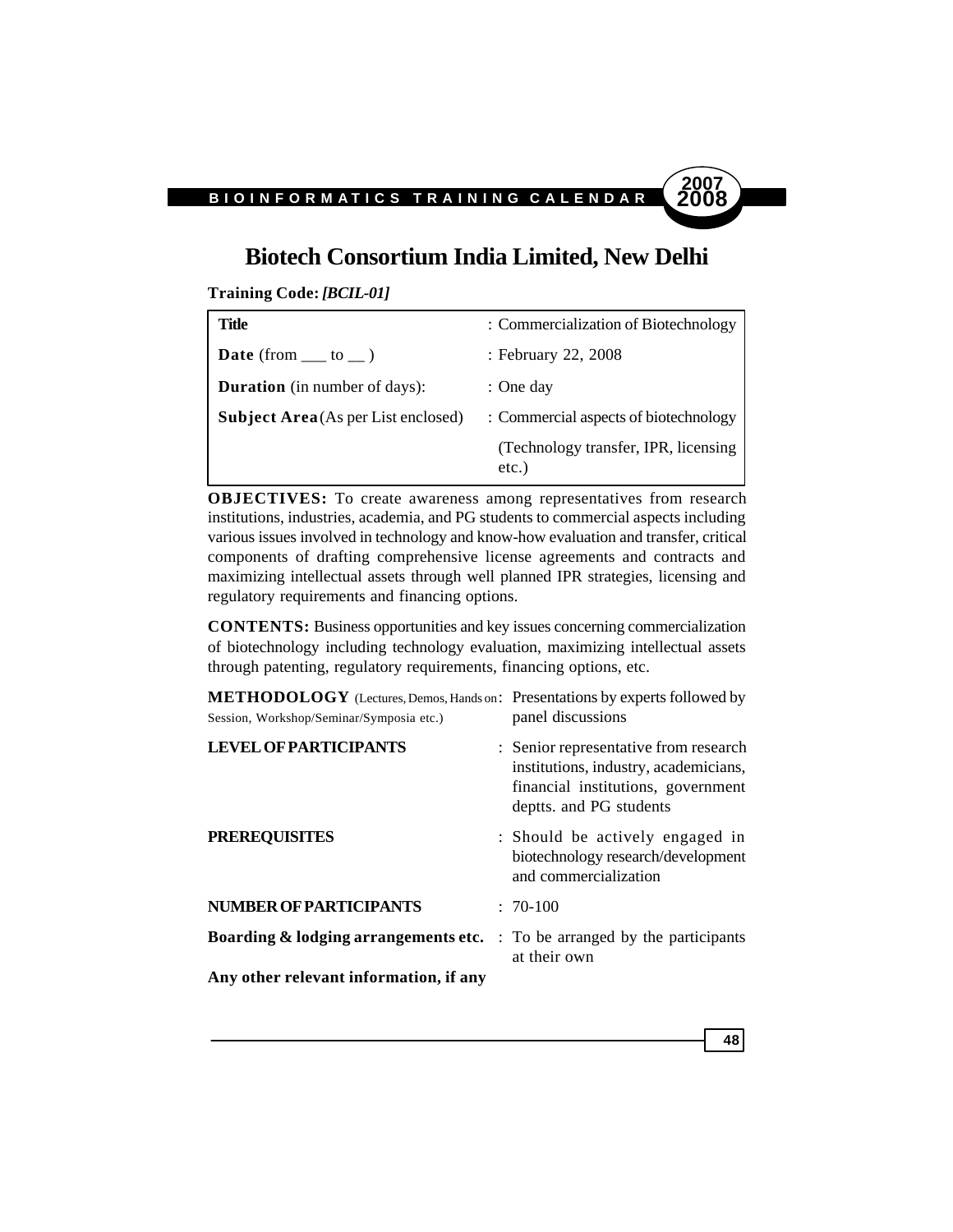# Biotech Consortium India Limited, New Delhi

**Training Code:** ***[BCIL-01]***

| | |
|---|---|
| **Title** | : Commercialization of Biotechnology |
| **Date** (from ___ to __ ) | : February 22, 2008 |
| **Duration** (in number of days): | : One day |
| **Subject Area** (As per List enclosed) | : Commercial aspects of biotechnology (Technology transfer, IPR, licensing etc.) |

**OBJECTIVES:** To create awareness among representatives from research institutions, industries, academia, and PG students to commercial aspects including various issues involved in technology and know-how evaluation and transfer, critical components of drafting comprehensive license agreements and contracts and maximizing intellectual assets through well planned IPR strategies, licensing and regulatory requirements and financing options.

**CONTENTS:** Business opportunities and key issues concerning commercialization of biotechnology including technology evaluation, maximizing intellectual assets through patenting, regulatory requirements, financing options, etc.

**METHODOLOGY** (Lectures, Demos, Hands on Session, Workshop/Seminar/Symposia etc.) : Presentations by experts followed by panel discussions

**LEVEL OF PARTICIPANTS** : Senior representative from research institutions, industry, academicians, financial institutions, government deptts. and PG students

**PREREQUISITES** : Should be actively engaged in biotechnology research/development and commercialization

**NUMBER OF PARTICIPANTS** : 70-100

**Boarding & lodging arrangements etc.** : To be arranged by the participants at their own

**Any other relevant information, if any**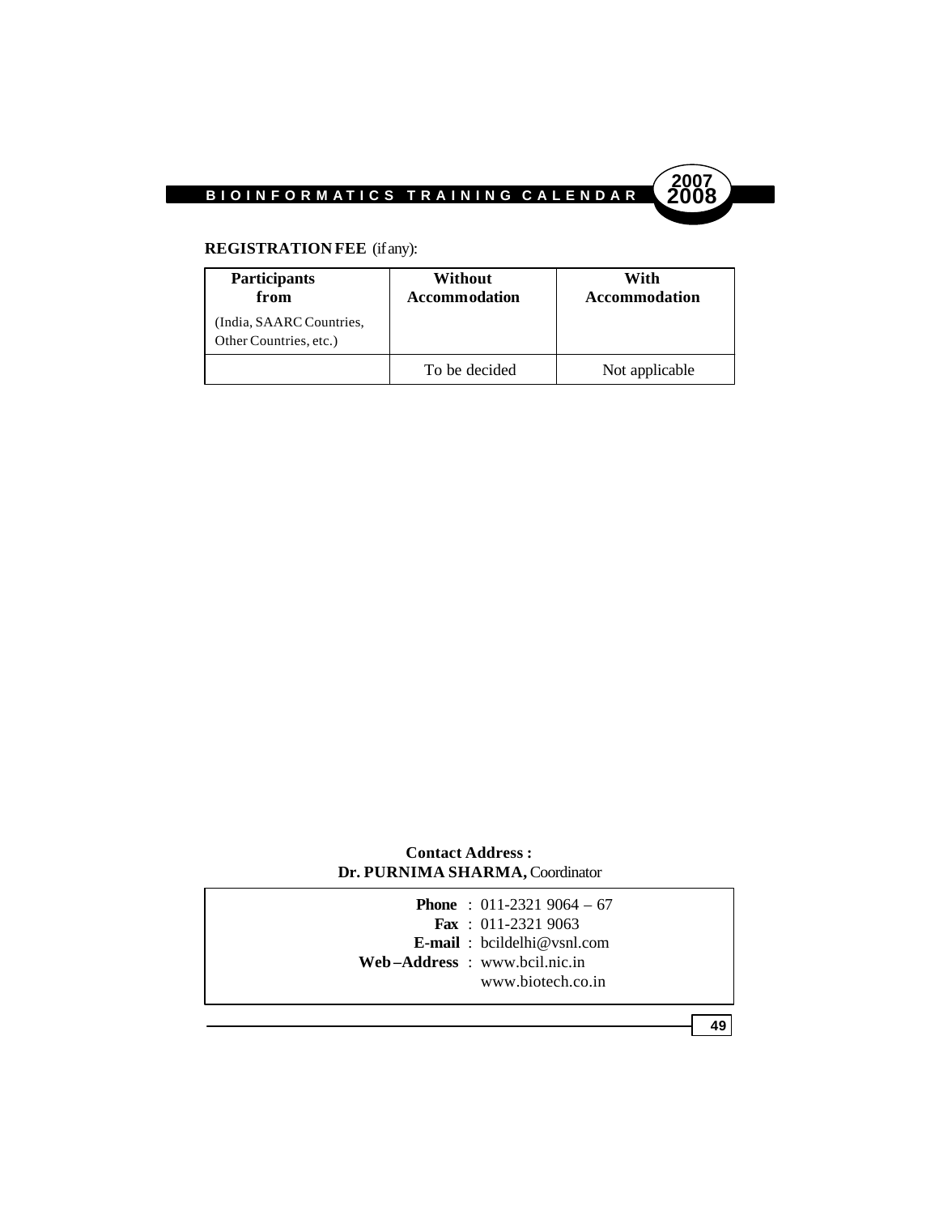**REGISTRATION FEE** (if any):

| **Participants from** (India, SAARC Countries, Other Countries, etc.) | **Without Accommodation** | **With Accommodation** |
|---|---|---|
| | To be decided | Not applicable |

**Contact Address :**
**Dr. PURNIMA SHARMA,** Coordinator

**Phone** : 011-2321 9064 – 67
**Fax** : 011-2321 9063
**E-mail** : bcildelhi@vsnl.com
**Web–Address** : www.bcil.nic.in
www.biotech.co.in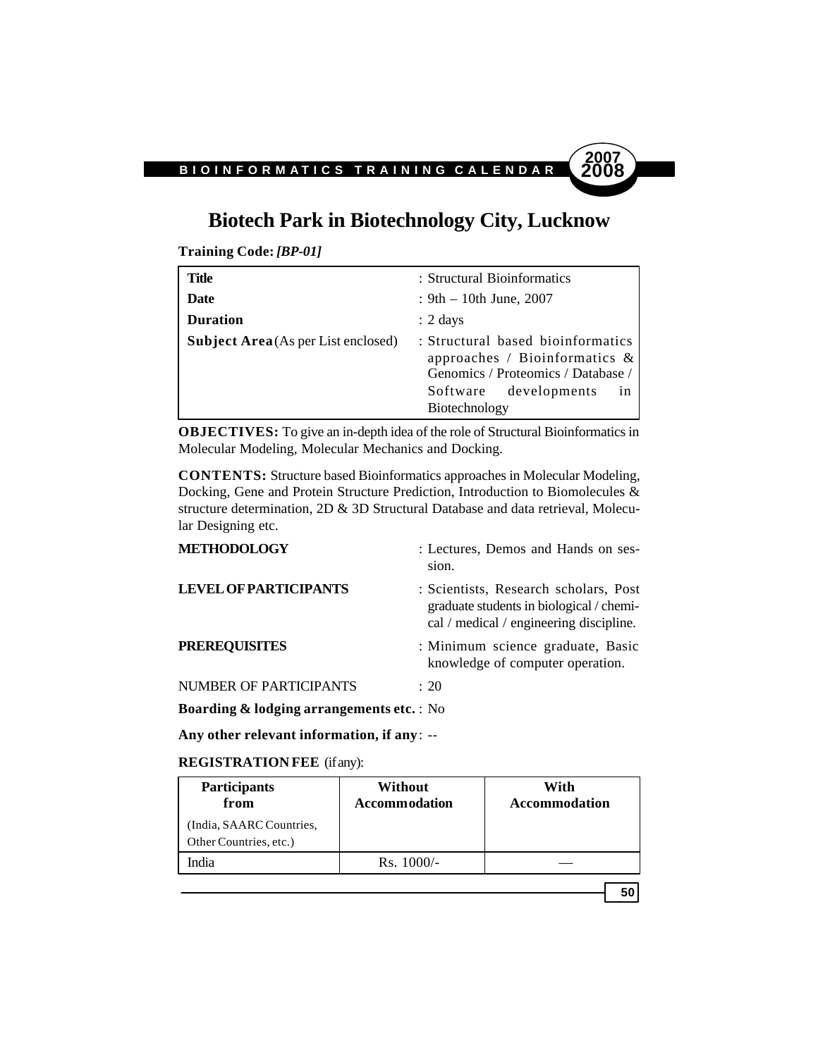# Biotech Park in Biotechnology City, Lucknow

**Training Code:** ***[BP-01]***

| | |
|---|---|
| **Title** | : Structural Bioinformatics |
| **Date** | : 9th – 10th June, 2007 |
| **Duration** | : 2 days |
| **Subject Area** (As per List enclosed) | : Structural based bioinformatics approaches / Bioinformatics & Genomics / Proteomics / Database / Software developments in Biotechnology |

**OBJECTIVES:** To give an in-depth idea of the role of Structural Bioinformatics in Molecular Modeling, Molecular Mechanics and Docking.

**CONTENTS:** Structure based Bioinformatics approaches in Molecular Modeling, Docking, Gene and Protein Structure Prediction, Introduction to Biomolecules & structure determination, 2D & 3D Structural Database and data retrieval, Molecular Designing etc.

**METHODOLOGY** : Lectures, Demos and Hands on session.

**LEVEL OF PARTICIPANTS** : Scientists, Research scholars, Post graduate students in biological / chemical / medical / engineering discipline.

**PREREQUISITES** : Minimum science graduate, Basic knowledge of computer operation.

NUMBER OF PARTICIPANTS : 20

**Boarding & lodging arrangements etc.** : No

**Any other relevant information, if any**: --

**REGISTRATION FEE** (if any):

| **Participants from** (India, SAARC Countries, Other Countries, etc.) | **Without Accommodation** | **With Accommodation** |
|---|---|---|
| India | Rs. 1000/- | — |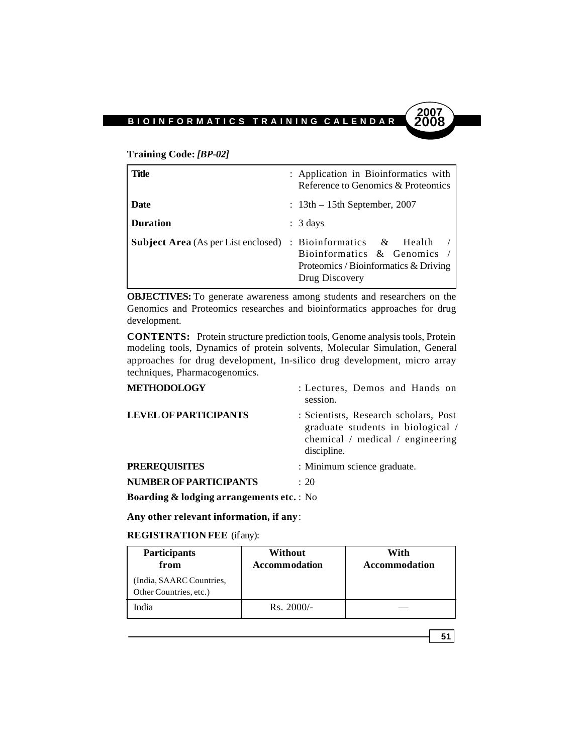**Training Code:** ***[BP-02]***

| | |
|---|---|
| **Title** | : Application in Bioinformatics with Reference to Genomics & Proteomics |
| **Date** | : 13th – 15th September, 2007 |
| **Duration** | : 3 days |
| **Subject Area** (As per List enclosed) | : Bioinformatics & Health / Bioinformatics & Genomics / Proteomics / Bioinformatics & Driving Drug Discovery |

**OBJECTIVES:** To generate awareness among students and researchers on the Genomics and Proteomics researches and bioinformatics approaches for drug development.

**CONTENTS:** Protein structure prediction tools, Genome analysis tools, Protein modeling tools, Dynamics of protein solvents, Molecular Simulation, General approaches for drug development, In-silico drug development, micro array techniques, Pharmacogenomics.

**METHODOLOGY** : Lectures, Demos and Hands on session.

**LEVEL OF PARTICIPANTS** : Scientists, Research scholars, Post graduate students in biological / chemical / medical / engineering discipline.

**PREREQUISITES** : Minimum science graduate.

**NUMBER OF PARTICIPANTS** : 20

**Boarding & lodging arrangements etc.** : No

**Any other relevant information, if any**:

**REGISTRATION FEE** (if any):

| **Participants from** (India, SAARC Countries, Other Countries, etc.) | **Without Accommodation** | **With Accommodation** |
|---|---|---|
| India | Rs. 2000/- | — |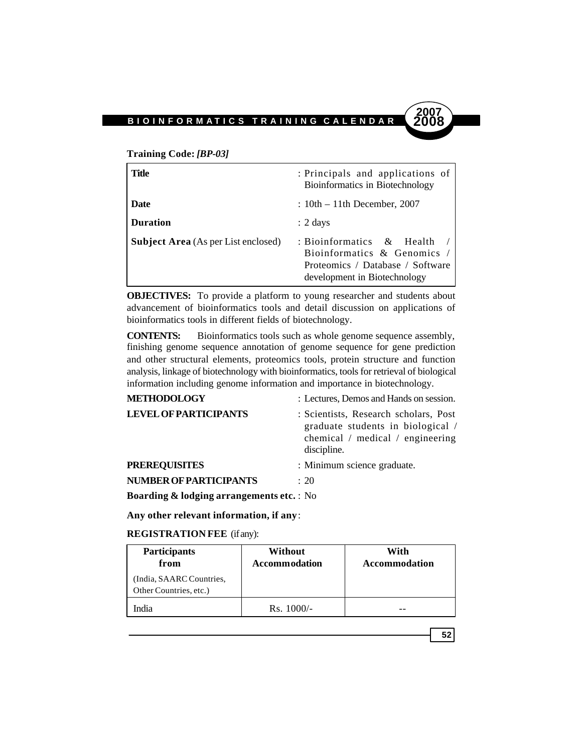**Training Code:** ***[BP-03]***

| | |
|---|---|
| **Title** | : Principals and applications of Bioinformatics in Biotechnology |
| **Date** | : 10th – 11th December, 2007 |
| **Duration** | : 2 days |
| **Subject Area** (As per List enclosed) | : Bioinformatics & Health / Bioinformatics & Genomics / Proteomics / Database / Software development in Biotechnology |

**OBJECTIVES:** To provide a platform to young researcher and students about advancement of bioinformatics tools and detail discussion on applications of bioinformatics tools in different fields of biotechnology.

**CONTENTS:** Bioinformatics tools such as whole genome sequence assembly, finishing genome sequence annotation of genome sequence for gene prediction and other structural elements, proteomics tools, protein structure and function analysis, linkage of biotechnology with bioinformatics, tools for retrieval of biological information including genome information and importance in biotechnology.

**METHODOLOGY** : Lectures, Demos and Hands on session.

**LEVEL OF PARTICIPANTS** : Scientists, Research scholars, Post graduate students in biological / chemical / medical / engineering discipline.

**PREREQUISITES** : Minimum science graduate.

**NUMBER OF PARTICIPANTS** : 20

**Boarding & lodging arrangements etc.** : No

**Any other relevant information, if any**:

**REGISTRATION FEE** (if any):

| **Participants from** (India, SAARC Countries, Other Countries, etc.) | **Without Accommodation** | **With Accommodation** |
|---|---|---|
| India | Rs. 1000/- | -- |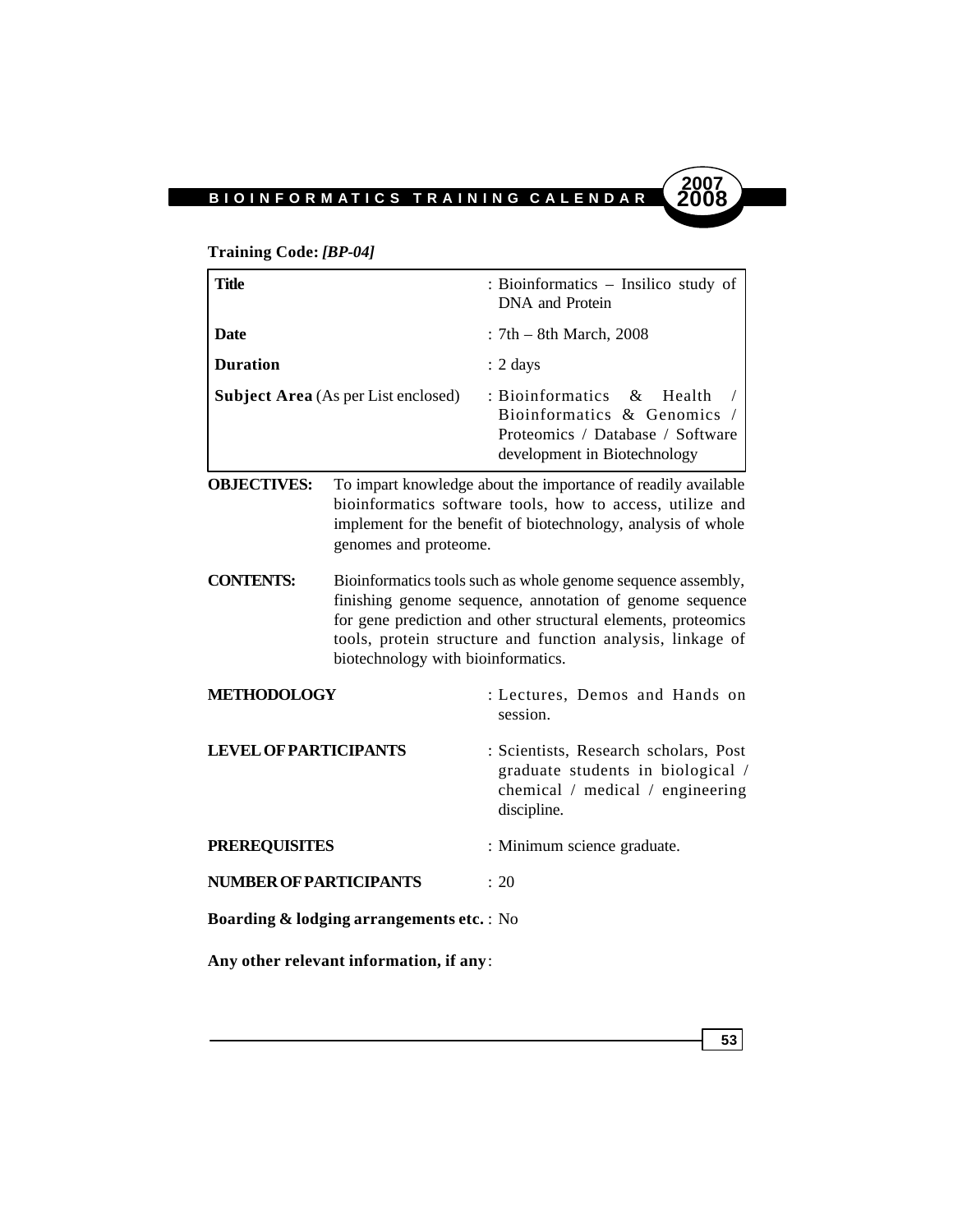**Training Code:** ***[BP-04]***

| | |
|---|---|
| **Title** | : Bioinformatics – Insilico study of DNA and Protein |
| **Date** | : 7th – 8th March, 2008 |
| **Duration** | : 2 days |
| **Subject Area** (As per List enclosed) | : Bioinformatics & Health / Bioinformatics & Genomics / Proteomics / Database / Software development in Biotechnology |

**OBJECTIVES:** To impart knowledge about the importance of readily available bioinformatics software tools, how to access, utilize and implement for the benefit of biotechnology, analysis of whole genomes and proteome.

**CONTENTS:** Bioinformatics tools such as whole genome sequence assembly, finishing genome sequence, annotation of genome sequence for gene prediction and other structural elements, proteomics tools, protein structure and function analysis, linkage of biotechnology with bioinformatics.

**METHODOLOGY** : Lectures, Demos and Hands on session.

**LEVEL OF PARTICIPANTS** : Scientists, Research scholars, Post graduate students in biological / chemical / medical / engineering discipline.

**PREREQUISITES** : Minimum science graduate.

**NUMBER OF PARTICIPANTS** : 20

**Boarding & lodging arrangements etc.** : No

**Any other relevant information, if any**: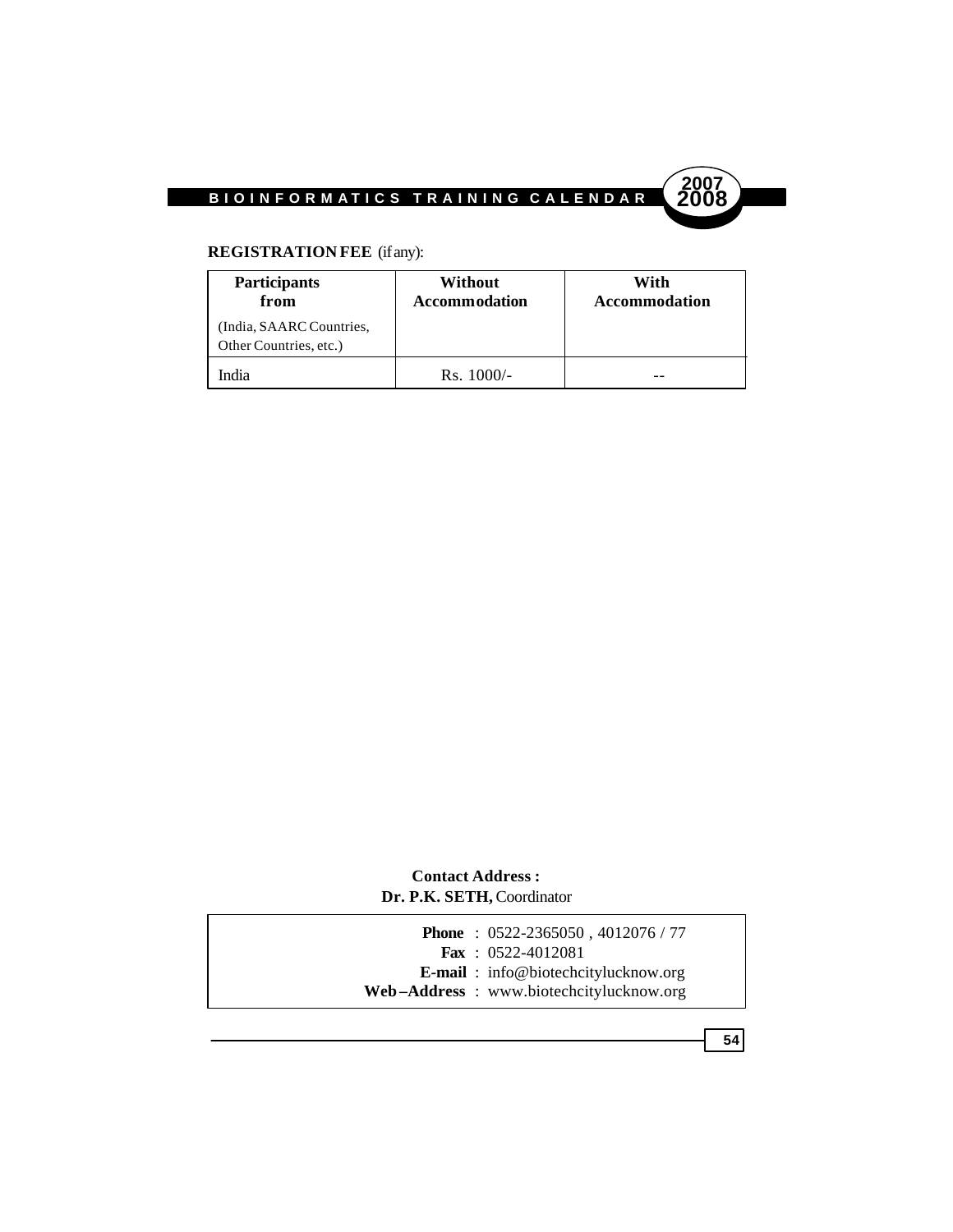**REGISTRATION FEE** (if any):

| **Participants from** (India, SAARC Countries, Other Countries, etc.) | **Without Accommodation** | **With Accommodation** |
|---|---|---|
| India | Rs. 1000/- | -- |

**Contact Address :**
**Dr. P.K. SETH,** Coordinator

**Phone** : 0522-2365050 , 4012076 / 77
**Fax** : 0522-4012081
**E-mail** : info@biotechcitylucknow.org
**Web –Address** : www.biotechcitylucknow.org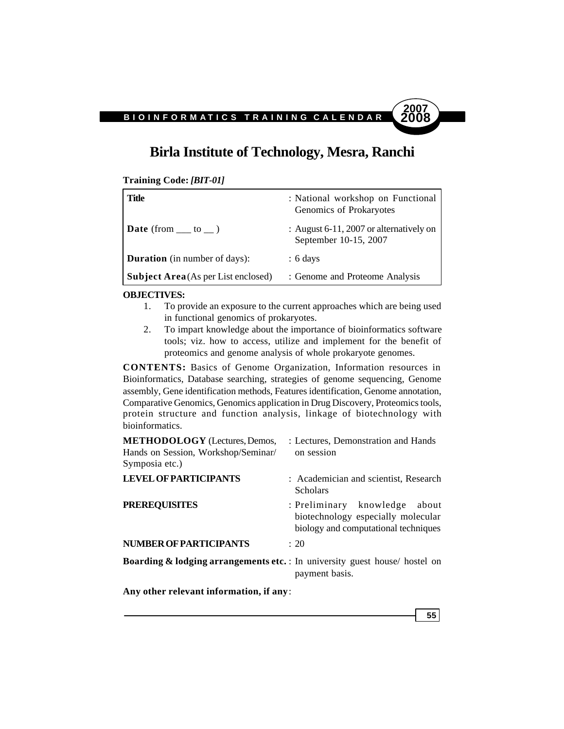# Birla Institute of Technology, Mesra, Ranchi

**Training Code:** ***[BIT-01]***

| | |
|---|---|
| **Title** | : National workshop on Functional Genomics of Prokaryotes |
| **Date** (from ___ to __ ) | : August 6-11, 2007 or alternatively on September 10-15, 2007 |
| **Duration** (in number of days): | : 6 days |
| **Subject Area** (As per List enclosed) | : Genome and Proteome Analysis |

**OBJECTIVES:**

1. To provide an exposure to the current approaches which are being used in functional genomics of prokaryotes.
2. To impart knowledge about the importance of bioinformatics software tools; viz. how to access, utilize and implement for the benefit of proteomics and genome analysis of whole prokaryote genomes.

**CONTENTS:** Basics of Genome Organization, Information resources in Bioinformatics, Database searching, strategies of genome sequencing, Genome assembly, Gene identification methods, Features identification, Genome annotation, Comparative Genomics, Genomics application in Drug Discovery, Proteomics tools, protein structure and function analysis, linkage of biotechnology with bioinformatics.

| | |
|---|---|
| **METHODOLOGY** (Lectures, Demos, Hands on Session, Workshop/Seminar/ Symposia etc.) | : Lectures, Demonstration and Hands on session |
| **LEVEL OF PARTICIPANTS** | : Academician and scientist, Research Scholars |
| **PREREQUISITES** | : Preliminary knowledge about biotechnology especially molecular biology and computational techniques |
| **NUMBER OF PARTICIPANTS** | : 20 |
| **Boarding & lodging arrangements etc.** | : In university guest house/ hostel on payment basis. |

**Any other relevant information, if any**: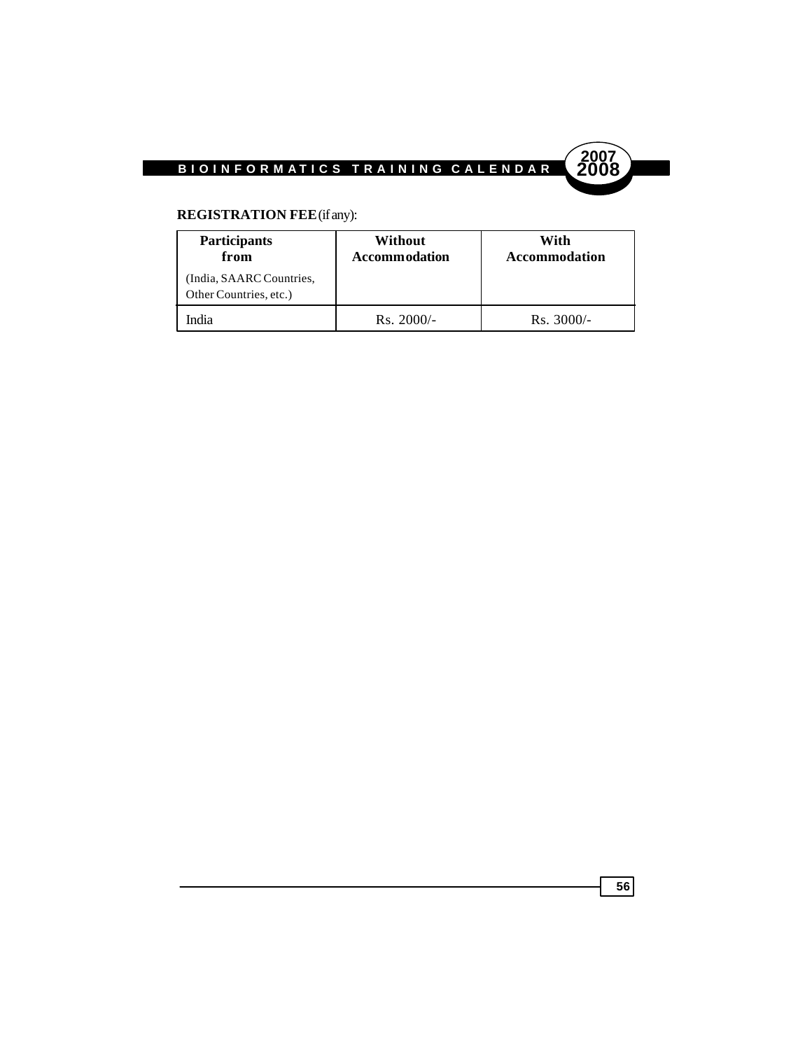**REGISTRATION FEE** (if any):

| Participants from (India, SAARC Countries, Other Countries, etc.) | Without Accommodation | With Accommodation |
|---|---|---|
| India | Rs. 2000/- | Rs. 3000/- |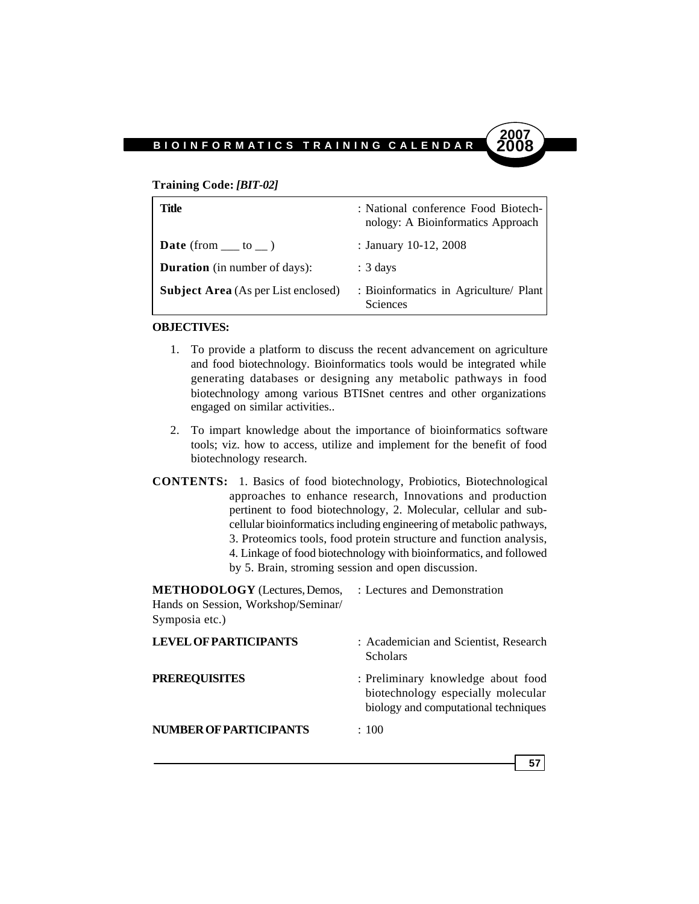**Training Code:** ***[BIT-02]***

| **Title** | : National conference Food Biotechnology: A Bioinformatics Approach |
|---|---|
| **Date** (from ___ to __ ) | : January 10-12, 2008 |
| **Duration** (in number of days): | : 3 days |
| **Subject Area** (As per List enclosed) | : Bioinformatics in Agriculture/ Plant Sciences |

**OBJECTIVES:**

1. To provide a platform to discuss the recent advancement on agriculture and food biotechnology. Bioinformatics tools would be integrated while generating databases or designing any metabolic pathways in food biotechnology among various BTISnet centres and other organizations engaged on similar activities..

2. To impart knowledge about the importance of bioinformatics software tools; viz. how to access, utilize and implement for the benefit of food biotechnology research.

**CONTENTS:** 1. Basics of food biotechnology, Probiotics, Biotechnological approaches to enhance research, Innovations and production pertinent to food biotechnology, 2. Molecular, cellular and sub-cellular bioinformatics including engineering of metabolic pathways, 3. Proteomics tools, food protein structure and function analysis, 4. Linkage of food biotechnology with bioinformatics, and followed by 5. Brain, stroming session and open discussion.

**METHODOLOGY** (Lectures, Demos, Hands on Session, Workshop/Seminar/ Symposia etc.) : Lectures and Demonstration

**LEVEL OF PARTICIPANTS** : Academician and Scientist, Research Scholars

**PREREQUISITES** : Preliminary knowledge about food biotechnology especially molecular biology and computational techniques

**NUMBER OF PARTICIPANTS** : 100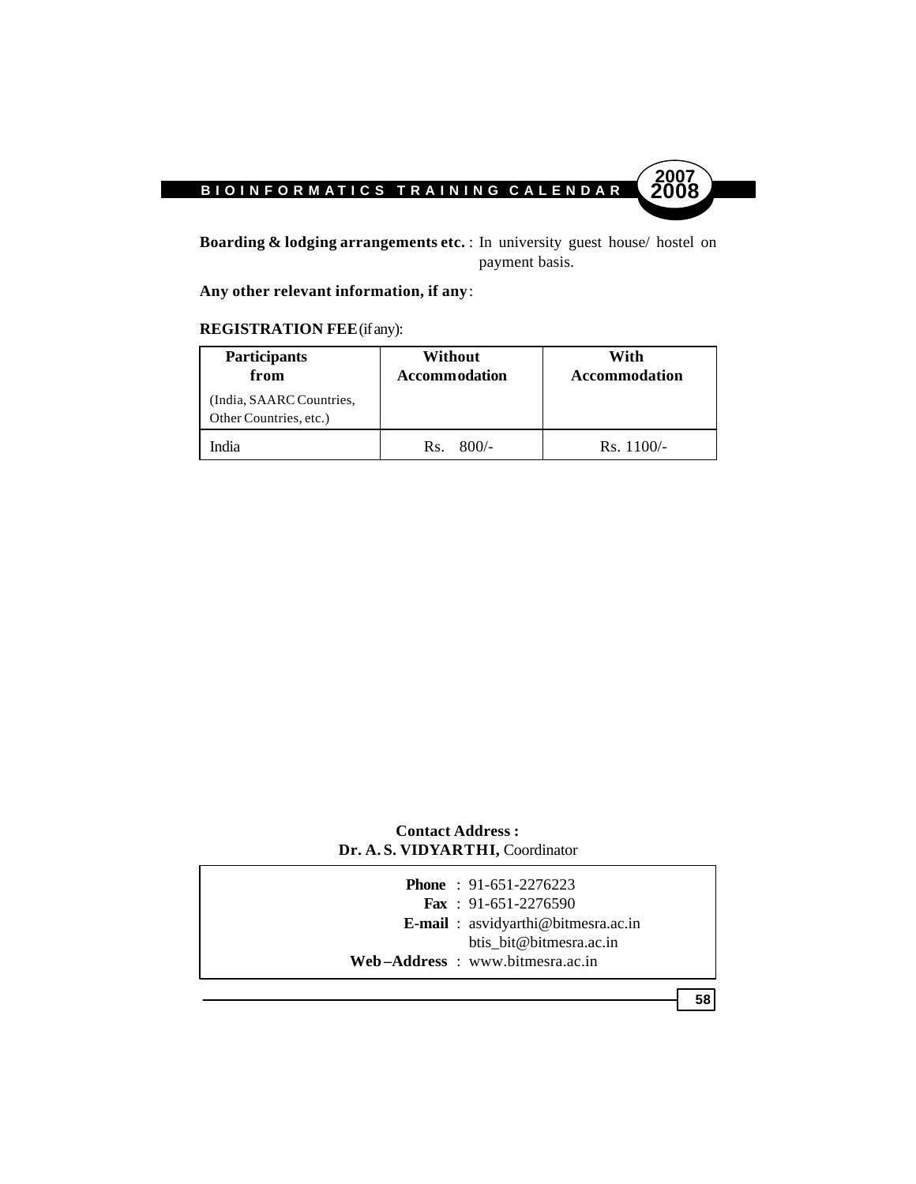**Boarding & lodging arrangements etc.** : In university guest house/ hostel on payment basis.

**Any other relevant information, if any**:

**REGISTRATION FEE** (if any):

| **Participants from** (India, SAARC Countries, Other Countries, etc.) | **Without Accommodation** | **With Accommodation** |
|---|---|---|
| India | Rs. 800/- | Rs. 1100/- |

**Contact Address :**
**Dr. A. S. VIDYARTHI,** Coordinator

**Phone** : 91-651-2276223
**Fax** : 91-651-2276590
**E-mail** : asvidyarthi@bitmesra.ac.in
btis_bit@bitmesra.ac.in
**Web–Address** : www.bitmesra.ac.in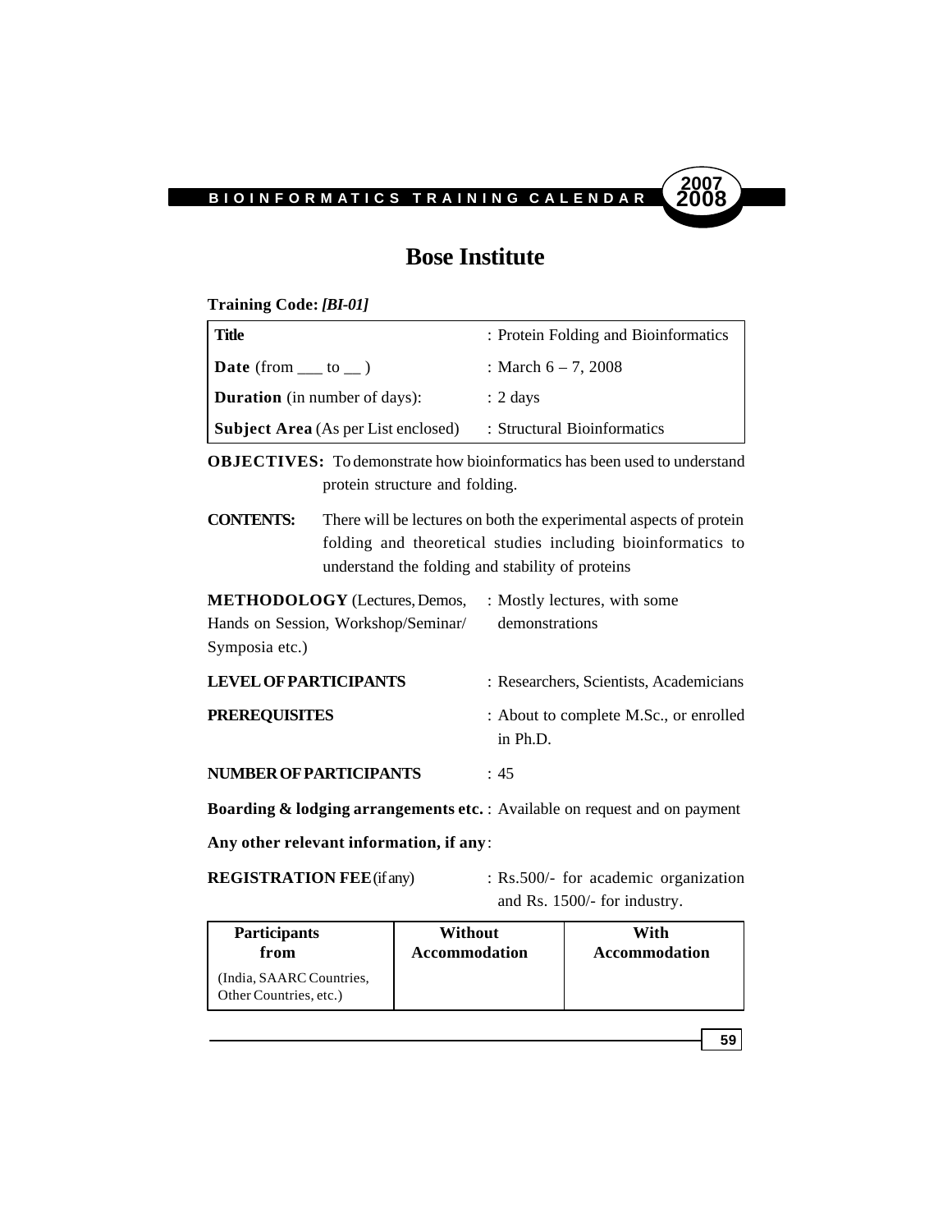# Bose Institute

**Training Code:** ***[BI-01]***

| **Title** | : Protein Folding and Bioinformatics |
|---|---|
| **Date** (from ___ to __ ) | : March 6 – 7, 2008 |
| **Duration** (in number of days): | : 2 days |
| **Subject Area** (As per List enclosed) | : Structural Bioinformatics |

**OBJECTIVES:** To demonstrate how bioinformatics has been used to understand protein structure and folding.

**CONTENTS:** There will be lectures on both the experimental aspects of protein folding and theoretical studies including bioinformatics to understand the folding and stability of proteins

**METHODOLOGY** (Lectures, Demos, Hands on Session, Workshop/Seminar/ Symposia etc.) : Mostly lectures, with some demonstrations

**LEVEL OF PARTICIPANTS** : Researchers, Scientists, Academicians

**PREREQUISITES** : About to complete M.Sc., or enrolled in Ph.D.

**NUMBER OF PARTICIPANTS** : 45

**Boarding & lodging arrangements etc.** : Available on request and on payment

**Any other relevant information, if any**:

**REGISTRATION FEE** (if any) : Rs.500/- for academic organization and Rs. 1500/- for industry.

| **Participants from** (India, SAARC Countries, Other Countries, etc.) | **Without Accommodation** | **With Accommodation** |
|---|---|---|
| | | |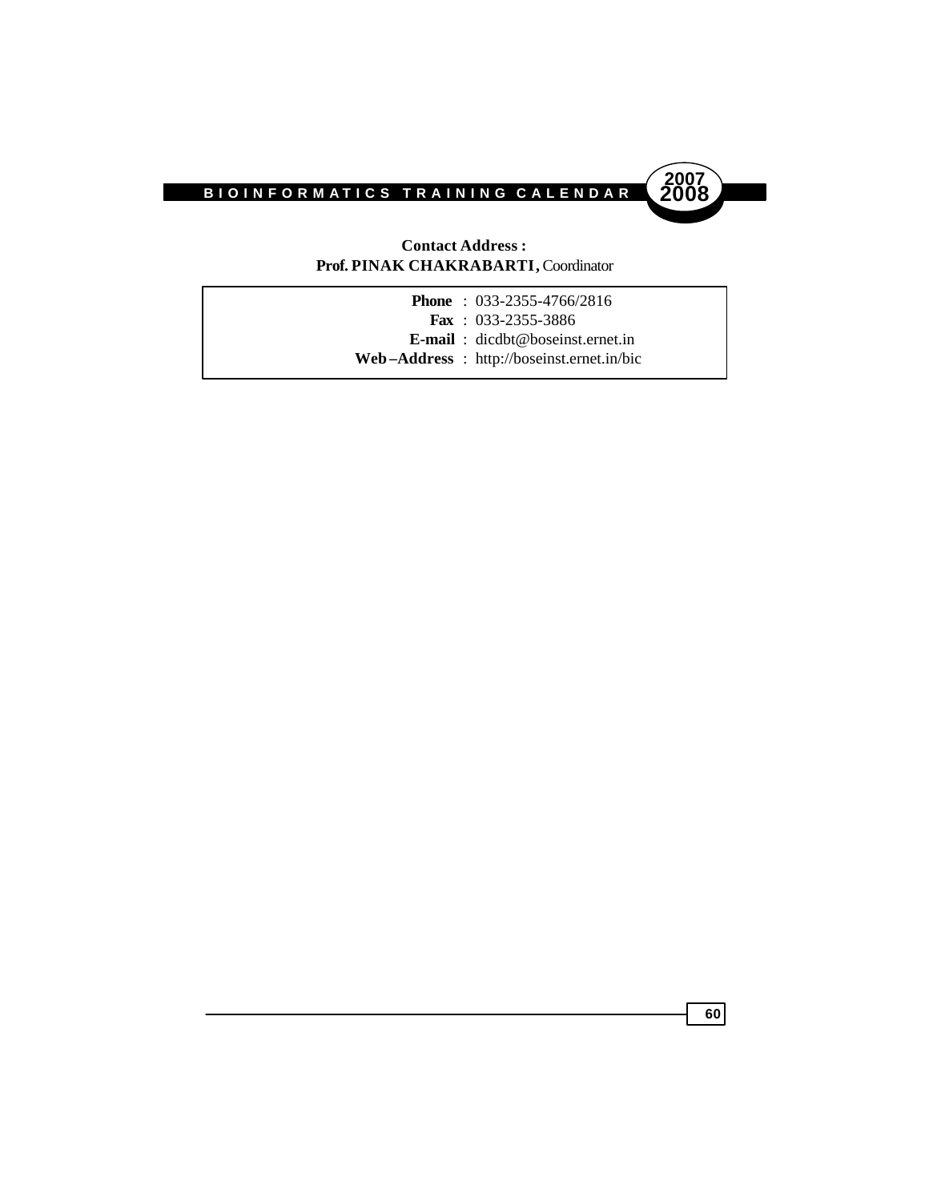**Contact Address :**
**Prof. PINAK CHAKRABARTI,** Coordinator

**Phone** : 033-2355-4766/2816
**Fax** : 033-2355-3886
**E-mail** : dicdbt@boseinst.ernet.in
**Web–Address** : http://boseinst.ernet.in/bic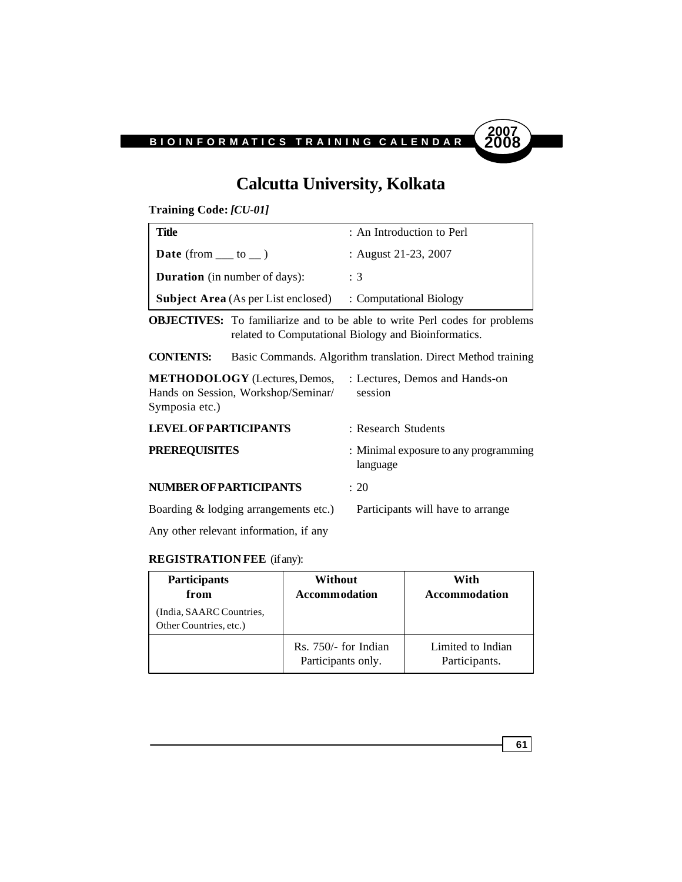# Calcutta University, Kolkata

**Training Code:** ***[CU-01]***

| **Title** | : An Introduction to Perl |
|---|---|
| **Date** (from ___ to __ ) | : August 21-23, 2007 |
| **Duration** (in number of days): | : 3 |
| **Subject Area** (As per List enclosed) | : Computational Biology |

**OBJECTIVES:** To familiarize and to be able to write Perl codes for problems related to Computational Biology and Bioinformatics.

**CONTENTS:** Basic Commands. Algorithm translation. Direct Method training

**METHODOLOGY** (Lectures, Demos, Hands on Session, Workshop/Seminar/ Symposia etc.) : Lectures, Demos and Hands-on session

**LEVEL OF PARTICIPANTS** : Research Students

**PREREQUISITES** : Minimal exposure to any programming language

**NUMBER OF PARTICIPANTS** : 20

Boarding & lodging arrangements etc.) Participants will have to arrange

Any other relevant information, if any

**REGISTRATION FEE** (if any):

| **Participants from** (India, SAARC Countries, Other Countries, etc.) | **Without Accommodation** | **With Accommodation** |
|---|---|---|
| | Rs. 750/- for Indian Participants only. | Limited to Indian Participants. |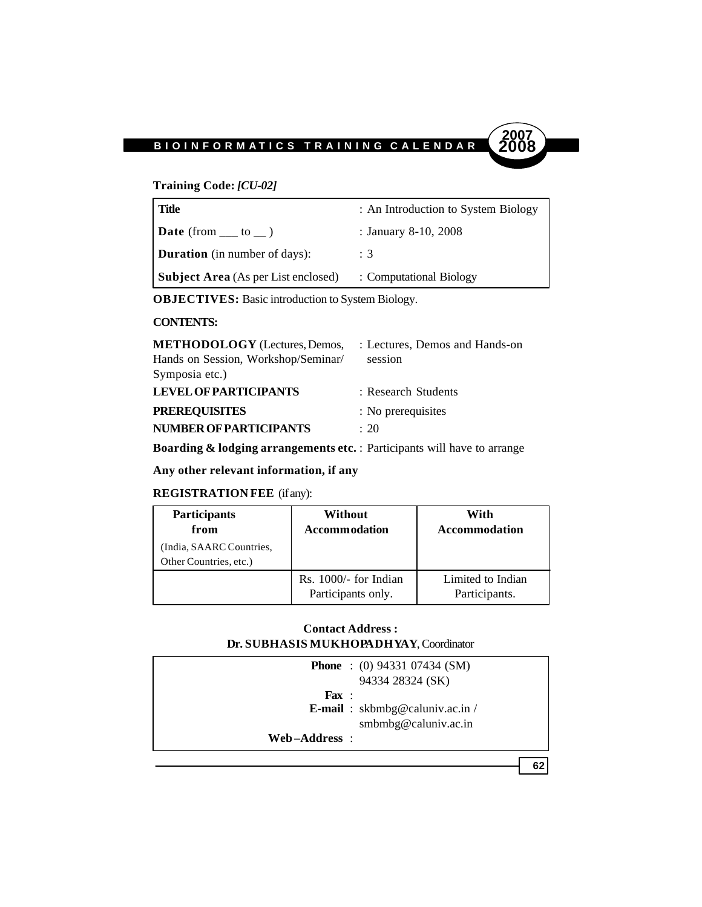**Training Code:** ***[CU-02]***

| | |
|---|---|
| **Title** | : An Introduction to System Biology |
| **Date** (from ___ to __ ) | : January 8-10, 2008 |
| **Duration** (in number of days): | : 3 |
| **Subject Area** (As per List enclosed) | : Computational Biology |

**OBJECTIVES:** Basic introduction to System Biology.

**CONTENTS:**

**METHODOLOGY** (Lectures, Demos, Hands on Session, Workshop/Seminar/ Symposia etc.) : Lectures, Demos and Hands-on session

**LEVEL OF PARTICIPANTS** : Research Students

**PREREQUISITES** : No prerequisites

**NUMBER OF PARTICIPANTS** : 20

**Boarding & lodging arrangements etc.** : Participants will have to arrange

**Any other relevant information, if any**

**REGISTRATION FEE** (if any):

| **Participants from** (India, SAARC Countries, Other Countries, etc.) | **Without Accommodation** | **With Accommodation** |
|---|---|---|
| | Rs. 1000/- for Indian Participants only. | Limited to Indian Participants. |

**Contact Address :**
**Dr. SUBHASIS MUKHOPADHYAY**, Coordinator

**Phone** : (0) 94331 07434 (SM)
94334 28324 (SK)
**Fax** :
**E-mail** : skbmbg@caluniv.ac.in / smbmbg@caluniv.ac.in
**Web–Address** :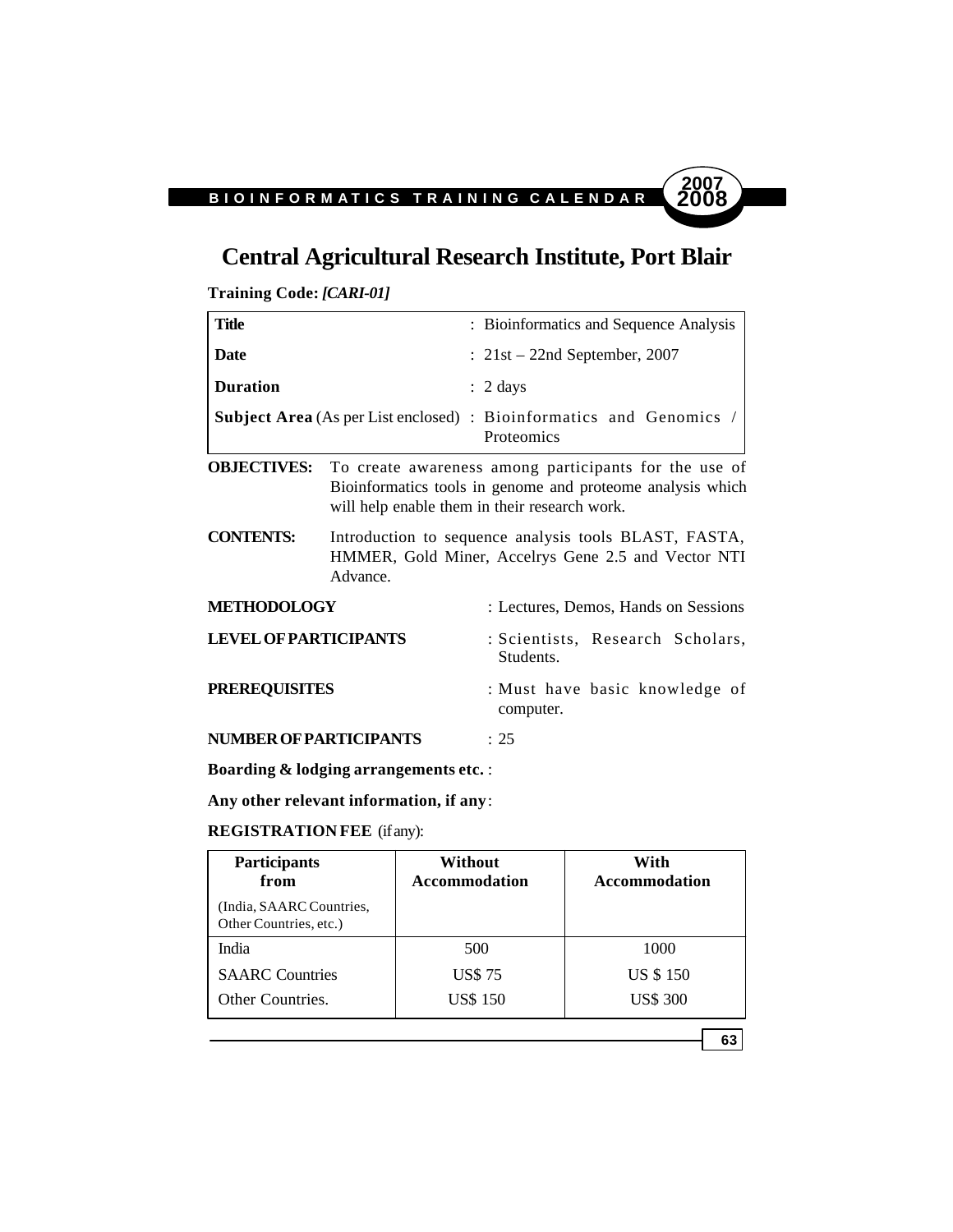# Central Agricultural Research Institute, Port Blair

**Training Code:** ***[CARI-01]***

| | |
|---|---|
| **Title** | : Bioinformatics and Sequence Analysis |
| **Date** | : 21st – 22nd September, 2007 |
| **Duration** | : 2 days |
| **Subject Area** (As per List enclosed) | : Bioinformatics and Genomics / Proteomics |

**OBJECTIVES:** To create awareness among participants for the use of Bioinformatics tools in genome and proteome analysis which will help enable them in their research work.

**CONTENTS:** Introduction to sequence analysis tools BLAST, FASTA, HMMER, Gold Miner, Accelrys Gene 2.5 and Vector NTI Advance.

**METHODOLOGY** : Lectures, Demos, Hands on Sessions

**LEVEL OF PARTICIPANTS** : Scientists, Research Scholars, Students.

**PREREQUISITES** : Must have basic knowledge of computer.

**NUMBER OF PARTICIPANTS** : 25

**Boarding & lodging arrangements etc.** :

**Any other relevant information, if any**:

**REGISTRATION FEE** (if any):

| **Participants from** (India, SAARC Countries, Other Countries, etc.) | **Without Accommodation** | **With Accommodation** |
|---|---|---|
| India | 500 | 1000 |
| SAARC Countries | US$ 75 | US $ 150 |
| Other Countries. | US$ 150 | US$ 300 |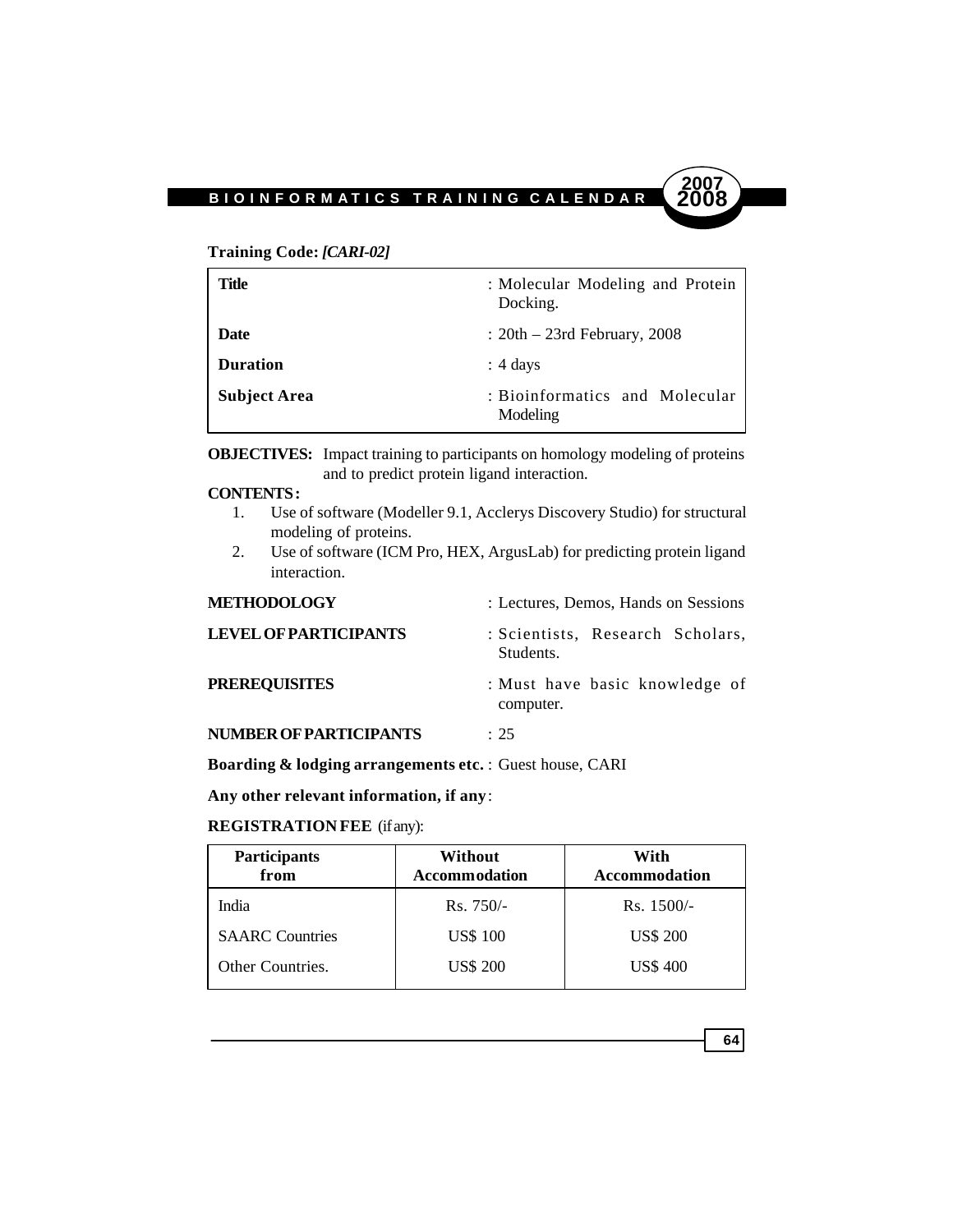**Training Code:** ***[CARI-02]***

| | |
|---|---|
| **Title** | : Molecular Modeling and Protein Docking. |
| **Date** | : 20th – 23rd February, 2008 |
| **Duration** | : 4 days |
| **Subject Area** | : Bioinformatics and Molecular Modeling |

**OBJECTIVES:** Impact training to participants on homology modeling of proteins and to predict protein ligand interaction.

**CONTENTS:**

1. Use of software (Modeller 9.1, Acclerys Discovery Studio) for structural modeling of proteins.
2. Use of software (ICM Pro, HEX, ArgusLab) for predicting protein ligand interaction.

**METHODOLOGY** : Lectures, Demos, Hands on Sessions

**LEVEL OF PARTICIPANTS** : Scientists, Research Scholars, Students.

**PREREQUISITES** : Must have basic knowledge of computer.

**NUMBER OF PARTICIPANTS** : 25

**Boarding & lodging arrangements etc.** : Guest house, CARI

**Any other relevant information, if any**:

**REGISTRATION FEE** (if any):

| Participants from | Without Accommodation | With Accommodation |
|---|---|---|
| India | Rs. 750/- | Rs. 1500/- |
| SAARC Countries | US$ 100 | US$ 200 |
| Other Countries. | US$ 200 | US$ 400 |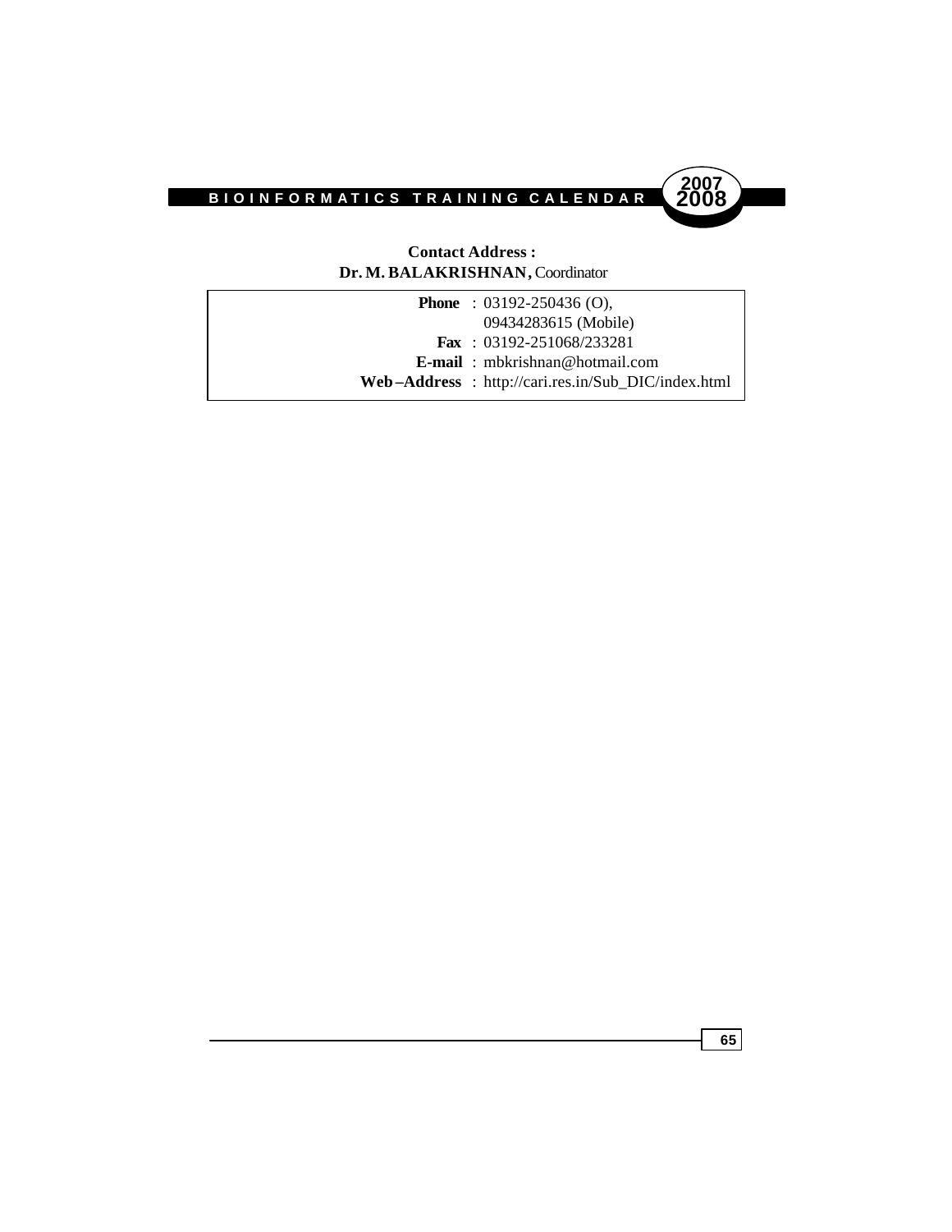**Contact Address :**
**Dr. M. BALAKRISHNAN,** Coordinator

| | |
|---|---|
| **Phone** | : 03192-250436 (O), 09434283615 (Mobile) |
| **Fax** | : 03192-251068/233281 |
| **E-mail** | : mbkrishnan@hotmail.com |
| **Web–Address** | : http://cari.res.in/Sub_DIC/index.html |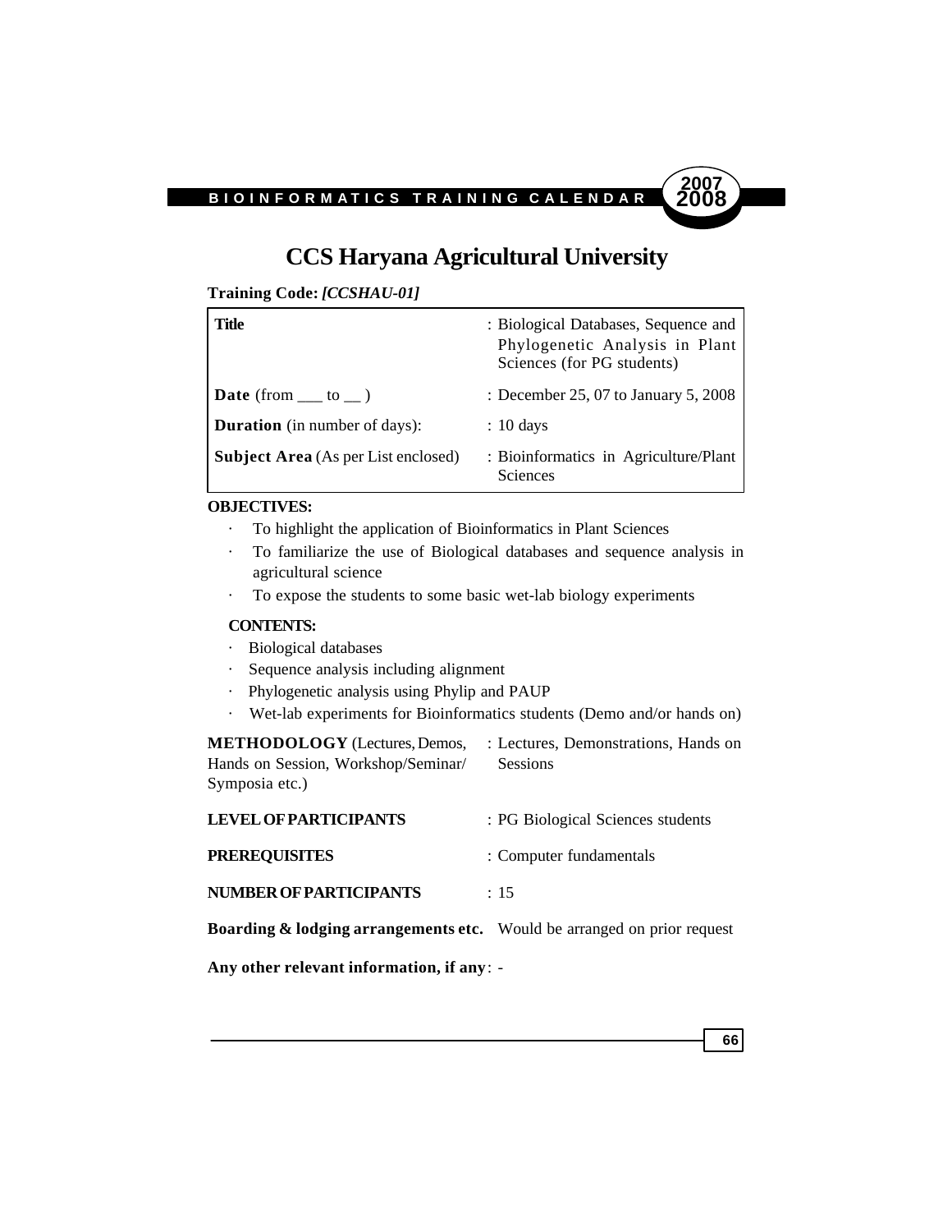# CCS Haryana Agricultural University

**Training Code:** ***[CCSHAU-01]***

| | |
|---|---|
| **Title** | : Biological Databases, Sequence and Phylogenetic Analysis in Plant Sciences (for PG students) |
| **Date** (from ___ to __ ) | : December 25, 07 to January 5, 2008 |
| **Duration** (in number of days): | : 10 days |
| **Subject Area** (As per List enclosed) | : Bioinformatics in Agriculture/Plant Sciences |

**OBJECTIVES:**

- To highlight the application of Bioinformatics in Plant Sciences
- To familiarize the use of Biological databases and sequence analysis in agricultural science
- To expose the students to some basic wet-lab biology experiments

**CONTENTS:**

- Biological databases
- Sequence analysis including alignment
- Phylogenetic analysis using Phylip and PAUP
- Wet-lab experiments for Bioinformatics students (Demo and/or hands on)

**METHODOLOGY** (Lectures, Demos, Hands on Session, Workshop/Seminar/ Symposia etc.) : Lectures, Demonstrations, Hands on Sessions

**LEVEL OF PARTICIPANTS** : PG Biological Sciences students

**PREREQUISITES** : Computer fundamentals

**NUMBER OF PARTICIPANTS** : 15

**Boarding & lodging arrangements etc.** Would be arranged on prior request

**Any other relevant information, if any**: -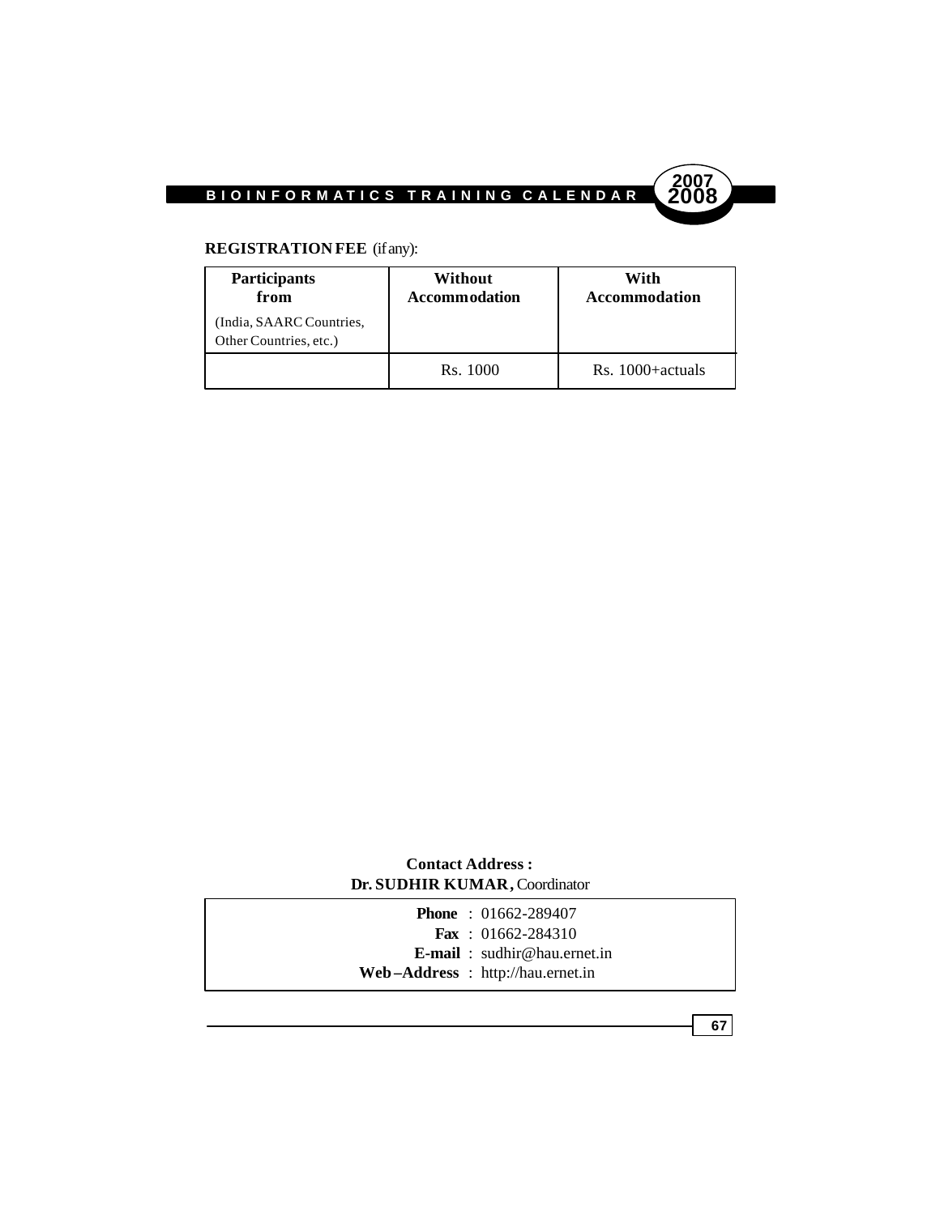**REGISTRATION FEE** (if any):

| Participants from (India, SAARC Countries, Other Countries, etc.) | Without Accommodation | With Accommodation |
|---|---|---|
| | Rs. 1000 | Rs. 1000+actuals |

**Contact Address :**
**Dr. SUDHIR KUMAR,** Coordinator

**Phone** : 01662-289407
**Fax** : 01662-284310
**E-mail** : sudhir@hau.ernet.in
**Web–Address** : http://hau.ernet.in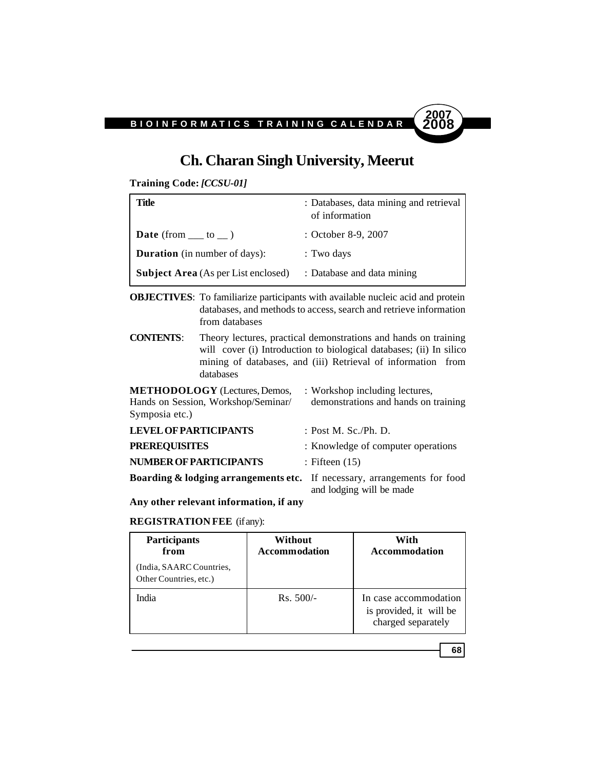# Ch. Charan Singh University, Meerut

**Training Code:** ***[CCSU-01]***

| | |
|---|---|
| **Title** | : Databases, data mining and retrieval of information |
| **Date** (from ___ to __ ) | : October 8-9, 2007 |
| **Duration** (in number of days): | : Two days |
| **Subject Area** (As per List enclosed) | : Database and data mining |

**OBJECTIVES**: To familiarize participants with available nucleic acid and protein databases, and methods to access, search and retrieve information from databases

**CONTENTS**: Theory lectures, practical demonstrations and hands on training will cover (i) Introduction to biological databases; (ii) In silico mining of databases, and (iii) Retrieval of information from databases

**METHODOLOGY** (Lectures, Demos, Hands on Session, Workshop/Seminar/ Symposia etc.) : Workshop including lectures, demonstrations and hands on training

**LEVEL OF PARTICIPANTS** : Post M. Sc./Ph. D.

**PREREQUISITES** : Knowledge of computer operations

**NUMBER OF PARTICIPANTS** : Fifteen (15)

**Boarding & lodging arrangements etc.** If necessary, arrangements for food and lodging will be made

**Any other relevant information, if any**

**REGISTRATION FEE** (if any):

| **Participants from** (India, SAARC Countries, Other Countries, etc.) | **Without Accommodation** | **With Accommodation** |
|---|---|---|
| India | Rs. 500/- | In case accommodation is provided, it will be charged separately |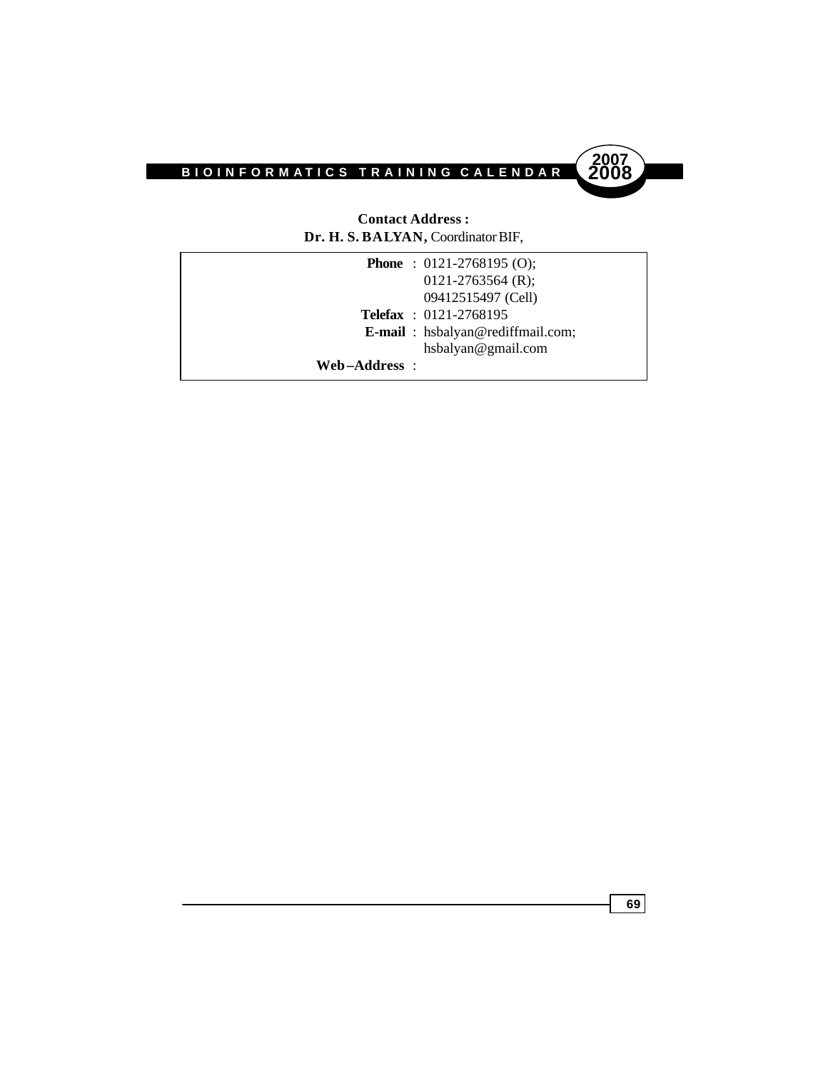**Contact Address :**
**Dr. H. S. BALYAN,** Coordinator BIF,

**Phone** : 0121-2768195 (O);
0121-2763564 (R);
09412515497 (Cell)

**Telefax** : 0121-2768195

**E-mail** : hsbalyan@rediffmail.com;
hsbalyan@gmail.com

**Web –Address** :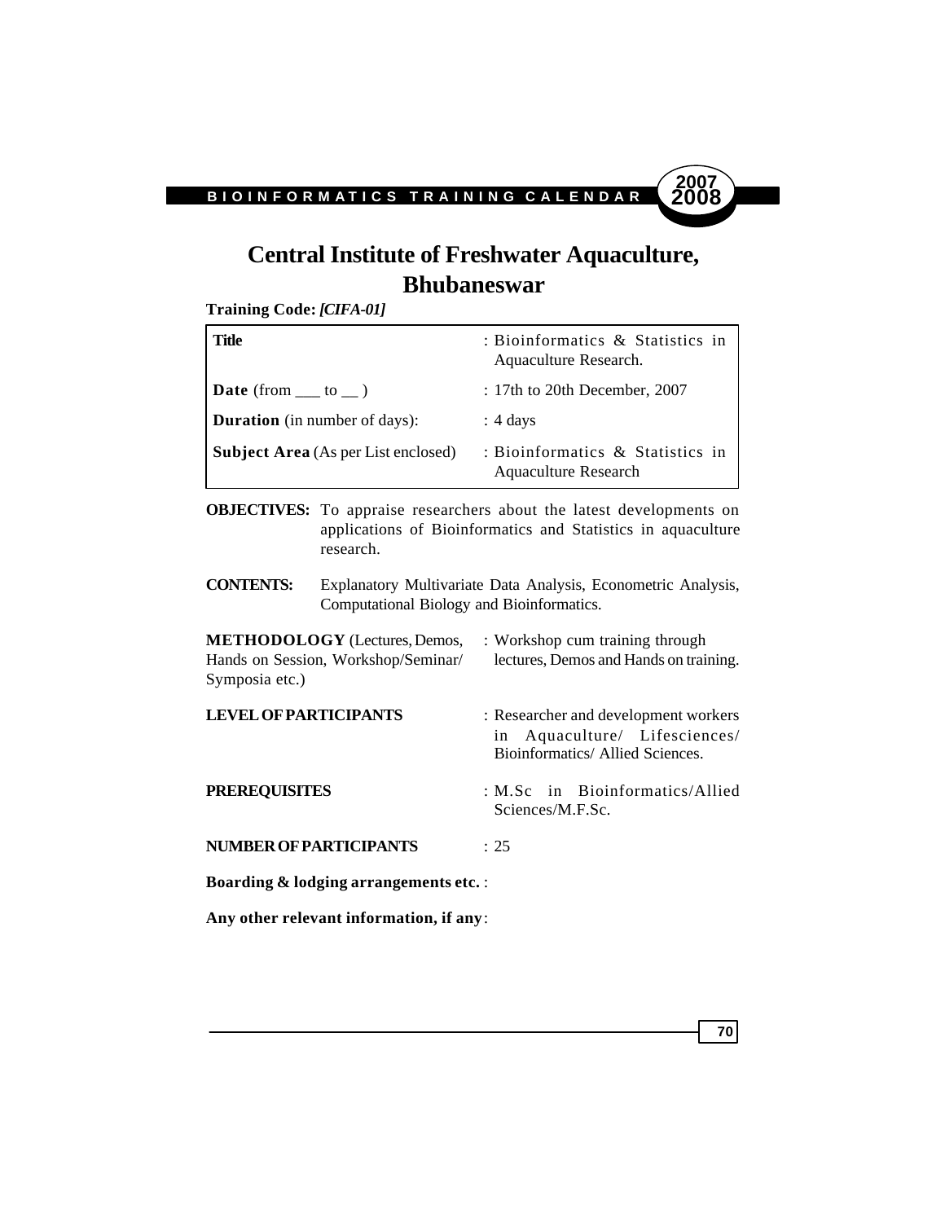# Central Institute of Freshwater Aquaculture, Bhubaneswar

**Training Code:** ***[CIFA-01]***

| | |
|---|---|
| **Title** | : Bioinformatics & Statistics in Aquaculture Research. |
| **Date** (from ___ to __ ) | : 17th to 20th December, 2007 |
| **Duration** (in number of days): | : 4 days |
| **Subject Area** (As per List enclosed) | : Bioinformatics & Statistics in Aquaculture Research |

**OBJECTIVES:** To appraise researchers about the latest developments on applications of Bioinformatics and Statistics in aquaculture research.

**CONTENTS:** Explanatory Multivariate Data Analysis, Econometric Analysis, Computational Biology and Bioinformatics.

**METHODOLOGY** (Lectures, Demos, Hands on Session, Workshop/Seminar/ Symposia etc.) : Workshop cum training through lectures, Demos and Hands on training.

**LEVEL OF PARTICIPANTS** : Researcher and development workers in Aquaculture/ Lifesciences/ Bioinformatics/ Allied Sciences.

**PREREQUISITES** : M.Sc in Bioinformatics/Allied Sciences/M.F.Sc.

**NUMBER OF PARTICIPANTS** : 25

**Boarding & lodging arrangements etc.** :

**Any other relevant information, if any**: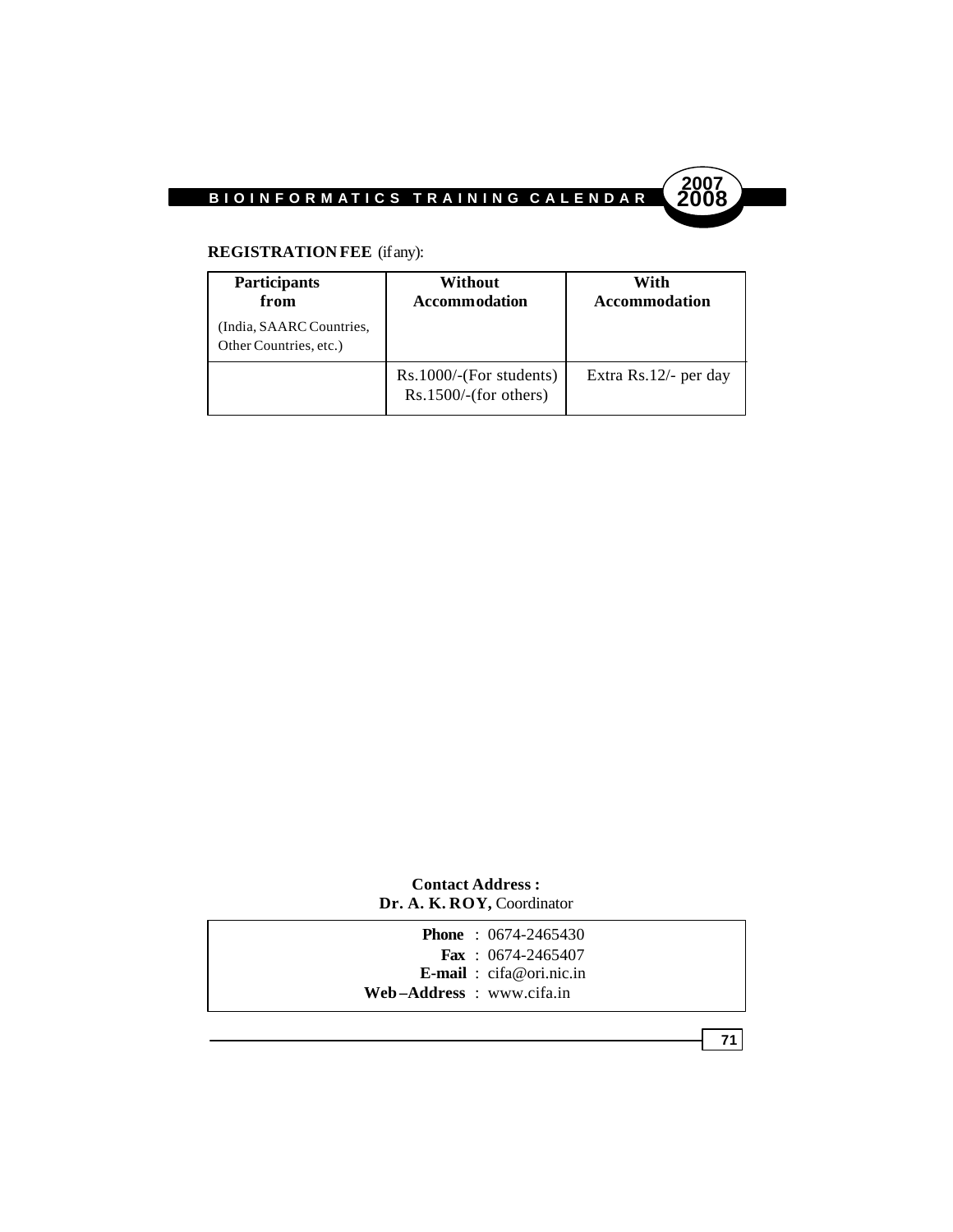**REGISTRATION FEE** (if any):

| **Participants from** (India, SAARC Countries, Other Countries, etc.) | **Without Accommodation** | **With Accommodation** |
|---|---|---|
| | Rs.1000/-(For students) Rs.1500/-(for others) | Extra Rs.12/- per day |

**Contact Address :**
**Dr. A. K. ROY,** Coordinator

**Phone** : 0674-2465430
**Fax** : 0674-2465407
**E-mail** : cifa@ori.nic.in
**Web –Address** : www.cifa.in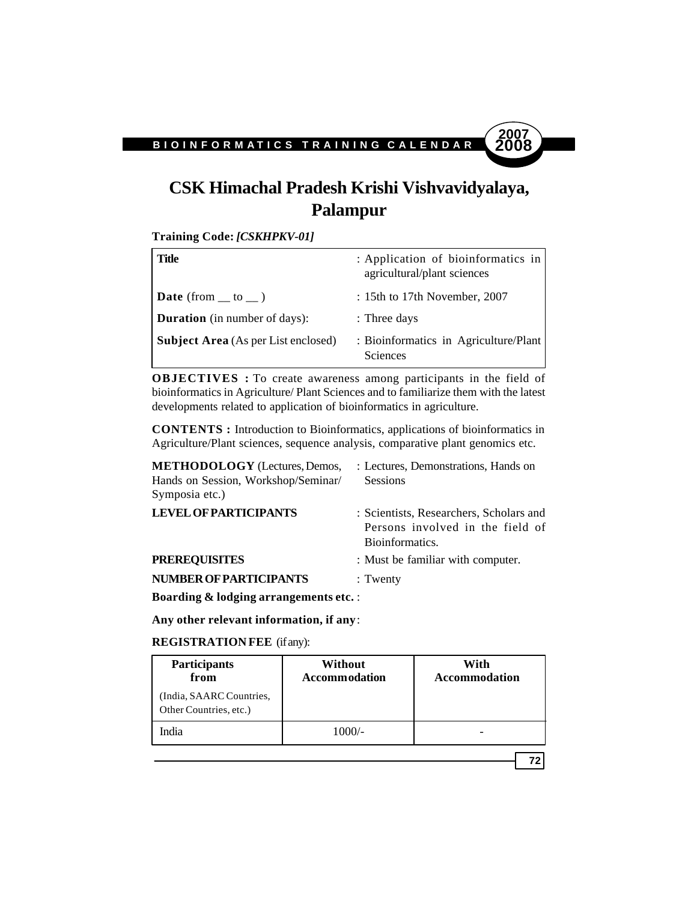# CSK Himachal Pradesh Krishi Vishvavidyalaya, Palampur

**Training Code:** ***[CSKHPKV-01]***

| | |
|---|---|
| **Title** | : Application of bioinformatics in agricultural/plant sciences |
| **Date** (from __ to __ ) | : 15th to 17th November, 2007 |
| **Duration** (in number of days): | : Three days |
| **Subject Area** (As per List enclosed) | : Bioinformatics in Agriculture/Plant Sciences |

**OBJECTIVES :** To create awareness among participants in the field of bioinformatics in Agriculture/ Plant Sciences and to familiarize them with the latest developments related to application of bioinformatics in agriculture.

**CONTENTS :** Introduction to Bioinformatics, applications of bioinformatics in Agriculture/Plant sciences, sequence analysis, comparative plant genomics etc.

**METHODOLOGY** (Lectures, Demos, Hands on Session, Workshop/Seminar/ Symposia etc.) : Lectures, Demonstrations, Hands on Sessions

**LEVEL OF PARTICIPANTS** : Scientists, Researchers, Scholars and Persons involved in the field of Bioinformatics.

**PREREQUISITES** : Must be familiar with computer.

**NUMBER OF PARTICIPANTS** : Twenty

**Boarding & lodging arrangements etc.** :

**Any other relevant information, if any**:

**REGISTRATION FEE** (if any):

| **Participants from** (India, SAARC Countries, Other Countries, etc.) | **Without Accommodation** | **With Accommodation** |
|---|---|---|
| India | 1000/- | - |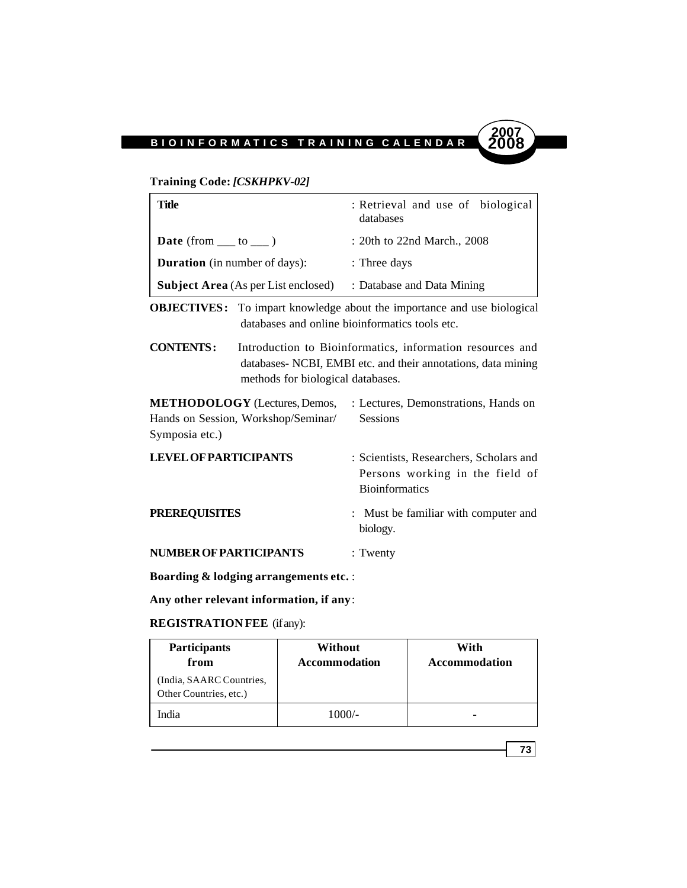**Training Code:** ***[CSKHPKV-02]***

| | |
|---|---|
| **Title** | : Retrieval and use of biological databases |
| **Date** (from ___ to ___ ) | : 20th to 22nd March., 2008 |
| **Duration** (in number of days): | : Three days |
| **Subject Area** (As per List enclosed) | : Database and Data Mining |

**OBJECTIVES :** To impart knowledge about the importance and use biological databases and online bioinformatics tools etc.

**CONTENTS :** Introduction to Bioinformatics, information resources and databases- NCBI, EMBI etc. and their annotations, data mining methods for biological databases.

**METHODOLOGY** (Lectures, Demos, Hands on Session, Workshop/Seminar/ Symposia etc.) : Lectures, Demonstrations, Hands on Sessions

**LEVEL OF PARTICIPANTS** : Scientists, Researchers, Scholars and Persons working in the field of Bioinformatics

**PREREQUISITES** : Must be familiar with computer and biology.

**NUMBER OF PARTICIPANTS** : Twenty

**Boarding & lodging arrangements etc.** :

**Any other relevant information, if any**:

**REGISTRATION FEE** (if any):

| **Participants from** (India, SAARC Countries, Other Countries, etc.) | **Without Accommodation** | **With Accommodation** |
|---|---|---|
| India | 1000/- | - |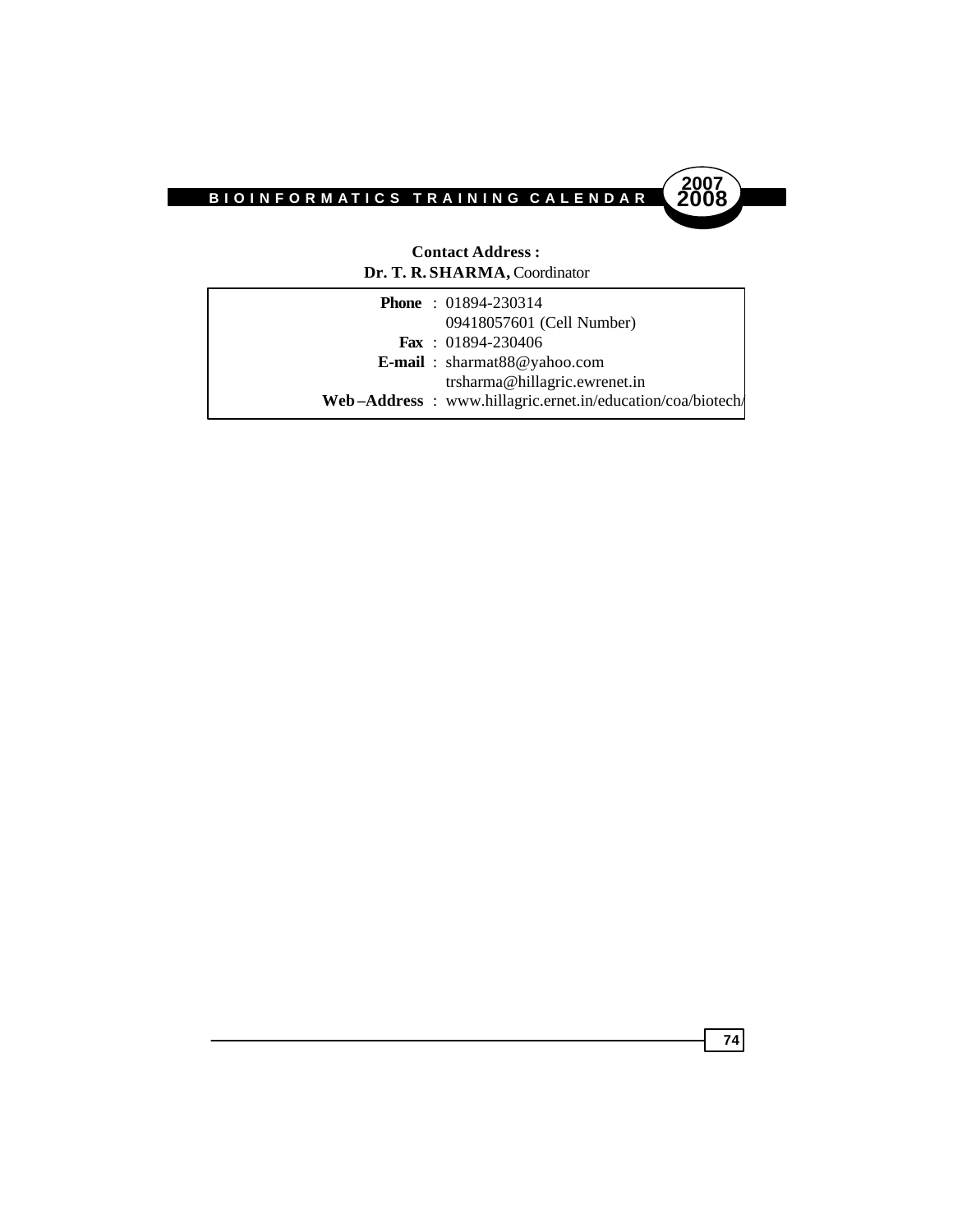**Contact Address :**
**Dr. T. R. SHARMA,** Coordinator

| | | |
|---|---|---|
| **Phone** | : | 01894-230314 |
| | | 09418057601 (Cell Number) |
| **Fax** | : | 01894-230406 |
| **E-mail** | : | sharmat88@yahoo.com |
| | | trsharma@hillagric.ewrenet.in |
| **Web–Address** | : | www.hillagric.ernet.in/education/coa/biotech/ |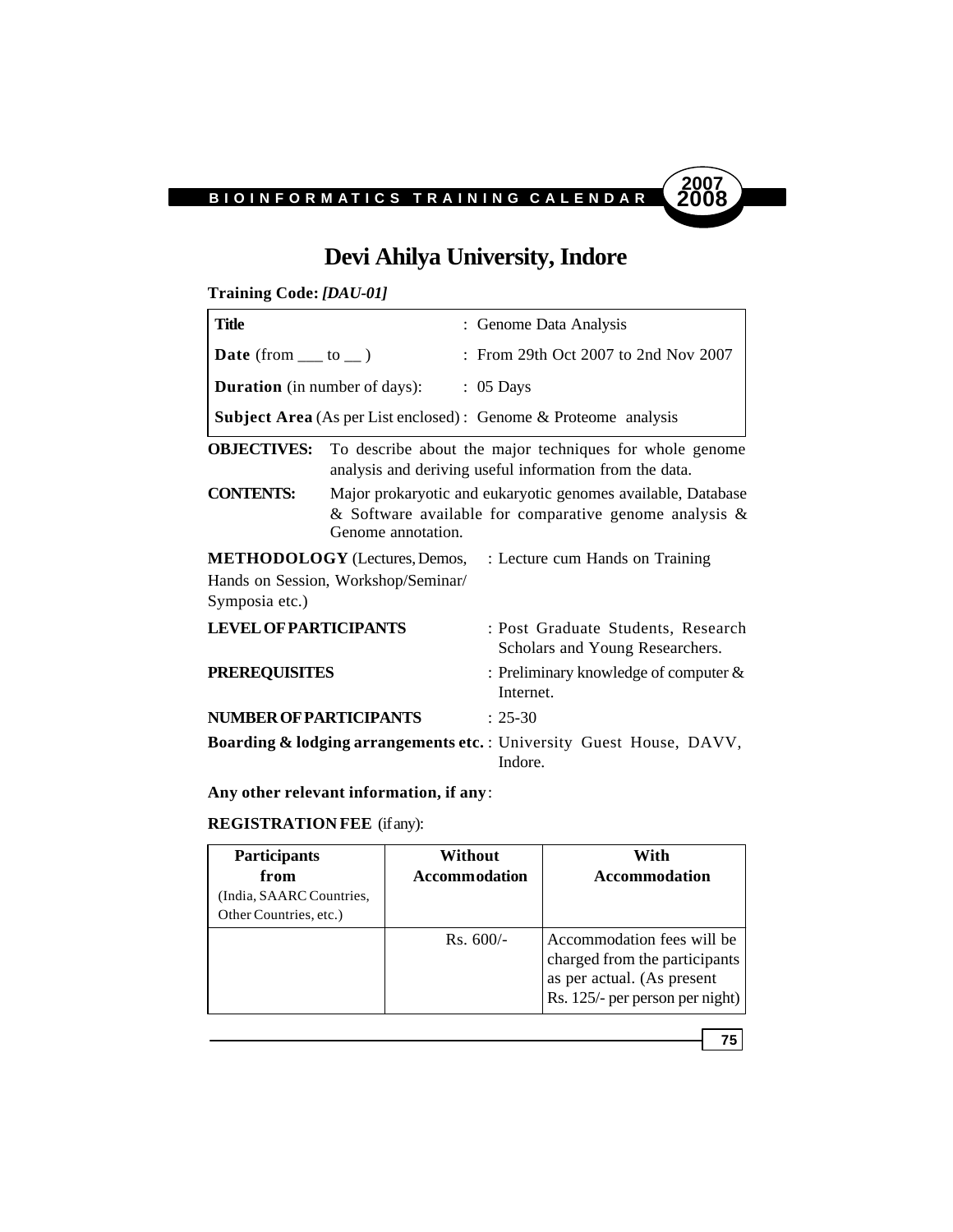# Devi Ahilya University, Indore

**Training Code:** ***[DAU-01]***

| | |
|---|---|
| **Title** | : Genome Data Analysis |
| **Date** (from ___ to __ ) | : From 29th Oct 2007 to 2nd Nov 2007 |
| **Duration** (in number of days): | : 05 Days |
| **Subject Area** (As per List enclosed) : | Genome & Proteome analysis |

**OBJECTIVES:** To describe about the major techniques for whole genome analysis and deriving useful information from the data.

**CONTENTS:** Major prokaryotic and eukaryotic genomes available, Database & Software available for comparative genome analysis & Genome annotation.

**METHODOLOGY** (Lectures, Demos, Hands on Session, Workshop/Seminar/ Symposia etc.) : Lecture cum Hands on Training

**LEVEL OF PARTICIPANTS** : Post Graduate Students, Research Scholars and Young Researchers.

**PREREQUISITES** : Preliminary knowledge of computer & Internet.

**NUMBER OF PARTICIPANTS** : 25-30

**Boarding & lodging arrangements etc.** : University Guest House, DAVV, Indore.

**Any other relevant information, if any**:

**REGISTRATION FEE** (if any):

| **Participants from** (India, SAARC Countries, Other Countries, etc.) | **Without Accommodation** | **With Accommodation** |
|---|---|---|
| | Rs. 600/- | Accommodation fees will be charged from the participants as per actual. (As present Rs. 125/- per person per night) |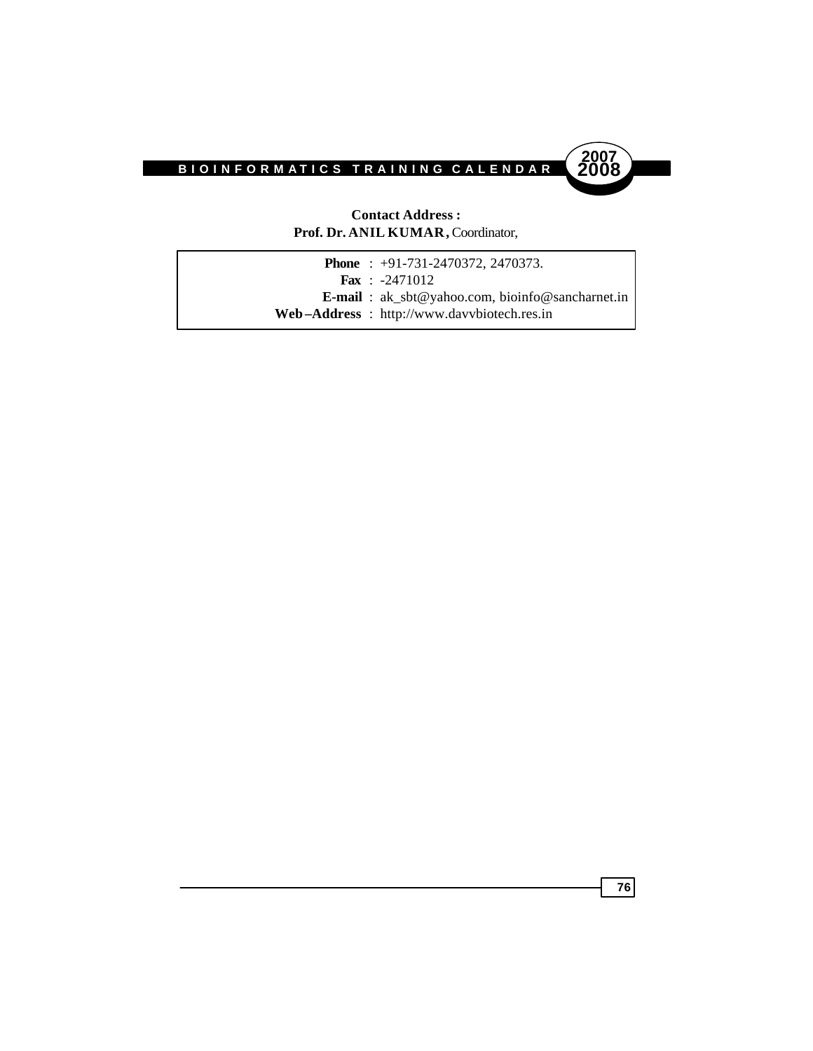**Contact Address :**
**Prof. Dr. ANIL KUMAR,** Coordinator,

| | |
|---|---|
| **Phone** | : +91-731-2470372, 2470373. |
| **Fax** | : -2471012 |
| **E-mail** | : ak_sbt@yahoo.com, bioinfo@sancharnet.in |
| **Web–Address** | : http://www.davvbiotech.res.in |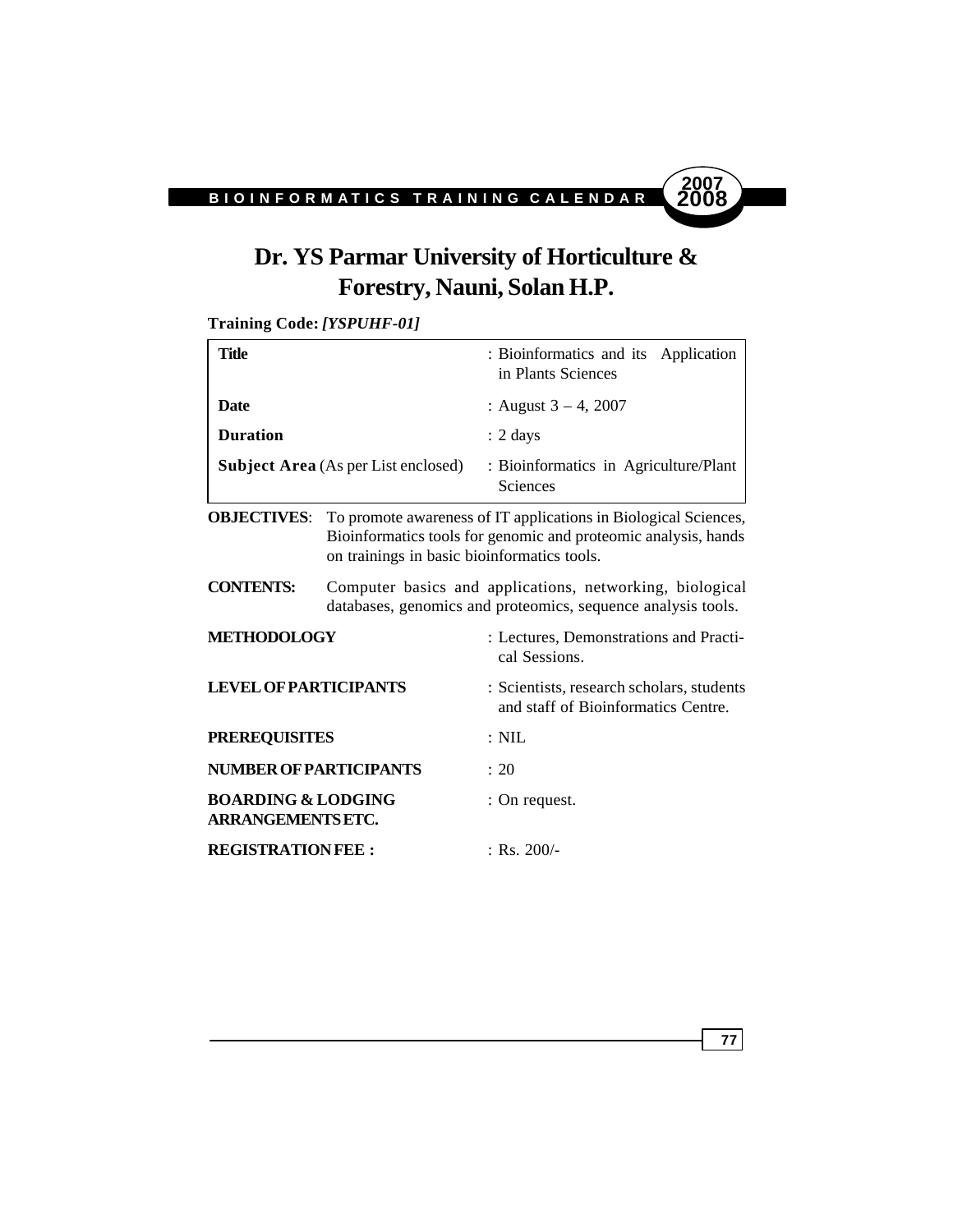# Dr. YS Parmar University of Horticulture & Forestry, Nauni, Solan H.P.

**Training Code:** ***[YSPUHF-01]***

| | |
|---|---|
| **Title** | : Bioinformatics and its Application in Plants Sciences |
| **Date** | : August 3 – 4, 2007 |
| **Duration** | : 2 days |
| **Subject Area** (As per List enclosed) | : Bioinformatics in Agriculture/Plant Sciences |

**OBJECTIVES**: To promote awareness of IT applications in Biological Sciences, Bioinformatics tools for genomic and proteomic analysis, hands on trainings in basic bioinformatics tools.

**CONTENTS:** Computer basics and applications, networking, biological databases, genomics and proteomics, sequence analysis tools.

| | |
|---|---|
| **METHODOLOGY** | : Lectures, Demonstrations and Practical Sessions. |
| **LEVEL OF PARTICIPANTS** | : Scientists, research scholars, students and staff of Bioinformatics Centre. |
| **PREREQUISITES** | : NIL |
| **NUMBER OF PARTICIPANTS** | : 20 |
| **BOARDING & LODGING ARRANGEMENTS ETC.** | : On request. |
| **REGISTRATION FEE :** | : Rs. 200/- |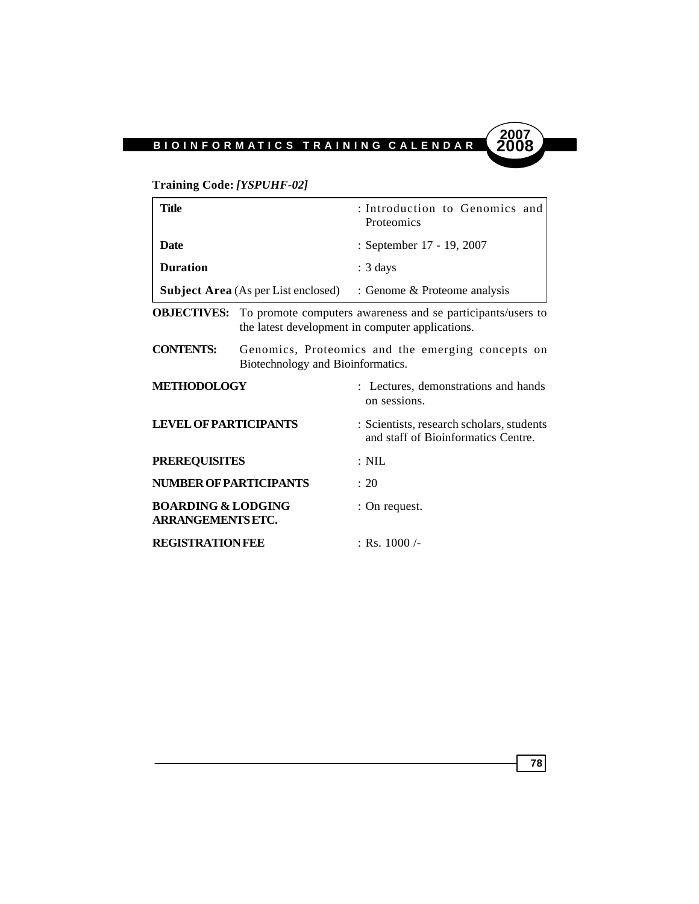**Training Code:** ***[YSPUHF-02]***

| | |
|---|---|
| **Title** | : Introduction to Genomics and Proteomics |
| **Date** | : September 17 - 19, 2007 |
| **Duration** | : 3 days |
| **Subject Area** (As per List enclosed) | : Genome & Proteome analysis |

**OBJECTIVES:** To promote computers awareness and se participants/users to the latest development in computer applications.

**CONTENTS:** Genomics, Proteomics and the emerging concepts on Biotechnology and Bioinformatics.

**METHODOLOGY** : Lectures, demonstrations and hands on sessions.

**LEVEL OF PARTICIPANTS** : Scientists, research scholars, students and staff of Bioinformatics Centre.

**PREREQUISITES** : NIL

**NUMBER OF PARTICIPANTS** : 20

**BOARDING & LODGING ARRANGEMENTS ETC.** : On request.

**REGISTRATION FEE** : Rs. 1000 /-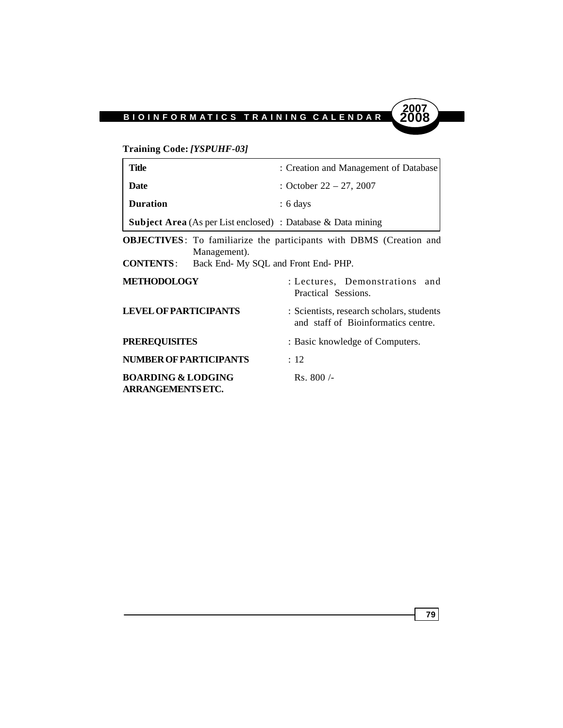**Training Code:** ***[YSPUHF-03]***

| | |
|---|---|
| **Title** | : Creation and Management of Database |
| **Date** | : October 22 – 27, 2007 |
| **Duration** | : 6 days |
| **Subject Area** (As per List enclosed) | : Database & Data mining |

**OBJECTIVES**: To familiarize the participants with DBMS (Creation and Management).

**CONTENTS**: Back End- My SQL and Front End- PHP.

**METHODOLOGY** : Lectures, Demonstrations and Practical Sessions.

**LEVEL OF PARTICIPANTS** : Scientists, research scholars, students and staff of Bioinformatics centre.

**PREREQUISITES** : Basic knowledge of Computers.

**NUMBER OF PARTICIPANTS** : 12

**BOARDING & LODGING ARRANGEMENTS ETC.** Rs. 800 /-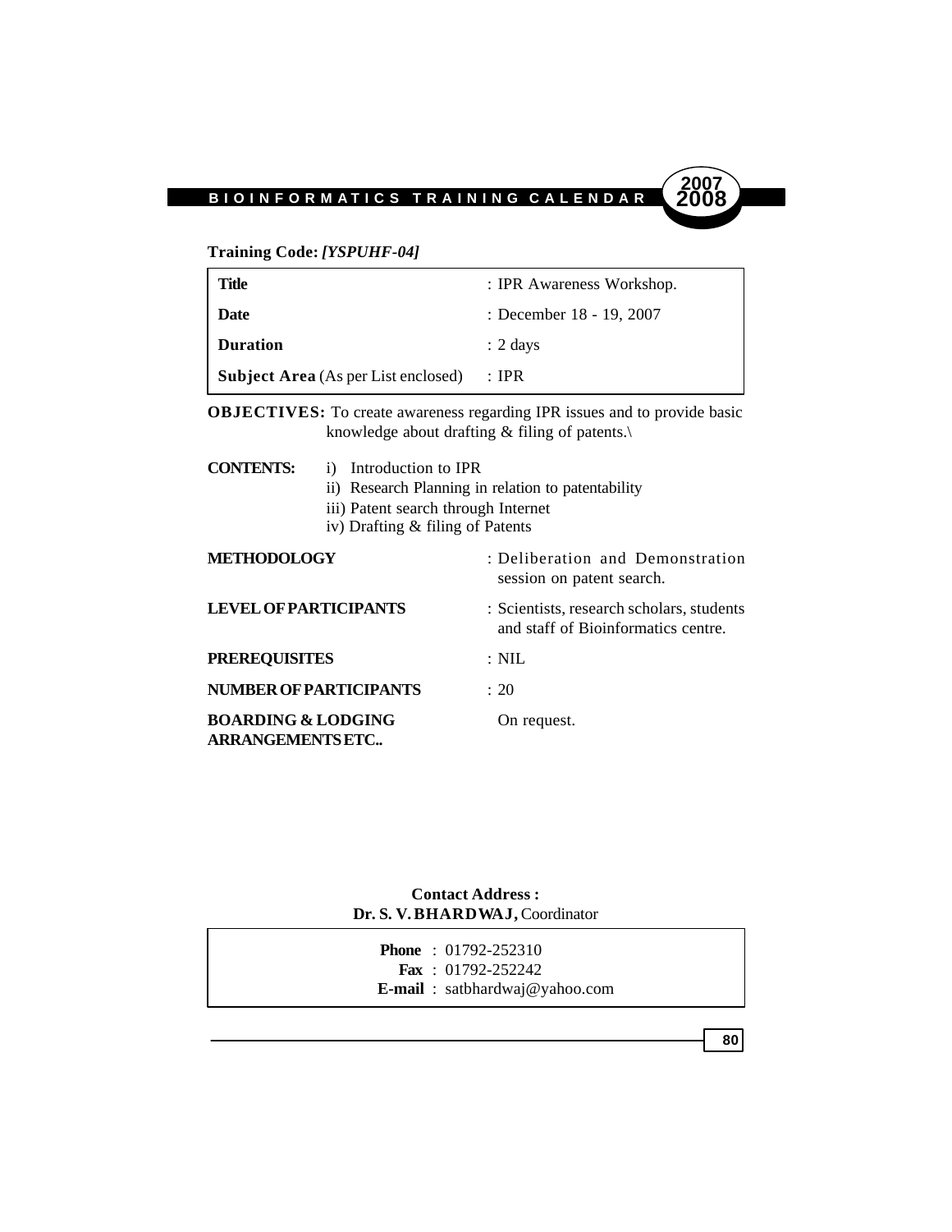**Training Code:** ***[YSPUHF-04]***

| | |
|---|---|
| **Title** | : IPR Awareness Workshop. |
| **Date** | : December 18 - 19, 2007 |
| **Duration** | : 2 days |
| **Subject Area** (As per List enclosed) | : IPR |

**OBJECTIVES:** To create awareness regarding IPR issues and to provide basic knowledge about drafting & filing of patents.\

**CONTENTS:**
- i) Introduction to IPR
- ii) Research Planning in relation to patentability
- iii) Patent search through Internet
- iv) Drafting & filing of Patents

**METHODOLOGY** : Deliberation and Demonstration session on patent search.

**LEVEL OF PARTICIPANTS** : Scientists, research scholars, students and staff of Bioinformatics centre.

**PREREQUISITES** : NIL

**NUMBER OF PARTICIPANTS** : 20

**BOARDING & LODGING ARRANGEMENTS ETC..** On request.

**Contact Address :**
**Dr. S. V. BHARDWAJ,** Coordinator

**Phone** : 01792-252310
**Fax** : 01792-252242
**E-mail** : satbhardwaj@yahoo.com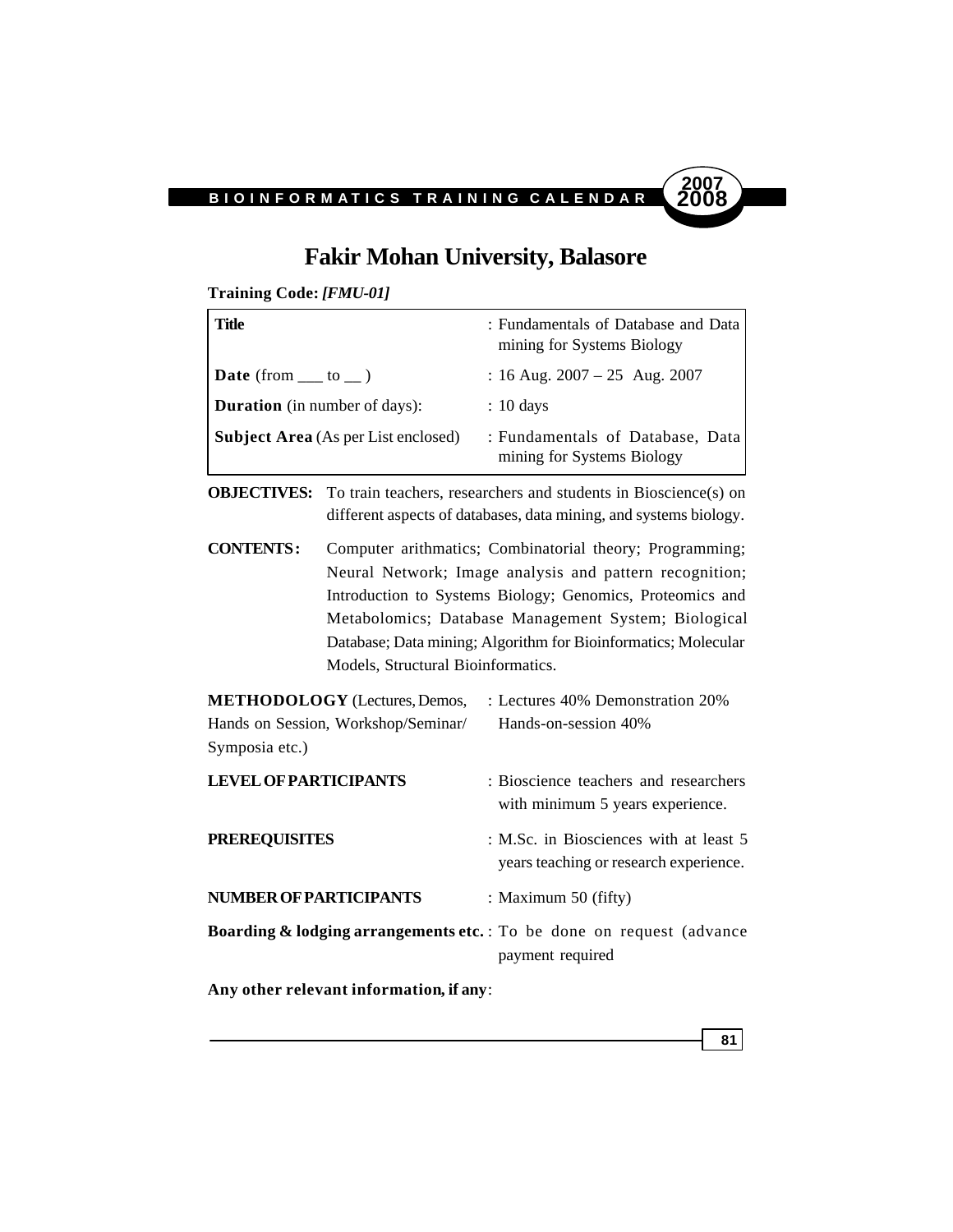# Fakir Mohan University, Balasore

**Training Code:** ***[FMU-01]***

| | |
|---|---|
| **Title** | : Fundamentals of Database and Data mining for Systems Biology |
| **Date** (from ___ to __ ) | : 16 Aug. 2007 – 25 Aug. 2007 |
| **Duration** (in number of days): | : 10 days |
| **Subject Area** (As per List enclosed) | : Fundamentals of Database, Data mining for Systems Biology |

**OBJECTIVES:** To train teachers, researchers and students in Bioscience(s) on different aspects of databases, data mining, and systems biology.

**CONTENTS:** Computer arithmatics; Combinatorial theory; Programming; Neural Network; Image analysis and pattern recognition; Introduction to Systems Biology; Genomics, Proteomics and Metabolomics; Database Management System; Biological Database; Data mining; Algorithm for Bioinformatics; Molecular Models, Structural Bioinformatics.

**METHODOLOGY** (Lectures, Demos, Hands on Session, Workshop/Seminar/ Symposia etc.) : Lectures 40% Demonstration 20% Hands-on-session 40%

**LEVEL OF PARTICIPANTS** : Bioscience teachers and researchers with minimum 5 years experience.

**PREREQUISITES** : M.Sc. in Biosciences with at least 5 years teaching or research experience.

**NUMBER OF PARTICIPANTS** : Maximum 50 (fifty)

**Boarding & lodging arrangements etc.** : To be done on request (advance payment required

**Any other relevant information, if any**: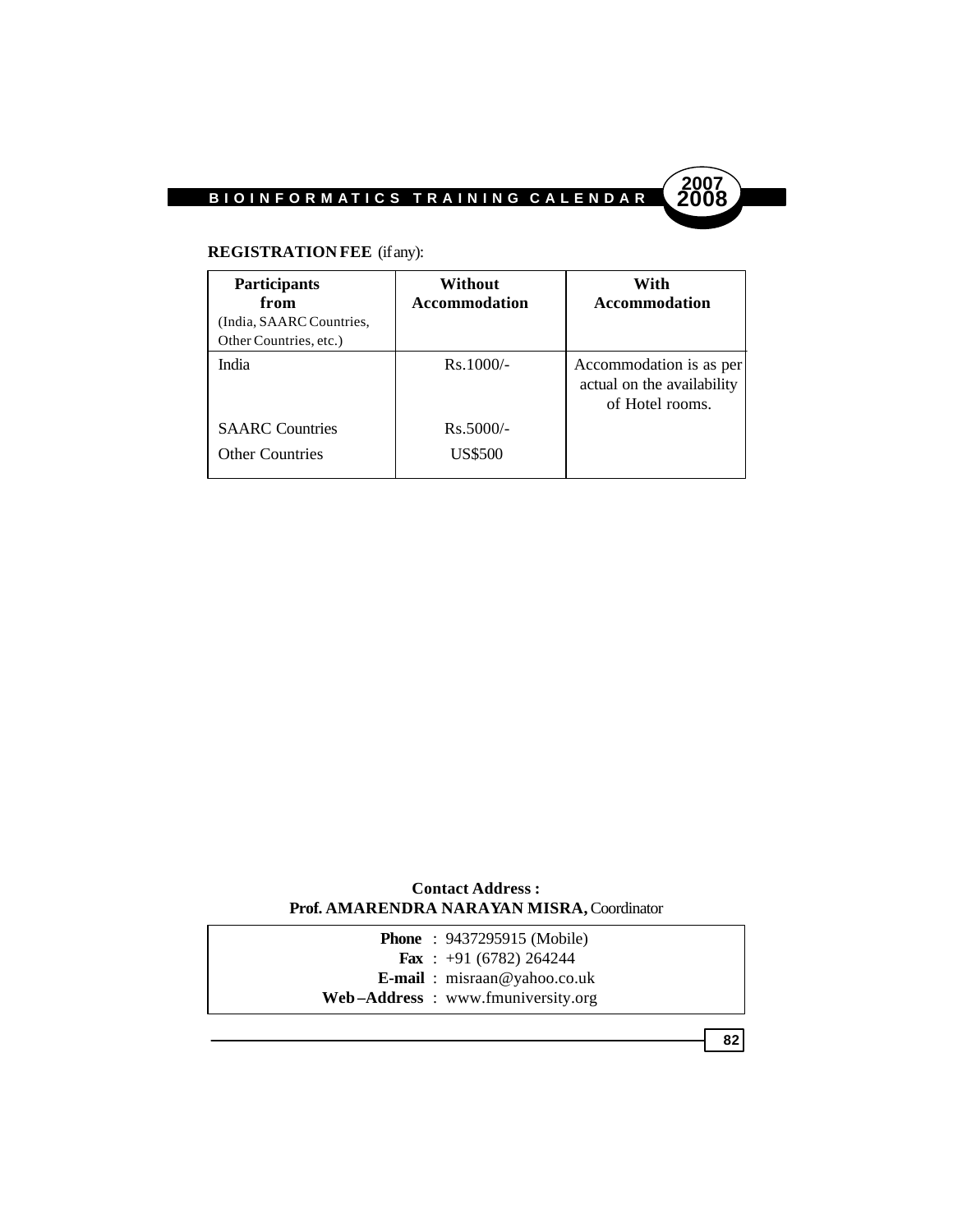**REGISTRATION FEE** (if any):

| **Participants from** (India, SAARC Countries, Other Countries, etc.) | **Without Accommodation** | **With Accommodation** |
|---|---|---|
| India | Rs.1000/- | Accommodation is as per actual on the availability of Hotel rooms. |
| SAARC Countries | Rs.5000/- | |
| Other Countries | US$500 | |

**Contact Address :**
**Prof. AMARENDRA NARAYAN MISRA,** Coordinator

**Phone** : 9437295915 (Mobile)
**Fax** : +91 (6782) 264244
**E-mail** : misraan@yahoo.co.uk
**Web–Address** : www.fmuniversity.org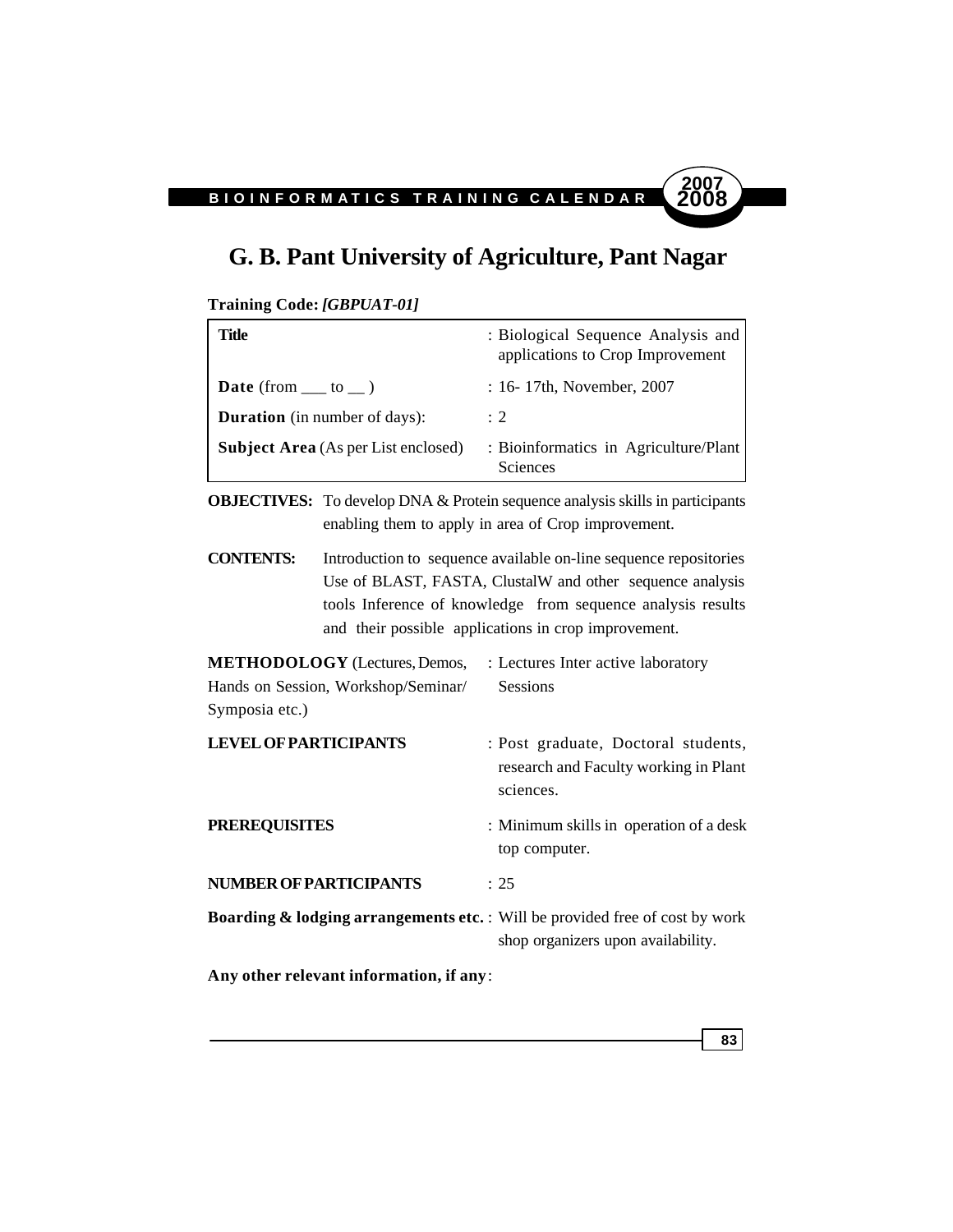# G. B. Pant University of Agriculture, Pant Nagar

**Training Code:** ***[GBPUAT-01]***

| | |
|---|---|
| **Title** | : Biological Sequence Analysis and applications to Crop Improvement |
| **Date** (from ___ to __ ) | : 16- 17th, November, 2007 |
| **Duration** (in number of days): | : 2 |
| **Subject Area** (As per List enclosed) | : Bioinformatics in Agriculture/Plant Sciences |

**OBJECTIVES:** To develop DNA & Protein sequence analysis skills in participants enabling them to apply in area of Crop improvement.

**CONTENTS:** Introduction to sequence available on-line sequence repositories Use of BLAST, FASTA, ClustalW and other sequence analysis tools Inference of knowledge from sequence analysis results and their possible applications in crop improvement.

**METHODOLOGY** (Lectures, Demos, Hands on Session, Workshop/Seminar/ Symposia etc.) : Lectures Inter active laboratory Sessions

**LEVEL OF PARTICIPANTS** : Post graduate, Doctoral students, research and Faculty working in Plant sciences.

**PREREQUISITES** : Minimum skills in operation of a desk top computer.

**NUMBER OF PARTICIPANTS** : 25

**Boarding & lodging arrangements etc.** : Will be provided free of cost by work shop organizers upon availability.

**Any other relevant information, if any**: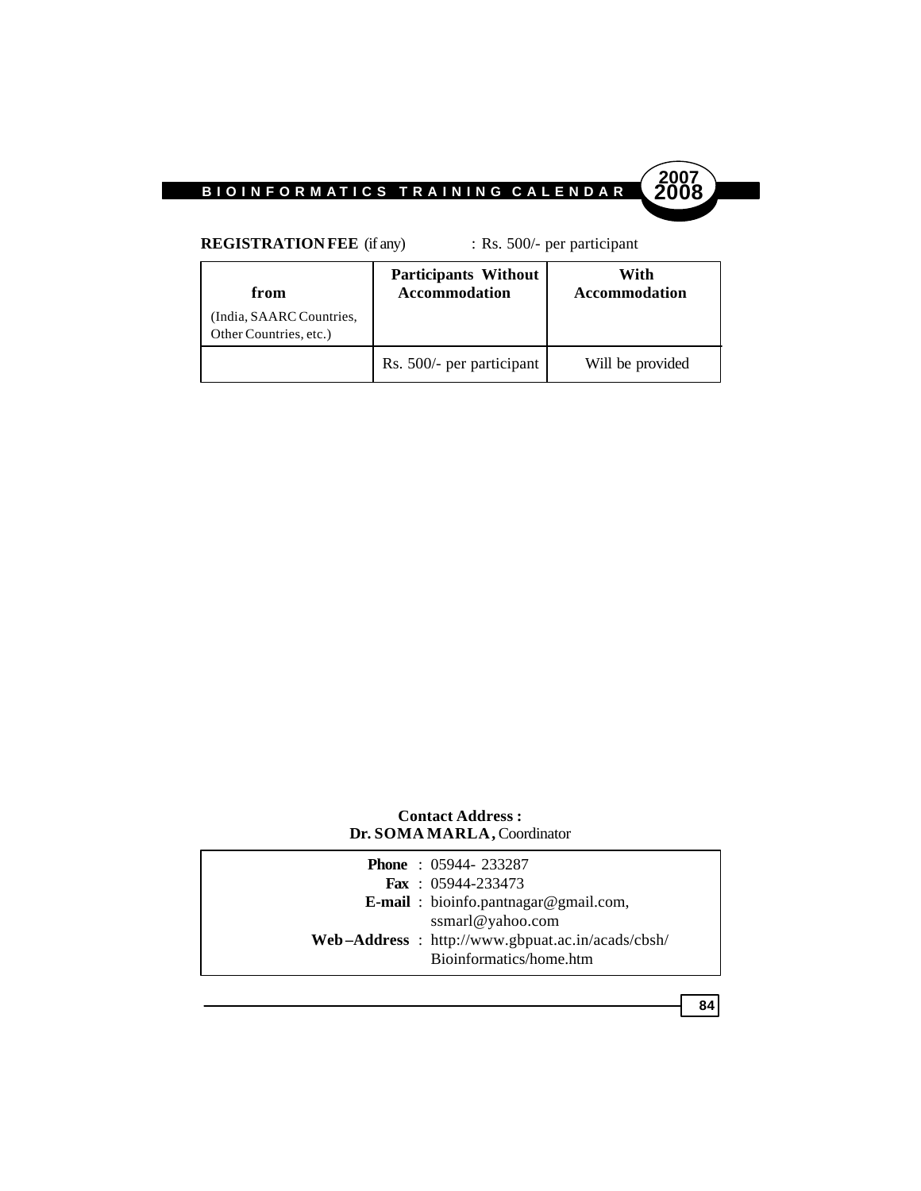**REGISTRATION FEE** (if any) : Rs. 500/- per participant

| from (India, SAARC Countries, Other Countries, etc.) | Participants Without Accommodation | With Accommodation |
|---|---|---|
| | Rs. 500/- per participant | Will be provided |

**Contact Address :**
**Dr. SOMA MARLA,** Coordinator

**Phone** : 05944- 233287
**Fax** : 05944-233473
**E-mail** : bioinfo.pantnagar@gmail.com, ssmarl@yahoo.com
**Web–Address** : http://www.gbpuat.ac.in/acads/cbsh/Bioinformatics/home.htm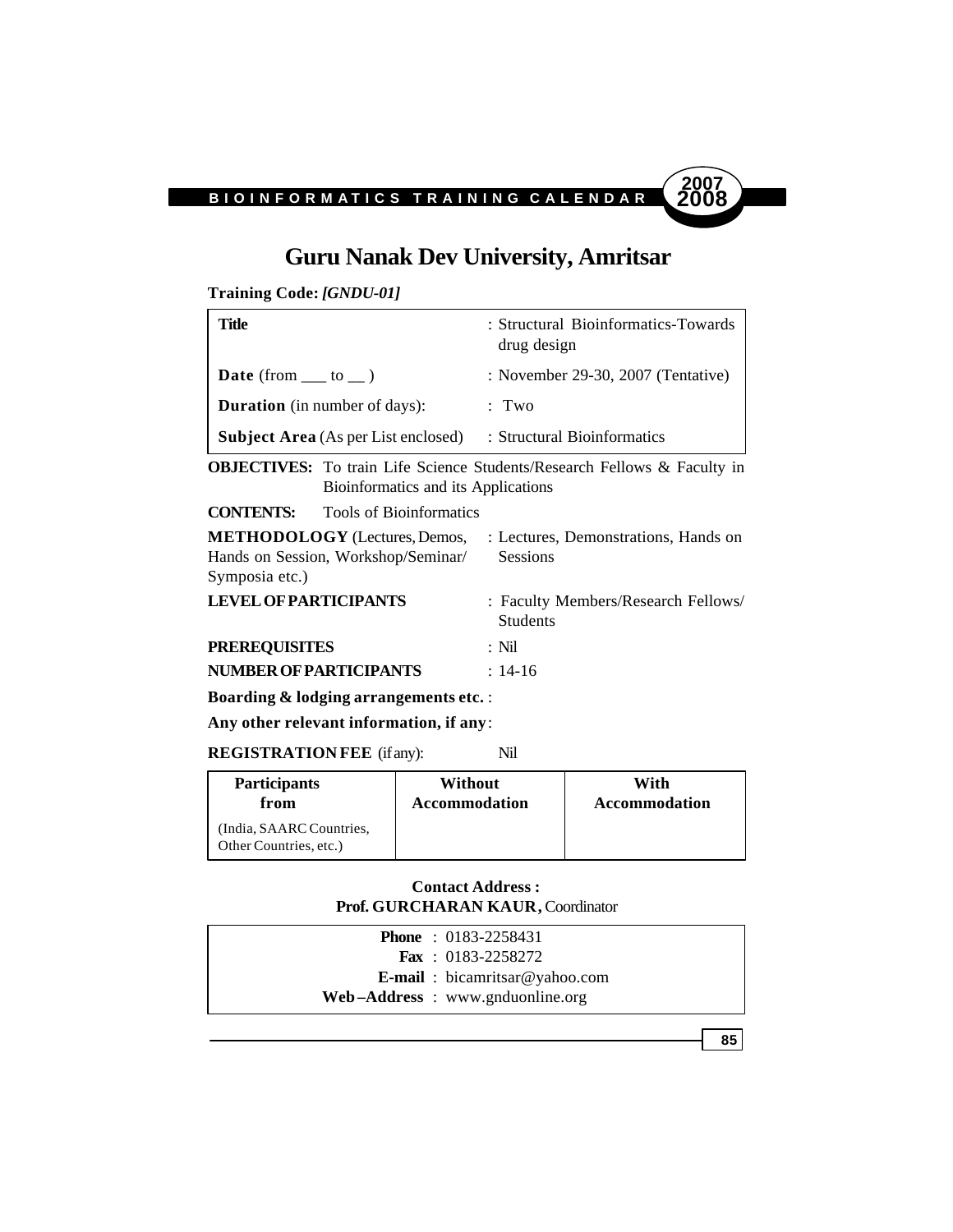# Guru Nanak Dev University, Amritsar

**Training Code:** ***[GNDU-01]***

| | |
|---|---|
| **Title** | : Structural Bioinformatics-Towards drug design |
| **Date** (from ___ to __ ) | : November 29-30, 2007 (Tentative) |
| **Duration** (in number of days): | : Two |
| **Subject Area** (As per List enclosed) | : Structural Bioinformatics |

**OBJECTIVES:** To train Life Science Students/Research Fellows & Faculty in Bioinformatics and its Applications

**CONTENTS:** Tools of Bioinformatics

**METHODOLOGY** (Lectures, Demos, Hands on Session, Workshop/Seminar/ Symposia etc.) : Lectures, Demonstrations, Hands on Sessions

**LEVEL OF PARTICIPANTS** : Faculty Members/Research Fellows/ Students

**PREREQUISITES** : Nil

**NUMBER OF PARTICIPANTS** : 14-16

**Boarding & lodging arrangements etc.** :

**Any other relevant information, if any**:

**REGISTRATION FEE** (if any): Nil

| Participants from | Without Accommodation | With Accommodation |
|---|---|---|
| (India, SAARC Countries, Other Countries, etc.) | | |

**Contact Address :**
**Prof. GURCHARAN KAUR,** Coordinator

**Phone** : 0183-2258431
**Fax** : 0183-2258272
**E-mail** : bicamritsar@yahoo.com
**Web –Address** : www.gnduonline.org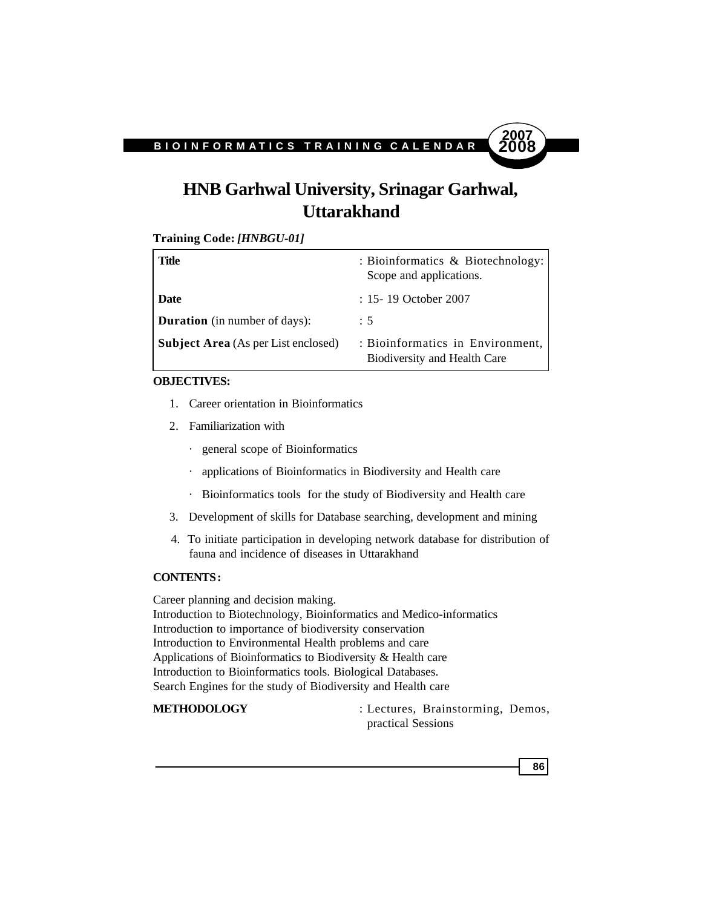# HNB Garhwal University, Srinagar Garhwal, Uttarakhand

**Training Code:** ***[HNBGU-01]***

| | |
|---|---|
| **Title** | : Bioinformatics & Biotechnology: Scope and applications. |
| **Date** | : 15- 19 October 2007 |
| **Duration** (in number of days): | : 5 |
| **Subject Area** (As per List enclosed) | : Bioinformatics in Environment, Biodiversity and Health Care |

**OBJECTIVES:**

1. Career orientation in Bioinformatics
2. Familiarization with
   - general scope of Bioinformatics
   - applications of Bioinformatics in Biodiversity and Health care
   - Bioinformatics tools for the study of Biodiversity and Health care
3. Development of skills for Database searching, development and mining
4. To initiate participation in developing network database for distribution of fauna and incidence of diseases in Uttarakhand

**CONTENTS:**

Career planning and decision making.
Introduction to Biotechnology, Bioinformatics and Medico-informatics
Introduction to importance of biodiversity conservation
Introduction to Environmental Health problems and care
Applications of Bioinformatics to Biodiversity & Health care
Introduction to Bioinformatics tools. Biological Databases.
Search Engines for the study of Biodiversity and Health care

**METHODOLOGY** : Lectures, Brainstorming, Demos, practical Sessions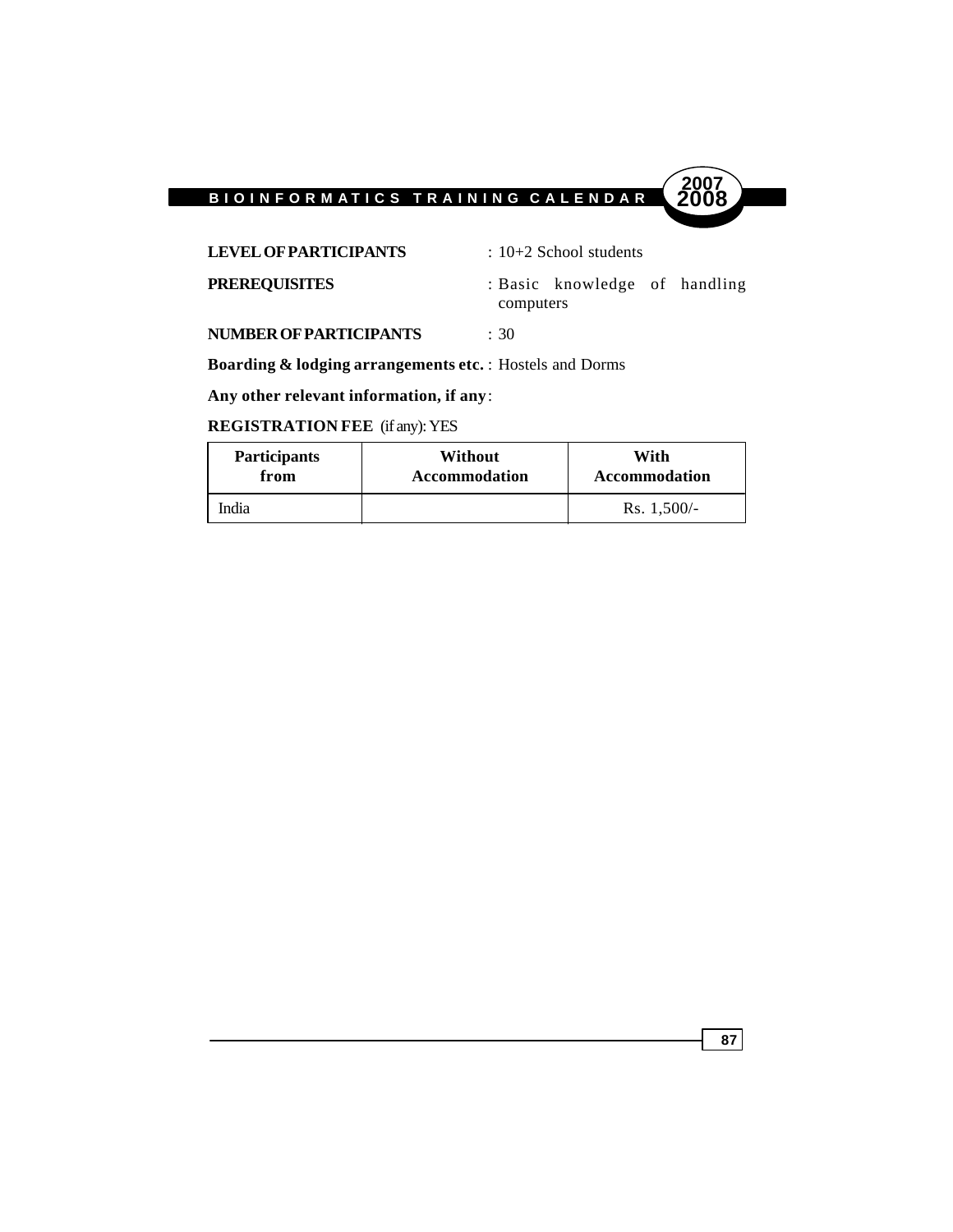**LEVEL OF PARTICIPANTS** : 10+2 School students

**PREREQUISITES** : Basic knowledge of handling computers

**NUMBER OF PARTICIPANTS** : 30

**Boarding & lodging arrangements etc.** : Hostels and Dorms

**Any other relevant information, if any**:

**REGISTRATION FEE** (if any): YES

| Participants from | Without Accommodation | With Accommodation |
|---|---|---|
| India | | Rs. 1,500/- |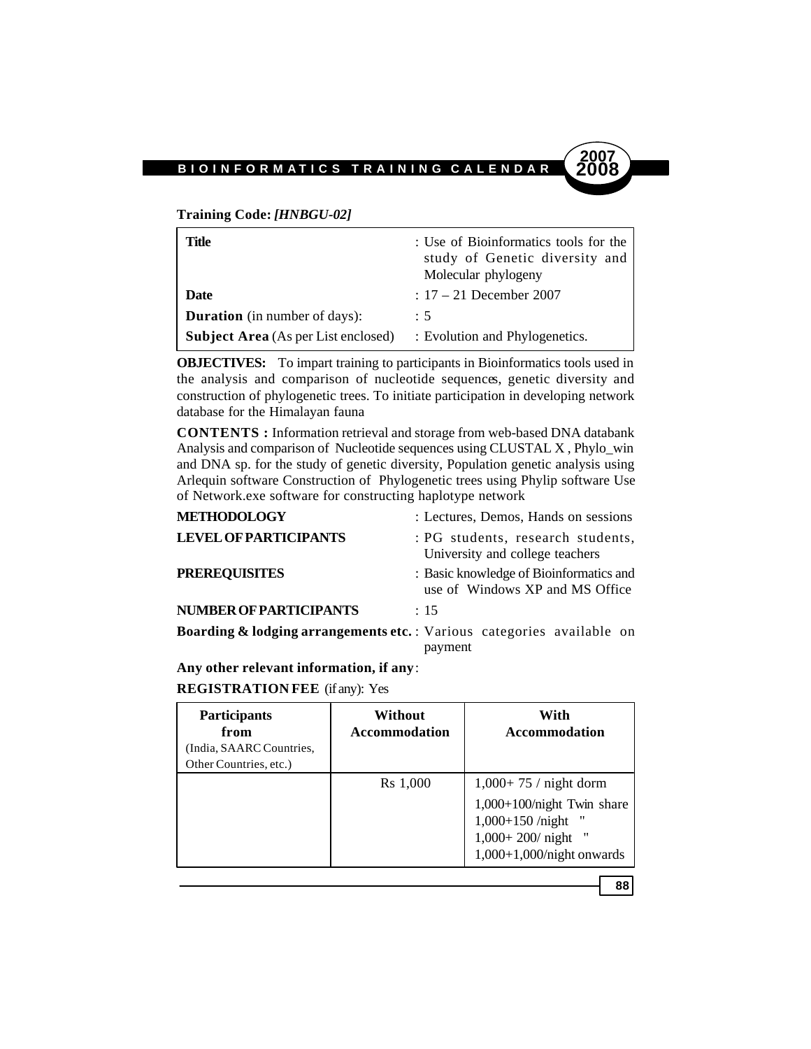**Training Code:** ***[HNBGU-02]***

| | |
|---|---|
| **Title** | : Use of Bioinformatics tools for the study of Genetic diversity and Molecular phylogeny |
| **Date** | : 17 – 21 December 2007 |
| **Duration** (in number of days): | : 5 |
| **Subject Area** (As per List enclosed) | : Evolution and Phylogenetics. |

**OBJECTIVES:** To impart training to participants in Bioinformatics tools used in the analysis and comparison of nucleotide sequences, genetic diversity and construction of phylogenetic trees. To initiate participation in developing network database for the Himalayan fauna

**CONTENTS :** Information retrieval and storage from web-based DNA databank Analysis and comparison of Nucleotide sequences using CLUSTAL X , Phylo_win and DNA sp. for the study of genetic diversity, Population genetic analysis using Arlequin software Construction of Phylogenetic trees using Phylip software Use of Network.exe software for constructing haplotype network

**METHODOLOGY** : Lectures, Demos, Hands on sessions

**LEVEL OF PARTICIPANTS** : PG students, research students, University and college teachers

**PREREQUISITES** : Basic knowledge of Bioinformatics and use of Windows XP and MS Office

**NUMBER OF PARTICIPANTS** : 15

**Boarding & lodging arrangements etc.** : Various categories available on payment

**Any other relevant information, if any**:

**REGISTRATION FEE** (if any): Yes

| **Participants from** (India, SAARC Countries, Other Countries, etc.) | **Without Accommodation** | **With Accommodation** |
|---|---|---|
| | Rs 1,000 | 1,000+ 75 / night dorm<br>1,000+100/night Twin share<br>1,000+150 /night "<br>1,000+ 200/ night "<br>1,000+1,000/night onwards |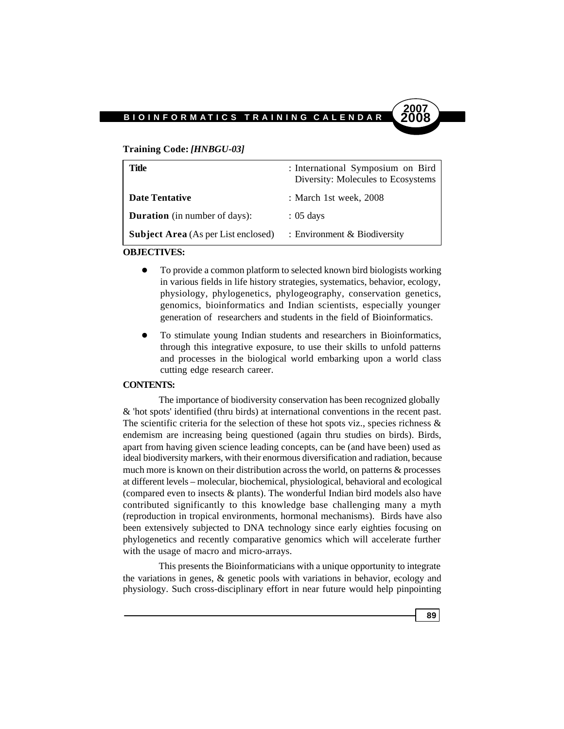**Training Code:** ***[HNBGU-03]***

| | |
|---|---|
| **Title** | : International Symposium on Bird Diversity: Molecules to Ecosystems |
| **Date Tentative** | : March 1st week, 2008 |
| **Duration** (in number of days): | : 05 days |
| **Subject Area** (As per List enclosed) | : Environment & Biodiversity |

**OBJECTIVES:**

- To provide a common platform to selected known bird biologists working in various fields in life history strategies, systematics, behavior, ecology, physiology, phylogenetics, phylogeography, conservation genetics, genomics, bioinformatics and Indian scientists, especially younger generation of researchers and students in the field of Bioinformatics.
- To stimulate young Indian students and researchers in Bioinformatics, through this integrative exposure, to use their skills to unfold patterns and processes in the biological world embarking upon a world class cutting edge research career.

**CONTENTS:**

The importance of biodiversity conservation has been recognized globally & 'hot spots' identified (thru birds) at international conventions in the recent past. The scientific criteria for the selection of these hot spots viz., species richness & endemism are increasing being questioned (again thru studies on birds). Birds, apart from having given science leading concepts, can be (and have been) used as ideal biodiversity markers, with their enormous diversification and radiation, because much more is known on their distribution across the world, on patterns & processes at different levels – molecular, biochemical, physiological, behavioral and ecological (compared even to insects & plants). The wonderful Indian bird models also have contributed significantly to this knowledge base challenging many a myth (reproduction in tropical environments, hormonal mechanisms). Birds have also been extensively subjected to DNA technology since early eighties focusing on phylogenetics and recently comparative genomics which will accelerate further with the usage of macro and micro-arrays.

This presents the Bioinformaticians with a unique opportunity to integrate the variations in genes, & genetic pools with variations in behavior, ecology and physiology. Such cross-disciplinary effort in near future would help pinpointing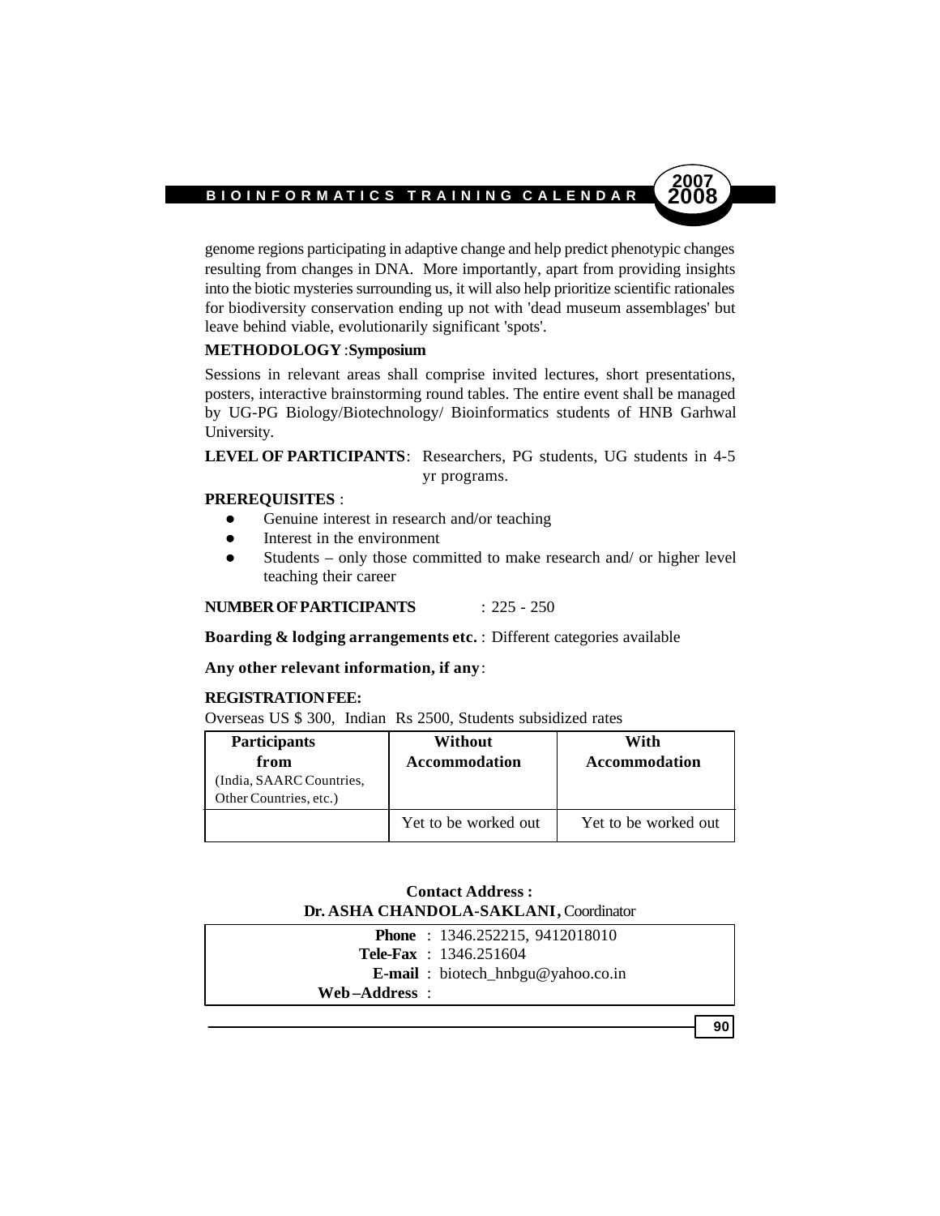genome regions participating in adaptive change and help predict phenotypic changes resulting from changes in DNA. More importantly, apart from providing insights into the biotic mysteries surrounding us, it will also help prioritize scientific rationales for biodiversity conservation ending up not with 'dead museum assemblages' but leave behind viable, evolutionarily significant 'spots'.

**METHODOLOGY** :**Symposium**

Sessions in relevant areas shall comprise invited lectures, short presentations, posters, interactive brainstorming round tables. The entire event shall be managed by UG-PG Biology/Biotechnology/ Bioinformatics students of HNB Garhwal University.

**LEVEL OF PARTICIPANTS**: Researchers, PG students, UG students in 4-5 yr programs.

**PREREQUISITES** :

- Genuine interest in research and/or teaching
- Interest in the environment
- Students – only those committed to make research and/ or higher level teaching their career

**NUMBER OF PARTICIPANTS** : 225 - 250

**Boarding & lodging arrangements etc.** : Different categories available

**Any other relevant information, if any**:

**REGISTRATION FEE:**

Overseas US $ 300, Indian Rs 2500, Students subsidized rates

| **Participants from** (India, SAARC Countries, Other Countries, etc.) | **Without Accommodation** | **With Accommodation** |
|---|---|---|
| | Yet to be worked out | Yet to be worked out |

**Contact Address :**
**Dr. ASHA CHANDOLA-SAKLANI,** Coordinator

**Phone** : 1346.252215, 9412018010
**Tele-Fax** : 1346.251604
**E-mail** : biotech_hnbgu@yahoo.co.in
**Web–Address** :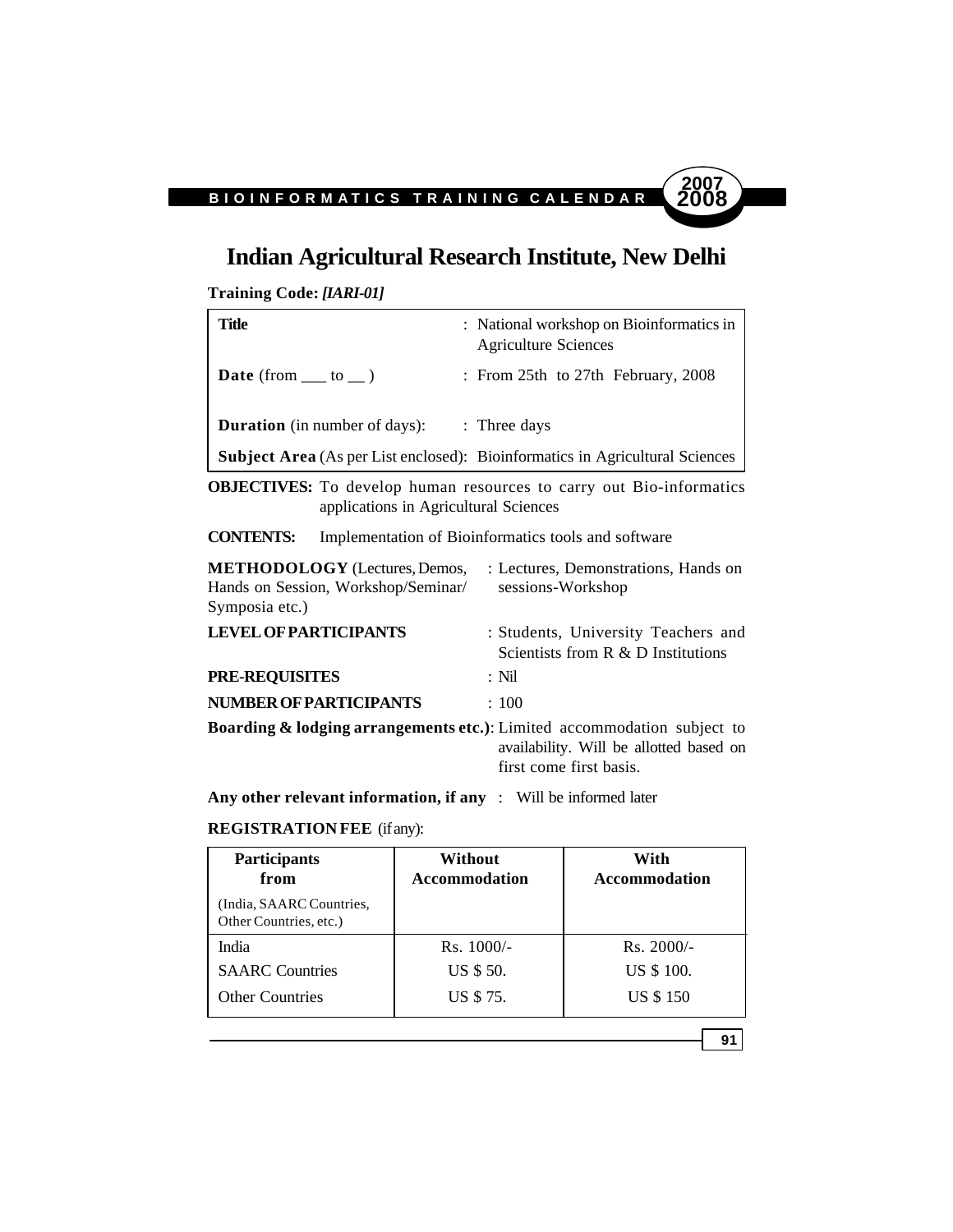# Indian Agricultural Research Institute, New Delhi

**Training Code:** ***[IARI-01]***

| | |
|---|---|
| **Title** | : National workshop on Bioinformatics in Agriculture Sciences |
| **Date** (from ___ to __ ) | : From 25th to 27th February, 2008 |
| **Duration** (in number of days): | : Three days |
| **Subject Area** (As per List enclosed): | Bioinformatics in Agricultural Sciences |

**OBJECTIVES:** To develop human resources to carry out Bio-informatics applications in Agricultural Sciences

**CONTENTS:** Implementation of Bioinformatics tools and software

**METHODOLOGY** (Lectures, Demos, Hands on Session, Workshop/Seminar/ Symposia etc.) : Lectures, Demonstrations, Hands on sessions-Workshop

**LEVEL OF PARTICIPANTS** : Students, University Teachers and Scientists from R & D Institutions

**PRE-REQUISITES** : Nil

**NUMBER OF PARTICIPANTS** : 100

**Boarding & lodging arrangements etc.)**: Limited accommodation subject to availability. Will be allotted based on first come first basis.

**Any other relevant information, if any** : Will be informed later

**REGISTRATION FEE** (if any):

| **Participants from** (India, SAARC Countries, Other Countries, etc.) | **Without Accommodation** | **With Accommodation** |
|---|---|---|
| India | Rs. 1000/- | Rs. 2000/- |
| SAARC Countries | US $ 50. | US $ 100. |
| Other Countries | US $ 75. | US $ 150 |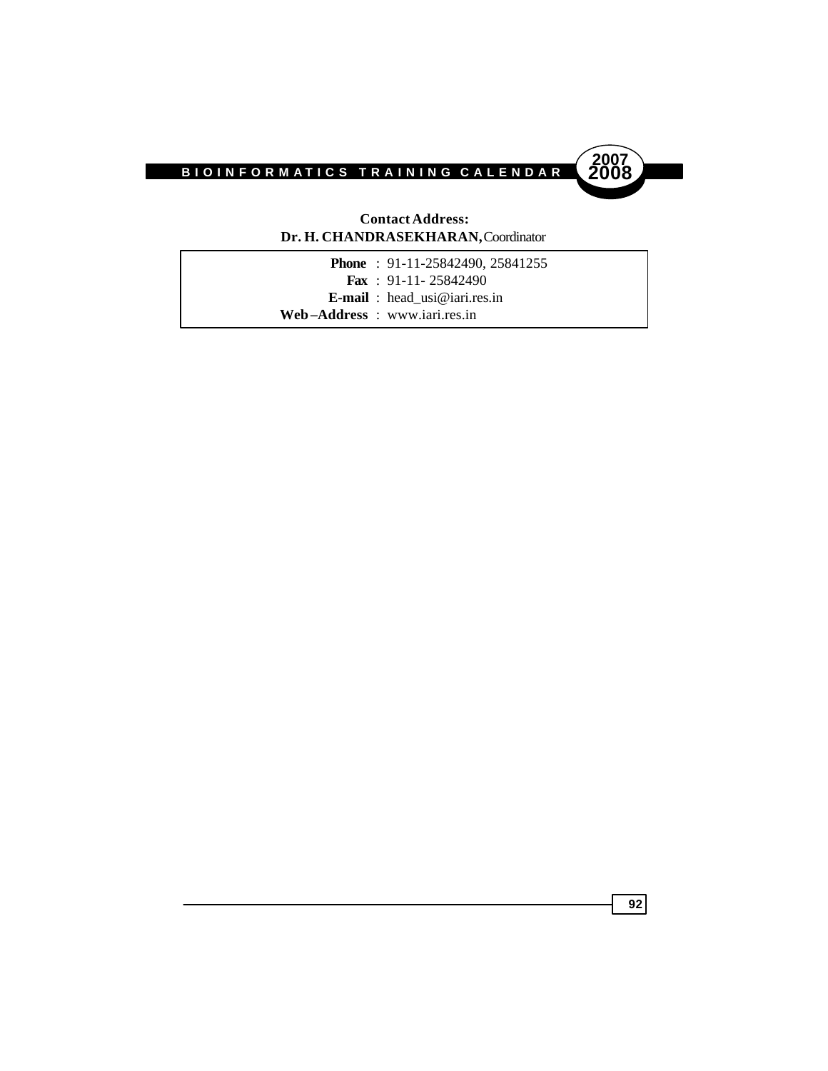**Contact Address:**
**Dr. H. CHANDRASEKHARAN,** Coordinator

**Phone** : 91-11-25842490, 25841255
**Fax** : 91-11- 25842490
**E-mail** : head_usi@iari.res.in
**Web –Address** : www.iari.res.in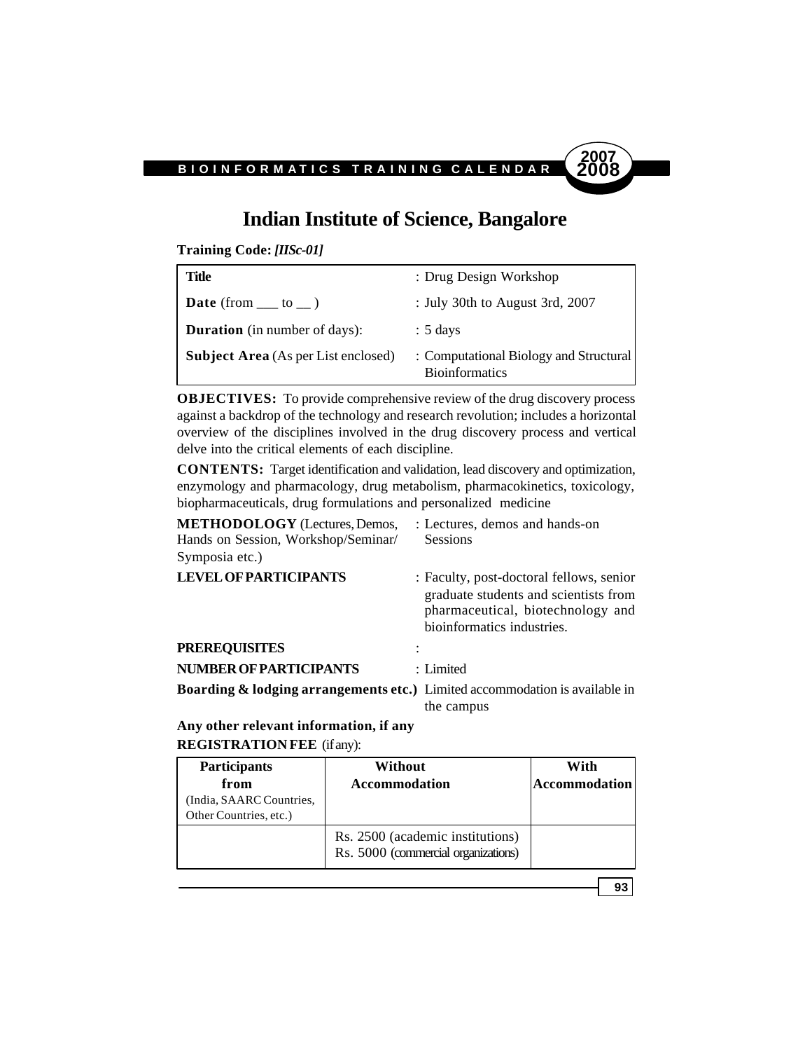# Indian Institute of Science, Bangalore

**Training Code:** ***[IISc-01]***

| | |
|---|---|
| **Title** | : Drug Design Workshop |
| **Date** (from ___ to __ ) | : July 30th to August 3rd, 2007 |
| **Duration** (in number of days): | : 5 days |
| **Subject Area** (As per List enclosed) | : Computational Biology and Structural Bioinformatics |

**OBJECTIVES:** To provide comprehensive review of the drug discovery process against a backdrop of the technology and research revolution; includes a horizontal overview of the disciplines involved in the drug discovery process and vertical delve into the critical elements of each discipline.

**CONTENTS:** Target identification and validation, lead discovery and optimization, enzymology and pharmacology, drug metabolism, pharmacokinetics, toxicology, biopharmaceuticals, drug formulations and personalized medicine

**METHODOLOGY** (Lectures, Demos, Hands on Session, Workshop/Seminar/ Symposia etc.) : Lectures, demos and hands-on Sessions

**LEVEL OF PARTICIPANTS** : Faculty, post-doctoral fellows, senior graduate students and scientists from pharmaceutical, biotechnology and bioinformatics industries.

**PREREQUISITES** :

**NUMBER OF PARTICIPANTS** : Limited

**Boarding & lodging arrangements etc.)** Limited accommodation is available in the campus

**Any other relevant information, if any**

**REGISTRATION FEE** (if any):

| **Participants from** (India, SAARC Countries, Other Countries, etc.) | **Without Accommodation** | **With Accommodation** |
|---|---|---|
| | Rs. 2500 (academic institutions)<br>Rs. 5000 (commercial organizations) | |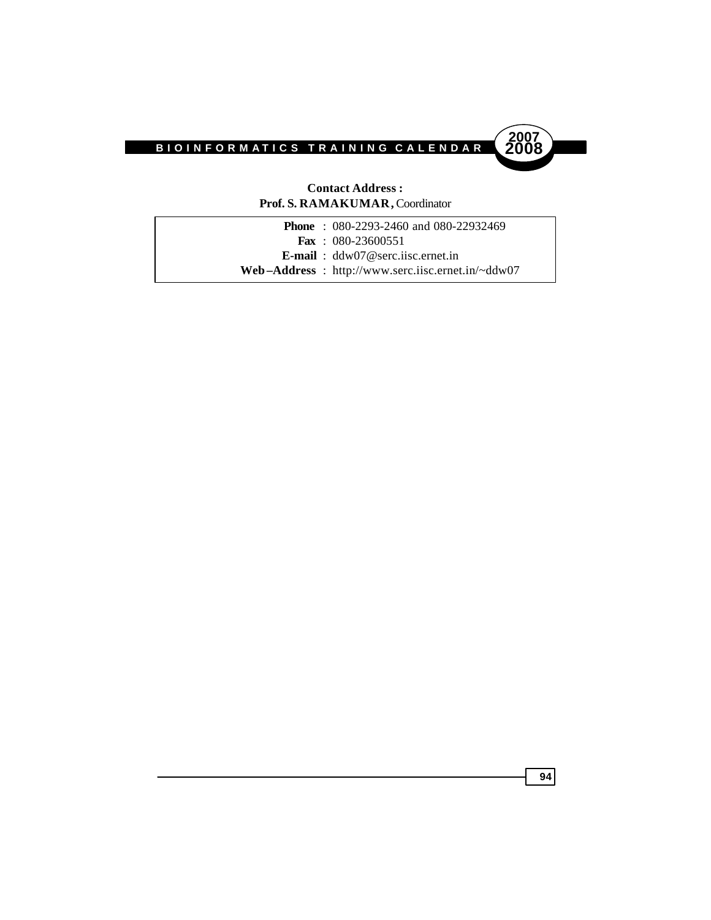**Contact Address :**
**Prof. S. RAMAKUMAR,** Coordinator

| | |
|---|---|
| **Phone** | : 080-2293-2460 and 080-22932469 |
| **Fax** | : 080-23600551 |
| **E-mail** | : ddw07@serc.iisc.ernet.in |
| **Web–Address** | : http://www.serc.iisc.ernet.in/~ddw07 |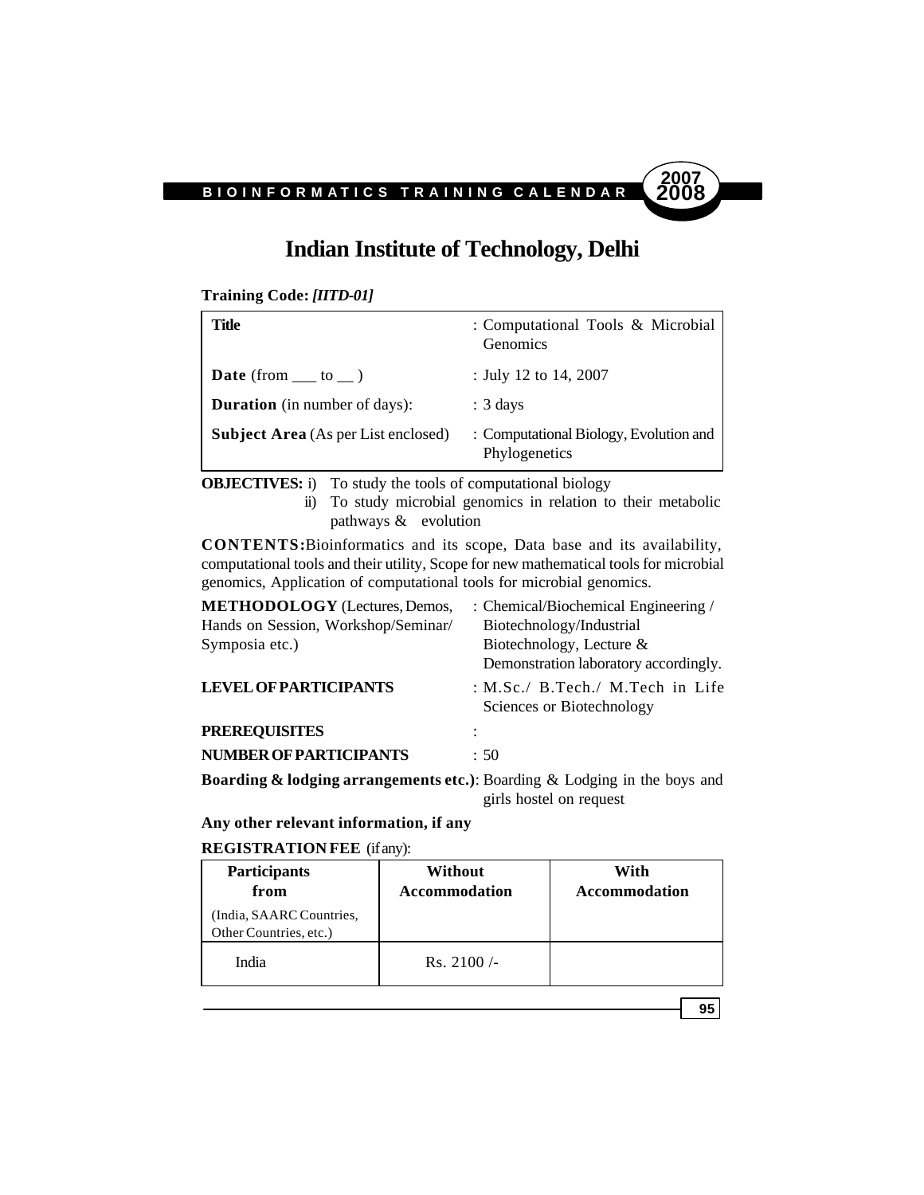# Indian Institute of Technology, Delhi

**Training Code:** ***[IITD-01]***

| | |
|---|---|
| **Title** | : Computational Tools & Microbial Genomics |
| **Date** (from ___ to __ ) | : July 12 to 14, 2007 |
| **Duration** (in number of days): | : 3 days |
| **Subject Area** (As per List enclosed) | : Computational Biology, Evolution and Phylogenetics |

**OBJECTIVES:** i) To study the tools of computational biology

ii) To study microbial genomics in relation to their metabolic pathways & evolution

**CONTENTS:** Bioinformatics and its scope, Data base and its availability, computational tools and their utility, Scope for new mathematical tools for microbial genomics, Application of computational tools for microbial genomics.

**METHODOLOGY** (Lectures, Demos, Hands on Session, Workshop/Seminar/ Symposia etc.) : Chemical/Biochemical Engineering / Biotechnology/Industrial Biotechnology, Lecture & Demonstration laboratory accordingly.

**LEVEL OF PARTICIPANTS** : M.Sc./ B.Tech./ M.Tech in Life Sciences or Biotechnology

**PREREQUISITES** :

**NUMBER OF PARTICIPANTS** : 50

**Boarding & lodging arrangements etc.)**: Boarding & Lodging in the boys and girls hostel on request

**Any other relevant information, if any**

**REGISTRATION FEE** (if any):

| **Participants from** (India, SAARC Countries, Other Countries, etc.) | **Without Accommodation** | **With Accommodation** |
|---|---|---|
| India | Rs. 2100 /- | |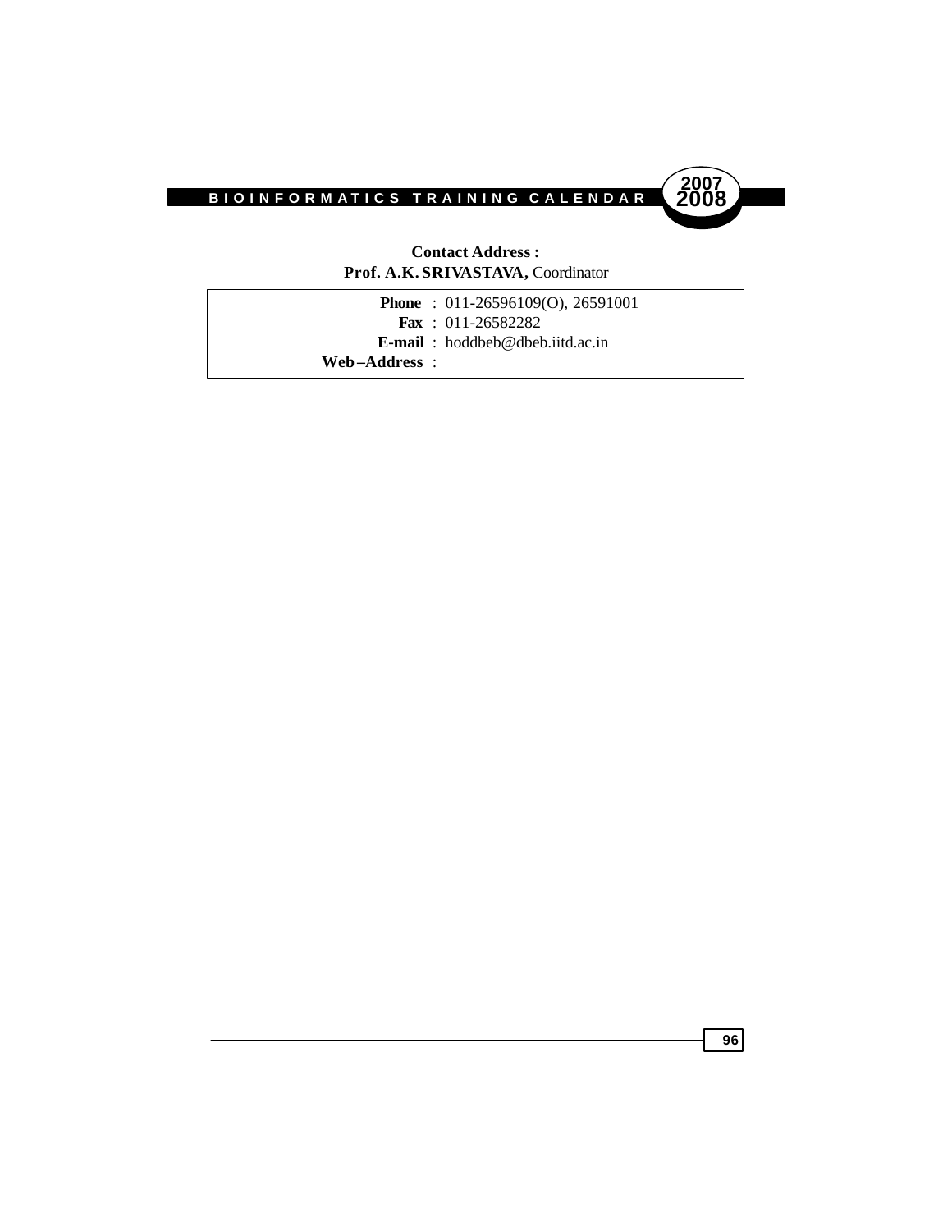**Contact Address :**
**Prof. A.K. SRIVASTAVA,** Coordinator

| | |
|---|---|
| **Phone** | : 011-26596109(O), 26591001 |
| **Fax** | : 011-26582282 |
| **E-mail** | : hoddbeb@dbeb.iitd.ac.in |
| **Web–Address** | : |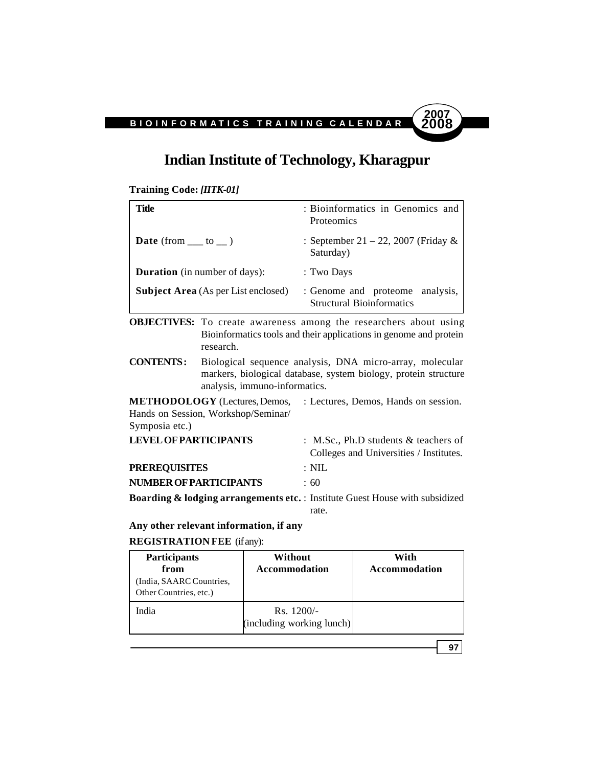# Indian Institute of Technology, Kharagpur

**Training Code:** ***[IITK-01]***

| | |
|---|---|
| **Title** | : Bioinformatics in Genomics and Proteomics |
| **Date** (from ___ to __ ) | : September 21 – 22, 2007 (Friday & Saturday) |
| **Duration** (in number of days): | : Two Days |
| **Subject Area** (As per List enclosed) | : Genome and proteome analysis, Structural Bioinformatics |

**OBJECTIVES:** To create awareness among the researchers about using Bioinformatics tools and their applications in genome and protein research.

**CONTENTS:** Biological sequence analysis, DNA micro-array, molecular markers, biological database, system biology, protein structure analysis, immuno-informatics.

**METHODOLOGY** (Lectures, Demos, Hands on Session, Workshop/Seminar/ Symposia etc.) : Lectures, Demos, Hands on session.

**LEVEL OF PARTICIPANTS** : M.Sc., Ph.D students & teachers of Colleges and Universities / Institutes.

**PREREQUISITES** : NIL

**NUMBER OF PARTICIPANTS** : 60

**Boarding & lodging arrangements etc.** : Institute Guest House with subsidized rate.

**Any other relevant information, if any**

**REGISTRATION FEE** (if any):

| **Participants from** (India, SAARC Countries, Other Countries, etc.) | **Without Accommodation** | **With Accommodation** |
|---|---|---|
| India | Rs. 1200/- (including working lunch) | |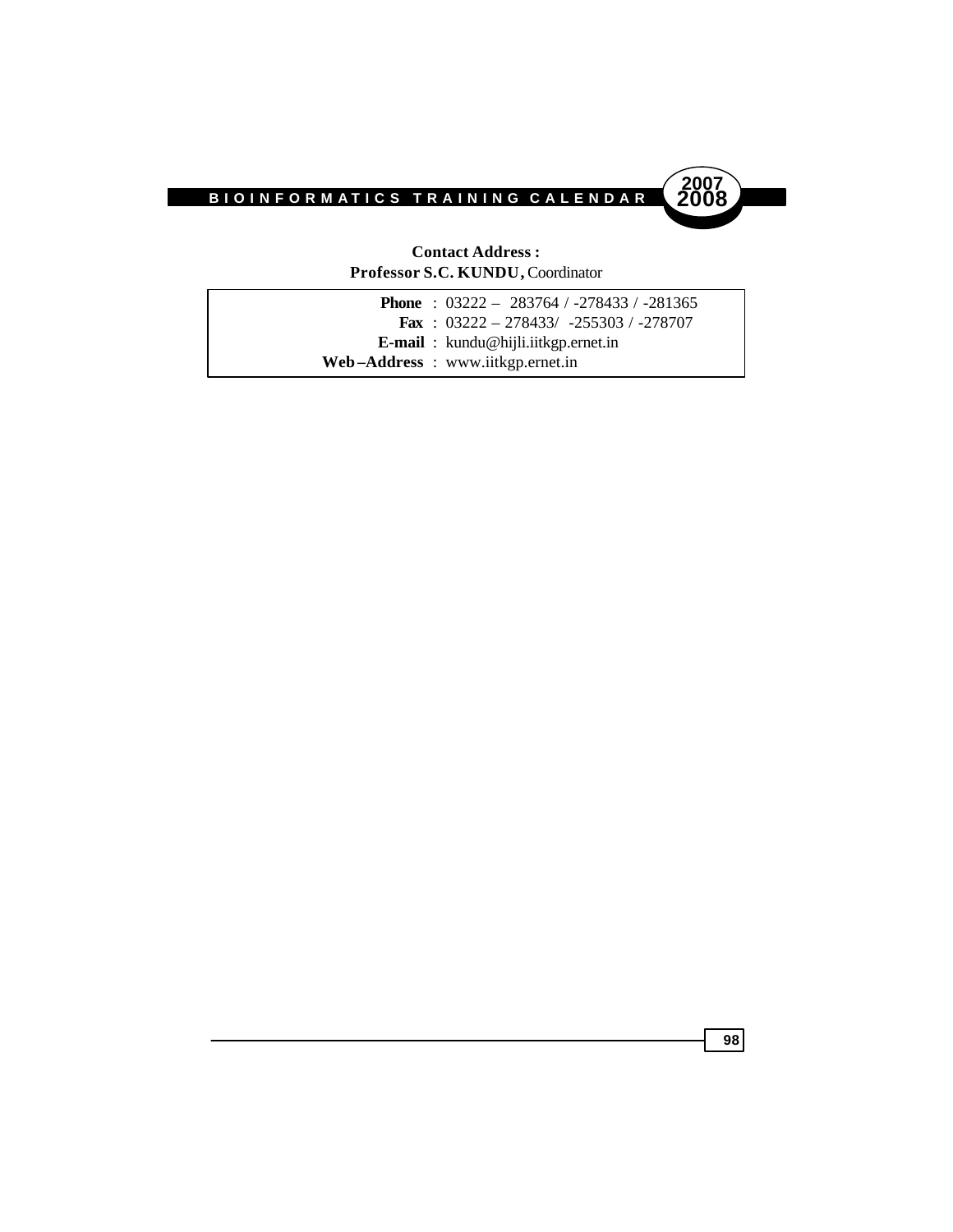**Contact Address :**
**Professor S.C. KUNDU,** Coordinator

| | |
|---|---|
| **Phone** | : 03222 – 283764 / -278433 / -281365 |
| **Fax** | : 03222 – 278433/ -255303 / -278707 |
| **E-mail** | : kundu@hijli.iitkgp.ernet.in |
| **Web–Address** | : www.iitkgp.ernet.in |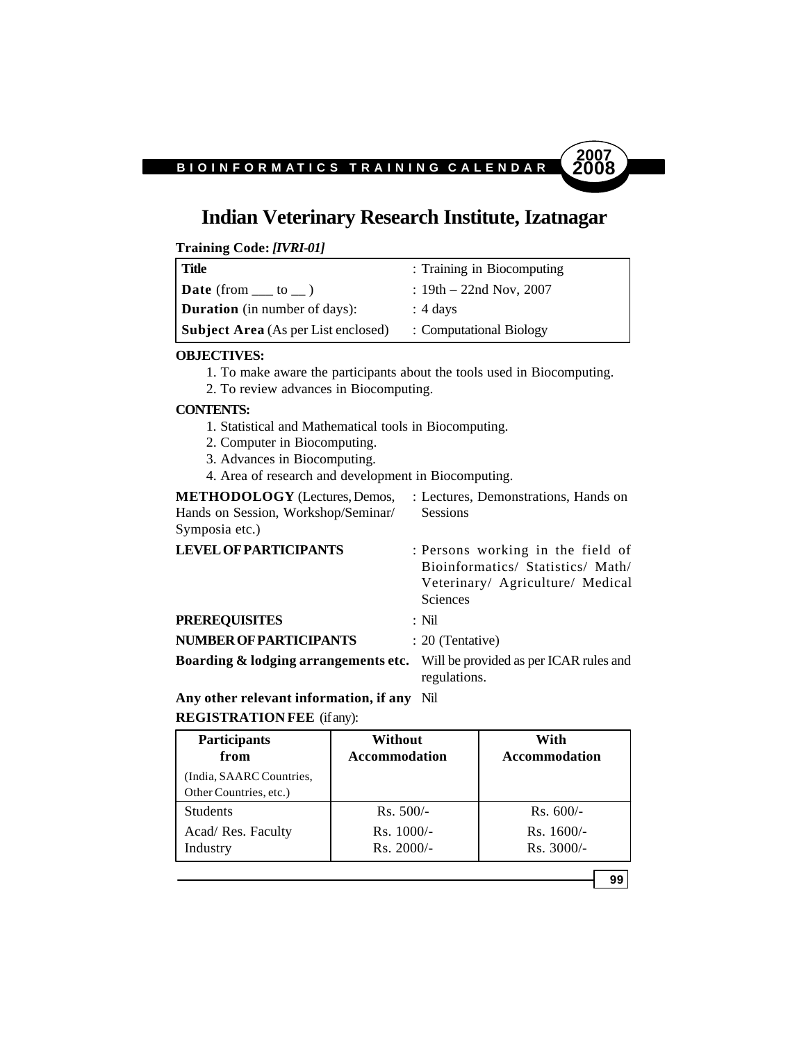# Indian Veterinary Research Institute, Izatnagar

**Training Code:** ***[IVRI-01]***

| | |
|---|---|
| **Title** | : Training in Biocomputing |
| **Date** (from ___ to __ ) | : 19th – 22nd Nov, 2007 |
| **Duration** (in number of days): | : 4 days |
| **Subject Area** (As per List enclosed) | : Computational Biology |

**OBJECTIVES:**

1. To make aware the participants about the tools used in Biocomputing.
2. To review advances in Biocomputing.

**CONTENTS:**

1. Statistical and Mathematical tools in Biocomputing.
2. Computer in Biocomputing.
3. Advances in Biocomputing.
4. Area of research and development in Biocomputing.

**METHODOLOGY** (Lectures, Demos, Hands on Session, Workshop/Seminar/ Symposia etc.) : Lectures, Demonstrations, Hands on Sessions

**LEVEL OF PARTICIPANTS** : Persons working in the field of Bioinformatics/ Statistics/ Math/ Veterinary/ Agriculture/ Medical Sciences

**PREREQUISITES** : Nil

**NUMBER OF PARTICIPANTS** : 20 (Tentative)

**Boarding & lodging arrangements etc.** Will be provided as per ICAR rules and regulations.

**Any other relevant information, if any** Nil

**REGISTRATION FEE** (if any):

| **Participants from** (India, SAARC Countries, Other Countries, etc.) | **Without Accommodation** | **With Accommodation** |
|---|---|---|
| Students | Rs. 500/- | Rs. 600/- |
| Acad/ Res. Faculty | Rs. 1000/- | Rs. 1600/- |
| Industry | Rs. 2000/- | Rs. 3000/- |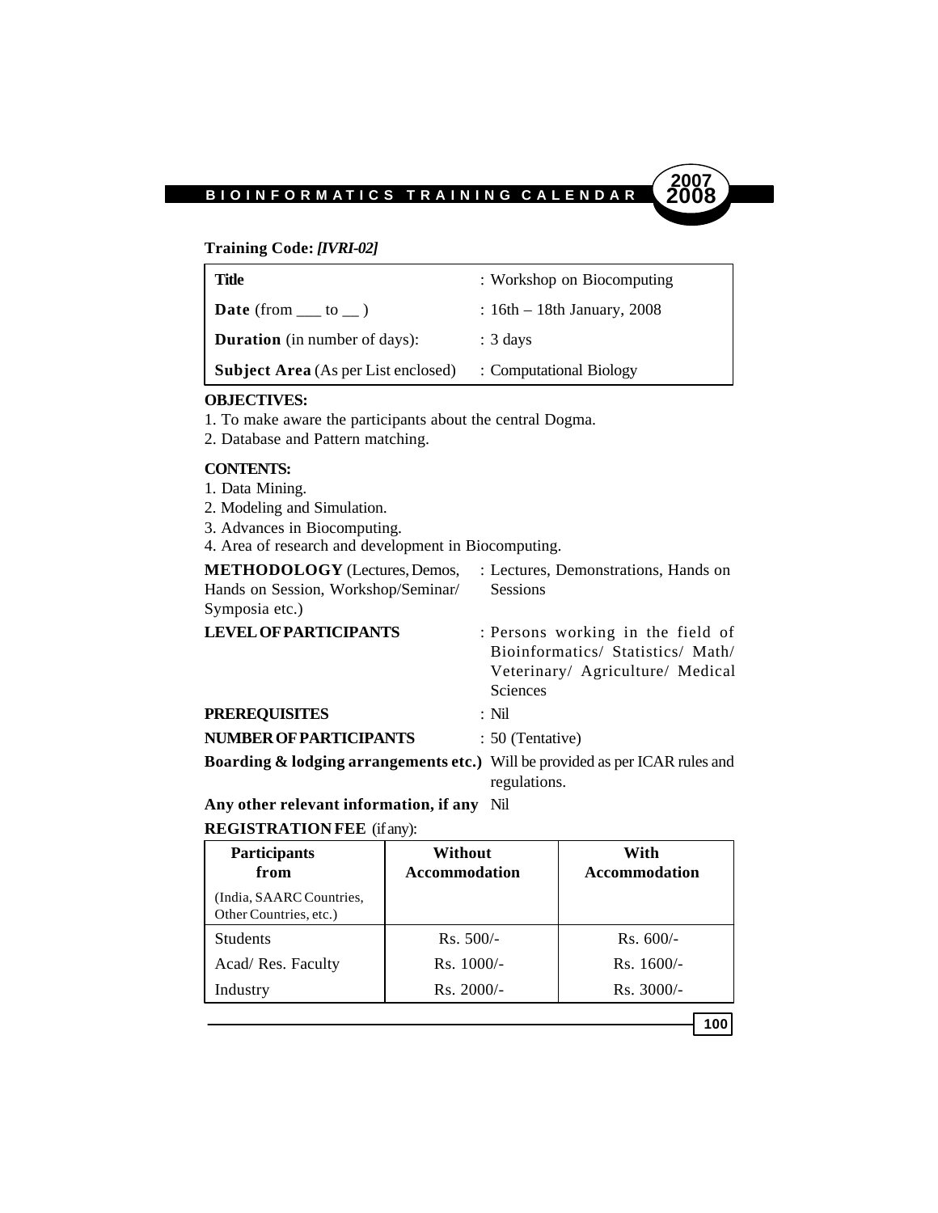**Training Code:** ***[IVRI-02]***

| | |
|---|---|
| **Title** | : Workshop on Biocomputing |
| **Date** (from ___ to __ ) | : 16th – 18th January, 2008 |
| **Duration** (in number of days): | : 3 days |
| **Subject Area** (As per List enclosed) | : Computational Biology |

**OBJECTIVES:**

1. To make aware the participants about the central Dogma.
2. Database and Pattern matching.

**CONTENTS:**

1. Data Mining.
2. Modeling and Simulation.
3. Advances in Biocomputing.
4. Area of research and development in Biocomputing.

**METHODOLOGY** (Lectures, Demos, Hands on Session, Workshop/Seminar/ Symposia etc.) : Lectures, Demonstrations, Hands on Sessions

**LEVEL OF PARTICIPANTS** : Persons working in the field of Bioinformatics/ Statistics/ Math/ Veterinary/ Agriculture/ Medical Sciences

**PREREQUISITES** : Nil

**NUMBER OF PARTICIPANTS** : 50 (Tentative)

**Boarding & lodging arrangements etc.)** Will be provided as per ICAR rules and regulations.

**Any other relevant information, if any** Nil

**REGISTRATION FEE** (if any):

| **Participants from** (India, SAARC Countries, Other Countries, etc.) | **Without Accommodation** | **With Accommodation** |
|---|---|---|
| Students | Rs. 500/- | Rs. 600/- |
| Acad/ Res. Faculty | Rs. 1000/- | Rs. 1600/- |
| Industry | Rs. 2000/- | Rs. 3000/- |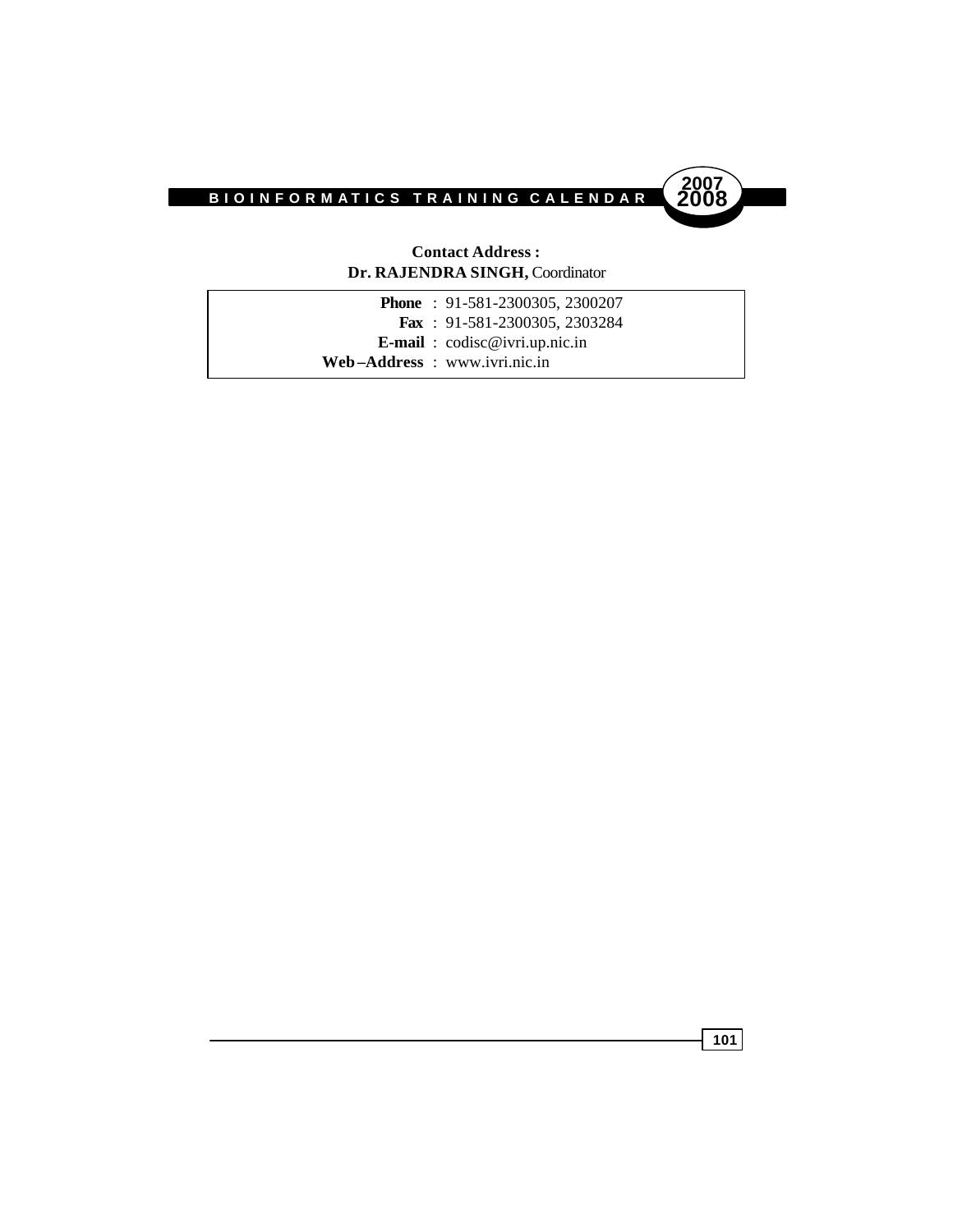**Contact Address :**
**Dr. RAJENDRA SINGH,** Coordinator

| | |
|---|---|
| **Phone** | : 91-581-2300305, 2300207 |
| **Fax** | : 91-581-2300305, 2303284 |
| **E-mail** | : codisc@ivri.up.nic.in |
| **Web–Address** | : www.ivri.nic.in |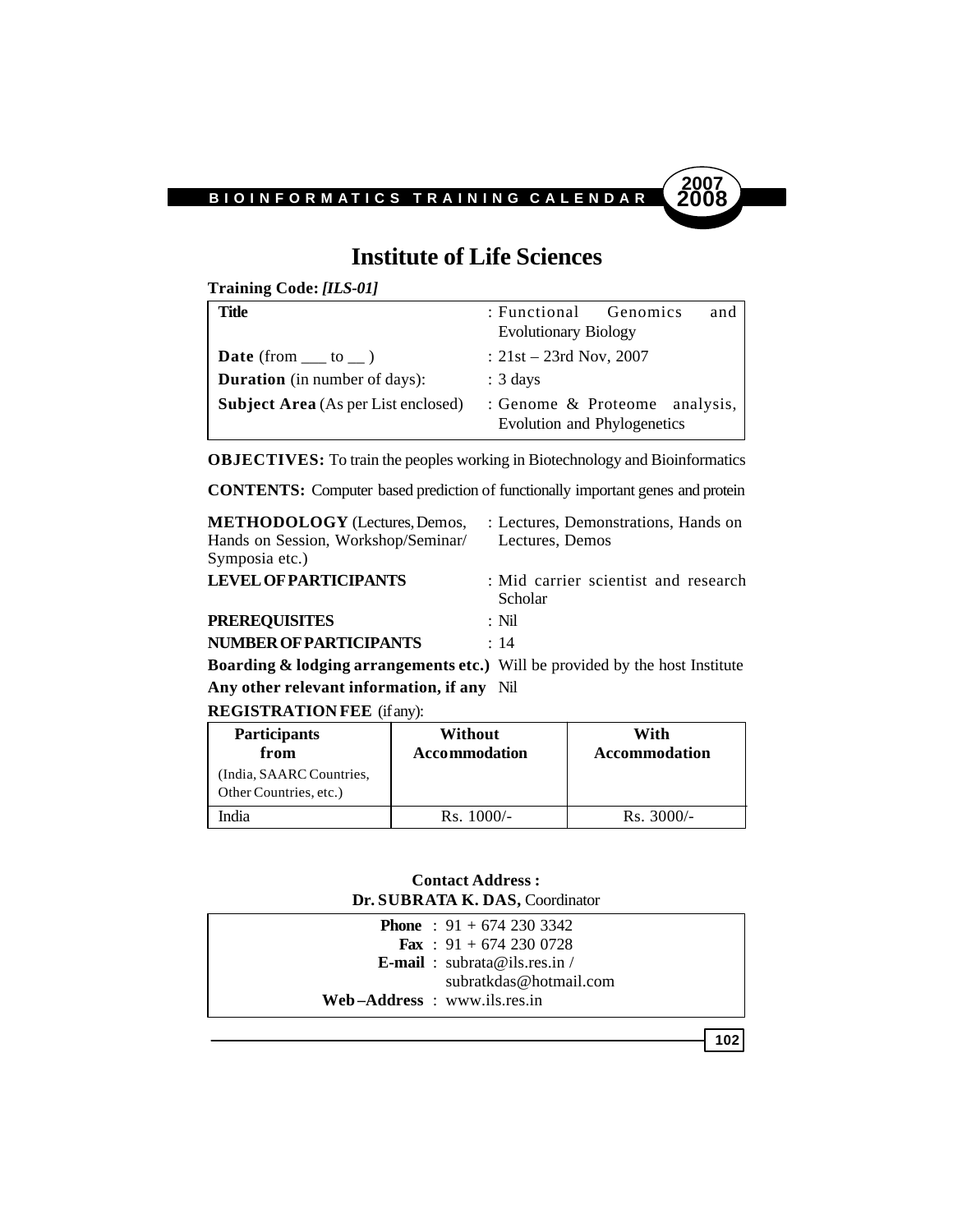# Institute of Life Sciences

**Training Code:** ***[ILS-01]***

| | |
|---|---|
| **Title** | : Functional Genomics and Evolutionary Biology |
| **Date** (from ___ to __ ) | : 21st – 23rd Nov, 2007 |
| **Duration** (in number of days): | : 3 days |
| **Subject Area** (As per List enclosed) | : Genome & Proteome analysis, Evolution and Phylogenetics |

**OBJECTIVES:** To train the peoples working in Biotechnology and Bioinformatics

**CONTENTS:** Computer based prediction of functionally important genes and protein

**METHODOLOGY** (Lectures, Demos, Hands on Session, Workshop/Seminar/ Symposia etc.) : Lectures, Demonstrations, Hands on Lectures, Demos

**LEVEL OF PARTICIPANTS** : Mid carrier scientist and research Scholar

**PREREQUISITES** : Nil

**NUMBER OF PARTICIPANTS** : 14

**Boarding & lodging arrangements etc.)** Will be provided by the host Institute

**Any other relevant information, if any** Nil

**REGISTRATION FEE** (if any):

| **Participants from** (India, SAARC Countries, Other Countries, etc.) | **Without Accommodation** | **With Accommodation** |
|---|---|---|
| India | Rs. 1000/- | Rs. 3000/- |

**Contact Address :**
**Dr. SUBRATA K. DAS,** Coordinator

**Phone** : 91 + 674 230 3342
**Fax** : 91 + 674 230 0728
**E-mail** : subrata@ils.res.in / subratkdas@hotmail.com
**Web–Address** : www.ils.res.in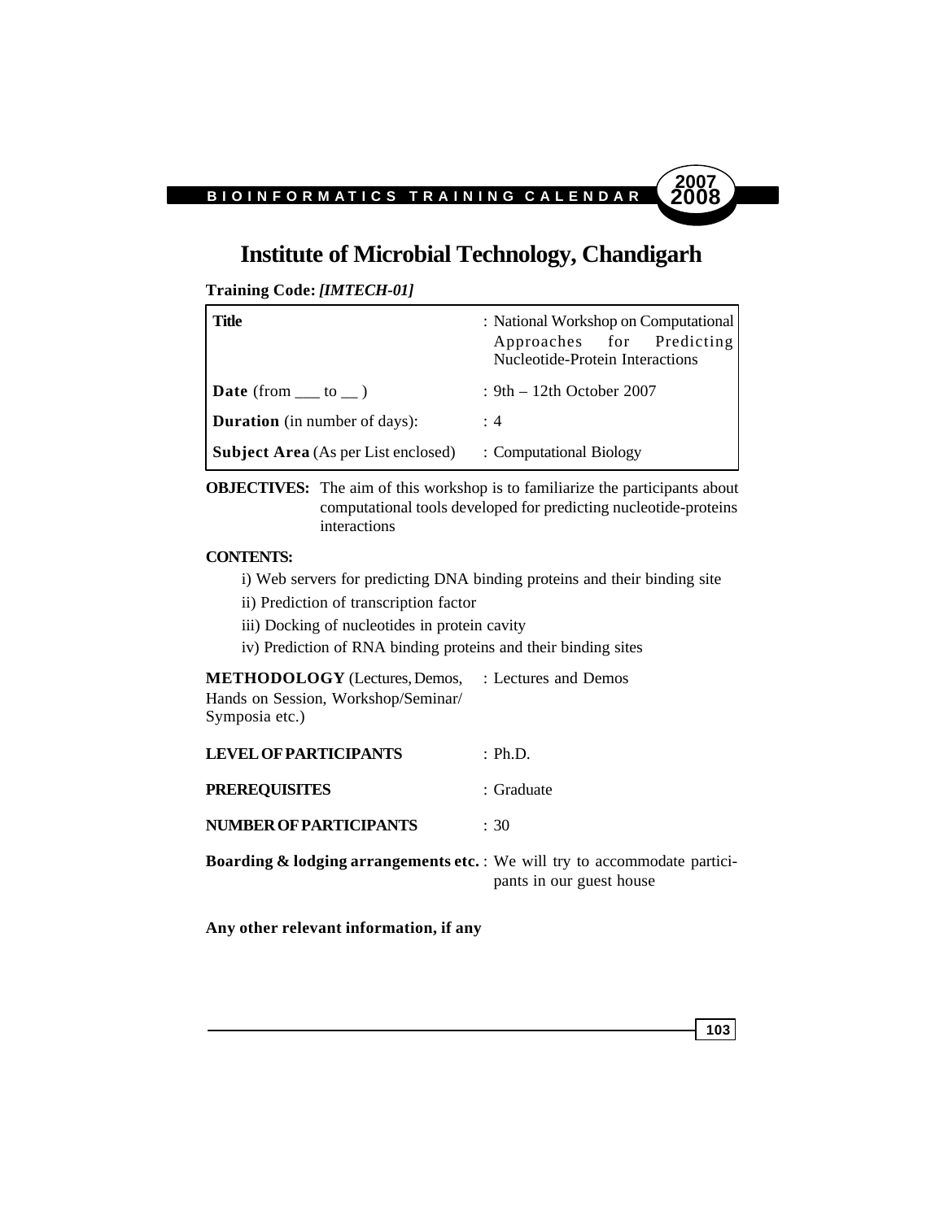# Institute of Microbial Technology, Chandigarh

**Training Code:** ***[IMTECH-01]***

| | |
|---|---|
| **Title** | : National Workshop on Computational Approaches for Predicting Nucleotide-Protein Interactions |
| **Date** (from ___ to __ ) | : 9th – 12th October 2007 |
| **Duration** (in number of days): | : 4 |
| **Subject Area** (As per List enclosed) | : Computational Biology |

**OBJECTIVES:** The aim of this workshop is to familiarize the participants about computational tools developed for predicting nucleotide-proteins interactions

**CONTENTS:**

i) Web servers for predicting DNA binding proteins and their binding site

ii) Prediction of transcription factor

iii) Docking of nucleotides in protein cavity

iv) Prediction of RNA binding proteins and their binding sites

**METHODOLOGY** (Lectures, Demos, Hands on Session, Workshop/Seminar/ Symposia etc.) : Lectures and Demos

**LEVEL OF PARTICIPANTS** : Ph.D.

**PREREQUISITES** : Graduate

**NUMBER OF PARTICIPANTS** : 30

**Boarding & lodging arrangements etc.** : We will try to accommodate participants in our guest house

**Any other relevant information, if any**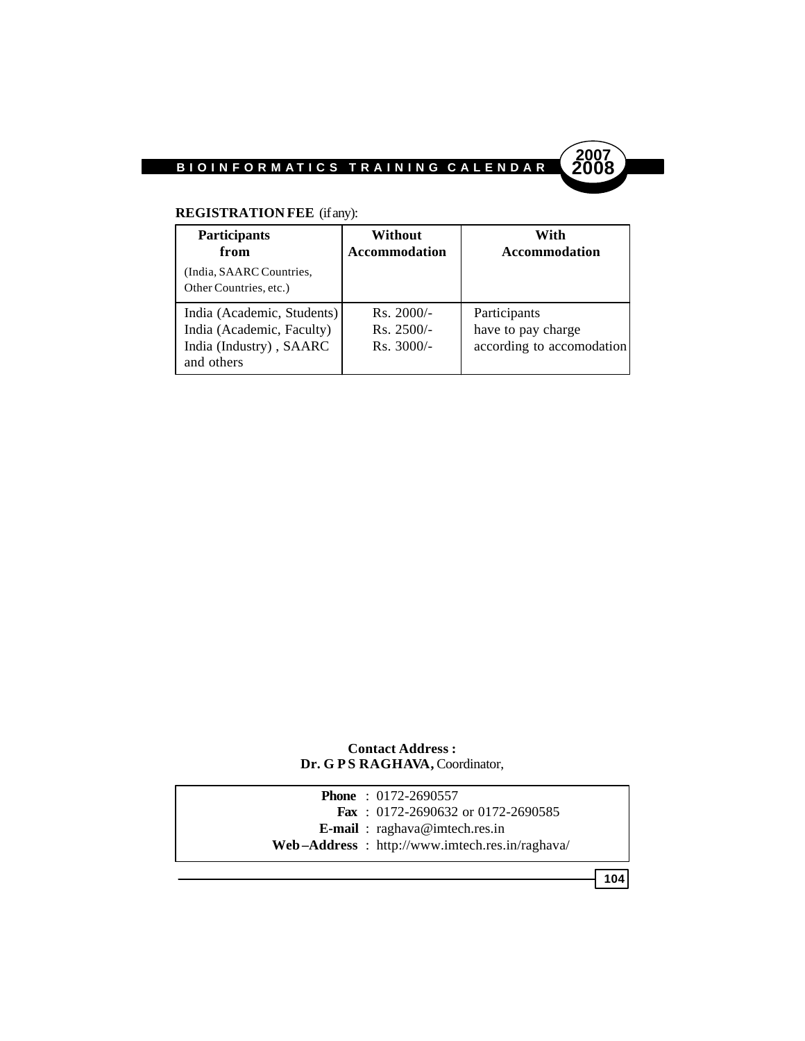**REGISTRATION FEE** (if any):

| **Participants from** (India, SAARC Countries, Other Countries, etc.) | **Without Accommodation** | **With Accommodation** |
|---|---|---|
| India (Academic, Students)<br>India (Academic, Faculty)<br>India (Industry) , SAARC and others | Rs. 2000/-<br>Rs. 2500/-<br>Rs. 3000/- | Participants have to pay charge according to accomodation |

**Contact Address :**
**Dr. G P S RAGHAVA,** Coordinator,

**Phone** : 0172-2690557
**Fax** : 0172-2690632 or 0172-2690585
**E-mail** : raghava@imtech.res.in
**Web –Address** : http://www.imtech.res.in/raghava/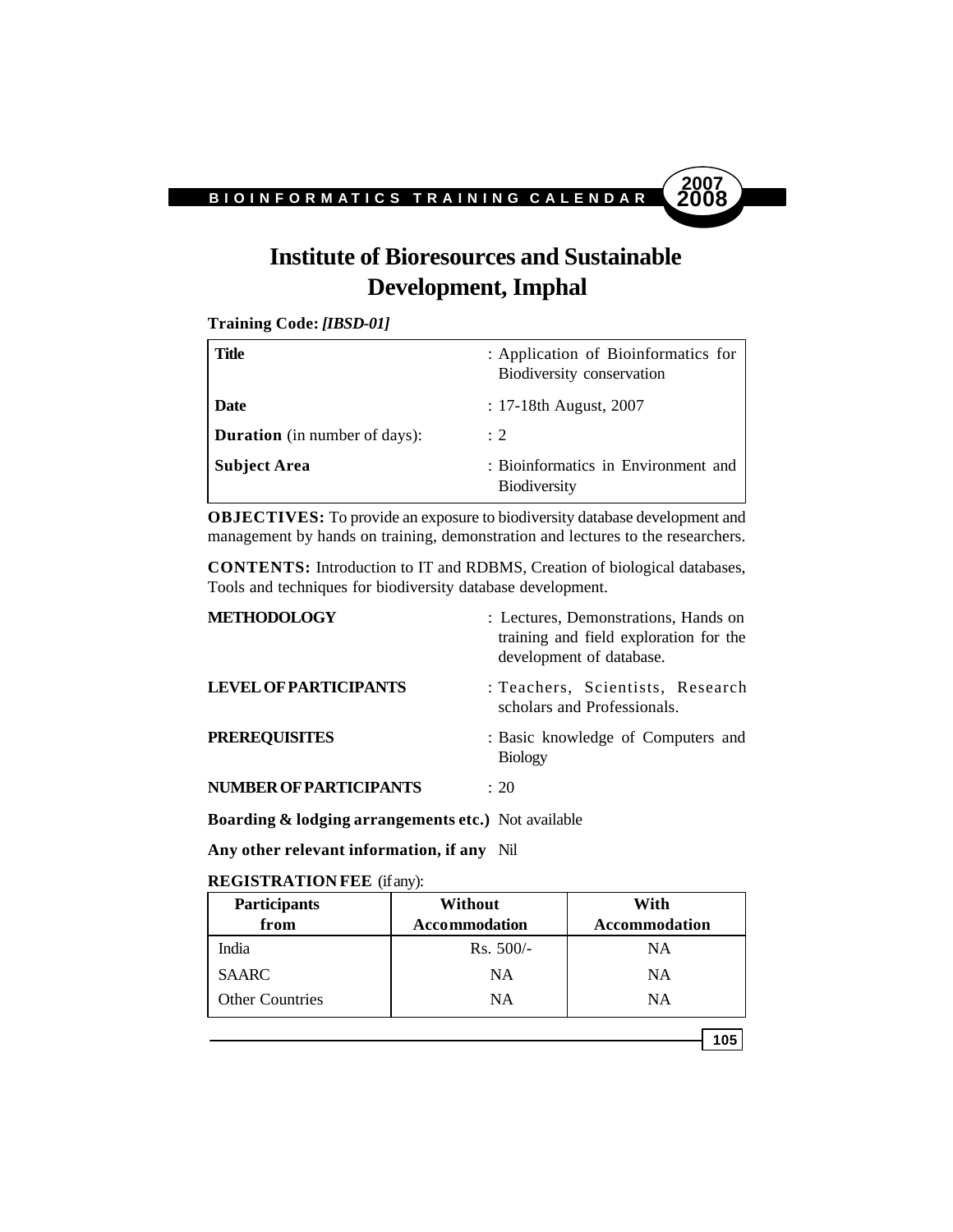# Institute of Bioresources and Sustainable Development, Imphal

**Training Code:** ***[IBSD-01]***

| | |
|---|---|
| **Title** | : Application of Bioinformatics for Biodiversity conservation |
| **Date** | : 17-18th August, 2007 |
| **Duration** (in number of days): | : 2 |
| **Subject Area** | : Bioinformatics in Environment and Biodiversity |

**OBJECTIVES:** To provide an exposure to biodiversity database development and management by hands on training, demonstration and lectures to the researchers.

**CONTENTS:** Introduction to IT and RDBMS, Creation of biological databases, Tools and techniques for biodiversity database development.

**METHODOLOGY** : Lectures, Demonstrations, Hands on training and field exploration for the development of database.

**LEVEL OF PARTICIPANTS** : Teachers, Scientists, Research scholars and Professionals.

**PREREQUISITES** : Basic knowledge of Computers and Biology

**NUMBER OF PARTICIPANTS** : 20

**Boarding & lodging arrangements etc.)** Not available

**Any other relevant information, if any** Nil

**REGISTRATION FEE** (if any):

| Participants from | Without Accommodation | With Accommodation |
|---|---|---|
| India | Rs. 500/- | NA |
| SAARC | NA | NA |
| Other Countries | NA | NA |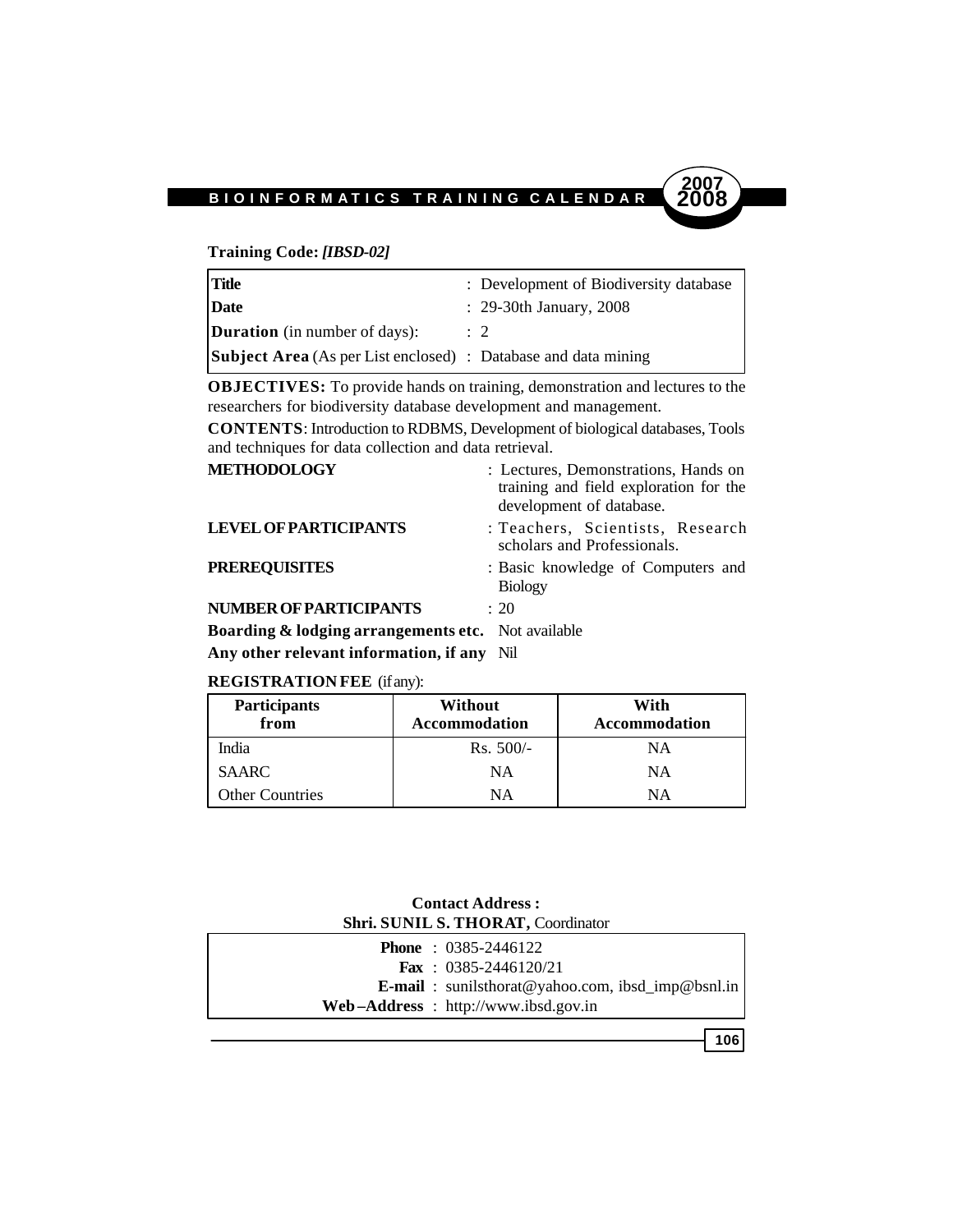**Training Code:** ***[IBSD-02]***

| | |
|---|---|
| **Title** | : Development of Biodiversity database |
| **Date** | : 29-30th January, 2008 |
| **Duration** (in number of days): | : 2 |
| **Subject Area** (As per List enclosed) | : Database and data mining |

**OBJECTIVES:** To provide hands on training, demonstration and lectures to the researchers for biodiversity database development and management.

**CONTENTS**: Introduction to RDBMS, Development of biological databases, Tools and techniques for data collection and data retrieval.

**METHODOLOGY** : Lectures, Demonstrations, Hands on training and field exploration for the development of database.

**LEVEL OF PARTICIPANTS** : Teachers, Scientists, Research scholars and Professionals.

**PREREQUISITES** : Basic knowledge of Computers and Biology

**NUMBER OF PARTICIPANTS** : 20

**Boarding & lodging arrangements etc.** Not available

**Any other relevant information, if any** Nil

**REGISTRATION FEE** (if any):

| Participants from | Without Accommodation | With Accommodation |
|---|---|---|
| India | Rs. 500/- | NA |
| SAARC | NA | NA |
| Other Countries | NA | NA |

**Contact Address :**
**Shri. SUNIL S. THORAT,** Coordinator

**Phone** : 0385-2446122
**Fax** : 0385-2446120/21
**E-mail** : sunilsthorat@yahoo.com, ibsd_imp@bsnl.in
**Web–Address** : http://www.ibsd.gov.in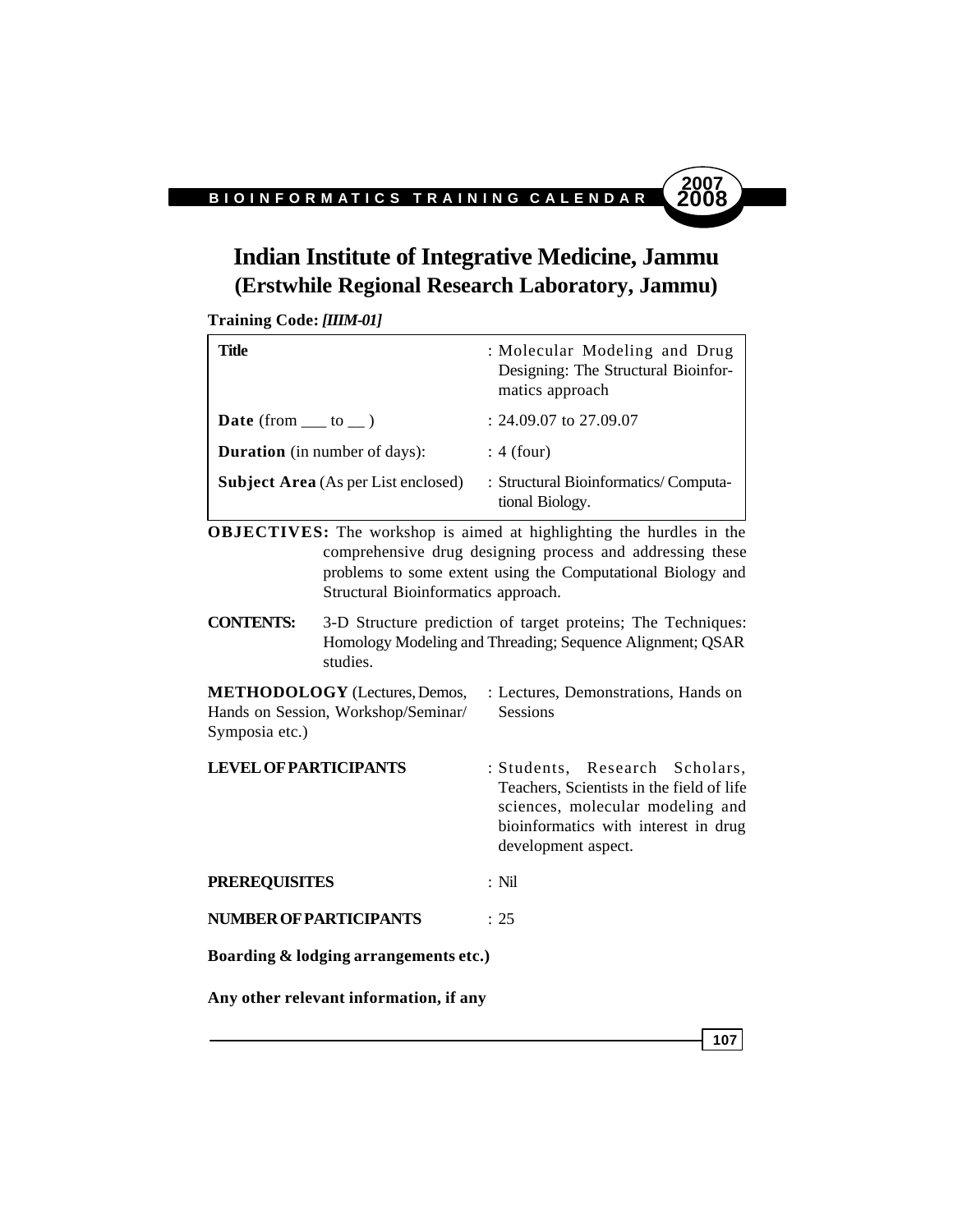# Indian Institute of Integrative Medicine, Jammu
## (Erstwhile Regional Research Laboratory, Jammu)

**Training Code:** ***[IIIM-01]***

| | |
|---|---|
| **Title** | : Molecular Modeling and Drug Designing: The Structural Bioinformatics approach |
| **Date** (from ___ to __ ) | : 24.09.07 to 27.09.07 |
| **Duration** (in number of days): | : 4 (four) |
| **Subject Area** (As per List enclosed) | : Structural Bioinformatics/ Computational Biology. |

**OBJECTIVES:** The workshop is aimed at highlighting the hurdles in the comprehensive drug designing process and addressing these problems to some extent using the Computational Biology and Structural Bioinformatics approach.

**CONTENTS:** 3-D Structure prediction of target proteins; The Techniques: Homology Modeling and Threading; Sequence Alignment; QSAR studies.

**METHODOLOGY** (Lectures, Demos, Hands on Session, Workshop/Seminar/ Symposia etc.) : Lectures, Demonstrations, Hands on Sessions

**LEVEL OF PARTICIPANTS** : Students, Research Scholars, Teachers, Scientists in the field of life sciences, molecular modeling and bioinformatics with interest in drug development aspect.

**PREREQUISITES** : Nil

**NUMBER OF PARTICIPANTS** : 25

**Boarding & lodging arrangements etc.)**

**Any other relevant information, if any**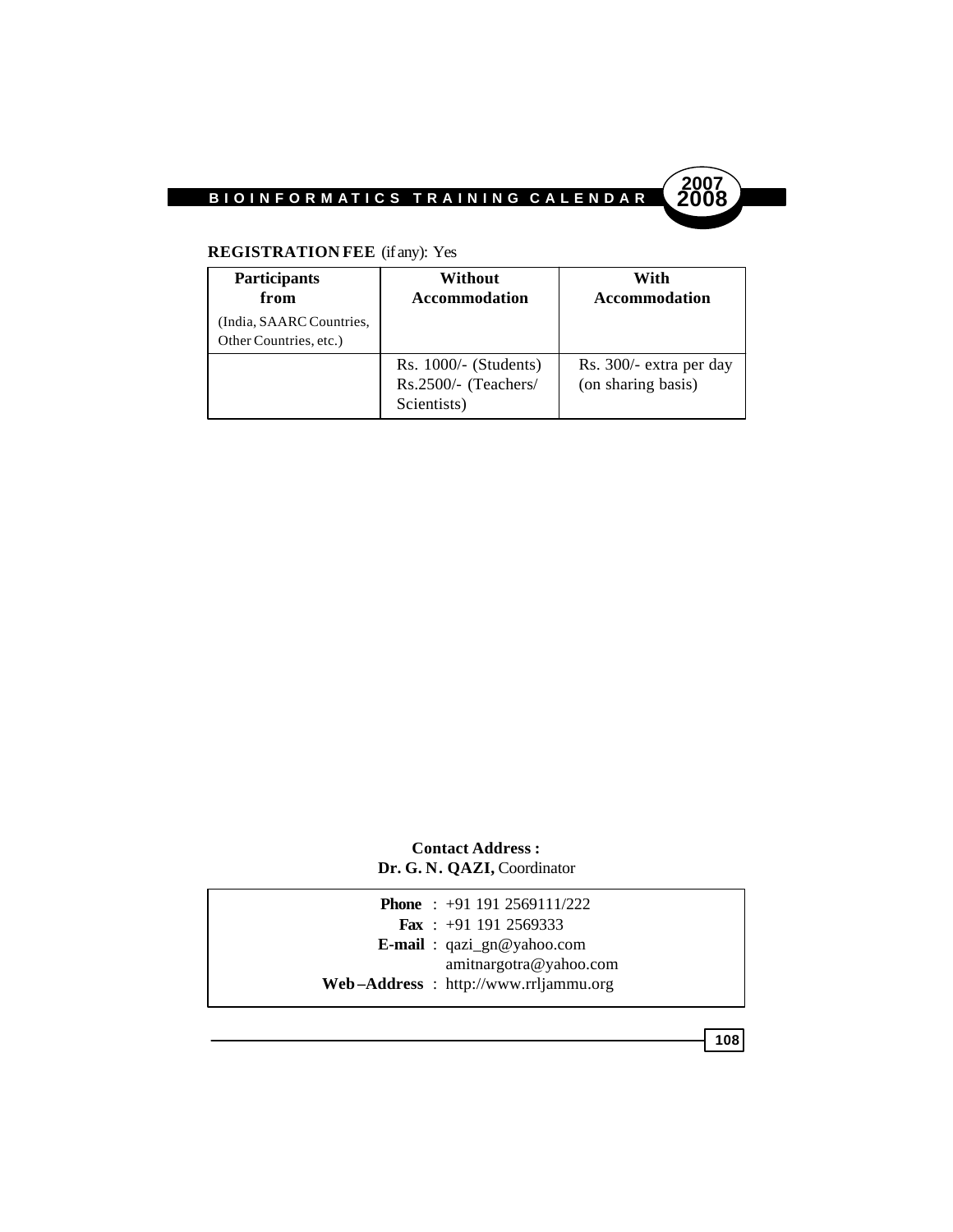**REGISTRATION FEE** (if any): Yes

| **Participants from** (India, SAARC Countries, Other Countries, etc.) | **Without Accommodation** | **With Accommodation** |
|---|---|---|
| | Rs. 1000/- (Students) Rs.2500/- (Teachers/ Scientists) | Rs. 300/- extra per day (on sharing basis) |

**Contact Address :**
**Dr. G. N. QAZI,** Coordinator

**Phone** : +91 191 2569111/222
**Fax** : +91 191 2569333
**E-mail** : qazi_gn@yahoo.com
amitnargotra@yahoo.com
**Web –Address** : http://www.rrljammu.org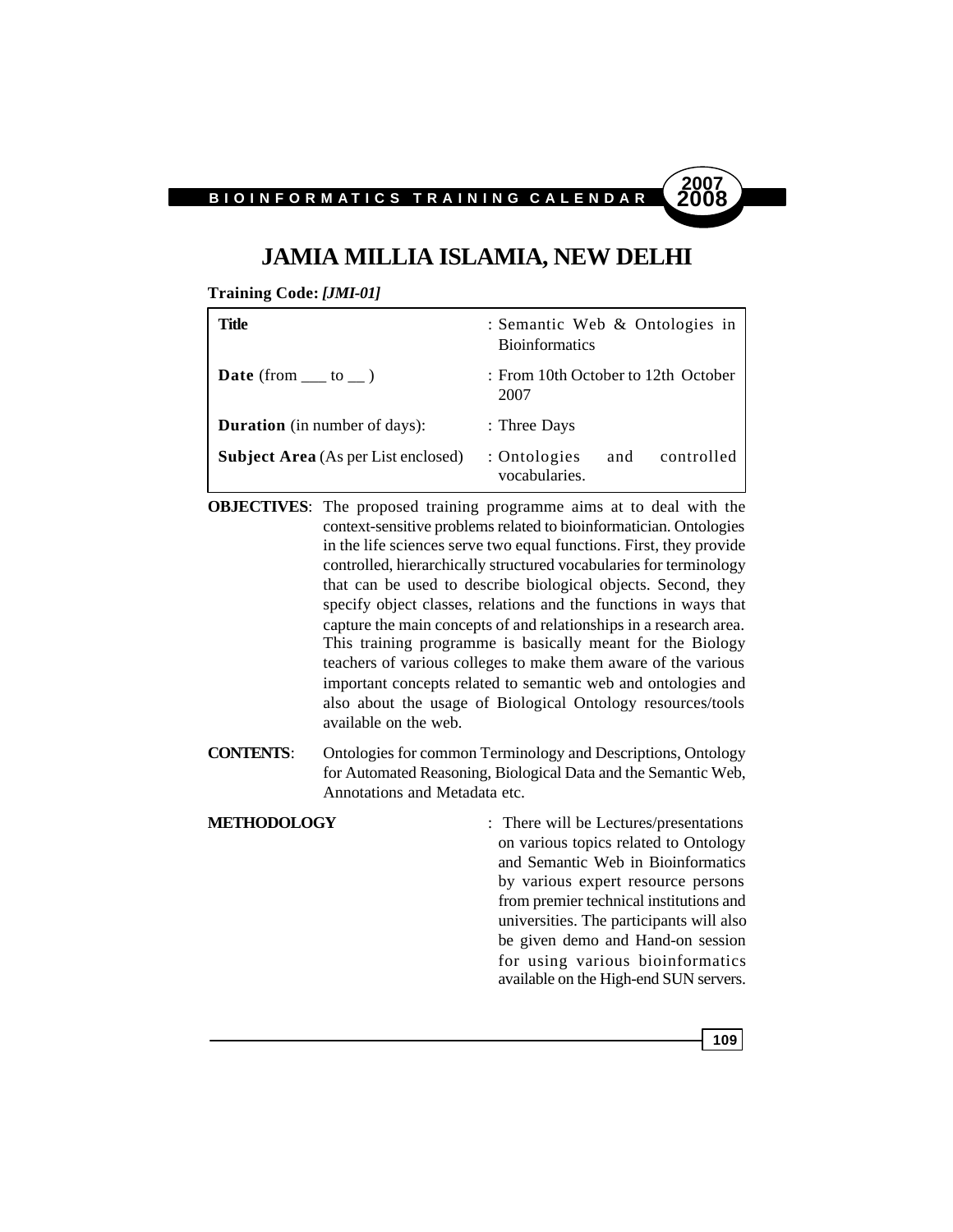# JAMIA MILLIA ISLAMIA, NEW DELHI

**Training Code:** ***[JMI-01]***

| | |
|---|---|
| **Title** | : Semantic Web & Ontologies in Bioinformatics |
| **Date** (from ___ to __ ) | : From 10th October to 12th October 2007 |
| **Duration** (in number of days): | : Three Days |
| **Subject Area** (As per List enclosed) | : Ontologies and controlled vocabularies. |

**OBJECTIVES**: The proposed training programme aims at to deal with the context-sensitive problems related to bioinformatician. Ontologies in the life sciences serve two equal functions. First, they provide controlled, hierarchically structured vocabularies for terminology that can be used to describe biological objects. Second, they specify object classes, relations and the functions in ways that capture the main concepts of and relationships in a research area. This training programme is basically meant for the Biology teachers of various colleges to make them aware of the various important concepts related to semantic web and ontologies and also about the usage of Biological Ontology resources/tools available on the web.

**CONTENTS**: Ontologies for common Terminology and Descriptions, Ontology for Automated Reasoning, Biological Data and the Semantic Web, Annotations and Metadata etc.

**METHODOLOGY** : There will be Lectures/presentations on various topics related to Ontology and Semantic Web in Bioinformatics by various expert resource persons from premier technical institutions and universities. The participants will also be given demo and Hand-on session for using various bioinformatics available on the High-end SUN servers.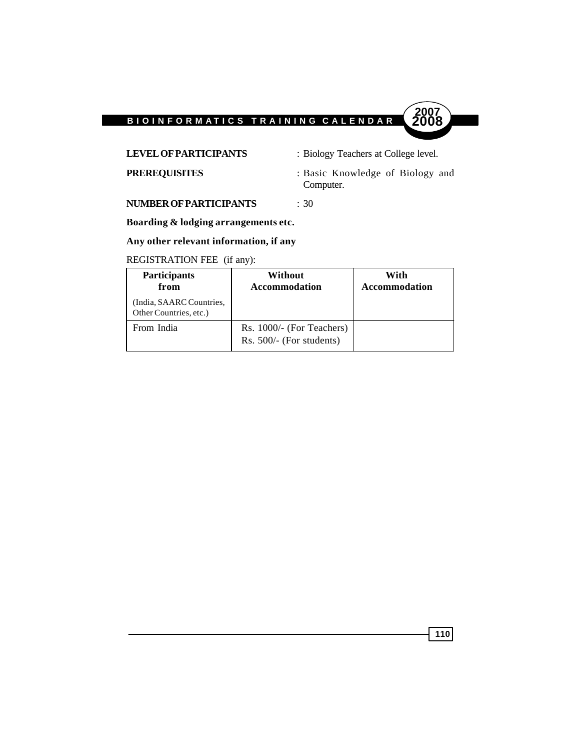**LEVEL OF PARTICIPANTS** : Biology Teachers at College level.

**PREREQUISITES** : Basic Knowledge of Biology and Computer.

**NUMBER OF PARTICIPANTS** : 30

**Boarding & lodging arrangements etc.**

**Any other relevant information, if any**

REGISTRATION FEE (if any):

| **Participants from** (India, SAARC Countries, Other Countries, etc.) | **Without Accommodation** | **With Accommodation** |
|---|---|---|
| From India | Rs. 1000/- (For Teachers) Rs. 500/- (For students) | |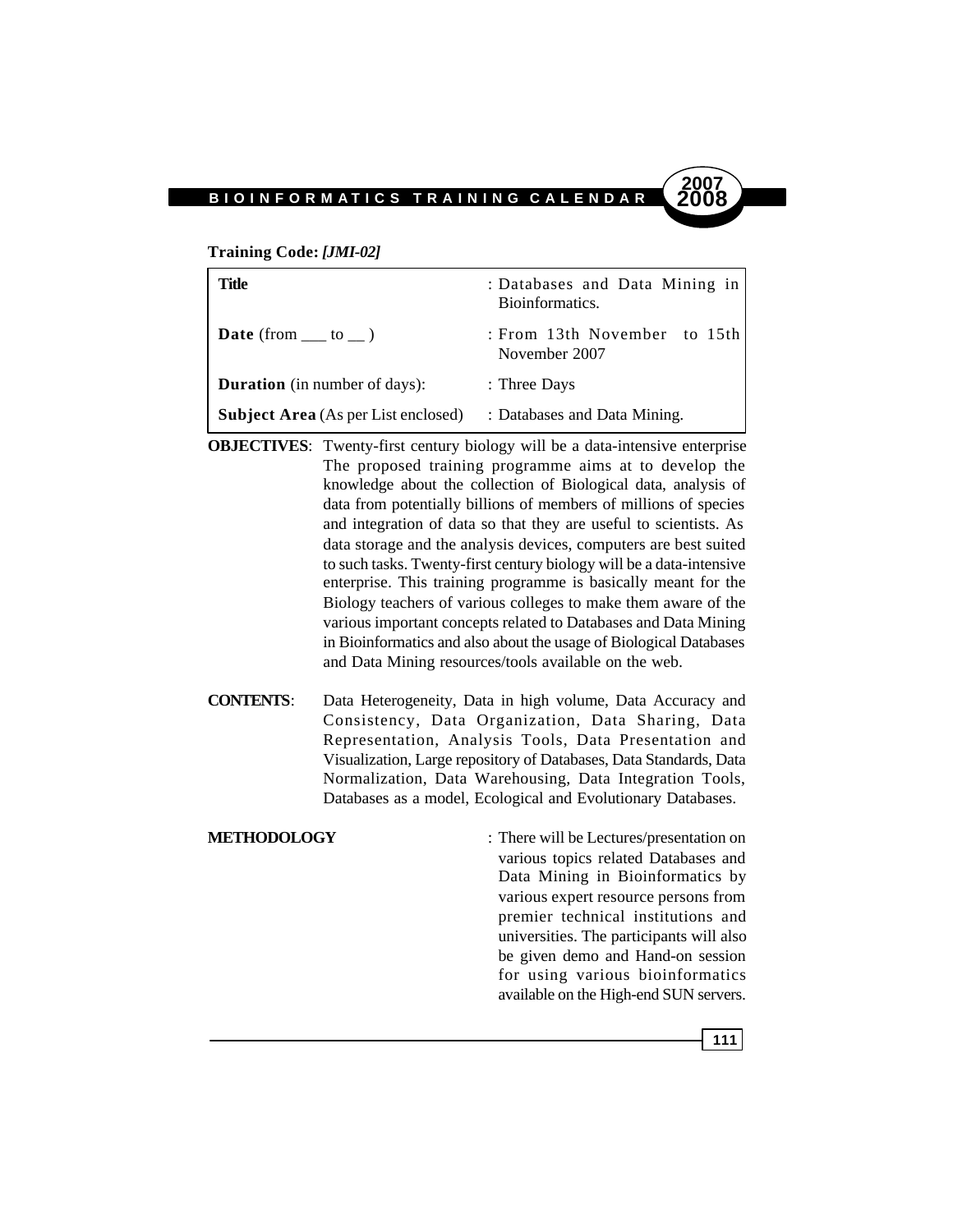**Training Code:** ***[JMI-02]***

| | |
|---|---|
| **Title** | : Databases and Data Mining in Bioinformatics. |
| **Date** (from ___ to __ ) | : From 13th November to 15th November 2007 |
| **Duration** (in number of days): | : Three Days |
| **Subject Area** (As per List enclosed) | : Databases and Data Mining. |

**OBJECTIVES**: Twenty-first century biology will be a data-intensive enterprise The proposed training programme aims at to develop the knowledge about the collection of Biological data, analysis of data from potentially billions of members of millions of species and integration of data so that they are useful to scientists. As data storage and the analysis devices, computers are best suited to such tasks. Twenty-first century biology will be a data-intensive enterprise. This training programme is basically meant for the Biology teachers of various colleges to make them aware of the various important concepts related to Databases and Data Mining in Bioinformatics and also about the usage of Biological Databases and Data Mining resources/tools available on the web.

**CONTENTS**: Data Heterogeneity, Data in high volume, Data Accuracy and Consistency, Data Organization, Data Sharing, Data Representation, Analysis Tools, Data Presentation and Visualization, Large repository of Databases, Data Standards, Data Normalization, Data Warehousing, Data Integration Tools, Databases as a model, Ecological and Evolutionary Databases.

**METHODOLOGY** : There will be Lectures/presentation on various topics related Databases and Data Mining in Bioinformatics by various expert resource persons from premier technical institutions and universities. The participants will also be given demo and Hand-on session for using various bioinformatics available on the High-end SUN servers.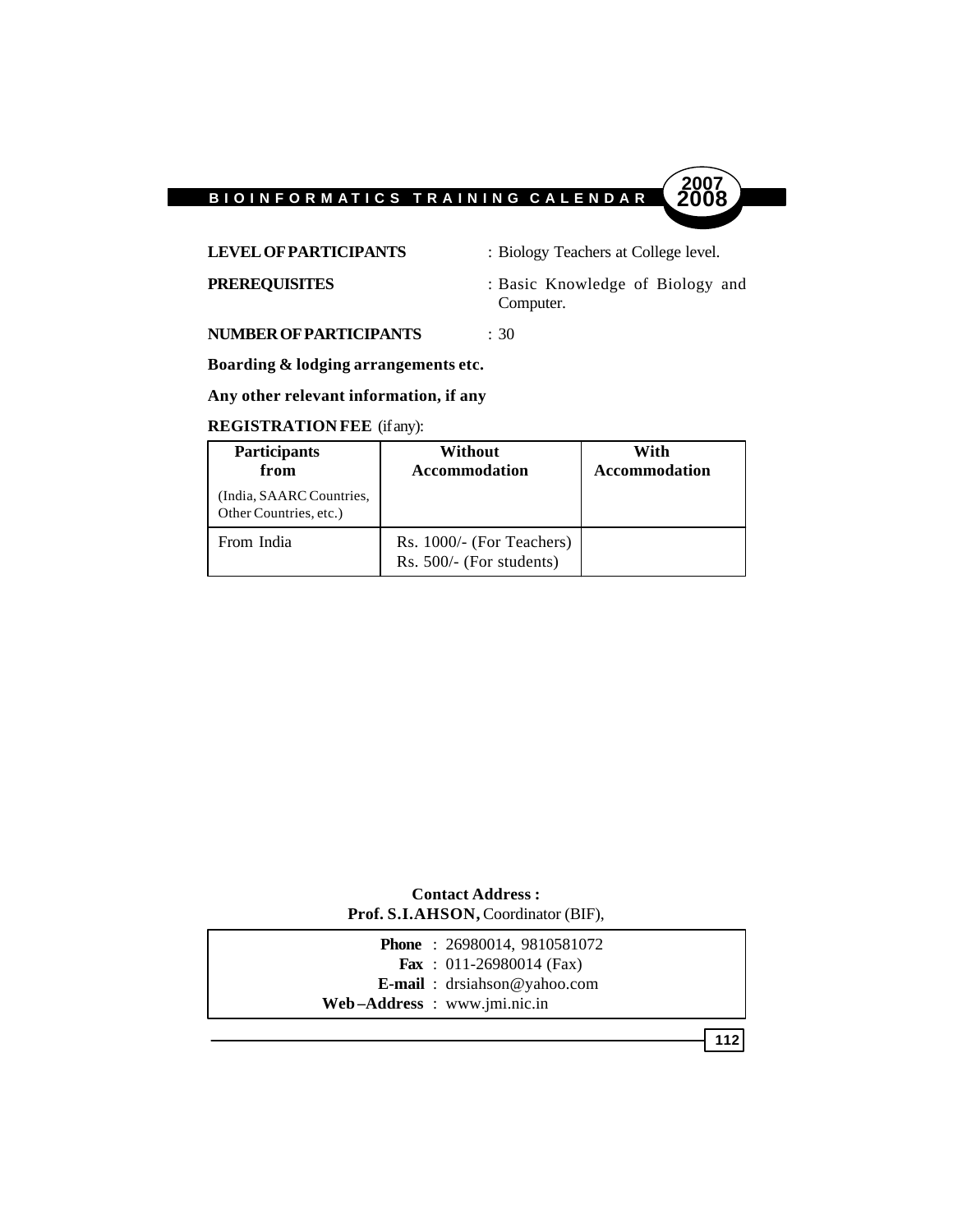**LEVEL OF PARTICIPANTS** : Biology Teachers at College level.

**PREREQUISITES** : Basic Knowledge of Biology and Computer.

**NUMBER OF PARTICIPANTS** : 30

**Boarding & lodging arrangements etc.**

**Any other relevant information, if any**

**REGISTRATION FEE** (if any):

| **Participants from** (India, SAARC Countries, Other Countries, etc.) | **Without Accommodation** | **With Accommodation** |
|---|---|---|
| From India | Rs. 1000/- (For Teachers) Rs. 500/- (For students) | |

**Contact Address :**
**Prof. S.I.AHSON,** Coordinator (BIF),

**Phone** : 26980014, 9810581072
**Fax** : 011-26980014 (Fax)
**E-mail** : drsiahson@yahoo.com
**Web–Address** : www.jmi.nic.in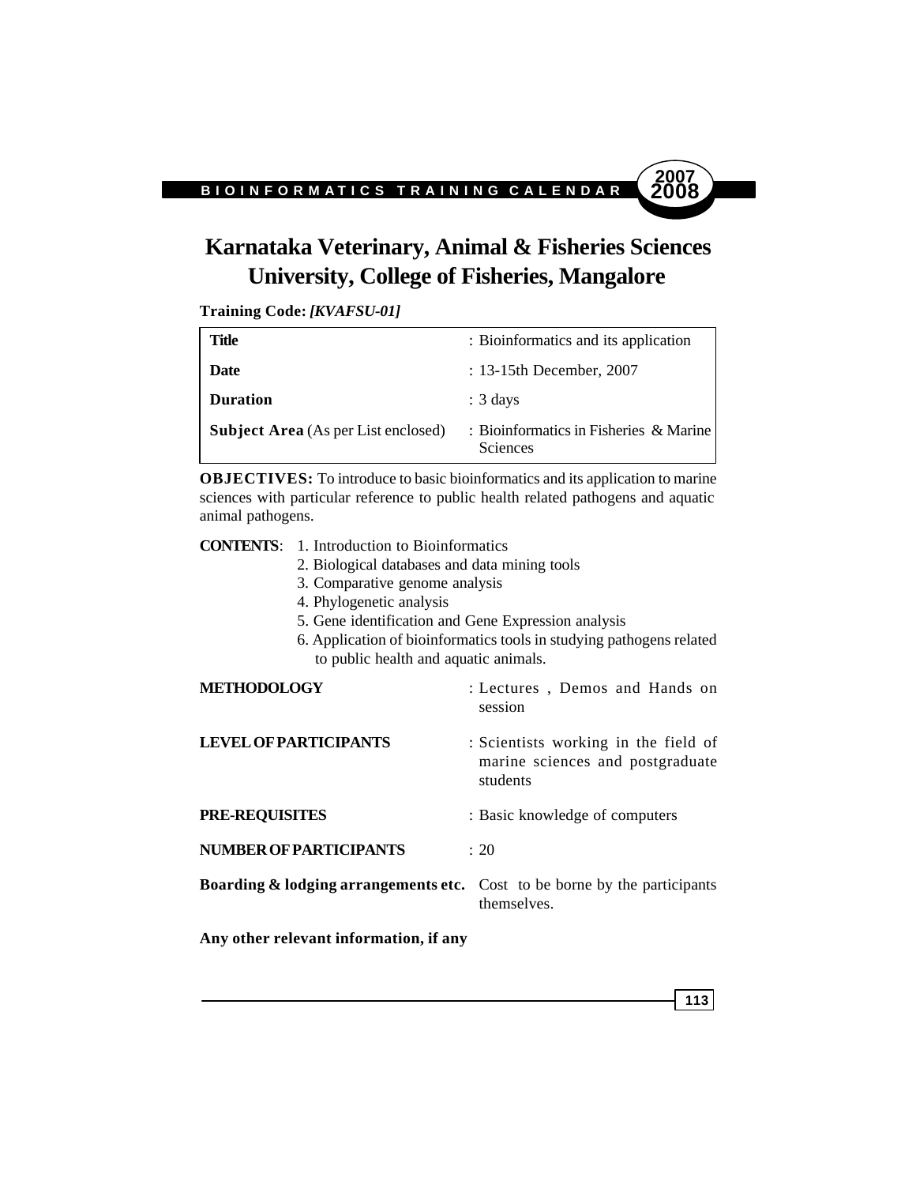# Karnataka Veterinary, Animal & Fisheries Sciences University, College of Fisheries, Mangalore

**Training Code:** ***[KVAFSU-01]***

| | |
|---|---|
| **Title** | : Bioinformatics and its application |
| **Date** | : 13-15th December, 2007 |
| **Duration** | : 3 days |
| **Subject Area** (As per List enclosed) | : Bioinformatics in Fisheries & Marine Sciences |

**OBJECTIVES:** To introduce to basic bioinformatics and its application to marine sciences with particular reference to public health related pathogens and aquatic animal pathogens.

**CONTENTS**:

1. Introduction to Bioinformatics
2. Biological databases and data mining tools
3. Comparative genome analysis
4. Phylogenetic analysis
5. Gene identification and Gene Expression analysis
6. Application of bioinformatics tools in studying pathogens related to public health and aquatic animals.

**METHODOLOGY** : Lectures , Demos and Hands on session

**LEVEL OF PARTICIPANTS** : Scientists working in the field of marine sciences and postgraduate students

**PRE-REQUISITES** : Basic knowledge of computers

**NUMBER OF PARTICIPANTS** : 20

**Boarding & lodging arrangements etc.** Cost to be borne by the participants themselves.

**Any other relevant information, if any**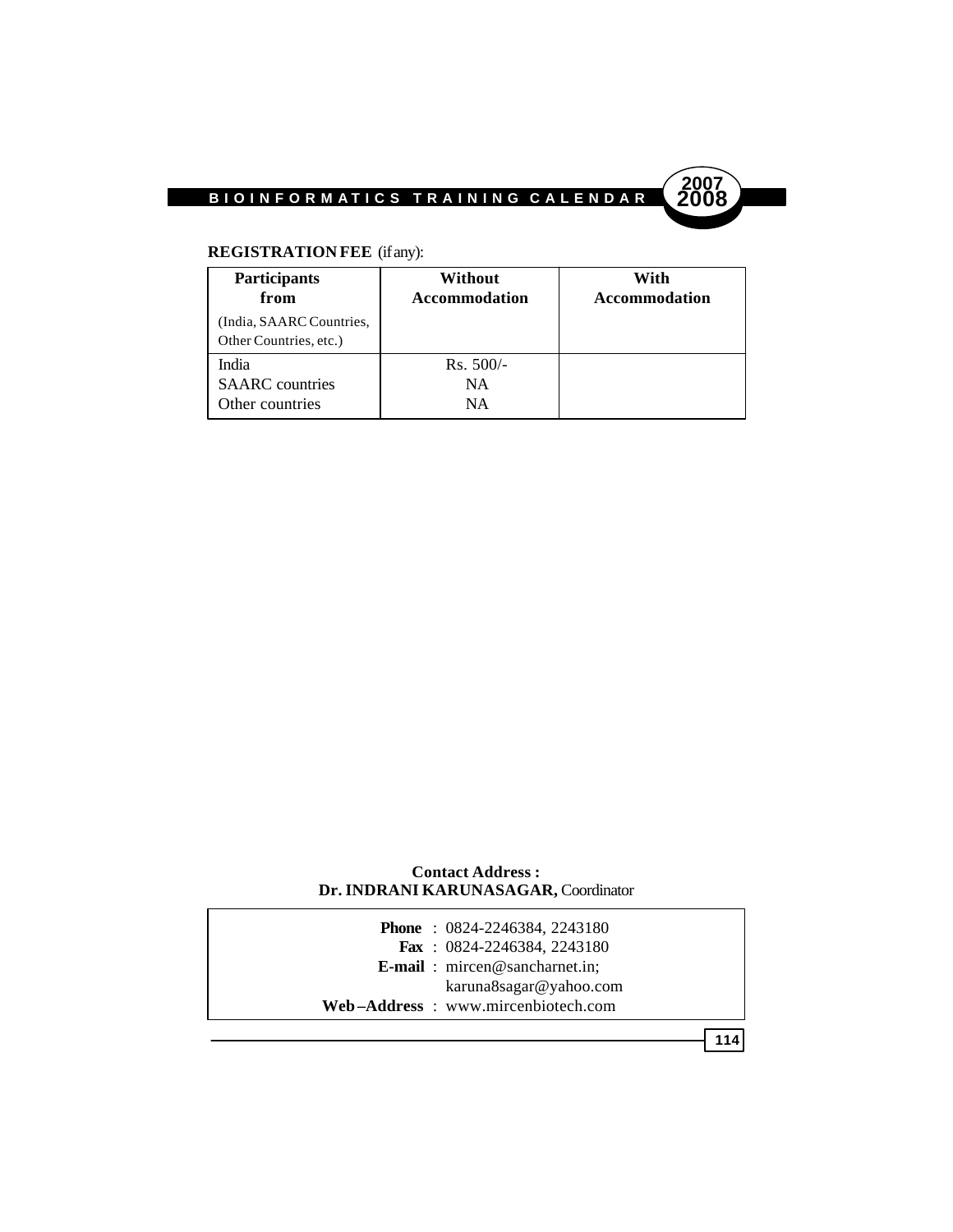**REGISTRATION FEE** (if any):

| Participants from (India, SAARC Countries, Other Countries, etc.) | Without Accommodation | With Accommodation |
|---|---|---|
| India | Rs. 500/- | |
| SAARC countries | NA | |
| Other countries | NA | |

**Contact Address :**
**Dr. INDRANI KARUNASAGAR,** Coordinator

**Phone** : 0824-2246384, 2243180
**Fax** : 0824-2246384, 2243180
**E-mail** : mircen@sancharnet.in; karuna8sagar@yahoo.com
**Web–Address** : www.mircenbiotech.com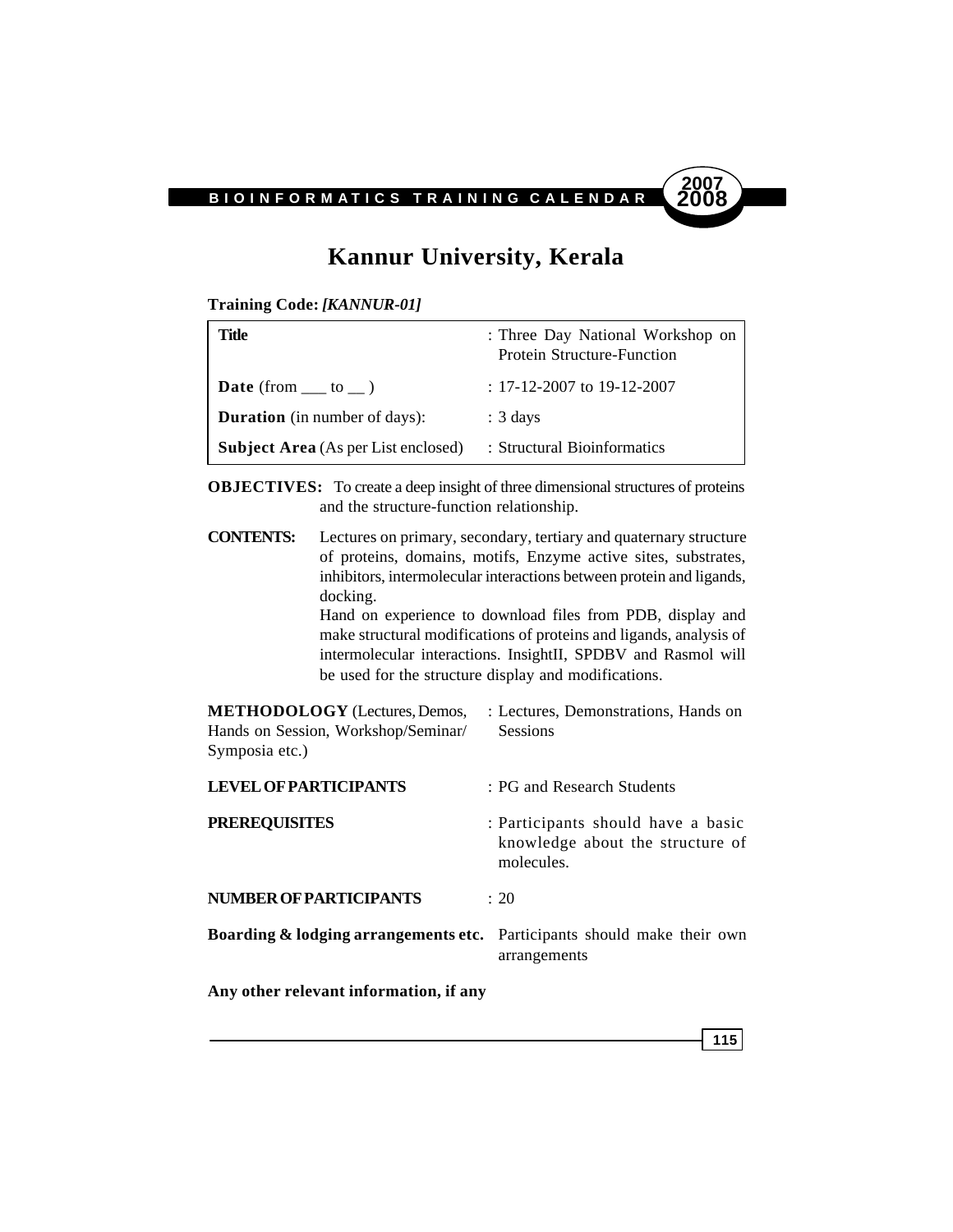# Kannur University, Kerala

**Training Code:** ***[KANNUR-01]***

| | |
|---|---|
| **Title** | : Three Day National Workshop on Protein Structure-Function |
| **Date** (from ___ to __ ) | : 17-12-2007 to 19-12-2007 |
| **Duration** (in number of days): | : 3 days |
| **Subject Area** (As per List enclosed) | : Structural Bioinformatics |

**OBJECTIVES:** To create a deep insight of three dimensional structures of proteins and the structure-function relationship.

**CONTENTS:** Lectures on primary, secondary, tertiary and quaternary structure of proteins, domains, motifs, Enzyme active sites, substrates, inhibitors, intermolecular interactions between protein and ligands, docking.
Hand on experience to download files from PDB, display and make structural modifications of proteins and ligands, analysis of intermolecular interactions. InsightII, SPDBV and Rasmol will be used for the structure display and modifications.

**METHODOLOGY** (Lectures, Demos, Hands on Session, Workshop/Seminar/ Symposia etc.) : Lectures, Demonstrations, Hands on Sessions

**LEVEL OF PARTICIPANTS** : PG and Research Students

**PREREQUISITES** : Participants should have a basic knowledge about the structure of molecules.

**NUMBER OF PARTICIPANTS** : 20

**Boarding & lodging arrangements etc.** Participants should make their own arrangements

**Any other relevant information, if any**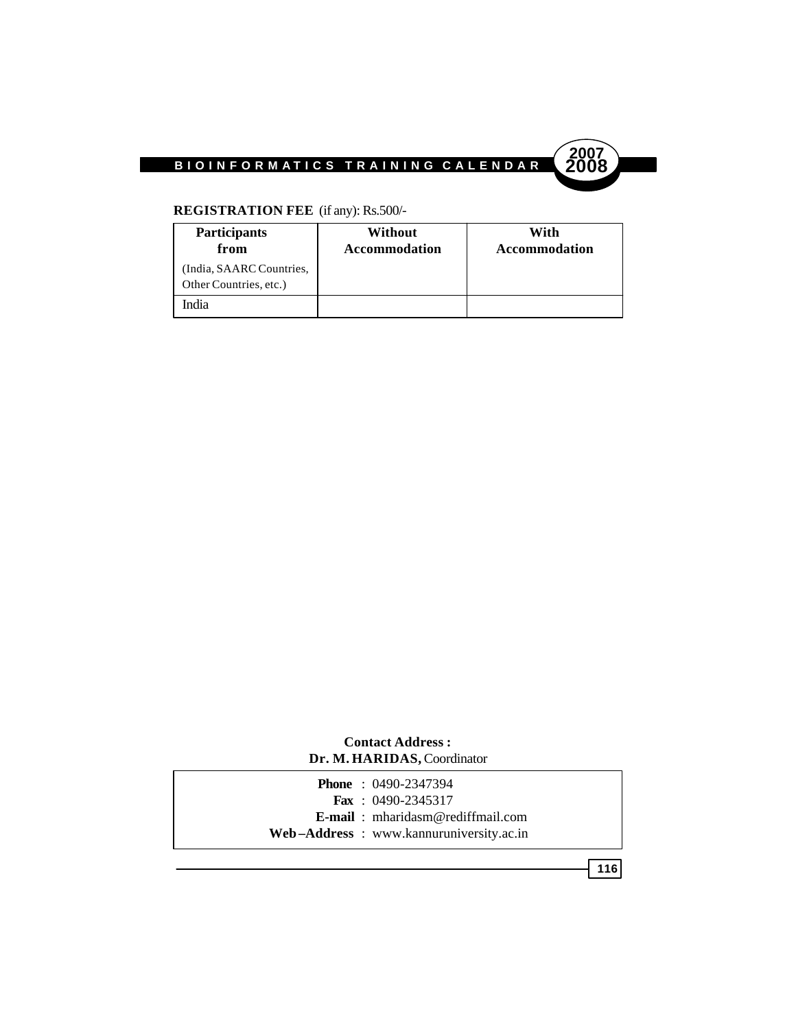**REGISTRATION FEE** (if any): Rs.500/-

| **Participants from** (India, SAARC Countries, Other Countries, etc.) | **Without Accommodation** | **With Accommodation** |
|---|---|---|
| India | | |

**Contact Address :**
**Dr. M. HARIDAS,** Coordinator

**Phone** : 0490-2347394
**Fax** : 0490-2345317
**E-mail** : mharidasm@rediffmail.com
**Web–Address** : www.kannuruniversity.ac.in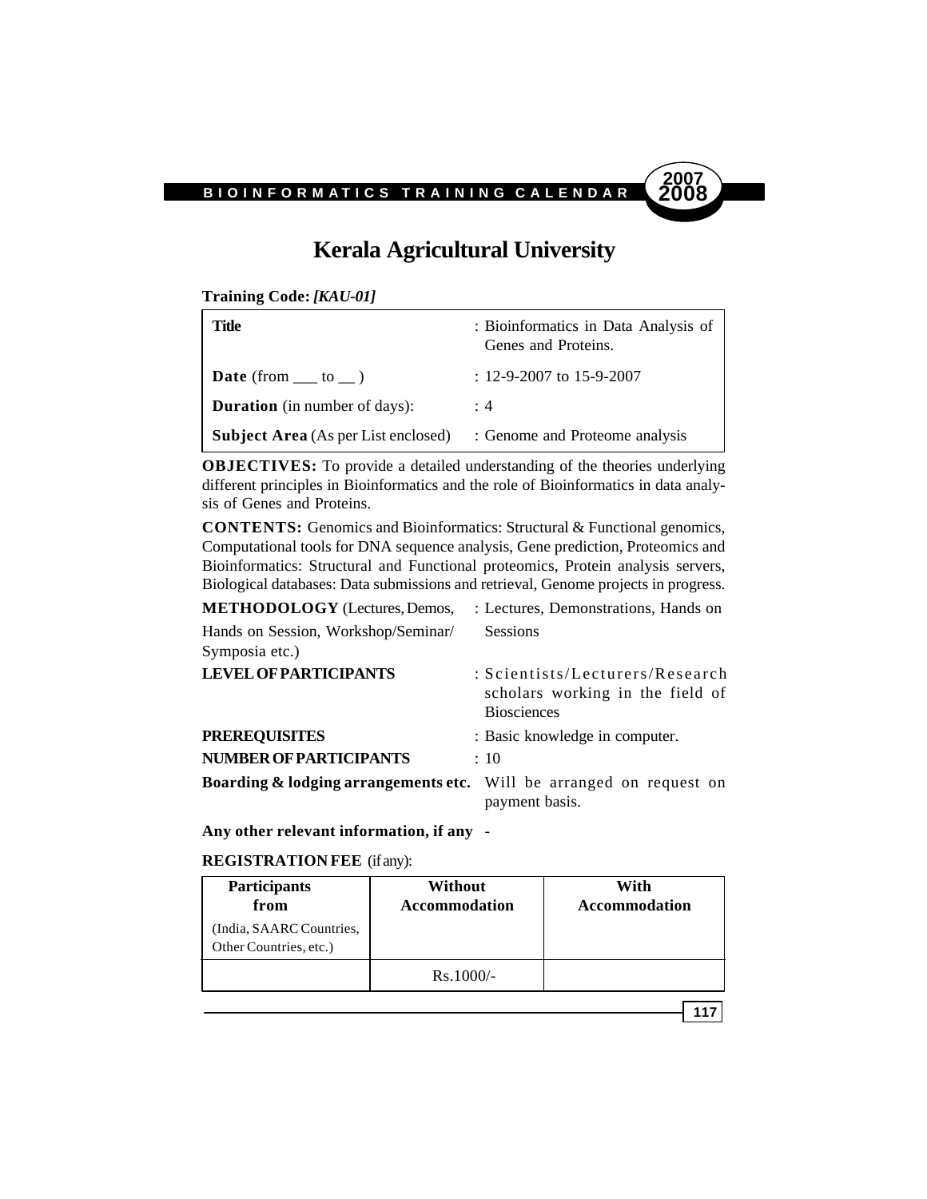# Kerala Agricultural University

**Training Code:** ***[KAU-01]***

| | |
|---|---|
| **Title** | : Bioinformatics in Data Analysis of Genes and Proteins. |
| **Date** (from ___ to __ ) | : 12-9-2007 to 15-9-2007 |
| **Duration** (in number of days): | : 4 |
| **Subject Area** (As per List enclosed) | : Genome and Proteome analysis |

**OBJECTIVES:** To provide a detailed understanding of the theories underlying different principles in Bioinformatics and the role of Bioinformatics in data analysis of Genes and Proteins.

**CONTENTS:** Genomics and Bioinformatics: Structural & Functional genomics, Computational tools for DNA sequence analysis, Gene prediction, Proteomics and Bioinformatics: Structural and Functional proteomics, Protein analysis servers, Biological databases: Data submissions and retrieval, Genome projects in progress.

**METHODOLOGY** (Lectures, Demos, Hands on Session, Workshop/Seminar/ Symposia etc.) : Lectures, Demonstrations, Hands on Sessions

**LEVEL OF PARTICIPANTS** : Scientists/Lecturers/Research scholars working in the field of Biosciences

**PREREQUISITES** : Basic knowledge in computer.

**NUMBER OF PARTICIPANTS** : 10

**Boarding & lodging arrangements etc.** Will be arranged on request on payment basis.

**Any other relevant information, if any** -

**REGISTRATION FEE** (if any):

| **Participants from** (India, SAARC Countries, Other Countries, etc.) | **Without Accommodation** | **With Accommodation** |
|---|---|---|
| | Rs.1000/- | |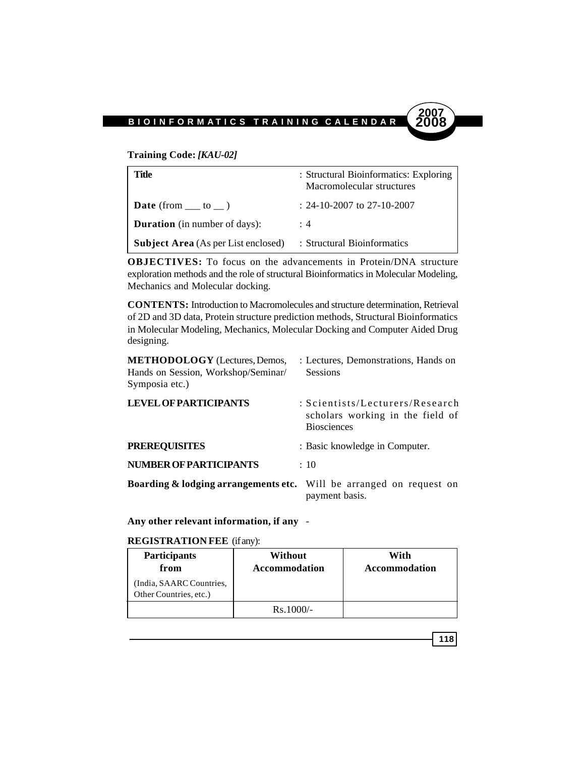**Training Code:** ***[KAU-02]***

| | |
|---|---|
| **Title** | : Structural Bioinformatics: Exploring Macromolecular structures |
| **Date** (from ___ to __ ) | : 24-10-2007 to 27-10-2007 |
| **Duration** (in number of days): | : 4 |
| **Subject Area** (As per List enclosed) | : Structural Bioinformatics |

**OBJECTIVES:** To focus on the advancements in Protein/DNA structure exploration methods and the role of structural Bioinformatics in Molecular Modeling, Mechanics and Molecular docking.

**CONTENTS:** Introduction to Macromolecules and structure determination, Retrieval of 2D and 3D data, Protein structure prediction methods, Structural Bioinformatics in Molecular Modeling, Mechanics, Molecular Docking and Computer Aided Drug designing.

| | |
|---|---|
| **METHODOLOGY** (Lectures, Demos, Hands on Session, Workshop/Seminar/ Symposia etc.) | : Lectures, Demonstrations, Hands on Sessions |
| **LEVEL OF PARTICIPANTS** | : Scientists/Lecturers/Research scholars working in the field of Biosciences |
| **PREREQUISITES** | : Basic knowledge in Computer. |
| **NUMBER OF PARTICIPANTS** | : 10 |
| **Boarding & lodging arrangements etc.** | Will be arranged on request on payment basis. |

**Any other relevant information, if any** -

**REGISTRATION FEE** (if any):

| Participants from (India, SAARC Countries, Other Countries, etc.) | Without Accommodation | With Accommodation |
|---|---|---|
| | Rs.1000/- | |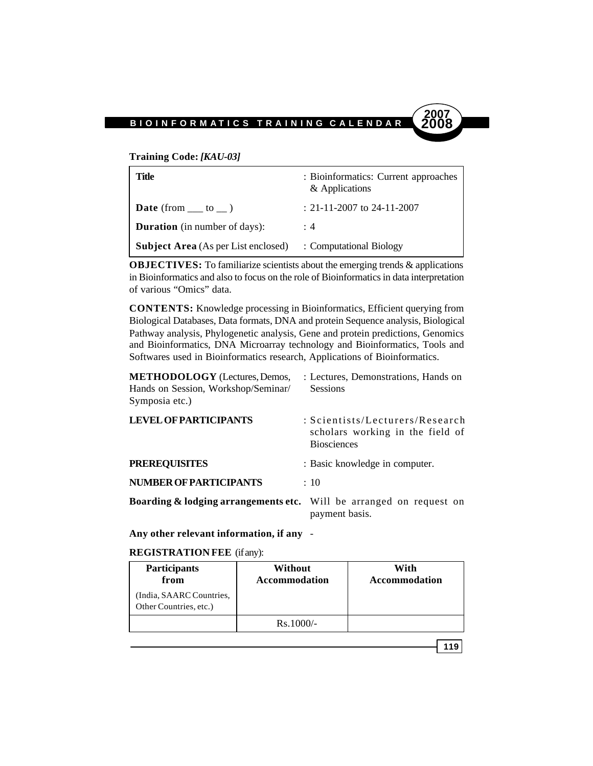**Training Code:** ***[KAU-03]***

| | |
|---|---|
| **Title** | : Bioinformatics: Current approaches & Applications |
| **Date** (from ___ to __ ) | : 21-11-2007 to 24-11-2007 |
| **Duration** (in number of days): | : 4 |
| **Subject Area** (As per List enclosed) | : Computational Biology |

**OBJECTIVES:** To familiarize scientists about the emerging trends & applications in Bioinformatics and also to focus on the role of Bioinformatics in data interpretation of various "Omics" data.

**CONTENTS:** Knowledge processing in Bioinformatics, Efficient querying from Biological Databases, Data formats, DNA and protein Sequence analysis, Biological Pathway analysis, Phylogenetic analysis, Gene and protein predictions, Genomics and Bioinformatics, DNA Microarray technology and Bioinformatics, Tools and Softwares used in Bioinformatics research, Applications of Bioinformatics.

**METHODOLOGY** (Lectures, Demos, Hands on Session, Workshop/Seminar/ Symposia etc.) : Lectures, Demonstrations, Hands on Sessions

**LEVEL OF PARTICIPANTS** : Scientists/Lecturers/Research scholars working in the field of Biosciences

**PREREQUISITES** : Basic knowledge in computer.

**NUMBER OF PARTICIPANTS** : 10

**Boarding & lodging arrangements etc.** Will be arranged on request on payment basis.

**Any other relevant information, if any** -

**REGISTRATION FEE** (if any):

| **Participants from** (India, SAARC Countries, Other Countries, etc.) | **Without Accommodation** | **With Accommodation** |
|---|---|---|
| | Rs.1000/- | |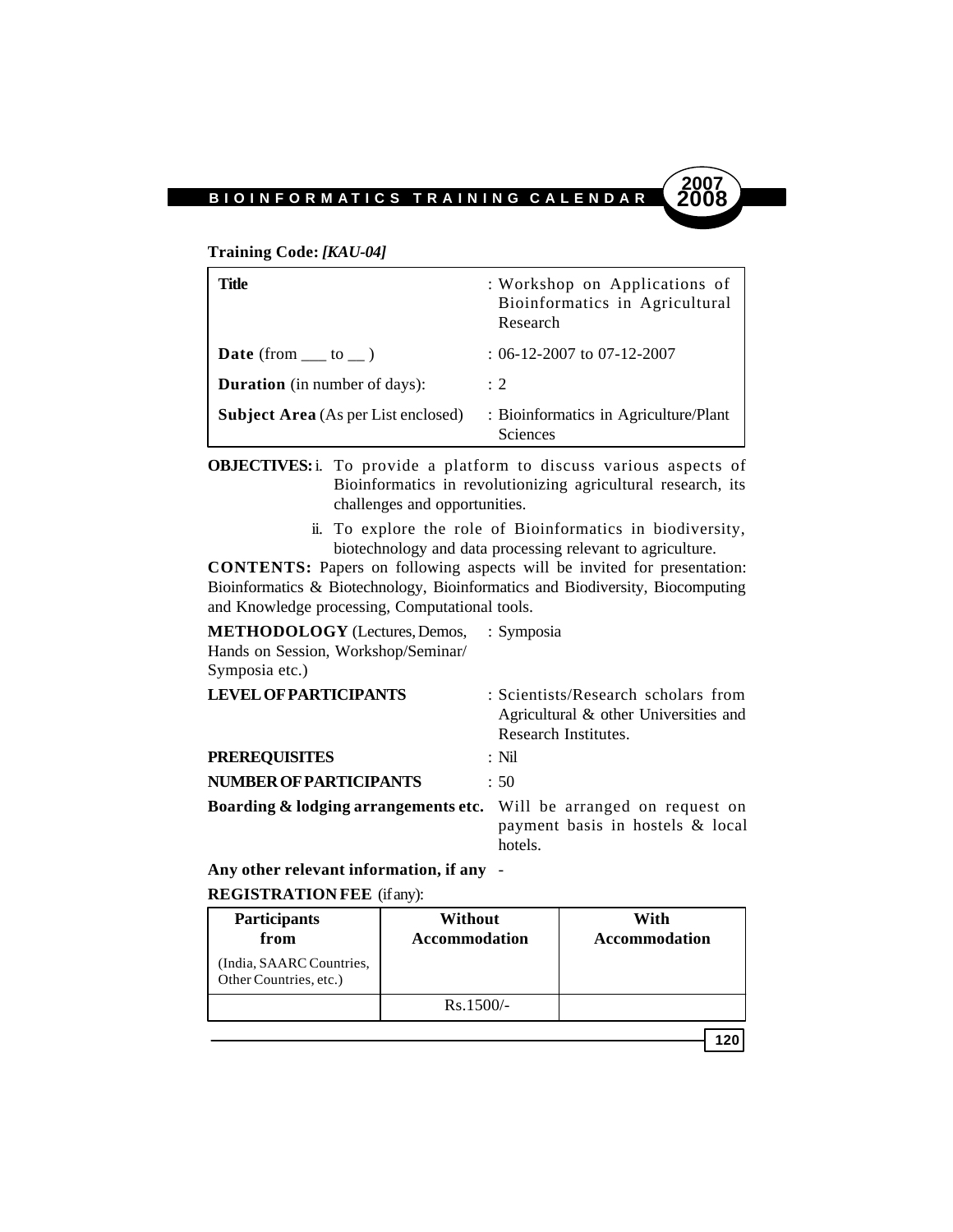**Training Code:** ***[KAU-04]***

| | |
|---|---|
| **Title** | : Workshop on Applications of Bioinformatics in Agricultural Research |
| **Date** (from ___ to __ ) | : 06-12-2007 to 07-12-2007 |
| **Duration** (in number of days): | : 2 |
| **Subject Area** (As per List enclosed) | : Bioinformatics in Agriculture/Plant Sciences |

**OBJECTIVES:** i. To provide a platform to discuss various aspects of Bioinformatics in revolutionizing agricultural research, its challenges and opportunities.

ii. To explore the role of Bioinformatics in biodiversity, biotechnology and data processing relevant to agriculture.

**CONTENTS:** Papers on following aspects will be invited for presentation: Bioinformatics & Biotechnology, Bioinformatics and Biodiversity, Biocomputing and Knowledge processing, Computational tools.

**METHODOLOGY** (Lectures, Demos, Hands on Session, Workshop/Seminar/ Symposia etc.) : Symposia

**LEVEL OF PARTICIPANTS** : Scientists/Research scholars from Agricultural & other Universities and Research Institutes.

**PREREQUISITES** : Nil

**NUMBER OF PARTICIPANTS** : 50

**Boarding & lodging arrangements etc.** Will be arranged on request on payment basis in hostels & local hotels.

**Any other relevant information, if any** -

**REGISTRATION FEE** (if any):

| **Participants from** (India, SAARC Countries, Other Countries, etc.) | **Without Accommodation** | **With Accommodation** |
|---|---|---|
| | Rs.1500/- | |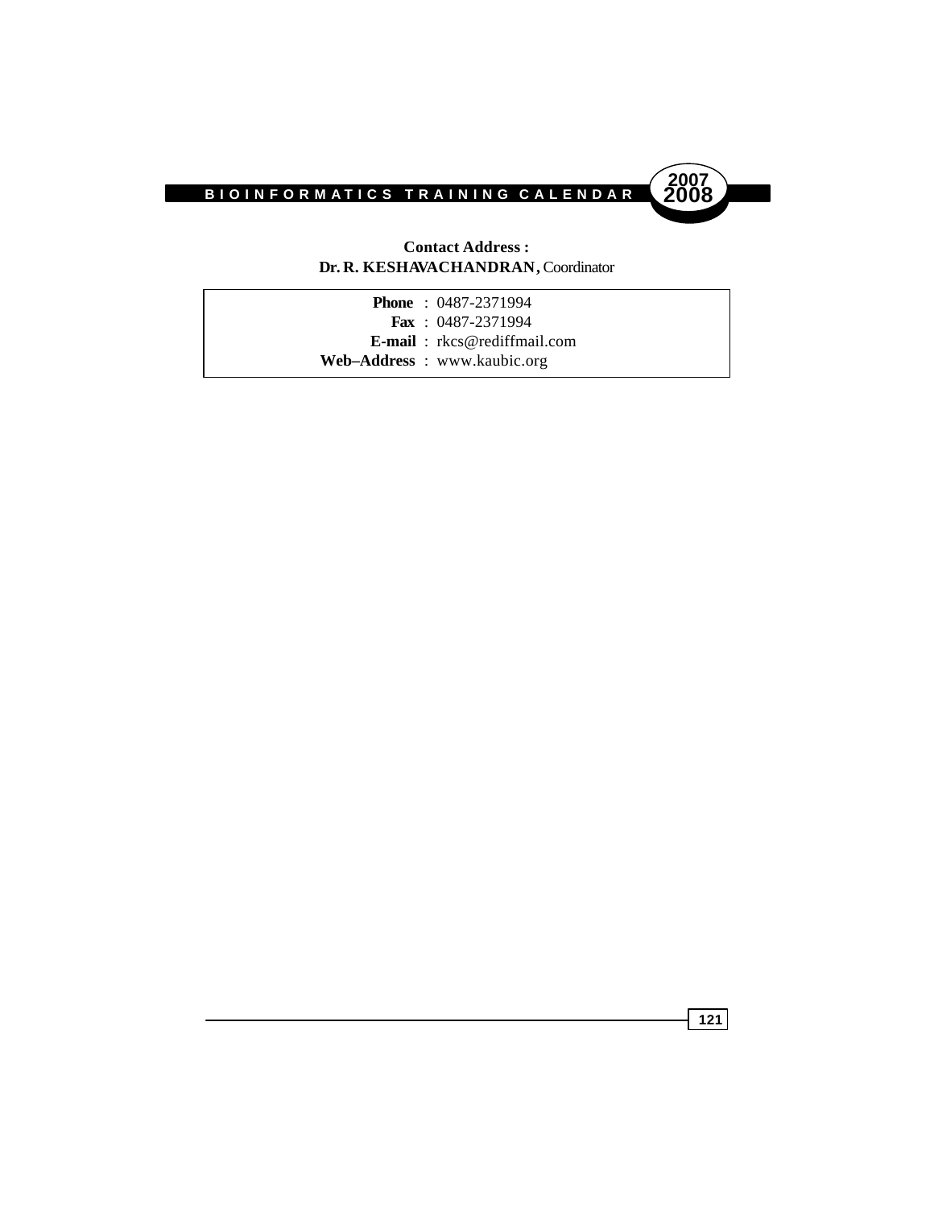**Contact Address :**
**Dr. R. KESHAVACHANDRAN,** Coordinator

| | |
|---|---|
| **Phone** | : 0487-2371994 |
| **Fax** | : 0487-2371994 |
| **E-mail** | : rkcs@rediffmail.com |
| **Web–Address** | : www.kaubic.org |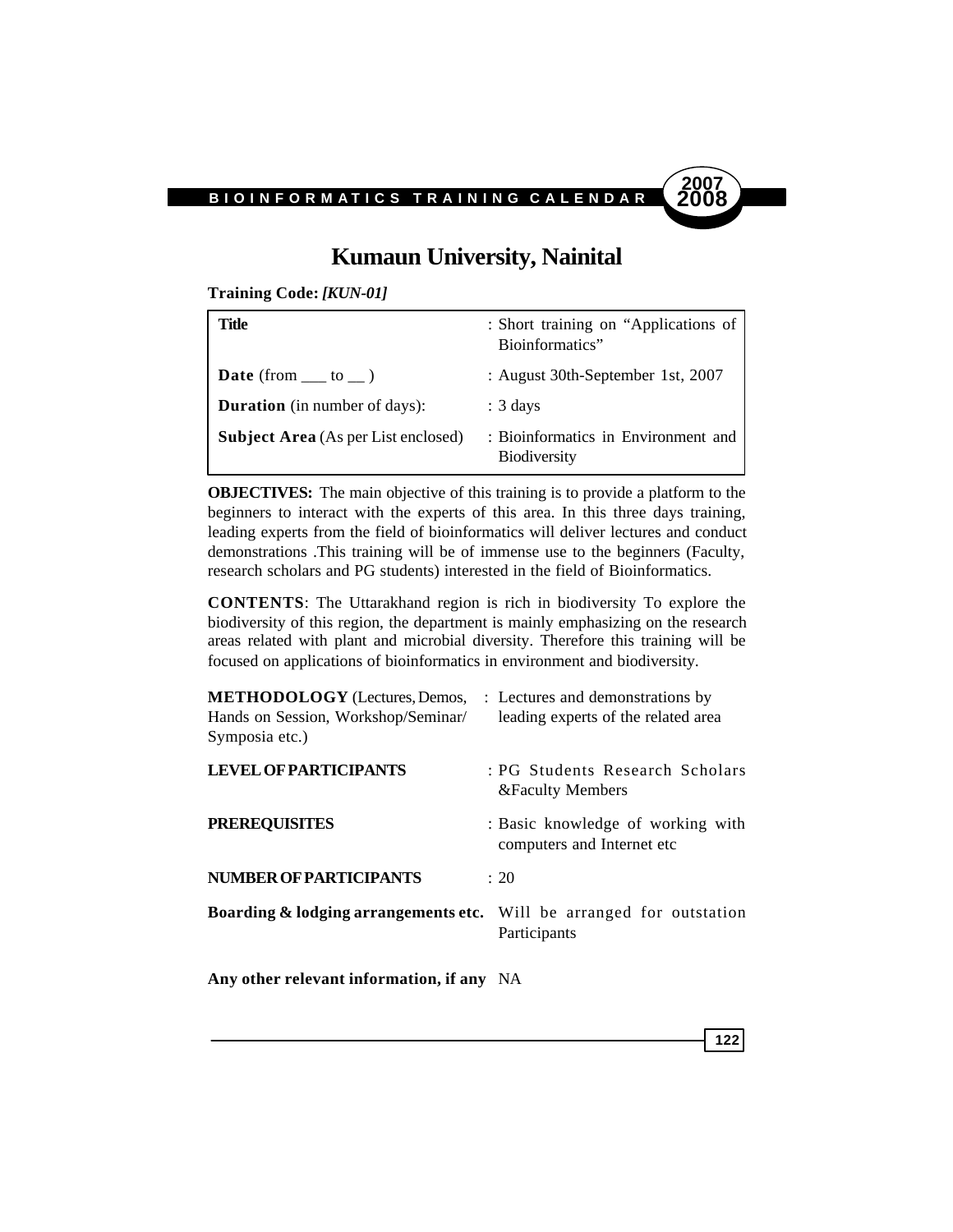# Kumaun University, Nainital

**Training Code:** ***[KUN-01]***

| **Title** | : Short training on "Applications of Bioinformatics" |
|---|---|
| **Date** (from ___ to __ ) | : August 30th-September 1st, 2007 |
| **Duration** (in number of days): | : 3 days |
| **Subject Area** (As per List enclosed) | : Bioinformatics in Environment and Biodiversity |

**OBJECTIVES:** The main objective of this training is to provide a platform to the beginners to interact with the experts of this area. In this three days training, leading experts from the field of bioinformatics will deliver lectures and conduct demonstrations .This training will be of immense use to the beginners (Faculty, research scholars and PG students) interested in the field of Bioinformatics.

**CONTENTS**: The Uttarakhand region is rich in biodiversity To explore the biodiversity of this region, the department is mainly emphasizing on the research areas related with plant and microbial diversity. Therefore this training will be focused on applications of bioinformatics in environment and biodiversity.

**METHODOLOGY** (Lectures, Demos, Hands on Session, Workshop/Seminar/ Symposia etc.) : Lectures and demonstrations by leading experts of the related area

**LEVEL OF PARTICIPANTS** : PG Students Research Scholars &Faculty Members

**PREREQUISITES** : Basic knowledge of working with computers and Internet etc

**NUMBER OF PARTICIPANTS** : 20

**Boarding & lodging arrangements etc.** Will be arranged for outstation Participants

**Any other relevant information, if any** NA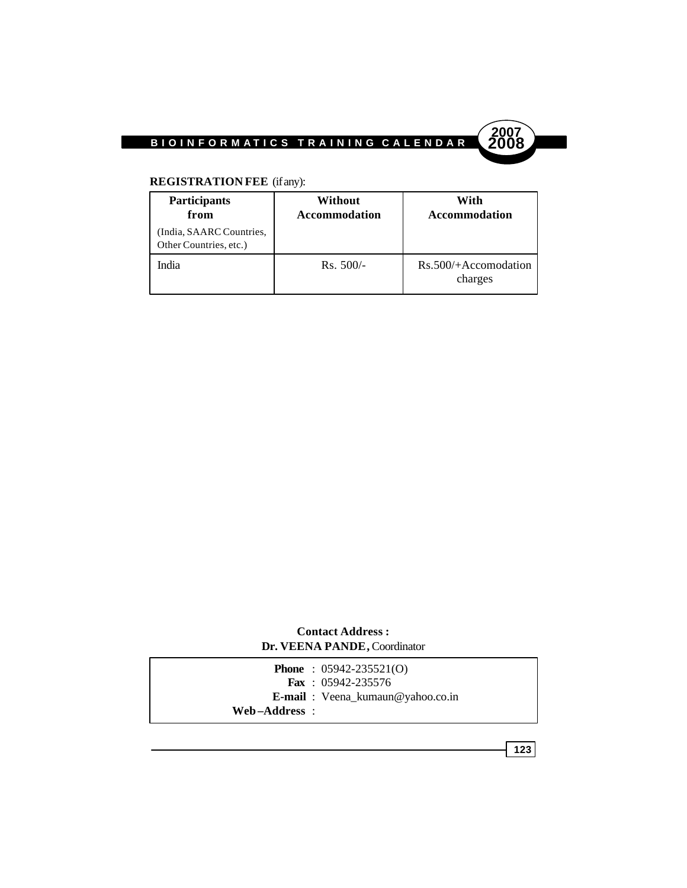**REGISTRATION FEE** (if any):

| **Participants from** (India, SAARC Countries, Other Countries, etc.) | **Without Accommodation** | **With Accommodation** |
|---|---|---|
| India | Rs. 500/- | Rs.500/+Accomodation charges |

**Contact Address :**
**Dr. VEENA PANDE,** Coordinator

**Phone** : 05942-235521(O)
**Fax** : 05942-235576
**E-mail** : Veena_kumaun@yahoo.co.in
**Web–Address** :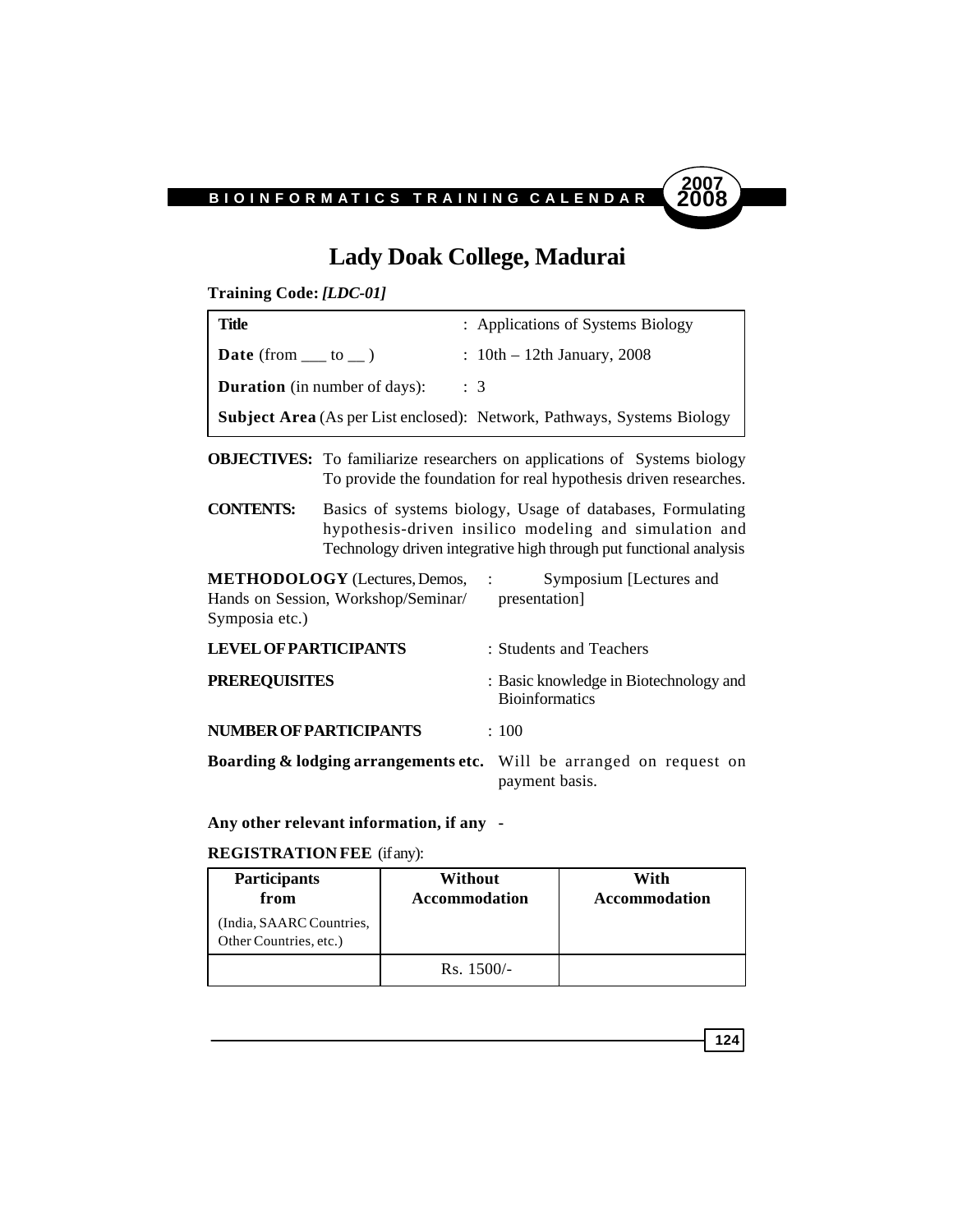# Lady Doak College, Madurai

**Training Code:** ***[LDC-01]***

| | |
|---|---|
| **Title** | : Applications of Systems Biology |
| **Date** (from ___ to __ ) | : 10th – 12th January, 2008 |
| **Duration** (in number of days): | : 3 |
| **Subject Area** (As per List enclosed): | Network, Pathways, Systems Biology |

**OBJECTIVES:** To familiarize researchers on applications of Systems biology To provide the foundation for real hypothesis driven researches.

**CONTENTS:** Basics of systems biology, Usage of databases, Formulating hypothesis-driven insilico modeling and simulation and Technology driven integrative high through put functional analysis

**METHODOLOGY** (Lectures, Demos, Hands on Session, Workshop/Seminar/ Symposia etc.) : Symposium [Lectures and presentation]

**LEVEL OF PARTICIPANTS** : Students and Teachers

**PREREQUISITES** : Basic knowledge in Biotechnology and Bioinformatics

**NUMBER OF PARTICIPANTS** : 100

**Boarding & lodging arrangements etc.** Will be arranged on request on payment basis.

**Any other relevant information, if any** -

**REGISTRATION FEE** (if any):

| **Participants from** (India, SAARC Countries, Other Countries, etc.) | **Without Accommodation** | **With Accommodation** |
|---|---|---|
| | Rs. 1500/- | |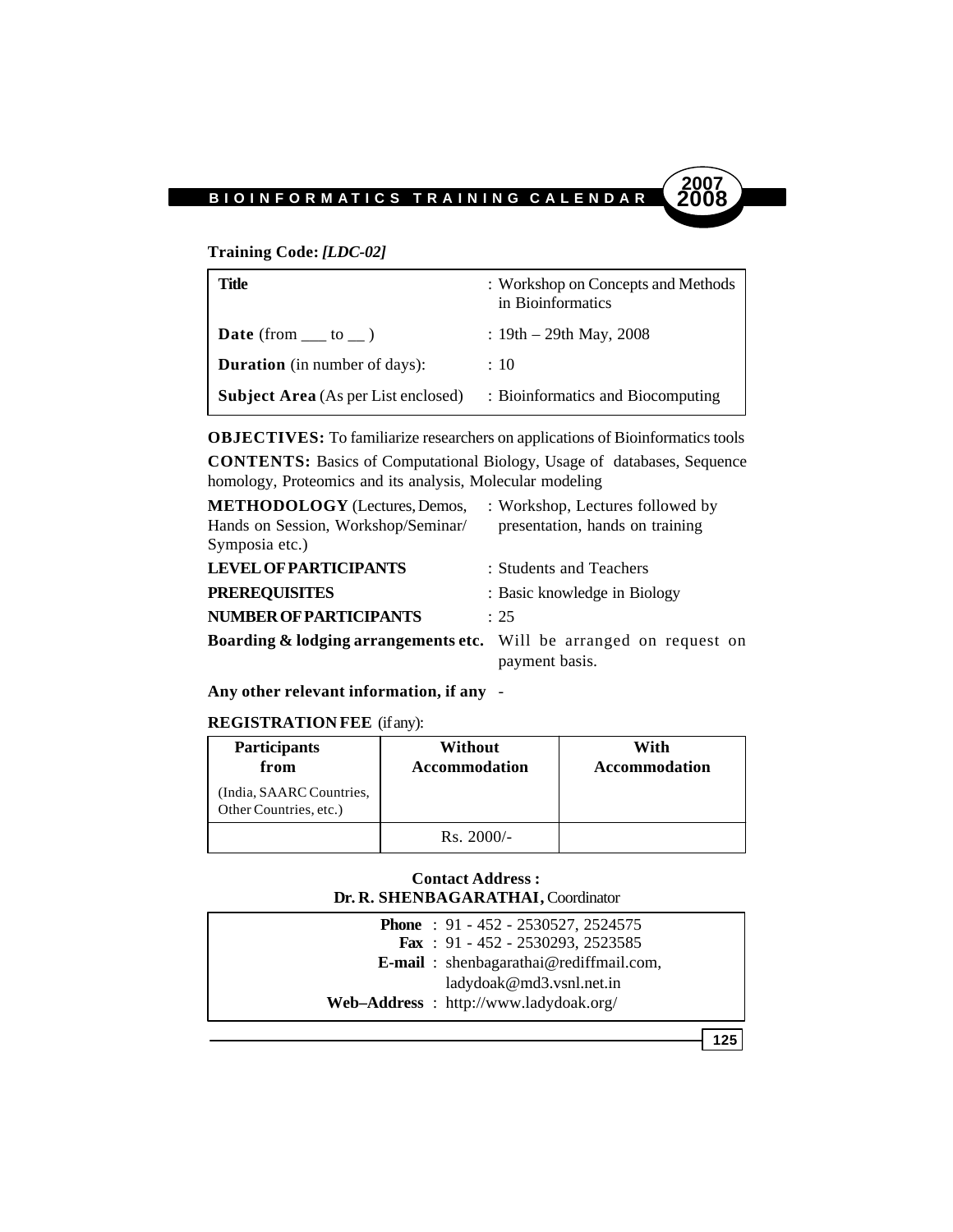**Training Code:** ***[LDC-02]***

| | |
|---|---|
| **Title** | : Workshop on Concepts and Methods in Bioinformatics |
| **Date** (from ___ to __ ) | : 19th – 29th May, 2008 |
| **Duration** (in number of days): | : 10 |
| **Subject Area** (As per List enclosed) | : Bioinformatics and Biocomputing |

**OBJECTIVES:** To familiarize researchers on applications of Bioinformatics tools

**CONTENTS:** Basics of Computational Biology, Usage of databases, Sequence homology, Proteomics and its analysis, Molecular modeling

**METHODOLOGY** (Lectures, Demos, Hands on Session, Workshop/Seminar/ Symposia etc.) : Workshop, Lectures followed by presentation, hands on training

**LEVEL OF PARTICIPANTS** : Students and Teachers

**PREREQUISITES** : Basic knowledge in Biology

**NUMBER OF PARTICIPANTS** : 25

**Boarding & lodging arrangements etc.** Will be arranged on request on payment basis.

**Any other relevant information, if any** -

**REGISTRATION FEE** (if any):

| **Participants from** (India, SAARC Countries, Other Countries, etc.) | **Without Accommodation** | **With Accommodation** |
|---|---|---|
| | Rs. 2000/- | |

**Contact Address :**
**Dr. R. SHENBAGARATHAI,** Coordinator

**Phone** : 91 - 452 - 2530527, 2524575
**Fax** : 91 - 452 - 2530293, 2523585
**E-mail** : shenbagarathai@rediffmail.com, ladydoak@md3.vsnl.net.in
**Web–Address** : http://www.ladydoak.org/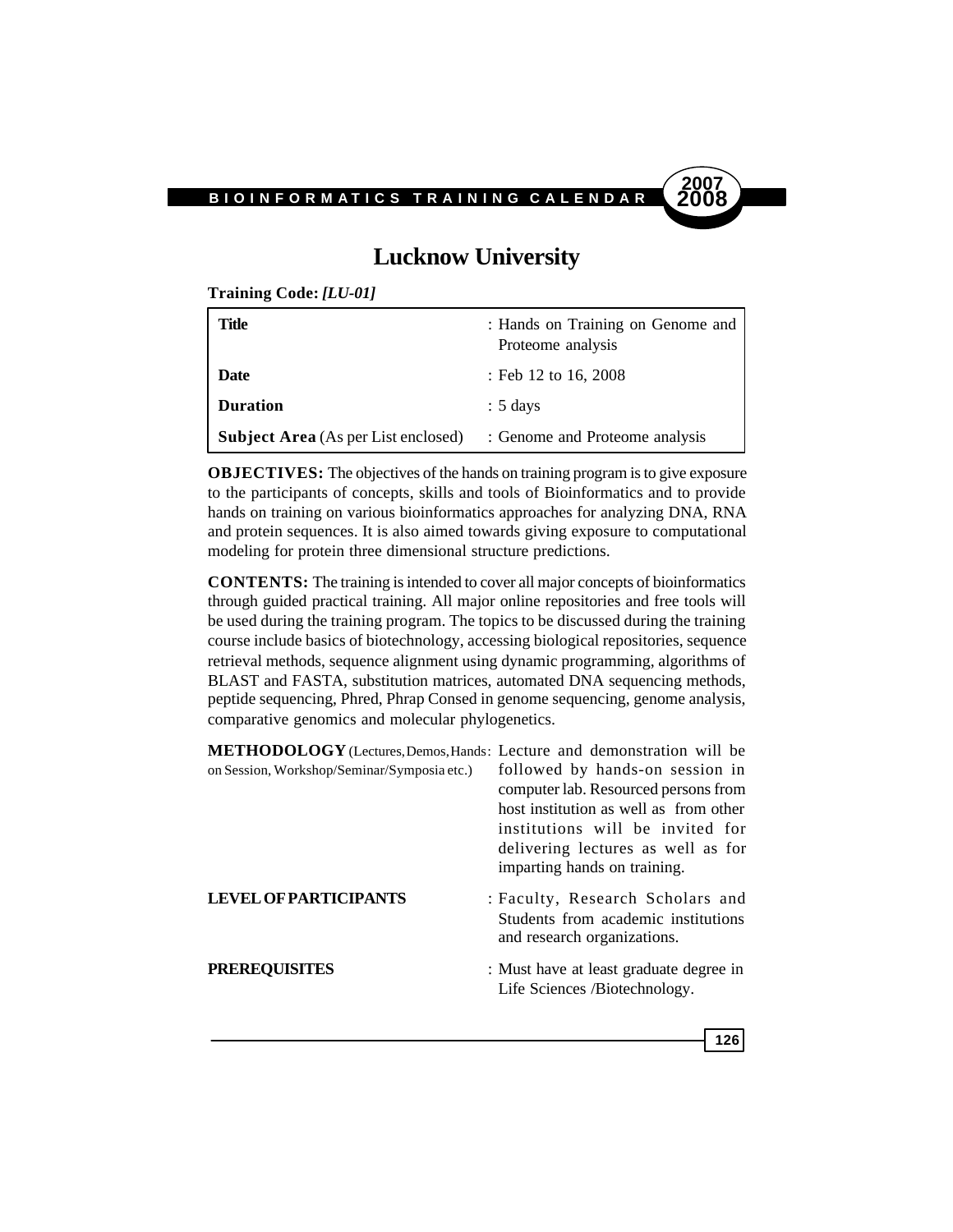# Lucknow University

**Training Code:** ***[LU-01]***

| | |
|---|---|
| **Title** | : Hands on Training on Genome and Proteome analysis |
| **Date** | : Feb 12 to 16, 2008 |
| **Duration** | : 5 days |
| **Subject Area** (As per List enclosed) | : Genome and Proteome analysis |

**OBJECTIVES:** The objectives of the hands on training program is to give exposure to the participants of concepts, skills and tools of Bioinformatics and to provide hands on training on various bioinformatics approaches for analyzing DNA, RNA and protein sequences. It is also aimed towards giving exposure to computational modeling for protein three dimensional structure predictions.

**CONTENTS:** The training is intended to cover all major concepts of bioinformatics through guided practical training. All major online repositories and free tools will be used during the training program. The topics to be discussed during the training course include basics of biotechnology, accessing biological repositories, sequence retrieval methods, sequence alignment using dynamic programming, algorithms of BLAST and FASTA, substitution matrices, automated DNA sequencing methods, peptide sequencing, Phred, Phrap Consed in genome sequencing, genome analysis, comparative genomics and molecular phylogenetics.

**METHODOLOGY** (Lectures, Demos, Hands on Session, Workshop/Seminar/Symposia etc.) : Lecture and demonstration will be followed by hands-on session in computer lab. Resourced persons from host institution as well as from other institutions will be invited for delivering lectures as well as for imparting hands on training.

**LEVEL OF PARTICIPANTS** : Faculty, Research Scholars and Students from academic institutions and research organizations.

**PREREQUISITES** : Must have at least graduate degree in Life Sciences /Biotechnology.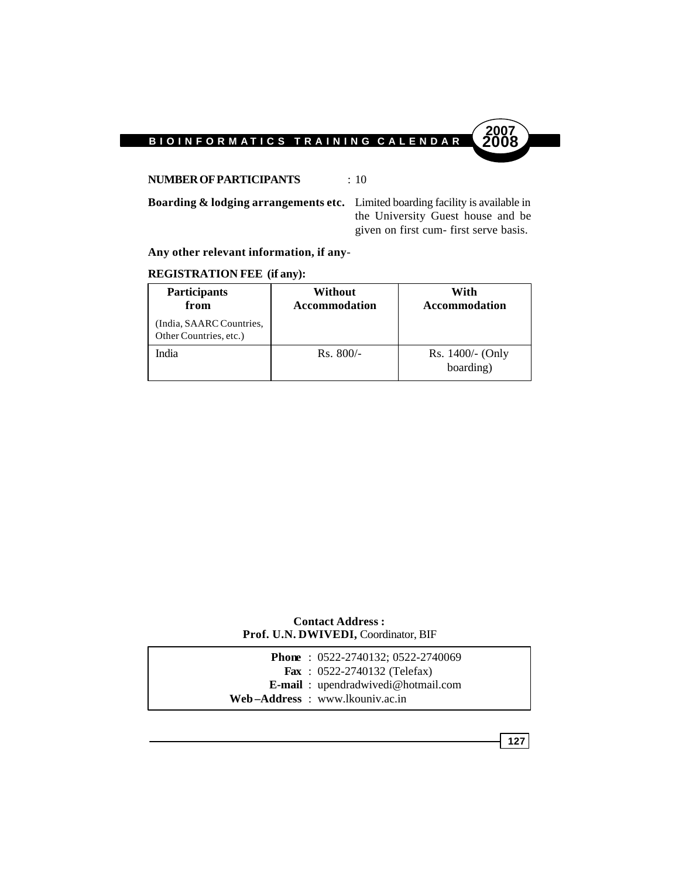**NUMBER OF PARTICIPANTS** : 10

**Boarding & lodging arrangements etc.** Limited boarding facility is available in the University Guest house and be given on first cum- first serve basis.

**Any other relevant information, if any**-

**REGISTRATION FEE (if any):**

| **Participants from** (India, SAARC Countries, Other Countries, etc.) | **Without Accommodation** | **With Accommodation** |
|---|---|---|
| India | Rs. 800/- | Rs. 1400/- (Only boarding) |

**Contact Address :**
**Prof. U.N. DWIVEDI,** Coordinator, BIF

**Phone** : 0522-2740132; 0522-2740069
**Fax** : 0522-2740132 (Telefax)
**E-mail** : upendradwivedi@hotmail.com
**Web–Address** : www.lkouniv.ac.in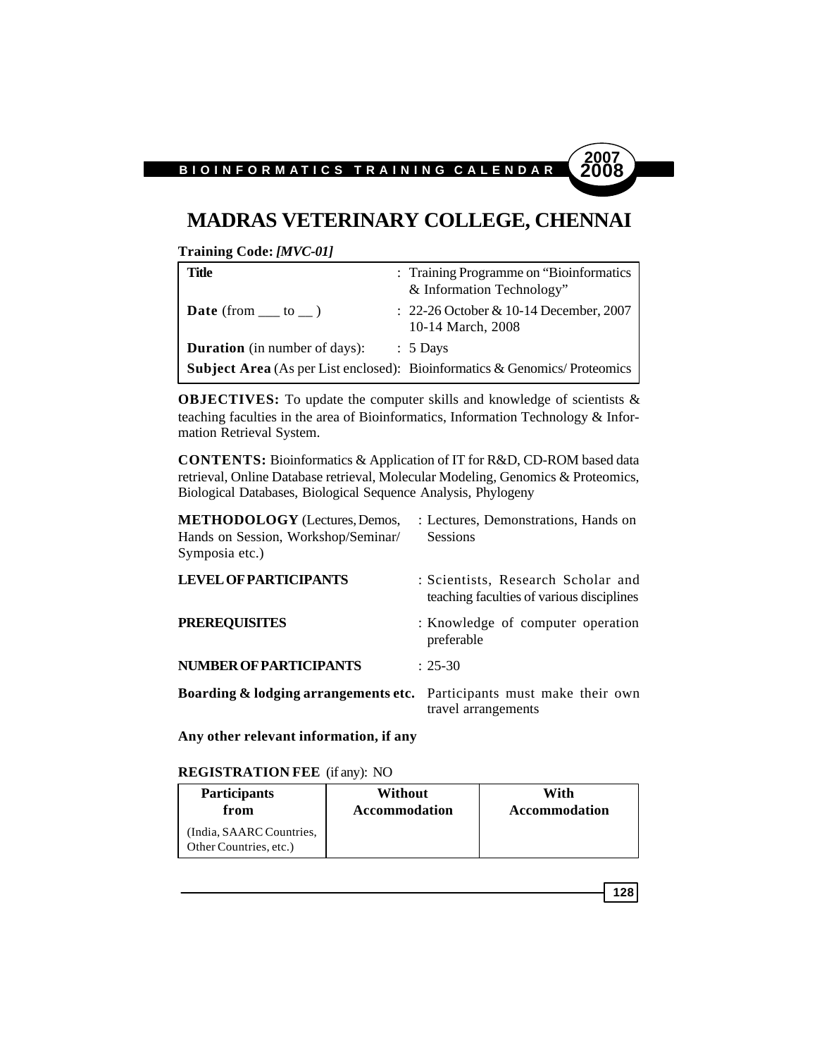# MADRAS VETERINARY COLLEGE, CHENNAI

**Training Code:** ***[MVC-01]***

| | |
|---|---|
| **Title** | : Training Programme on "Bioinformatics & Information Technology" |
| **Date** (from ___ to __ ) | : 22-26 October & 10-14 December, 2007 10-14 March, 2008 |
| **Duration** (in number of days): | : 5 Days |
| **Subject Area** (As per List enclosed): | Bioinformatics & Genomics/ Proteomics |

**OBJECTIVES:** To update the computer skills and knowledge of scientists & teaching faculties in the area of Bioinformatics, Information Technology & Information Retrieval System.

**CONTENTS:** Bioinformatics & Application of IT for R&D, CD-ROM based data retrieval, Online Database retrieval, Molecular Modeling, Genomics & Proteomics, Biological Databases, Biological Sequence Analysis, Phylogeny

**METHODOLOGY** (Lectures, Demos, Hands on Session, Workshop/Seminar/ Symposia etc.) : Lectures, Demonstrations, Hands on Sessions

**LEVEL OF PARTICIPANTS** : Scientists, Research Scholar and teaching faculties of various disciplines

**PREREQUISITES** : Knowledge of computer operation preferable

**NUMBER OF PARTICIPANTS** : 25-30

**Boarding & lodging arrangements etc.** Participants must make their own travel arrangements

**Any other relevant information, if any**

**REGISTRATION FEE** (if any): NO

| Participants from | Without Accommodation | With Accommodation |
|---|---|---|
| (India, SAARC Countries, Other Countries, etc.) | | |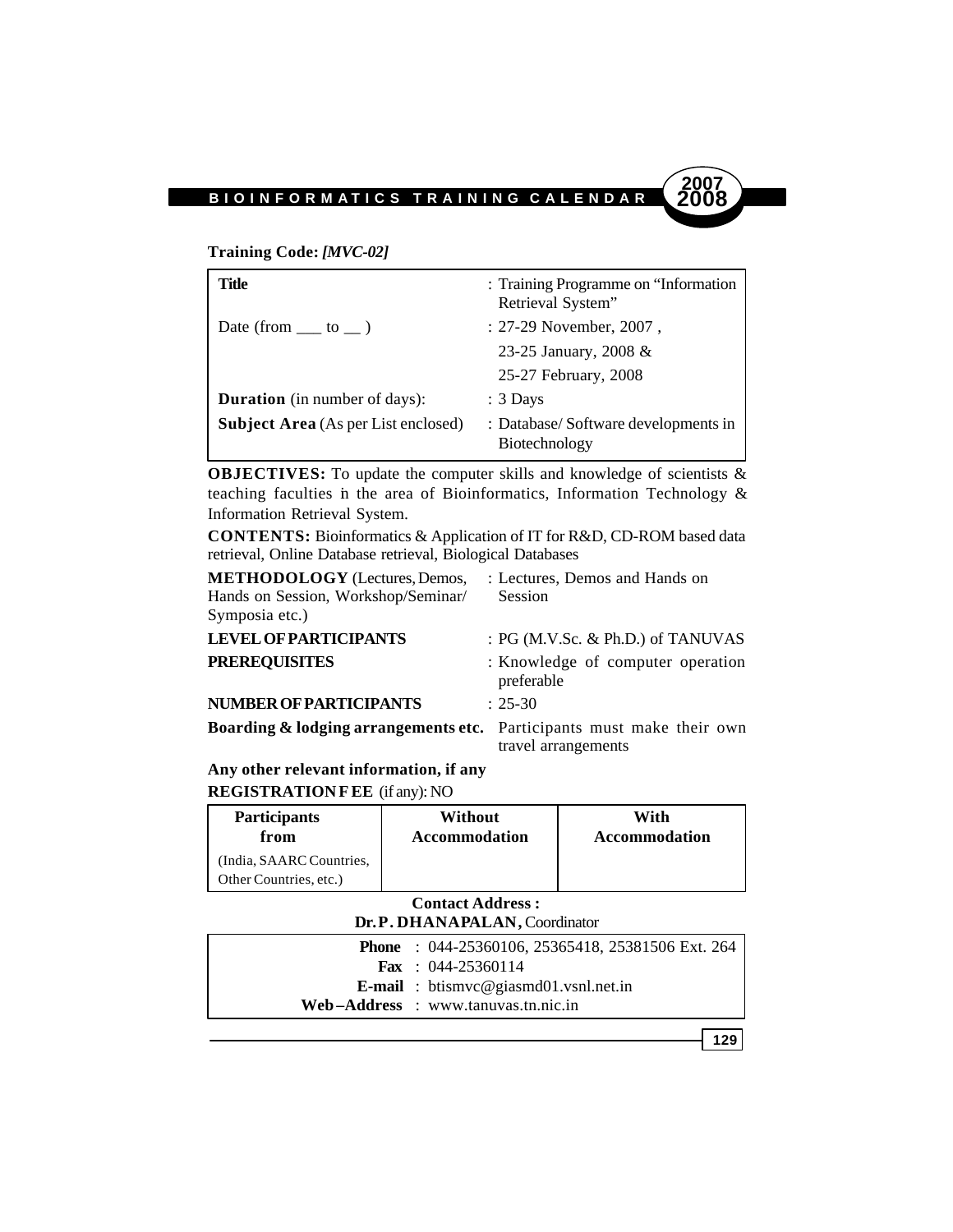**Training Code:** ***[MVC-02]***

| | |
|---|---|
| **Title** | : Training Programme on "Information Retrieval System" |
| Date (from ___ to __ ) | : 27-29 November, 2007 , |
| | 23-25 January, 2008 & |
| | 25-27 February, 2008 |
| **Duration** (in number of days): | : 3 Days |
| **Subject Area** (As per List enclosed) | : Database/ Software developments in Biotechnology |

**OBJECTIVES:** To update the computer skills and knowledge of scientists & teaching faculties in the area of Bioinformatics, Information Technology & Information Retrieval System.

**CONTENTS:** Bioinformatics & Application of IT for R&D, CD-ROM based data retrieval, Online Database retrieval, Biological Databases

| | |
|---|---|
| **METHODOLOGY** (Lectures, Demos, Hands on Session, Workshop/Seminar/ Symposia etc.) | : Lectures, Demos and Hands on Session |
| **LEVEL OF PARTICIPANTS** | : PG (M.V.Sc. & Ph.D.) of TANUVAS |
| **PREREQUISITES** | : Knowledge of computer operation preferable |
| **NUMBER OF PARTICIPANTS** | : 25-30 |
| **Boarding & lodging arrangements etc.** | Participants must make their own travel arrangements |

**Any other relevant information, if any**

**REGISTRATION FEE** (if any): NO

| **Participants from** | **Without Accommodation** | **With Accommodation** |
|---|---|---|
| (India, SAARC Countries, Other Countries, etc.) | | |

**Contact Address :**

**Dr. P. DHANAPALAN,** Coordinator

| | |
|---|---|
| **Phone** | : 044-25360106, 25365418, 25381506 Ext. 264 |
| **Fax** | : 044-25360114 |
| **E-mail** | : btismvc@giasmd01.vsnl.net.in |
| **Web–Address** | : www.tanuvas.tn.nic.in |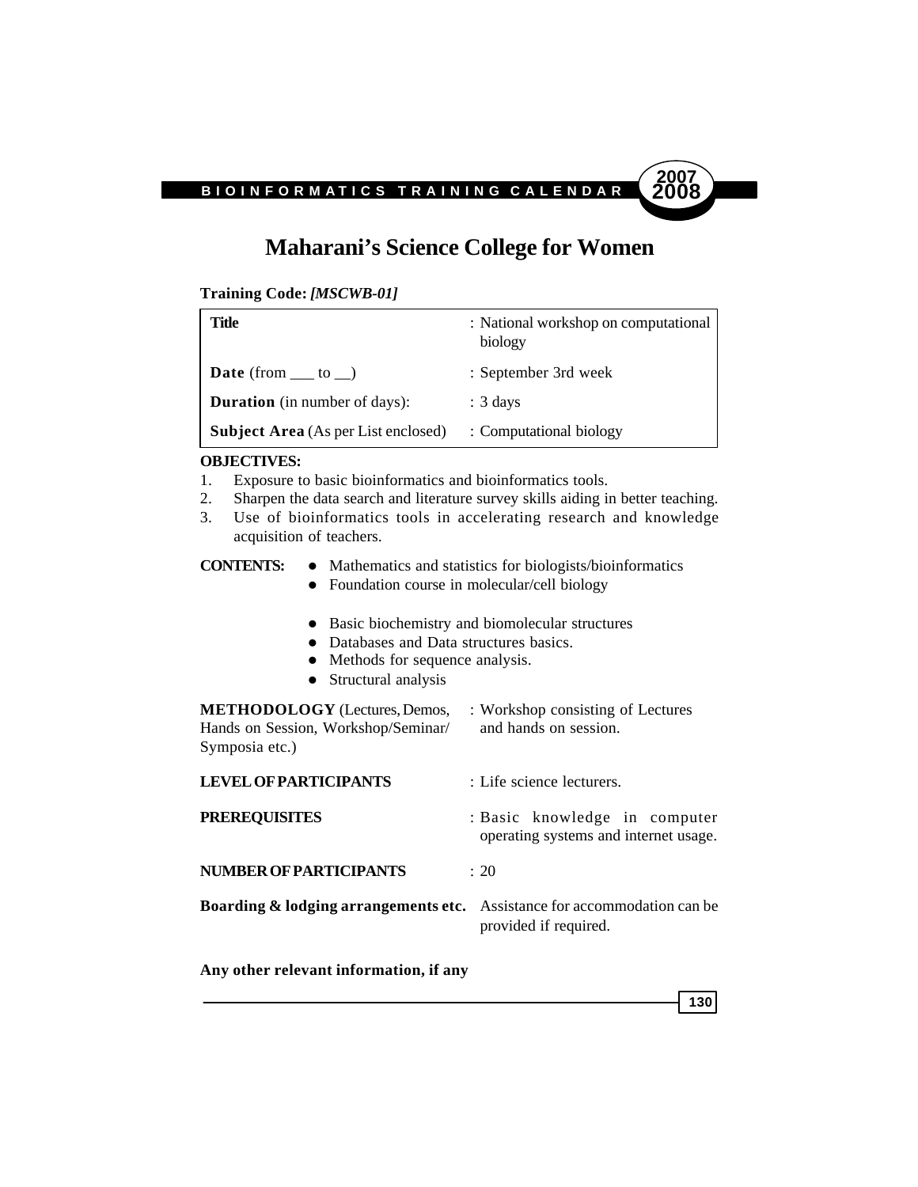# Maharani's Science College for Women

**Training Code:** ***[MSCWB-01]***

| | |
|---|---|
| **Title** | : National workshop on computational biology |
| **Date** (from ___ to __) | : September 3rd week |
| **Duration** (in number of days): | : 3 days |
| **Subject Area** (As per List enclosed) | : Computational biology |

**OBJECTIVES:**

1. Exposure to basic bioinformatics and bioinformatics tools.
2. Sharpen the data search and literature survey skills aiding in better teaching.
3. Use of bioinformatics tools in accelerating research and knowledge acquisition of teachers.

**CONTENTS:**

- Mathematics and statistics for biologists/bioinformatics
- Foundation course in molecular/cell biology
- Basic biochemistry and biomolecular structures
- Databases and Data structures basics.
- Methods for sequence analysis.
- Structural analysis

**METHODOLOGY** (Lectures, Demos, Hands on Session, Workshop/Seminar/ Symposia etc.) : Workshop consisting of Lectures and hands on session.

**LEVEL OF PARTICIPANTS** : Life science lecturers.

**PREREQUISITES** : Basic knowledge in computer operating systems and internet usage.

**NUMBER OF PARTICIPANTS** : 20

**Boarding & lodging arrangements etc.** Assistance for accommodation can be provided if required.

**Any other relevant information, if any**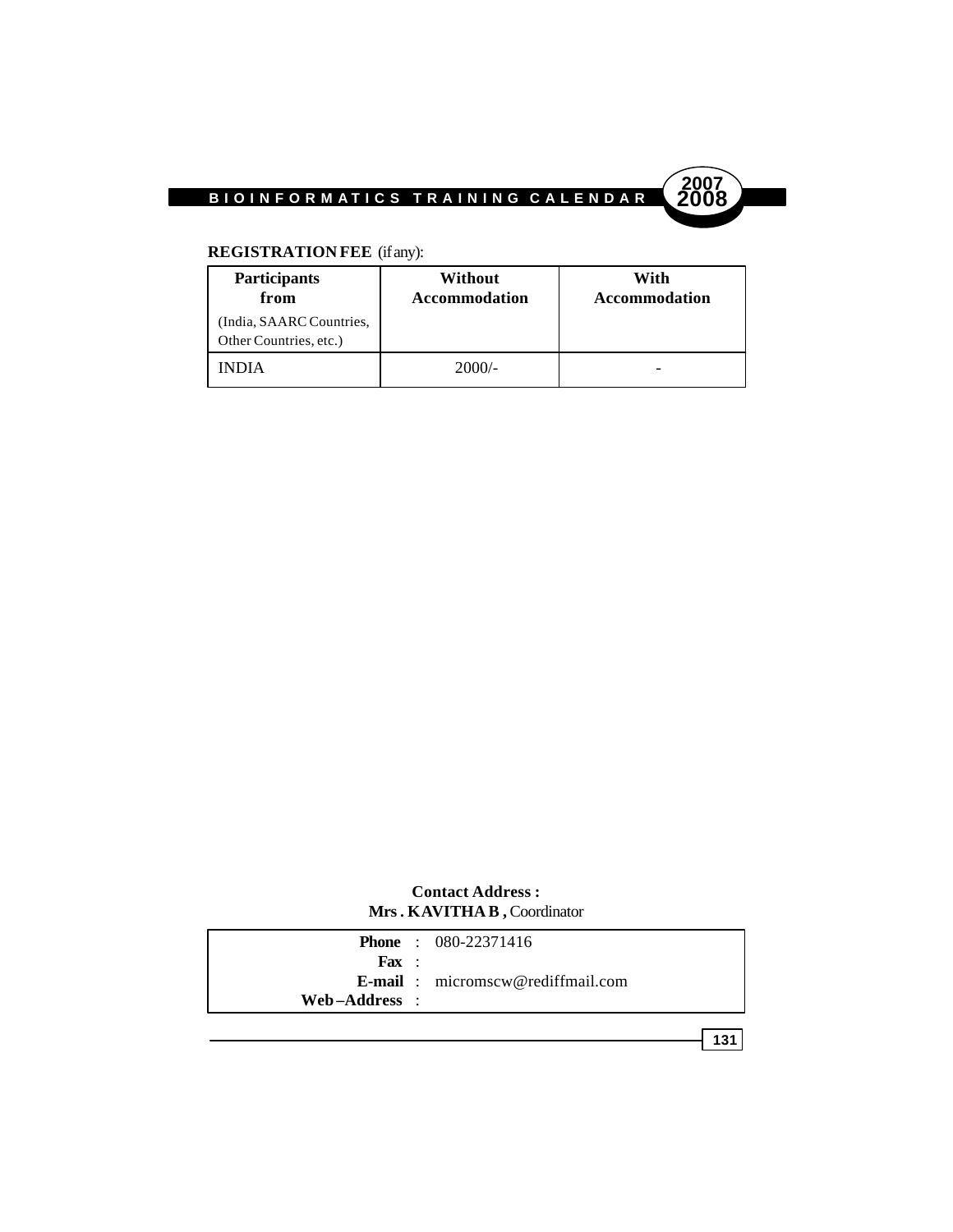**REGISTRATION FEE** (if any):

| **Participants from** (India, SAARC Countries, Other Countries, etc.) | **Without Accommodation** | **With Accommodation** |
|---|---|---|
| INDIA | 2000/- | - |

**Contact Address :**
**Mrs . KAVITHA B ,** Coordinator

**Phone** : 080-22371416
**Fax** :
**E-mail** : micromscw@rediffmail.com
**Web–Address** :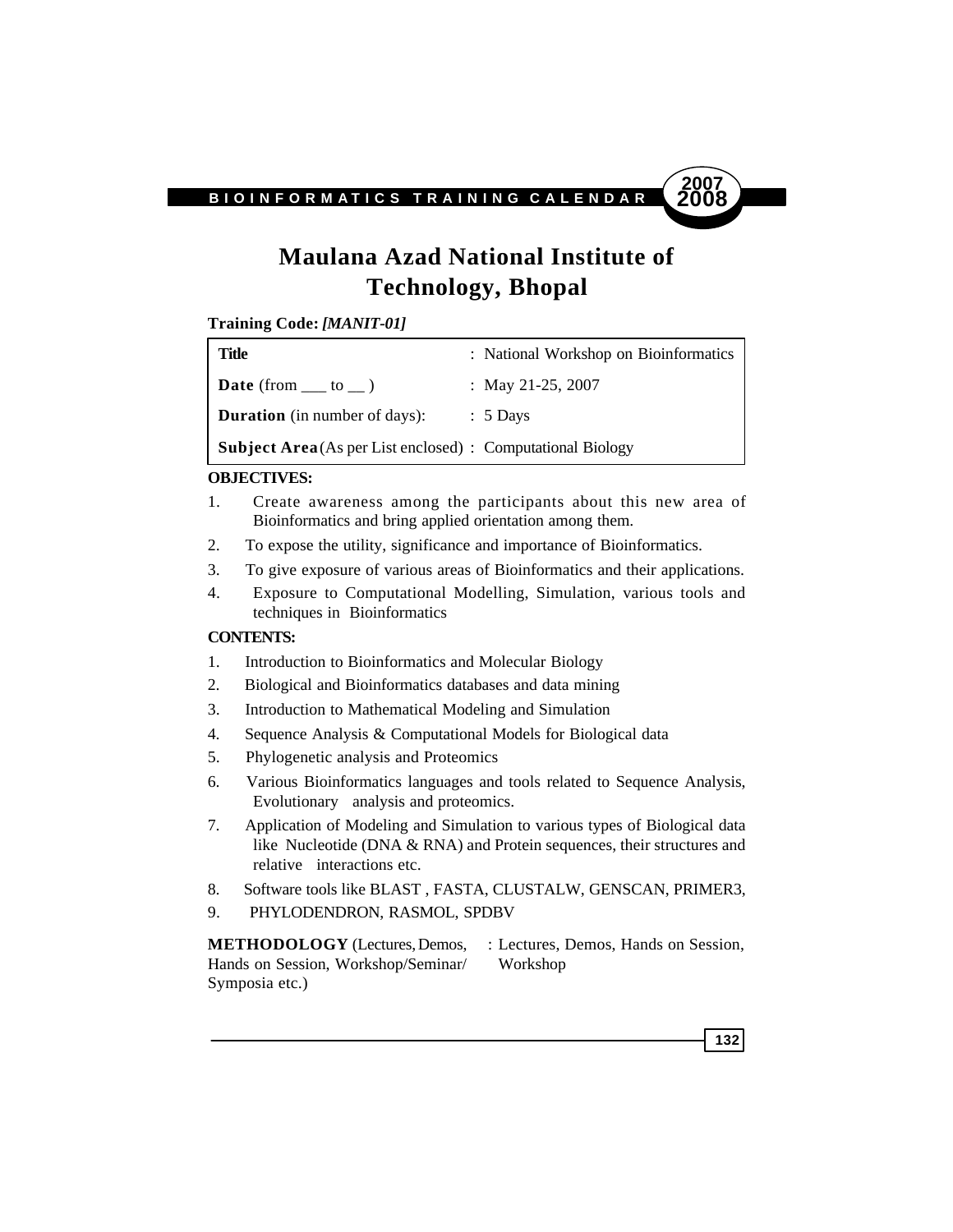# Maulana Azad National Institute of Technology, Bhopal

**Training Code:** ***[MANIT-01]***

| | |
|---|---|
| **Title** | : National Workshop on Bioinformatics |
| **Date** (from ___ to __ ) | : May 21-25, 2007 |
| **Duration** (in number of days): | : 5 Days |
| **Subject Area** (As per List enclosed) | : Computational Biology |

**OBJECTIVES:**

1. Create awareness among the participants about this new area of Bioinformatics and bring applied orientation among them.
2. To expose the utility, significance and importance of Bioinformatics.
3. To give exposure of various areas of Bioinformatics and their applications.
4. Exposure to Computational Modelling, Simulation, various tools and techniques in Bioinformatics

**CONTENTS:**

1. Introduction to Bioinformatics and Molecular Biology
2. Biological and Bioinformatics databases and data mining
3. Introduction to Mathematical Modeling and Simulation
4. Sequence Analysis & Computational Models for Biological data
5. Phylogenetic analysis and Proteomics
6. Various Bioinformatics languages and tools related to Sequence Analysis, Evolutionary analysis and proteomics.
7. Application of Modeling and Simulation to various types of Biological data like Nucleotide (DNA & RNA) and Protein sequences, their structures and relative interactions etc.
8. Software tools like BLAST , FASTA, CLUSTALW, GENSCAN, PRIMER3,
9. PHYLODENDRON, RASMOL, SPDBV

**METHODOLOGY** (Lectures, Demos, Hands on Session, Workshop/Seminar/ Symposia etc.) : Lectures, Demos, Hands on Session, Workshop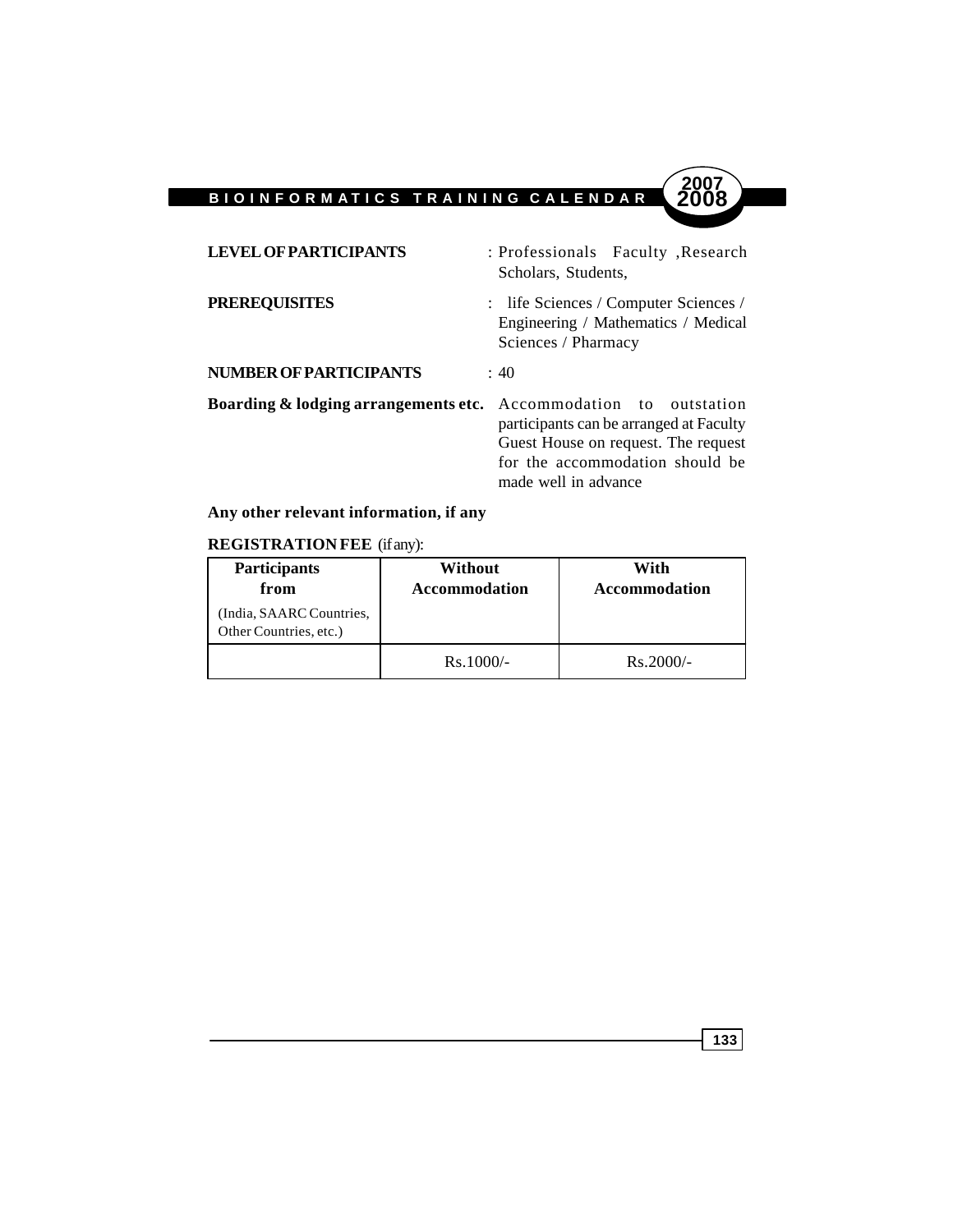**LEVEL OF PARTICIPANTS** : Professionals Faculty ,Research Scholars, Students,

**PREREQUISITES** : life Sciences / Computer Sciences / Engineering / Mathematics / Medical Sciences / Pharmacy

**NUMBER OF PARTICIPANTS** : 40

**Boarding & lodging arrangements etc.** Accommodation to outstation participants can be arranged at Faculty Guest House on request. The request for the accommodation should be made well in advance

**Any other relevant information, if any**

**REGISTRATION FEE** (if any):

| **Participants from** (India, SAARC Countries, Other Countries, etc.) | **Without Accommodation** | **With Accommodation** |
|---|---|---|
| | Rs.1000/- | Rs.2000/- |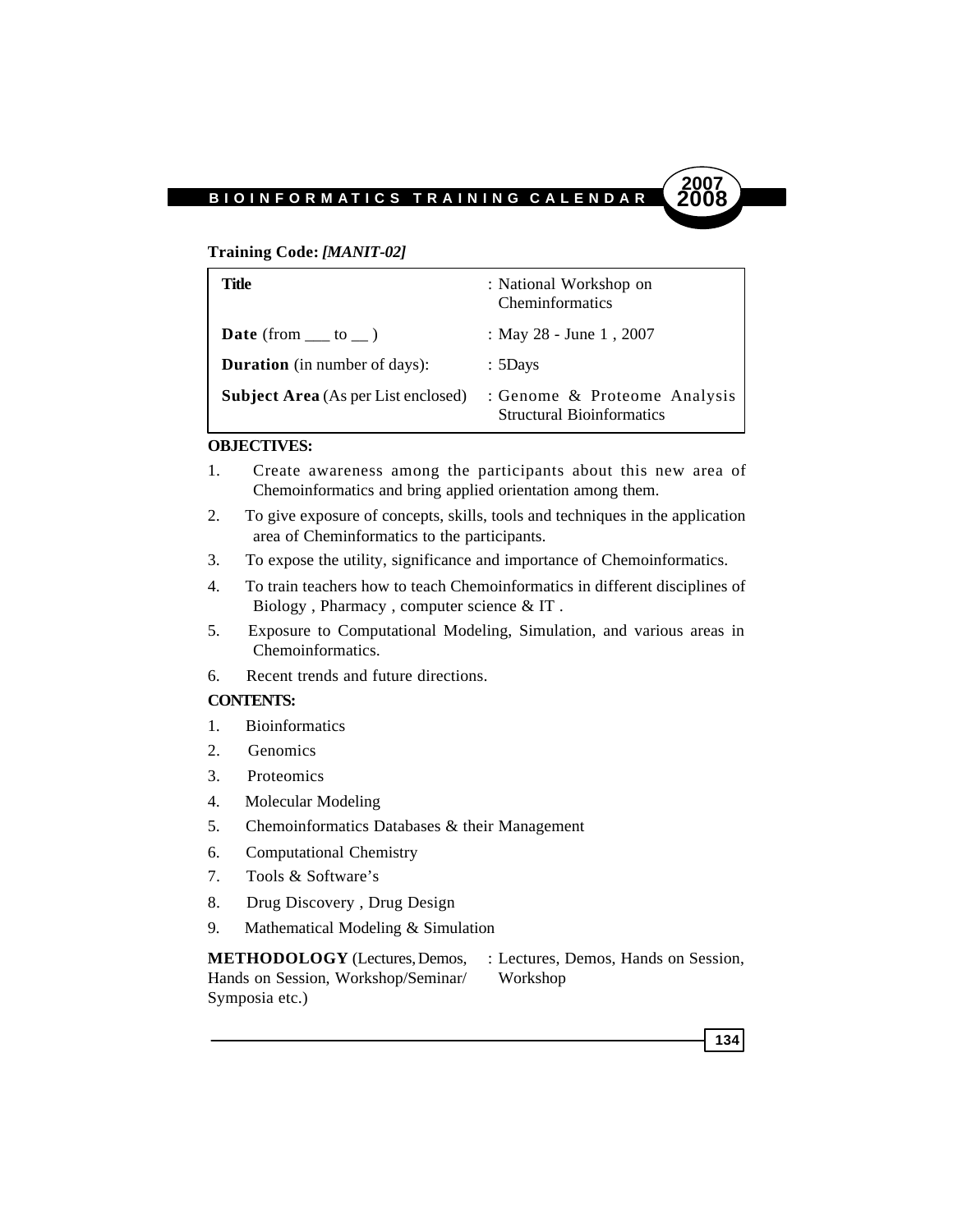**Training Code:** ***[MANIT-02]***

| **Title** | : National Workshop on Cheminformatics |
|---|---|
| **Date** (from ___ to __ ) | : May 28 - June 1 , 2007 |
| **Duration** (in number of days): | : 5Days |
| **Subject Area** (As per List enclosed) | : Genome & Proteome Analysis Structural Bioinformatics |

**OBJECTIVES:**

1. Create awareness among the participants about this new area of Chemoinformatics and bring applied orientation among them.
2. To give exposure of concepts, skills, tools and techniques in the application area of Cheminformatics to the participants.
3. To expose the utility, significance and importance of Chemoinformatics.
4. To train teachers how to teach Chemoinformatics in different disciplines of Biology , Pharmacy , computer science & IT .
5. Exposure to Computational Modeling, Simulation, and various areas in Chemoinformatics.
6. Recent trends and future directions.

**CONTENTS:**

1. Bioinformatics
2. Genomics
3. Proteomics
4. Molecular Modeling
5. Chemoinformatics Databases & their Management
6. Computational Chemistry
7. Tools & Software's
8. Drug Discovery , Drug Design
9. Mathematical Modeling & Simulation

| **METHODOLOGY** (Lectures, Demos, Hands on Session, Workshop/Seminar/ Symposia etc.) | : Lectures, Demos, Hands on Session, Workshop |
|---|---|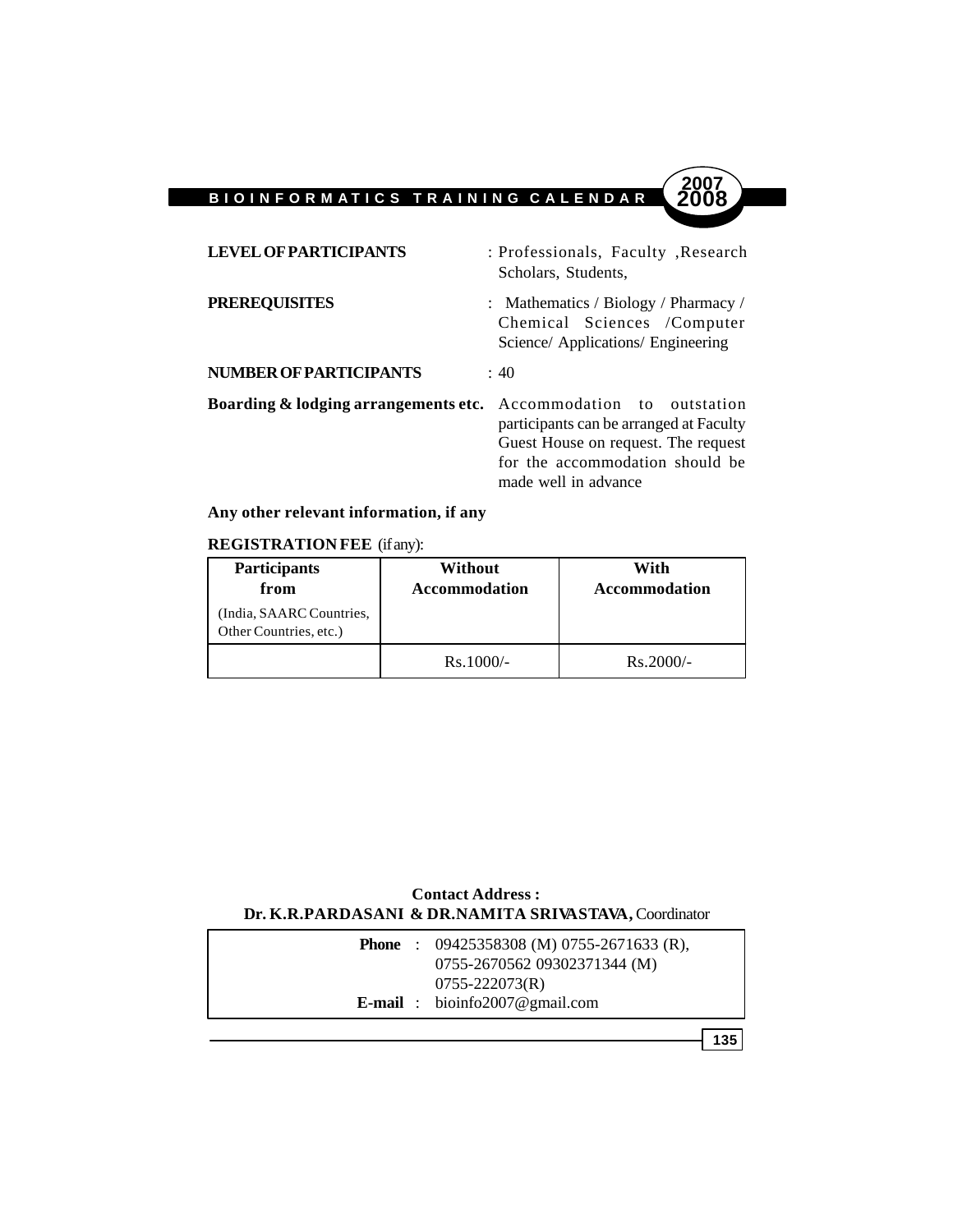**LEVEL OF PARTICIPANTS** : Professionals, Faculty ,Research Scholars, Students,

**PREREQUISITES** : Mathematics / Biology / Pharmacy / Chemical Sciences /Computer Science/ Applications/ Engineering

**NUMBER OF PARTICIPANTS** : 40

**Boarding & lodging arrangements etc.** Accommodation to outstation participants can be arranged at Faculty Guest House on request. The request for the accommodation should be made well in advance

**Any other relevant information, if any**

**REGISTRATION FEE** (if any):

| **Participants from** (India, SAARC Countries, Other Countries, etc.) | **Without Accommodation** | **With Accommodation** |
|---|---|---|
| | Rs.1000/- | Rs.2000/- |

**Contact Address :**
**Dr. K.R.PARDASANI & DR.NAMITA SRIVASTAVA,** Coordinator

**Phone** : 09425358308 (M) 0755-2671633 (R), 0755-2670562 09302371344 (M) 0755-222073(R)
**E-mail** : bioinfo2007@gmail.com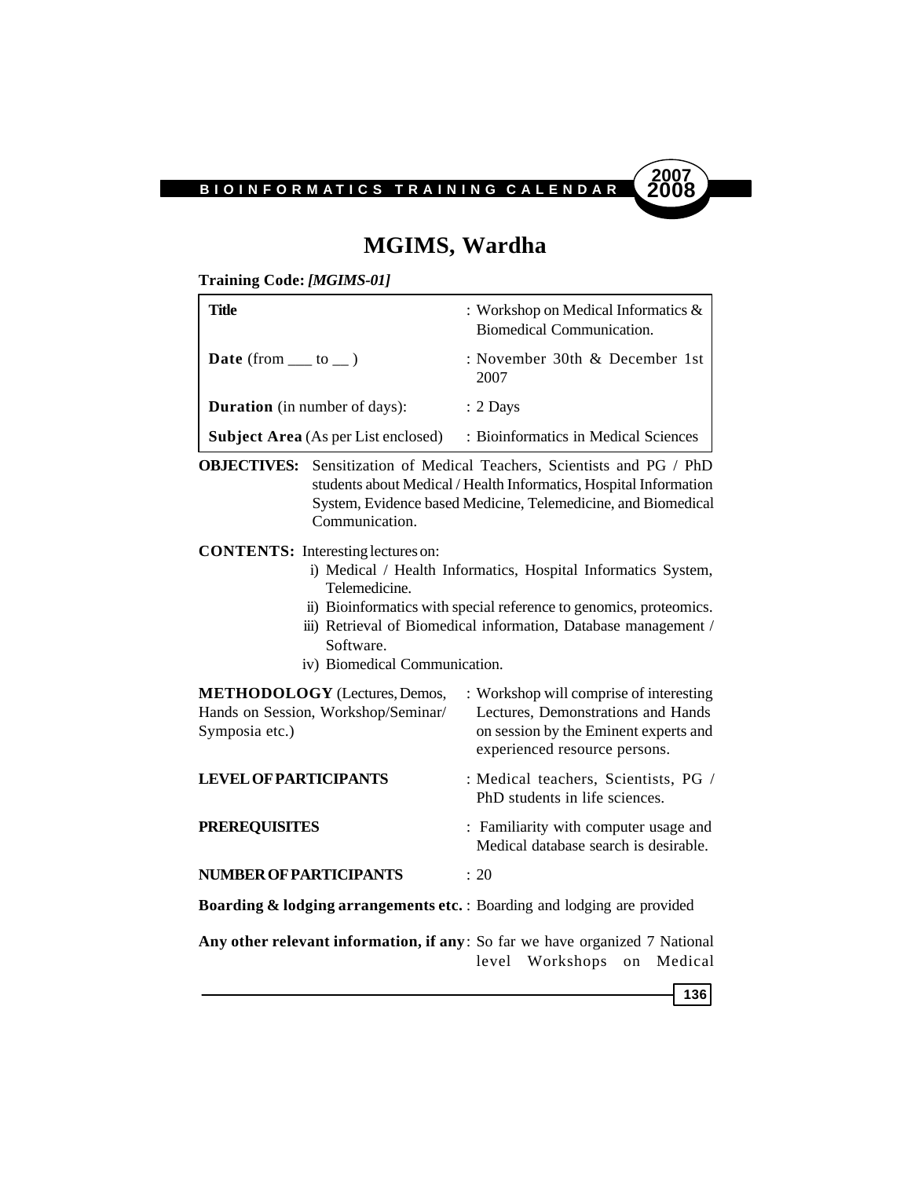# MGIMS, Wardha

**Training Code:** ***[MGIMS-01]***

| | |
|---|---|
| **Title** | : Workshop on Medical Informatics & Biomedical Communication. |
| **Date** (from ___ to __ ) | : November 30th & December 1st 2007 |
| **Duration** (in number of days): | : 2 Days |
| **Subject Area** (As per List enclosed) | : Bioinformatics in Medical Sciences |

**OBJECTIVES:** Sensitization of Medical Teachers, Scientists and PG / PhD students about Medical / Health Informatics, Hospital Information System, Evidence based Medicine, Telemedicine, and Biomedical Communication.

**CONTENTS:** Interesting lectures on:

- i) Medical / Health Informatics, Hospital Informatics System, Telemedicine.
- ii) Bioinformatics with special reference to genomics, proteomics.
- iii) Retrieval of Biomedical information, Database management / Software.
- iv) Biomedical Communication.

**METHODOLOGY** (Lectures, Demos, Hands on Session, Workshop/Seminar/ Symposia etc.) : Workshop will comprise of interesting Lectures, Demonstrations and Hands on session by the Eminent experts and experienced resource persons.

**LEVEL OF PARTICIPANTS** : Medical teachers, Scientists, PG / PhD students in life sciences.

**PREREQUISITES** : Familiarity with computer usage and Medical database search is desirable.

**NUMBER OF PARTICIPANTS** : 20

**Boarding & lodging arrangements etc.** : Boarding and lodging are provided

**Any other relevant information, if any**: So far we have organized 7 National level Workshops on Medical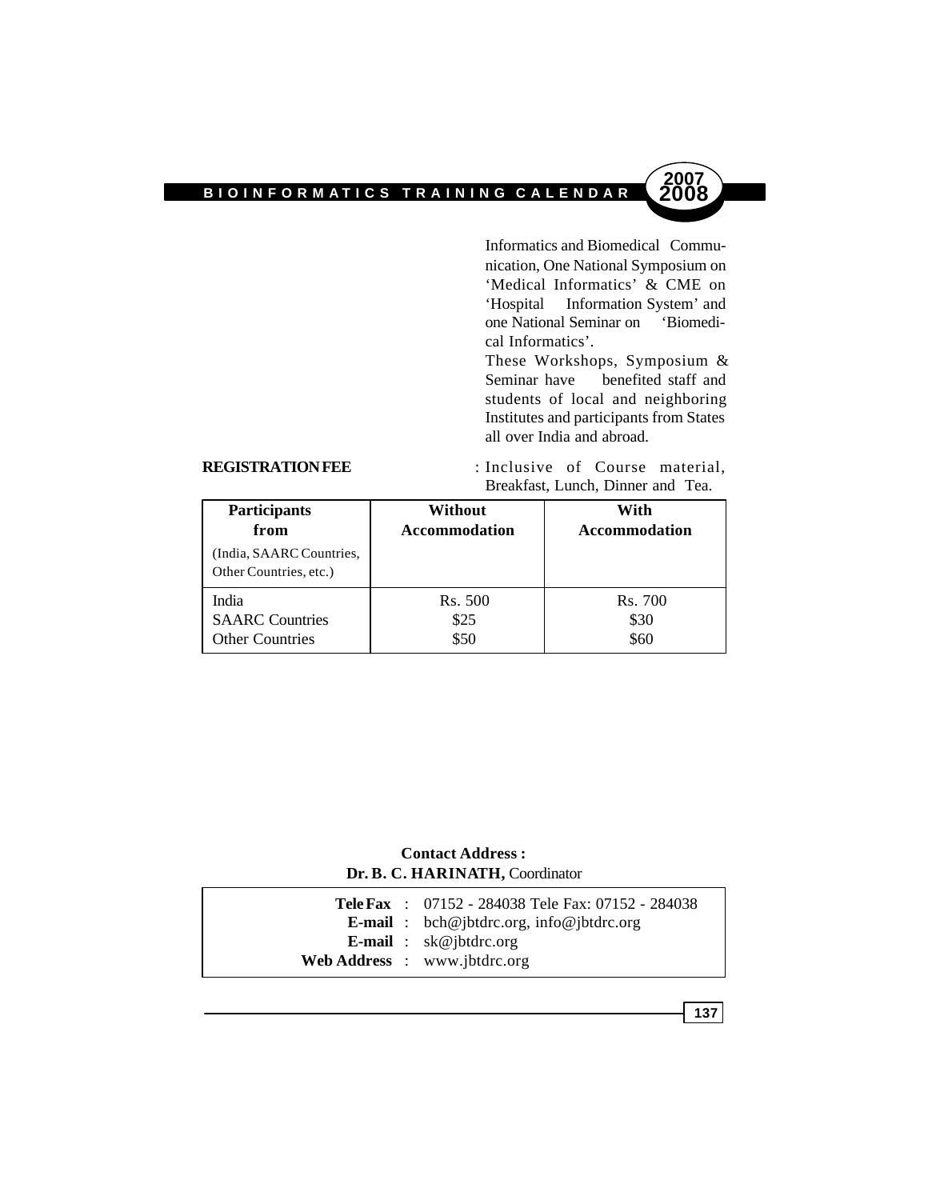Informatics and Biomedical Communication, One National Symposium on 'Medical Informatics' & CME on 'Hospital Information System' and one National Seminar on 'Biomedical Informatics'.

These Workshops, Symposium & Seminar have benefited staff and students of local and neighboring Institutes and participants from States all over India and abroad.

**REGISTRATION FEE** : Inclusive of Course material, Breakfast, Lunch, Dinner and Tea.

| **Participants from** (India, SAARC Countries, Other Countries, etc.) | **Without Accommodation** | **With Accommodation** |
|---|---|---|
| India | Rs. 500 | Rs. 700 |
| SAARC Countries | $25 | $30 |
| Other Countries | $50 | $60 |

**Contact Address :**
**Dr. B. C. HARINATH,** Coordinator

**Tele Fax** : 07152 - 284038 Tele Fax: 07152 - 284038
**E-mail** : bch@jbtdrc.org, info@jbtdrc.org
**E-mail** : sk@jbtdrc.org
**Web Address** : www.jbtdrc.org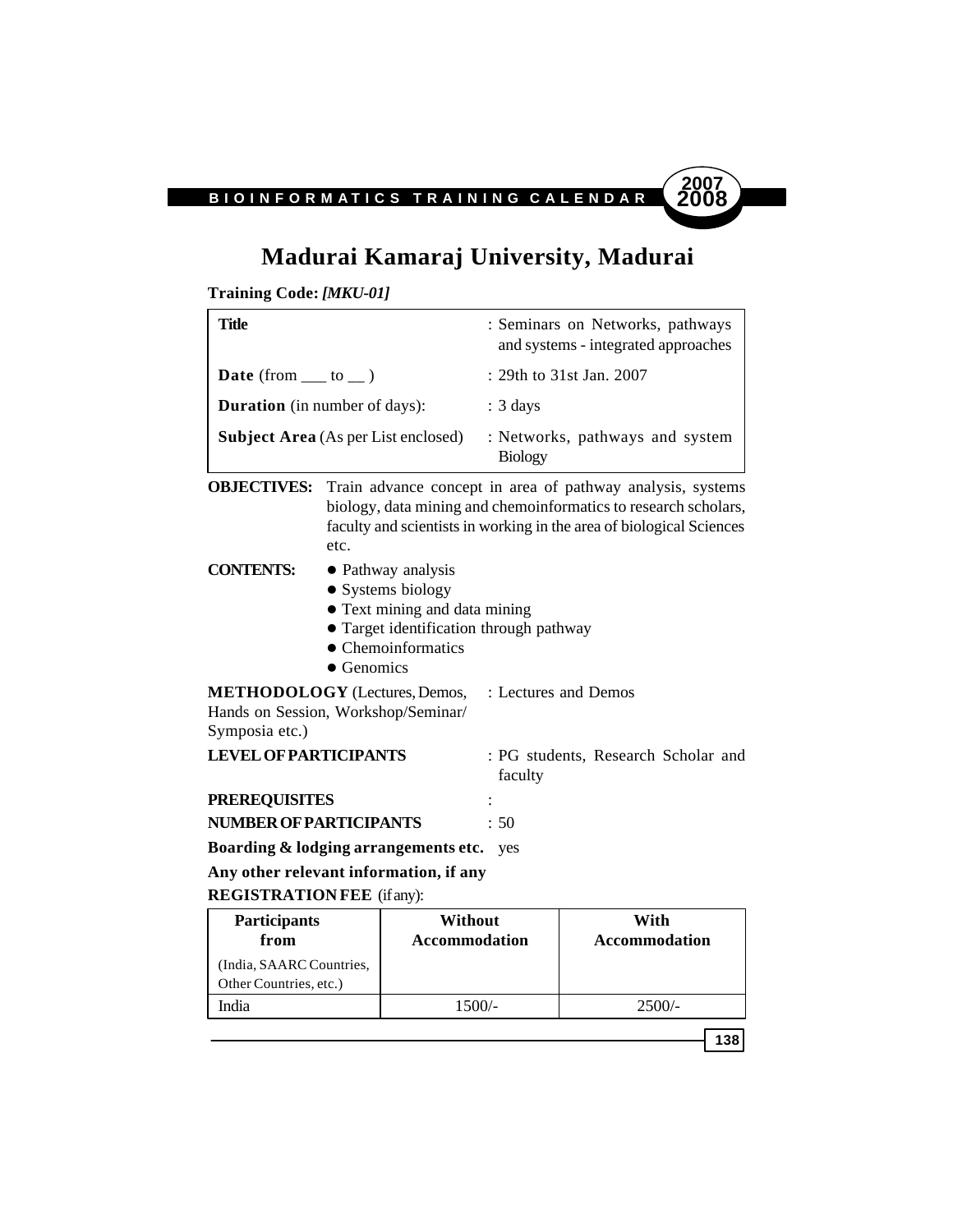# Madurai Kamaraj University, Madurai

**Training Code:** ***[MKU-01]***

| | |
|---|---|
| **Title** | : Seminars on Networks, pathways and systems - integrated approaches |
| **Date** (from ___ to __ ) | : 29th to 31st Jan. 2007 |
| **Duration** (in number of days): | : 3 days |
| **Subject Area** (As per List enclosed) | : Networks, pathways and system Biology |

**OBJECTIVES:** Train advance concept in area of pathway analysis, systems biology, data mining and chemoinformatics to research scholars, faculty and scientists in working in the area of biological Sciences etc.

**CONTENTS:**

- Pathway analysis
- Systems biology
- Text mining and data mining
- Target identification through pathway
- Chemoinformatics
- Genomics

**METHODOLOGY** (Lectures, Demos, Hands on Session, Workshop/Seminar/ Symposia etc.) : Lectures and Demos

**LEVEL OF PARTICIPANTS** : PG students, Research Scholar and faculty

**PREREQUISITES** :

**NUMBER OF PARTICIPANTS** : 50

**Boarding & lodging arrangements etc.** yes

**Any other relevant information, if any**

**REGISTRATION FEE** (if any):

| **Participants from** (India, SAARC Countries, Other Countries, etc.) | **Without Accommodation** | **With Accommodation** |
|---|---|---|
| India | 1500/- | 2500/- |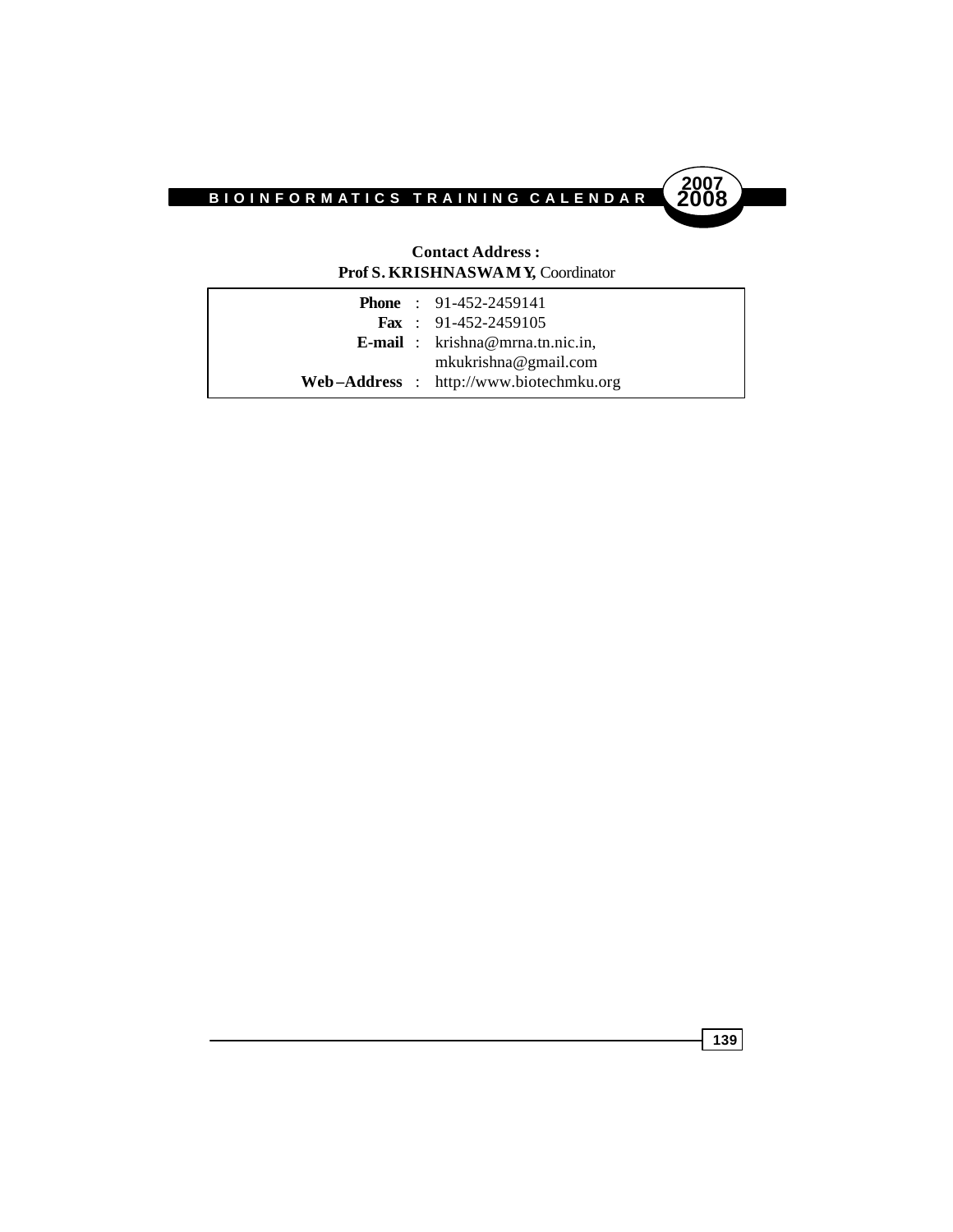**Contact Address :**
**Prof S. KRISHNASWAMY,** Coordinator

| | | |
|---|---|---|
| **Phone** | : | 91-452-2459141 |
| **Fax** | : | 91-452-2459105 |
| **E-mail** | : | krishna@mrna.tn.nic.in, mkukrishna@gmail.com |
| **Web–Address** | : | http://www.biotechmku.org |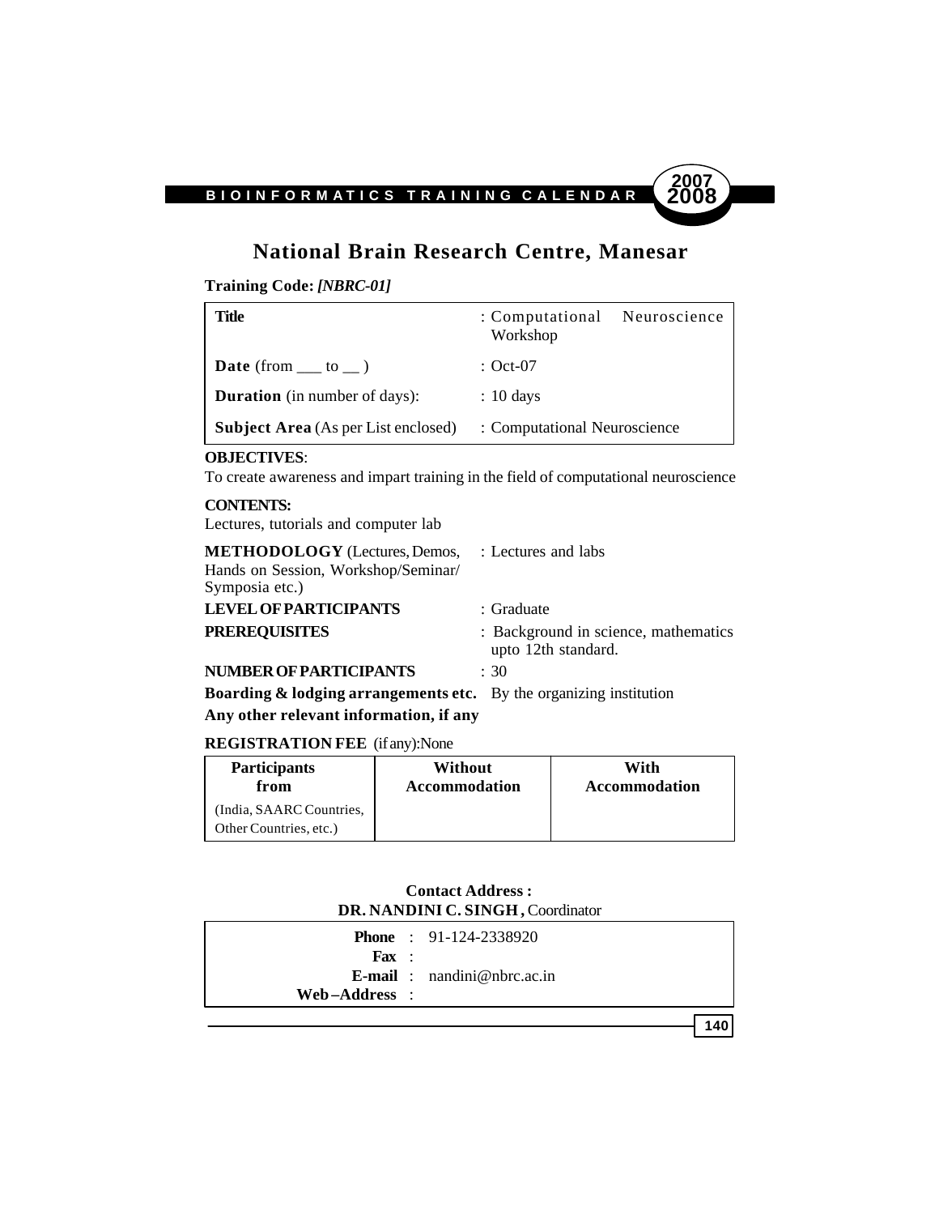# National Brain Research Centre, Manesar

**Training Code:** ***[NBRC-01]***

| | |
|---|---|
| **Title** | : Computational Neuroscience Workshop |
| **Date** (from ___ to __ ) | : Oct-07 |
| **Duration** (in number of days): | : 10 days |
| **Subject Area** (As per List enclosed) | : Computational Neuroscience |

**OBJECTIVES**:
To create awareness and impart training in the field of computational neuroscience

**CONTENTS:**
Lectures, tutorials and computer lab

**METHODOLOGY** (Lectures, Demos, Hands on Session, Workshop/Seminar/ Symposia etc.) : Lectures and labs

**LEVEL OF PARTICIPANTS** : Graduate

**PREREQUISITES** : Background in science, mathematics upto 12th standard.

**NUMBER OF PARTICIPANTS** : 30

**Boarding & lodging arrangements etc.** By the organizing institution

**Any other relevant information, if any**

**REGISTRATION FEE** (if any):None

| Participants from | Without Accommodation | With Accommodation |
|---|---|---|
| (India, SAARC Countries, Other Countries, etc.) | | |

**Contact Address :**
**DR. NANDINI C. SINGH ,** Coordinator

**Phone** : 91-124-2338920
**Fax** :
**E-mail** : nandini@nbrc.ac.in
**Web–Address** :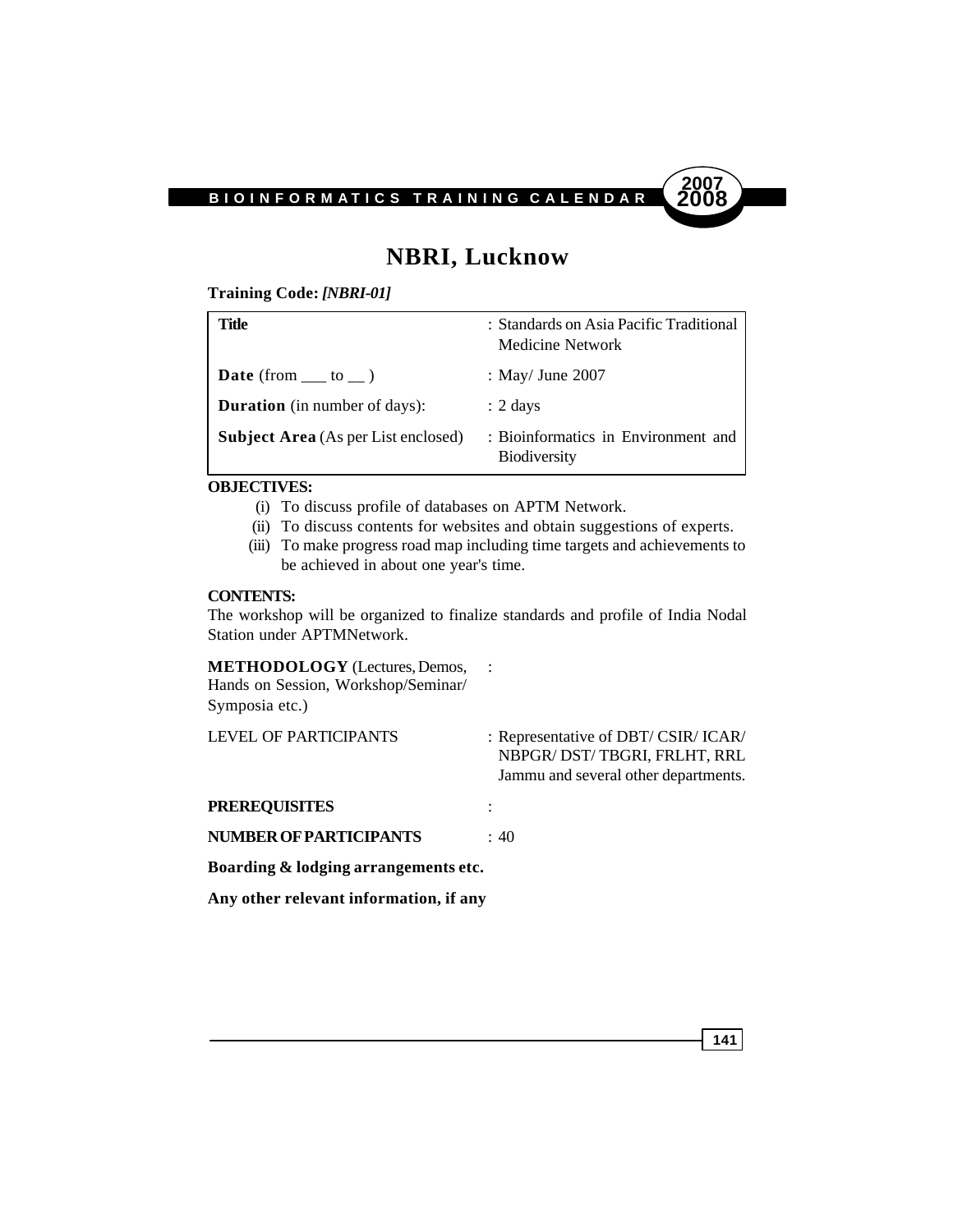# NBRI, Lucknow

**Training Code:** ***[NBRI-01]***

| **Title** | : Standards on Asia Pacific Traditional Medicine Network |
|---|---|
| **Date** (from ___ to __ ) | : May/ June 2007 |
| **Duration** (in number of days): | : 2 days |
| **Subject Area** (As per List enclosed) | : Bioinformatics in Environment and Biodiversity |

**OBJECTIVES:**

(i) To discuss profile of databases on APTM Network.

(ii) To discuss contents for websites and obtain suggestions of experts.

(iii) To make progress road map including time targets and achievements to be achieved in about one year's time.

**CONTENTS:**

The workshop will be organized to finalize standards and profile of India Nodal Station under APTMNetwork.

**METHODOLOGY** (Lectures, Demos, Hands on Session, Workshop/Seminar/ Symposia etc.) :

LEVEL OF PARTICIPANTS : Representative of DBT/ CSIR/ ICAR/ NBPGR/ DST/ TBGRI, FRLHT, RRL Jammu and several other departments.

**PREREQUISITES** :

**NUMBER OF PARTICIPANTS** : 40

**Boarding & lodging arrangements etc.**

**Any other relevant information, if any**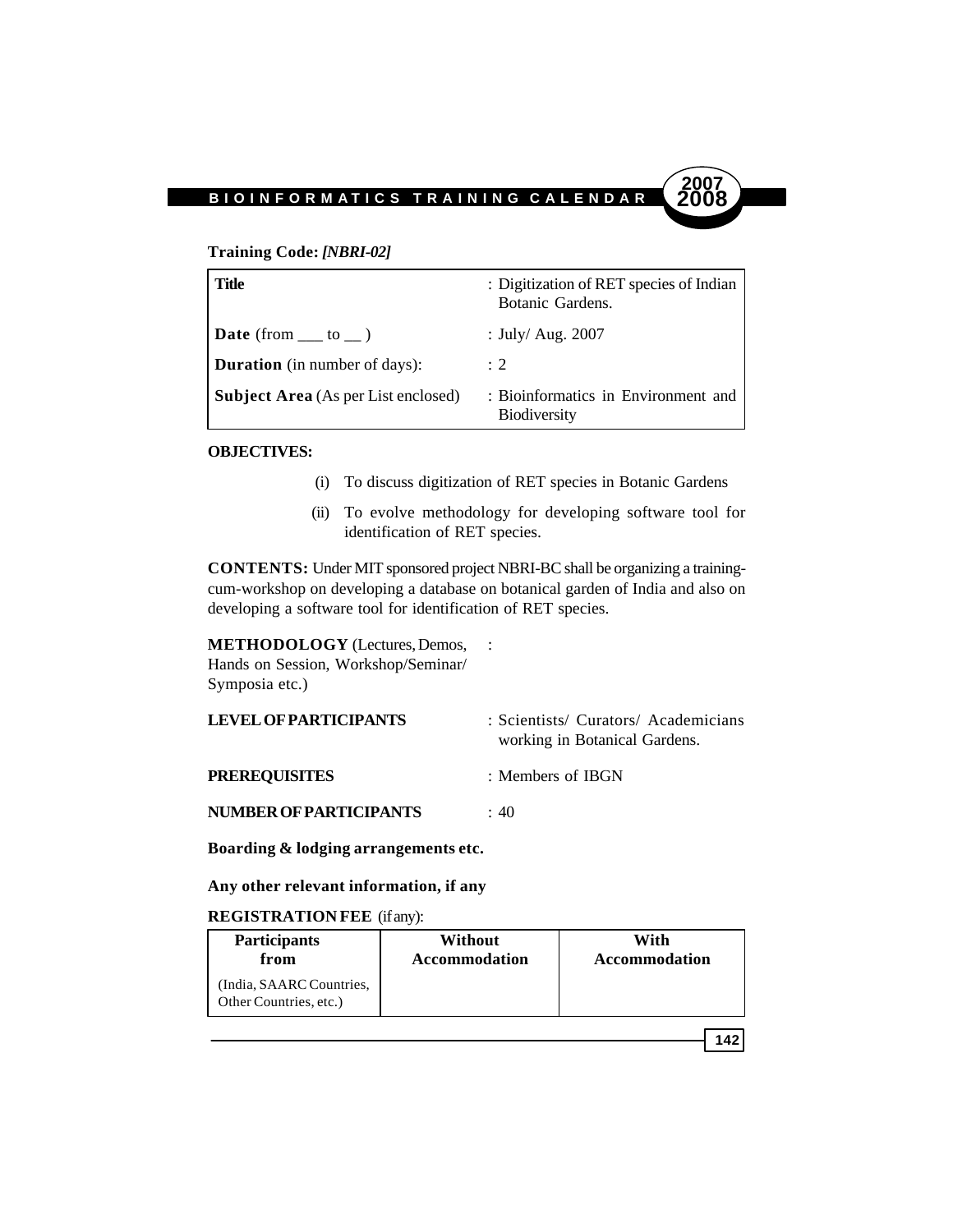**Training Code:** ***[NBRI-02]***

| | |
|---|---|
| **Title** | : Digitization of RET species of Indian Botanic Gardens. |
| **Date** (from ___ to __ ) | : July/ Aug. 2007 |
| **Duration** (in number of days): | : 2 |
| **Subject Area** (As per List enclosed) | : Bioinformatics in Environment and Biodiversity |

**OBJECTIVES:**

(i) To discuss digitization of RET species in Botanic Gardens

(ii) To evolve methodology for developing software tool for identification of RET species.

**CONTENTS:** Under MIT sponsored project NBRI-BC shall be organizing a training-cum-workshop on developing a database on botanical garden of India and also on developing a software tool for identification of RET species.

**METHODOLOGY** (Lectures, Demos, Hands on Session, Workshop/Seminar/ Symposia etc.) :

**LEVEL OF PARTICIPANTS** : Scientists/ Curators/ Academicians working in Botanical Gardens.

**PREREQUISITES** : Members of IBGN

**NUMBER OF PARTICIPANTS** : 40

**Boarding & lodging arrangements etc.**

**Any other relevant information, if any**

**REGISTRATION FEE** (if any):

| **Participants from** | **Without Accommodation** | **With Accommodation** |
|---|---|---|
| (India, SAARC Countries, Other Countries, etc.) | | |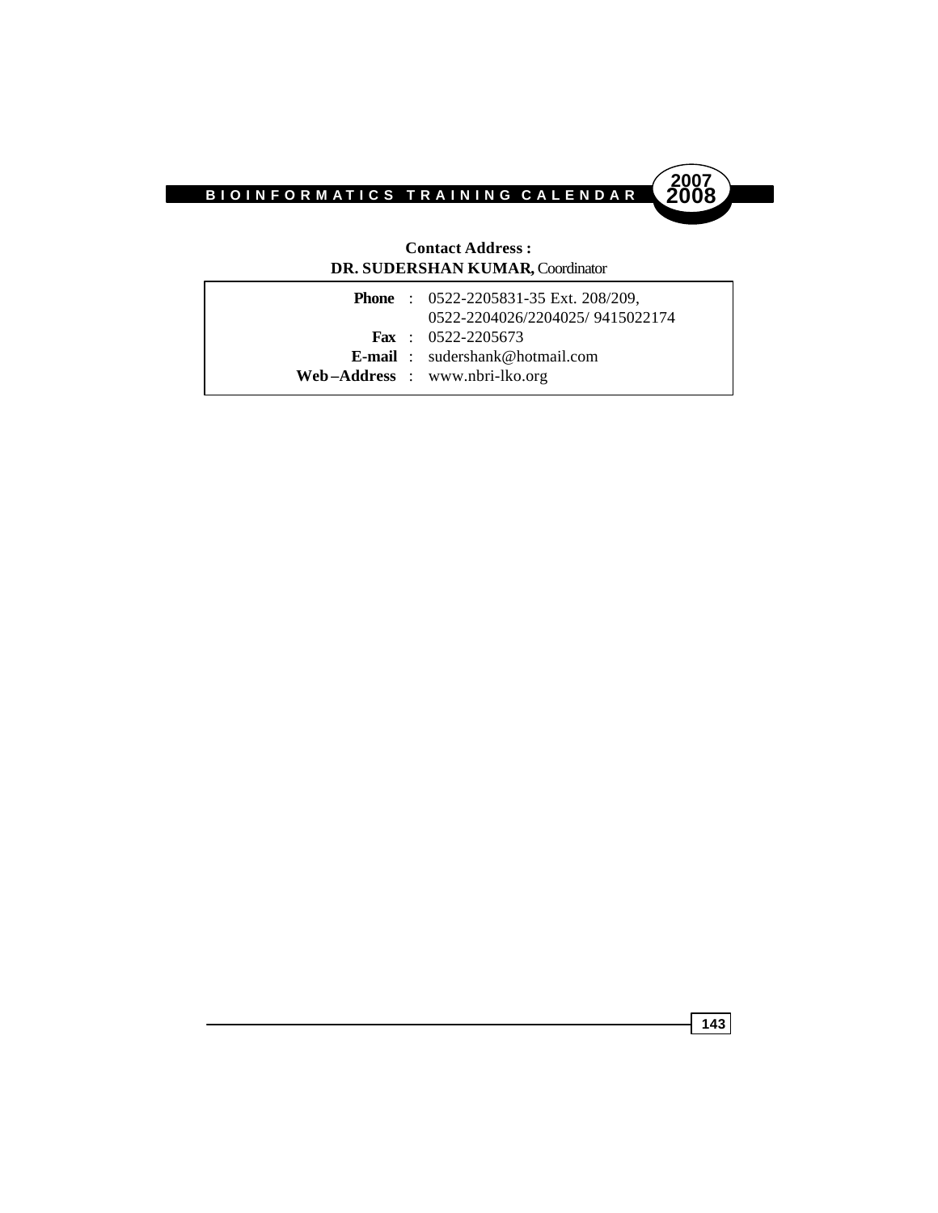**Contact Address :**
**DR. SUDERSHAN KUMAR,** Coordinator

| | | |
|---|---|---|
| **Phone** | : | 0522-2205831-35 Ext. 208/209, 0522-2204026/2204025/ 9415022174 |
| **Fax** | : | 0522-2205673 |
| **E-mail** | : | sudershank@hotmail.com |
| **Web–Address** | : | www.nbri-lko.org |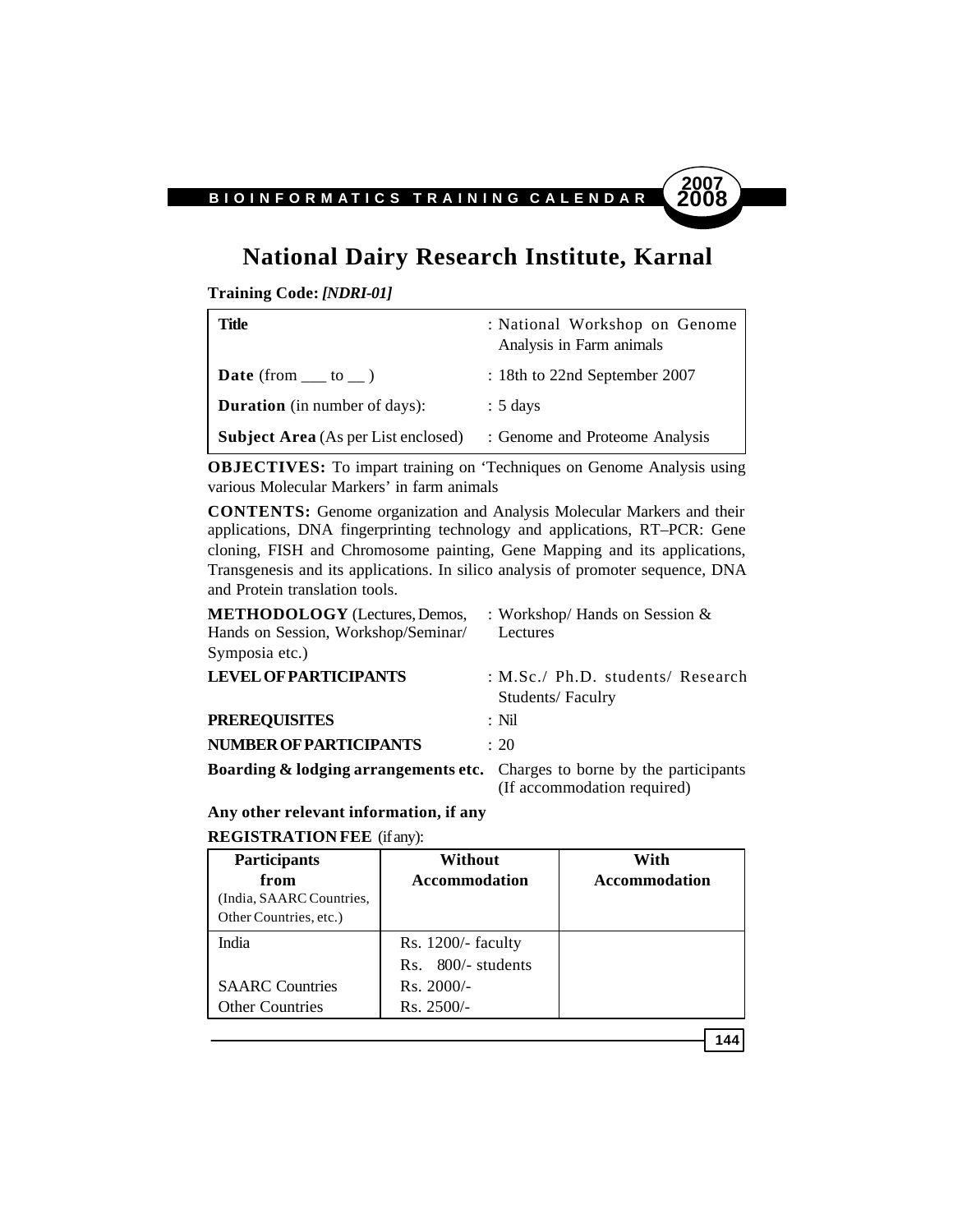# National Dairy Research Institute, Karnal

**Training Code:** ***[NDRI-01]***

| | |
|---|---|
| **Title** | : National Workshop on Genome Analysis in Farm animals |
| **Date** (from ___ to __ ) | : 18th to 22nd September 2007 |
| **Duration** (in number of days): | : 5 days |
| **Subject Area** (As per List enclosed) | : Genome and Proteome Analysis |

**OBJECTIVES:** To impart training on 'Techniques on Genome Analysis using various Molecular Markers' in farm animals

**CONTENTS:** Genome organization and Analysis Molecular Markers and their applications, DNA fingerprinting technology and applications, RT–PCR: Gene cloning, FISH and Chromosome painting, Gene Mapping and its applications, Transgenesis and its applications. In silico analysis of promoter sequence, DNA and Protein translation tools.

| | |
|---|---|
| **METHODOLOGY** (Lectures, Demos, Hands on Session, Workshop/Seminar/ Symposia etc.) | : Workshop/ Hands on Session & Lectures |
| **LEVEL OF PARTICIPANTS** | : M.Sc./ Ph.D. students/ Research Students/ Faculry |
| **PREREQUISITES** | : Nil |
| **NUMBER OF PARTICIPANTS** | : 20 |
| **Boarding & lodging arrangements etc.** | Charges to borne by the participants (If accommodation required) |

**Any other relevant information, if any**

**REGISTRATION FEE** (if any):

| **Participants from** (India, SAARC Countries, Other Countries, etc.) | **Without Accommodation** | **With Accommodation** |
|---|---|---|
| India | Rs. 1200/- faculty<br>Rs. 800/- students | |
| SAARC Countries | Rs. 2000/- | |
| Other Countries | Rs. 2500/- | |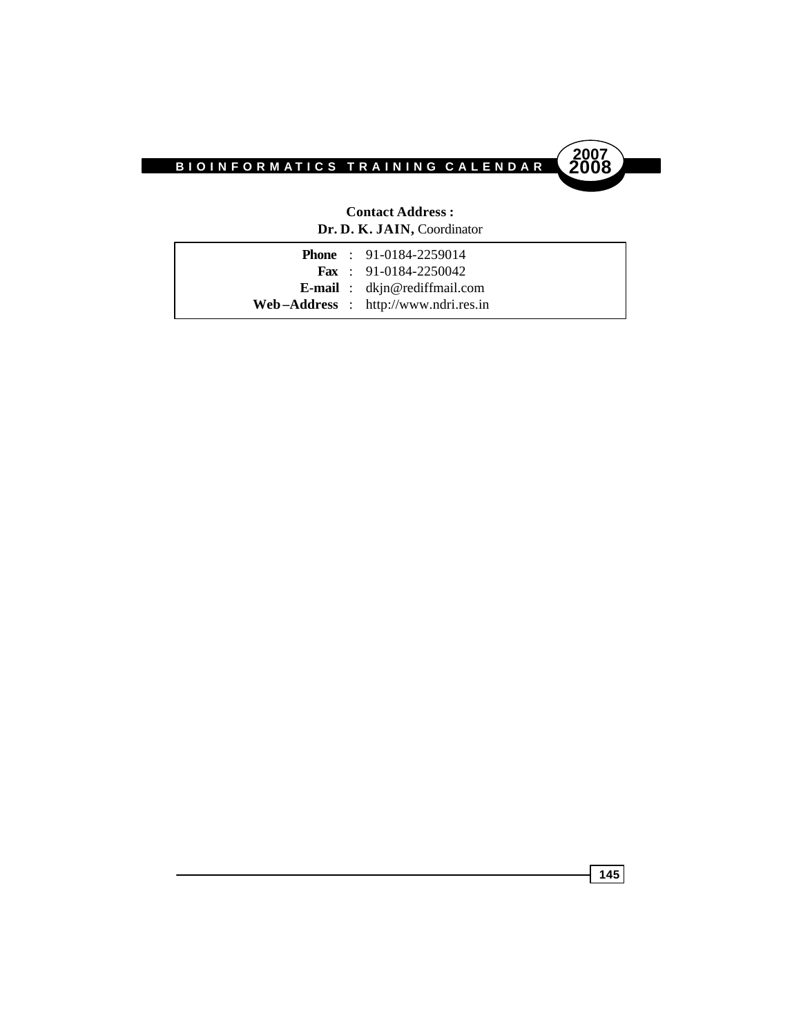**Contact Address :**
**Dr. D. K. JAIN,** Coordinator

| | | |
|---|---|---|
| **Phone** | : | 91-0184-2259014 |
| **Fax** | : | 91-0184-2250042 |
| **E-mail** | : | dkjn@rediffmail.com |
| **Web–Address** | : | http://www.ndri.res.in |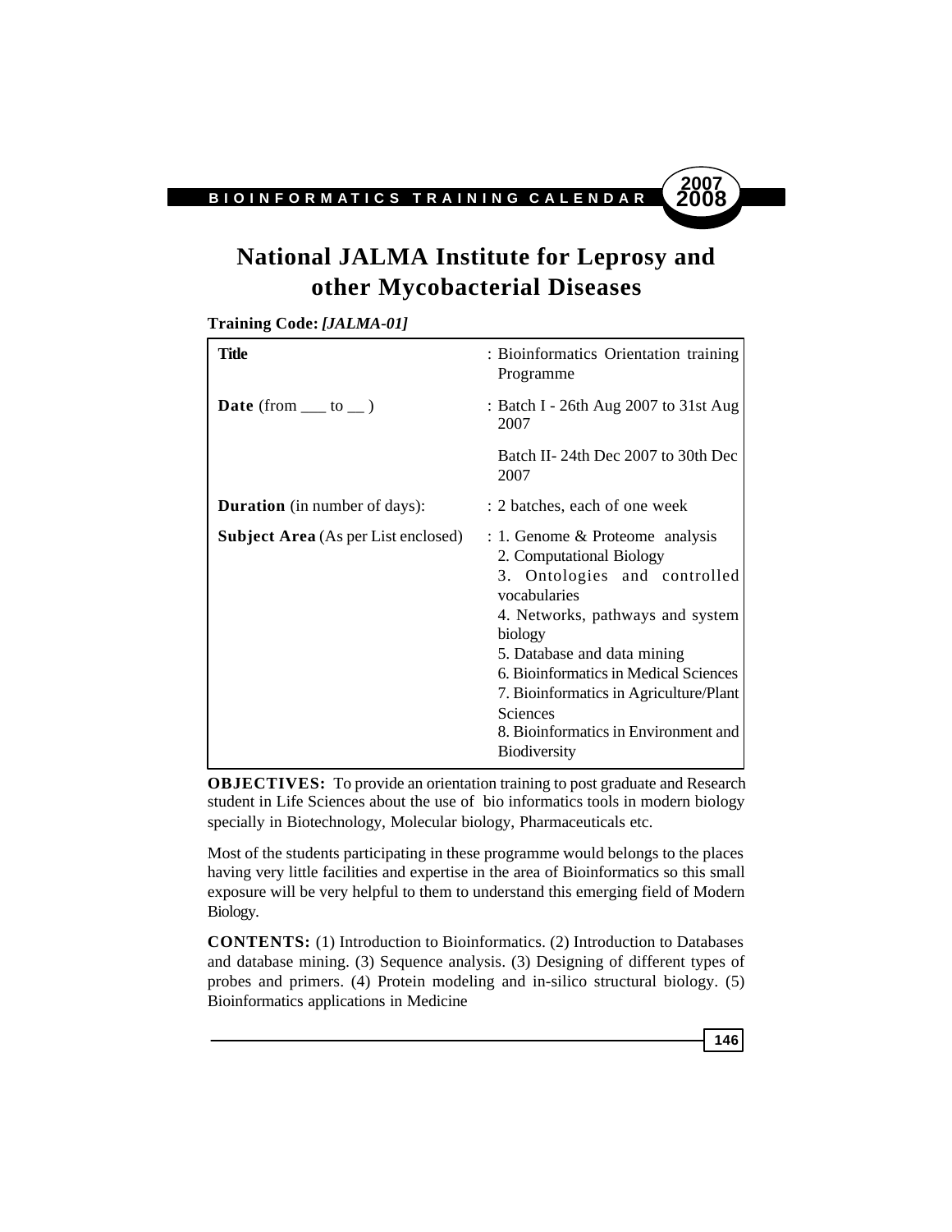# National JALMA Institute for Leprosy and other Mycobacterial Diseases

**Training Code:** ***[JALMA-01]***

| | |
|---|---|
| **Title** | : Bioinformatics Orientation training Programme |
| **Date** (from ___ to __ ) | : Batch I - 26th Aug 2007 to 31st Aug 2007<br><br>Batch II- 24th Dec 2007 to 30th Dec 2007 |
| **Duration** (in number of days): | : 2 batches, each of one week |
| **Subject Area** (As per List enclosed) | : 1. Genome & Proteome analysis<br>2. Computational Biology<br>3. Ontologies and controlled vocabularies<br>4. Networks, pathways and system biology<br>5. Database and data mining<br>6. Bioinformatics in Medical Sciences<br>7. Bioinformatics in Agriculture/Plant Sciences<br>8. Bioinformatics in Environment and Biodiversity |

**OBJECTIVES:** To provide an orientation training to post graduate and Research student in Life Sciences about the use of bio informatics tools in modern biology specially in Biotechnology, Molecular biology, Pharmaceuticals etc.

Most of the students participating in these programme would belongs to the places having very little facilities and expertise in the area of Bioinformatics so this small exposure will be very helpful to them to understand this emerging field of Modern Biology.

**CONTENTS:** (1) Introduction to Bioinformatics. (2) Introduction to Databases and database mining. (3) Sequence analysis. (3) Designing of different types of probes and primers. (4) Protein modeling and in-silico structural biology. (5) Bioinformatics applications in Medicine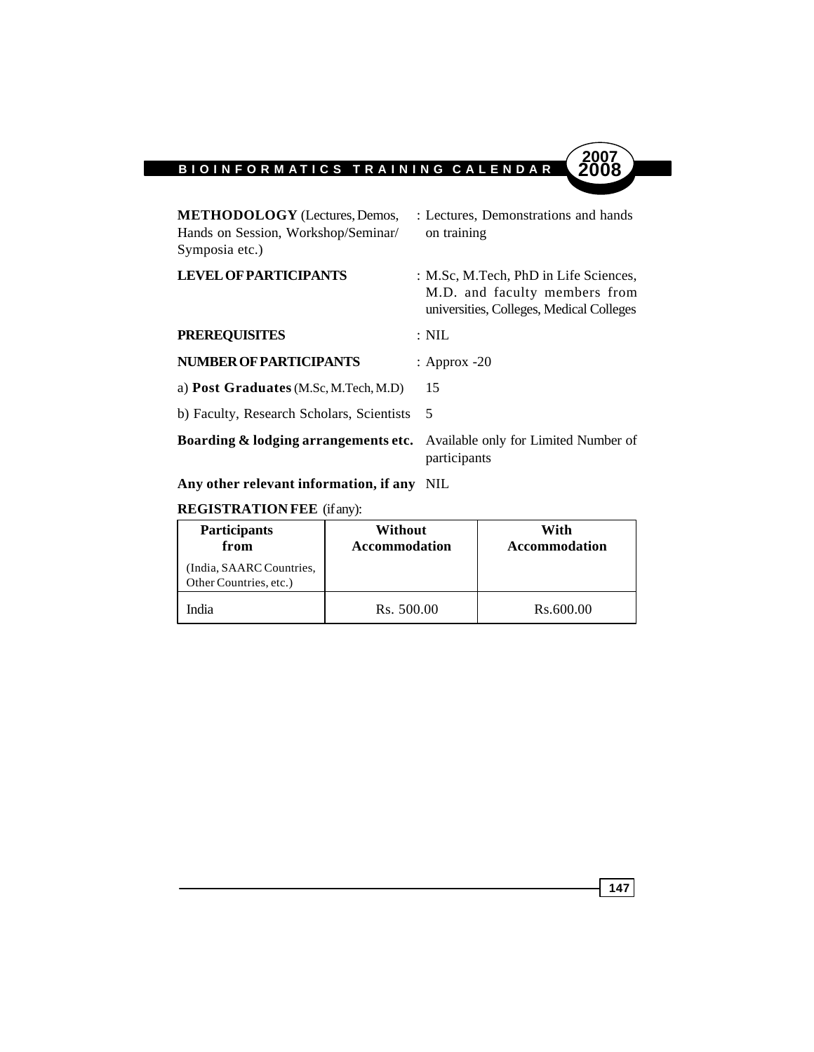**METHODOLOGY** (Lectures, Demos, Hands on Session, Workshop/Seminar/ Symposia etc.) : Lectures, Demonstrations and hands on training

**LEVEL OF PARTICIPANTS** : M.Sc, M.Tech, PhD in Life Sciences, M.D. and faculty members from universities, Colleges, Medical Colleges

**PREREQUISITES** : NIL

**NUMBER OF PARTICIPANTS** : Approx -20

a) **Post Graduates** (M.Sc, M.Tech, M.D) 15

b) Faculty, Research Scholars, Scientists 5

**Boarding & lodging arrangements etc.** Available only for Limited Number of participants

**Any other relevant information, if any** NIL

**REGISTRATION FEE** (if any):

| **Participants from** (India, SAARC Countries, Other Countries, etc.) | **Without Accommodation** | **With Accommodation** |
|---|---|---|
| India | Rs. 500.00 | Rs.600.00 |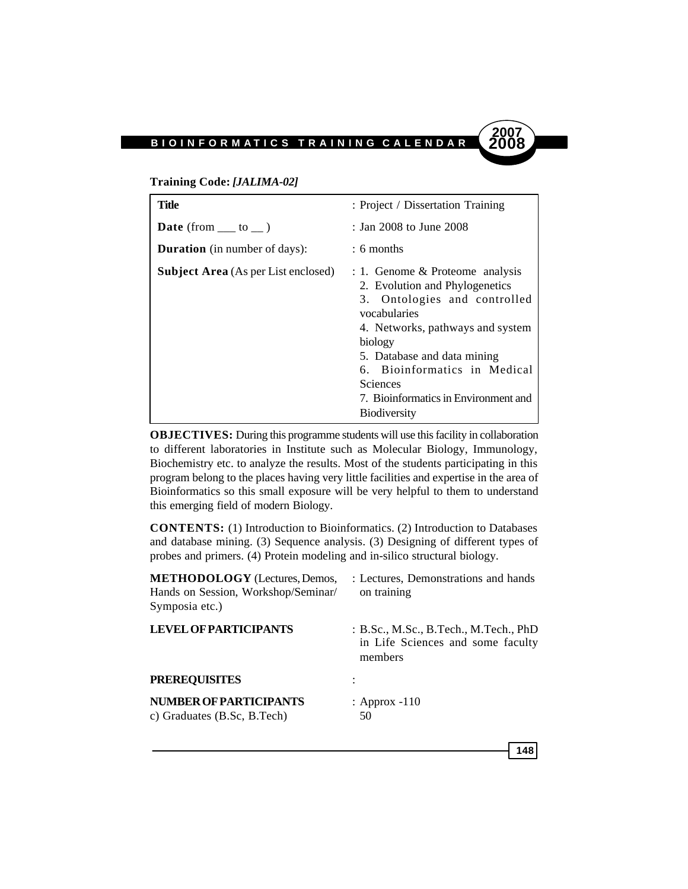**Training Code:** ***[JALIMA-02]***

| **Title** | : Project / Dissertation Training |
|---|---|
| **Date** (from ___ to __ ) | : Jan 2008 to June 2008 |
| **Duration** (in number of days): | : 6 months |
| **Subject Area** (As per List enclosed) | : 1. Genome & Proteome analysis<br>2. Evolution and Phylogenetics<br>3. Ontologies and controlled vocabularies<br>4. Networks, pathways and system biology<br>5. Database and data mining<br>6. Bioinformatics in Medical Sciences<br>7. Bioinformatics in Environment and Biodiversity |

**OBJECTIVES:** During this programme students will use this facility in collaboration to different laboratories in Institute such as Molecular Biology, Immunology, Biochemistry etc. to analyze the results. Most of the students participating in this program belong to the places having very little facilities and expertise in the area of Bioinformatics so this small exposure will be very helpful to them to understand this emerging field of modern Biology.

**CONTENTS:** (1) Introduction to Bioinformatics. (2) Introduction to Databases and database mining. (3) Sequence analysis. (3) Designing of different types of probes and primers. (4) Protein modeling and in-silico structural biology.

**METHODOLOGY** (Lectures, Demos, Hands on Session, Workshop/Seminar/ Symposia etc.) : Lectures, Demonstrations and hands on training

**LEVEL OF PARTICIPANTS** : B.Sc., M.Sc., B.Tech., M.Tech., PhD in Life Sciences and some faculty members

**PREREQUISITES** :

**NUMBER OF PARTICIPANTS** : Approx -110

c) Graduates (B.Sc, B.Tech) 50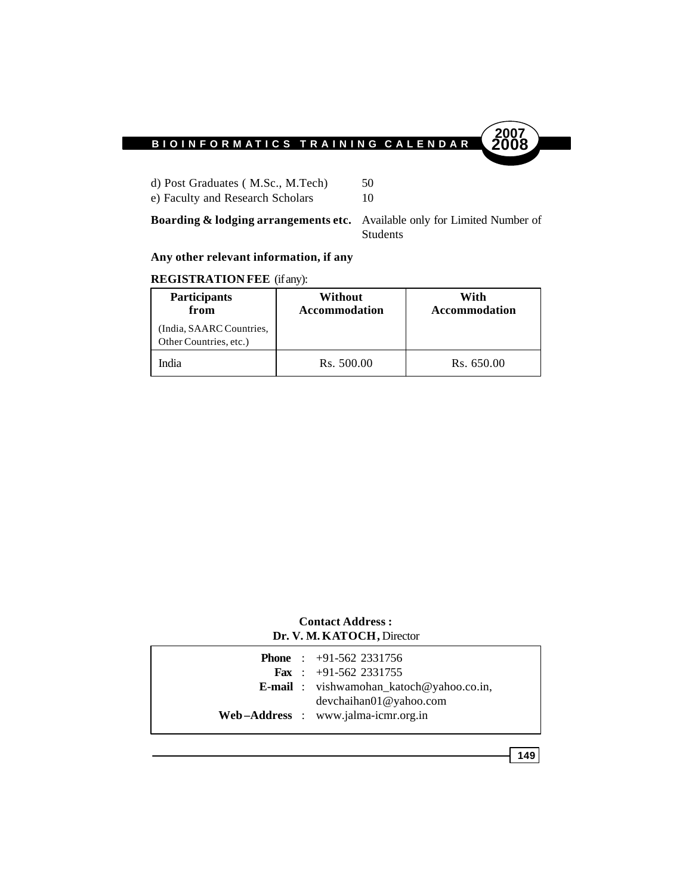d) Post Graduates ( M.Sc., M.Tech) 50

e) Faculty and Research Scholars 10

**Boarding & lodging arrangements etc.** Available only for Limited Number of Students

**Any other relevant information, if any**

**REGISTRATION FEE** (if any):

| **Participants from** (India, SAARC Countries, Other Countries, etc.) | **Without Accommodation** | **With Accommodation** |
|---|---|---|
| India | Rs. 500.00 | Rs. 650.00 |

**Contact Address :**
**Dr. V. M. KATOCH,** Director

**Phone** : +91-562 2331756
**Fax** : +91-562 2331755
**E-mail** : vishwamohan_katoch@yahoo.co.in, devchaihan01@yahoo.com
**Web–Address** : www.jalma-icmr.org.in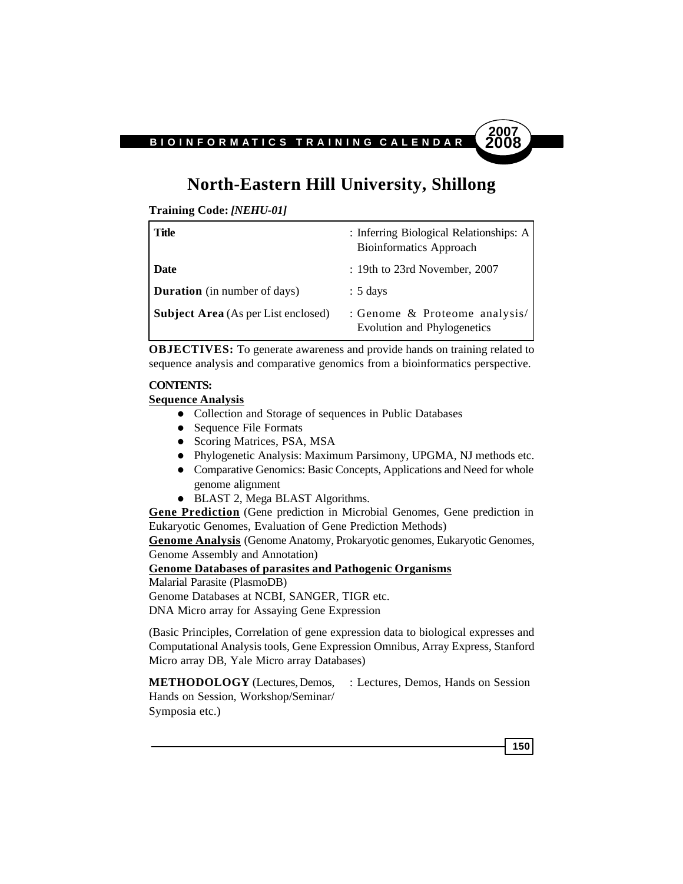# North-Eastern Hill University, Shillong

**Training Code:** ***[NEHU-01]***

| | |
|---|---|
| **Title** | : Inferring Biological Relationships: A Bioinformatics Approach |
| **Date** | : 19th to 23rd November, 2007 |
| **Duration** (in number of days) | : 5 days |
| **Subject Area** (As per List enclosed) | : Genome & Proteome analysis/ Evolution and Phylogenetics |

**OBJECTIVES:** To generate awareness and provide hands on training related to sequence analysis and comparative genomics from a bioinformatics perspective.

**CONTENTS:**

**Sequence Analysis**

- Collection and Storage of sequences in Public Databases
- Sequence File Formats
- Scoring Matrices, PSA, MSA
- Phylogenetic Analysis: Maximum Parsimony, UPGMA, NJ methods etc.
- Comparative Genomics: Basic Concepts, Applications and Need for whole genome alignment
- BLAST 2, Mega BLAST Algorithms.

**Gene Prediction** (Gene prediction in Microbial Genomes, Gene prediction in Eukaryotic Genomes, Evaluation of Gene Prediction Methods)

**Genome Analysis** (Genome Anatomy, Prokaryotic genomes, Eukaryotic Genomes, Genome Assembly and Annotation)

**Genome Databases of parasites and Pathogenic Organisms**

Malarial Parasite (PlasmoDB)

Genome Databases at NCBI, SANGER, TIGR etc.

DNA Micro array for Assaying Gene Expression

(Basic Principles, Correlation of gene expression data to biological expresses and Computational Analysis tools, Gene Expression Omnibus, Array Express, Stanford Micro array DB, Yale Micro array Databases)

**METHODOLOGY** (Lectures, Demos, Hands on Session, Workshop/Seminar/ Symposia etc.) : Lectures, Demos, Hands on Session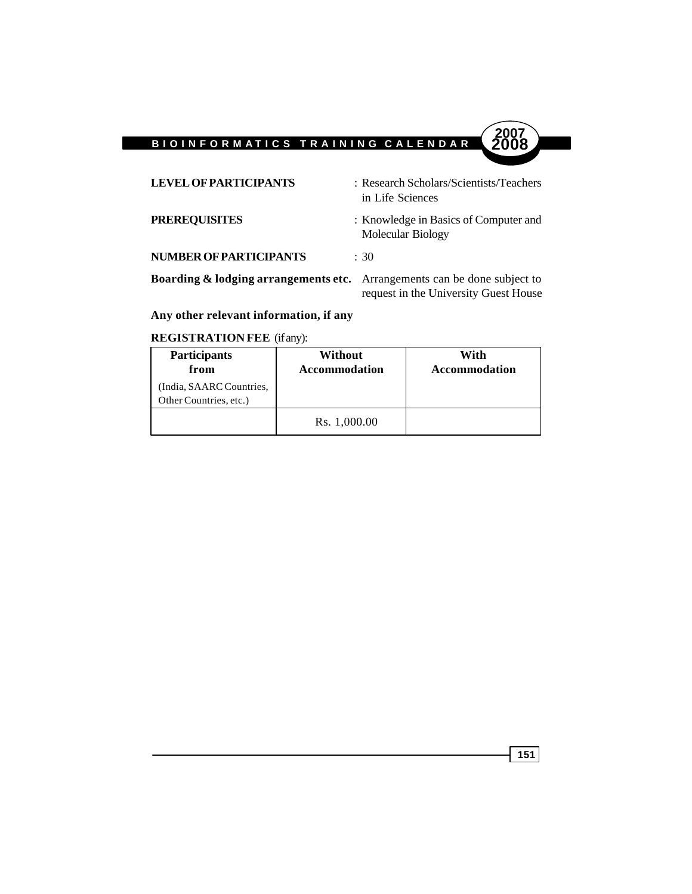**LEVEL OF PARTICIPANTS** : Research Scholars/Scientists/Teachers in Life Sciences

**PREREQUISITES** : Knowledge in Basics of Computer and Molecular Biology

**NUMBER OF PARTICIPANTS** : 30

**Boarding & lodging arrangements etc.** Arrangements can be done subject to request in the University Guest House

**Any other relevant information, if any**

**REGISTRATION FEE** (if any):

| **Participants from** (India, SAARC Countries, Other Countries, etc.) | **Without Accommodation** | **With Accommodation** |
|---|---|---|
| | Rs. 1,000.00 | |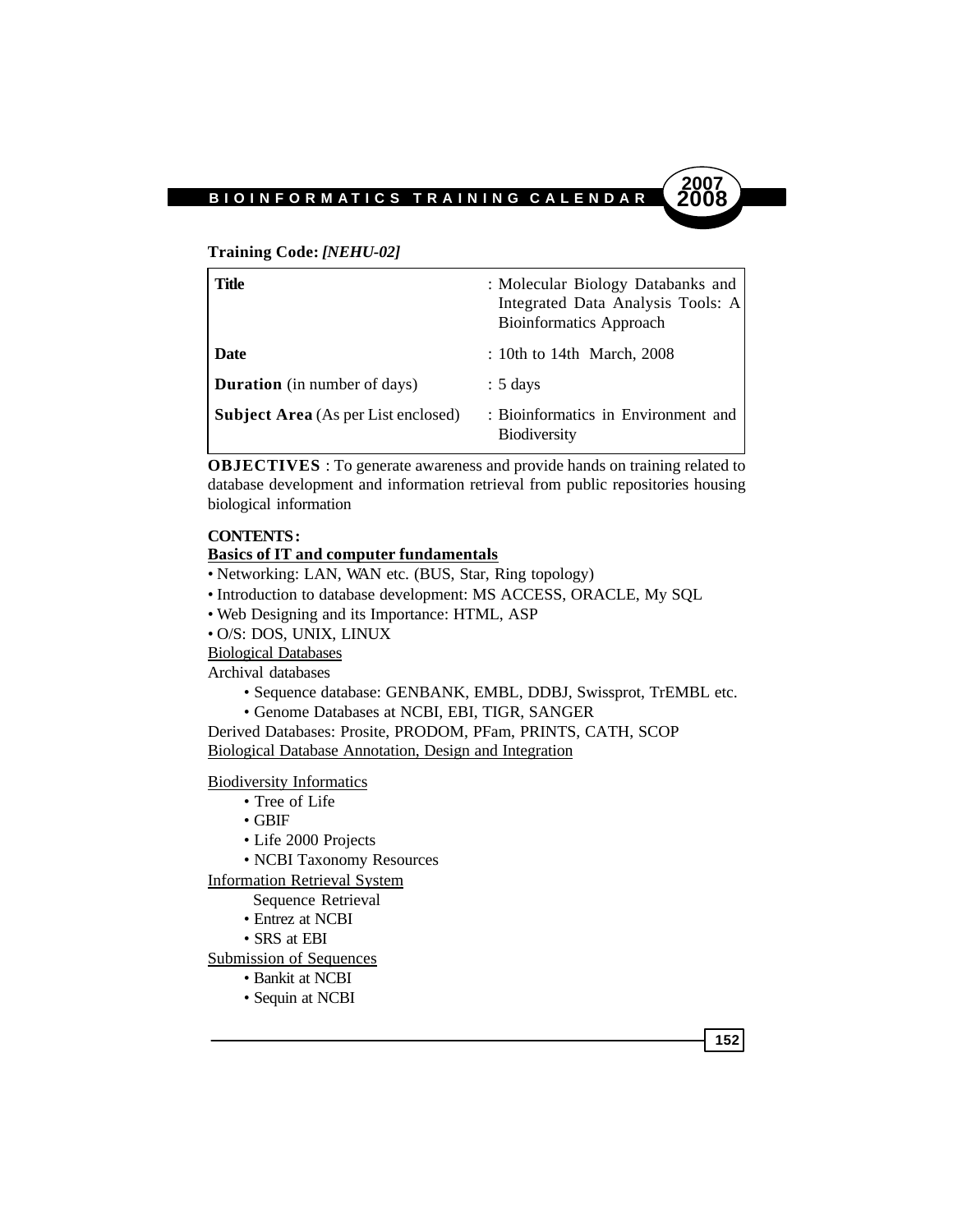**Training Code:** ***[NEHU-02]***

| | |
|---|---|
| **Title** | : Molecular Biology Databanks and Integrated Data Analysis Tools: A Bioinformatics Approach |
| **Date** | : 10th to 14th March, 2008 |
| **Duration** (in number of days) | : 5 days |
| **Subject Area** (As per List enclosed) | : Bioinformatics in Environment and Biodiversity |

**OBJECTIVES** : To generate awareness and provide hands on training related to database development and information retrieval from public repositories housing biological information

**CONTENTS:**

**Basics of IT and computer fundamentals**

- Networking: LAN, WAN etc. (BUS, Star, Ring topology)
- Introduction to database development: MS ACCESS, ORACLE, My SQL
- Web Designing and its Importance: HTML, ASP
- O/S: DOS, UNIX, LINUX

Biological Databases

Archival databases

- Sequence database: GENBANK, EMBL, DDBJ, Swissprot, TrEMBL etc.
- Genome Databases at NCBI, EBI, TIGR, SANGER

Derived Databases: Prosite, PRODOM, PFam, PRINTS, CATH, SCOP

Biological Database Annotation, Design and Integration

Biodiversity Informatics

- Tree of Life
- GBIF
- Life 2000 Projects
- NCBI Taxonomy Resources

Information Retrieval System

Sequence Retrieval

- Entrez at NCBI
- SRS at EBI

Submission of Sequences

- Bankit at NCBI
- Sequin at NCBI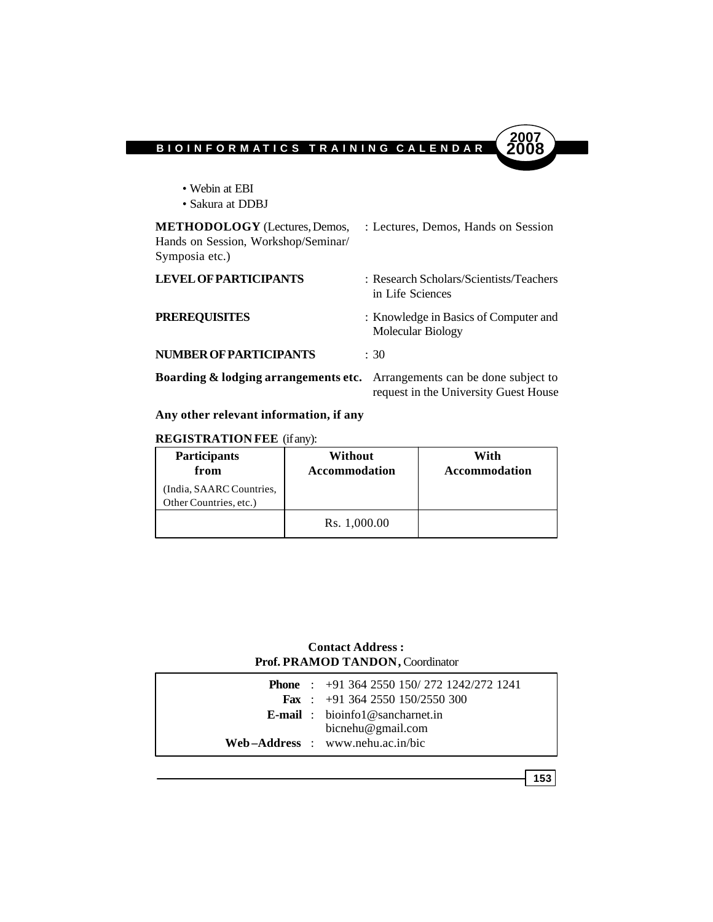- Webin at EBI
- Sakura at DDBJ

**METHODOLOGY** (Lectures, Demos, Hands on Session, Workshop/Seminar/ Symposia etc.) : Lectures, Demos, Hands on Session

**LEVEL OF PARTICIPANTS** : Research Scholars/Scientists/Teachers in Life Sciences

**PREREQUISITES** : Knowledge in Basics of Computer and Molecular Biology

**NUMBER OF PARTICIPANTS** : 30

**Boarding & lodging arrangements etc.** Arrangements can be done subject to request in the University Guest House

**Any other relevant information, if any**

**REGISTRATION FEE** (if any):

| **Participants from** (India, SAARC Countries, Other Countries, etc.) | **Without Accommodation** | **With Accommodation** |
|---|---|---|
| | Rs. 1,000.00 | |

**Contact Address :**
**Prof. PRAMOD TANDON,** Coordinator

**Phone** : +91 364 2550 150/ 272 1242/272 1241
**Fax** : +91 364 2550 150/2550 300
**E-mail** : bioinfo1@sancharnet.in
bicnehu@gmail.com
**Web–Address** : www.nehu.ac.in/bic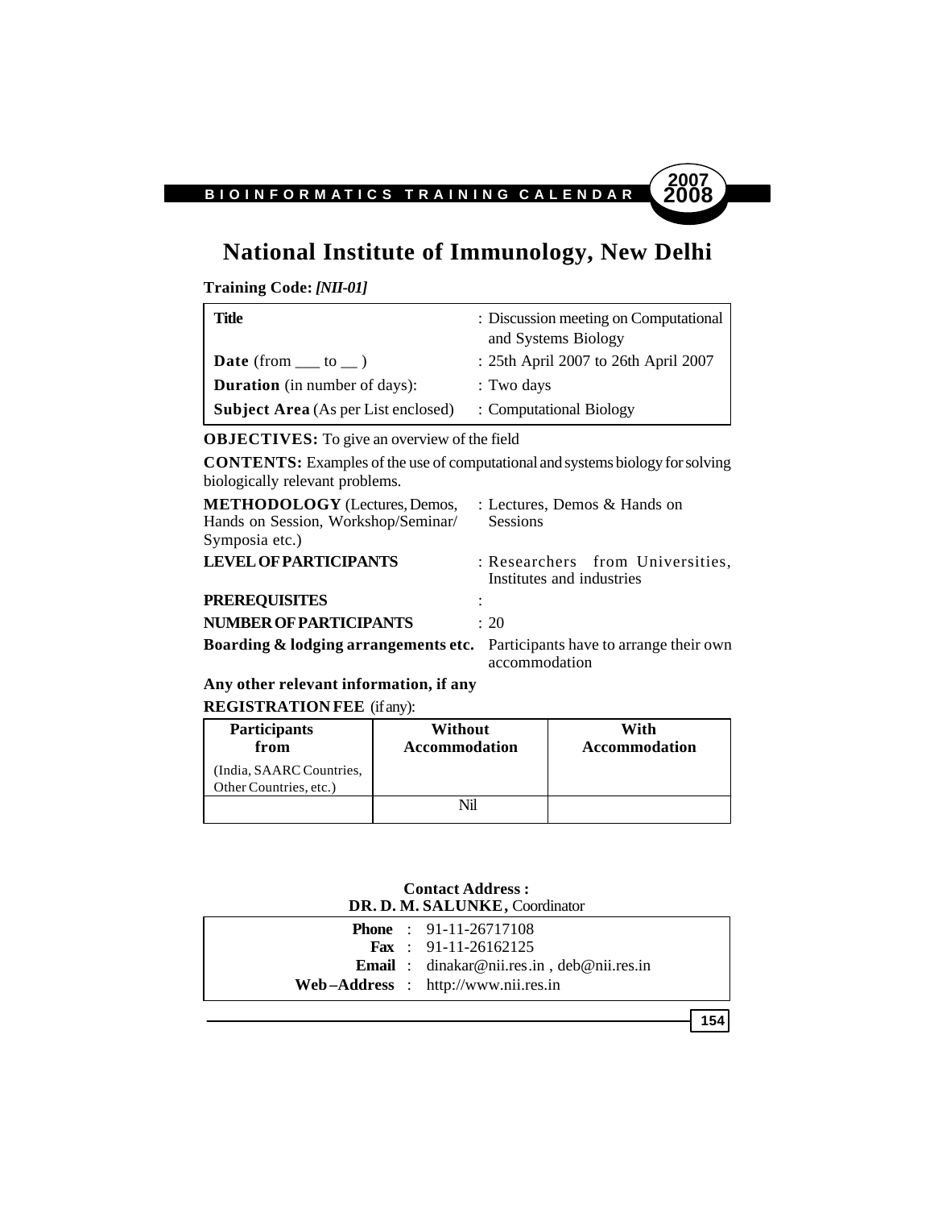// National Institute of Immunology, New Delhi

**Training Code:** ***[NII-01]***

| | |
|---|---|
| **Title** | : Discussion meeting on Computational and Systems Biology |
| **Date** (from ___ to __ ) | : 25th April 2007 to 26th April 2007 |
| **Duration** (in number of days): | : Two days |
| **Subject Area** (As per List enclosed) | : Computational Biology |

**OBJECTIVES:** To give an overview of the field

**CONTENTS:** Examples of the use of computational and systems biology for solving biologically relevant problems.

**METHODOLOGY** (Lectures, Demos, Hands on Session, Workshop/Seminar/ Symposia etc.) : Lectures, Demos & Hands on Sessions

**LEVEL OF PARTICIPANTS** : Researchers from Universities, Institutes and industries

**PREREQUISITES** :

**NUMBER OF PARTICIPANTS** : 20

**Boarding & lodging arrangements etc.** Participants have to arrange their own accommodation

**Any other relevant information, if any**

**REGISTRATION FEE** (if any):

| **Participants from** (India, SAARC Countries, Other Countries, etc.) | **Without Accommodation** | **With Accommodation** |
|---|---|---|
| | Nil | |

**Contact Address :**
**DR. D. M. SALUNKE,** Coordinator

**Phone** : 91-11-26717108
**Fax** : 91-11-26162125
**Email** : dinakar@nii.res.in , deb@nii.res.in
**Web–Address** : http://www.nii.res.in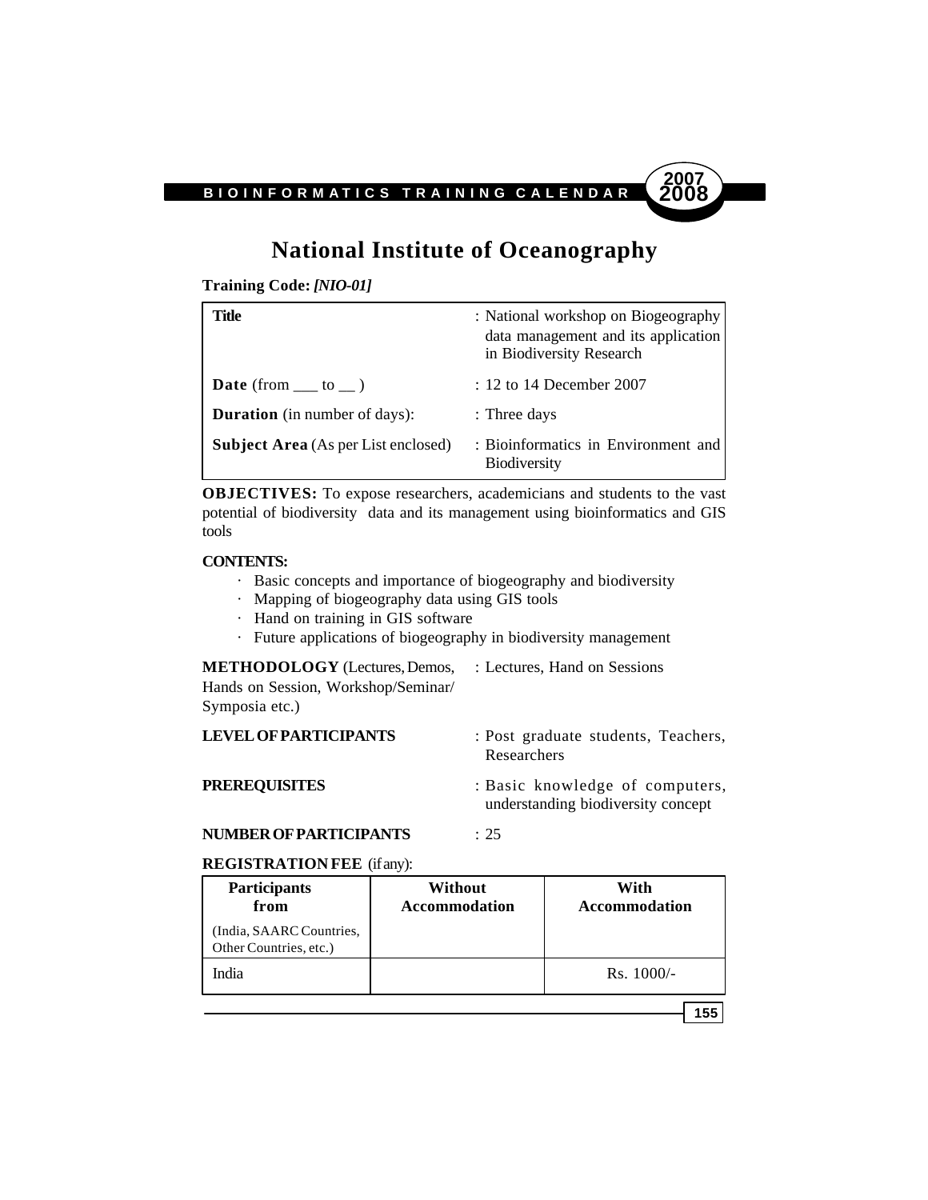# National Institute of Oceanography

**Training Code:** ***[NIO-01]***

| | |
|---|---|
| **Title** | : National workshop on Biogeography data management and its application in Biodiversity Research |
| **Date** (from ___ to __ ) | : 12 to 14 December 2007 |
| **Duration** (in number of days): | : Three days |
| **Subject Area** (As per List enclosed) | : Bioinformatics in Environment and Biodiversity |

**OBJECTIVES:** To expose researchers, academicians and students to the vast potential of biodiversity data and its management using bioinformatics and GIS tools

**CONTENTS:**

- Basic concepts and importance of biogeography and biodiversity
- Mapping of biogeography data using GIS tools
- Hand on training in GIS software
- Future applications of biogeography in biodiversity management

**METHODOLOGY** (Lectures, Demos, Hands on Session, Workshop/Seminar/ Symposia etc.) : Lectures, Hand on Sessions

**LEVEL OF PARTICIPANTS** : Post graduate students, Teachers, Researchers

**PREREQUISITES** : Basic knowledge of computers, understanding biodiversity concept

**NUMBER OF PARTICIPANTS** : 25

**REGISTRATION FEE** (if any):

| **Participants from** (India, SAARC Countries, Other Countries, etc.) | **Without Accommodation** | **With Accommodation** |
|---|---|---|
| India | | Rs. 1000/- |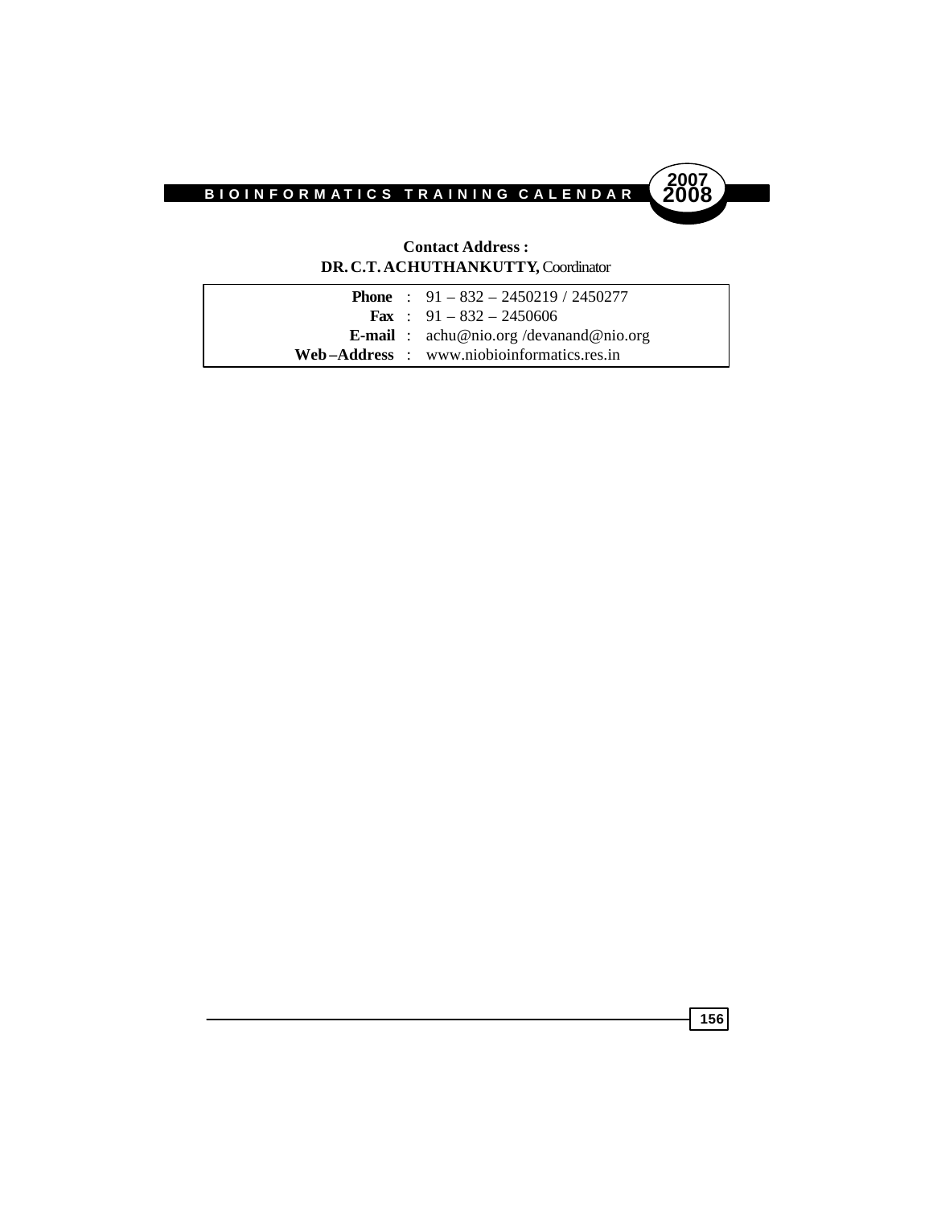**Contact Address :**
**DR. C.T. ACHUTHANKUTTY,** Coordinator

| | | |
|---|---|---|
| **Phone** | : | 91 – 832 – 2450219 / 2450277 |
| **Fax** | : | 91 – 832 – 2450606 |
| **E-mail** | : | achu@nio.org /devanand@nio.org |
| **Web –Address** | : | www.niobioinformatics.res.in |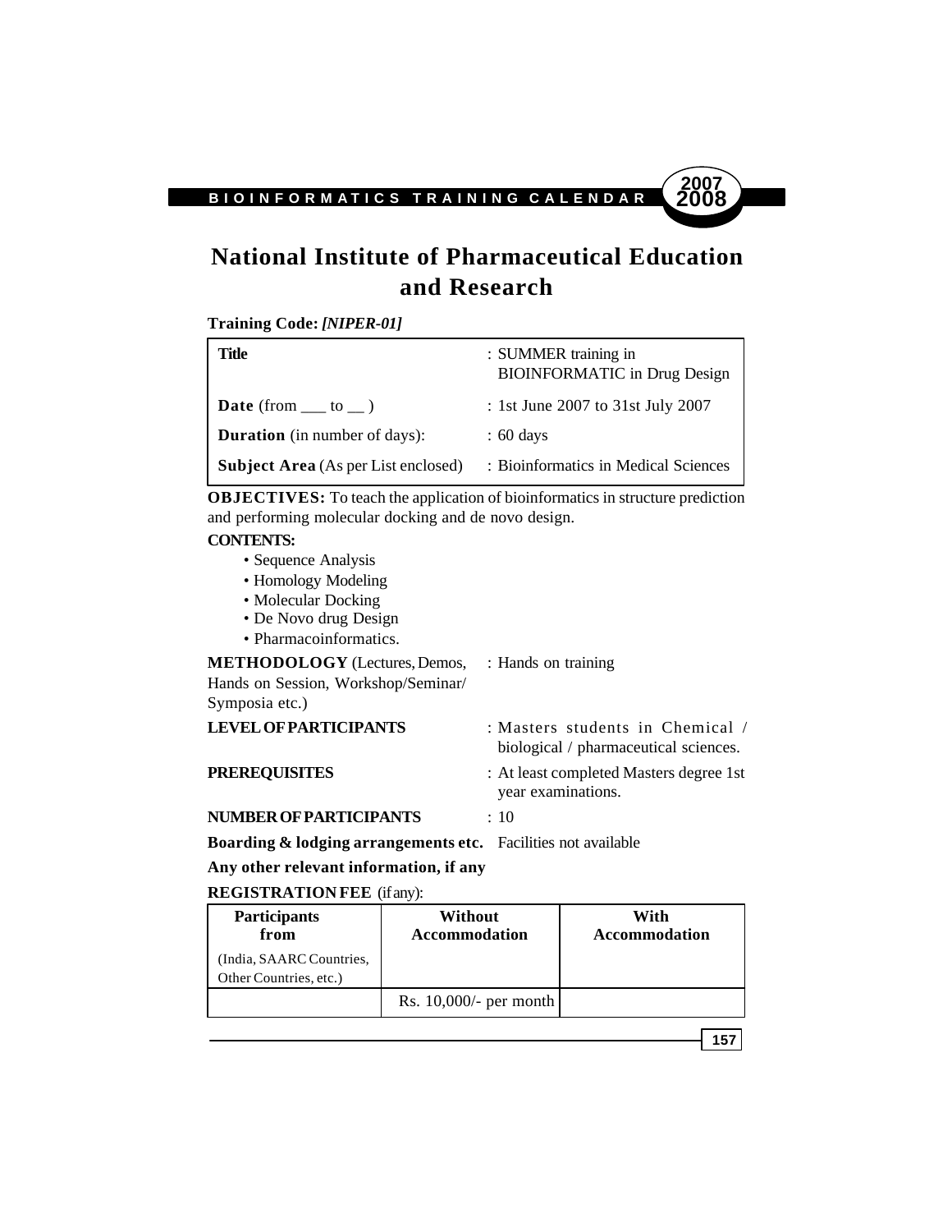# National Institute of Pharmaceutical Education and Research

**Training Code:** ***[NIPER-01]***

| | |
|---|---|
| **Title** | : SUMMER training in BIOINFORMATIC in Drug Design |
| **Date** (from ___ to __ ) | : 1st June 2007 to 31st July 2007 |
| **Duration** (in number of days): | : 60 days |
| **Subject Area** (As per List enclosed) | : Bioinformatics in Medical Sciences |

**OBJECTIVES:** To teach the application of bioinformatics in structure prediction and performing molecular docking and de novo design.

**CONTENTS:**

- Sequence Analysis
- Homology Modeling
- Molecular Docking
- De Novo drug Design
- Pharmacoinformatics.

**METHODOLOGY** (Lectures, Demos, Hands on Session, Workshop/Seminar/ Symposia etc.) : Hands on training

**LEVEL OF PARTICIPANTS** : Masters students in Chemical / biological / pharmaceutical sciences.

**PREREQUISITES** : At least completed Masters degree 1st year examinations.

**NUMBER OF PARTICIPANTS** : 10

**Boarding & lodging arrangements etc.** Facilities not available

**Any other relevant information, if any**

**REGISTRATION FEE** (if any):

| **Participants from** (India, SAARC Countries, Other Countries, etc.) | **Without Accommodation** | **With Accommodation** |
|---|---|---|
| | Rs. 10,000/- per month | |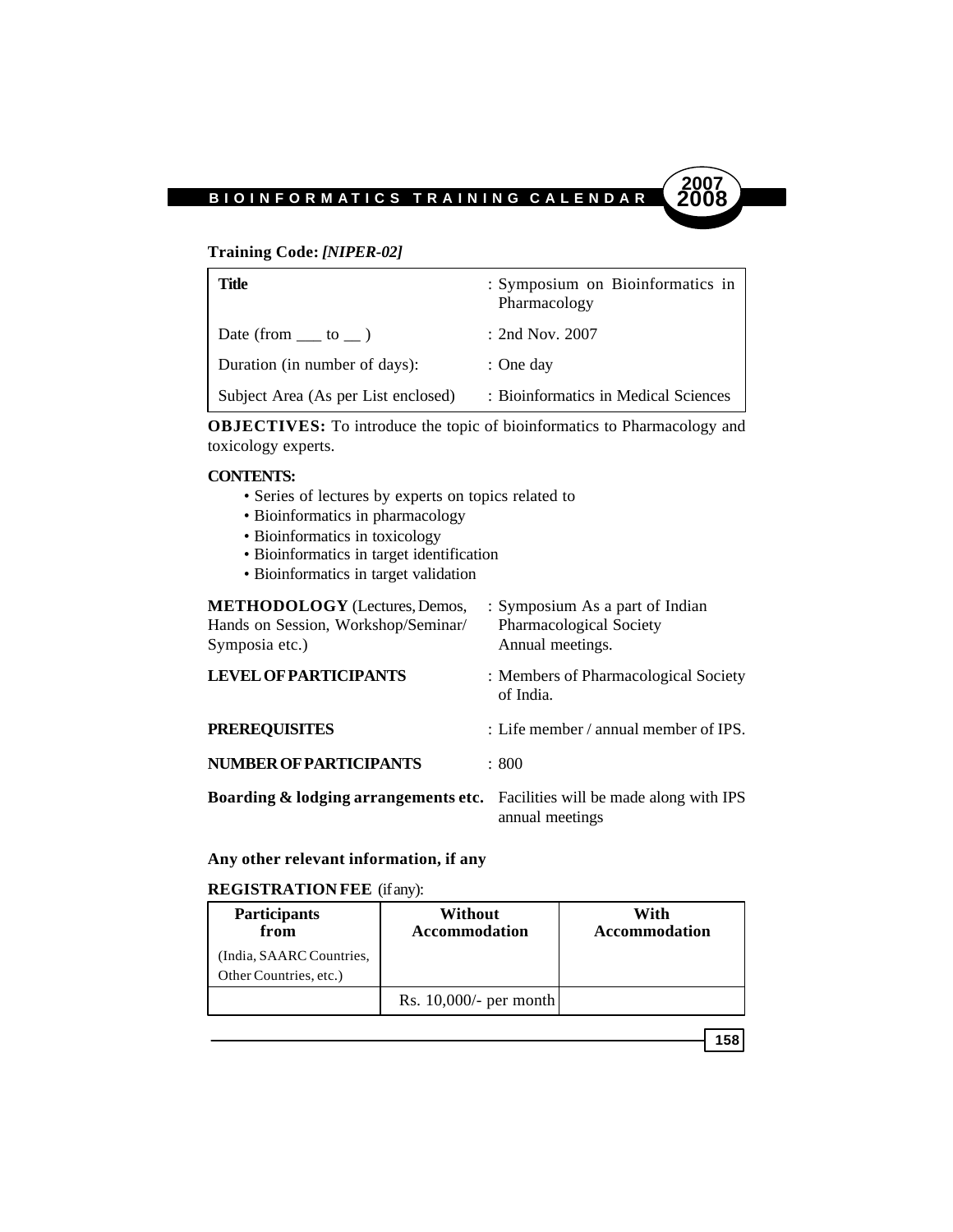**Training Code:** ***[NIPER-02]***

| **Title** | : Symposium on Bioinformatics in Pharmacology |
|---|---|
| Date (from ___ to __ ) | : 2nd Nov. 2007 |
| Duration (in number of days): | : One day |
| Subject Area (As per List enclosed) | : Bioinformatics in Medical Sciences |

**OBJECTIVES:** To introduce the topic of bioinformatics to Pharmacology and toxicology experts.

**CONTENTS:**

- Series of lectures by experts on topics related to
- Bioinformatics in pharmacology
- Bioinformatics in toxicology
- Bioinformatics in target identification
- Bioinformatics in target validation

**METHODOLOGY** (Lectures, Demos, Hands on Session, Workshop/Seminar/ Symposia etc.) : Symposium As a part of Indian Pharmacological Society Annual meetings.

**LEVEL OF PARTICIPANTS** : Members of Pharmacological Society of India.

**PREREQUISITES** : Life member / annual member of IPS.

**NUMBER OF PARTICIPANTS** : 800

**Boarding & lodging arrangements etc.** Facilities will be made along with IPS annual meetings

**Any other relevant information, if any**

**REGISTRATION FEE** (if any):

| **Participants from** (India, SAARC Countries, Other Countries, etc.) | **Without Accommodation** | **With Accommodation** |
|---|---|---|
| | Rs. 10,000/- per month | |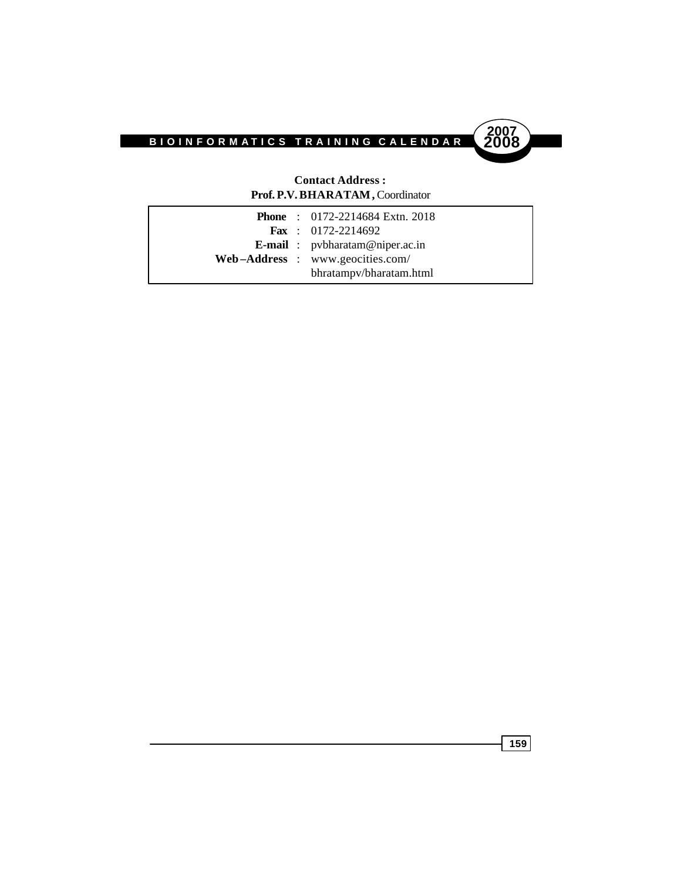**Contact Address :**
**Prof. P.V. BHARATAM ,** Coordinator

| | | |
|---|---|---|
| **Phone** | : | 0172-2214684 Extn. 2018 |
| **Fax** | : | 0172-2214692 |
| **E-mail** | : | pvbharatam@niper.ac.in |
| **Web–Address** | : | www.geocities.com/ bhratampv/bharatam.html |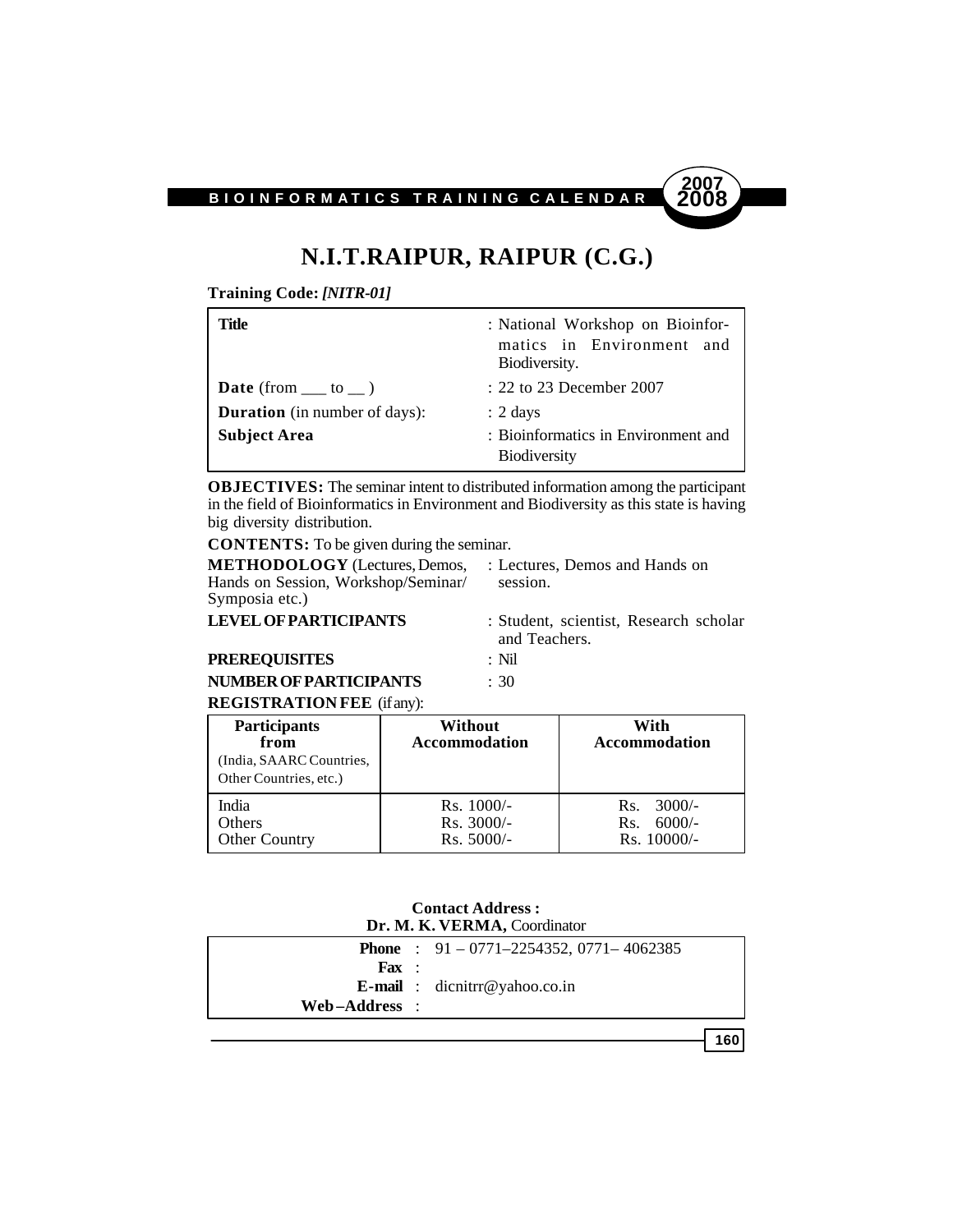# N.I.T.RAIPUR, RAIPUR (C.G.)

**Training Code:** ***[NITR-01]***

| | |
|---|---|
| **Title** | : National Workshop on Bioinformatics in Environment and Biodiversity. |
| **Date** (from ___ to __ ) | : 22 to 23 December 2007 |
| **Duration** (in number of days): | : 2 days |
| **Subject Area** | : Bioinformatics in Environment and Biodiversity |

**OBJECTIVES:** The seminar intent to distributed information among the participant in the field of Bioinformatics in Environment and Biodiversity as this state is having big diversity distribution.

**CONTENTS:** To be given during the seminar.

**METHODOLOGY** (Lectures, Demos, Hands on Session, Workshop/Seminar/ Symposia etc.) : Lectures, Demos and Hands on session.

**LEVEL OF PARTICIPANTS** : Student, scientist, Research scholar and Teachers.

**PREREQUISITES** : Nil

**NUMBER OF PARTICIPANTS** : 30

**REGISTRATION FEE** (if any):

| **Participants from** (India, SAARC Countries, Other Countries, etc.) | **Without Accommodation** | **With Accommodation** |
|---|---|---|
| India | Rs. 1000/- | Rs. 3000/- |
| Others | Rs. 3000/- | Rs. 6000/- |
| Other Country | Rs. 5000/- | Rs. 10000/- |

**Contact Address :**
**Dr. M. K. VERMA,** Coordinator

**Phone** : 91 – 0771–2254352, 0771– 4062385
**Fax** :
**E-mail** : dicnitrr@yahoo.co.in
**Web–Address** :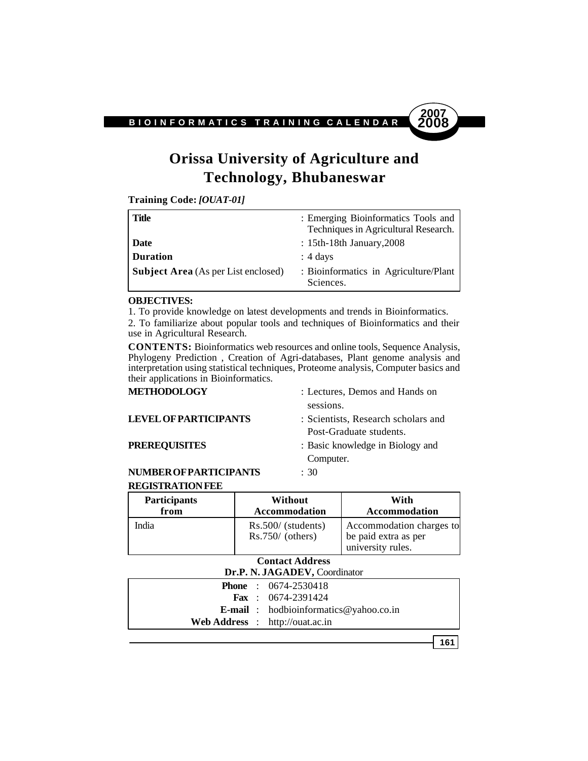# Orissa University of Agriculture and Technology, Bhubaneswar

**Training Code:** ***[OUAT-01]***

| | |
|---|---|
| **Title** | : Emerging Bioinformatics Tools and Techniques in Agricultural Research. |
| **Date** | : 15th-18th January,2008 |
| **Duration** | : 4 days |
| **Subject Area** (As per List enclosed) | : Bioinformatics in Agriculture/Plant Sciences. |

**OBJECTIVES:**

1. To provide knowledge on latest developments and trends in Bioinformatics.
2. To familiarize about popular tools and techniques of Bioinformatics and their use in Agricultural Research.

**CONTENTS:** Bioinformatics web resources and online tools, Sequence Analysis, Phylogeny Prediction , Creation of Agri-databases, Plant genome analysis and interpretation using statistical techniques, Proteome analysis, Computer basics and their applications in Bioinformatics.

**METHODOLOGY** : Lectures, Demos and Hands on sessions.

**LEVEL OF PARTICIPANTS** : Scientists, Research scholars and Post-Graduate students.

**PREREQUISITES** : Basic knowledge in Biology and Computer.

**NUMBER OF PARTICIPANTS** : 30

**REGISTRATION FEE**

| Participants from | Without Accommodation | With Accommodation |
|---|---|---|
| India | Rs.500/ (students)<br>Rs.750/ (others) | Accommodation charges to be paid extra as per university rules. |

**Contact Address**

**Dr.P. N. JAGADEV,** Coordinator

**Phone** : 0674-2530418
**Fax** : 0674-2391424
**E-mail** : hodbioinformatics@yahoo.co.in
**Web Address** : http://ouat.ac.in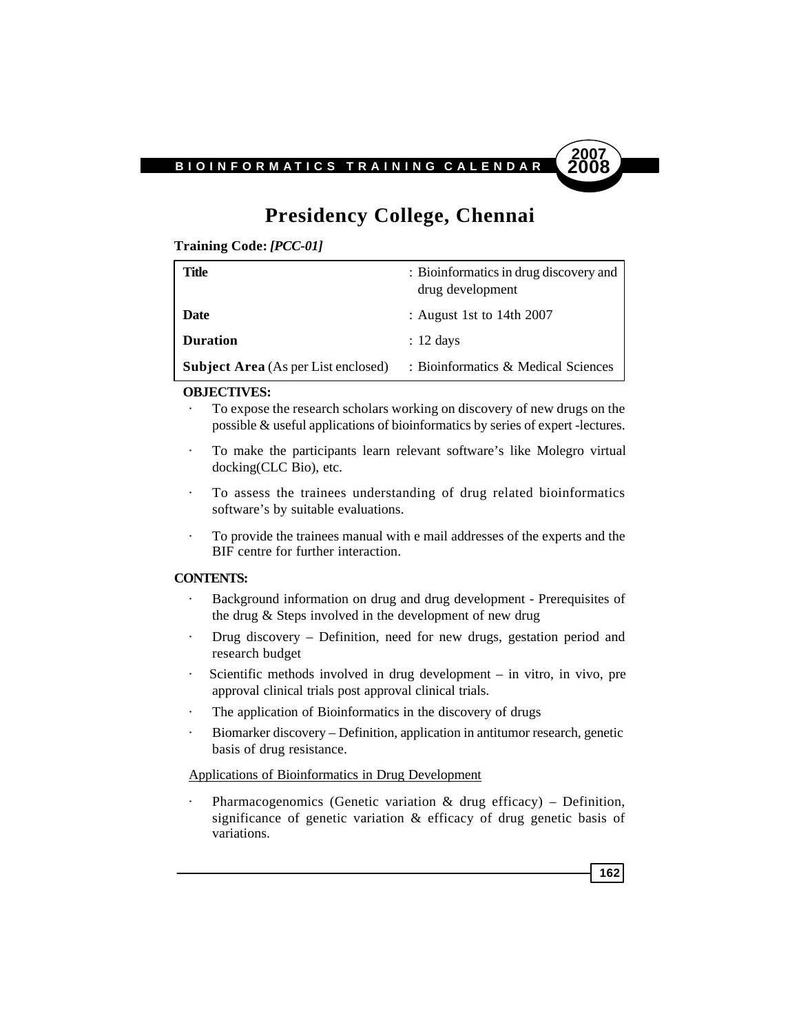# Presidency College, Chennai

**Training Code:** ***[PCC-01]***

| | |
|---|---|
| **Title** | : Bioinformatics in drug discovery and drug development |
| **Date** | : August 1st to 14th 2007 |
| **Duration** | : 12 days |
| **Subject Area** (As per List enclosed) | : Bioinformatics & Medical Sciences |

**OBJECTIVES:**

- To expose the research scholars working on discovery of new drugs on the possible & useful applications of bioinformatics by series of expert -lectures.
- To make the participants learn relevant software's like Molegro virtual docking(CLC Bio), etc.
- To assess the trainees understanding of drug related bioinformatics software's by suitable evaluations.
- To provide the trainees manual with e mail addresses of the experts and the BIF centre for further interaction.

**CONTENTS:**

- Background information on drug and drug development - Prerequisites of the drug & Steps involved in the development of new drug
- Drug discovery – Definition, need for new drugs, gestation period and research budget
- Scientific methods involved in drug development – in vitro, in vivo, pre approval clinical trials post approval clinical trials.
- The application of Bioinformatics in the discovery of drugs
- Biomarker discovery – Definition, application in antitumor research, genetic basis of drug resistance.

Applications of Bioinformatics in Drug Development

- Pharmacogenomics (Genetic variation & drug efficacy) – Definition, significance of genetic variation & efficacy of drug genetic basis of variations.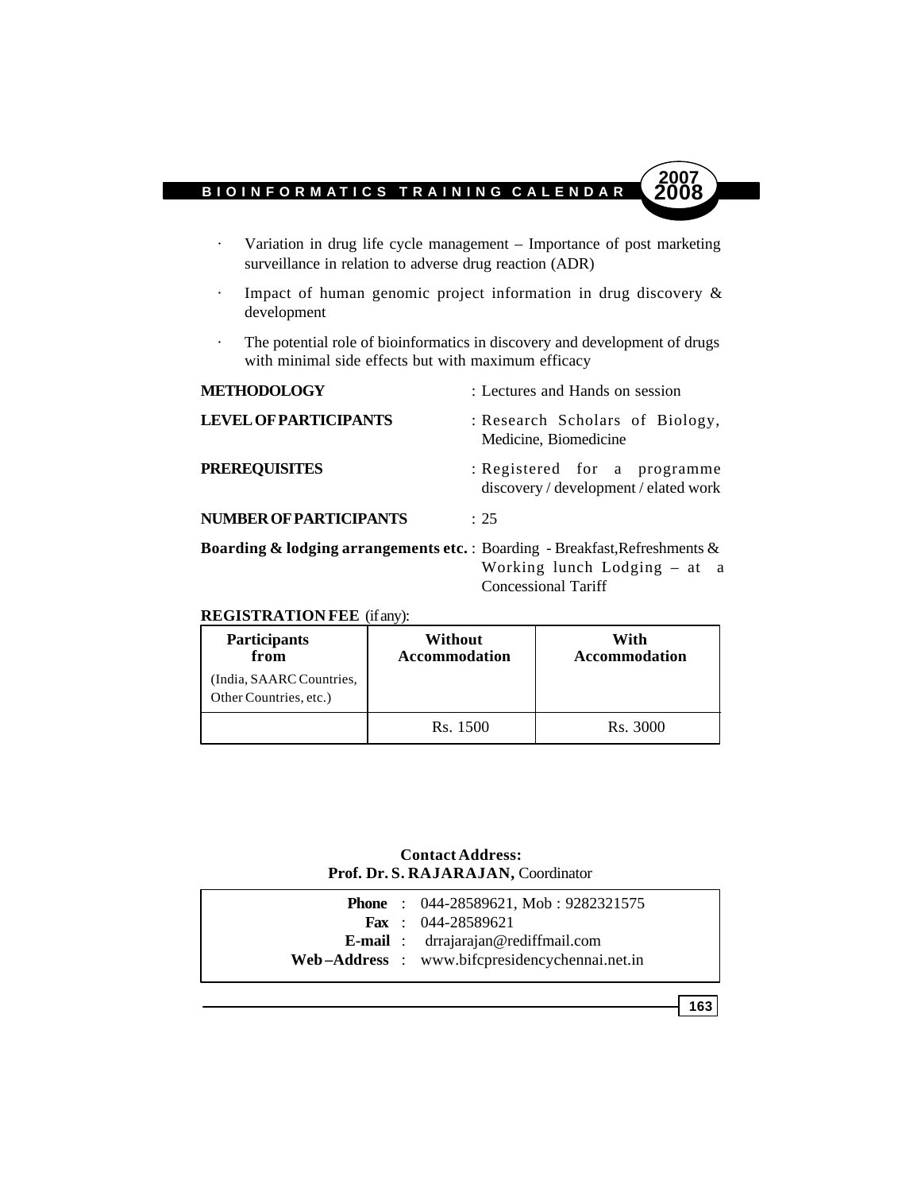- Variation in drug life cycle management – Importance of post marketing surveillance in relation to adverse drug reaction (ADR)
- Impact of human genomic project information in drug discovery & development
- The potential role of bioinformatics in discovery and development of drugs with minimal side effects but with maximum efficacy

**METHODOLOGY** : Lectures and Hands on session

**LEVEL OF PARTICIPANTS** : Research Scholars of Biology, Medicine, Biomedicine

**PREREQUISITES** : Registered for a programme discovery / development / elated work

**NUMBER OF PARTICIPANTS** : 25

**Boarding & lodging arrangements etc.** : Boarding - Breakfast,Refreshments & Working lunch Lodging – at a Concessional Tariff

**REGISTRATION FEE** (if any):

| **Participants from** (India, SAARC Countries, Other Countries, etc.) | **Without Accommodation** | **With Accommodation** |
|---|---|---|
| | Rs. 1500 | Rs. 3000 |

**Contact Address:**
**Prof. Dr. S. RAJARAJAN,** Coordinator

**Phone** : 044-28589621, Mob : 9282321575
**Fax** : 044-28589621
**E-mail** : drrajarajan@rediffmail.com
**Web–Address** : www.bifcpresidencychennai.net.in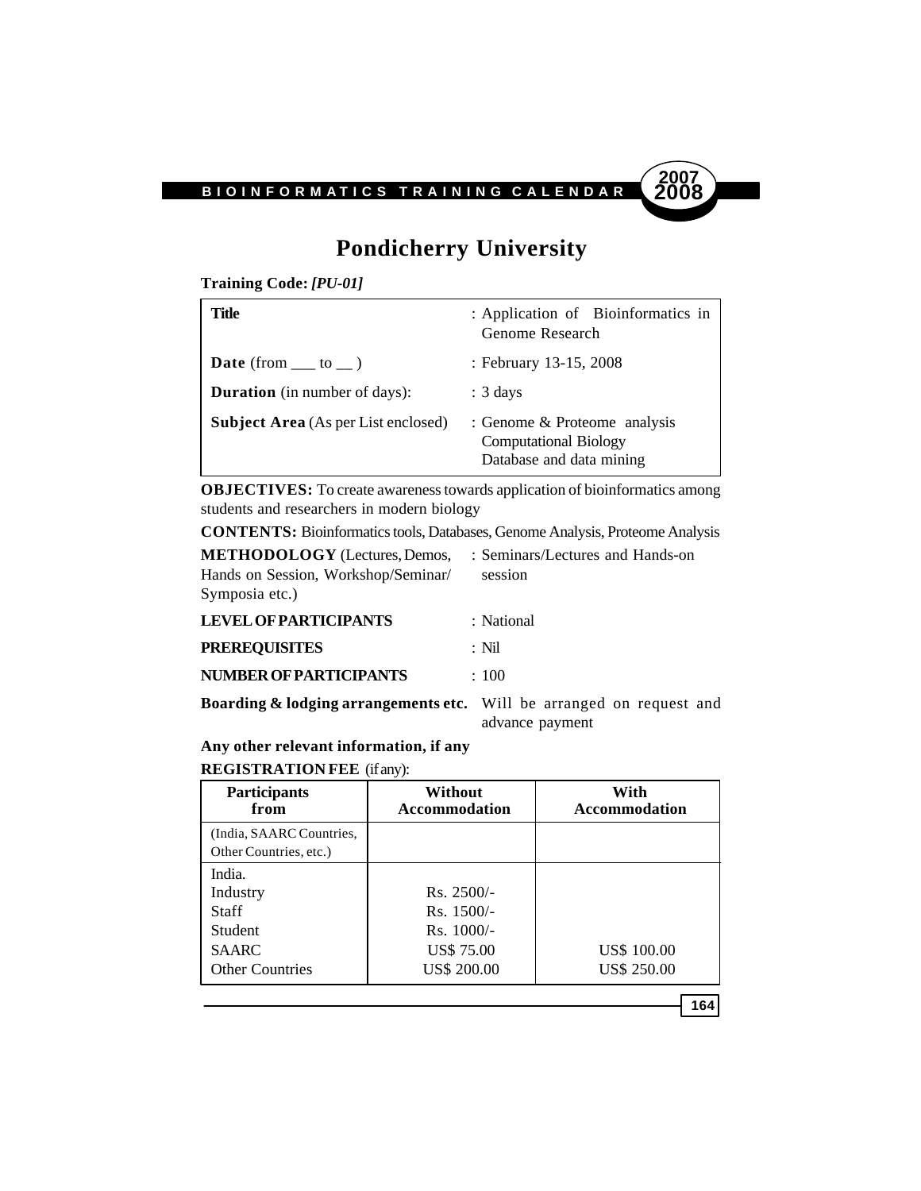# Pondicherry University

**Training Code:** ***[PU-01]***

| | |
|---|---|
| **Title** | : Application of Bioinformatics in Genome Research |
| **Date** (from ___ to __ ) | : February 13-15, 2008 |
| **Duration** (in number of days): | : 3 days |
| **Subject Area** (As per List enclosed) | : Genome & Proteome analysis<br>Computational Biology<br>Database and data mining |

**OBJECTIVES:** To create awareness towards application of bioinformatics among students and researchers in modern biology

**CONTENTS:** Bioinformatics tools, Databases, Genome Analysis, Proteome Analysis

**METHODOLOGY** (Lectures, Demos, Hands on Session, Workshop/Seminar/ Symposia etc.) : Seminars/Lectures and Hands-on session

**LEVEL OF PARTICIPANTS** : National

**PREREQUISITES** : Nil

**NUMBER OF PARTICIPANTS** : 100

**Boarding & lodging arrangements etc.** Will be arranged on request and advance payment

**Any other relevant information, if any**

**REGISTRATION FEE** (if any):

| Participants from | Without Accommodation | With Accommodation |
|---|---|---|
| (India, SAARC Countries, Other Countries, etc.) | | |
| India. | | |
| Industry | Rs. 2500/- | |
| Staff | Rs. 1500/- | |
| Student | Rs. 1000/- | |
| SAARC | US$ 75.00 | US$ 100.00 |
| Other Countries | US$ 200.00 | US$ 250.00 |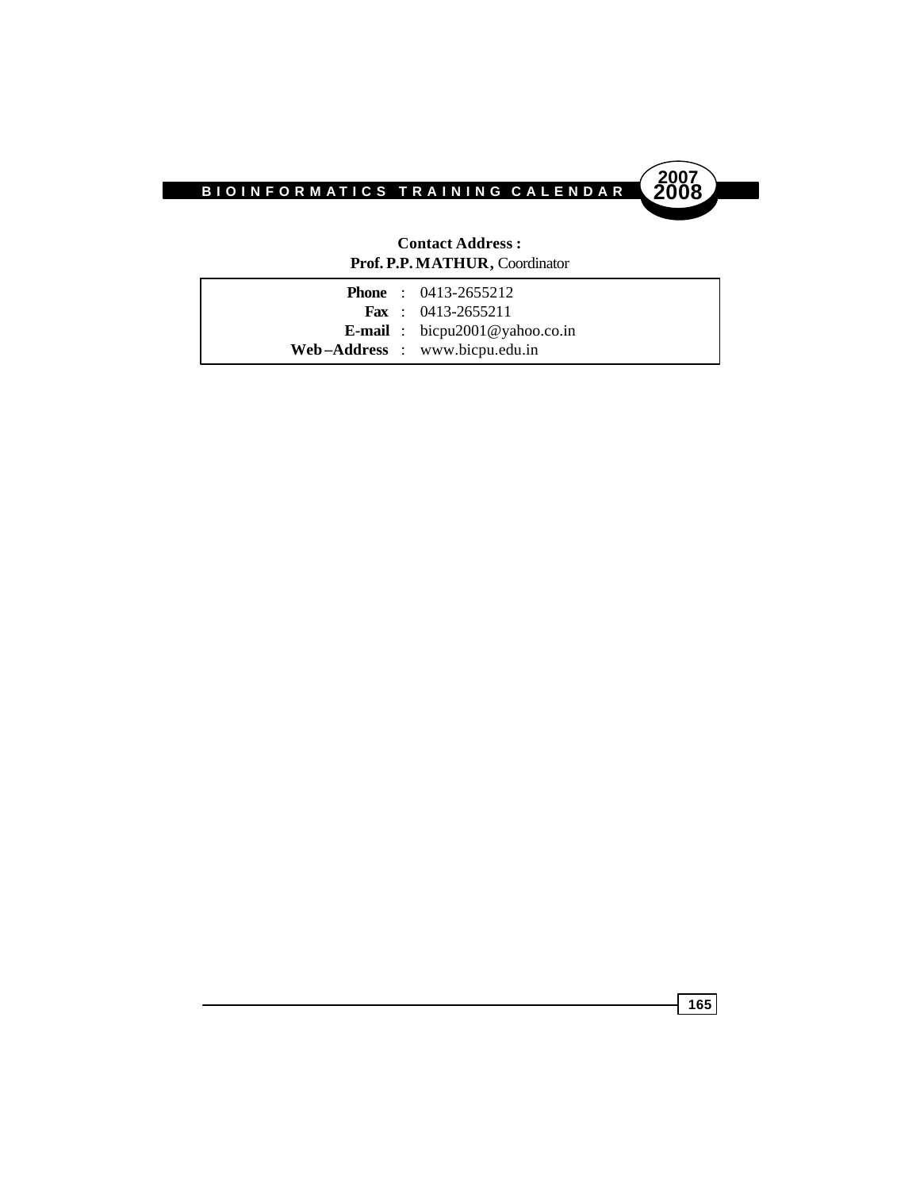**Contact Address :**
**Prof. P.P. MATHUR,** Coordinator

| | | |
|---|---|---|
| **Phone** | : | 0413-2655212 |
| **Fax** | : | 0413-2655211 |
| **E-mail** | : | bicpu2001@yahoo.co.in |
| **Web–Address** | : | www.bicpu.edu.in |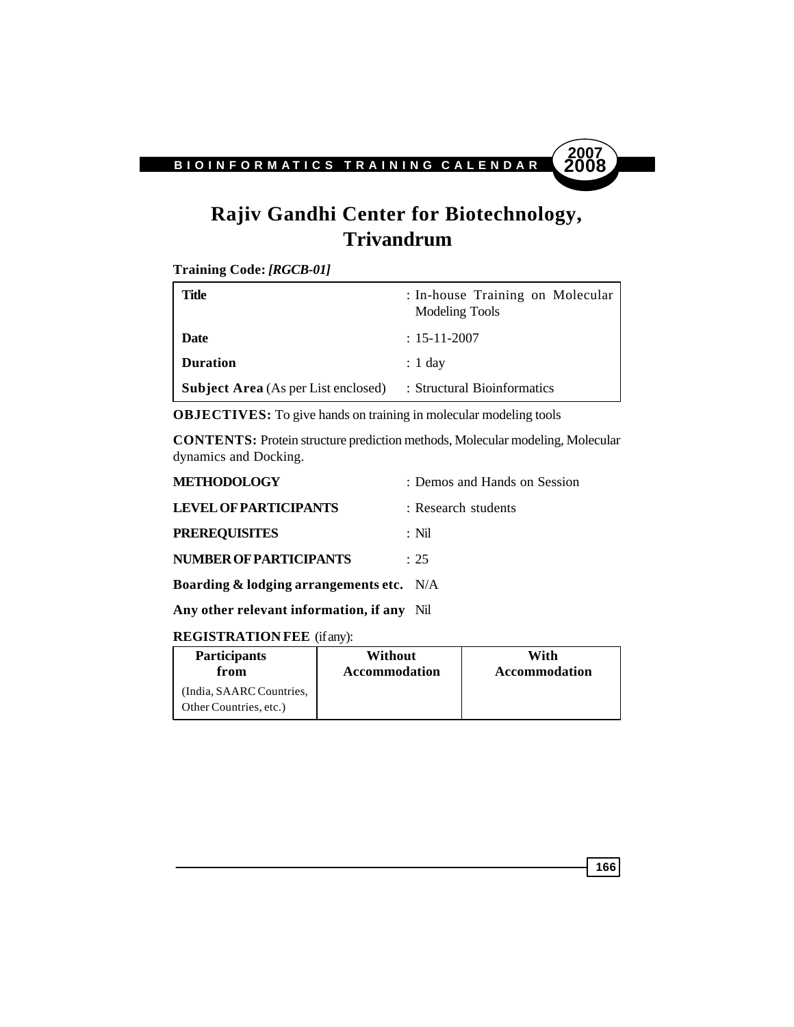# Rajiv Gandhi Center for Biotechnology, Trivandrum

**Training Code:** ***[RGCB-01]***

| | |
|---|---|
| **Title** | : In-house Training on Molecular Modeling Tools |
| **Date** | : 15-11-2007 |
| **Duration** | : 1 day |
| **Subject Area** (As per List enclosed) | : Structural Bioinformatics |

**OBJECTIVES:** To give hands on training in molecular modeling tools

**CONTENTS:** Protein structure prediction methods, Molecular modeling, Molecular dynamics and Docking.

| | |
|---|---|
| **METHODOLOGY** | : Demos and Hands on Session |
| **LEVEL OF PARTICIPANTS** | : Research students |
| **PREREQUISITES** | : Nil |
| **NUMBER OF PARTICIPANTS** | : 25 |
| **Boarding & lodging arrangements etc.** | N/A |
| **Any other relevant information, if any** | Nil |

**REGISTRATION FEE** (if any):

| Participants from | Without Accommodation | With Accommodation |
|---|---|---|
| (India, SAARC Countries, Other Countries, etc.) | | |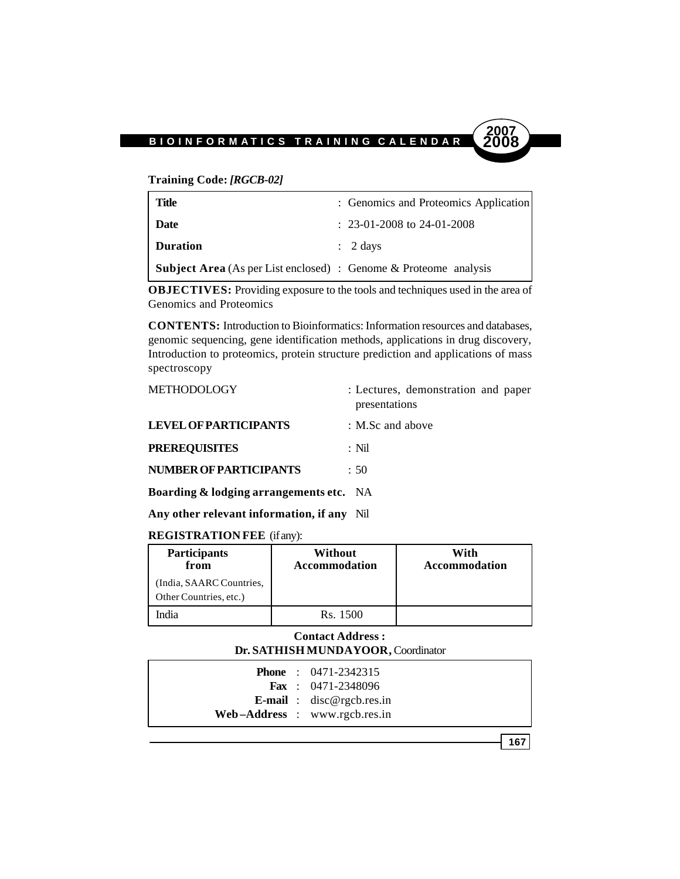**Training Code:** ***[RGCB-02]***

| | |
|---|---|
| **Title** | : Genomics and Proteomics Application |
| **Date** | : 23-01-2008 to 24-01-2008 |
| **Duration** | : 2 days |
| **Subject Area** (As per List enclosed) | : Genome & Proteome analysis |

**OBJECTIVES:** Providing exposure to the tools and techniques used in the area of Genomics and Proteomics

**CONTENTS:** Introduction to Bioinformatics: Information resources and databases, genomic sequencing, gene identification methods, applications in drug discovery, Introduction to proteomics, protein structure prediction and applications of mass spectroscopy

METHODOLOGY : Lectures, demonstration and paper presentations

**LEVEL OF PARTICIPANTS** : M.Sc and above

**PREREQUISITES** : Nil

**NUMBER OF PARTICIPANTS** : 50

**Boarding & lodging arrangements etc.** NA

**Any other relevant information, if any** Nil

**REGISTRATION FEE** (if any):

| **Participants from** (India, SAARC Countries, Other Countries, etc.) | **Without Accommodation** | **With Accommodation** |
|---|---|---|
| India | Rs. 1500 | |

**Contact Address :**
**Dr. SATHISH MUNDAYOOR,** Coordinator

**Phone** : 0471-2342315
**Fax** : 0471-2348096
**E-mail** : disc@rgcb.res.in
**Web–Address** : www.rgcb.res.in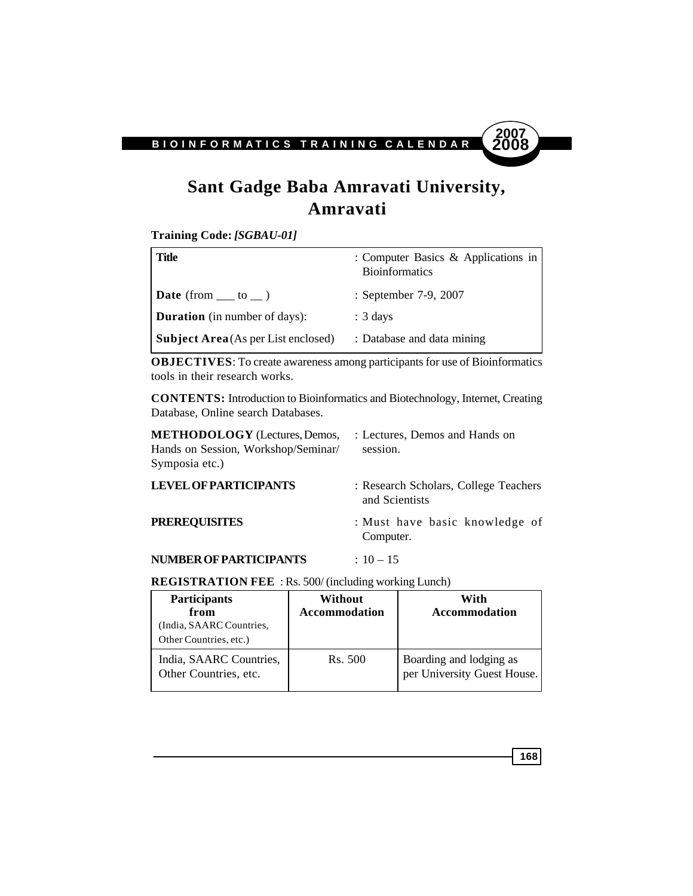# Sant Gadge Baba Amravati University, Amravati

**Training Code:** ***[SGBAU-01]***

| | |
|---|---|
| **Title** | : Computer Basics & Applications in Bioinformatics |
| **Date** (from ___ to __ ) | : September 7-9, 2007 |
| **Duration** (in number of days): | : 3 days |
| **Subject Area** (As per List enclosed) | : Database and data mining |

**OBJECTIVES**: To create awareness among participants for use of Bioinformatics tools in their research works.

**CONTENTS:** Introduction to Bioinformatics and Biotechnology, Internet, Creating Database, Online search Databases.

**METHODOLOGY** (Lectures, Demos, Hands on Session, Workshop/Seminar/ Symposia etc.) : Lectures, Demos and Hands on session.

**LEVEL OF PARTICIPANTS** : Research Scholars, College Teachers and Scientists

**PREREQUISITES** : Must have basic knowledge of Computer.

**NUMBER OF PARTICIPANTS** : 10 – 15

**REGISTRATION FEE** : Rs. 500/ (including working Lunch)

| **Participants from** (India, SAARC Countries, Other Countries, etc.) | **Without Accommodation** | **With Accommodation** |
|---|---|---|
| India, SAARC Countries, Other Countries, etc. | Rs. 500 | Boarding and lodging as per University Guest House. |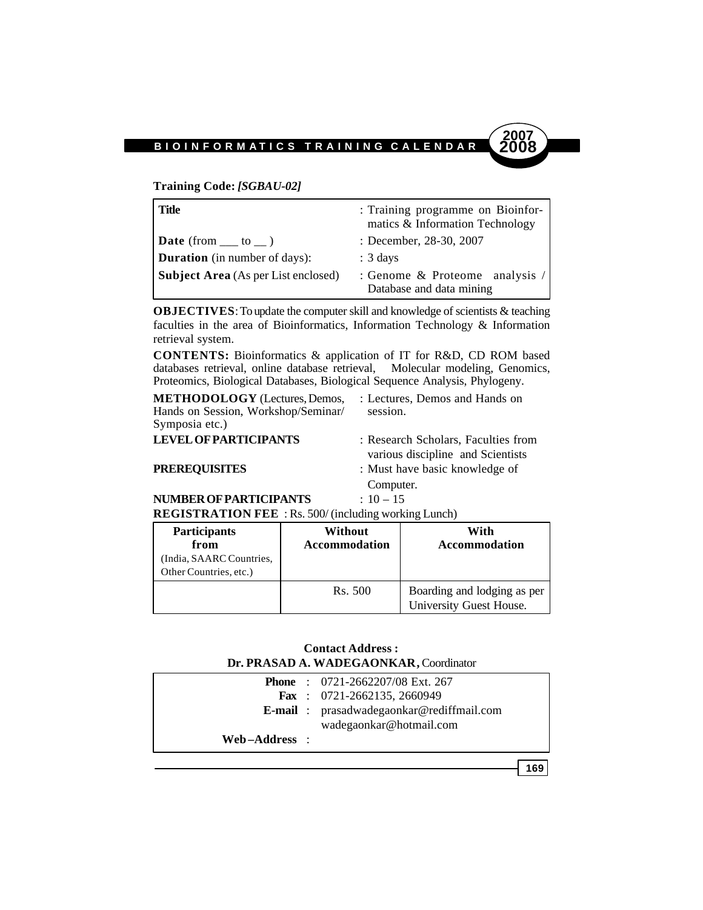**Training Code:** ***[SGBAU-02]***

| | |
|---|---|
| **Title** | : Training programme on Bioinformatics & Information Technology |
| **Date** (from ___ to __ ) | : December, 28-30, 2007 |
| **Duration** (in number of days): | : 3 days |
| **Subject Area** (As per List enclosed) | : Genome & Proteome analysis / Database and data mining |

**OBJECTIVES**: To update the computer skill and knowledge of scientists & teaching faculties in the area of Bioinformatics, Information Technology & Information retrieval system.

**CONTENTS:** Bioinformatics & application of IT for R&D, CD ROM based databases retrieval, online database retrieval, Molecular modeling, Genomics, Proteomics, Biological Databases, Biological Sequence Analysis, Phylogeny.

**METHODOLOGY** (Lectures, Demos, Hands on Session, Workshop/Seminar/ Symposia etc.) : Lectures, Demos and Hands on session.

**LEVEL OF PARTICIPANTS** : Research Scholars, Faculties from various discipline and Scientists

**PREREQUISITES** : Must have basic knowledge of Computer.

**NUMBER OF PARTICIPANTS** : 10 – 15

**REGISTRATION FEE** : Rs. 500/ (including working Lunch)

| **Participants from** (India, SAARC Countries, Other Countries, etc.) | **Without Accommodation** | **With Accommodation** |
|---|---|---|
| | Rs. 500 | Boarding and lodging as per University Guest House. |

**Contact Address :**
**Dr. PRASAD A. WADEGAONKAR,** Coordinator

**Phone** : 0721-2662207/08 Ext. 267
**Fax** : 0721-2662135, 2660949
**E-mail** : prasadwadegaonkar@rediffmail.com
wadegaonkar@hotmail.com
**Web–Address** :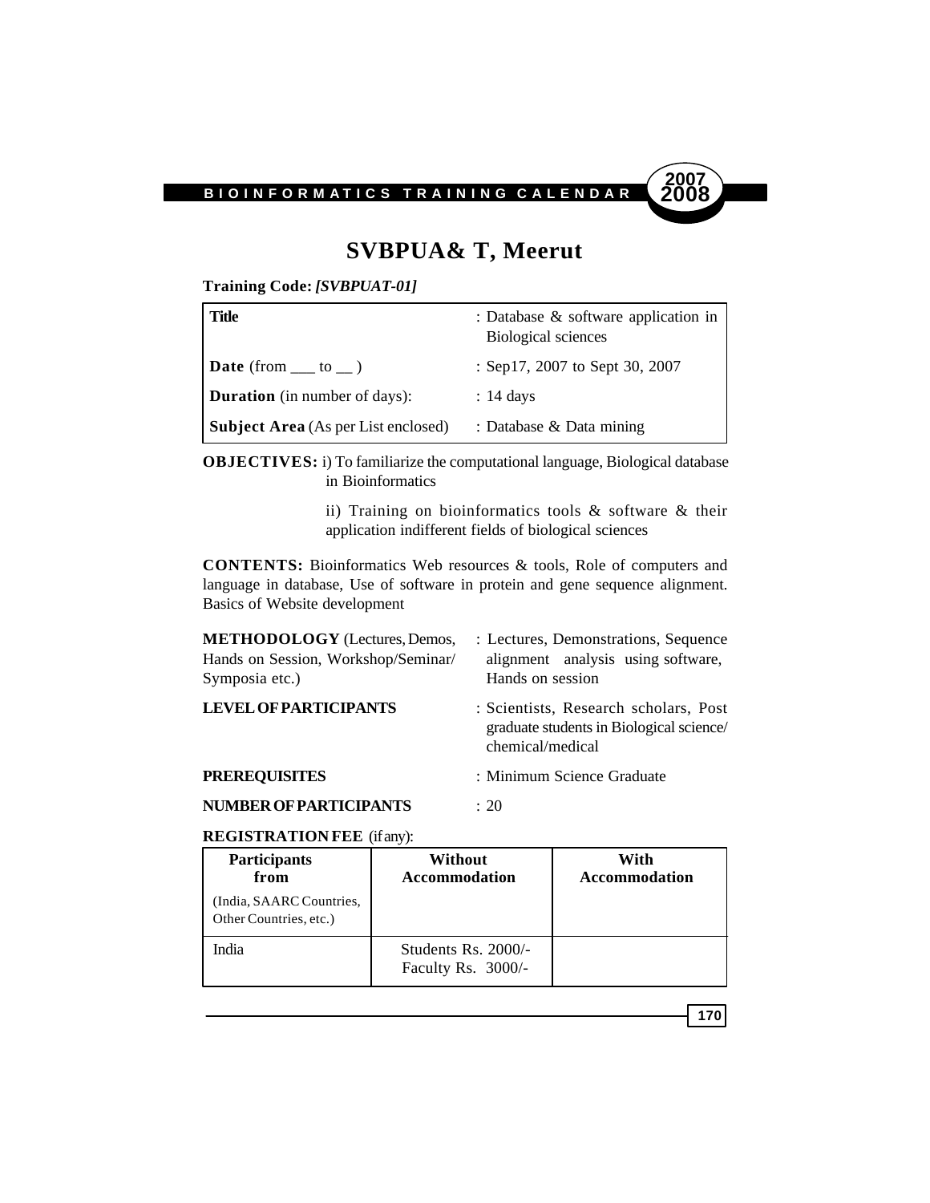# SVBPUA& T, Meerut

**Training Code:** ***[SVBPUAT-01]***

| | |
|---|---|
| **Title** | : Database & software application in Biological sciences |
| **Date** (from ___ to __ ) | : Sep17, 2007 to Sept 30, 2007 |
| **Duration** (in number of days): | : 14 days |
| **Subject Area** (As per List enclosed) | : Database & Data mining |

**OBJECTIVES:** i) To familiarize the computational language, Biological database in Bioinformatics

ii) Training on bioinformatics tools & software & their application indifferent fields of biological sciences

**CONTENTS:** Bioinformatics Web resources & tools, Role of computers and language in database, Use of software in protein and gene sequence alignment. Basics of Website development

**METHODOLOGY** (Lectures, Demos, Hands on Session, Workshop/Seminar/ Symposia etc.) : Lectures, Demonstrations, Sequence alignment analysis using software, Hands on session

**LEVEL OF PARTICIPANTS** : Scientists, Research scholars, Post graduate students in Biological science/ chemical/medical

**PREREQUISITES** : Minimum Science Graduate

**NUMBER OF PARTICIPANTS** : 20

**REGISTRATION FEE** (if any):

| **Participants from** (India, SAARC Countries, Other Countries, etc.) | **Without Accommodation** | **With Accommodation** |
|---|---|---|
| India | Students Rs. 2000/- Faculty Rs. 3000/- | |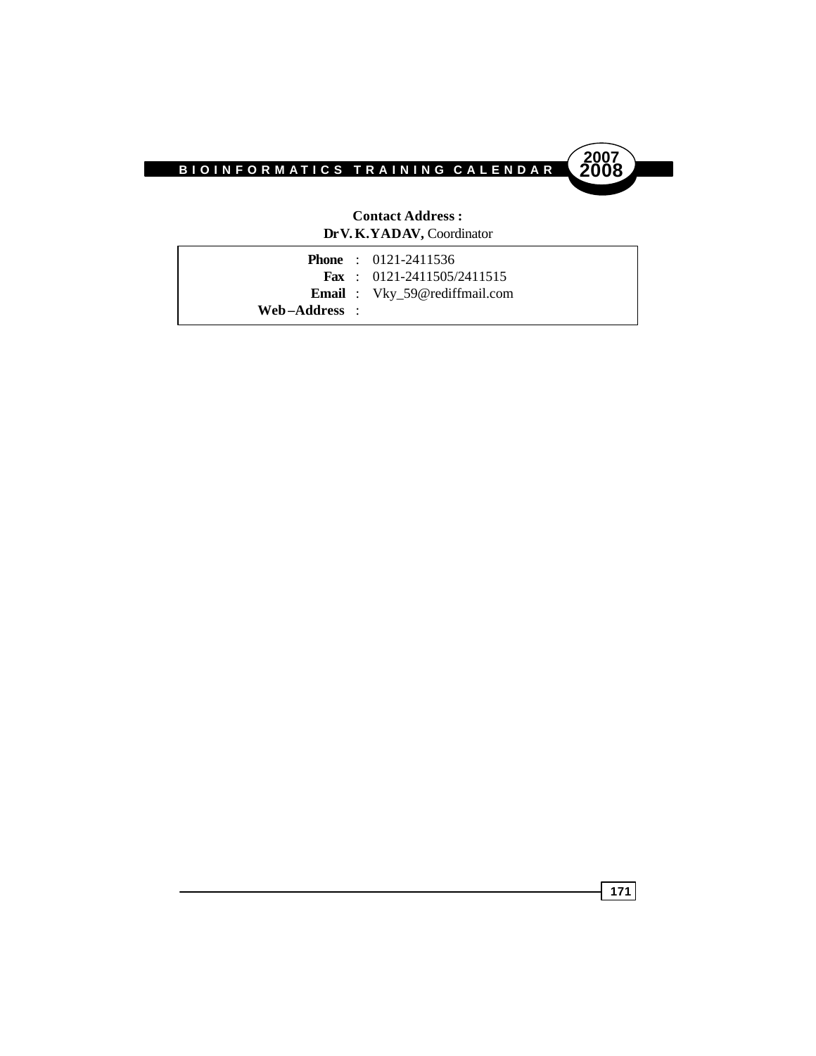**Contact Address :**
**Dr V. K. YADAV,** Coordinator

| | | |
|---|---|---|
| **Phone** | : | 0121-2411536 |
| **Fax** | : | 0121-2411505/2411515 |
| **Email** | : | Vky_59@rediffmail.com |
| **Web–Address** | : | |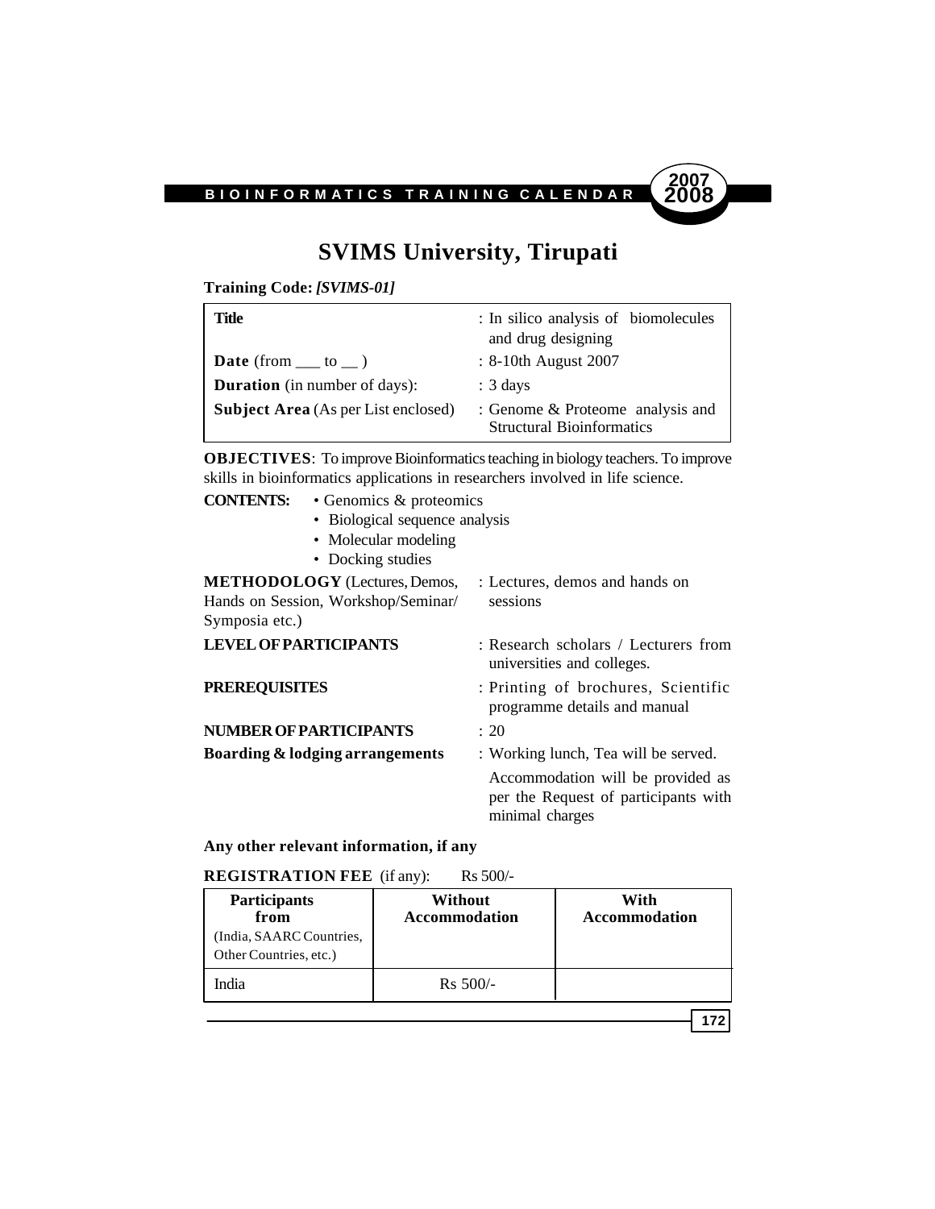# SVIMS University, Tirupati

**Training Code:** ***[SVIMS-01]***

| | |
|---|---|
| **Title** | : In silico analysis of biomolecules and drug designing |
| **Date** (from ___ to __ ) | : 8-10th August 2007 |
| **Duration** (in number of days): | : 3 days |
| **Subject Area** (As per List enclosed) | : Genome & Proteome analysis and Structural Bioinformatics |

**OBJECTIVES**: To improve Bioinformatics teaching in biology teachers. To improve skills in bioinformatics applications in researchers involved in life science.

**CONTENTS:**
- Genomics & proteomics
- Biological sequence analysis
- Molecular modeling
- Docking studies

**METHODOLOGY** (Lectures, Demos, Hands on Session, Workshop/Seminar/ Symposia etc.) : Lectures, demos and hands on sessions

**LEVEL OF PARTICIPANTS** : Research scholars / Lecturers from universities and colleges.

**PREREQUISITES** : Printing of brochures, Scientific programme details and manual

**NUMBER OF PARTICIPANTS** : 20

**Boarding & lodging arrangements** : Working lunch, Tea will be served.

Accommodation will be provided as per the Request of participants with minimal charges

**Any other relevant information, if any**

**REGISTRATION FEE** (if any): Rs 500/-

| **Participants from** (India, SAARC Countries, Other Countries, etc.) | **Without Accommodation** | **With Accommodation** |
|---|---|---|
| India | Rs 500/- | |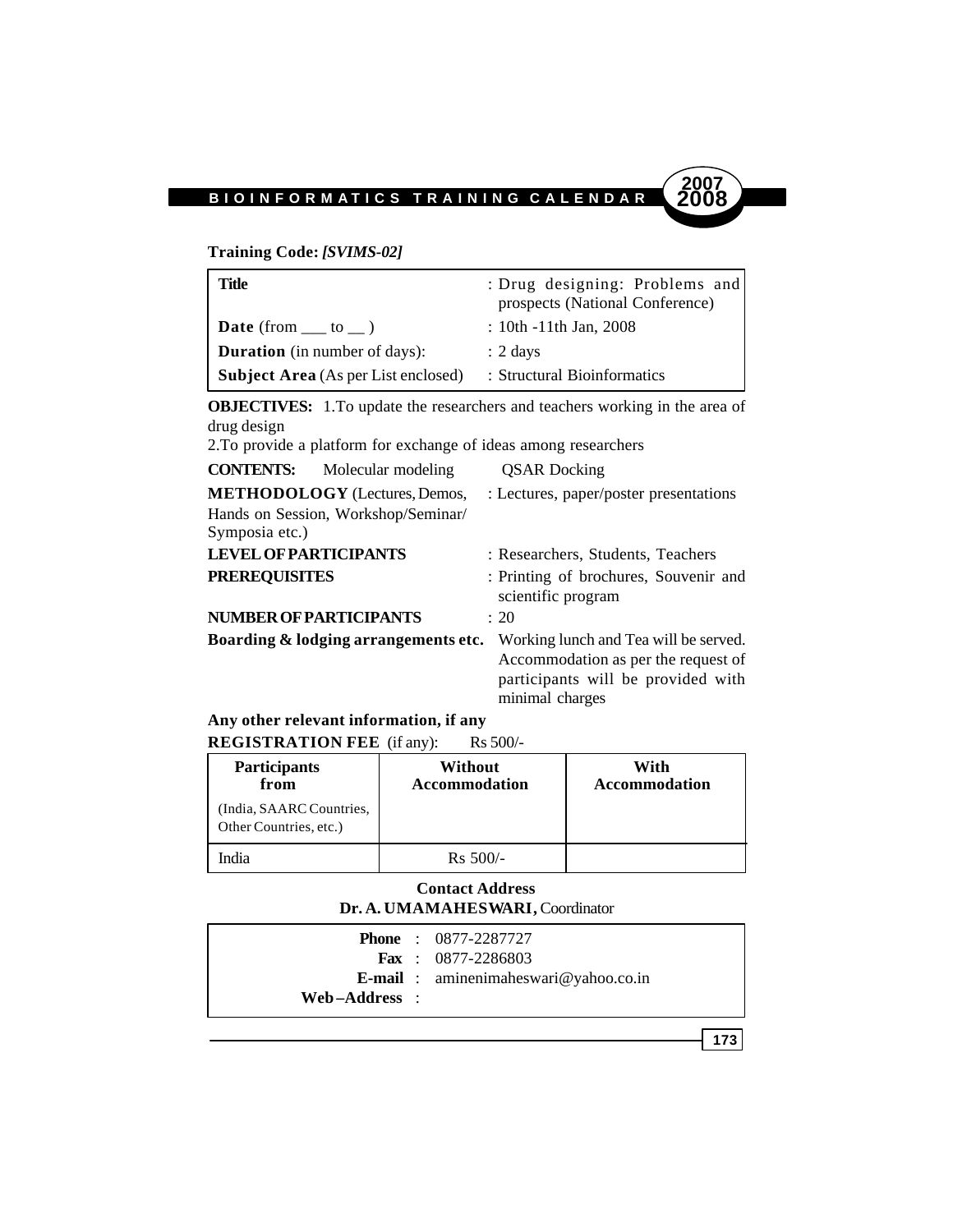**Training Code:** ***[SVIMS-02]***

| | |
|---|---|
| **Title** | : Drug designing: Problems and prospects (National Conference) |
| **Date** (from ___ to __ ) | : 10th -11th Jan, 2008 |
| **Duration** (in number of days): | : 2 days |
| **Subject Area** (As per List enclosed) | : Structural Bioinformatics |

**OBJECTIVES:** 1.To update the researchers and teachers working in the area of drug design

2.To provide a platform for exchange of ideas among researchers

**CONTENTS:** Molecular modeling QSAR Docking

**METHODOLOGY** (Lectures, Demos, Hands on Session, Workshop/Seminar/ Symposia etc.) : Lectures, paper/poster presentations

**LEVEL OF PARTICIPANTS** : Researchers, Students, Teachers

**PREREQUISITES** : Printing of brochures, Souvenir and scientific program

**NUMBER OF PARTICIPANTS** : 20

**Boarding & lodging arrangements etc.** Working lunch and Tea will be served. Accommodation as per the request of participants will be provided with minimal charges

**Any other relevant information, if any**

**REGISTRATION FEE** (if any): Rs 500/-

| **Participants from** (India, SAARC Countries, Other Countries, etc.) | **Without Accommodation** | **With Accommodation** |
|---|---|---|
| India | Rs 500/- | |

**Contact Address**

**Dr. A. UMAMAHESWARI,** Coordinator

**Phone** : 0877-2287727
**Fax** : 0877-2286803
**E-mail** : aminenimaheswari@yahoo.co.in
**Web–Address** :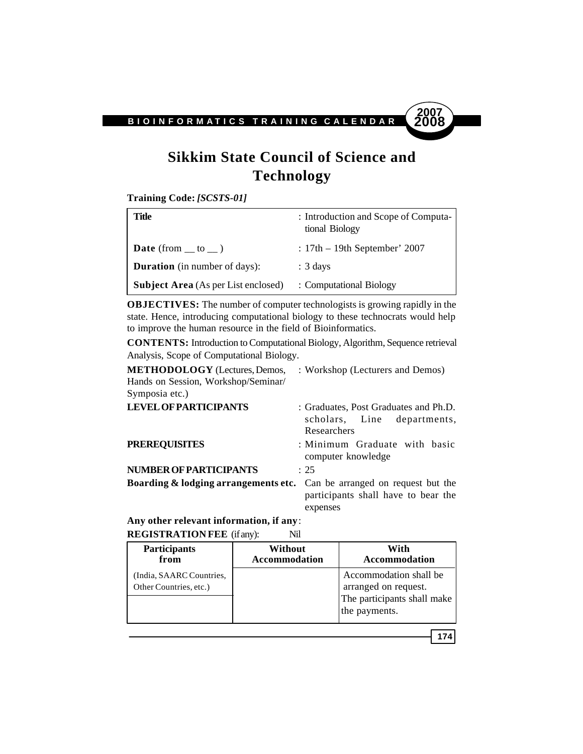# Sikkim State Council of Science and Technology

**Training Code:** ***[SCSTS-01]***

| **Title** | : Introduction and Scope of Computational Biology |
|---|---|
| **Date** (from __ to __ ) | : 17th – 19th September' 2007 |
| **Duration** (in number of days): | : 3 days |
| **Subject Area** (As per List enclosed) | : Computational Biology |

**OBJECTIVES:** The number of computer technologists is growing rapidly in the state. Hence, introducing computational biology to these technocrats would help to improve the human resource in the field of Bioinformatics.

**CONTENTS:** Introduction to Computational Biology, Algorithm, Sequence retrieval Analysis, Scope of Computational Biology.

**METHODOLOGY** (Lectures, Demos, Hands on Session, Workshop/Seminar/ Symposia etc.) : Workshop (Lecturers and Demos)

**LEVEL OF PARTICIPANTS** : Graduates, Post Graduates and Ph.D. scholars, Line departments, Researchers

**PREREQUISITES** : Minimum Graduate with basic computer knowledge

**NUMBER OF PARTICIPANTS** : 25

**Boarding & lodging arrangements etc.** Can be arranged on request but the participants shall have to bear the expenses

**Any other relevant information, if any**:

**REGISTRATION FEE** (if any): Nil

| Participants from | Without Accommodation | With Accommodation |
|---|---|---|
| (India, SAARC Countries, Other Countries, etc.) | | Accommodation shall be arranged on request. The participants shall make the payments. |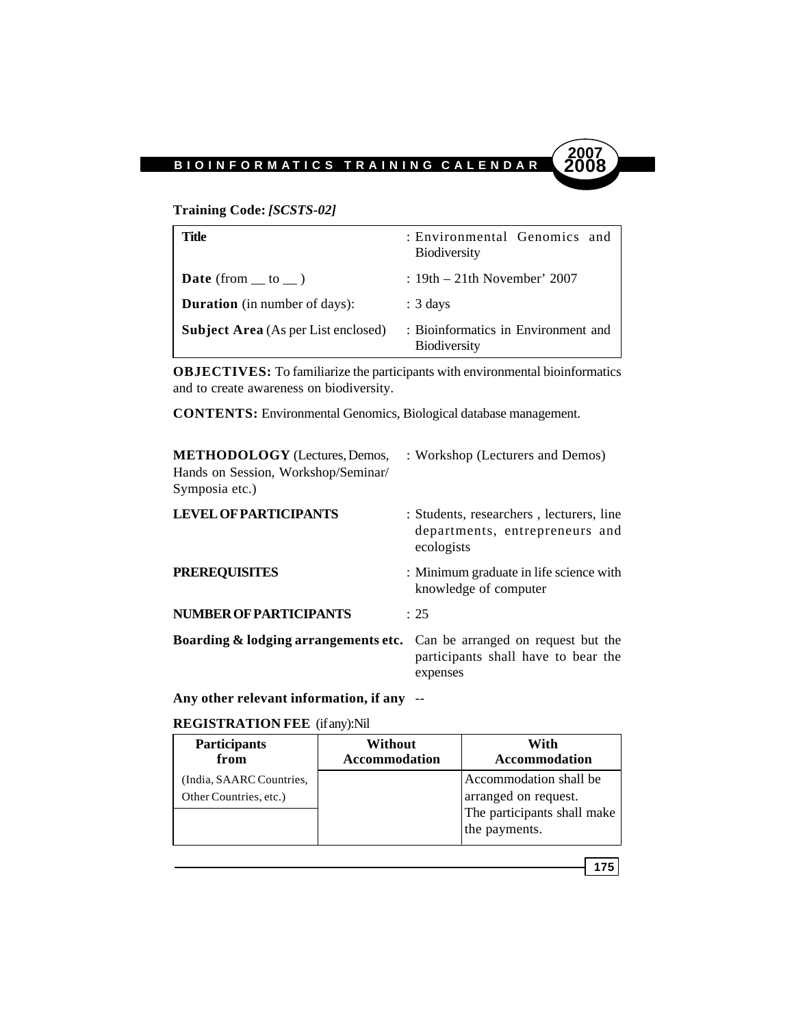**Training Code:** ***[SCSTS-02]***

| **Title** | : Environmental Genomics and Biodiversity |
|---|---|
| **Date** (from __ to __ ) | : 19th – 21th November' 2007 |
| **Duration** (in number of days): | : 3 days |
| **Subject Area** (As per List enclosed) | : Bioinformatics in Environment and Biodiversity |

**OBJECTIVES:** To familiarize the participants with environmental bioinformatics and to create awareness on biodiversity.

**CONTENTS:** Environmental Genomics, Biological database management.

**METHODOLOGY** (Lectures, Demos, Hands on Session, Workshop/Seminar/ Symposia etc.) : Workshop (Lecturers and Demos)

**LEVEL OF PARTICIPANTS** : Students, researchers , lecturers, line departments, entrepreneurs and ecologists

**PREREQUISITES** : Minimum graduate in life science with knowledge of computer

**NUMBER OF PARTICIPANTS** : 25

**Boarding & lodging arrangements etc.** Can be arranged on request but the participants shall have to bear the expenses

**Any other relevant information, if any** --

**REGISTRATION FEE** (if any):Nil

| **Participants from** | **Without Accommodation** | **With Accommodation** |
|---|---|---|
| (India, SAARC Countries, Other Countries, etc.) | | Accommodation shall be arranged on request. The participants shall make the payments. |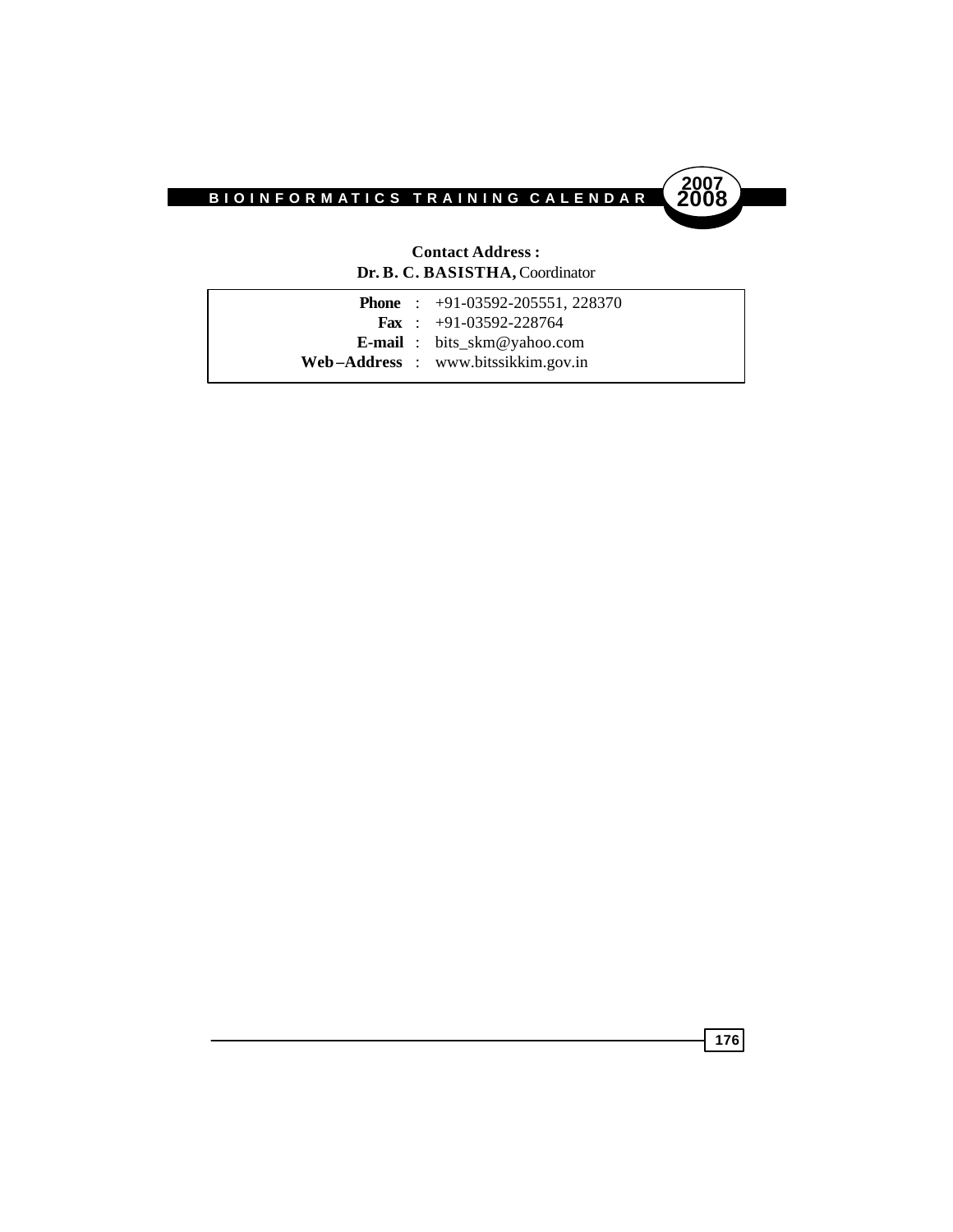**Contact Address :**
**Dr. B. C. BASISTHA,** Coordinator

| | |
|---|---|
| **Phone** : | +91-03592-205551, 228370 |
| **Fax** : | +91-03592-228764 |
| **E-mail** : | bits_skm@yahoo.com |
| **Web–Address** : | www.bitssikkim.gov.in |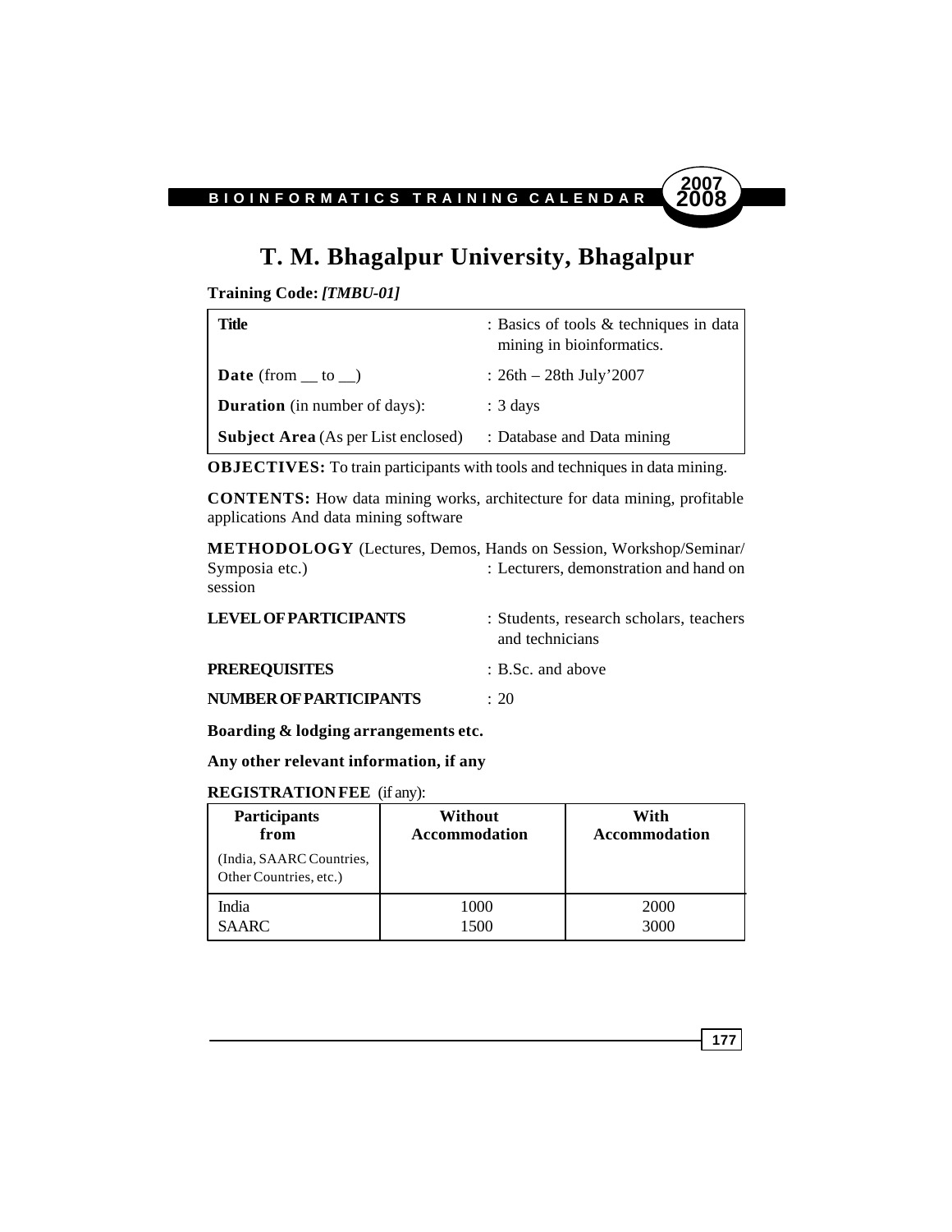# T. M. Bhagalpur University, Bhagalpur

**Training Code:** ***[TMBU-01]***

| | |
|---|---|
| **Title** | : Basics of tools & techniques in data mining in bioinformatics. |
| **Date** (from __ to __) | : 26th – 28th July'2007 |
| **Duration** (in number of days): | : 3 days |
| **Subject Area** (As per List enclosed) | : Database and Data mining |

**OBJECTIVES:** To train participants with tools and techniques in data mining.

**CONTENTS:** How data mining works, architecture for data mining, profitable applications And data mining software

**METHODOLOGY** (Lectures, Demos, Hands on Session, Workshop/Seminar/ Symposia etc.) : Lecturers, demonstration and hand on session

**LEVEL OF PARTICIPANTS** : Students, research scholars, teachers and technicians

**PREREQUISITES** : B.Sc. and above

**NUMBER OF PARTICIPANTS** : 20

**Boarding & lodging arrangements etc.**

**Any other relevant information, if any**

**REGISTRATION FEE** (if any):

| **Participants from** (India, SAARC Countries, Other Countries, etc.) | **Without Accommodation** | **With Accommodation** |
|---|---|---|
| India | 1000 | 2000 |
| SAARC | 1500 | 3000 |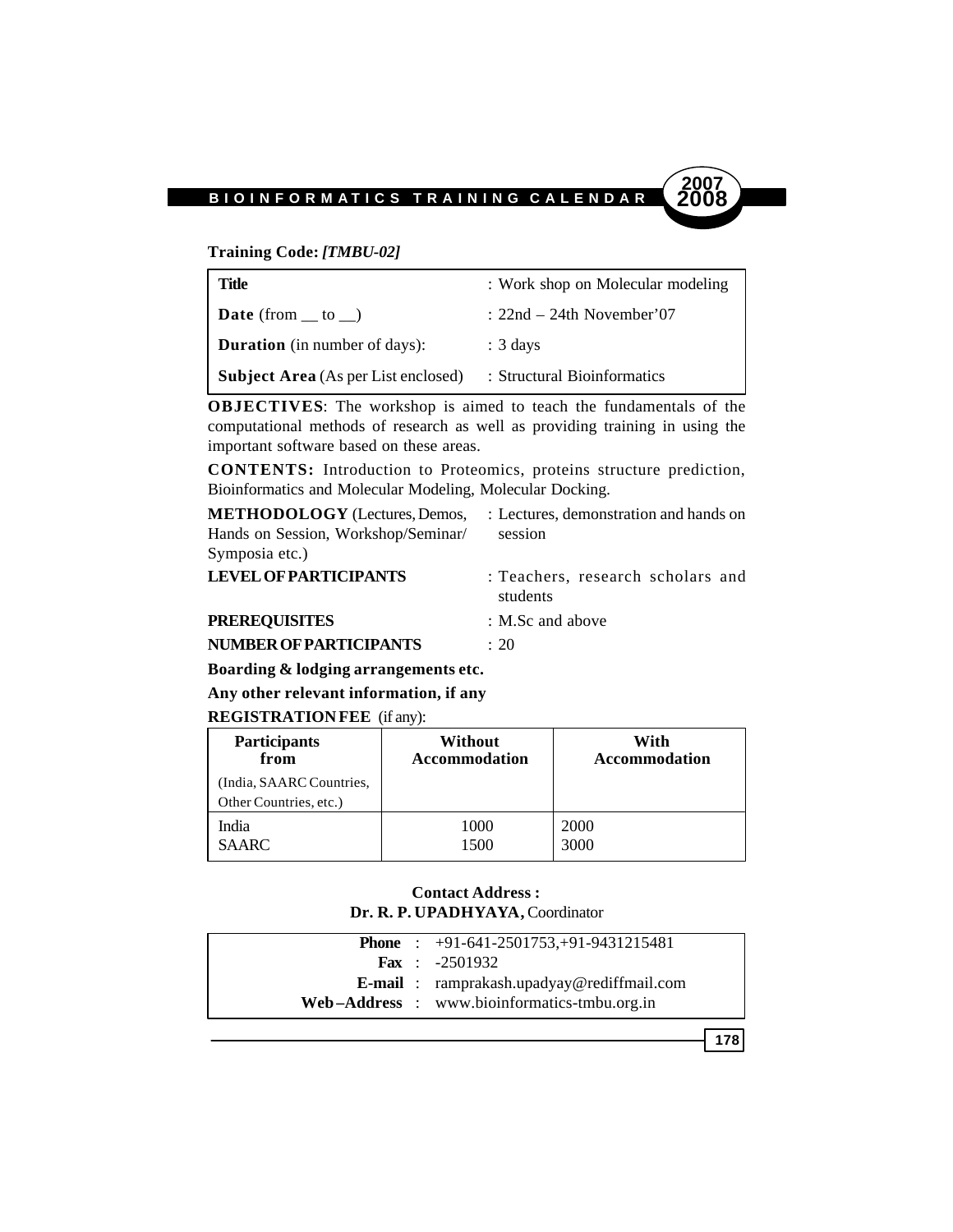**Training Code:** ***[TMBU-02]***

| | |
|---|---|
| **Title** | : Work shop on Molecular modeling |
| **Date** (from __ to __) | : 22nd – 24th November'07 |
| **Duration** (in number of days): | : 3 days |
| **Subject Area** (As per List enclosed) | : Structural Bioinformatics |

**OBJECTIVES**: The workshop is aimed to teach the fundamentals of the computational methods of research as well as providing training in using the important software based on these areas.

**CONTENTS:** Introduction to Proteomics, proteins structure prediction, Bioinformatics and Molecular Modeling, Molecular Docking.

**METHODOLOGY** (Lectures, Demos, Hands on Session, Workshop/Seminar/ Symposia etc.) : Lectures, demonstration and hands on session

**LEVEL OF PARTICIPANTS** : Teachers, research scholars and students

**PREREQUISITES** : M.Sc and above

**NUMBER OF PARTICIPANTS** : 20

**Boarding & lodging arrangements etc.**

**Any other relevant information, if any**

**REGISTRATION FEE** (if any):

| **Participants from** (India, SAARC Countries, Other Countries, etc.) | **Without Accommodation** | **With Accommodation** |
|---|---|---|
| India | 1000 | 2000 |
| SAARC | 1500 | 3000 |

**Contact Address :**
**Dr. R. P. UPADHYAYA,** Coordinator

**Phone** : +91-641-2501753,+91-9431215481
**Fax** : -2501932
**E-mail** : ramprakash.upadyay@rediffmail.com
**Web–Address** : www.bioinformatics-tmbu.org.in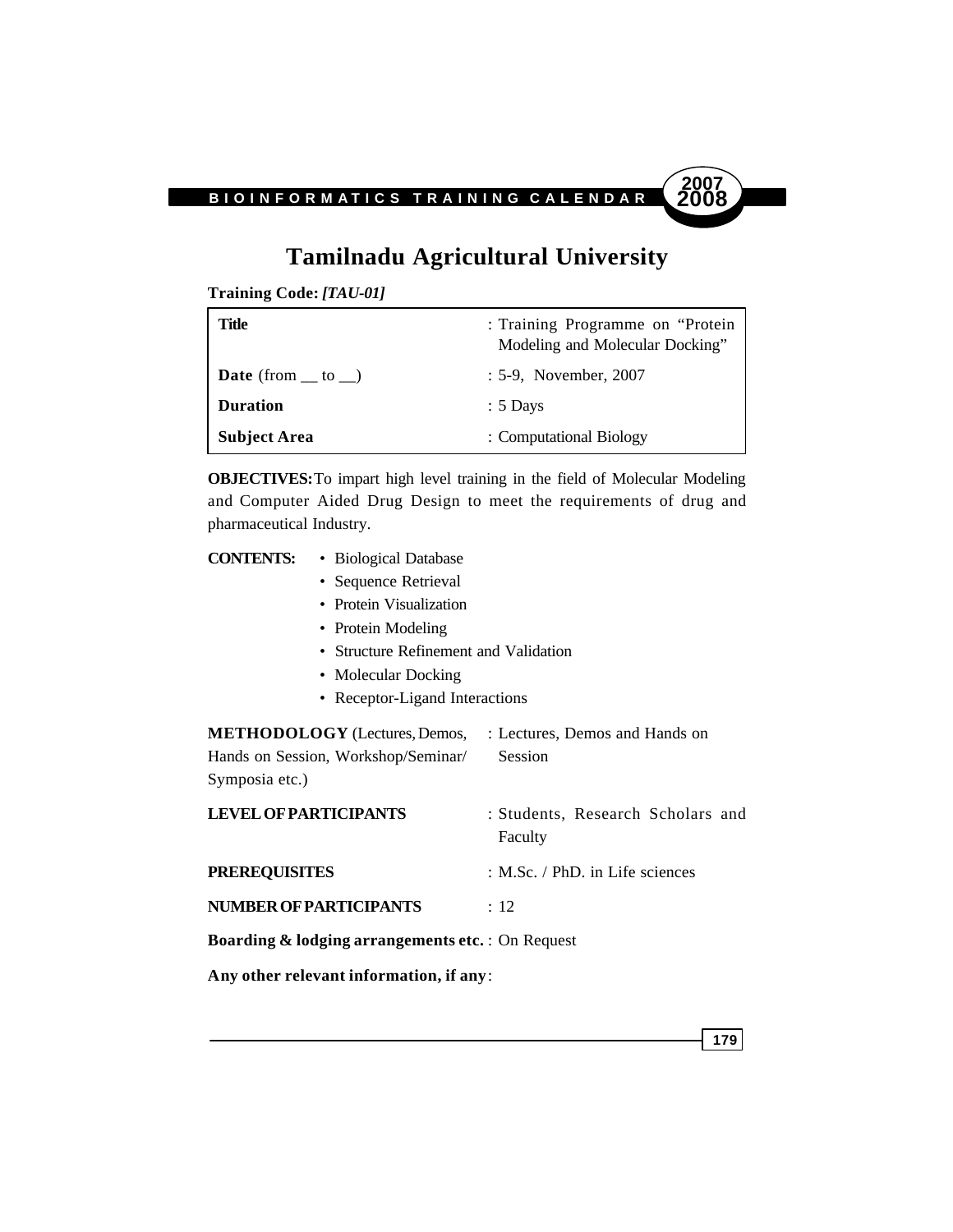# Tamilnadu Agricultural University

**Training Code:** ***[TAU-01]***

| | |
|---|---|
| **Title** | : Training Programme on "Protein Modeling and Molecular Docking" |
| **Date** (from __ to __) | : 5-9, November, 2007 |
| **Duration** | : 5 Days |
| **Subject Area** | : Computational Biology |

**OBJECTIVES:** To impart high level training in the field of Molecular Modeling and Computer Aided Drug Design to meet the requirements of drug and pharmaceutical Industry.

**CONTENTS:**

- Biological Database
- Sequence Retrieval
- Protein Visualization
- Protein Modeling
- Structure Refinement and Validation
- Molecular Docking
- Receptor-Ligand Interactions

**METHODOLOGY** (Lectures, Demos, Hands on Session, Workshop/Seminar/ Symposia etc.) : Lectures, Demos and Hands on Session

**LEVEL OF PARTICIPANTS** : Students, Research Scholars and Faculty

**PREREQUISITES** : M.Sc. / PhD. in Life sciences

**NUMBER OF PARTICIPANTS** : 12

**Boarding & lodging arrangements etc.** : On Request

**Any other relevant information, if any**: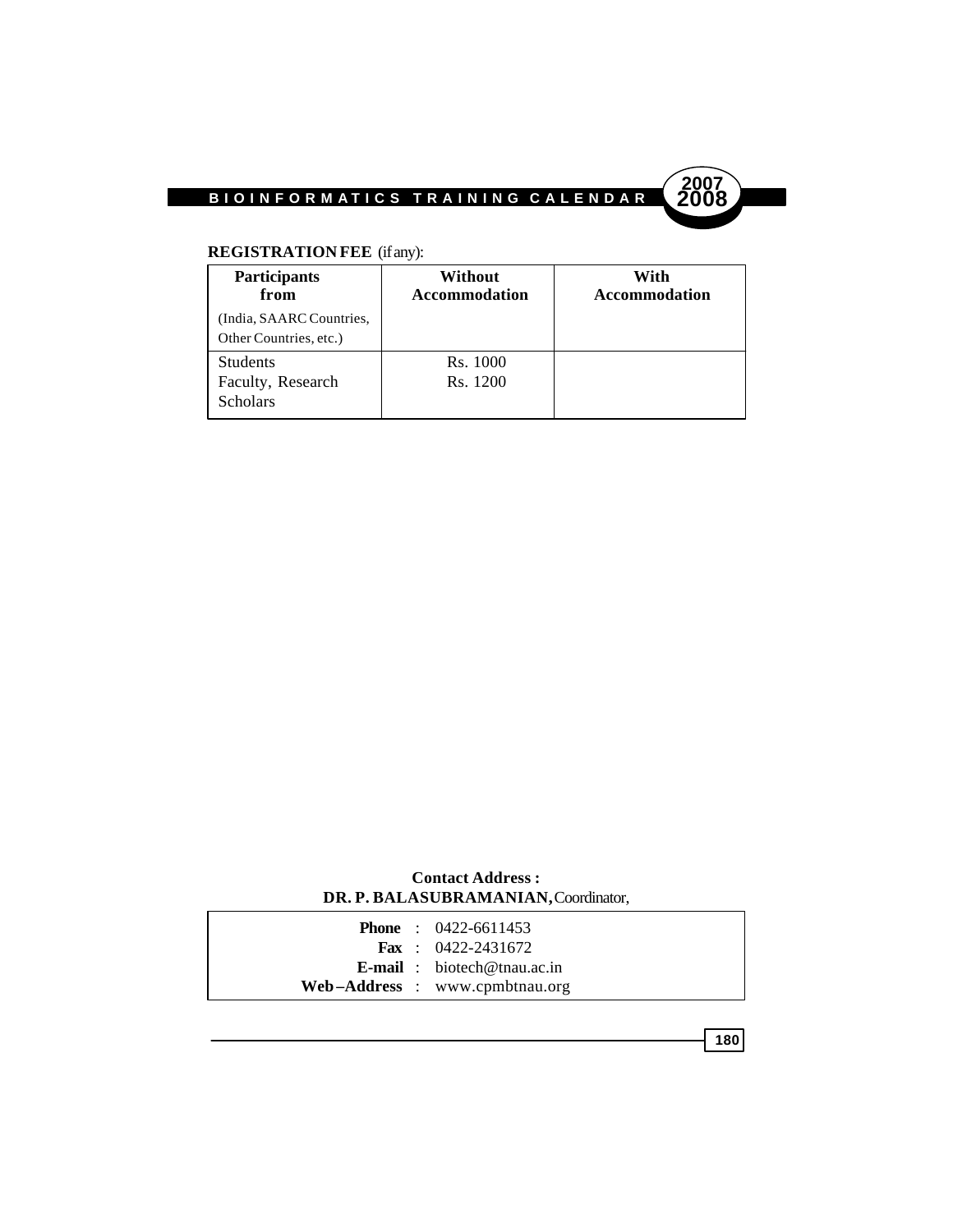**REGISTRATION FEE** (if any):

| Participants from (India, SAARC Countries, Other Countries, etc.) | Without Accommodation | With Accommodation |
|---|---|---|
| Students | Rs. 1000 | |
| Faculty, Research Scholars | Rs. 1200 | |

**Contact Address :**
**DR. P. BALASUBRAMANIAN,** Coordinator,

**Phone** : 0422-6611453
**Fax** : 0422-2431672
**E-mail** : biotech@tnau.ac.in
**Web–Address** : www.cpmbtnau.org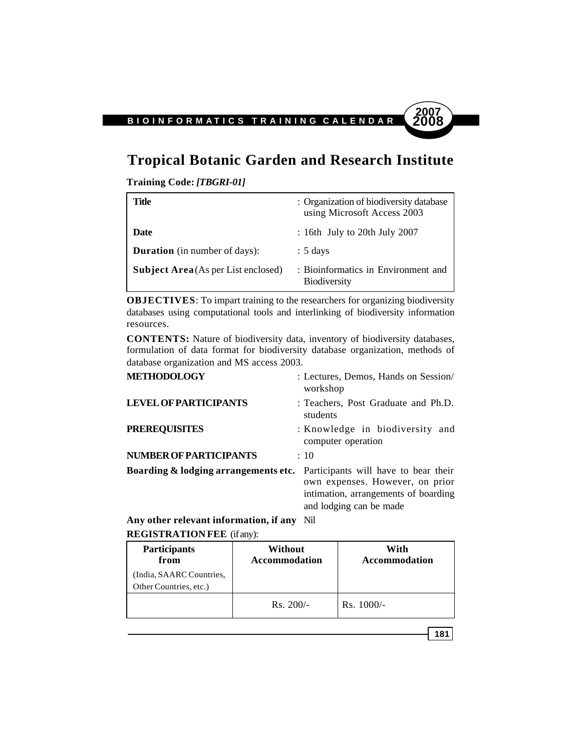# Tropical Botanic Garden and Research Institute

**Training Code:** ***[TBGRI-01]***

| | |
|---|---|
| **Title** | : Organization of biodiversity database using Microsoft Access 2003 |
| **Date** | : 16th July to 20th July 2007 |
| **Duration** (in number of days): | : 5 days |
| **Subject Area** (As per List enclosed) | : Bioinformatics in Environment and Biodiversity |

**OBJECTIVES**: To impart training to the researchers for organizing biodiversity databases using computational tools and interlinking of biodiversity information resources.

**CONTENTS:** Nature of biodiversity data, inventory of biodiversity databases, formulation of data format for biodiversity database organization, methods of database organization and MS access 2003.

**METHODOLOGY** : Lectures, Demos, Hands on Session/ workshop

**LEVEL OF PARTICIPANTS** : Teachers, Post Graduate and Ph.D. students

**PREREQUISITES** : Knowledge in biodiversity and computer operation

**NUMBER OF PARTICIPANTS** : 10

**Boarding & lodging arrangements etc.** Participants will have to bear their own expenses. However, on prior intimation, arrangements of boarding and lodging can be made

**Any other relevant information, if any** Nil

**REGISTRATION FEE** (if any):

| **Participants from** (India, SAARC Countries, Other Countries, etc.) | **Without Accommodation** | **With Accommodation** |
|---|---|---|
| | Rs. 200/- | Rs. 1000/- |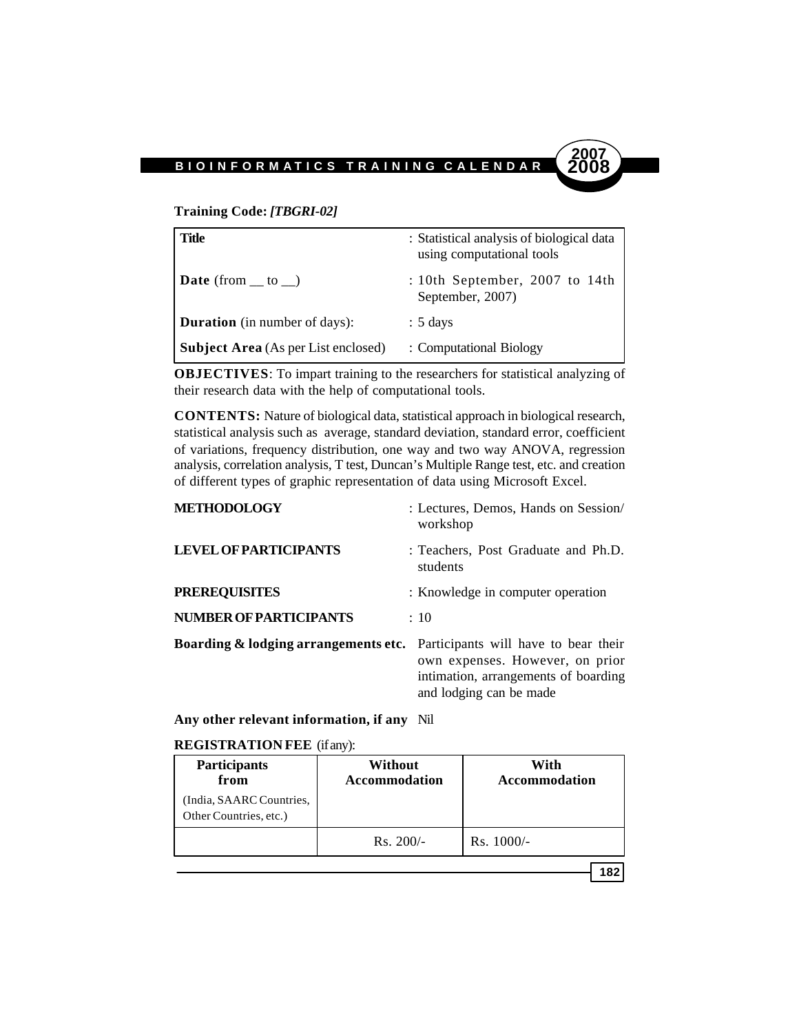**Training Code:** ***[TBGRI-02]***

| | |
|---|---|
| **Title** | : Statistical analysis of biological data using computational tools |
| **Date** (from __ to __) | : 10th September, 2007 to 14th September, 2007) |
| **Duration** (in number of days): | : 5 days |
| **Subject Area** (As per List enclosed) | : Computational Biology |

**OBJECTIVES**: To impart training to the researchers for statistical analyzing of their research data with the help of computational tools.

**CONTENTS:** Nature of biological data, statistical approach in biological research, statistical analysis such as average, standard deviation, standard error, coefficient of variations, frequency distribution, one way and two way ANOVA, regression analysis, correlation analysis, T test, Duncan's Multiple Range test, etc. and creation of different types of graphic representation of data using Microsoft Excel.

**METHODOLOGY** : Lectures, Demos, Hands on Session/ workshop

**LEVEL OF PARTICIPANTS** : Teachers, Post Graduate and Ph.D. students

**PREREQUISITES** : Knowledge in computer operation

**NUMBER OF PARTICIPANTS** : 10

**Boarding & lodging arrangements etc.** Participants will have to bear their own expenses. However, on prior intimation, arrangements of boarding and lodging can be made

**Any other relevant information, if any** Nil

**REGISTRATION FEE** (if any):

| **Participants from** (India, SAARC Countries, Other Countries, etc.) | **Without Accommodation** | **With Accommodation** |
|---|---|---|
| | Rs. 200/- | Rs. 1000/- |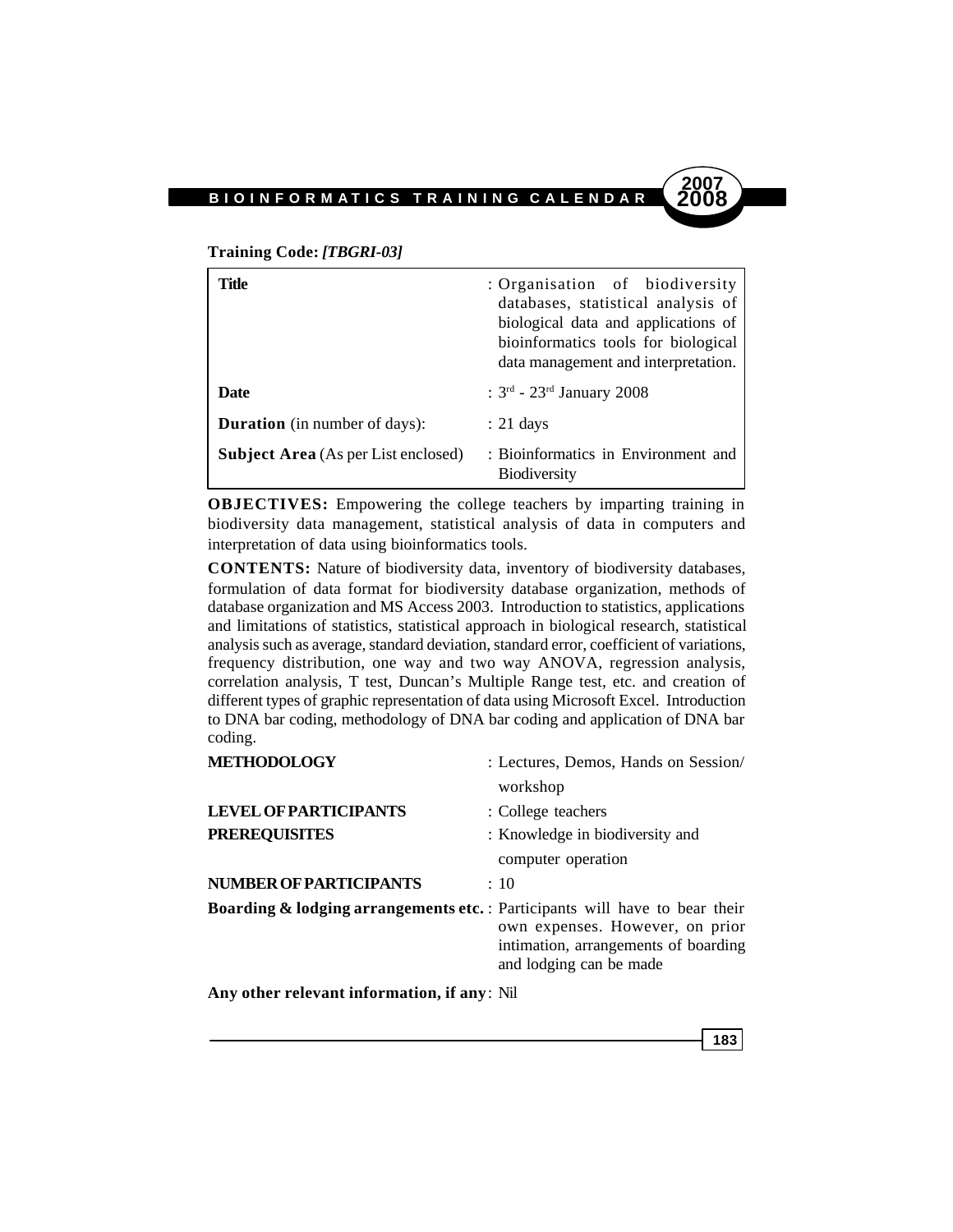**Training Code:** ***[TBGRI-03]***

| | |
|---|---|
| **Title** | : Organisation of biodiversity databases, statistical analysis of biological data and applications of bioinformatics tools for biological data management and interpretation. |
| **Date** | : 3rd - 23rd January 2008 |
| **Duration** (in number of days): | : 21 days |
| **Subject Area** (As per List enclosed) | : Bioinformatics in Environment and Biodiversity |

**OBJECTIVES:** Empowering the college teachers by imparting training in biodiversity data management, statistical analysis of data in computers and interpretation of data using bioinformatics tools.

**CONTENTS:** Nature of biodiversity data, inventory of biodiversity databases, formulation of data format for biodiversity database organization, methods of database organization and MS Access 2003. Introduction to statistics, applications and limitations of statistics, statistical approach in biological research, statistical analysis such as average, standard deviation, standard error, coefficient of variations, frequency distribution, one way and two way ANOVA, regression analysis, correlation analysis, T test, Duncan's Multiple Range test, etc. and creation of different types of graphic representation of data using Microsoft Excel. Introduction to DNA bar coding, methodology of DNA bar coding and application of DNA bar coding.

**METHODOLOGY** : Lectures, Demos, Hands on Session/ workshop

**LEVEL OF PARTICIPANTS** : College teachers

**PREREQUISITES** : Knowledge in biodiversity and computer operation

**NUMBER OF PARTICIPANTS** : 10

**Boarding & lodging arrangements etc.** : Participants will have to bear their own expenses. However, on prior intimation, arrangements of boarding and lodging can be made

**Any other relevant information, if any**: Nil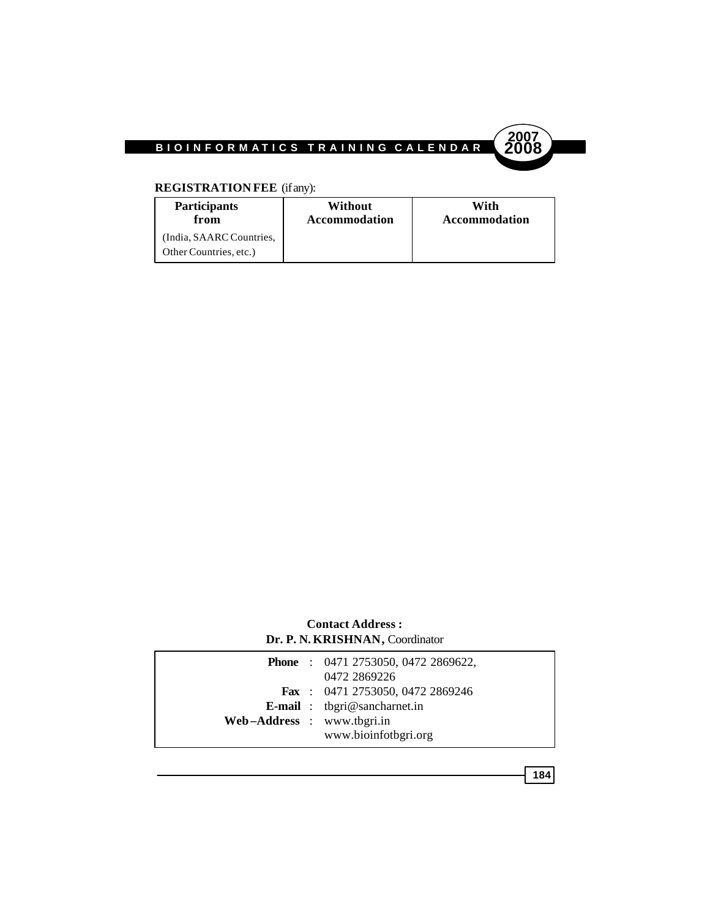**REGISTRATION FEE** (if any):

| Participants from | Without Accommodation | With Accommodation |
|---|---|---|
| (India, SAARC Countries, Other Countries, etc.) | | |

**Contact Address :**
**Dr. P. N. KRISHNAN,** Coordinator

**Phone** : 0471 2753050, 0472 2869622, 0472 2869226
**Fax** : 0471 2753050, 0472 2869246
**E-mail** : tbgri@sancharnet.in
**Web–Address** : www.tbgri.in
www.bioinfotbgri.org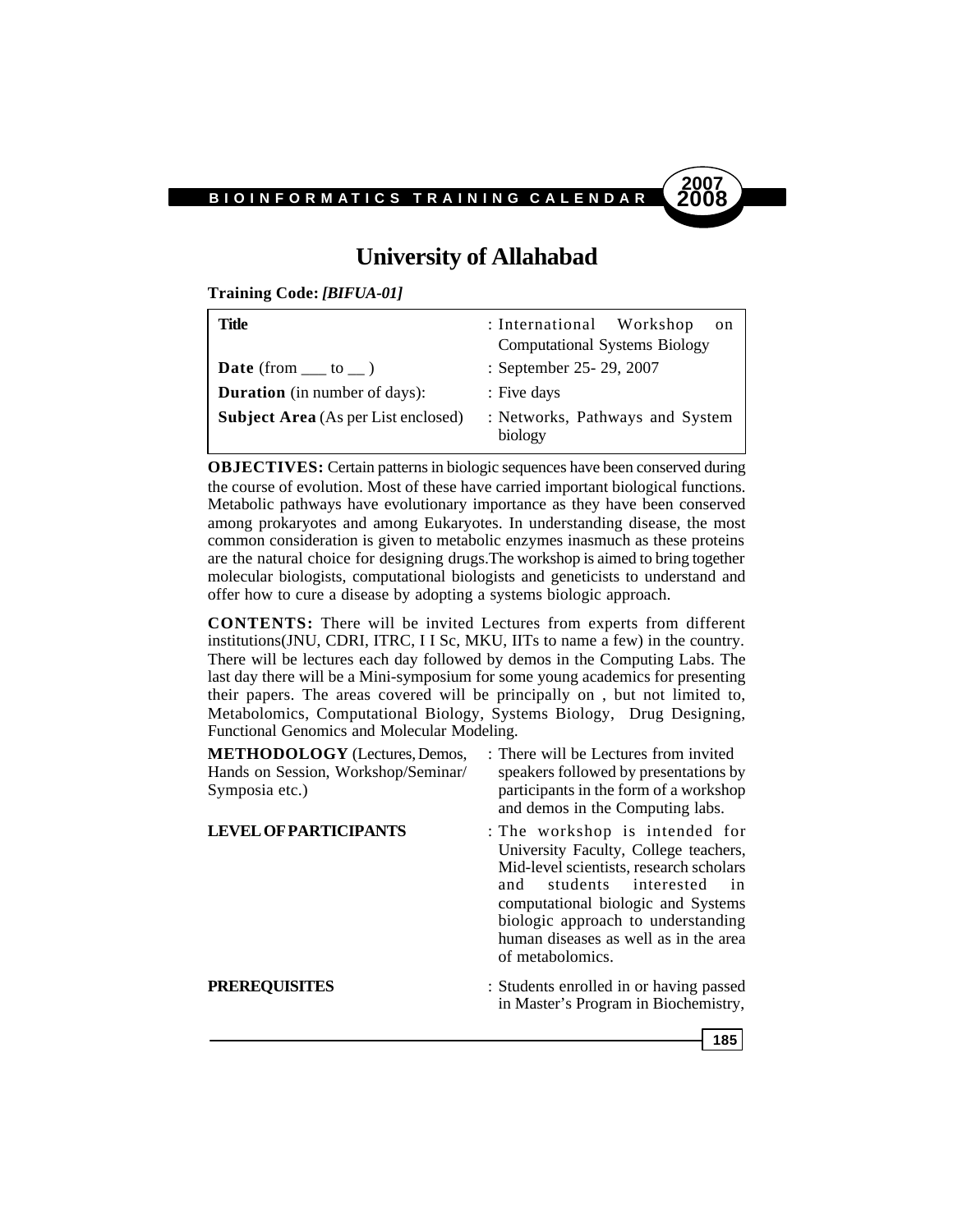# University of Allahabad

**Training Code:** ***[BIFUA-01]***

| | |
|---|---|
| **Title** | : International Workshop on Computational Systems Biology |
| **Date** (from ___ to __ ) | : September 25- 29, 2007 |
| **Duration** (in number of days): | : Five days |
| **Subject Area** (As per List enclosed) | : Networks, Pathways and System biology |

**OBJECTIVES:** Certain patterns in biologic sequences have been conserved during the course of evolution. Most of these have carried important biological functions. Metabolic pathways have evolutionary importance as they have been conserved among prokaryotes and among Eukaryotes. In understanding disease, the most common consideration is given to metabolic enzymes inasmuch as these proteins are the natural choice for designing drugs.The workshop is aimed to bring together molecular biologists, computational biologists and geneticists to understand and offer how to cure a disease by adopting a systems biologic approach.

**CONTENTS:** There will be invited Lectures from experts from different institutions(JNU, CDRI, ITRC, I I Sc, MKU, IITs to name a few) in the country. There will be lectures each day followed by demos in the Computing Labs. The last day there will be a Mini-symposium for some young academics for presenting their papers. The areas covered will be principally on , but not limited to, Metabolomics, Computational Biology, Systems Biology, Drug Designing, Functional Genomics and Molecular Modeling.

**METHODOLOGY** (Lectures, Demos, Hands on Session, Workshop/Seminar/ Symposia etc.) : There will be Lectures from invited speakers followed by presentations by participants in the form of a workshop and demos in the Computing labs.

**LEVEL OF PARTICIPANTS** : The workshop is intended for University Faculty, College teachers, Mid-level scientists, research scholars and students interested in computational biologic and Systems biologic approach to understanding human diseases as well as in the area of metabolomics.

**PREREQUISITES** : Students enrolled in or having passed in Master's Program in Biochemistry,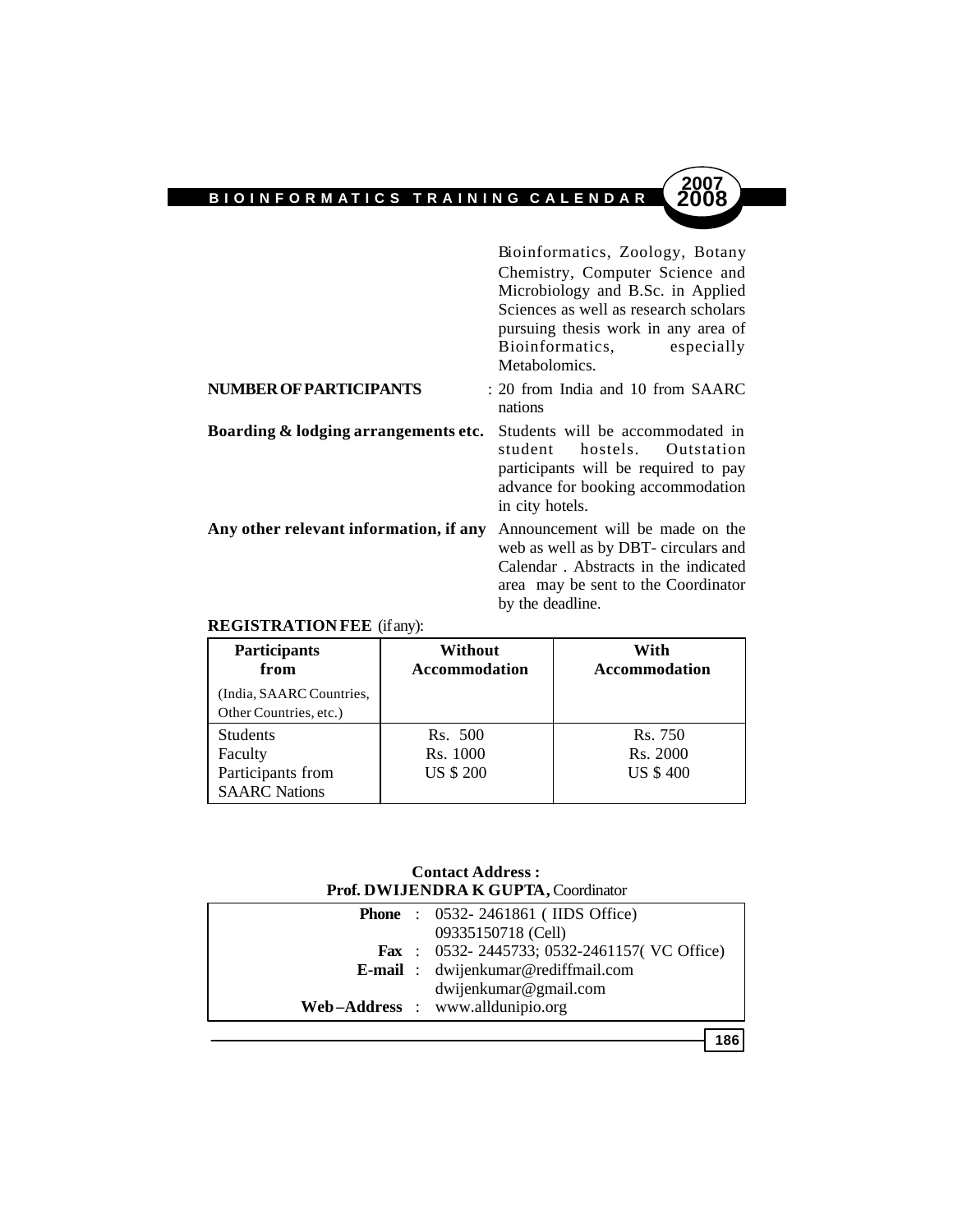Bioinformatics, Zoology, Botany Chemistry, Computer Science and Microbiology and B.Sc. in Applied Sciences as well as research scholars pursuing thesis work in any area of Bioinformatics, especially Metabolomics.

**NUMBER OF PARTICIPANTS** : 20 from India and 10 from SAARC nations

**Boarding & lodging arrangements etc.** Students will be accommodated in student hostels. Outstation participants will be required to pay advance for booking accommodation in city hotels.

**Any other relevant information, if any** Announcement will be made on the web as well as by DBT- circulars and Calendar . Abstracts in the indicated area may be sent to the Coordinator by the deadline.

**REGISTRATION FEE** (if any):

| **Participants from** (India, SAARC Countries, Other Countries, etc.) | **Without Accommodation** | **With Accommodation** |
|---|---|---|
| Students | Rs. 500 | Rs. 750 |
| Faculty | Rs. 1000 | Rs. 2000 |
| Participants from SAARC Nations | US $ 200 | US $ 400 |

**Contact Address :**
**Prof. DWIJENDRA K GUPTA,** Coordinator

**Phone** : 0532- 2461861 ( IIDS Office)
09335150718 (Cell)
**Fax** : 0532- 2445733; 0532-2461157( VC Office)
**E-mail** : dwijenkumar@rediffmail.com
dwijenkumar@gmail.com
**Web–Address** : www.alldunipio.org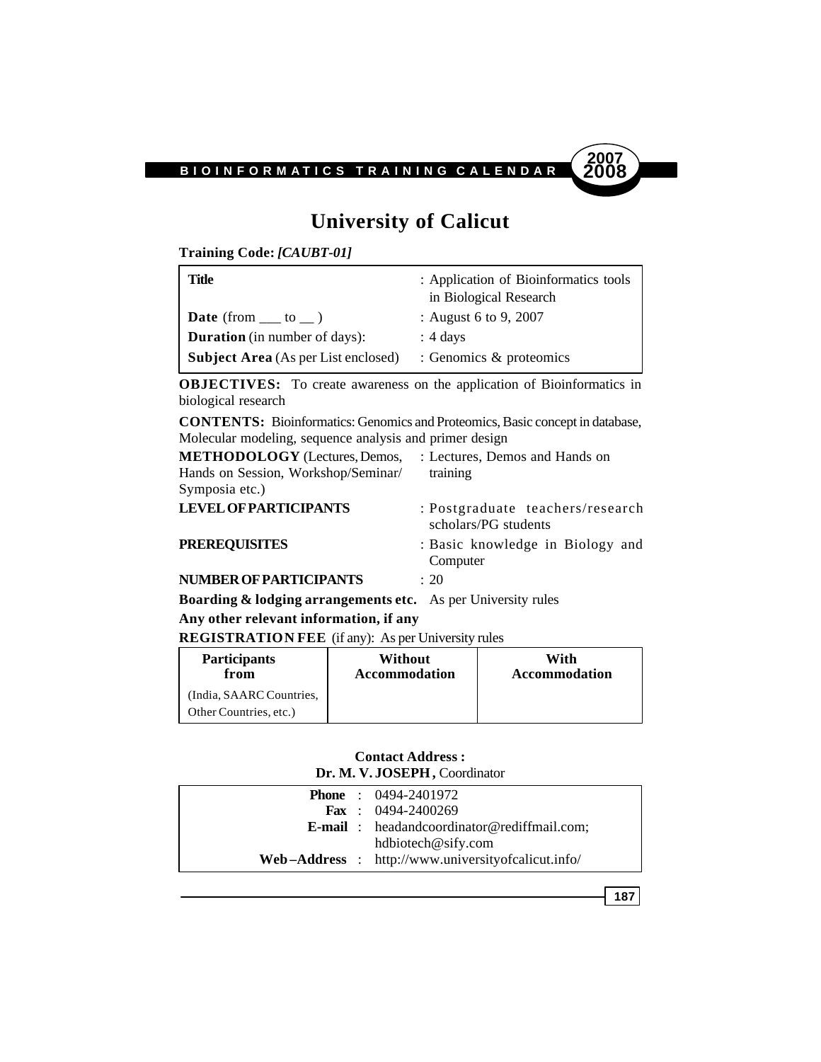# University of Calicut

**Training Code:** ***[CAUBT-01]***

| | |
|---|---|
| **Title** | : Application of Bioinformatics tools in Biological Research |
| **Date** (from ___ to __ ) | : August 6 to 9, 2007 |
| **Duration** (in number of days): | : 4 days |
| **Subject Area** (As per List enclosed) | : Genomics & proteomics |

**OBJECTIVES:** To create awareness on the application of Bioinformatics in biological research

**CONTENTS:** Bioinformatics: Genomics and Proteomics, Basic concept in database, Molecular modeling, sequence analysis and primer design

**METHODOLOGY** (Lectures, Demos, Hands on Session, Workshop/Seminar/ Symposia etc.) : Lectures, Demos and Hands on training

**LEVEL OF PARTICIPANTS** : Postgraduate teachers/research scholars/PG students

**PREREQUISITES** : Basic knowledge in Biology and Computer

**NUMBER OF PARTICIPANTS** : 20

**Boarding & lodging arrangements etc.** As per University rules

**Any other relevant information, if any**

**REGISTRATION FEE** (if any): As per University rules

| Participants from | Without Accommodation | With Accommodation |
|---|---|---|
| (India, SAARC Countries, Other Countries, etc.) | | |

**Contact Address :**
**Dr. M. V. JOSEPH ,** Coordinator

**Phone** : 0494-2401972
**Fax** : 0494-2400269
**E-mail** : headandcoordinator@rediffmail.com; hdbiotech@sify.com
**Web–Address** : http://www.universityofcalicut.info/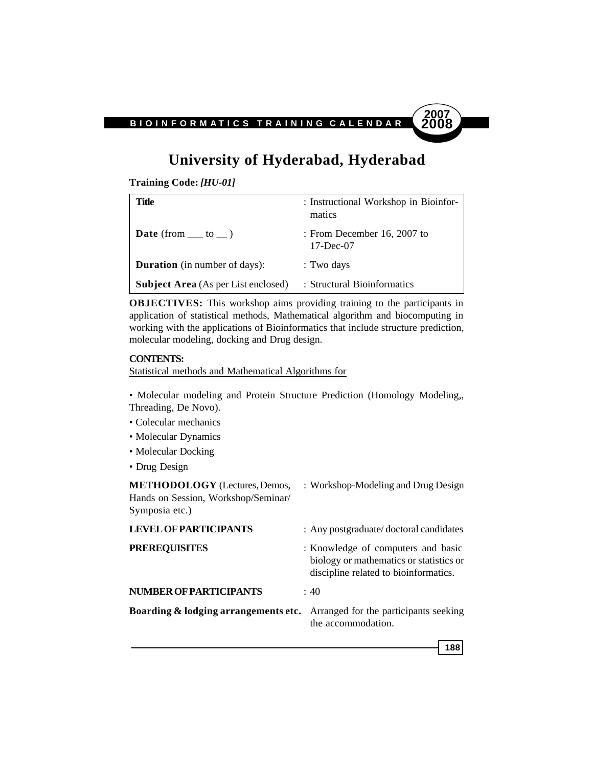# University of Hyderabad, Hyderabad

**Training Code:** ***[HU-01]***

| | |
|---|---|
| **Title** | : Instructional Workshop in Bioinformatics |
| **Date** (from ___ to __ ) | : From December 16, 2007 to 17-Dec-07 |
| **Duration** (in number of days): | : Two days |
| **Subject Area** (As per List enclosed) | : Structural Bioinformatics |

**OBJECTIVES:** This workshop aims providing training to the participants in application of statistical methods, Mathematical algorithm and biocomputing in working with the applications of Bioinformatics that include structure prediction, molecular modeling, docking and Drug design.

**CONTENTS:**

Statistical methods and Mathematical Algorithms for

- Molecular modeling and Protein Structure Prediction (Homology Modeling,, Threading, De Novo).
- Colecular mechanics
- Molecular Dynamics
- Molecular Docking
- Drug Design

| | |
|---|---|
| **METHODOLOGY** (Lectures, Demos, Hands on Session, Workshop/Seminar/ Symposia etc.) | : Workshop-Modeling and Drug Design |
| **LEVEL OF PARTICIPANTS** | : Any postgraduate/ doctoral candidates |
| **PREREQUISITES** | : Knowledge of computers and basic biology or mathematics or statistics or discipline related to bioinformatics. |
| **NUMBER OF PARTICIPANTS** | : 40 |
| **Boarding & lodging arrangements etc.** | Arranged for the participants seeking the accommodation. |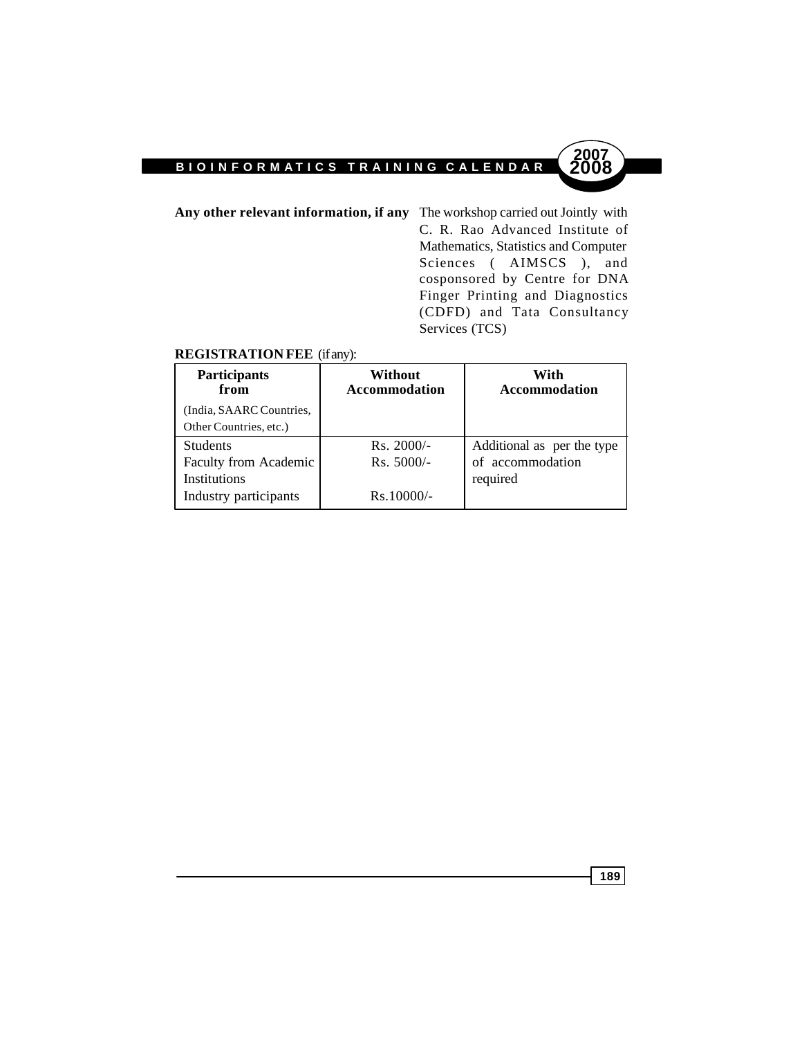**Any other relevant information, if any** The workshop carried out Jointly with C. R. Rao Advanced Institute of Mathematics, Statistics and Computer Sciences ( AIMSCS ), and cosponsored by Centre for DNA Finger Printing and Diagnostics (CDFD) and Tata Consultancy Services (TCS)

**REGISTRATION FEE** (if any):

| **Participants from** (India, SAARC Countries, Other Countries, etc.) | **Without Accommodation** | **With Accommodation** |
|---|---|---|
| Students | Rs. 2000/- | Additional as per the type of accommodation required |
| Faculty from Academic Institutions | Rs. 5000/- | |
| Industry participants | Rs.10000/- | |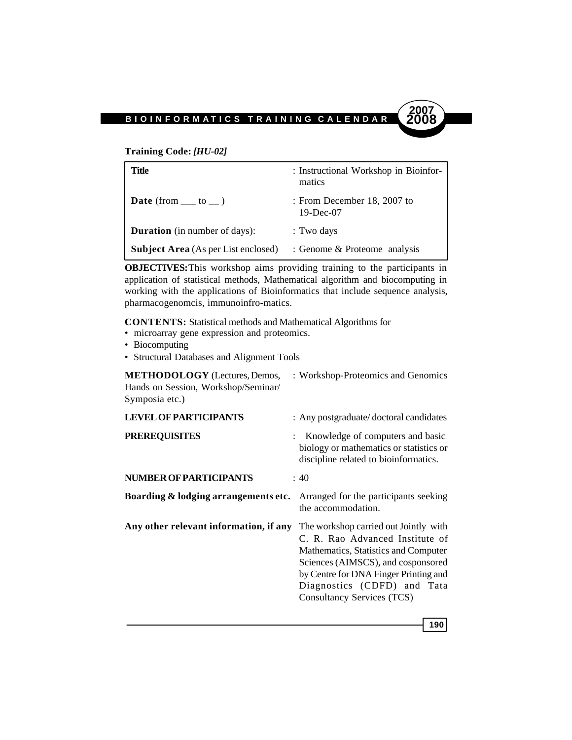**Training Code:** ***[HU-02]***

| **Title** | : Instructional Workshop in Bioinformatics |
|---|---|
| **Date** (from ___ to __ ) | : From December 18, 2007 to 19-Dec-07 |
| **Duration** (in number of days): | : Two days |
| **Subject Area** (As per List enclosed) | : Genome & Proteome analysis |

**OBJECTIVES:** This workshop aims providing training to the participants in application of statistical methods, Mathematical algorithm and biocomputing in working with the applications of Bioinformatics that include sequence analysis, pharmacogenomcis, immunoinfro-matics.

**CONTENTS:** Statistical methods and Mathematical Algorithms for

- microarray gene expression and proteomics.
- Biocomputing
- Structural Databases and Alignment Tools

**METHODOLOGY** (Lectures, Demos, Hands on Session, Workshop/Seminar/ Symposia etc.) : Workshop-Proteomics and Genomics

**LEVEL OF PARTICIPANTS** : Any postgraduate/ doctoral candidates

**PREREQUISITES** : Knowledge of computers and basic biology or mathematics or statistics or discipline related to bioinformatics.

**NUMBER OF PARTICIPANTS** : 40

**Boarding & lodging arrangements etc.** Arranged for the participants seeking the accommodation.

**Any other relevant information, if any** The workshop carried out Jointly with C. R. Rao Advanced Institute of Mathematics, Statistics and Computer Sciences (AIMSCS), and cosponsored by Centre for DNA Finger Printing and Diagnostics (CDFD) and Tata Consultancy Services (TCS)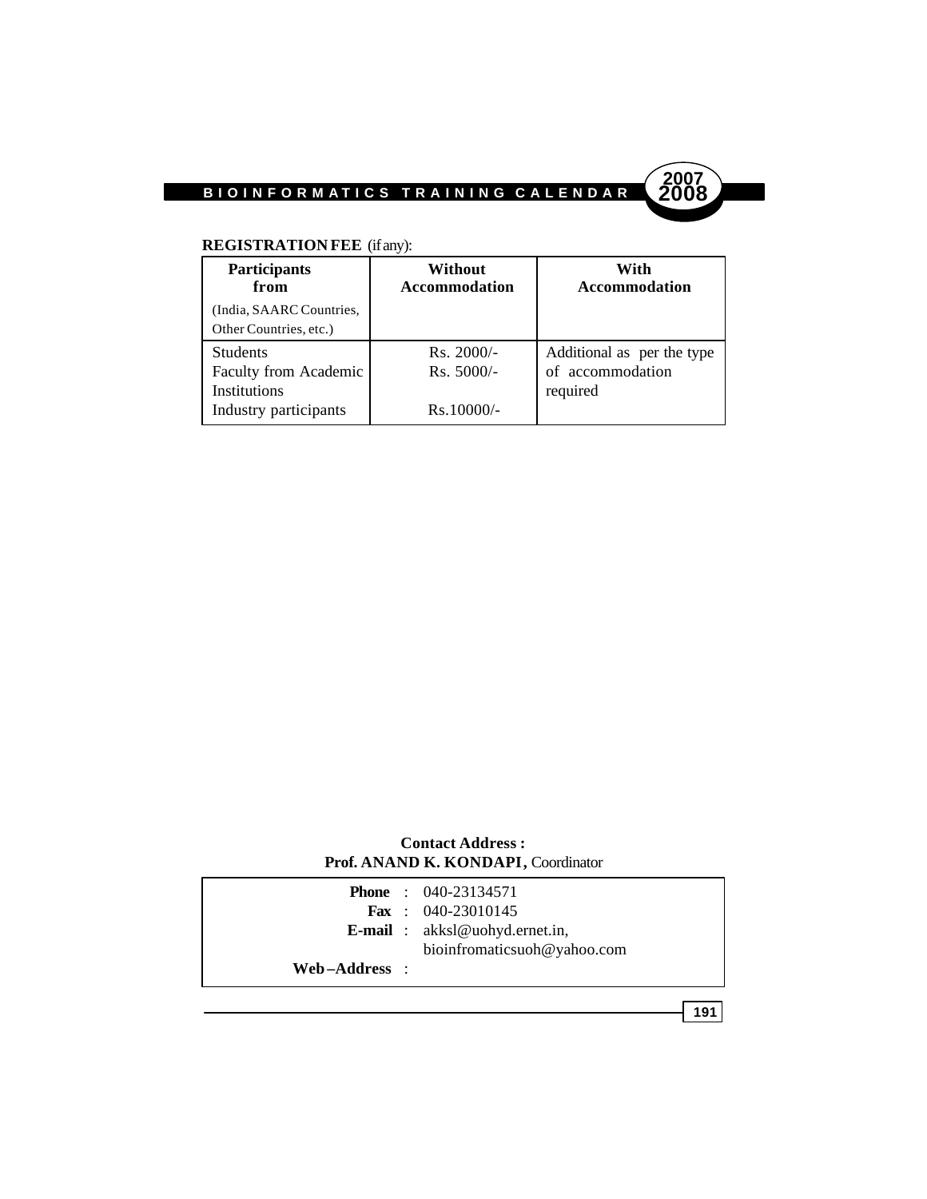**REGISTRATION FEE** (if any):

| Participants from (India, SAARC Countries, Other Countries, etc.) | Without Accommodation | With Accommodation |
|---|---|---|
| Students | Rs. 2000/- | Additional as per the type of accommodation required |
| Faculty from Academic Institutions | Rs. 5000/- | |
| Industry participants | Rs.10000/- | |

**Contact Address :**
**Prof. ANAND K. KONDAPI ,** Coordinator

**Phone** : 040-23134571
**Fax** : 040-23010145
**E-mail** : akksl@uohyd.ernet.in, bioinfromaticsuoh@yahoo.com
**Web–Address** :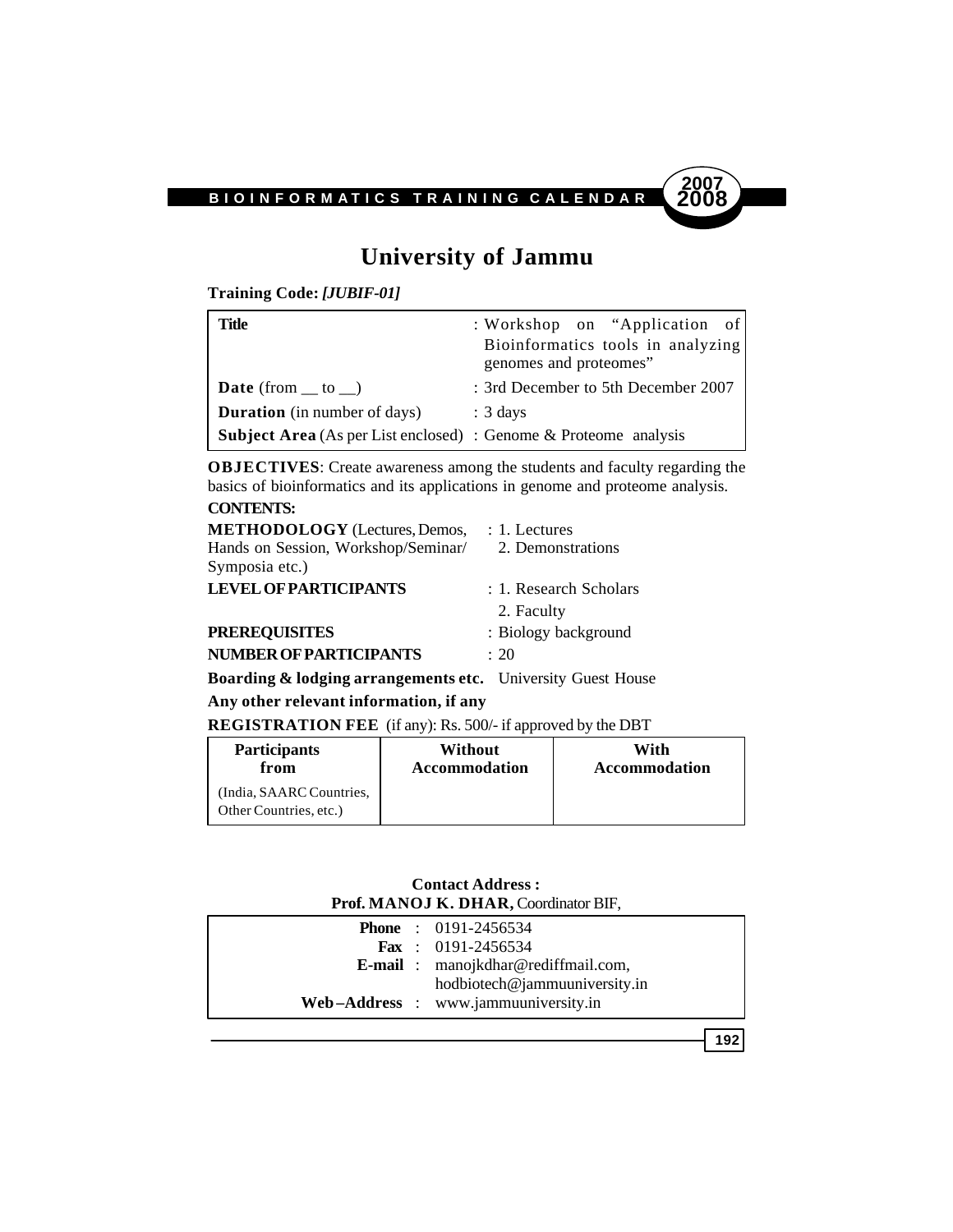# University of Jammu

**Training Code:** ***[JUBIF-01]***

| | |
|---|---|
| **Title** | : Workshop on "Application of Bioinformatics tools in analyzing genomes and proteomes" |
| **Date** (from __ to __) | : 3rd December to 5th December 2007 |
| **Duration** (in number of days) | : 3 days |
| **Subject Area** (As per List enclosed) | : Genome & Proteome analysis |

**OBJECTIVES**: Create awareness among the students and faculty regarding the basics of bioinformatics and its applications in genome and proteome analysis.

**CONTENTS:**

**METHODOLOGY** (Lectures, Demos, Hands on Session, Workshop/Seminar/ Symposia etc.) : 1. Lectures
2. Demonstrations

**LEVEL OF PARTICIPANTS** : 1. Research Scholars
2. Faculty

**PREREQUISITES** : Biology background

**NUMBER OF PARTICIPANTS** : 20

**Boarding & lodging arrangements etc.** University Guest House

**Any other relevant information, if any**

**REGISTRATION FEE** (if any): Rs. 500/- if approved by the DBT

| **Participants from** | **Without Accommodation** | **With Accommodation** |
|---|---|---|
| (India, SAARC Countries, Other Countries, etc.) | | |

**Contact Address :**
**Prof. MANOJ K. DHAR,** Coordinator BIF,

**Phone** : 0191-2456534
**Fax** : 0191-2456534
**E-mail** : manojkdhar@rediffmail.com, hodbiotech@jammuuniversity.in
**Web–Address** : www.jammuuniversity.in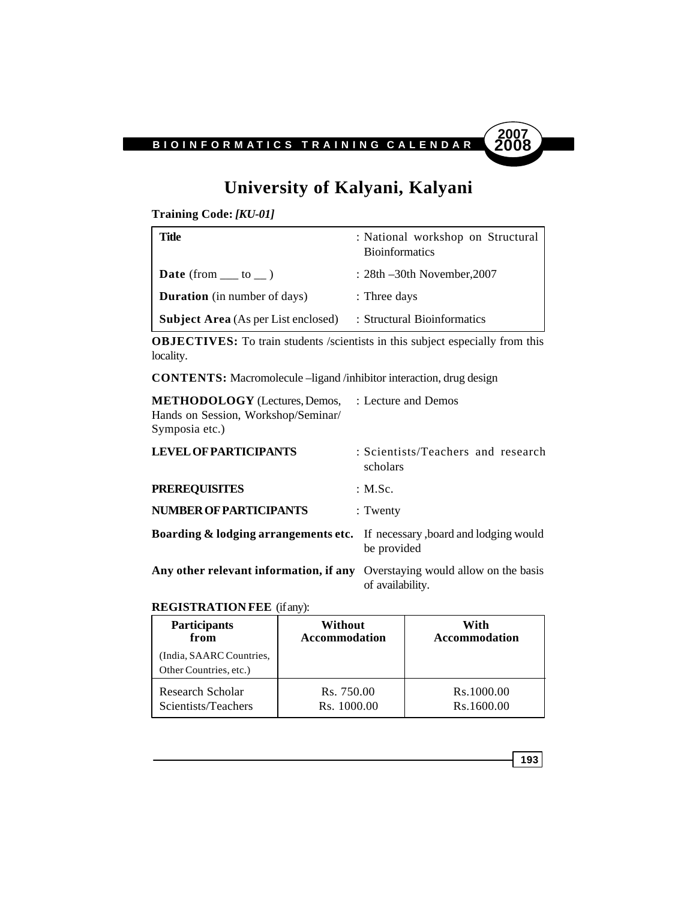# University of Kalyani, Kalyani

**Training Code:** ***[KU-01]***

| | |
|---|---|
| **Title** | : National workshop on Structural Bioinformatics |
| **Date** (from ___ to __ ) | : 28th –30th November,2007 |
| **Duration** (in number of days) | : Three days |
| **Subject Area** (As per List enclosed) | : Structural Bioinformatics |

**OBJECTIVES:** To train students /scientists in this subject especially from this locality.

**CONTENTS:** Macromolecule –ligand /inhibitor interaction, drug design

| | |
|---|---|
| **METHODOLOGY** (Lectures, Demos, Hands on Session, Workshop/Seminar/ Symposia etc.) | : Lecture and Demos |
| **LEVEL OF PARTICIPANTS** | : Scientists/Teachers and research scholars |
| **PREREQUISITES** | : M.Sc. |
| **NUMBER OF PARTICIPANTS** | : Twenty |
| **Boarding & lodging arrangements etc.** | If necessary ,board and lodging would be provided |
| **Any other relevant information, if any** | Overstaying would allow on the basis of availability. |

**REGISTRATION FEE** (if any):

| Participants from (India, SAARC Countries, Other Countries, etc.) | Without Accommodation | With Accommodation |
|---|---|---|
| Research Scholar | Rs. 750.00 | Rs.1000.00 |
| Scientists/Teachers | Rs. 1000.00 | Rs.1600.00 |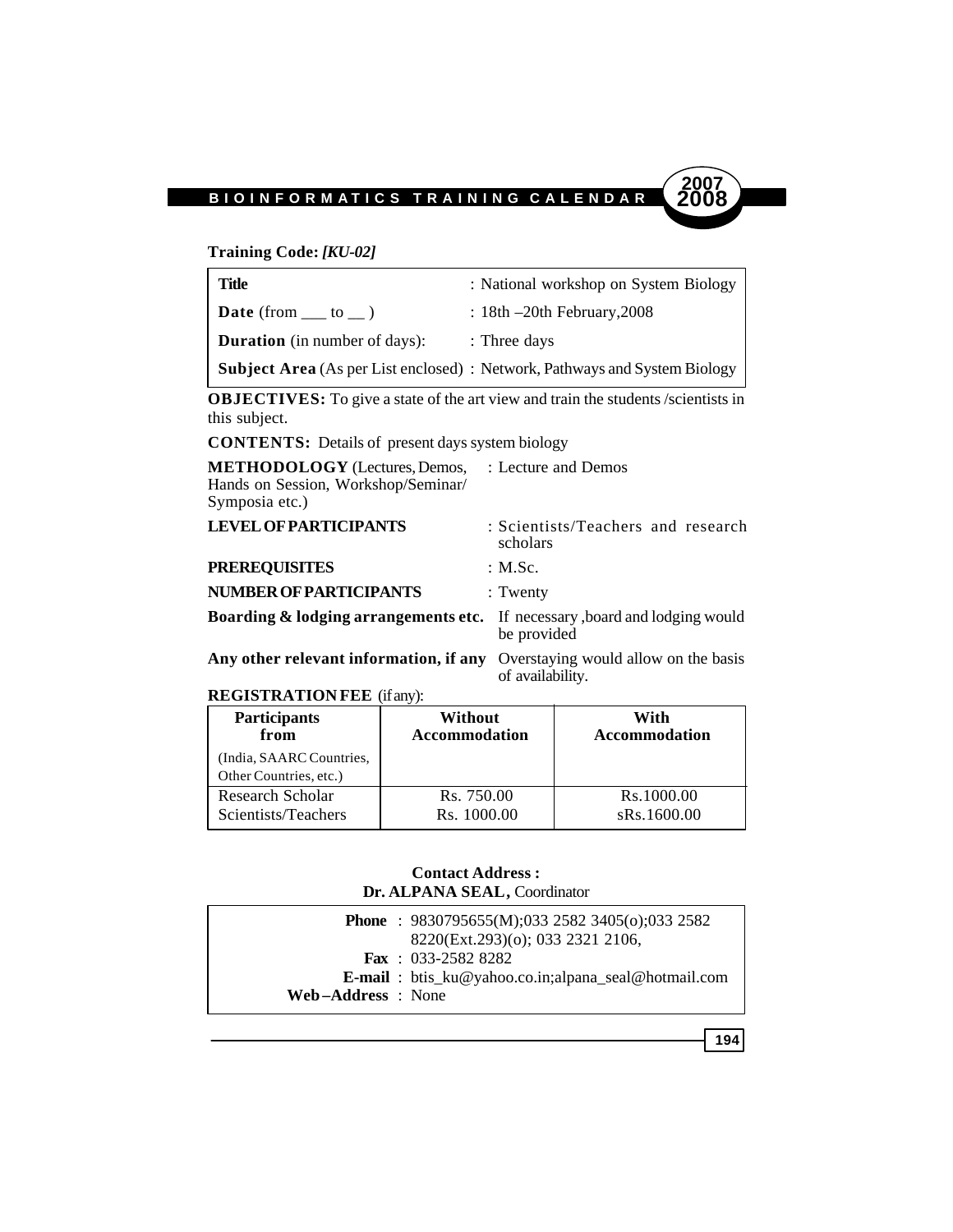**Training Code:** ***[KU-02]***

| | |
|---|---|
| **Title** | : National workshop on System Biology |
| **Date** (from ___ to __ ) | : 18th –20th February,2008 |
| **Duration** (in number of days): | : Three days |
| **Subject Area** (As per List enclosed) | : Network, Pathways and System Biology |

**OBJECTIVES:** To give a state of the art view and train the students /scientists in this subject.

**CONTENTS:** Details of present days system biology

| | |
|---|---|
| **METHODOLOGY** (Lectures, Demos, Hands on Session, Workshop/Seminar/ Symposia etc.) | : Lecture and Demos |
| **LEVEL OF PARTICIPANTS** | : Scientists/Teachers and research scholars |
| **PREREQUISITES** | : M.Sc. |
| **NUMBER OF PARTICIPANTS** | : Twenty |
| **Boarding & lodging arrangements etc.** | If necessary ,board and lodging would be provided |
| **Any other relevant information, if any** | Overstaying would allow on the basis of availability. |

**REGISTRATION FEE** (if any):

| **Participants from** (India, SAARC Countries, Other Countries, etc.) | **Without Accommodation** | **With Accommodation** |
|---|---|---|
| Research Scholar | Rs. 750.00 | Rs.1000.00 |
| Scientists/Teachers | Rs. 1000.00 | sRs.1600.00 |

**Contact Address :**
**Dr. ALPANA SEAL,** Coordinator

**Phone** : 9830795655(M);033 2582 3405(o);033 2582 8220(Ext.293)(o); 033 2321 2106,
**Fax** : 033-2582 8282
**E-mail** : btis_ku@yahoo.co.in;alpana_seal@hotmail.com
**Web–Address** : None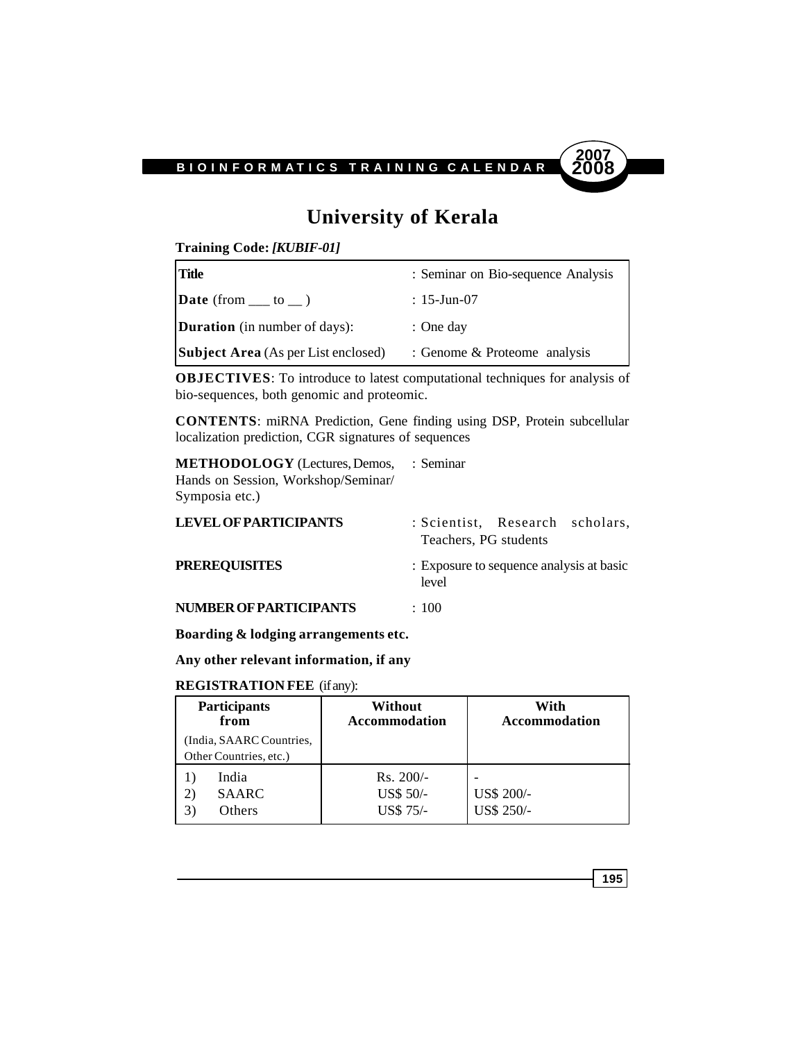# University of Kerala

**Training Code:** ***[KUBIF-01]***

| **Title** | : Seminar on Bio-sequence Analysis |
|---|---|
| **Date** (from ___ to __ ) | : 15-Jun-07 |
| **Duration** (in number of days): | : One day |
| **Subject Area** (As per List enclosed) | : Genome & Proteome analysis |

**OBJECTIVES**: To introduce to latest computational techniques for analysis of bio-sequences, both genomic and proteomic.

**CONTENTS**: miRNA Prediction, Gene finding using DSP, Protein subcellular localization prediction, CGR signatures of sequences

**METHODOLOGY** (Lectures, Demos, Hands on Session, Workshop/Seminar/ Symposia etc.) : Seminar

**LEVEL OF PARTICIPANTS** : Scientist, Research scholars, Teachers, PG students

**PREREQUISITES** : Exposure to sequence analysis at basic level

**NUMBER OF PARTICIPANTS** : 100

**Boarding & lodging arrangements etc.**

**Any other relevant information, if any**

**REGISTRATION FEE** (if any):

| **Participants from** (India, SAARC Countries, Other Countries, etc.) | **Without Accommodation** | **With Accommodation** |
|---|---|---|
| 1) India | Rs. 200/- | - |
| 2) SAARC | US$ 50/- | US$ 200/- |
| 3) Others | US$ 75/- | US$ 250/- |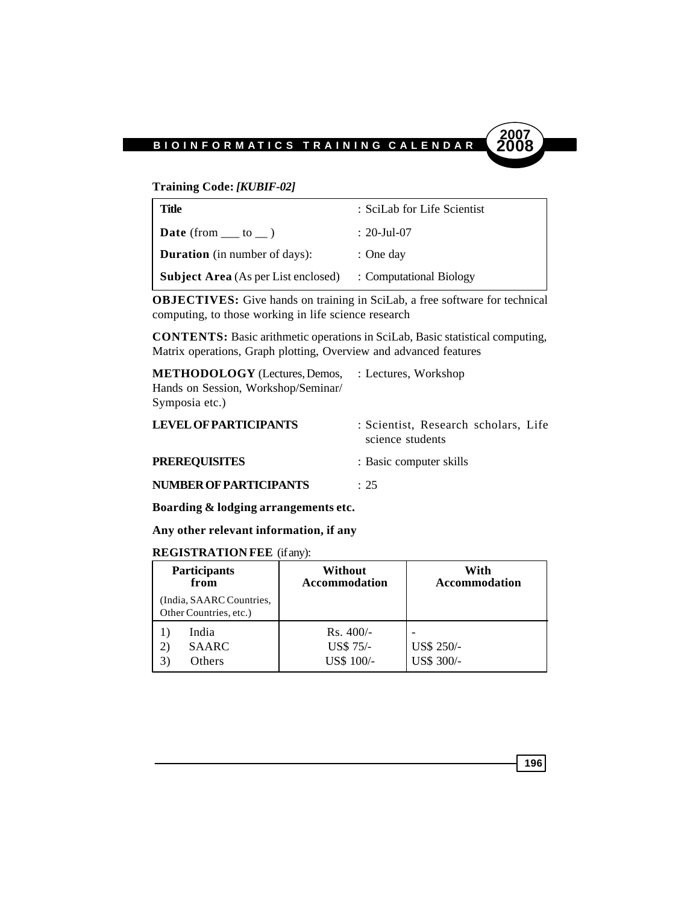**Training Code:** ***[KUBIF-02]***

| | |
|---|---|
| **Title** | : SciLab for Life Scientist |
| **Date** (from ___ to __ ) | : 20-Jul-07 |
| **Duration** (in number of days): | : One day |
| **Subject Area** (As per List enclosed) | : Computational Biology |

**OBJECTIVES:** Give hands on training in SciLab, a free software for technical computing, to those working in life science research

**CONTENTS:** Basic arithmetic operations in SciLab, Basic statistical computing, Matrix operations, Graph plotting, Overview and advanced features

**METHODOLOGY** (Lectures, Demos, Hands on Session, Workshop/Seminar/ Symposia etc.) : Lectures, Workshop

**LEVEL OF PARTICIPANTS** : Scientist, Research scholars, Life science students

**PREREQUISITES** : Basic computer skills

**NUMBER OF PARTICIPANTS** : 25

**Boarding & lodging arrangements etc.**

**Any other relevant information, if any**

**REGISTRATION FEE** (if any):

| **Participants from** (India, SAARC Countries, Other Countries, etc.) | **Without Accommodation** | **With Accommodation** |
|---|---|---|
| 1) India | Rs. 400/- | - |
| 2) SAARC | US$ 75/- | US$ 250/- |
| 3) Others | US$ 100/- | US$ 300/- |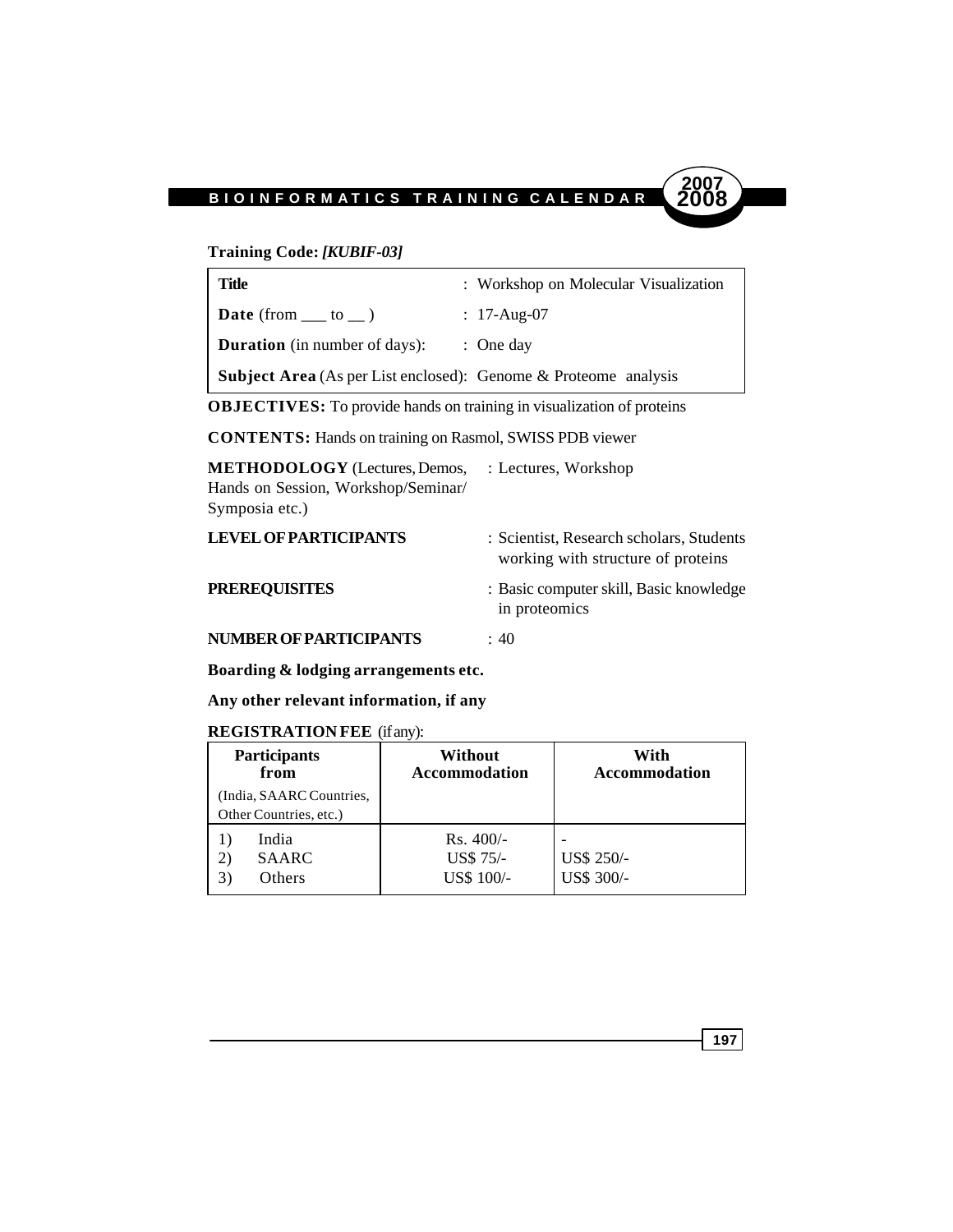**Training Code:** ***[KUBIF-03]***

| **Title** | : Workshop on Molecular Visualization |
|---|---|
| **Date** (from ___ to __ ) | : 17-Aug-07 |
| **Duration** (in number of days): | : One day |
| **Subject Area** (As per List enclosed): | Genome & Proteome analysis |

**OBJECTIVES:** To provide hands on training in visualization of proteins

**CONTENTS:** Hands on training on Rasmol, SWISS PDB viewer

**METHODOLOGY** (Lectures, Demos, Hands on Session, Workshop/Seminar/ Symposia etc.) : Lectures, Workshop

**LEVEL OF PARTICIPANTS** : Scientist, Research scholars, Students working with structure of proteins

**PREREQUISITES** : Basic computer skill, Basic knowledge in proteomics

**NUMBER OF PARTICIPANTS** : 40

**Boarding & lodging arrangements etc.**

**Any other relevant information, if any**

**REGISTRATION FEE** (if any):

| **Participants from** (India, SAARC Countries, Other Countries, etc.) | **Without Accommodation** | **With Accommodation** |
|---|---|---|
| 1) India | Rs. 400/- | - |
| 2) SAARC | US$ 75/- | US$ 250/- |
| 3) Others | US$ 100/- | US$ 300/- |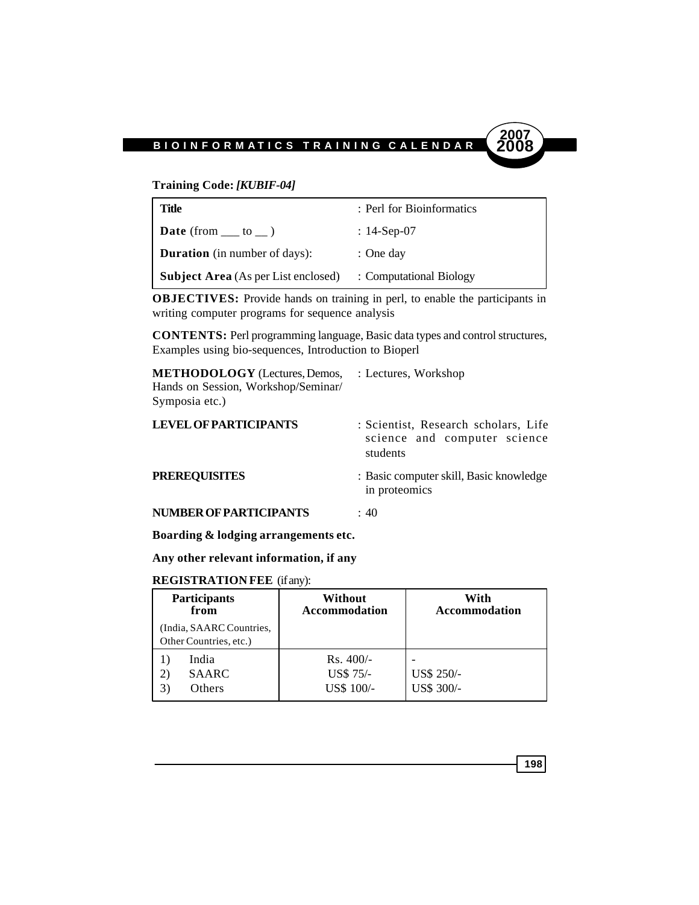**Training Code:** ***[KUBIF-04]***

| | |
|---|---|
| **Title** | : Perl for Bioinformatics |
| **Date** (from ___ to __ ) | : 14-Sep-07 |
| **Duration** (in number of days): | : One day |
| **Subject Area** (As per List enclosed) | : Computational Biology |

**OBJECTIVES:** Provide hands on training in perl, to enable the participants in writing computer programs for sequence analysis

**CONTENTS:** Perl programming language, Basic data types and control structures, Examples using bio-sequences, Introduction to Bioperl

**METHODOLOGY** (Lectures, Demos, Hands on Session, Workshop/Seminar/ Symposia etc.) : Lectures, Workshop

**LEVEL OF PARTICIPANTS** : Scientist, Research scholars, Life science and computer science students

**PREREQUISITES** : Basic computer skill, Basic knowledge in proteomics

**NUMBER OF PARTICIPANTS** : 40

**Boarding & lodging arrangements etc.**

**Any other relevant information, if any**

**REGISTRATION FEE** (if any):

| **Participants from** (India, SAARC Countries, Other Countries, etc.) | **Without Accommodation** | **With Accommodation** |
|---|---|---|
| 1) India | Rs. 400/- | - |
| 2) SAARC | US$ 75/- | US$ 250/- |
| 3) Others | US$ 100/- | US$ 300/- |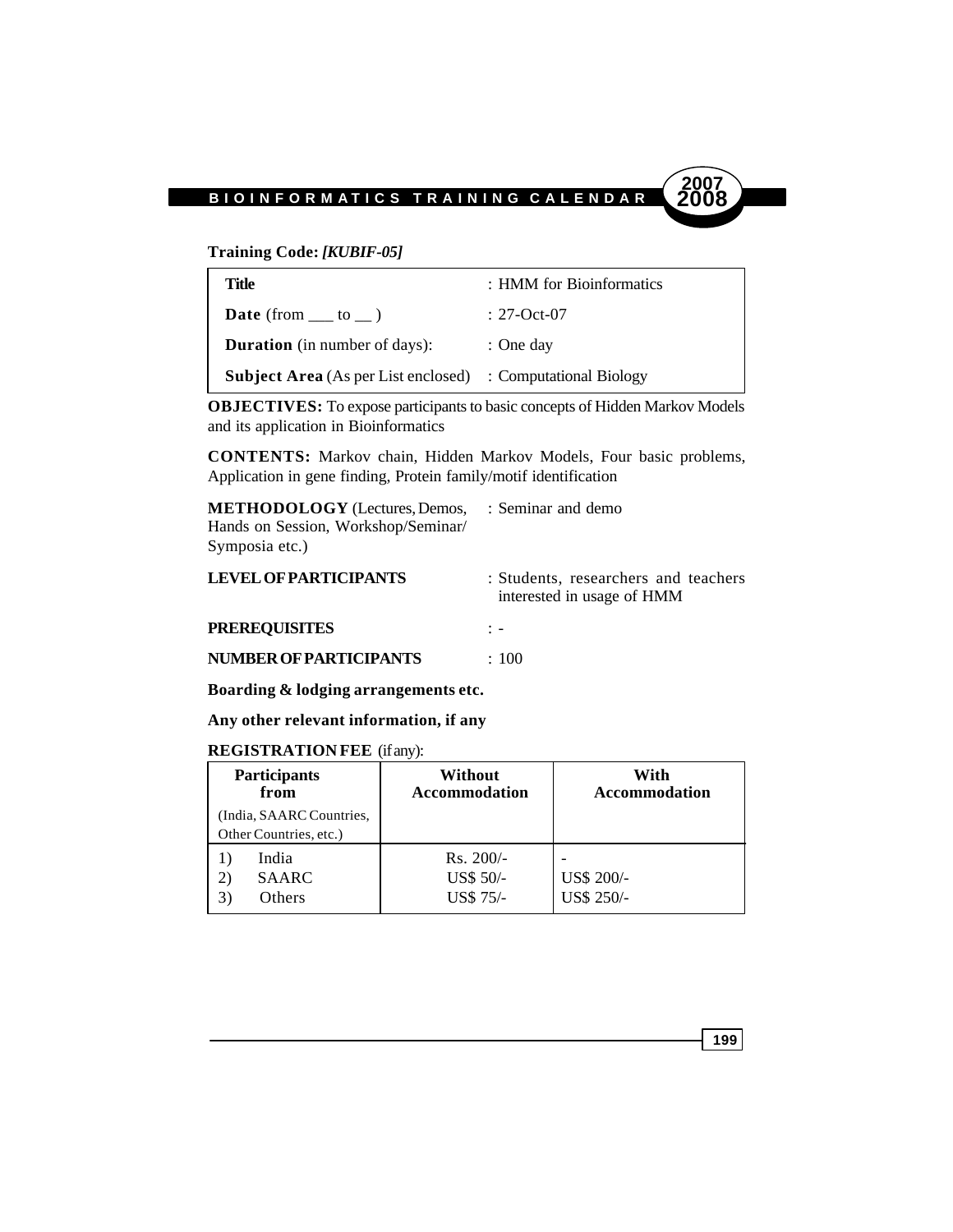**Training Code:** ***[KUBIF-05]***

| | |
|---|---|
| **Title** | : HMM for Bioinformatics |
| **Date** (from ___ to __ ) | : 27-Oct-07 |
| **Duration** (in number of days): | : One day |
| **Subject Area** (As per List enclosed) | : Computational Biology |

**OBJECTIVES:** To expose participants to basic concepts of Hidden Markov Models and its application in Bioinformatics

**CONTENTS:** Markov chain, Hidden Markov Models, Four basic problems, Application in gene finding, Protein family/motif identification

**METHODOLOGY** (Lectures, Demos, Hands on Session, Workshop/Seminar/ Symposia etc.) : Seminar and demo

**LEVEL OF PARTICIPANTS** : Students, researchers and teachers interested in usage of HMM

**PREREQUISITES** : -

**NUMBER OF PARTICIPANTS** : 100

**Boarding & lodging arrangements etc.**

**Any other relevant information, if any**

**REGISTRATION FEE** (if any):

| Participants from (India, SAARC Countries, Other Countries, etc.) | Without Accommodation | With Accommodation |
|---|---|---|
| 1) India | Rs. 200/- | - |
| 2) SAARC | US$ 50/- | US$ 200/- |
| 3) Others | US$ 75/- | US$ 250/- |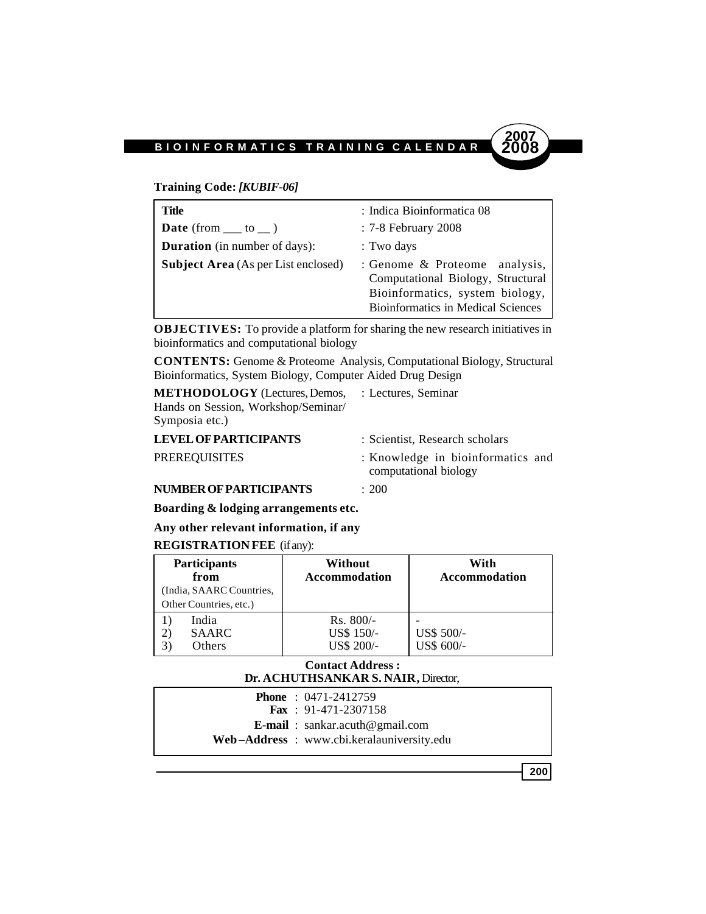**Training Code:** ***[KUBIF-06]***

| | |
|---|---|
| **Title** | : Indica Bioinformatica 08 |
| **Date** (from ___ to __ ) | : 7-8 February 2008 |
| **Duration** (in number of days): | : Two days |
| **Subject Area** (As per List enclosed) | : Genome & Proteome analysis, Computational Biology, Structural Bioinformatics, system biology, Bioinformatics in Medical Sciences |

**OBJECTIVES:** To provide a platform for sharing the new research initiatives in bioinformatics and computational biology

**CONTENTS:** Genome & Proteome Analysis, Computational Biology, Structural Bioinformatics, System Biology, Computer Aided Drug Design

| | |
|---|---|
| **METHODOLOGY** (Lectures, Demos, Hands on Session, Workshop/Seminar/ Symposia etc.) | : Lectures, Seminar |
| **LEVEL OF PARTICIPANTS** | : Scientist, Research scholars |
| PREREQUISITES | : Knowledge in bioinformatics and computational biology |
| **NUMBER OF PARTICIPANTS** | : 200 |

**Boarding & lodging arrangements etc.**

**Any other relevant information, if any**

**REGISTRATION FEE** (if any):

| **Participants from** (India, SAARC Countries, Other Countries, etc.) | **Without Accommodation** | **With Accommodation** |
|---|---|---|
| 1) India | Rs. 800/- | - |
| 2) SAARC | US$ 150/- | US$ 500/- |
| 3) Others | US$ 200/- | US$ 600/- |

**Contact Address :**
**Dr. ACHUTHSANKAR S. NAIR,** Director,

**Phone** : 0471-2412759
**Fax** : 91-471-2307158
**E-mail** : sankar.acuth@gmail.com
**Web–Address** : www.cbi.keralauniversity.edu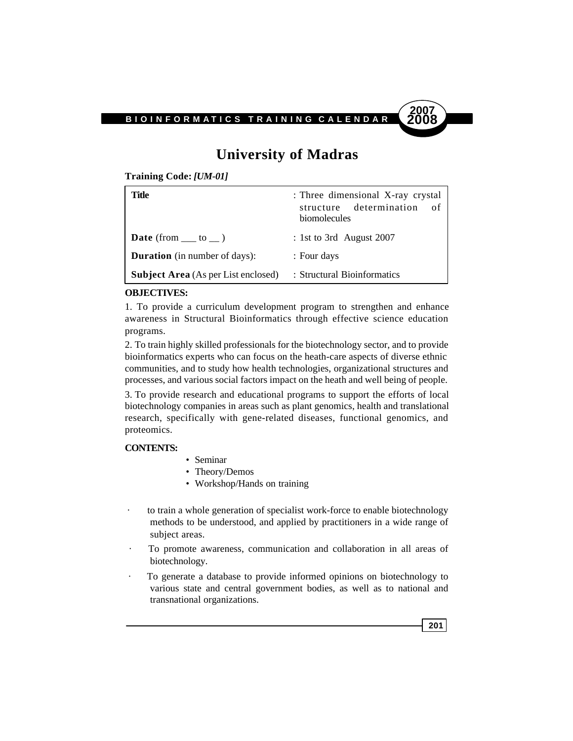# University of Madras

**Training Code:** ***[UM-01]***

| | |
|---|---|
| **Title** | : Three dimensional X-ray crystal structure determination of biomolecules |
| **Date** (from ___ to __ ) | : 1st to 3rd August 2007 |
| **Duration** (in number of days): | : Four days |
| **Subject Area** (As per List enclosed) | : Structural Bioinformatics |

**OBJECTIVES:**

1. To provide a curriculum development program to strengthen and enhance awareness in Structural Bioinformatics through effective science education programs.

2. To train highly skilled professionals for the biotechnology sector, and to provide bioinformatics experts who can focus on the heath-care aspects of diverse ethnic communities, and to study how health technologies, organizational structures and processes, and various social factors impact on the heath and well being of people.

3. To provide research and educational programs to support the efforts of local biotechnology companies in areas such as plant genomics, health and translational research, specifically with gene-related diseases, functional genomics, and proteomics.

**CONTENTS:**

- Seminar
- Theory/Demos
- Workshop/Hands on training

- to train a whole generation of specialist work-force to enable biotechnology methods to be understood, and applied by practitioners in a wide range of subject areas.
- To promote awareness, communication and collaboration in all areas of biotechnology.
- To generate a database to provide informed opinions on biotechnology to various state and central government bodies, as well as to national and transnational organizations.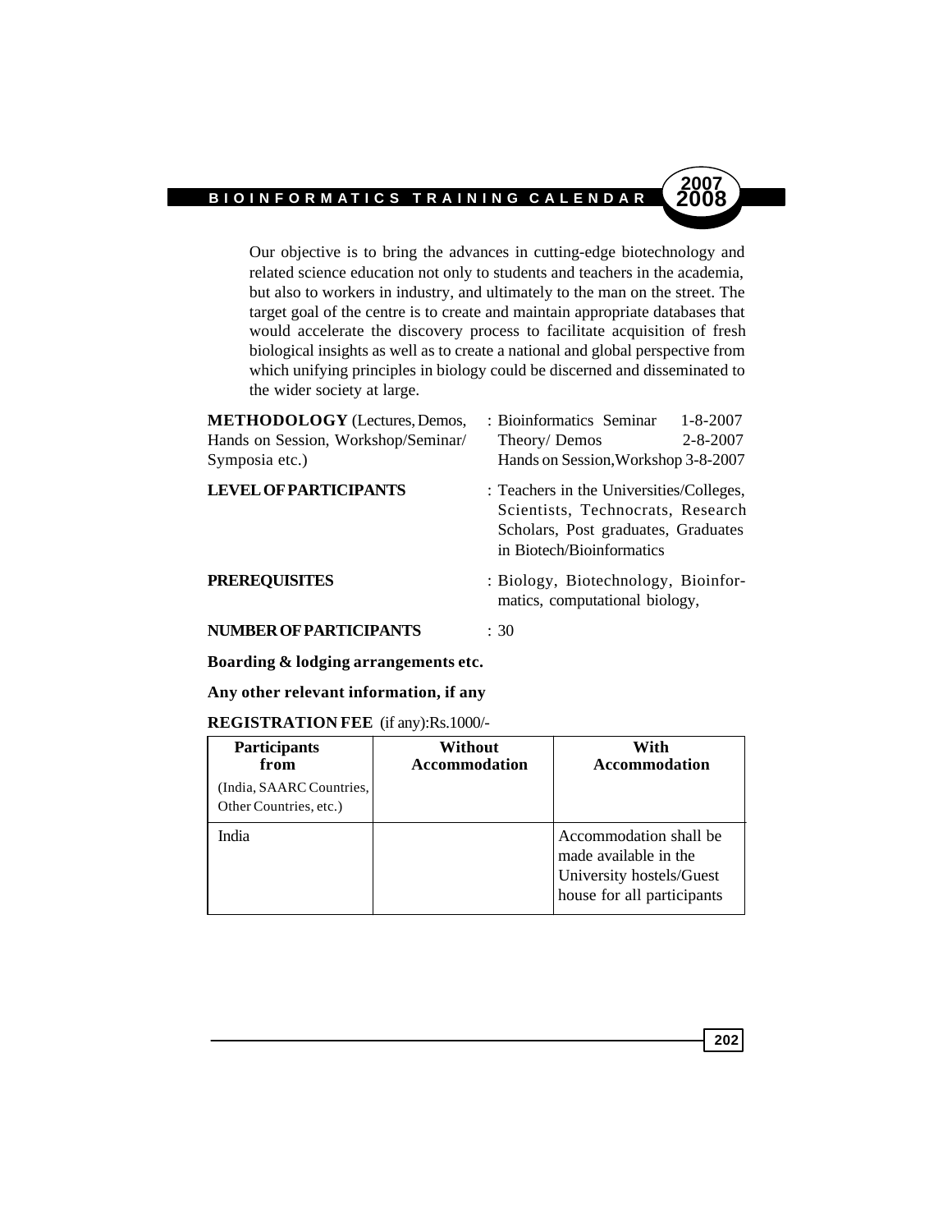Our objective is to bring the advances in cutting-edge biotechnology and related science education not only to students and teachers in the academia, but also to workers in industry, and ultimately to the man on the street. The target goal of the centre is to create and maintain appropriate databases that would accelerate the discovery process to facilitate acquisition of fresh biological insights as well as to create a national and global perspective from which unifying principles in biology could be discerned and disseminated to the wider society at large.

**METHODOLOGY** (Lectures, Demos, Hands on Session, Workshop/Seminar/ Symposia etc.) : Bioinformatics Seminar 1-8-2007
Theory/ Demos 2-8-2007
Hands on Session, Workshop 3-8-2007

**LEVEL OF PARTICIPANTS** : Teachers in the Universities/Colleges, Scientists, Technocrats, Research Scholars, Post graduates, Graduates in Biotech/Bioinformatics

**PREREQUISITES** : Biology, Biotechnology, Bioinformatics, computational biology,

**NUMBER OF PARTICIPANTS** : 30

**Boarding & lodging arrangements etc.**

**Any other relevant information, if any**

**REGISTRATION FEE** (if any):Rs.1000/-

| **Participants from** (India, SAARC Countries, Other Countries, etc.) | **Without Accommodation** | **With Accommodation** |
|---|---|---|
| India | | Accommodation shall be made available in the University hostels/Guest house for all participants |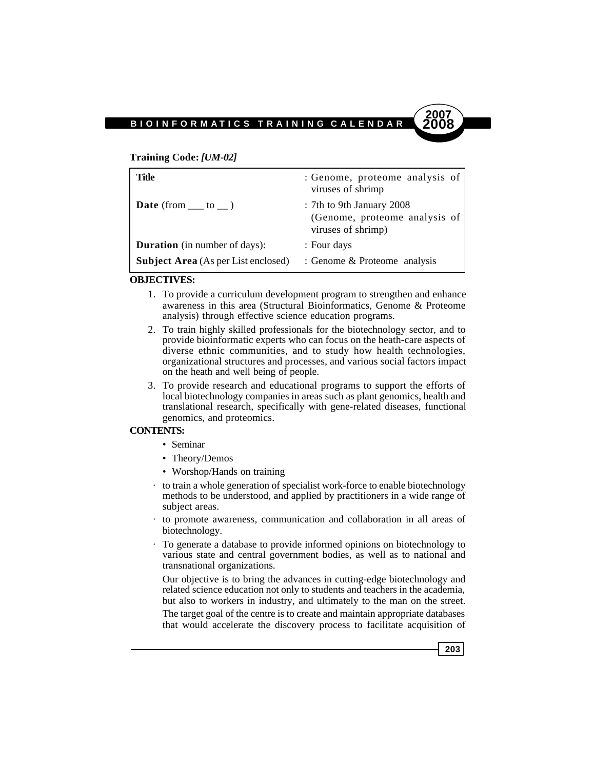**Training Code:** ***[UM-02]***

| | |
|---|---|
| **Title** | : Genome, proteome analysis of viruses of shrimp |
| **Date** (from ___ to __ ) | : 7th to 9th January 2008 (Genome, proteome analysis of viruses of shrimp) |
| **Duration** (in number of days): | : Four days |
| **Subject Area** (As per List enclosed) | : Genome & Proteome analysis |

**OBJECTIVES:**

1. To provide a curriculum development program to strengthen and enhance awareness in this area (Structural Bioinformatics, Genome & Proteome analysis) through effective science education programs.
2. To train highly skilled professionals for the biotechnology sector, and to provide bioinformatic experts who can focus on the heath-care aspects of diverse ethnic communities, and to study how health technologies, organizational structures and processes, and various social factors impact on the heath and well being of people.
3. To provide research and educational programs to support the efforts of local biotechnology companies in areas such as plant genomics, health and translational research, specifically with gene-related diseases, functional genomics, and proteomics.

**CONTENTS:**

- Seminar
- Theory/Demos
- Worshop/Hands on training

· to train a whole generation of specialist work-force to enable biotechnology methods to be understood, and applied by practitioners in a wide range of subject areas.

· to promote awareness, communication and collaboration in all areas of biotechnology.

· To generate a database to provide informed opinions on biotechnology to various state and central government bodies, as well as to national and transnational organizations.

Our objective is to bring the advances in cutting-edge biotechnology and related science education not only to students and teachers in the academia, but also to workers in industry, and ultimately to the man on the street. The target goal of the centre is to create and maintain appropriate databases that would accelerate the discovery process to facilitate acquisition of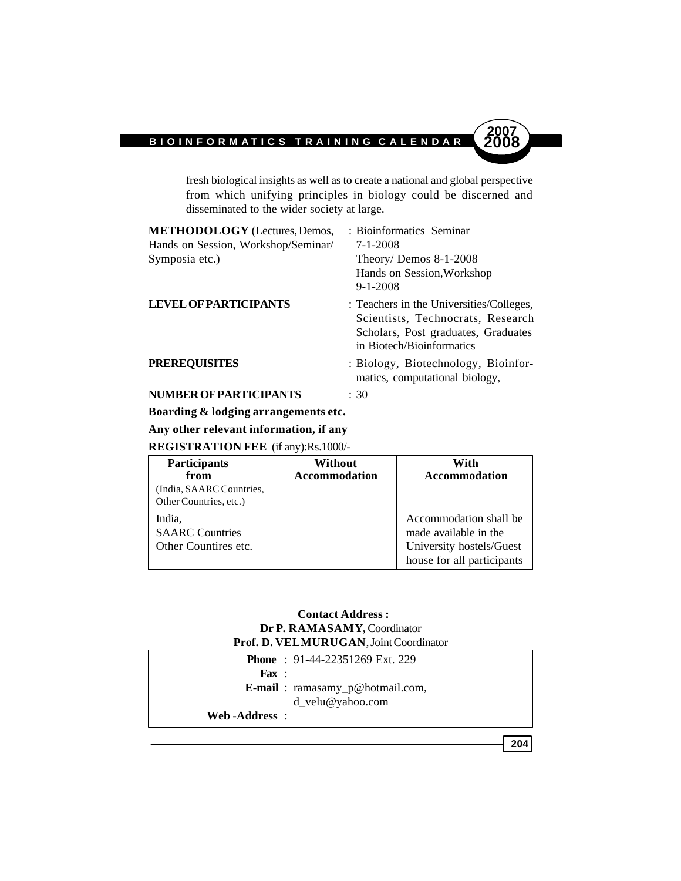fresh biological insights as well as to create a national and global perspective from which unifying principles in biology could be discerned and disseminated to the wider society at large.

**METHODOLOGY** (Lectures, Demos, Hands on Session, Workshop/Seminar/ Symposia etc.) : Bioinformatics Seminar 7-1-2008
Theory/ Demos 8-1-2008
Hands on Session,Workshop 9-1-2008

**LEVEL OF PARTICIPANTS** : Teachers in the Universities/Colleges, Scientists, Technocrats, Research Scholars, Post graduates, Graduates in Biotech/Bioinformatics

**PREREQUISITES** : Biology, Biotechnology, Bioinformatics, computational biology,

**NUMBER OF PARTICIPANTS** : 30

**Boarding & lodging arrangements etc.**

**Any other relevant information, if any**

**REGISTRATION FEE** (if any):Rs.1000/-

| **Participants from** (India, SAARC Countries, Other Countries, etc.) | **Without Accommodation** | **With Accommodation** |
|---|---|---|
| India, SAARC Countries Other Countires etc. | | Accommodation shall be made available in the University hostels/Guest house for all participants |

**Contact Address :**
**Dr P. RAMASAMY,** Coordinator
**Prof. D. VELMURUGAN**, Joint Coordinator

**Phone** : 91-44-22351269 Ext. 229
**Fax** :
**E-mail** : ramasamy_p@hotmail.com, d_velu@yahoo.com
**Web -Address** :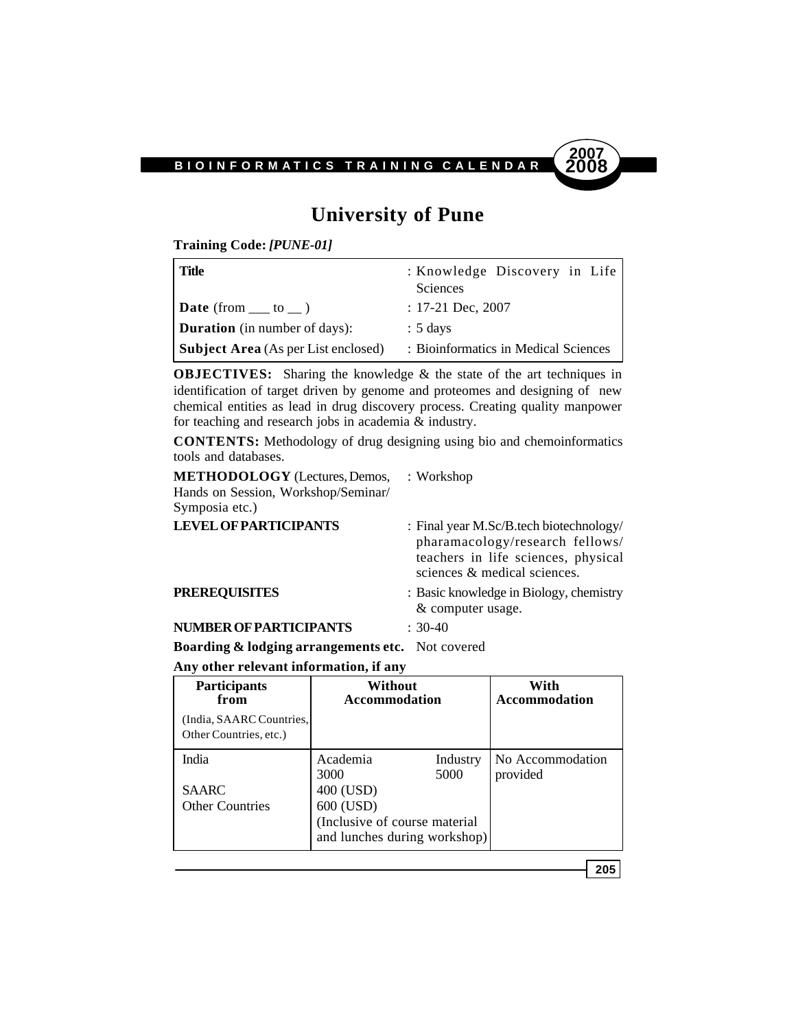# University of Pune

**Training Code:** ***[PUNE-01]***

| **Title** | : Knowledge Discovery in Life Sciences |
|---|---|
| **Date** (from ___ to __ ) | : 17-21 Dec, 2007 |
| **Duration** (in number of days): | : 5 days |
| **Subject Area** (As per List enclosed) | : Bioinformatics in Medical Sciences |

**OBJECTIVES:** Sharing the knowledge & the state of the art techniques in identification of target driven by genome and proteomes and designing of new chemical entities as lead in drug discovery process. Creating quality manpower for teaching and research jobs in academia & industry.

**CONTENTS:** Methodology of drug designing using bio and chemoinformatics tools and databases.

**METHODOLOGY** (Lectures, Demos, Hands on Session, Workshop/Seminar/ Symposia etc.) : Workshop

**LEVEL OF PARTICIPANTS** : Final year M.Sc/B.tech biotechnology/ pharamacology/research fellows/ teachers in life sciences, physical sciences & medical sciences.

**PREREQUISITES** : Basic knowledge in Biology, chemistry & computer usage.

**NUMBER OF PARTICIPANTS** : 30-40

**Boarding & lodging arrangements etc.** Not covered

**Any other relevant information, if any**

| **Participants from** (India, SAARC Countries, Other Countries, etc.) | **Without Accommodation** | | **With Accommodation** |
|---|---|---|---|
| India | Academia 3000 | Industry 5000 | No Accommodation provided |
| SAARC | 400 (USD) | | |
| Other Countries | 600 (USD) (Inclusive of course material and lunches during workshop) | | |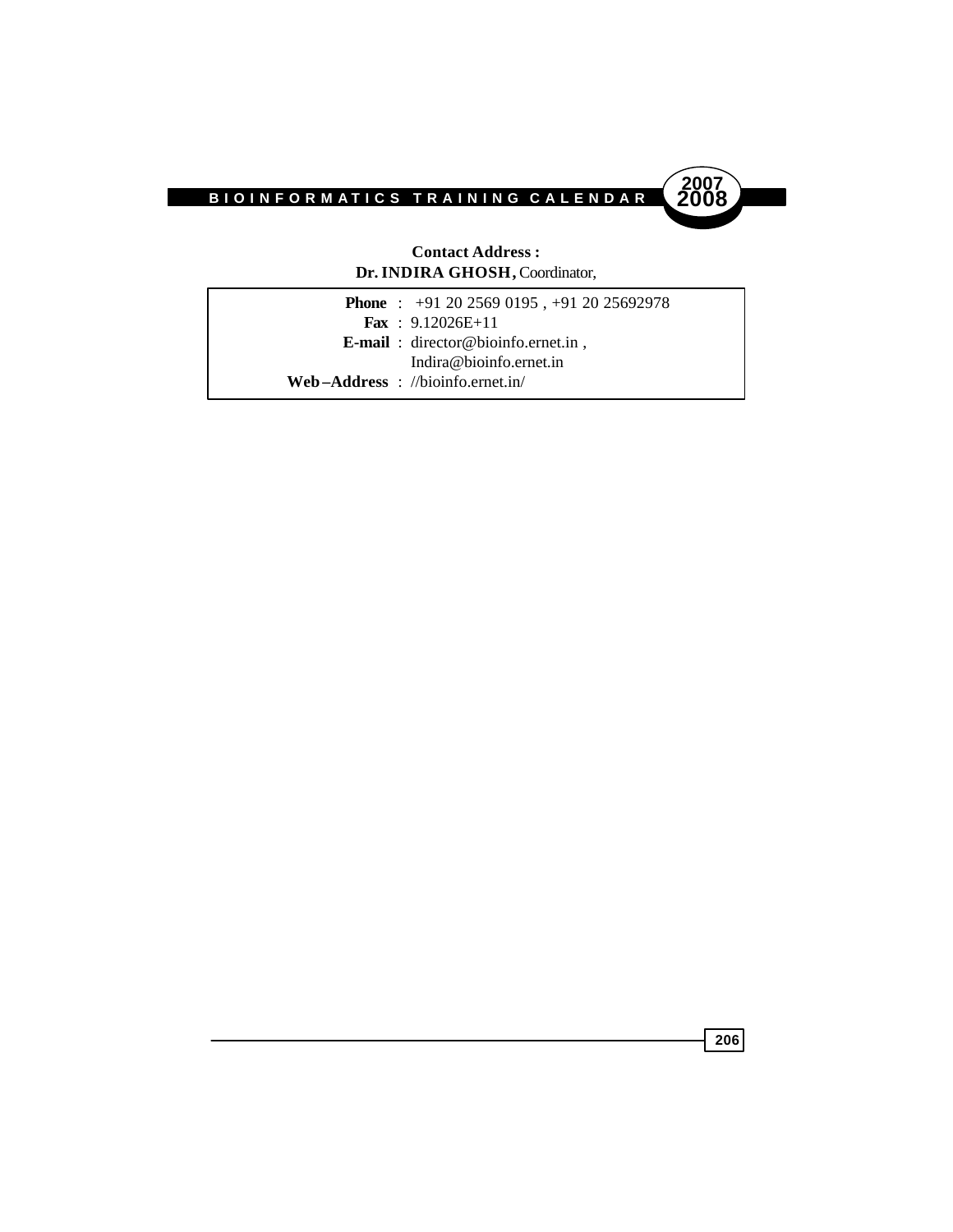**Contact Address :**
**Dr. INDIRA GHOSH,** Coordinator,

**Phone** : +91 20 2569 0195 , +91 20 25692978
**Fax** : 9.12026E+11
**E-mail** : director@bioinfo.ernet.in , Indira@bioinfo.ernet.in
**Web–Address** : //bioinfo.ernet.in/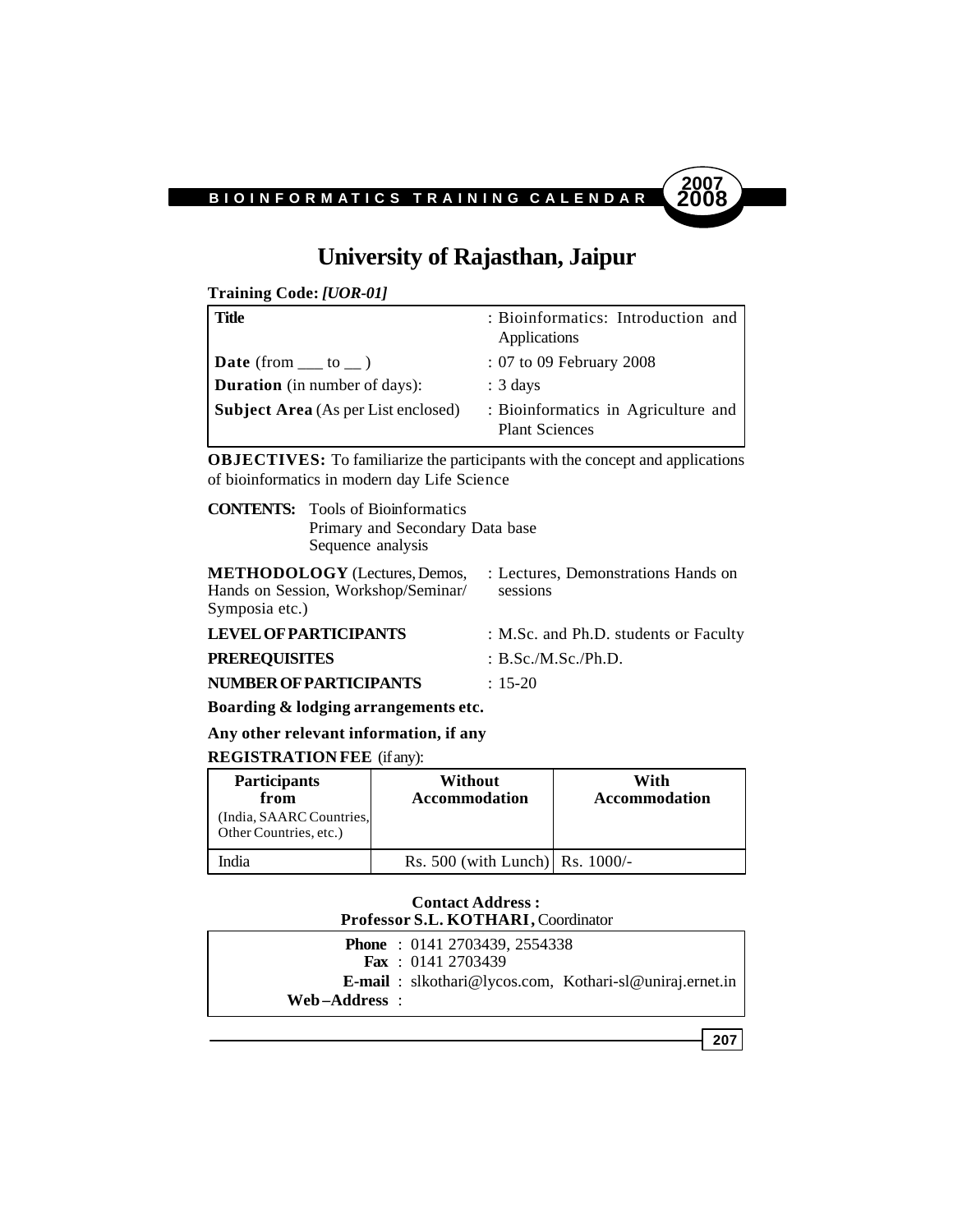# University of Rajasthan, Jaipur

**Training Code:** ***[UOR-01]***

| | |
|---|---|
| **Title** | : Bioinformatics: Introduction and Applications |
| **Date** (from ___ to __ ) | : 07 to 09 February 2008 |
| **Duration** (in number of days): | : 3 days |
| **Subject Area** (As per List enclosed) | : Bioinformatics in Agriculture and Plant Sciences |

**OBJECTIVES:** To familiarize the participants with the concept and applications of bioinformatics in modern day Life Science

**CONTENTS:** Tools of Bioinformatics
Primary and Secondary Data base
Sequence analysis

**METHODOLOGY** (Lectures, Demos, Hands on Session, Workshop/Seminar/ Symposia etc.) : Lectures, Demonstrations Hands on sessions

**LEVEL OF PARTICIPANTS** : M.Sc. and Ph.D. students or Faculty

**PREREQUISITES** : B.Sc./M.Sc./Ph.D.

**NUMBER OF PARTICIPANTS** : 15-20

**Boarding & lodging arrangements etc.**

**Any other relevant information, if any**

**REGISTRATION FEE** (if any):

| **Participants from** (India, SAARC Countries, Other Countries, etc.) | **Without Accommodation** | **With Accommodation** |
|---|---|---|
| India | Rs. 500 (with Lunch) | Rs. 1000/- |

**Contact Address :**
**Professor S.L. KOTHARI,** Coordinator

**Phone** : 0141 2703439, 2554338
**Fax** : 0141 2703439
**E-mail** : slkothari@lycos.com, Kothari-sl@uniraj.ernet.in
**Web–Address** :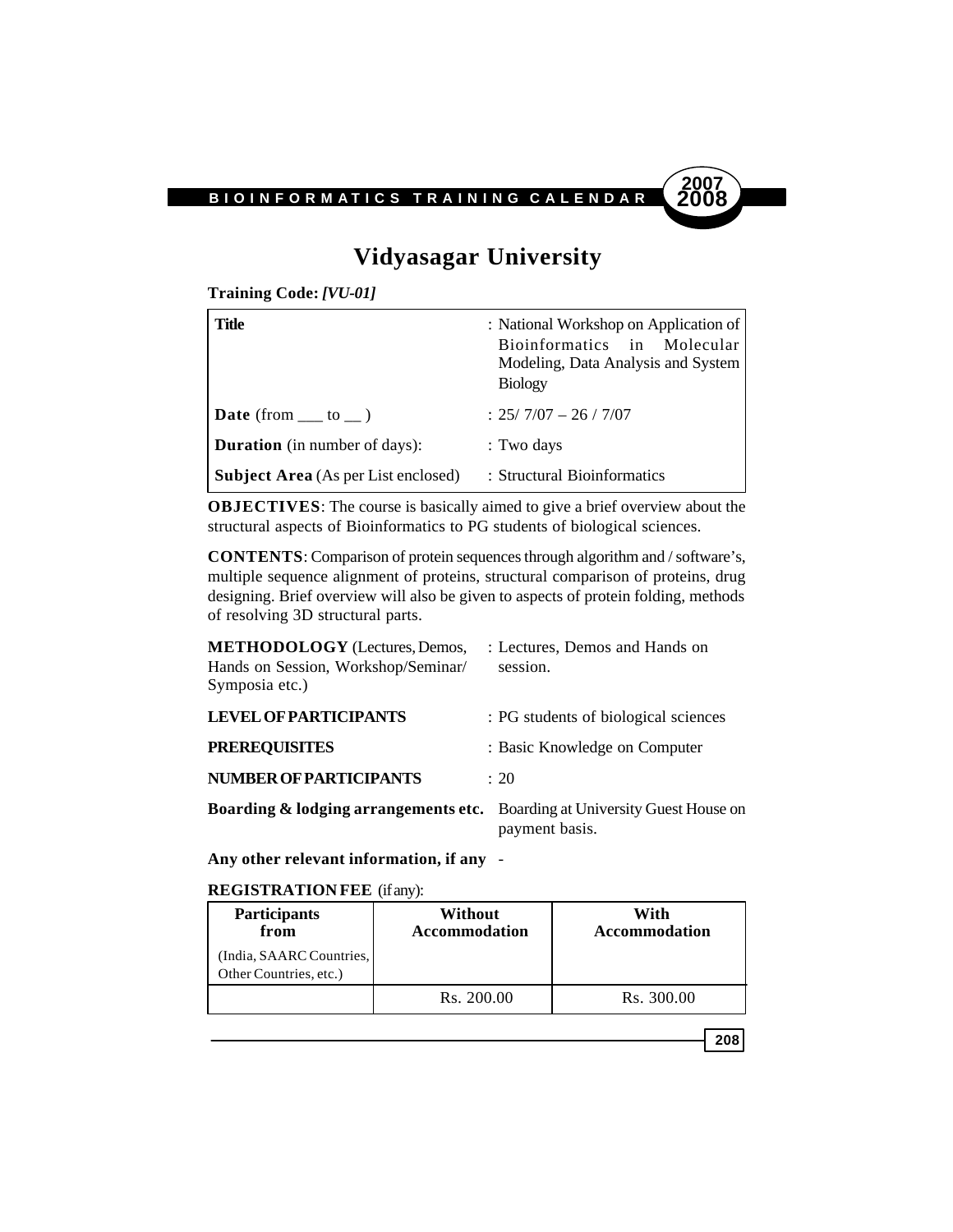# Vidyasagar University

**Training Code:** ***[VU-01]***

| **Title** | : National Workshop on Application of Bioinformatics in Molecular Modeling, Data Analysis and System Biology |
|---|---|
| **Date** (from ___ to __ ) | : 25/ 7/07 – 26 / 7/07 |
| **Duration** (in number of days): | : Two days |
| **Subject Area** (As per List enclosed) | : Structural Bioinformatics |

**OBJECTIVES**: The course is basically aimed to give a brief overview about the structural aspects of Bioinformatics to PG students of biological sciences.

**CONTENTS**: Comparison of protein sequences through algorithm and / software's, multiple sequence alignment of proteins, structural comparison of proteins, drug designing. Brief overview will also be given to aspects of protein folding, methods of resolving 3D structural parts.

**METHODOLOGY** (Lectures, Demos, Hands on Session, Workshop/Seminar/ Symposia etc.) : Lectures, Demos and Hands on session.

**LEVEL OF PARTICIPANTS** : PG students of biological sciences

**PREREQUISITES** : Basic Knowledge on Computer

**NUMBER OF PARTICIPANTS** : 20

**Boarding & lodging arrangements etc.** Boarding at University Guest House on payment basis.

**Any other relevant information, if any** -

**REGISTRATION FEE** (if any):

| **Participants from** (India, SAARC Countries, Other Countries, etc.) | **Without Accommodation** | **With Accommodation** |
|---|---|---|
| | Rs. 200.00 | Rs. 300.00 |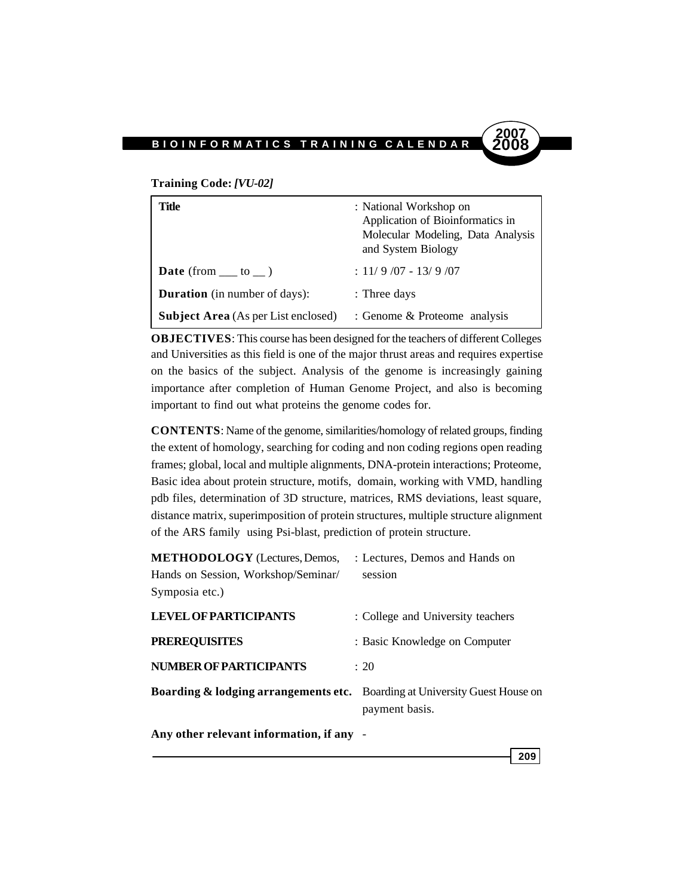**Training Code:** ***[VU-02]***

| | |
|---|---|
| **Title** | : National Workshop on Application of Bioinformatics in Molecular Modeling, Data Analysis and System Biology |
| **Date** (from ___ to __ ) | : 11/ 9 /07 - 13/ 9 /07 |
| **Duration** (in number of days): | : Three days |
| **Subject Area** (As per List enclosed) | : Genome & Proteome analysis |

**OBJECTIVES**: This course has been designed for the teachers of different Colleges and Universities as this field is one of the major thrust areas and requires expertise on the basics of the subject. Analysis of the genome is increasingly gaining importance after completion of Human Genome Project, and also is becoming important to find out what proteins the genome codes for.

**CONTENTS**: Name of the genome, similarities/homology of related groups, finding the extent of homology, searching for coding and non coding regions open reading frames; global, local and multiple alignments, DNA-protein interactions; Proteome, Basic idea about protein structure, motifs, domain, working with VMD, handling pdb files, determination of 3D structure, matrices, RMS deviations, least square, distance matrix, superimposition of protein structures, multiple structure alignment of the ARS family using Psi-blast, prediction of protein structure.

| | |
|---|---|
| **METHODOLOGY** (Lectures, Demos, Hands on Session, Workshop/Seminar/ Symposia etc.) | : Lectures, Demos and Hands on session |
| **LEVEL OF PARTICIPANTS** | : College and University teachers |
| **PREREQUISITES** | : Basic Knowledge on Computer |
| **NUMBER OF PARTICIPANTS** | : 20 |
| **Boarding & lodging arrangements etc.** | Boarding at University Guest House on payment basis. |

**Any other relevant information, if any** -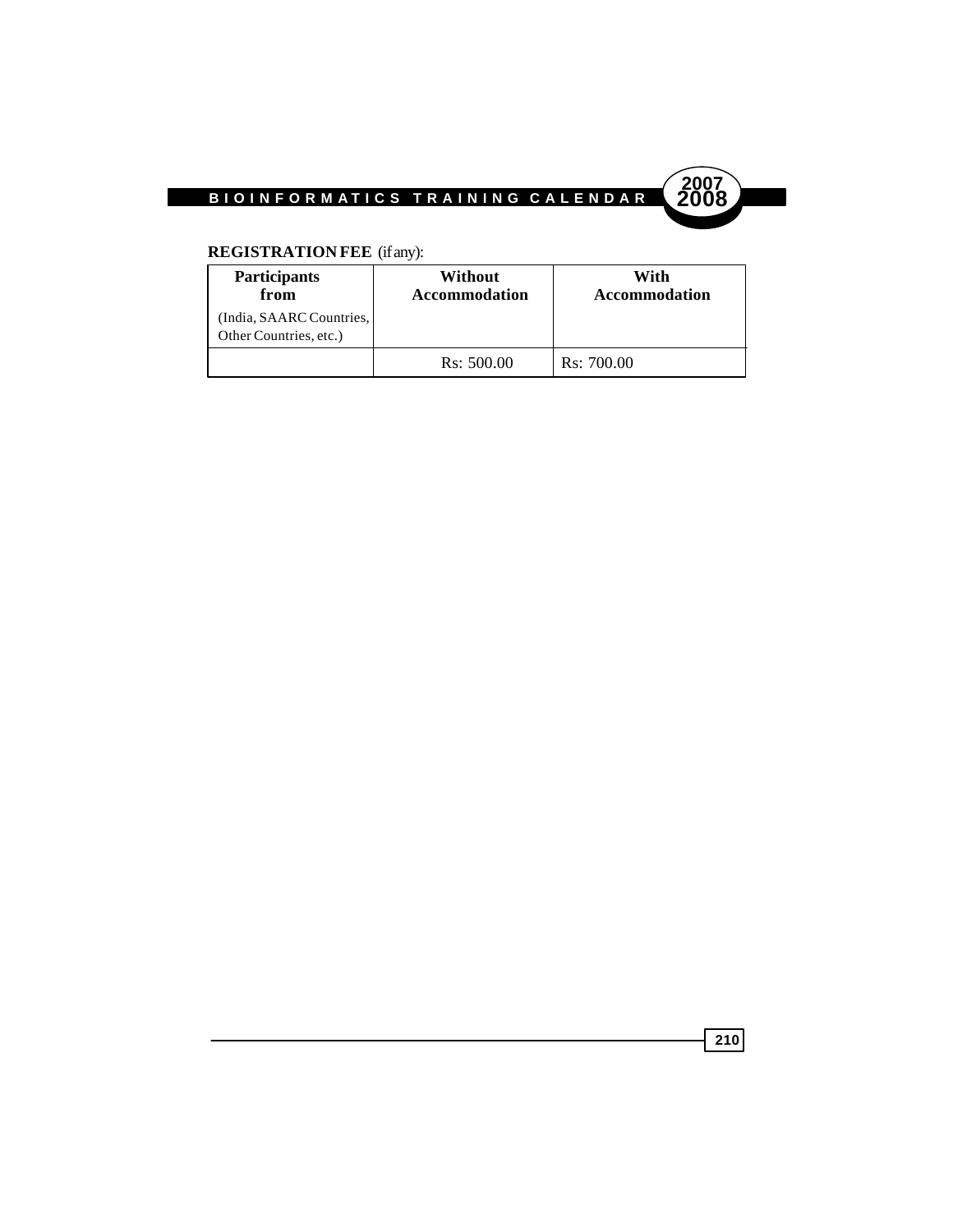**REGISTRATION FEE** (if any):

| Participants from (India, SAARC Countries, Other Countries, etc.) | Without Accommodation | With Accommodation |
|---|---|---|
| | Rs: 500.00 | Rs: 700.00 |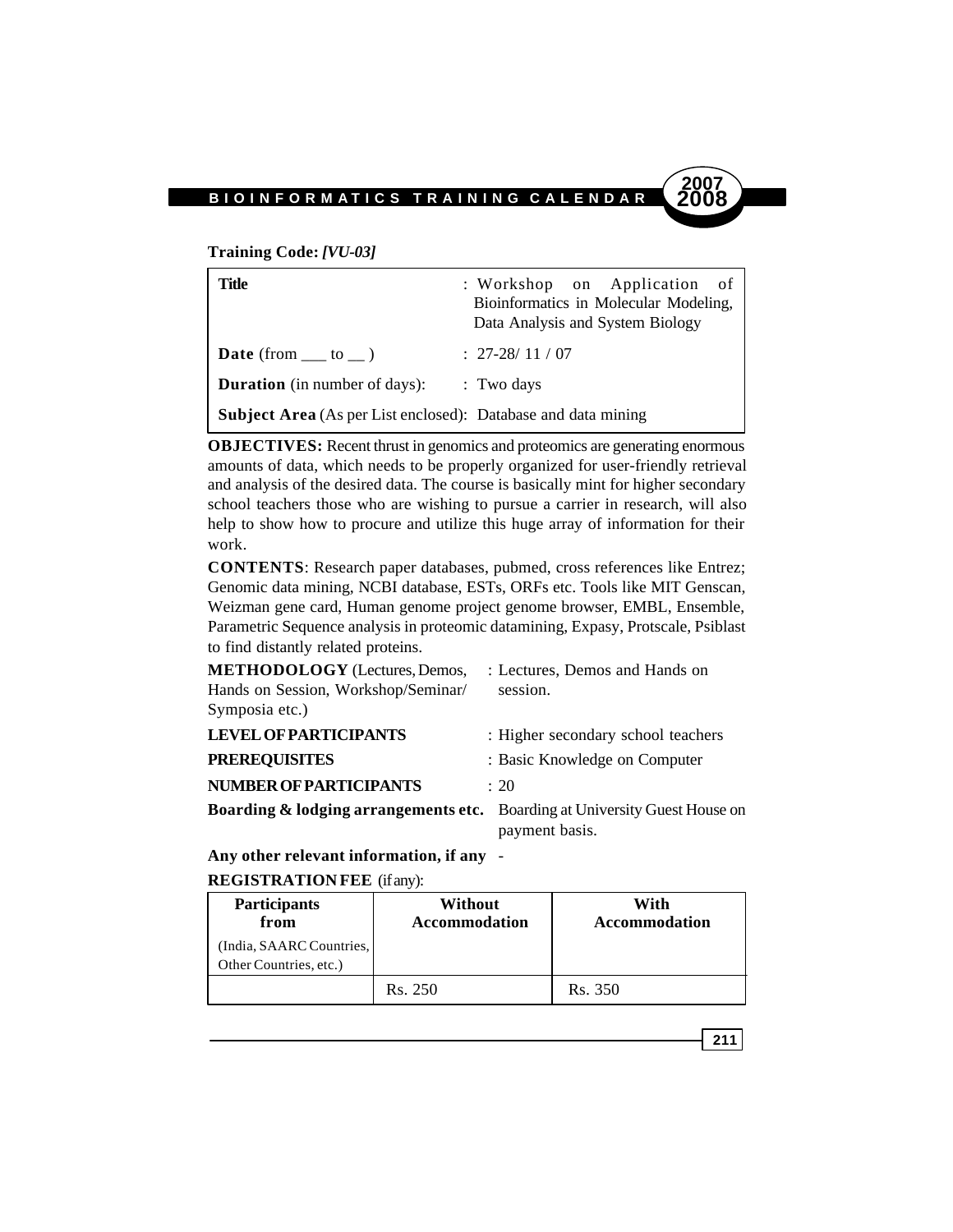**Training Code:** ***[VU-03]***

| | |
|---|---|
| **Title** | : Workshop on Application of Bioinformatics in Molecular Modeling, Data Analysis and System Biology |
| **Date** (from ___ to __ ) | : 27-28/ 11 / 07 |
| **Duration** (in number of days): | : Two days |
| **Subject Area** (As per List enclosed): Database and data mining | |

**OBJECTIVES:** Recent thrust in genomics and proteomics are generating enormous amounts of data, which needs to be properly organized for user-friendly retrieval and analysis of the desired data. The course is basically mint for higher secondary school teachers those who are wishing to pursue a carrier in research, will also help to show how to procure and utilize this huge array of information for their work.

**CONTENTS**: Research paper databases, pubmed, cross references like Entrez; Genomic data mining, NCBI database, ESTs, ORFs etc. Tools like MIT Genscan, Weizman gene card, Human genome project genome browser, EMBL, Ensemble, Parametric Sequence analysis in proteomic datamining, Expasy, Protscale, Psiblast to find distantly related proteins.

| | |
|---|---|
| **METHODOLOGY** (Lectures, Demos, Hands on Session, Workshop/Seminar/ Symposia etc.) | : Lectures, Demos and Hands on session. |
| **LEVEL OF PARTICIPANTS** | : Higher secondary school teachers |
| **PREREQUISITES** | : Basic Knowledge on Computer |
| **NUMBER OF PARTICIPANTS** | : 20 |
| **Boarding & lodging arrangements etc.** | Boarding at University Guest House on payment basis. |

**Any other relevant information, if any** -

**REGISTRATION FEE** (if any):

| **Participants from** (India, SAARC Countries, Other Countries, etc.) | **Without Accommodation** | **With Accommodation** |
|---|---|---|
| | Rs. 250 | Rs. 350 |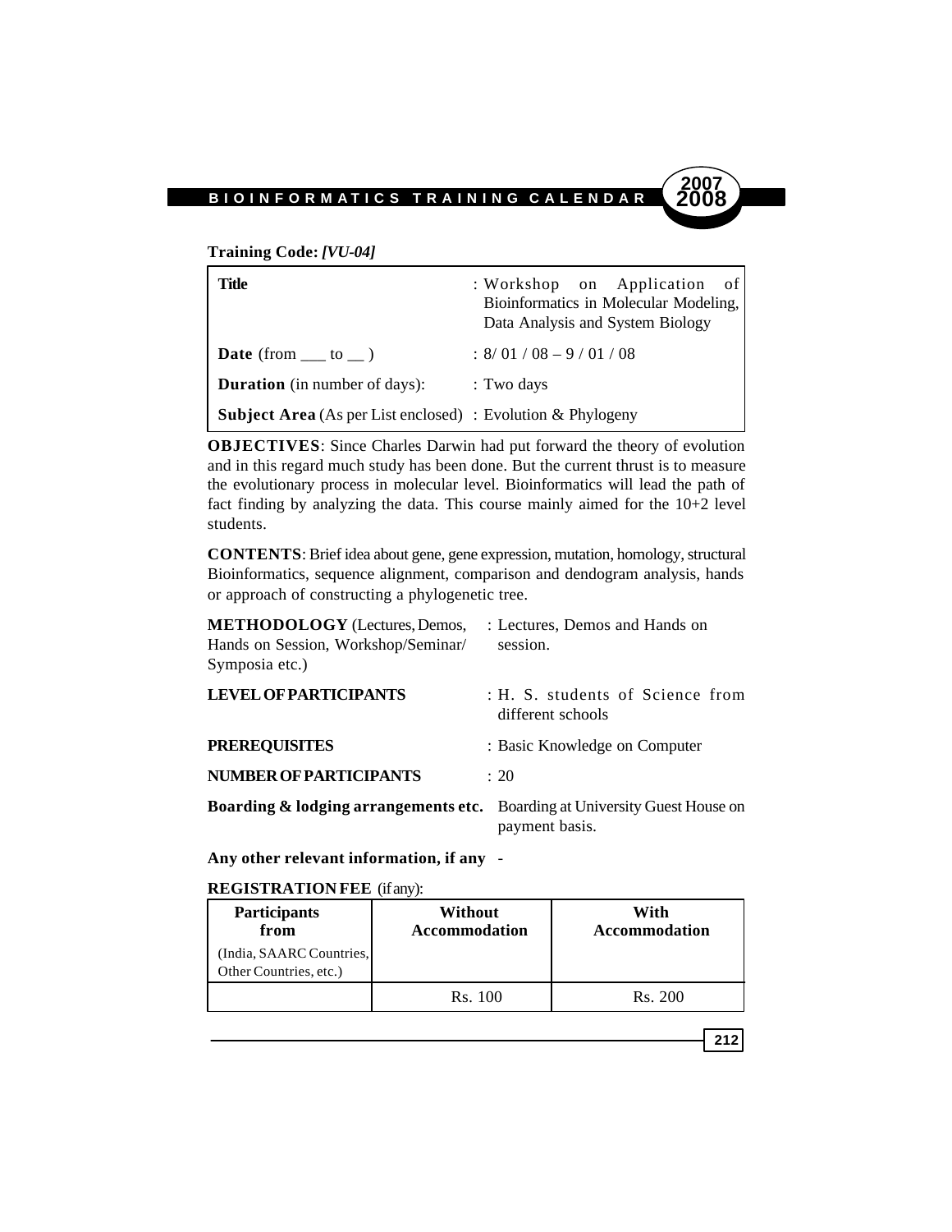**Training Code:** ***[VU-04]***

| | |
|---|---|
| **Title** | : Workshop on Application of Bioinformatics in Molecular Modeling, Data Analysis and System Biology |
| **Date** (from ___ to __ ) | : 8/ 01 / 08 – 9 / 01 / 08 |
| **Duration** (in number of days): | : Two days |
| **Subject Area** (As per List enclosed) | : Evolution & Phylogeny |

**OBJECTIVES**: Since Charles Darwin had put forward the theory of evolution and in this regard much study has been done. But the current thrust is to measure the evolutionary process in molecular level. Bioinformatics will lead the path of fact finding by analyzing the data. This course mainly aimed for the 10+2 level students.

**CONTENTS**: Brief idea about gene, gene expression, mutation, homology, structural Bioinformatics, sequence alignment, comparison and dendogram analysis, hands or approach of constructing a phylogenetic tree.

**METHODOLOGY** (Lectures, Demos, Hands on Session, Workshop/Seminar/ Symposia etc.) : Lectures, Demos and Hands on session.

**LEVEL OF PARTICIPANTS** : H. S. students of Science from different schools

**PREREQUISITES** : Basic Knowledge on Computer

**NUMBER OF PARTICIPANTS** : 20

**Boarding & lodging arrangements etc.** Boarding at University Guest House on payment basis.

**Any other relevant information, if any** -

**REGISTRATION FEE** (if any):

| **Participants from** (India, SAARC Countries, Other Countries, etc.) | **Without Accommodation** | **With Accommodation** |
|---|---|---|
| | Rs. 100 | Rs. 200 |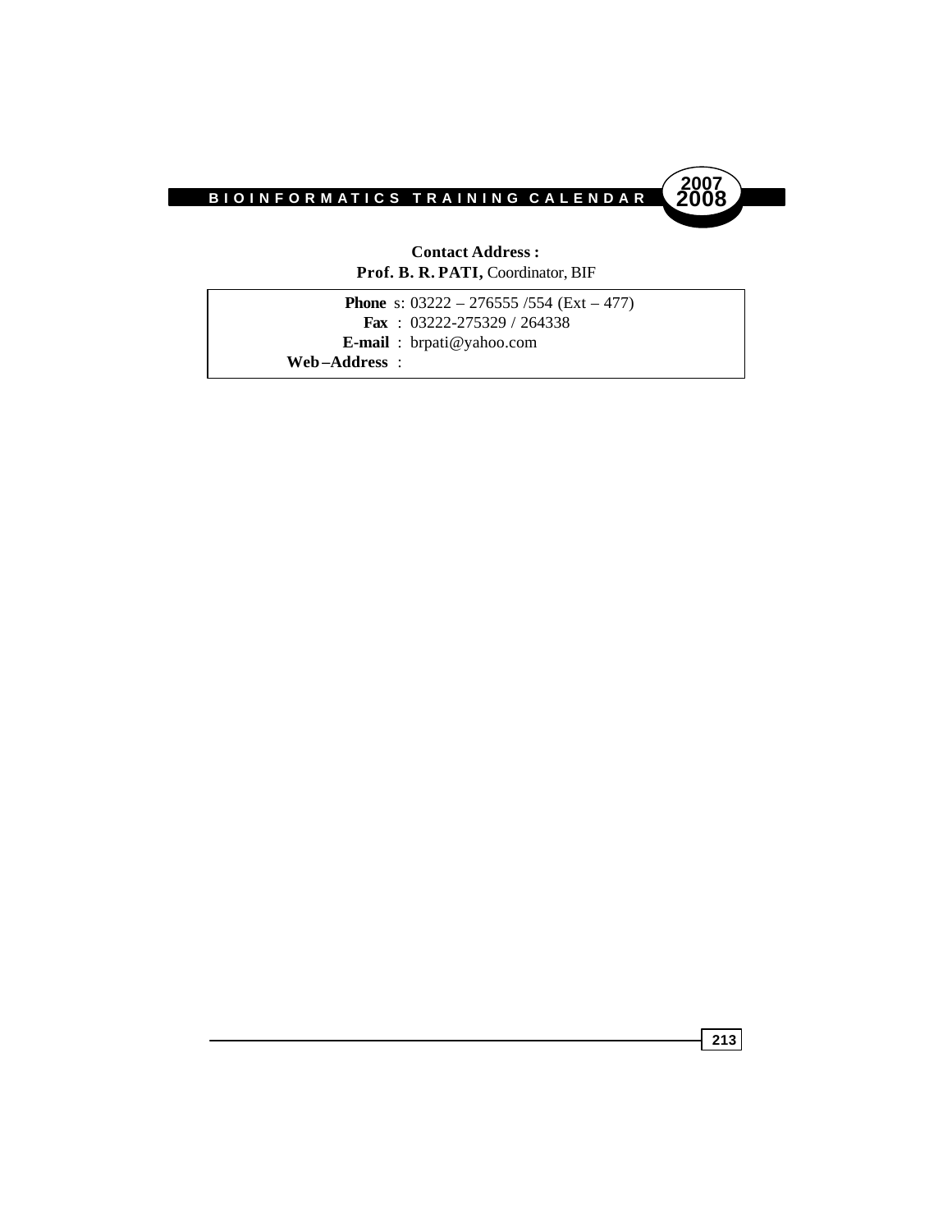**Contact Address :**
**Prof. B. R. PATI,** Coordinator, BIF

**Phone** s: 03222 – 276555 /554 (Ext – 477)
**Fax** : 03222-275329 / 264338
**E-mail** : brpati@yahoo.com
**Web –Address** :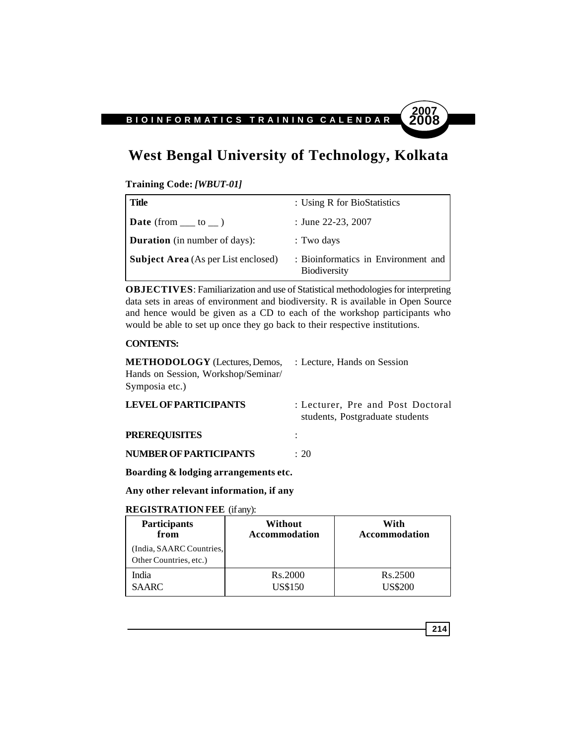# West Bengal University of Technology, Kolkata

**Training Code:** ***[WBUT-01]***

| | |
|---|---|
| **Title** | : Using R for BioStatistics |
| **Date** (from ___ to __ ) | : June 22-23, 2007 |
| **Duration** (in number of days): | : Two days |
| **Subject Area** (As per List enclosed) | : Bioinformatics in Environment and Biodiversity |

**OBJECTIVES**: Familiarization and use of Statistical methodologies for interpreting data sets in areas of environment and biodiversity. R is available in Open Source and hence would be given as a CD to each of the workshop participants who would be able to set up once they go back to their respective institutions.

**CONTENTS:**

**METHODOLOGY** (Lectures, Demos, Hands on Session, Workshop/Seminar/ Symposia etc.) : Lecture, Hands on Session

**LEVEL OF PARTICIPANTS** : Lecturer, Pre and Post Doctoral students, Postgraduate students

**PREREQUISITES** :

**NUMBER OF PARTICIPANTS** : 20

**Boarding & lodging arrangements etc.**

**Any other relevant information, if any**

**REGISTRATION FEE** (if any):

| **Participants from** (India, SAARC Countries, Other Countries, etc.) | **Without Accommodation** | **With Accommodation** |
|---|---|---|
| India | Rs.2000 | Rs.2500 |
| SAARC | US$150 | US$200 |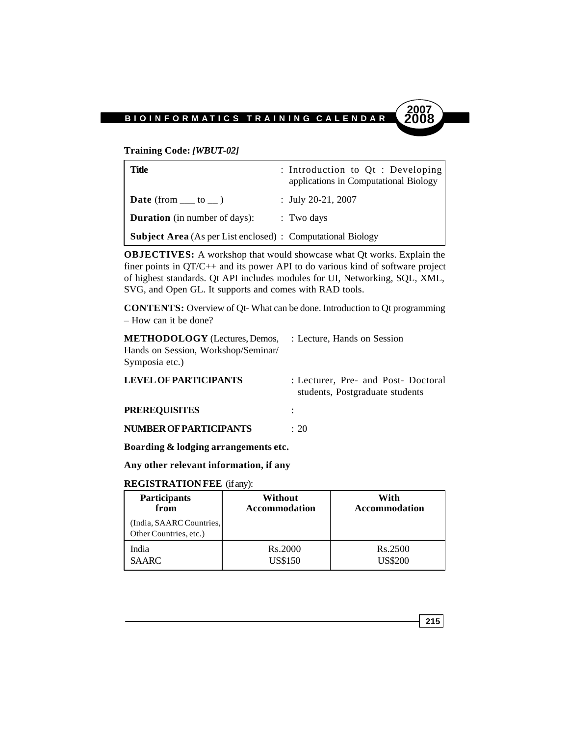**Training Code:** ***[WBUT-02]***

| **Title** | : Introduction to Qt : Developing applications in Computational Biology |
|---|---|
| **Date** (from ___ to __ ) | : July 20-21, 2007 |
| **Duration** (in number of days): | : Two days |
| **Subject Area** (As per List enclosed) | : Computational Biology |

**OBJECTIVES:** A workshop that would showcase what Qt works. Explain the finer points in QT/C++ and its power API to do various kind of software project of highest standards. Qt API includes modules for UI, Networking, SQL, XML, SVG, and Open GL. It supports and comes with RAD tools.

**CONTENTS:** Overview of Qt- What can be done. Introduction to Qt programming – How can it be done?

**METHODOLOGY** (Lectures, Demos, Hands on Session, Workshop/Seminar/ Symposia etc.) : Lecture, Hands on Session

**LEVEL OF PARTICIPANTS** : Lecturer, Pre- and Post- Doctoral students, Postgraduate students

**PREREQUISITES** :

**NUMBER OF PARTICIPANTS** : 20

**Boarding & lodging arrangements etc.**

**Any other relevant information, if any**

**REGISTRATION FEE** (if any):

| **Participants from** (India, SAARC Countries, Other Countries, etc.) | **Without Accommodation** | **With Accommodation** |
|---|---|---|
| India | Rs.2000 | Rs.2500 |
| SAARC | US$150 | US$200 |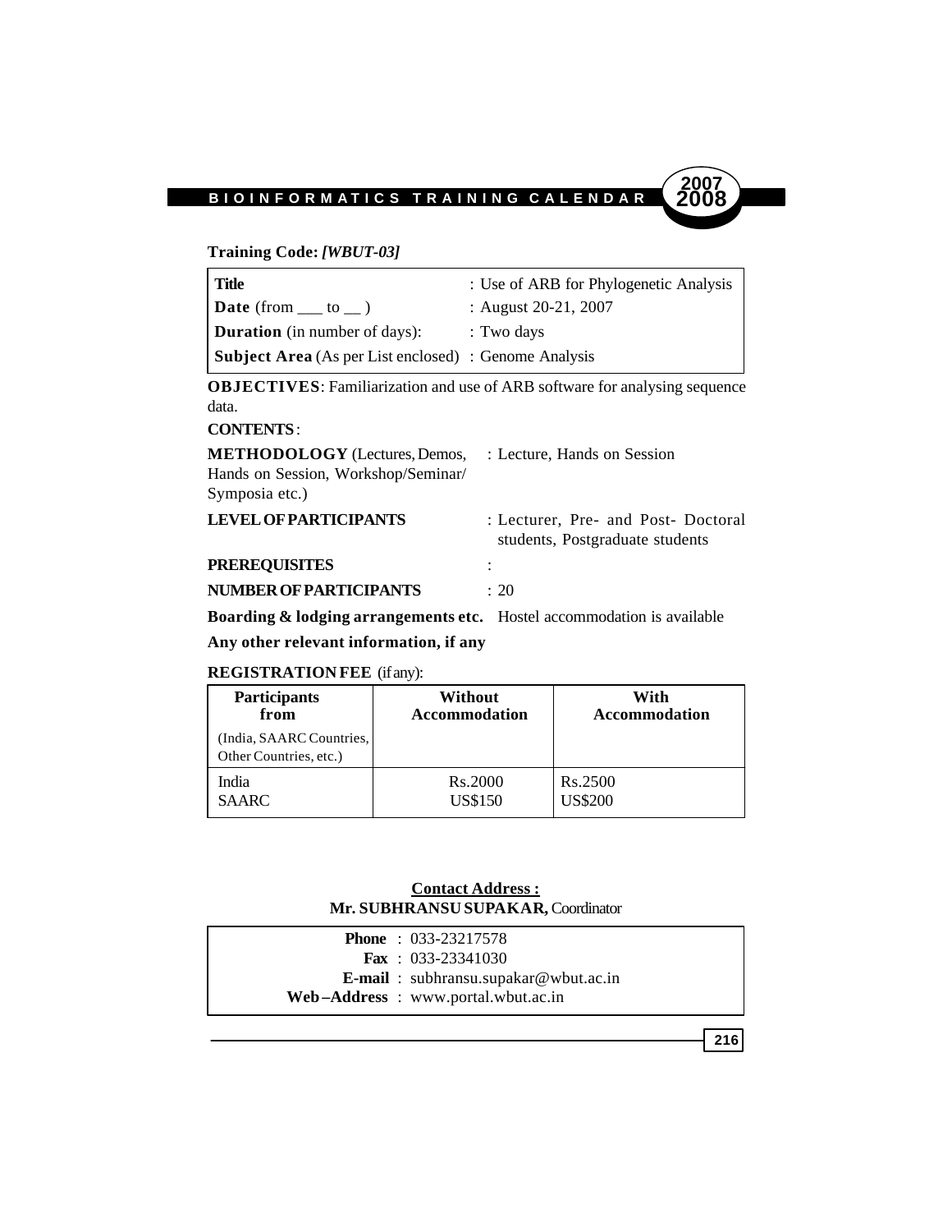**Training Code:** ***[WBUT-03]***

| | |
|---|---|
| **Title** | : Use of ARB for Phylogenetic Analysis |
| **Date** (from ___ to __ ) | : August 20-21, 2007 |
| **Duration** (in number of days): | : Two days |
| **Subject Area** (As per List enclosed) | : Genome Analysis |

**OBJECTIVES**: Familiarization and use of ARB software for analysing sequence data.

**CONTENTS**:

**METHODOLOGY** (Lectures, Demos, Hands on Session, Workshop/Seminar/ Symposia etc.) : Lecture, Hands on Session

**LEVEL OF PARTICIPANTS** : Lecturer, Pre- and Post- Doctoral students, Postgraduate students

**PREREQUISITES** :

**NUMBER OF PARTICIPANTS** : 20

**Boarding & lodging arrangements etc.** Hostel accommodation is available

**Any other relevant information, if any**

**REGISTRATION FEE** (if any):

| **Participants from** (India, SAARC Countries, Other Countries, etc.) | **Without Accommodation** | **With Accommodation** |
|---|---|---|
| India | Rs.2000 | Rs.2500 |
| SAARC | US$150 | US$200 |

**Contact Address :**
**Mr. SUBHRANSU SUPAKAR,** Coordinator

**Phone** : 033-23217578
**Fax** : 033-23341030
**E-mail** : subhransu.supakar@wbut.ac.in
**Web–Address** : www.portal.wbut.ac.in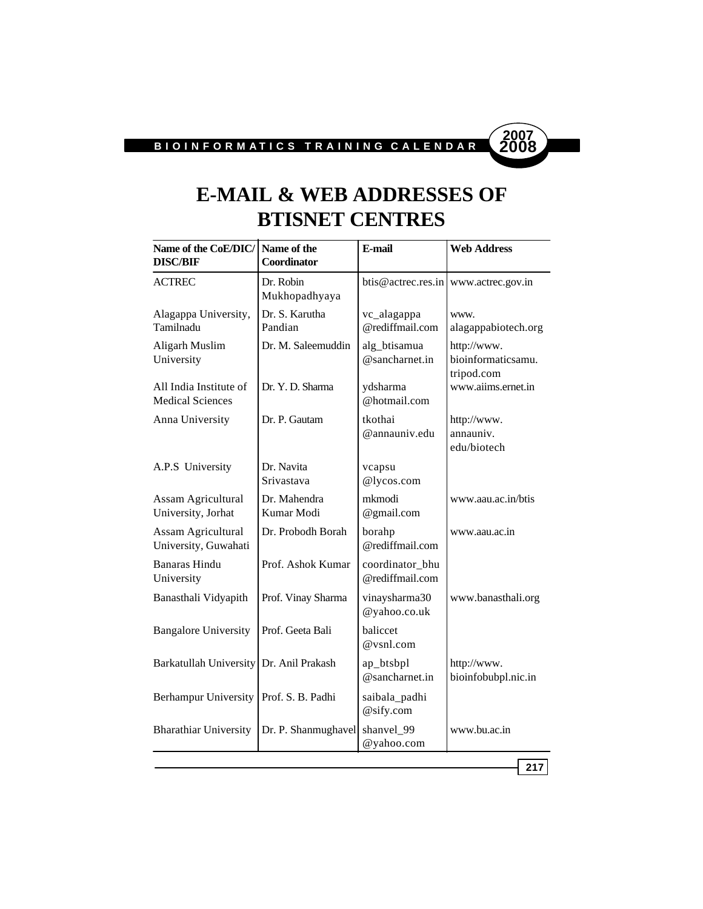# E-MAIL & WEB ADDRESSES OF BTISNET CENTRES

| Name of the CoE/DIC/ DISC/BIF | Name of the Coordinator | E-mail | Web Address |
|---|---|---|---|
| ACTREC | Dr. Robin Mukhopadhyaya | btis@actrec.res.in | www.actrec.gov.in |
| Alagappa University, Tamilnadu | Dr. S. Karutha Pandian | vc_alagappa @rediffmail.com | www. alagappabiotech.org |
| Aligarh Muslim University | Dr. M. Saleemuddin | alg_btisamua @sancharnet.in | http://www. bioinformaticsamu. tripod.com |
| All India Institute of Medical Sciences | Dr. Y. D. Sharma | ydsharma @hotmail.com | www.aiims.ernet.in |
| Anna University | Dr. P. Gautam | tkothai @annauniv.edu | http://www. annauniv. edu/biotech |
| A.P.S University | Dr. Navita Srivastava | vcapsu @lycos.com | |
| Assam Agricultural University, Jorhat | Dr. Mahendra Kumar Modi | mkmodi @gmail.com | www.aau.ac.in/btis |
| Assam Agricultural University, Guwahati | Dr. Probodh Borah | borahp @rediffmail.com | www.aau.ac.in |
| Banaras Hindu University | Prof. Ashok Kumar | coordinator_bhu @rediffmail.com | |
| Banasthali Vidyapith | Prof. Vinay Sharma | vinaysharma30 @yahoo.co.uk | www.banasthali.org |
| Bangalore University | Prof. Geeta Bali | baliccet @vsnl.com | |
| Barkatullah University | Dr. Anil Prakash | ap_btsbpl @sancharnet.in | http://www. bioinfobubpl.nic.in |
| Berhampur University | Prof. S. B. Padhi | saibala_padhi @sify.com | |
| Bharathiar University | Dr. P. Shanmughavel | shanvel_99 @yahoo.com | www.bu.ac.in |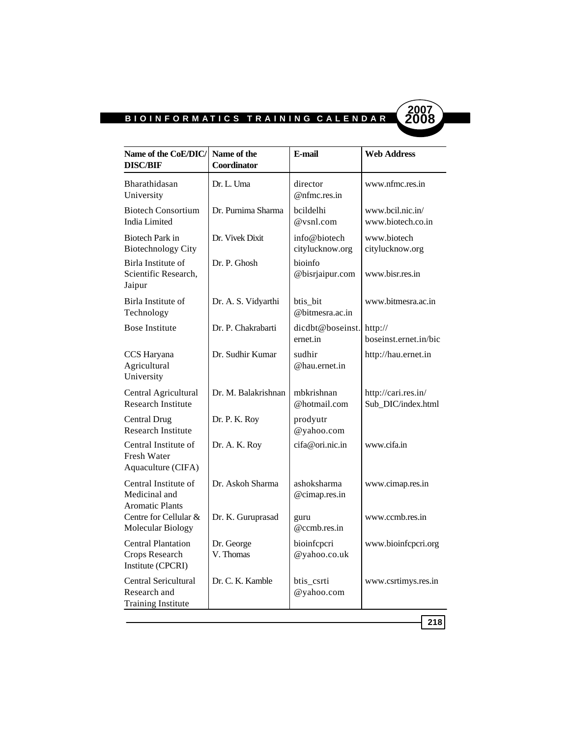| Name of the CoE/DIC/ DISC/BIF | Name of the Coordinator | E-mail | Web Address |
|---|---|---|---|
| Bharathidasan University | Dr. L. Uma | director @nfmc.res.in | www.nfmc.res.in |
| Biotech Consortium India Limited | Dr. Purnima Sharma | bcildelhi @vsnl.com | www.bcil.nic.in/ www.biotech.co.in |
| Biotech Park in Biotechnology City | Dr. Vivek Dixit | info@biotech citylucknow.org | www.biotech citylucknow.org |
| Birla Institute of Scientific Research, Jaipur | Dr. P. Ghosh | bioinfo @bisrjaipur.com | www.bisr.res.in |
| Birla Institute of Technology | Dr. A. S. Vidyarthi | btis_bit @bitmesra.ac.in | www.bitmesra.ac.in |
| Bose Institute | Dr. P. Chakrabarti | dicdbt@boseinst.ernet.in | http:// boseinst.ernet.in/bic |
| CCS Haryana Agricultural University | Dr. Sudhir Kumar | sudhir @hau.ernet.in | http://hau.ernet.in |
| Central Agricultural Research Institute | Dr. M. Balakrishnan | mbkrishnan @hotmail.com | http://cari.res.in/ Sub_DIC/index.html |
| Central Drug Research Institute | Dr. P. K. Roy | prodyutr @yahoo.com | |
| Central Institute of Fresh Water Aquaculture (CIFA) | Dr. A. K. Roy | cifa@ori.nic.in | www.cifa.in |
| Central Institute of Medicinal and Aromatic Plants | Dr. Askoh Sharma | ashoksharma @cimap.res.in | www.cimap.res.in |
| Centre for Cellular & Molecular Biology | Dr. K. Guruprasad | guru @ccmb.res.in | www.ccmb.res.in |
| Central Plantation Crops Research Institute (CPCRI) | Dr. George V. Thomas | bioinfcpcri @yahoo.co.uk | www.bioinfcpcri.org |
| Central Sericultural Research and Training Institute | Dr. C. K. Kamble | btis_csrti @yahoo.com | www.csrtimys.res.in |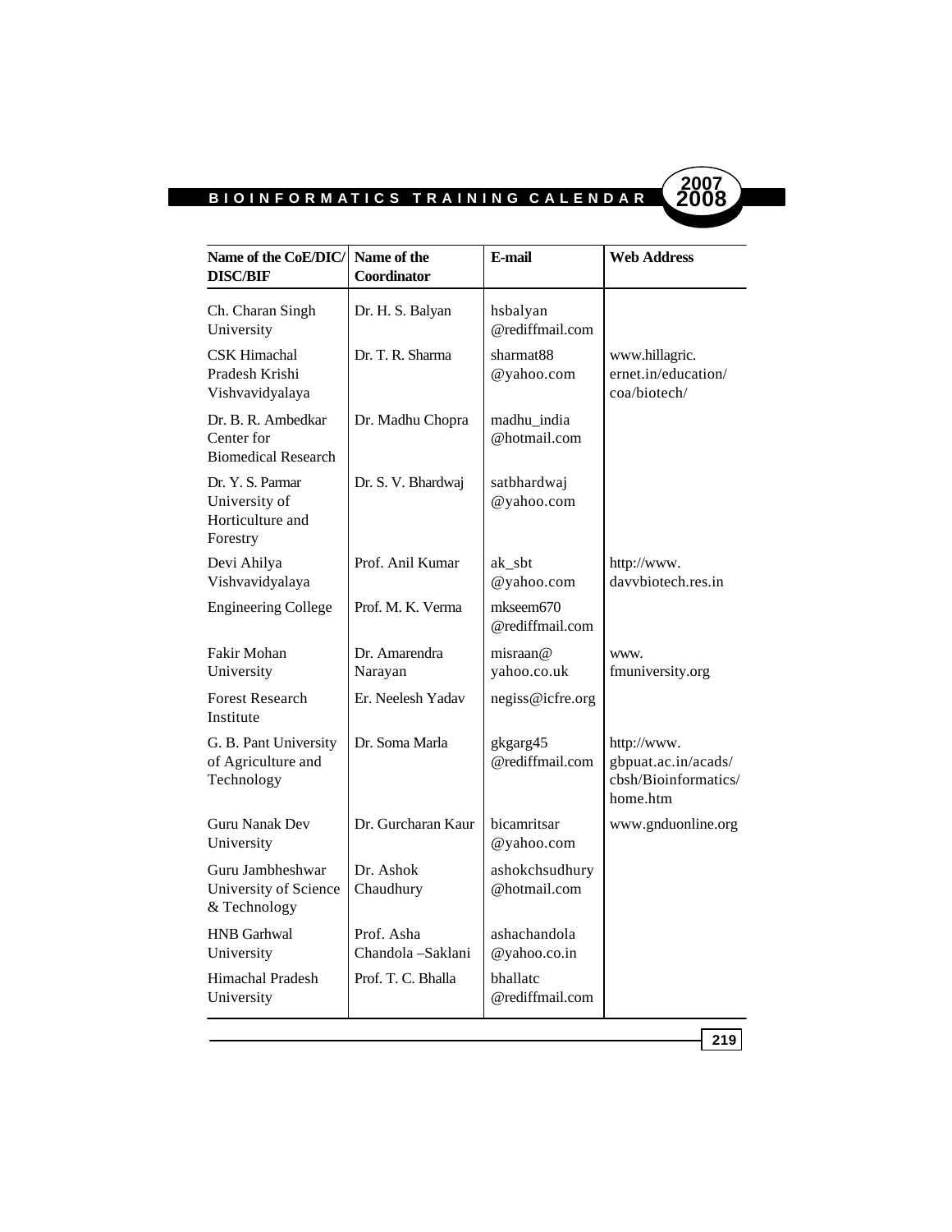| Name of the CoE/DIC/ DISC/BIF | Name of the Coordinator | E-mail | Web Address |
|---|---|---|---|
| Ch. Charan Singh University | Dr. H. S. Balyan | hsbalyan @rediffmail.com | |
| CSK Himachal Pradesh Krishi Vishvavidyalaya | Dr. T. R. Sharma | sharmat88 @yahoo.com | www.hillagric. ernet.in/education/ coa/biotech/ |
| Dr. B. R. Ambedkar Center for Biomedical Research | Dr. Madhu Chopra | madhu_india @hotmail.com | |
| Dr. Y. S. Parmar University of Horticulture and Forestry | Dr. S. V. Bhardwaj | satbhardwaj @yahoo.com | |
| Devi Ahilya Vishvavidyalaya | Prof. Anil Kumar | ak_sbt @yahoo.com | http://www. davvbiotech.res.in |
| Engineering College | Prof. M. K. Verma | mkseem670 @rediffmail.com | |
| Fakir Mohan University | Dr. Amarendra Narayan | misraan@ yahoo.co.uk | www. fmuniversity.org |
| Forest Research Institute | Er. Neelesh Yadav | negiss@icfre.org | |
| G. B. Pant University of Agriculture and Technology | Dr. Soma Marla | gkgarg45 @rediffmail.com | http://www. gbpuat.ac.in/acads/ cbsh/Bioinformatics/ home.htm |
| Guru Nanak Dev University | Dr. Gurcharan Kaur | bicamritsar @yahoo.com | www.gnduonline.org |
| Guru Jambheshwar University of Science & Technology | Dr. Ashok Chaudhury | ashokchsudhury @hotmail.com | |
| HNB Garhwal University | Prof. Asha Chandola –Saklani | ashachandola @yahoo.co.in | |
| Himachal Pradesh University | Prof. T. C. Bhalla | bhallatc @rediffmail.com | |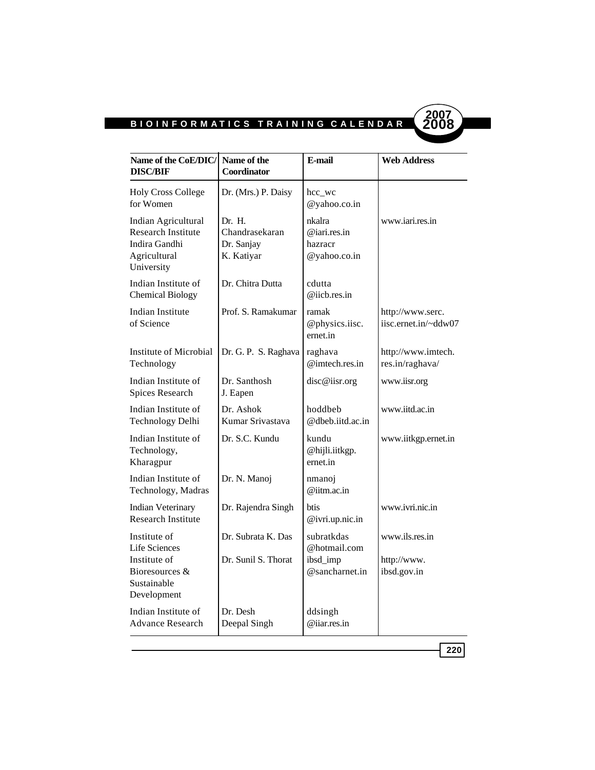| Name of the CoE/DIC/ DISC/BIF | Name of the Coordinator | E-mail | Web Address |
|---|---|---|---|
| Holy Cross College for Women | Dr. (Mrs.) P. Daisy | hcc_wc @yahoo.co.in | |
| Indian Agricultural Research Institute | Dr. H. Chandrasekaran | nkalra @iari.res.in | www.iari.res.in |
| Indira Gandhi Agricultural University | Dr. Sanjay K. Katiyar | hazracr @yahoo.co.in | |
| Indian Institute of Chemical Biology | Dr. Chitra Dutta | cdutta @iicb.res.in | |
| Indian Institute of Science | Prof. S. Ramakumar | ramak @physics.iisc. ernet.in | http://www.serc. iisc.ernet.in/~ddw07 |
| Institute of Microbial Technology | Dr. G. P. S. Raghava | raghava @imtech.res.in | http://www.imtech. res.in/raghava/ |
| Indian Institute of Spices Research | Dr. Santhosh J. Eapen | disc@iisr.org | www.iisr.org |
| Indian Institute of Technology Delhi | Dr. Ashok Kumar Srivastava | hoddbeb @dbeb.iitd.ac.in | www.iitd.ac.in |
| Indian Institute of Technology, Kharagpur | Dr. S.C. Kundu | kundu @hijli.iitkgp. ernet.in | www.iitkgp.ernet.in |
| Indian Institute of Technology, Madras | Dr. N. Manoj | nmanoj @iitm.ac.in | |
| Indian Veterinary Research Institute | Dr. Rajendra Singh | btis @ivri.up.nic.in | www.ivri.nic.in |
| Institute of Life Sciences | Dr. Subrata K. Das | subratkdas @hotmail.com | www.ils.res.in |
| Institute of Bioresources & Sustainable Development | Dr. Sunil S. Thorat | ibsd_imp @sancharnet.in | http://www. ibsd.gov.in |
| Indian Institute of Advance Research | Dr. Desh Deepal Singh | ddsingh @iiar.res.in | |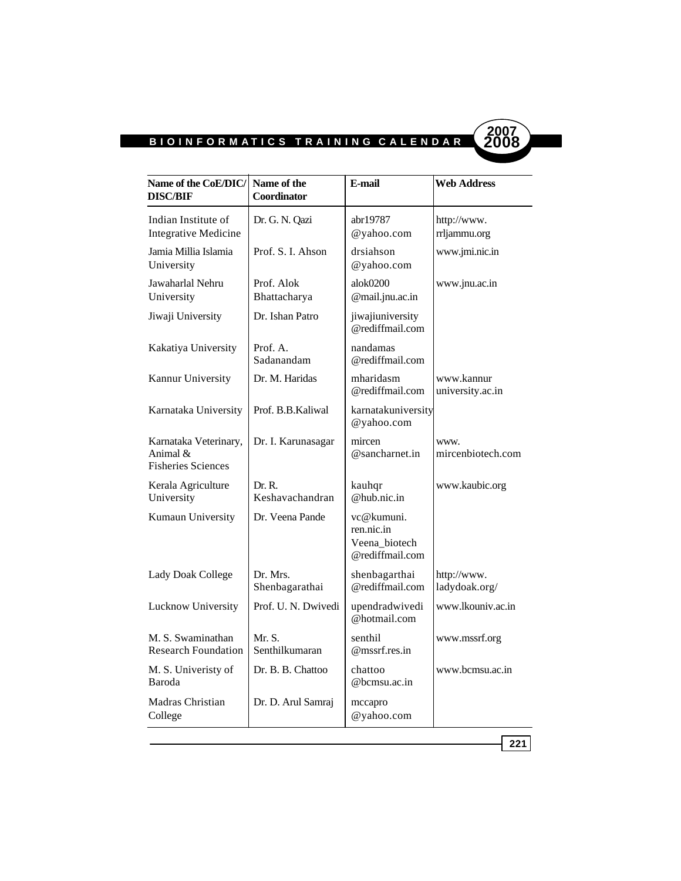| Name of the CoE/DIC/ DISC/BIF | Name of the Coordinator | E-mail | Web Address |
|---|---|---|---|
| Indian Institute of Integrative Medicine | Dr. G. N. Qazi | abr19787 @yahoo.com | http://www. rrljammu.org |
| Jamia Millia Islamia University | Prof. S. I. Ahson | drsiahson @yahoo.com | www.jmi.nic.in |
| Jawaharlal Nehru University | Prof. Alok Bhattacharya | alok0200 @mail.jnu.ac.in | www.jnu.ac.in |
| Jiwaji University | Dr. Ishan Patro | jiwajiuniversity @rediffmail.com | |
| Kakatiya University | Prof. A. Sadanandam | nandamas @rediffmail.com | |
| Kannur University | Dr. M. Haridas | mharidasm @rediffmail.com | www.kannur university.ac.in |
| Karnataka University | Prof. B.B.Kaliwal | karnatakuniversity @yahoo.com | |
| Karnataka Veterinary, Animal & Fisheries Sciences | Dr. I. Karunasagar | mircen @sancharnet.in | www. mircenbiotech.com |
| Kerala Agriculture University | Dr. R. Keshavachandran | kauhqr @hub.nic.in | www.kaubic.org |
| Kumaun University | Dr. Veena Pande | vc@kumuni. ren.nic.in Veena_biotech @rediffmail.com | |
| Lady Doak College | Dr. Mrs. Shenbagarathai | shenbagarthai @rediffmail.com | http://www. ladydoak.org/ |
| Lucknow University | Prof. U. N. Dwivedi | upendradwivedi @hotmail.com | www.lkouniv.ac.in |
| M. S. Swaminathan Research Foundation | Mr. S. Senthilkumaran | senthil @mssrf.res.in | www.mssrf.org |
| M. S. Univeristy of Baroda | Dr. B. B. Chattoo | chattoo @bcmsu.ac.in | www.bcmsu.ac.in |
| Madras Christian College | Dr. D. Arul Samraj | mccapro @yahoo.com | |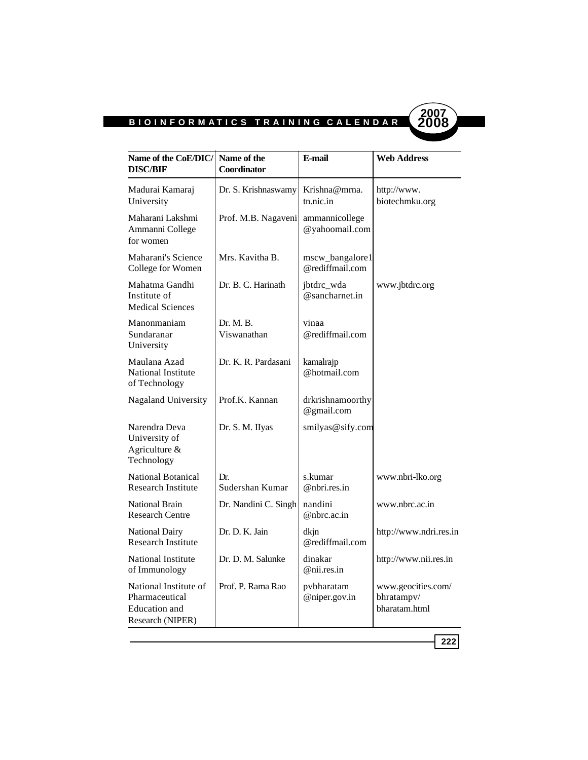| Name of the CoE/DIC/ DISC/BIF | Name of the Coordinator | E-mail | Web Address |
|---|---|---|---|
| Madurai Kamaraj University | Dr. S. Krishnaswamy | Krishna@mrna.tn.nic.in | http://www.biotechmku.org |
| Maharani Lakshmi Ammanni College for women | Prof. M.B. Nagaveni | ammannicollege@yahoomail.com | |
| Maharani's Science College for Women | Mrs. Kavitha B. | mscw_bangalore1@rediffmail.com | |
| Mahatma Gandhi Institute of Medical Sciences | Dr. B. C. Harinath | jbtdrc_wda@sancharnet.in | www.jbtdrc.org |
| Manonmaniam Sundaranar University | Dr. M. B. Viswanathan | vinaa@rediffmail.com | |
| Maulana Azad National Institute of Technology | Dr. K. R. Pardasani | kamalrajp@hotmail.com | |
| Nagaland University | Prof.K. Kannan | drkrishnamoorthy@gmail.com | |
| Narendra Deva University of Agriculture & Technology | Dr. S. M. Ilyas | smilyas@sify.com | |
| National Botanical Research Institute | Dr. Sudershan Kumar | s.kumar@nbri.res.in | www.nbri-lko.org |
| National Brain Research Centre | Dr. Nandini C. Singh | nandini@nbrc.ac.in | www.nbrc.ac.in |
| National Dairy Research Institute | Dr. D. K. Jain | dkjn@rediffmail.com | http://www.ndri.res.in |
| National Institute of Immunology | Dr. D. M. Salunke | dinakar@nii.res.in | http://www.nii.res.in |
| National Institute of Pharmaceutical Education and Research (NIPER) | Prof. P. Rama Rao | pvbharatam@niper.gov.in | www.geocities.com/bhratampv/bharatam.html |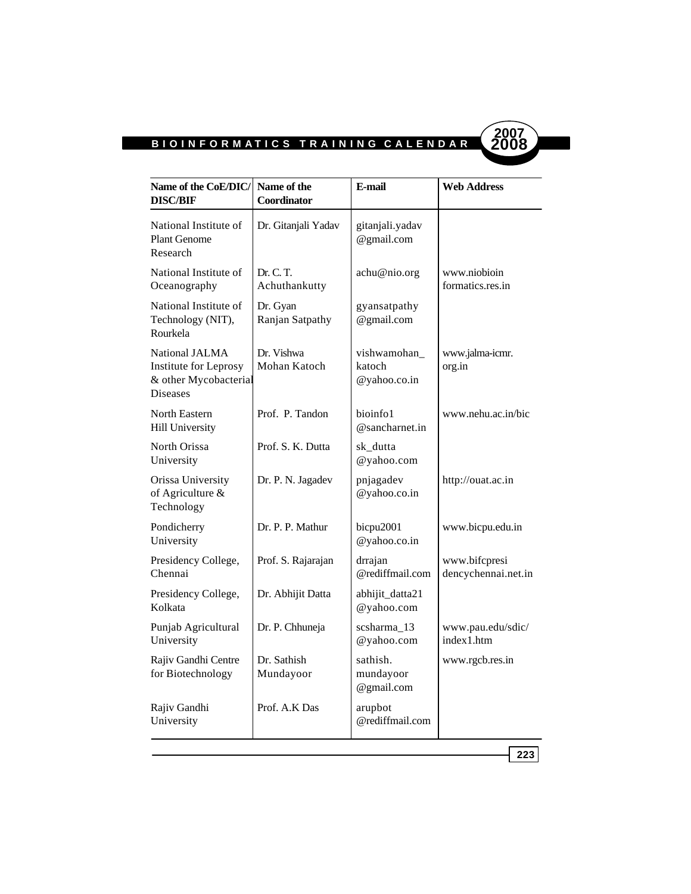| Name of the CoE/DIC/ DISC/BIF | Name of the Coordinator | E-mail | Web Address |
|---|---|---|---|
| National Institute of Plant Genome Research | Dr. Gitanjali Yadav | gitanjali.yadav @gmail.com | |
| National Institute of Oceanography | Dr. C. T. Achuthankutty | achu@nio.org | www.niobioin formatics.res.in |
| National Institute of Technology (NIT), Rourkela | Dr. Gyan Ranjan Satpathy | gyansatpathy @gmail.com | |
| National JALMA Institute for Leprosy & other Mycobacterial Diseases | Dr. Vishwa Mohan Katoch | vishwamohan_ katoch @yahoo.co.in | www.jalma-icmr. org.in |
| North Eastern Hill University | Prof. P. Tandon | bioinfo1 @sancharnet.in | www.nehu.ac.in/bic |
| North Orissa University | Prof. S. K. Dutta | sk_dutta @yahoo.com | |
| Orissa University of Agriculture & Technology | Dr. P. N. Jagadev | pnjagadev @yahoo.co.in | http://ouat.ac.in |
| Pondicherry University | Dr. P. P. Mathur | bicpu2001 @yahoo.co.in | www.bicpu.edu.in |
| Presidency College, Chennai | Prof. S. Rajarajan | drrajan @rediffmail.com | www.bifcpresi dencychennai.net.in |
| Presidency College, Kolkata | Dr. Abhijit Datta | abhijit_datta21 @yahoo.com | |
| Punjab Agricultural University | Dr. P. Chhuneja | scsharma_13 @yahoo.com | www.pau.edu/sdic/ index1.htm |
| Rajiv Gandhi Centre for Biotechnology | Dr. Sathish Mundayoor | sathish. mundayoor @gmail.com | www.rgcb.res.in |
| Rajiv Gandhi University | Prof. A.K Das | arupbot @rediffmail.com | |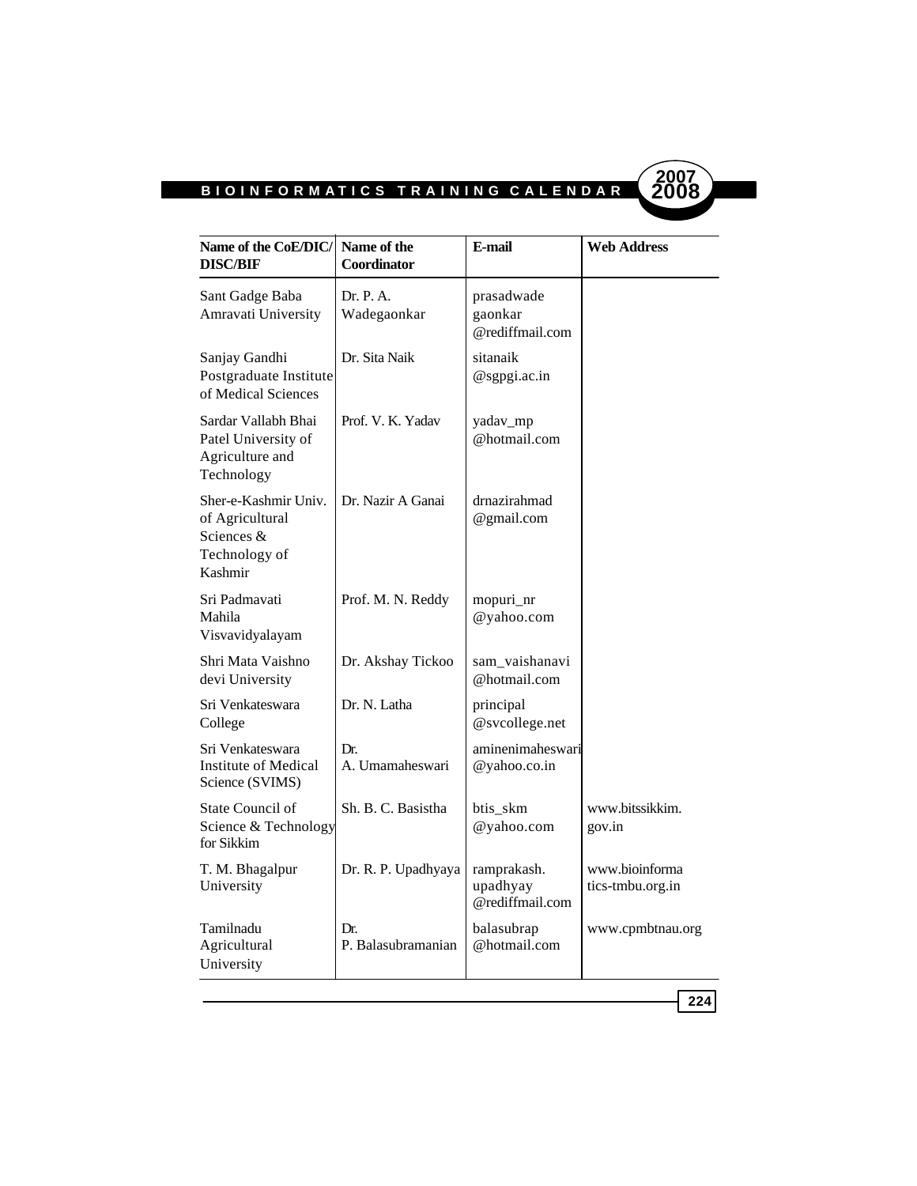| Name of the CoE/DIC/ DISC/BIF | Name of the Coordinator | E-mail | Web Address |
|---|---|---|---|
| Sant Gadge Baba Amravati University | Dr. P. A. Wadegaonkar | prasadwade gaonkar @rediffmail.com | |
| Sanjay Gandhi Postgraduate Institute of Medical Sciences | Dr. Sita Naik | sitanaik @sgpgi.ac.in | |
| Sardar Vallabh Bhai Patel University of Agriculture and Technology | Prof. V. K. Yadav | yadav_mp @hotmail.com | |
| Sher-e-Kashmir Univ. of Agricultural Sciences & Technology of Kashmir | Dr. Nazir A Ganai | drnazirahmad @gmail.com | |
| Sri Padmavati Mahila Visvavidyalayam | Prof. M. N. Reddy | mopuri_nr @yahoo.com | |
| Shri Mata Vaishno devi University | Dr. Akshay Tickoo | sam_vaishanavi @hotmail.com | |
| Sri Venkateswara College | Dr. N. Latha | principal @svcollege.net | |
| Sri Venkateswara Institute of Medical Science (SVIMS) | Dr. A. Umamaheswari | aminenimaheswari @yahoo.co.in | |
| State Council of Science & Technology for Sikkim | Sh. B. C. Basistha | btis_skm @yahoo.com | www.bitssikkim. gov.in |
| T. M. Bhagalpur University | Dr. R. P. Upadhyaya | ramprakash. upadhyay @rediffmail.com | www.bioinforma tics-tmbu.org.in |
| Tamilnadu Agricultural University | Dr. P. Balasubramanian | balasubrap @hotmail.com | www.cpmbtnau.org |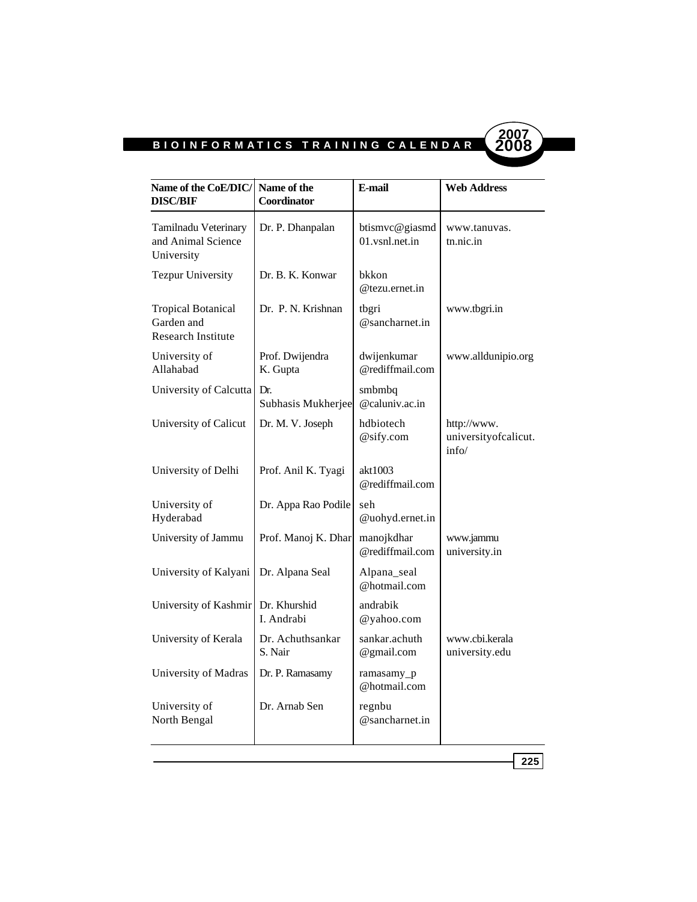| Name of the CoE/DIC/ DISC/BIF | Name of the Coordinator | E-mail | Web Address |
|---|---|---|---|
| Tamilnadu Veterinary and Animal Science University | Dr. P. Dhanpalan | btismvc@giasmd01.vsnl.net.in | www.tanuvas.tn.nic.in |
| Tezpur University | Dr. B. K. Konwar | bkkon@tezu.ernet.in | |
| Tropical Botanical Garden and Research Institute | Dr. P. N. Krishnan | tbgri@sancharnet.in | www.tbgri.in |
| University of Allahabad | Prof. Dwijendra K. Gupta | dwijenkumar@rediffmail.com | www.alldunipio.org |
| University of Calcutta | Dr. Subhasis Mukherjee | smbmbq@caluniv.ac.in | |
| University of Calicut | Dr. M. V. Joseph | hdbiotech@sify.com | http://www.universityofcalicut.info/ |
| University of Delhi | Prof. Anil K. Tyagi | akt1003@rediffmail.com | |
| University of Hyderabad | Dr. Appa Rao Podile | seh@uohyd.ernet.in | |
| University of Jammu | Prof. Manoj K. Dhar | manojkdhar@rediffmail.com | www.jammuuniversity.in |
| University of Kalyani | Dr. Alpana Seal | Alpana_seal@hotmail.com | |
| University of Kashmir | Dr. Khurshid I. Andrabi | andrabik@yahoo.com | |
| University of Kerala | Dr. Achuthsankar S. Nair | sankar.achuth@gmail.com | www.cbi.keralauniversity.edu |
| University of Madras | Dr. P. Ramasamy | ramasamy_p@hotmail.com | |
| University of North Bengal | Dr. Arnab Sen | regnbu@sancharnet.in | |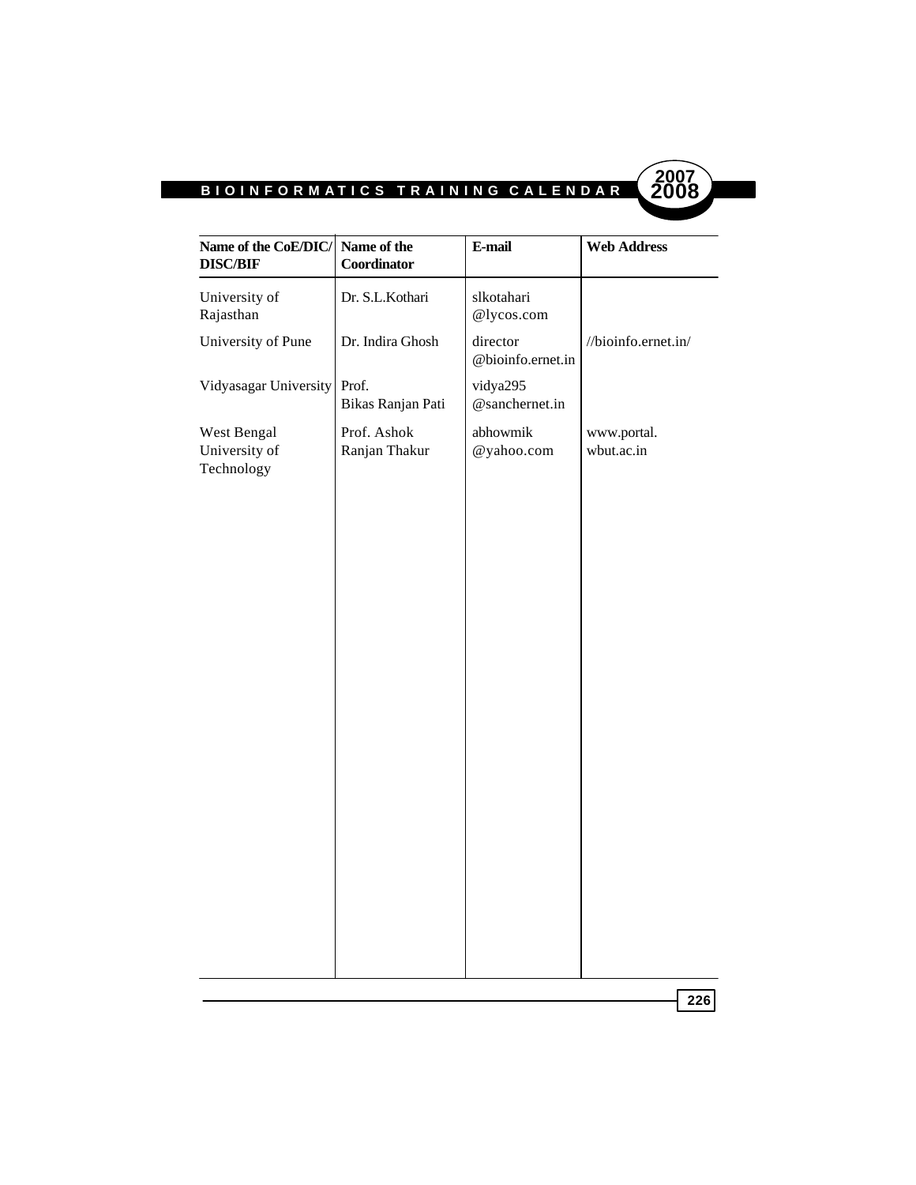| Name of the CoE/DIC/ DISC/BIF | Name of the Coordinator | E-mail | Web Address |
|---|---|---|---|
| University of Rajasthan | Dr. S.L.Kothari | slkotahari @lycos.com | |
| University of Pune | Dr. Indira Ghosh | director @bioinfo.ernet.in | //bioinfo.ernet.in/ |
| Vidyasagar University | Prof. Bikas Ranjan Pati | vidya295 @sanchernet.in | |
| West Bengal University of Technology | Prof. Ashok Ranjan Thakur | abhowmik @yahoo.com | www.portal. wbut.ac.in |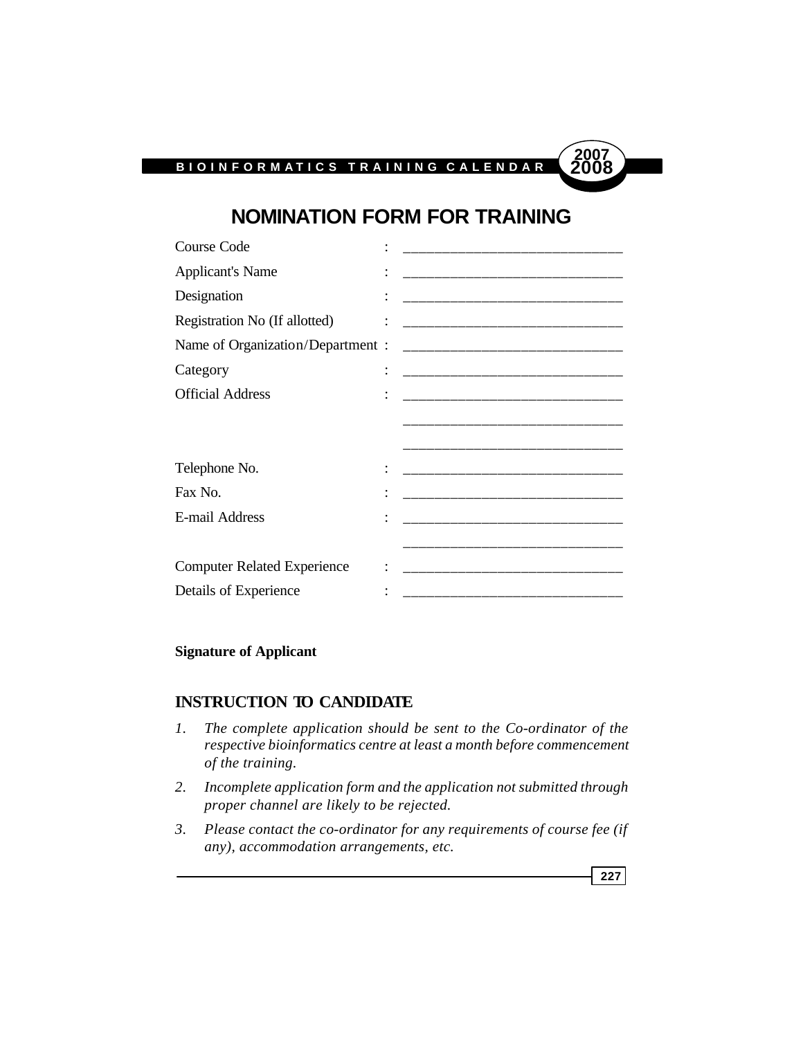# NOMINATION FORM FOR TRAINING

| | | |
|---|---|---|
| Course Code | : | ______________________________ |
| Applicant's Name | : | ______________________________ |
| Designation | : | ______________________________ |
| Registration No (If allotted) | : | ______________________________ |
| Name of Organization/Department | : | ______________________________ |
| Category | : | ______________________________ |
| Official Address | : | ______________________________ |
| | | ______________________________ |
| | | ______________________________ |
| Telephone No. | : | ______________________________ |
| Fax No. | : | ______________________________ |
| E-mail Address | : | ______________________________ |
| | | ______________________________ |
| Computer Related Experience | : | ______________________________ |
| Details of Experience | : | ______________________________ |

**Signature of Applicant**

## INSTRUCTION TO CANDIDATE

1. *The complete application should be sent to the Co-ordinator of the respective bioinformatics centre at least a month before commencement of the training.*
2. *Incomplete application form and the application not submitted through proper channel are likely to be rejected.*
3. *Please contact the co-ordinator for any requirements of course fee (if any), accommodation arrangements, etc.*